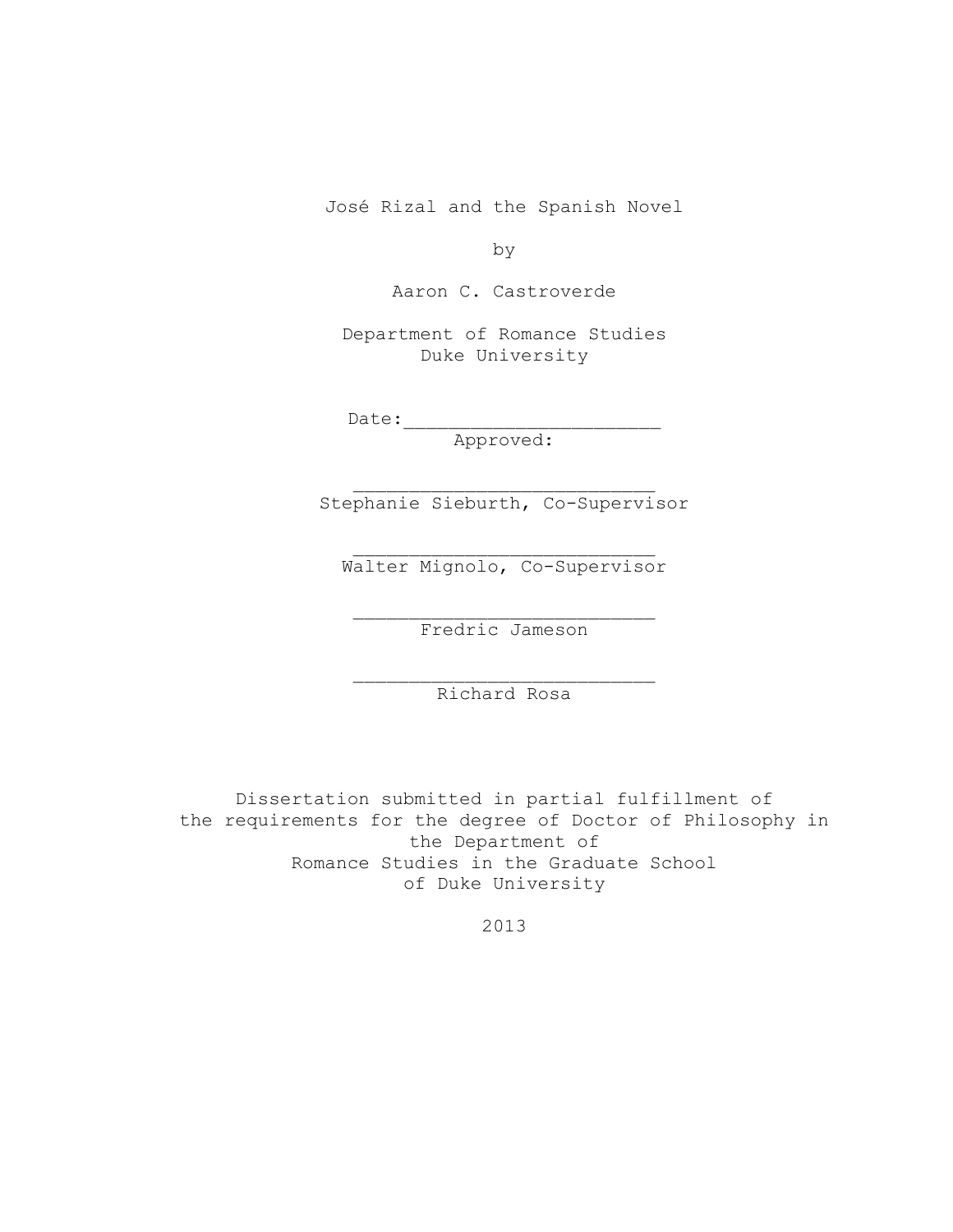# José Rizal and the Spanish Novel

by

Aaron C. Castroverde

Department of Romance Studies
Duke University

Date:_______________________

Approved:

___________________________
Stephanie Sieburth, Co-Supervisor

___________________________
Walter Mignolo, Co-Supervisor

___________________________
Fredric Jameson

___________________________
Richard Rosa

Dissertation submitted in partial fulfillment of
the requirements for the degree of Doctor of Philosophy in
the Department of
Romance Studies in the Graduate School
of Duke University

2013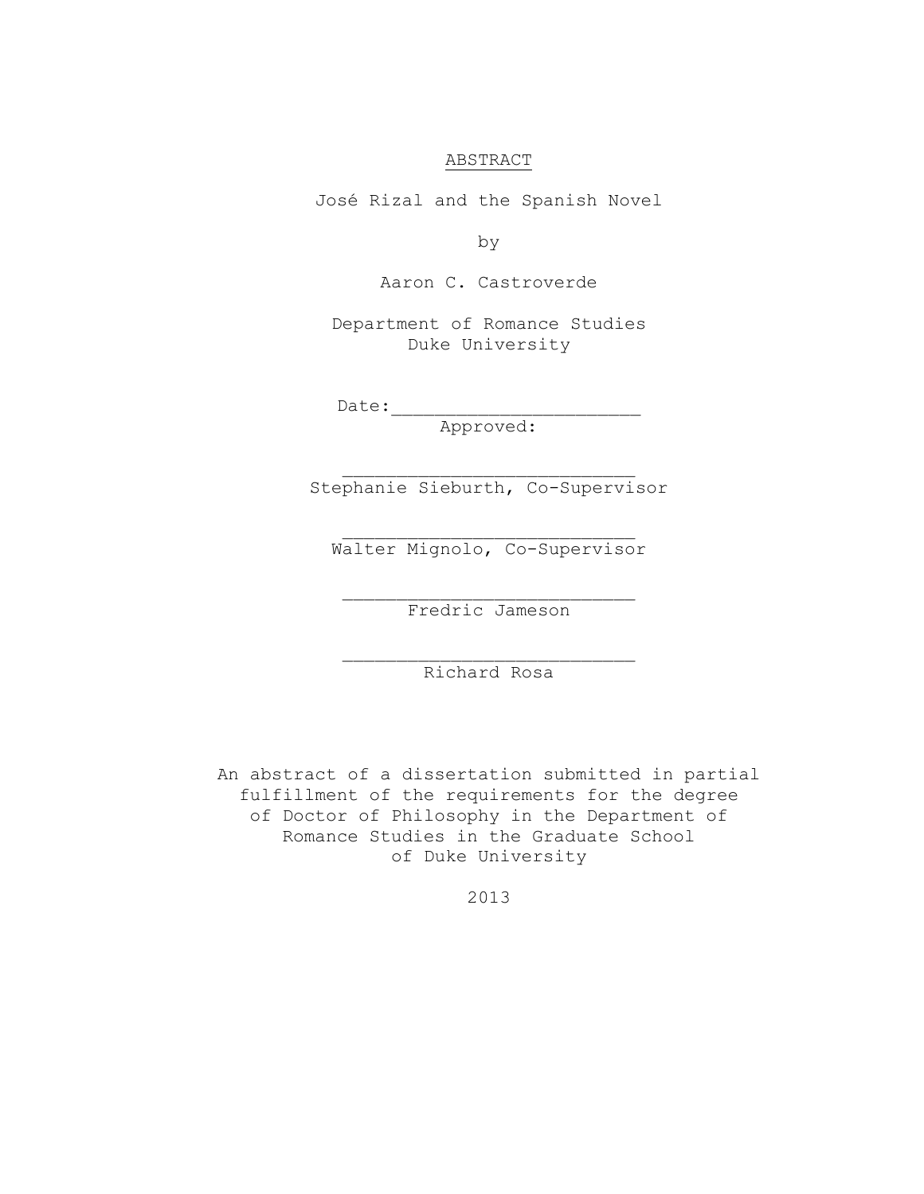# ABSTRACT

José Rizal and the Spanish Novel

by

Aaron C. Castroverde

Department of Romance Studies
Duke University

Date:_______________________

Approved:

___________________________
Stephanie Sieburth, Co-Supervisor

___________________________
Walter Mignolo, Co-Supervisor

___________________________
Fredric Jameson

___________________________
Richard Rosa

An abstract of a dissertation submitted in partial fulfillment of the requirements for the degree of Doctor of Philosophy in the Department of Romance Studies in the Graduate School of Duke University

2013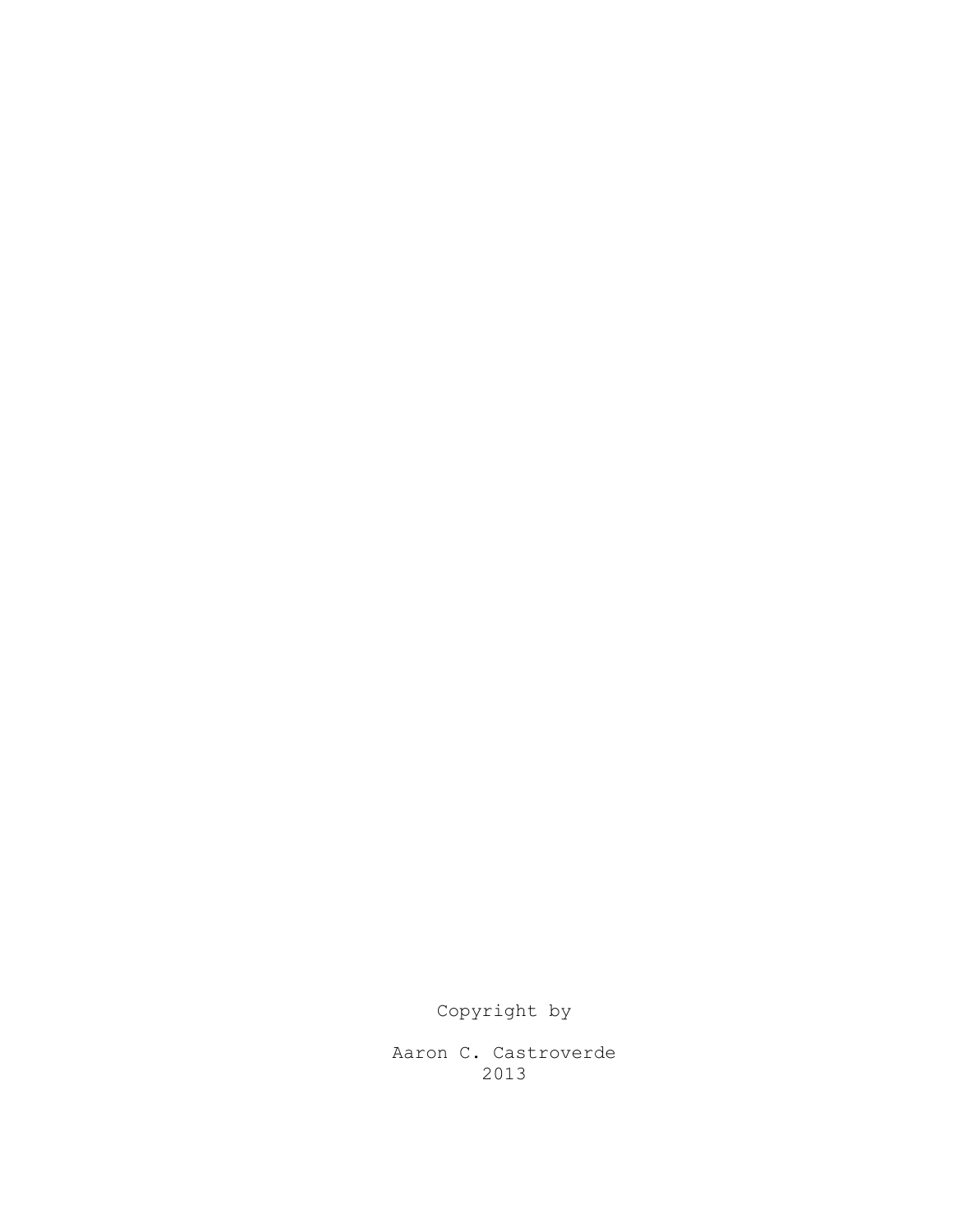Copyright by

Aaron C. Castroverde
2013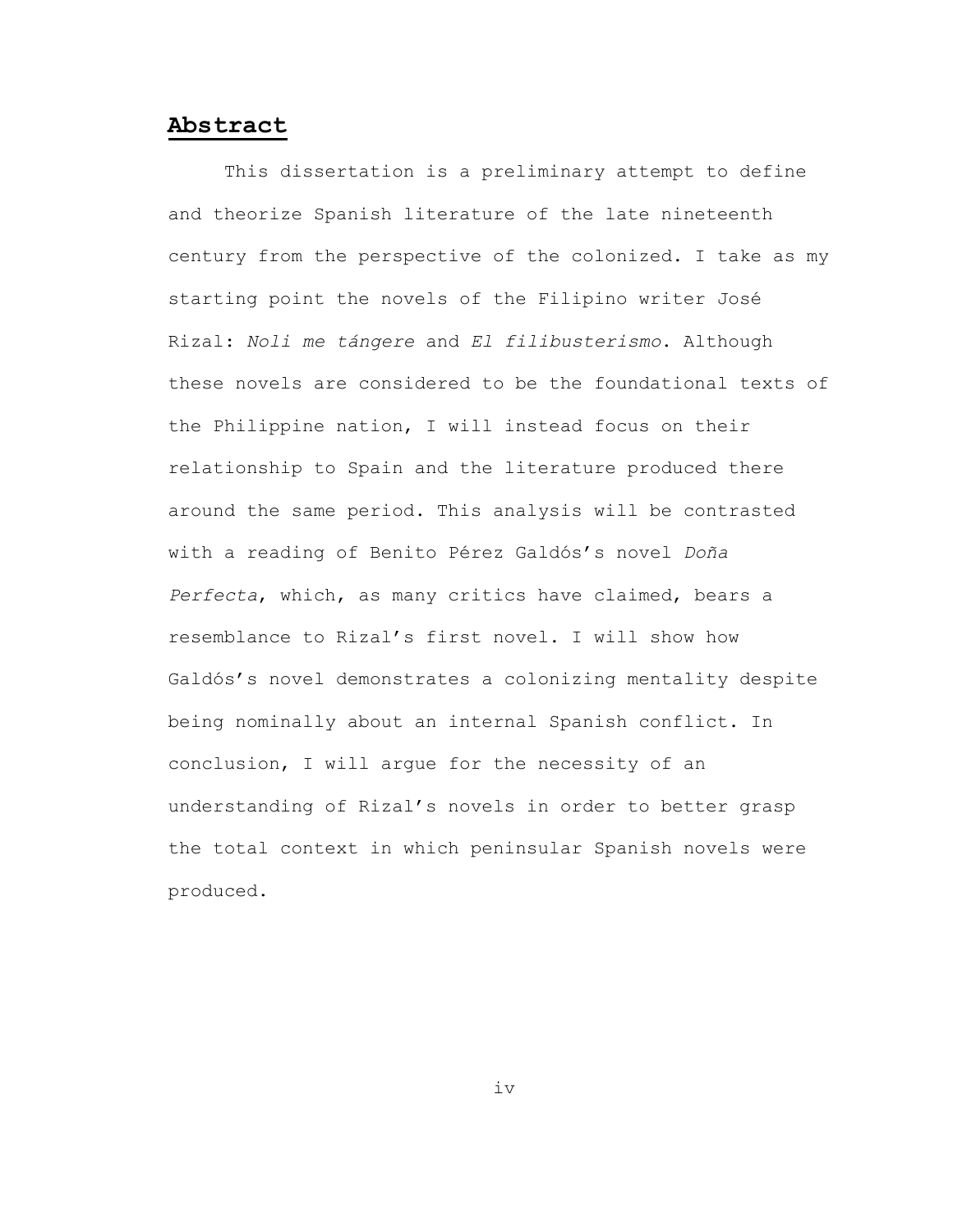## Abstract

This dissertation is a preliminary attempt to define and theorize Spanish literature of the late nineteenth century from the perspective of the colonized. I take as my starting point the novels of the Filipino writer José Rizal: *Noli me tángere* and *El filibusterismo*. Although these novels are considered to be the foundational texts of the Philippine nation, I will instead focus on their relationship to Spain and the literature produced there around the same period. This analysis will be contrasted with a reading of Benito Pérez Galdós's novel *Doña Perfecta*, which, as many critics have claimed, bears a resemblance to Rizal's first novel. I will show how Galdós's novel demonstrates a colonizing mentality despite being nominally about an internal Spanish conflict. In conclusion, I will argue for the necessity of an understanding of Rizal's novels in order to better grasp the total context in which peninsular Spanish novels were produced.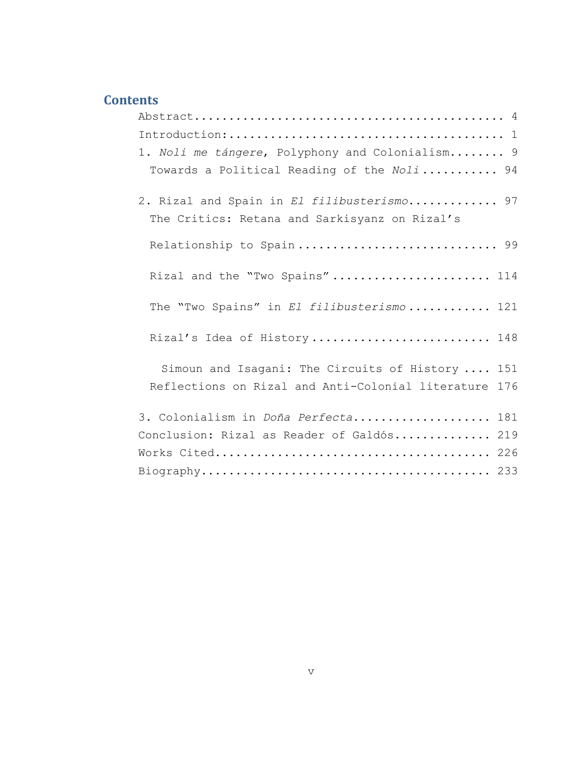## Contents

Abstract.............................................. 4

Introduction:......................................... 1

1. *Noli me tángere*, Polyphony and Colonialism........ 9

  Towards a Political Reading of the *Noli* ........... 94

2. Rizal and Spain in *El filibusterismo*............. 97

  The Critics: Retana and Sarkisyanz on Rizal's Relationship to Spain ............................ 99

  Rizal and the "Two Spains" ....................... 114

  The "Two Spains" in *El filibusterismo* ............ 121

  Rizal's Idea of History .......................... 148

    Simoun and Isagani: The Circuits of History .... 151

  Reflections on Rizal and Anti-Colonial literature 176

3. Colonialism in *Doña Perfecta*.................... 181

Conclusion: Rizal as Reader of Galdós.............. 219

Works Cited........................................ 226

Biography.......................................... 233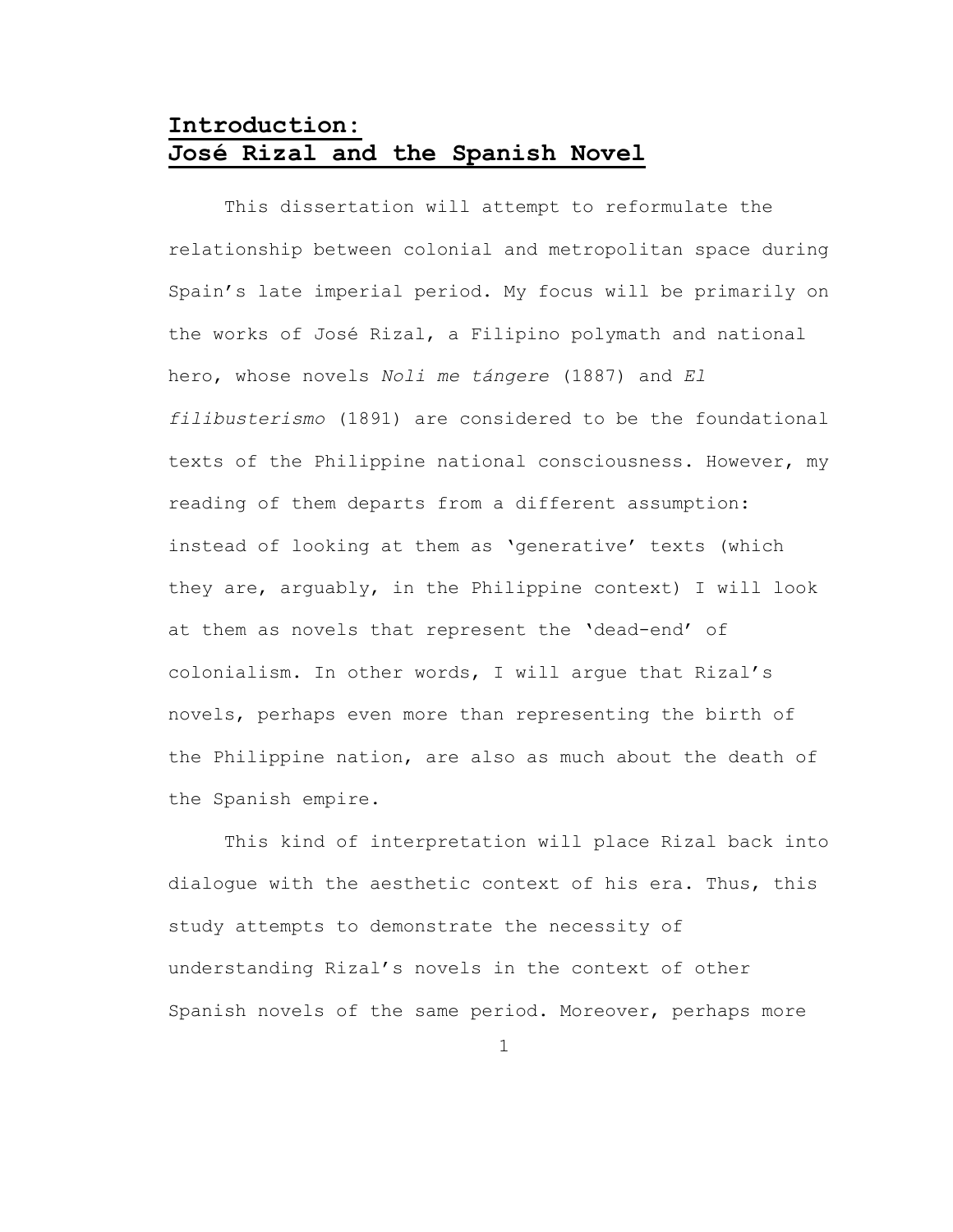# Introduction: José Rizal and the Spanish Novel

This dissertation will attempt to reformulate the relationship between colonial and metropolitan space during Spain's late imperial period. My focus will be primarily on the works of José Rizal, a Filipino polymath and national hero, whose novels *Noli me tángere* (1887) and *El filibusterismo* (1891) are considered to be the foundational texts of the Philippine national consciousness. However, my reading of them departs from a different assumption: instead of looking at them as 'generative' texts (which they are, arguably, in the Philippine context) I will look at them as novels that represent the 'dead-end' of colonialism. In other words, I will argue that Rizal's novels, perhaps even more than representing the birth of the Philippine nation, are also as much about the death of the Spanish empire.

This kind of interpretation will place Rizal back into dialogue with the aesthetic context of his era. Thus, this study attempts to demonstrate the necessity of understanding Rizal's novels in the context of other Spanish novels of the same period. Moreover, perhaps more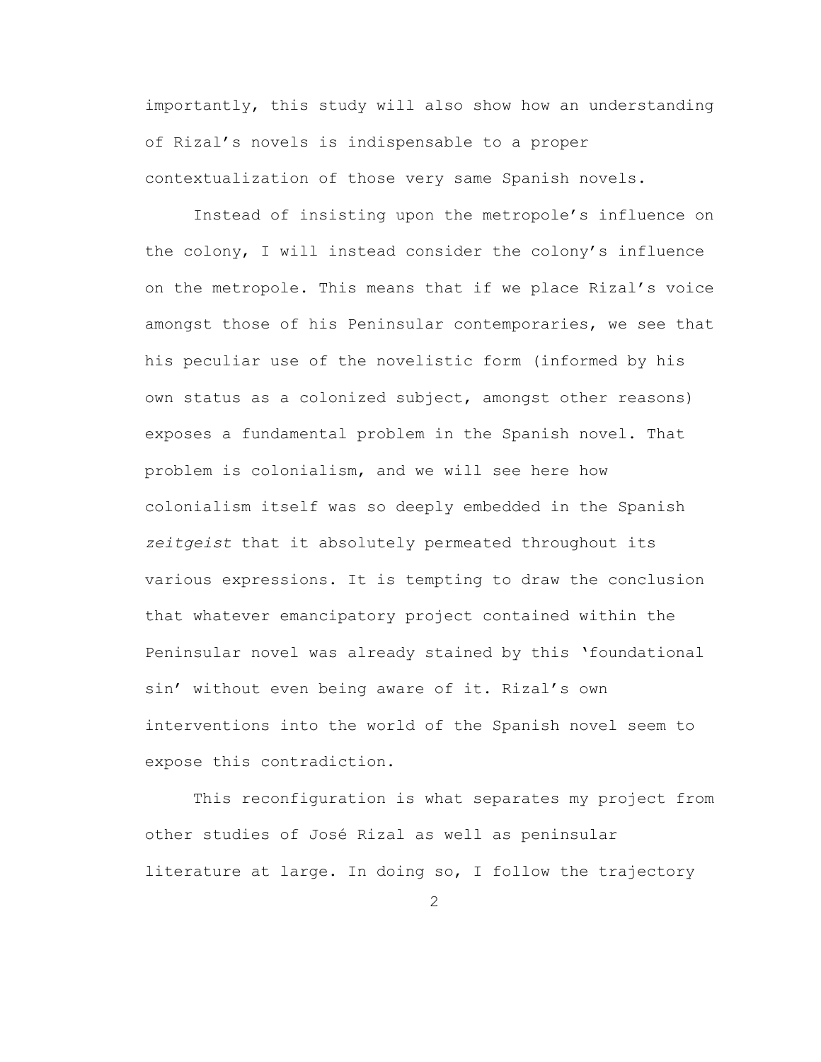importantly, this study will also show how an understanding of Rizal's novels is indispensable to a proper contextualization of those very same Spanish novels.

Instead of insisting upon the metropole's influence on the colony, I will instead consider the colony's influence on the metropole. This means that if we place Rizal's voice amongst those of his Peninsular contemporaries, we see that his peculiar use of the novelistic form (informed by his own status as a colonized subject, amongst other reasons) exposes a fundamental problem in the Spanish novel. That problem is colonialism, and we will see here how colonialism itself was so deeply embedded in the Spanish *zeitgeist* that it absolutely permeated throughout its various expressions. It is tempting to draw the conclusion that whatever emancipatory project contained within the Peninsular novel was already stained by this 'foundational sin' without even being aware of it. Rizal's own interventions into the world of the Spanish novel seem to expose this contradiction.

This reconfiguration is what separates my project from other studies of José Rizal as well as peninsular literature at large. In doing so, I follow the trajectory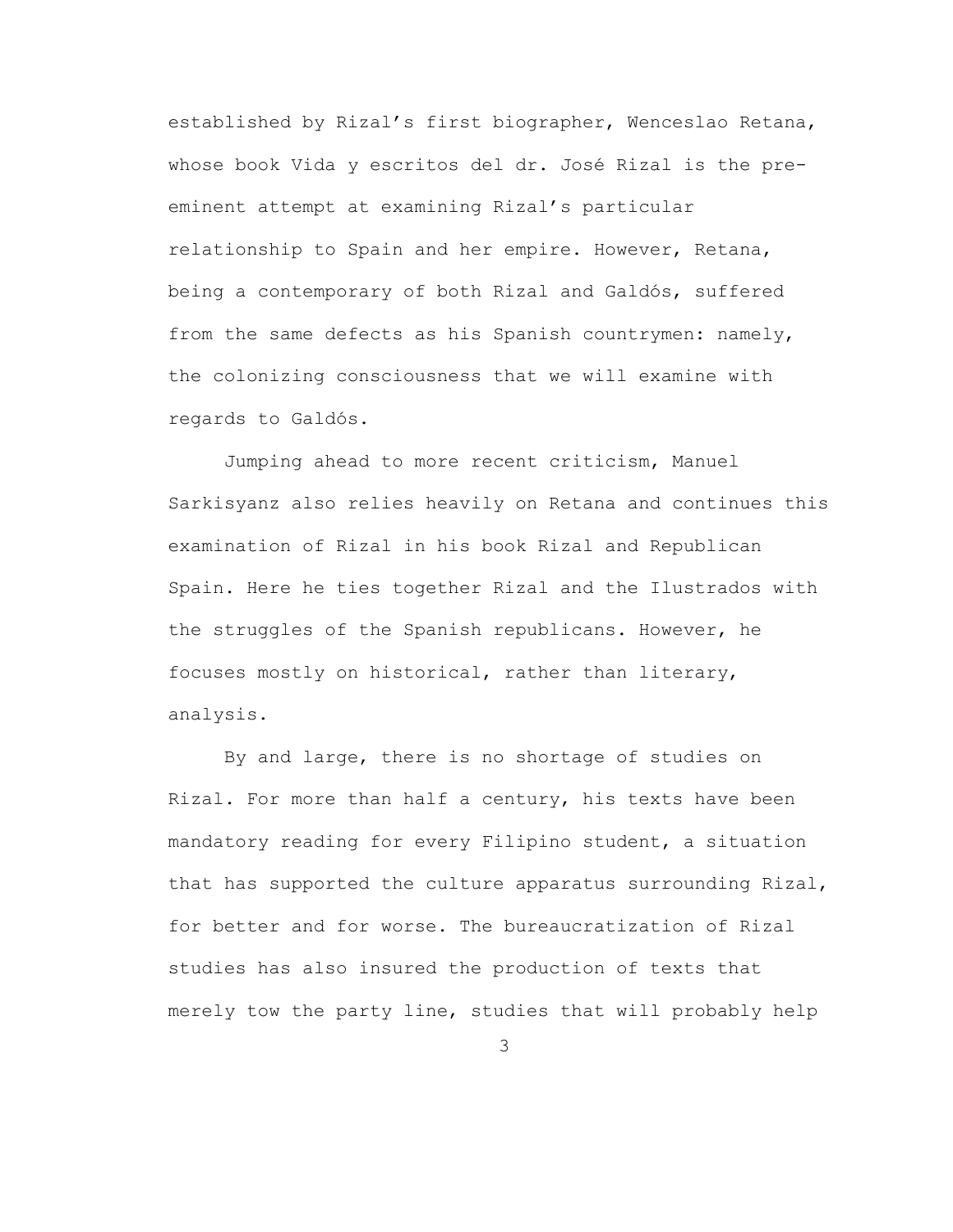established by Rizal's first biographer, Wenceslao Retana, whose book Vida y escritos del dr. José Rizal is the pre-eminent attempt at examining Rizal's particular relationship to Spain and her empire. However, Retana, being a contemporary of both Rizal and Galdós, suffered from the same defects as his Spanish countrymen: namely, the colonizing consciousness that we will examine with regards to Galdós.

Jumping ahead to more recent criticism, Manuel Sarkisyanz also relies heavily on Retana and continues this examination of Rizal in his book Rizal and Republican Spain. Here he ties together Rizal and the Ilustrados with the struggles of the Spanish republicans. However, he focuses mostly on historical, rather than literary, analysis.

By and large, there is no shortage of studies on Rizal. For more than half a century, his texts have been mandatory reading for every Filipino student, a situation that has supported the culture apparatus surrounding Rizal, for better and for worse. The bureaucratization of Rizal studies has also insured the production of texts that merely tow the party line, studies that will probably help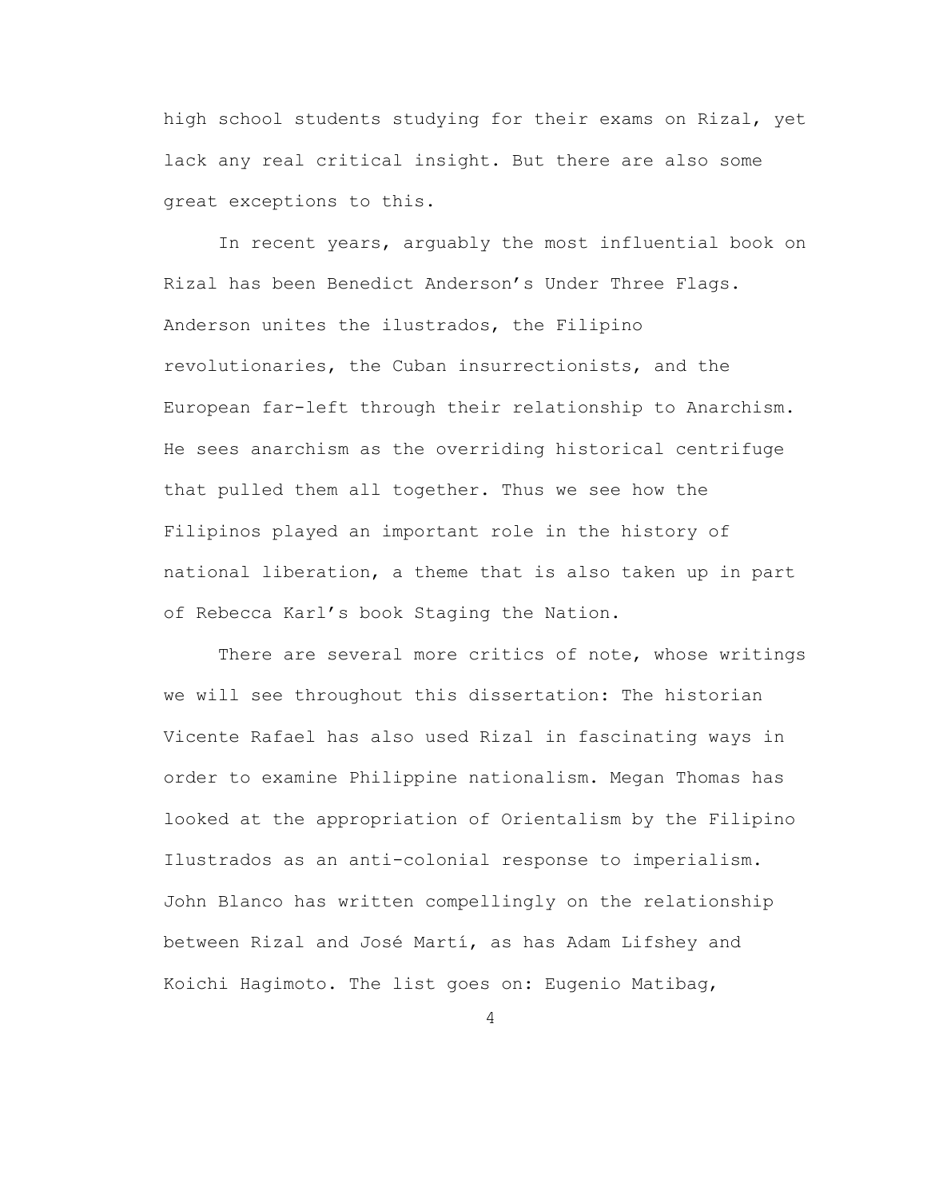high school students studying for their exams on Rizal, yet lack any real critical insight. But there are also some great exceptions to this.

In recent years, arguably the most influential book on Rizal has been Benedict Anderson's Under Three Flags. Anderson unites the ilustrados, the Filipino revolutionaries, the Cuban insurrectionists, and the European far-left through their relationship to Anarchism. He sees anarchism as the overriding historical centrifuge that pulled them all together. Thus we see how the Filipinos played an important role in the history of national liberation, a theme that is also taken up in part of Rebecca Karl's book Staging the Nation.

There are several more critics of note, whose writings we will see throughout this dissertation: The historian Vicente Rafael has also used Rizal in fascinating ways in order to examine Philippine nationalism. Megan Thomas has looked at the appropriation of Orientalism by the Filipino Ilustrados as an anti-colonial response to imperialism. John Blanco has written compellingly on the relationship between Rizal and José Martí, as has Adam Lifshey and Koichi Hagimoto. The list goes on: Eugenio Matibag,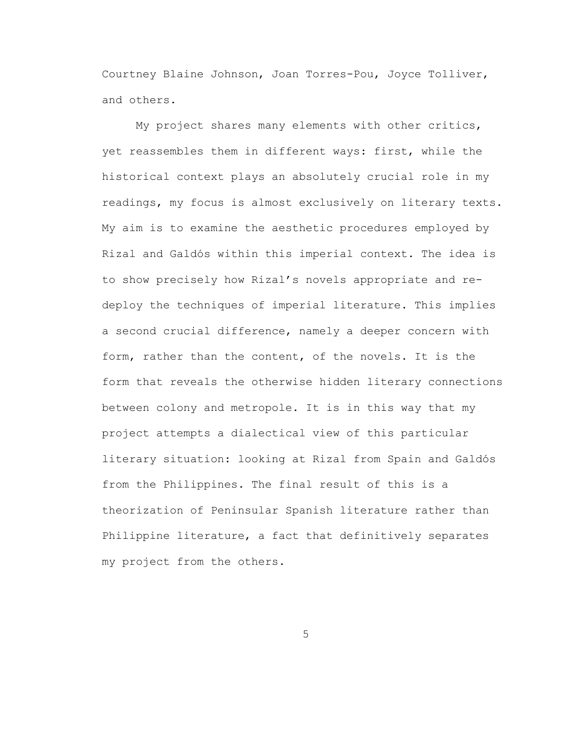Courtney Blaine Johnson, Joan Torres-Pou, Joyce Tolliver, and others.

My project shares many elements with other critics, yet reassembles them in different ways: first, while the historical context plays an absolutely crucial role in my readings, my focus is almost exclusively on literary texts. My aim is to examine the aesthetic procedures employed by Rizal and Galdós within this imperial context. The idea is to show precisely how Rizal's novels appropriate and re-deploy the techniques of imperial literature. This implies a second crucial difference, namely a deeper concern with form, rather than the content, of the novels. It is the form that reveals the otherwise hidden literary connections between colony and metropole. It is in this way that my project attempts a dialectical view of this particular literary situation: looking at Rizal from Spain and Galdós from the Philippines. The final result of this is a theorization of Peninsular Spanish literature rather than Philippine literature, a fact that definitively separates my project from the others.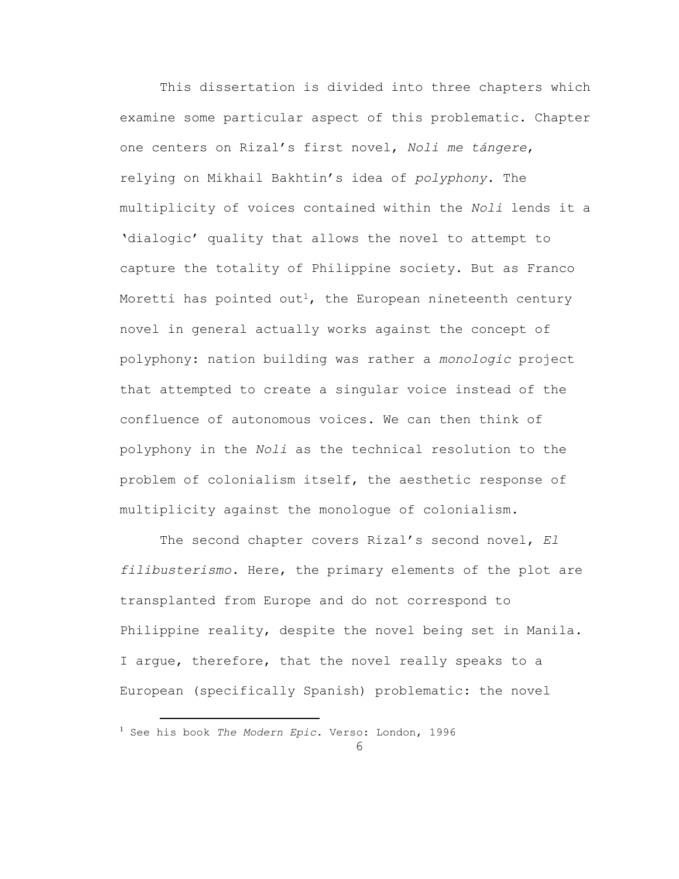This dissertation is divided into three chapters which examine some particular aspect of this problematic. Chapter one centers on Rizal's first novel, *Noli me tángere*, relying on Mikhail Bakhtin's idea of *polyphony*. The multiplicity of voices contained within the *Noli* lends it a 'dialogic' quality that allows the novel to attempt to capture the totality of Philippine society. But as Franco Moretti has pointed out[1], the European nineteenth century novel in general actually works against the concept of polyphony: nation building was rather a *monologic* project that attempted to create a singular voice instead of the confluence of autonomous voices. We can then think of polyphony in the *Noli* as the technical resolution to the problem of colonialism itself, the aesthetic response of multiplicity against the monologue of colonialism.

The second chapter covers Rizal's second novel, *El filibusterismo*. Here, the primary elements of the plot are transplanted from Europe and do not correspond to Philippine reality, despite the novel being set in Manila. I argue, therefore, that the novel really speaks to a European (specifically Spanish) problematic: the novel

[1] See his book *The Modern Epic*. Verso: London, 1996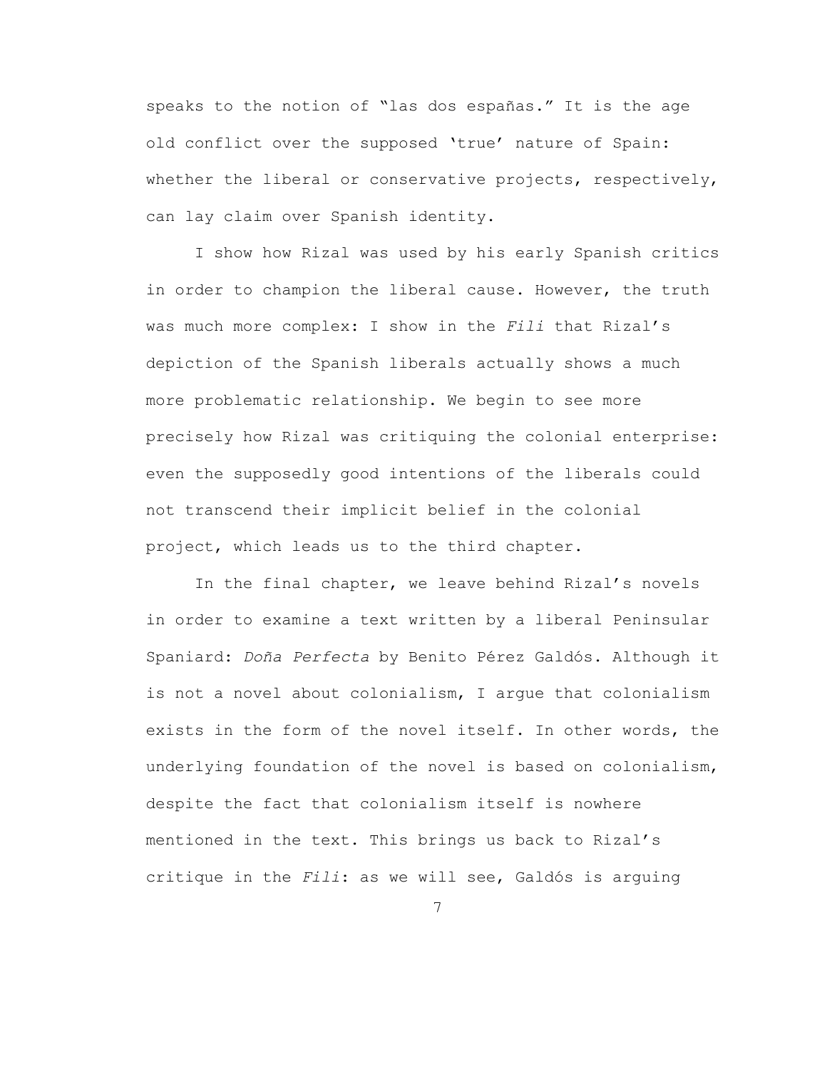speaks to the notion of "las dos españas." It is the age old conflict over the supposed 'true' nature of Spain: whether the liberal or conservative projects, respectively, can lay claim over Spanish identity.

I show how Rizal was used by his early Spanish critics in order to champion the liberal cause. However, the truth was much more complex: I show in the *Fili* that Rizal's depiction of the Spanish liberals actually shows a much more problematic relationship. We begin to see more precisely how Rizal was critiquing the colonial enterprise: even the supposedly good intentions of the liberals could not transcend their implicit belief in the colonial project, which leads us to the third chapter.

In the final chapter, we leave behind Rizal's novels in order to examine a text written by a liberal Peninsular Spaniard: *Doña Perfecta* by Benito Pérez Galdós. Although it is not a novel about colonialism, I argue that colonialism exists in the form of the novel itself. In other words, the underlying foundation of the novel is based on colonialism, despite the fact that colonialism itself is nowhere mentioned in the text. This brings us back to Rizal's critique in the *Fili*: as we will see, Galdós is arguing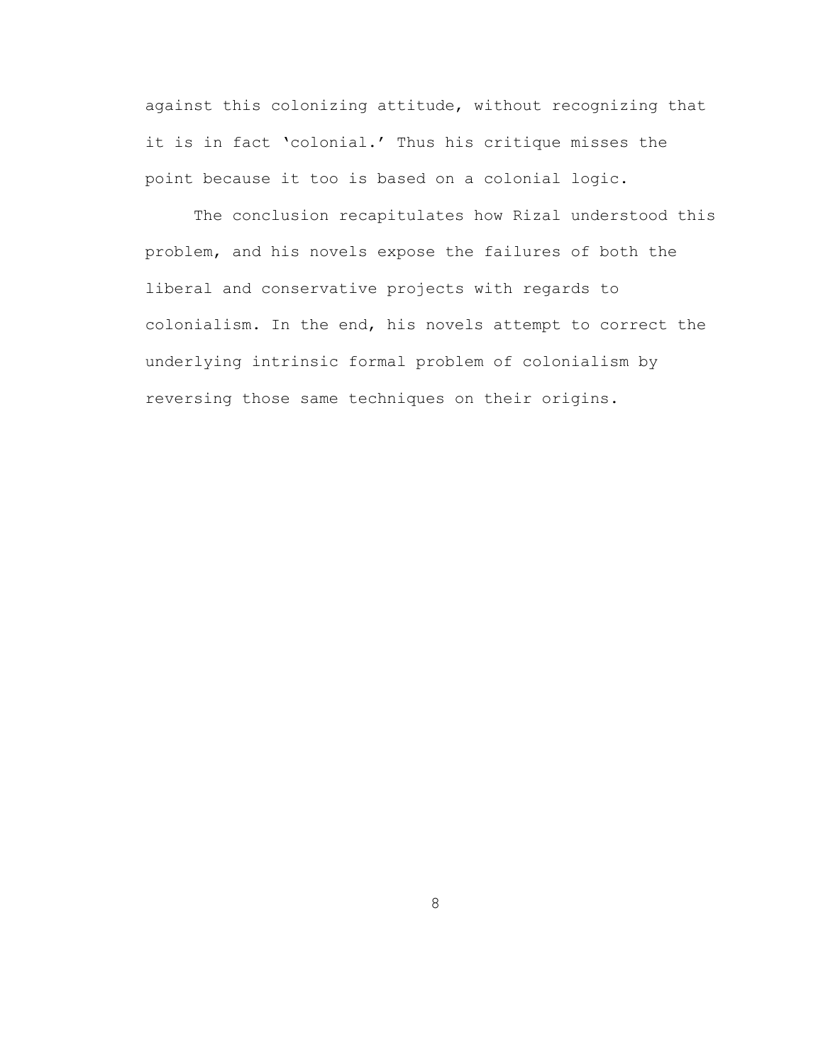against this colonizing attitude, without recognizing that it is in fact 'colonial.' Thus his critique misses the point because it too is based on a colonial logic.

The conclusion recapitulates how Rizal understood this problem, and his novels expose the failures of both the liberal and conservative projects with regards to colonialism. In the end, his novels attempt to correct the underlying intrinsic formal problem of colonialism by reversing those same techniques on their origins.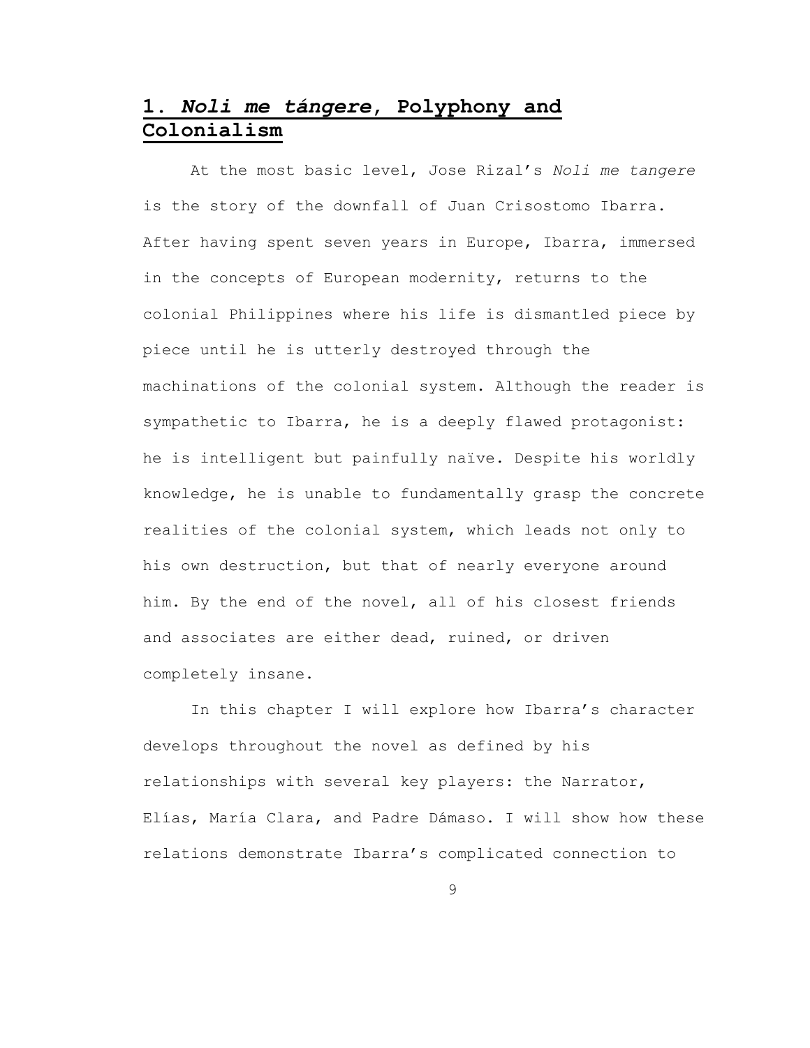## 1. *Noli me tángere*, Polyphony and Colonialism

At the most basic level, Jose Rizal's *Noli me tangere* is the story of the downfall of Juan Crisostomo Ibarra. After having spent seven years in Europe, Ibarra, immersed in the concepts of European modernity, returns to the colonial Philippines where his life is dismantled piece by piece until he is utterly destroyed through the machinations of the colonial system. Although the reader is sympathetic to Ibarra, he is a deeply flawed protagonist: he is intelligent but painfully naïve. Despite his worldly knowledge, he is unable to fundamentally grasp the concrete realities of the colonial system, which leads not only to his own destruction, but that of nearly everyone around him. By the end of the novel, all of his closest friends and associates are either dead, ruined, or driven completely insane.

In this chapter I will explore how Ibarra's character develops throughout the novel as defined by his relationships with several key players: the Narrator, Elías, María Clara, and Padre Dámaso. I will show how these relations demonstrate Ibarra's complicated connection to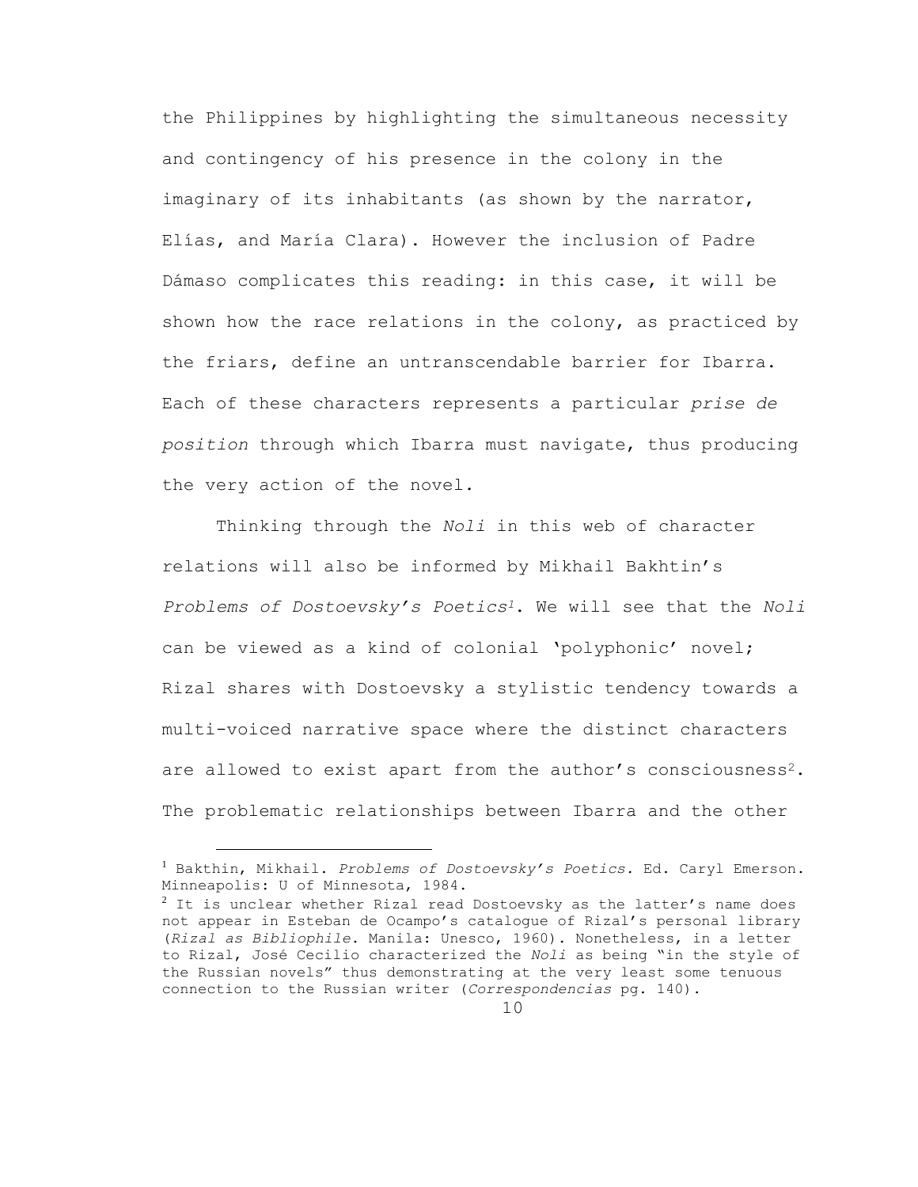the Philippines by highlighting the simultaneous necessity and contingency of his presence in the colony in the imaginary of its inhabitants (as shown by the narrator, Elías, and María Clara). However the inclusion of Padre Dámaso complicates this reading: in this case, it will be shown how the race relations in the colony, as practiced by the friars, define an untranscendable barrier for Ibarra. Each of these characters represents a particular *prise de position* through which Ibarra must navigate, thus producing the very action of the novel.

Thinking through the *Noli* in this web of character relations will also be informed by Mikhail Bakhtin's *Problems of Dostoevsky's Poetics*[1]. We will see that the *Noli* can be viewed as a kind of colonial 'polyphonic' novel; Rizal shares with Dostoevsky a stylistic tendency towards a multi-voiced narrative space where the distinct characters are allowed to exist apart from the author's consciousness[2]. The problematic relationships between Ibarra and the other

[1] Bakthin, Mikhail. *Problems of Dostoevsky's Poetics*. Ed. Caryl Emerson. Minneapolis: U of Minnesota, 1984.

[2] It is unclear whether Rizal read Dostoevsky as the latter's name does not appear in Esteban de Ocampo's catalogue of Rizal's personal library (*Rizal as Bibliophile*. Manila: Unesco, 1960). Nonetheless, in a letter to Rizal, José Cecilio characterized the *Noli* as being "in the style of the Russian novels" thus demonstrating at the very least some tenuous connection to the Russian writer (*Correspondencias* pg. 140).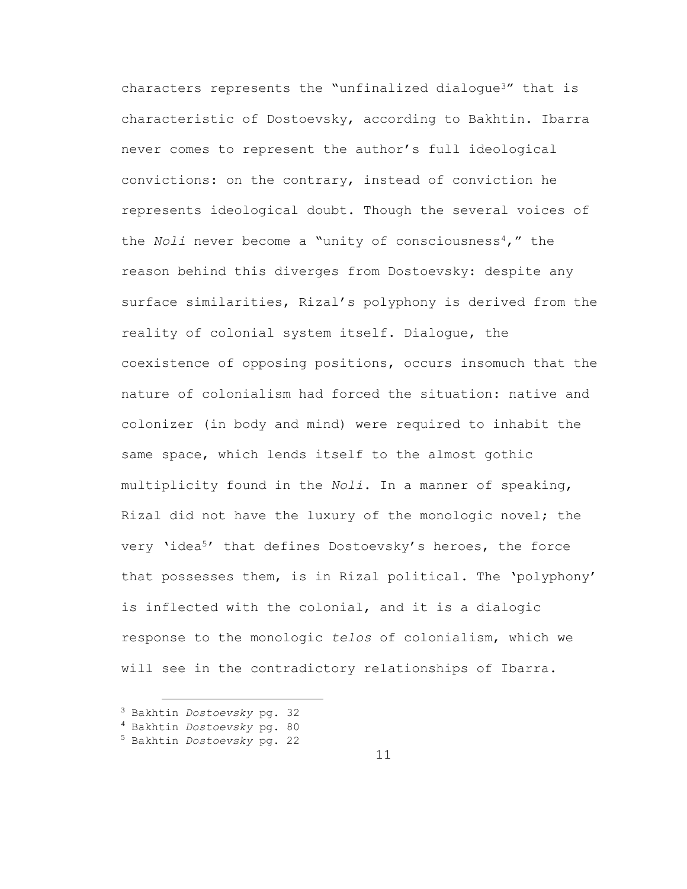characters represents the “unfinalized dialogue[3]” that is characteristic of Dostoevsky, according to Bakhtin. Ibarra never comes to represent the author’s full ideological convictions: on the contrary, instead of conviction he represents ideological doubt. Though the several voices of the *Noli* never become a “unity of consciousness[4],” the reason behind this diverges from Dostoevsky: despite any surface similarities, Rizal’s polyphony is derived from the reality of colonial system itself. Dialogue, the coexistence of opposing positions, occurs insomuch that the nature of colonialism had forced the situation: native and colonizer (in body and mind) were required to inhabit the same space, which lends itself to the almost gothic multiplicity found in the *Noli*. In a manner of speaking, Rizal did not have the luxury of the monologic novel; the very ‘idea[5]’ that defines Dostoevsky’s heroes, the force that possesses them, is in Rizal political. The ‘polyphony’ is inflected with the colonial, and it is a dialogic response to the monologic *telos* of colonialism, which we will see in the contradictory relationships of Ibarra.

---

[3] Bakhtin *Dostoevsky* pg. 32

[4] Bakhtin *Dostoevsky* pg. 80

[5] Bakhtin *Dostoevsky* pg. 22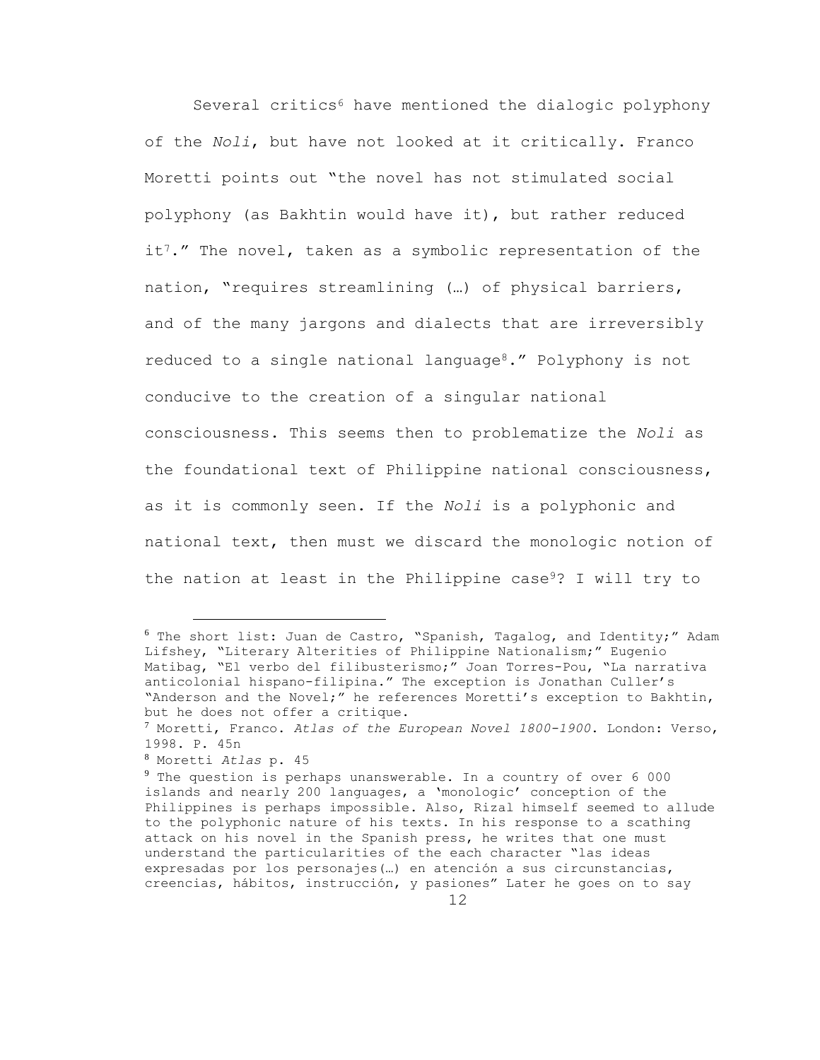Several critics[6] have mentioned the dialogic polyphony of the *Noli*, but have not looked at it critically. Franco Moretti points out "the novel has not stimulated social polyphony (as Bakhtin would have it), but rather reduced it[7]." The novel, taken as a symbolic representation of the nation, "requires streamlining (…) of physical barriers, and of the many jargons and dialects that are irreversibly reduced to a single national language[8]." Polyphony is not conducive to the creation of a singular national consciousness. This seems then to problematize the *Noli* as the foundational text of Philippine national consciousness, as it is commonly seen. If the *Noli* is a polyphonic and national text, then must we discard the monologic notion of the nation at least in the Philippine case[9]? I will try to

---

[6] The short list: Juan de Castro, "Spanish, Tagalog, and Identity;" Adam Lifshey, "Literary Alterities of Philippine Nationalism;" Eugenio Matibag, "El verbo del filibusterismo;" Joan Torres-Pou, "La narrativa anticolonial hispano-filipina." The exception is Jonathan Culler's "Anderson and the Novel;" he references Moretti's exception to Bakhtin, but he does not offer a critique.

[7] Moretti, Franco. *Atlas of the European Novel 1800-1900*. London: Verso, 1998. P. 45n

[8] Moretti *Atlas* p. 45

[9] The question is perhaps unanswerable. In a country of over 6 000 islands and nearly 200 languages, a 'monologic' conception of the Philippines is perhaps impossible. Also, Rizal himself seemed to allude to the polyphonic nature of his texts. In his response to a scathing attack on his novel in the Spanish press, he writes that one must understand the particularities of the each character "las ideas expresadas por los personajes(…) en atención a sus circunstancias, creencias, hábitos, instrucción, y pasiones" Later he goes on to say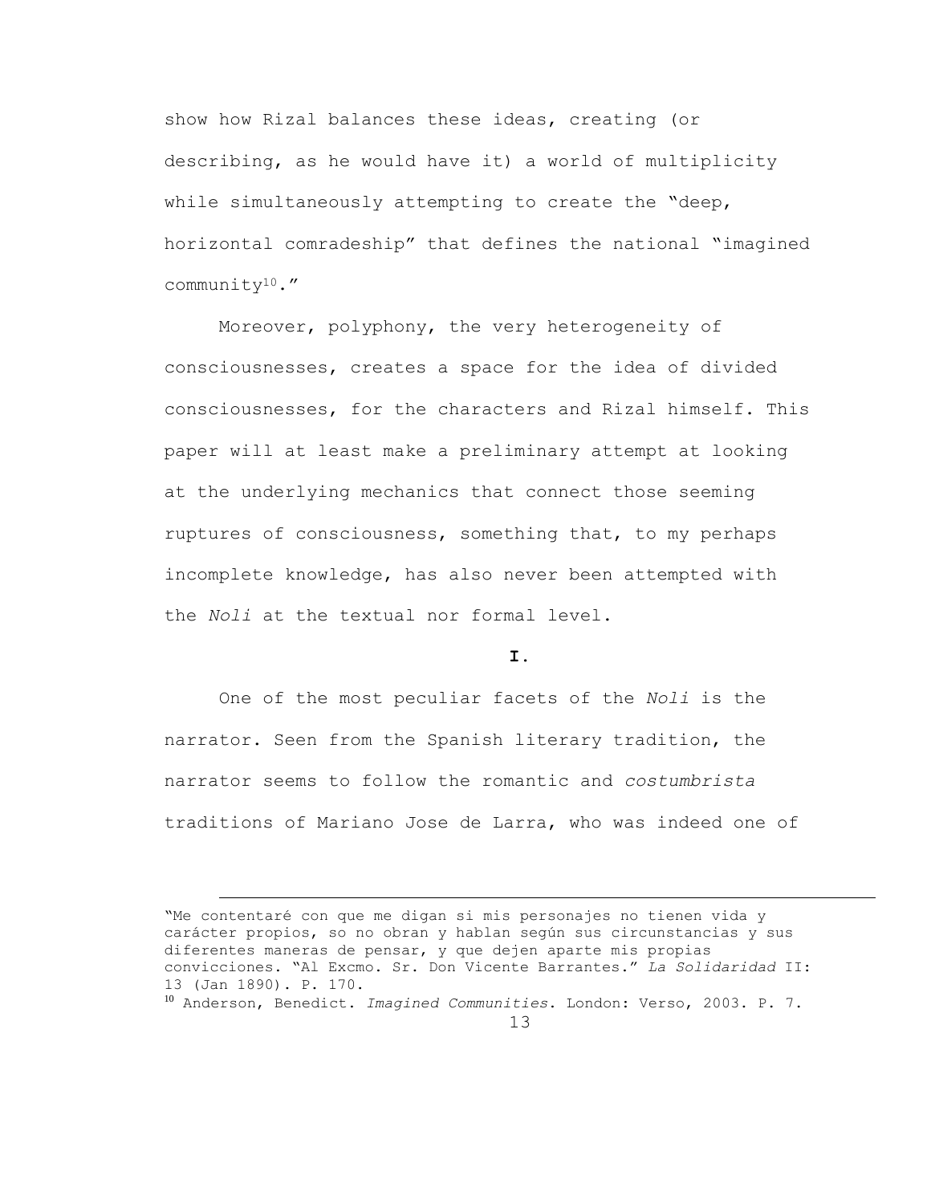show how Rizal balances these ideas, creating (or describing, as he would have it) a world of multiplicity while simultaneously attempting to create the "deep, horizontal comradeship" that defines the national "imagined community[10]."

Moreover, polyphony, the very heterogeneity of consciousnesses, creates a space for the idea of divided consciousnesses, for the characters and Rizal himself. This paper will at least make a preliminary attempt at looking at the underlying mechanics that connect those seeming ruptures of consciousness, something that, to my perhaps incomplete knowledge, has also never been attempted with the *Noli* at the textual nor formal level.

**I.**

One of the most peculiar facets of the *Noli* is the narrator. Seen from the Spanish literary tradition, the narrator seems to follow the romantic and *costumbrista* traditions of Mariano Jose de Larra, who was indeed one of

---

"Me contentaré con que me digan si mis personajes no tienen vida y carácter propios, so no obran y hablan según sus circunstancias y sus diferentes maneras de pensar, y que dejen aparte mis propias convicciones. "Al Excmo. Sr. Don Vicente Barrantes." *La Solidaridad* II: 13 (Jan 1890). P. 170.

[10] Anderson, Benedict. *Imagined Communities*. London: Verso, 2003. P. 7.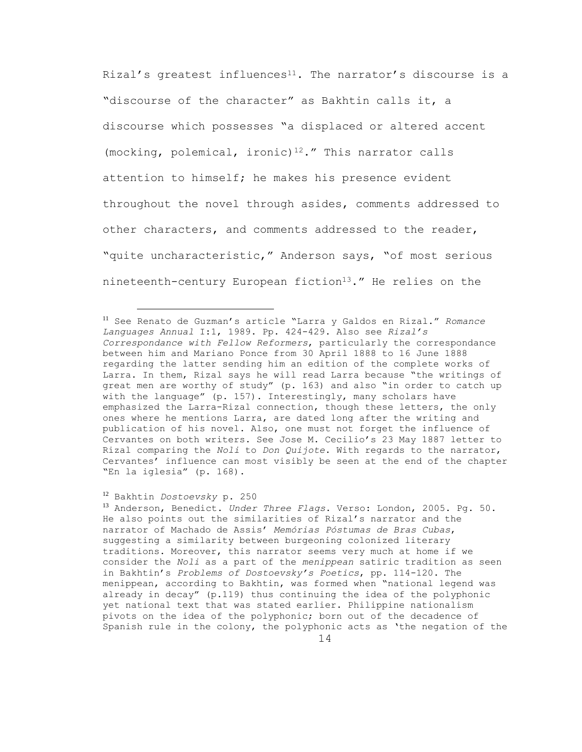Rizal's greatest influences[11]. The narrator's discourse is a "discourse of the character" as Bakhtin calls it, a discourse which possesses "a displaced or altered accent (mocking, polemical, ironic)[12]." This narrator calls attention to himself; he makes his presence evident throughout the novel through asides, comments addressed to other characters, and comments addressed to the reader, "quite uncharacteristic," Anderson says, "of most serious nineteenth-century European fiction[13]." He relies on the

---

[11] See Renato de Guzman's article "Larra y Galdos en Rizal." *Romance Languages Annual* I:1, 1989. Pp. 424-429. Also see *Rizal's Correspondance with Fellow Reformers*, particularly the correspondance between him and Mariano Ponce from 30 April 1888 to 16 June 1888 regarding the latter sending him an edition of the complete works of Larra. In them, Rizal says he will read Larra because "the writings of great men are worthy of study" (p. 163) and also "in order to catch up with the language" (p. 157). Interestingly, many scholars have emphasized the Larra-Rizal connection, though these letters, the only ones where he mentions Larra, are dated long after the writing and publication of his novel. Also, one must not forget the influence of Cervantes on both writers. See Jose M. Cecilio's 23 May 1887 letter to Rizal comparing the *Noli* to *Don Quijote*. With regards to the narrator, Cervantes' influence can most visibly be seen at the end of the chapter "En la iglesia" (p. 168).

[12] Bakhtin *Dostoevsky* p. 250

[13] Anderson, Benedict. *Under Three Flags*. Verso: London, 2005. Pg. 50. He also points out the similarities of Rizal's narrator and the narrator of Machado de Assis' *Memórias Póstumas de Bras Cubas*, suggesting a similarity between burgeoning colonized literary traditions. Moreover, this narrator seems very much at home if we consider the *Noli* as a part of the *menippean* satiric tradition as seen in Bakhtin's *Problems of Dostoevsky's Poetics*, pp. 114-120. The menippean, according to Bakhtin, was formed when "national legend was already in decay" (p.119) thus continuing the idea of the polyphonic yet national text that was stated earlier. Philippine nationalism pivots on the idea of the polyphonic; born out of the decadence of Spanish rule in the colony, the polyphonic acts as 'the negation of the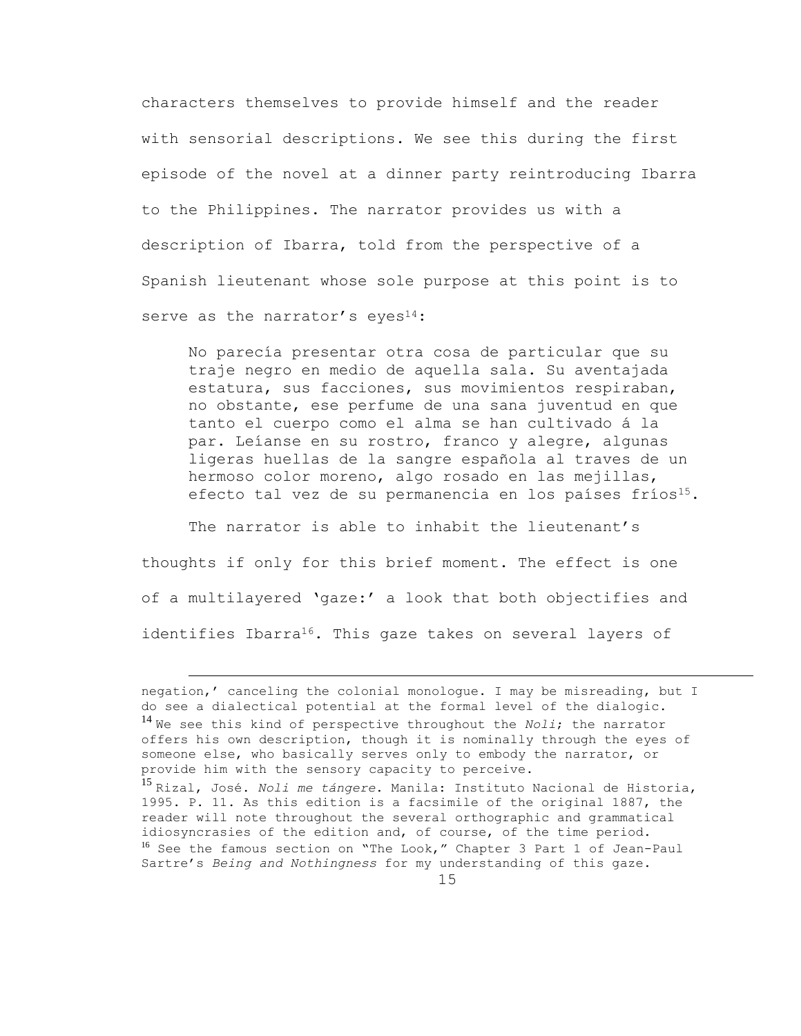characters themselves to provide himself and the reader with sensorial descriptions. We see this during the first episode of the novel at a dinner party reintroducing Ibarra to the Philippines. The narrator provides us with a description of Ibarra, told from the perspective of a Spanish lieutenant whose sole purpose at this point is to serve as the narrator's eyes[14]:

> No parecía presentar otra cosa de particular que su traje negro en medio de aquella sala. Su aventajada estatura, sus facciones, sus movimientos respiraban, no obstante, ese perfume de una sana juventud en que tanto el cuerpo como el alma se han cultivado á la par. Leíanse en su rostro, franco y alegre, algunas ligeras huellas de la sangre española al traves de un hermoso color moreno, algo rosado en las mejillas, efecto tal vez de su permanencia en los países fríos[15].

The narrator is able to inhabit the lieutenant's thoughts if only for this brief moment. The effect is one of a multilayered 'gaze:' a look that both objectifies and identifies Ibarra[16]. This gaze takes on several layers of

---

negation,' canceling the colonial monologue. I may be misreading, but I do see a dialectical potential at the formal level of the dialogic.

[14] We see this kind of perspective throughout the *Noli*; the narrator offers his own description, though it is nominally through the eyes of someone else, who basically serves only to embody the narrator, or provide him with the sensory capacity to perceive.

[15] Rizal, José. *Noli me tángere*. Manila: Instituto Nacional de Historia, 1995. P. 11. As this edition is a facsimile of the original 1887, the reader will note throughout the several orthographic and grammatical idiosyncrasies of the edition and, of course, of the time period.

[16] See the famous section on "The Look," Chapter 3 Part 1 of Jean-Paul Sartre's *Being and Nothingness* for my understanding of this gaze.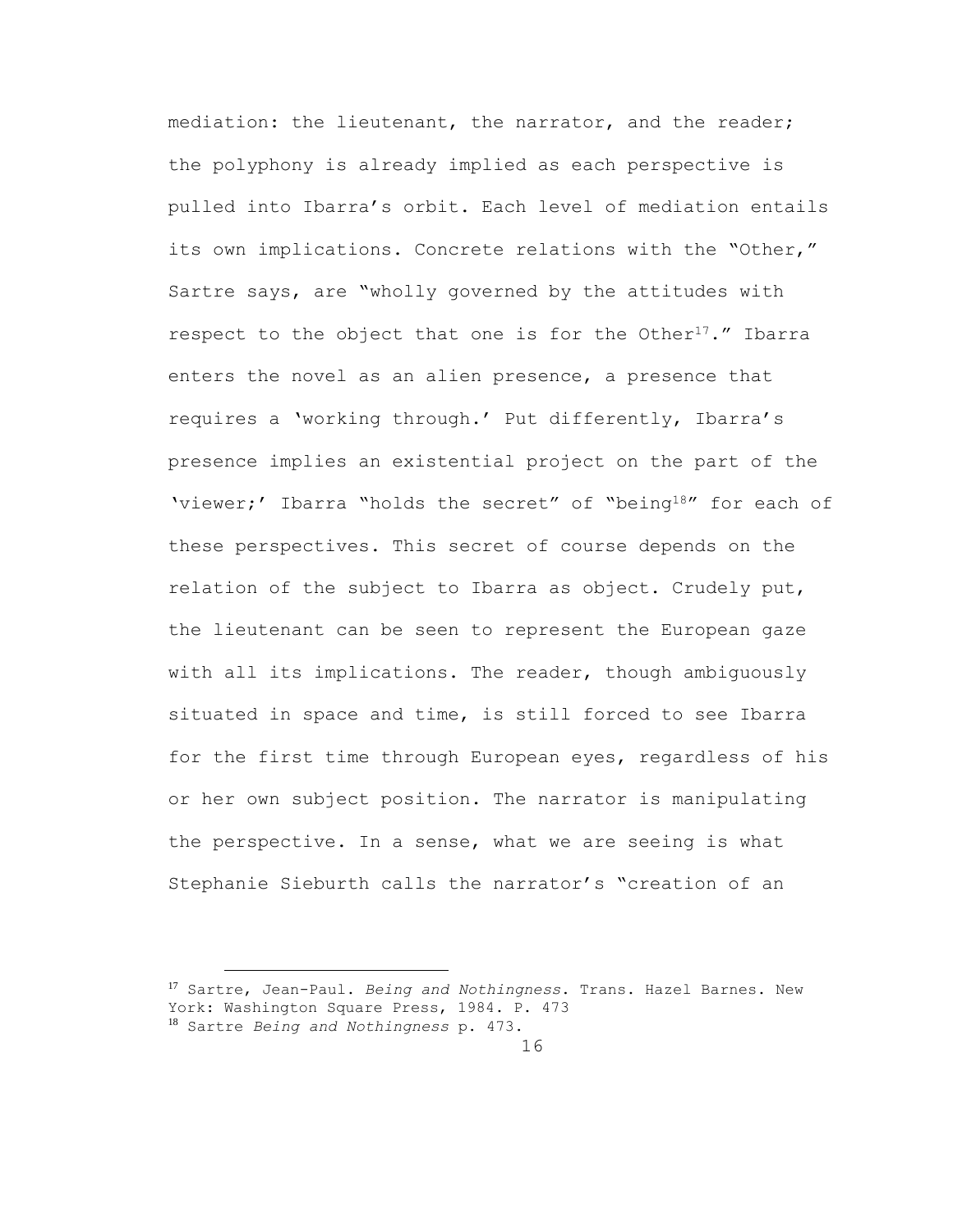mediation: the lieutenant, the narrator, and the reader; the polyphony is already implied as each perspective is pulled into Ibarra's orbit. Each level of mediation entails its own implications. Concrete relations with the "Other," Sartre says, are "wholly governed by the attitudes with respect to the object that one is for the Other[17]." Ibarra enters the novel as an alien presence, a presence that requires a 'working through.' Put differently, Ibarra's presence implies an existential project on the part of the 'viewer;' Ibarra "holds the secret" of "being[18]" for each of these perspectives. This secret of course depends on the relation of the subject to Ibarra as object. Crudely put, the lieutenant can be seen to represent the European gaze with all its implications. The reader, though ambiguously situated in space and time, is still forced to see Ibarra for the first time through European eyes, regardless of his or her own subject position. The narrator is manipulating the perspective. In a sense, what we are seeing is what Stephanie Sieburth calls the narrator's "creation of an

---

[17] Sartre, Jean-Paul. *Being and Nothingness*. Trans. Hazel Barnes. New York: Washington Square Press, 1984. P. 473

[18] Sartre *Being and Nothingness* p. 473.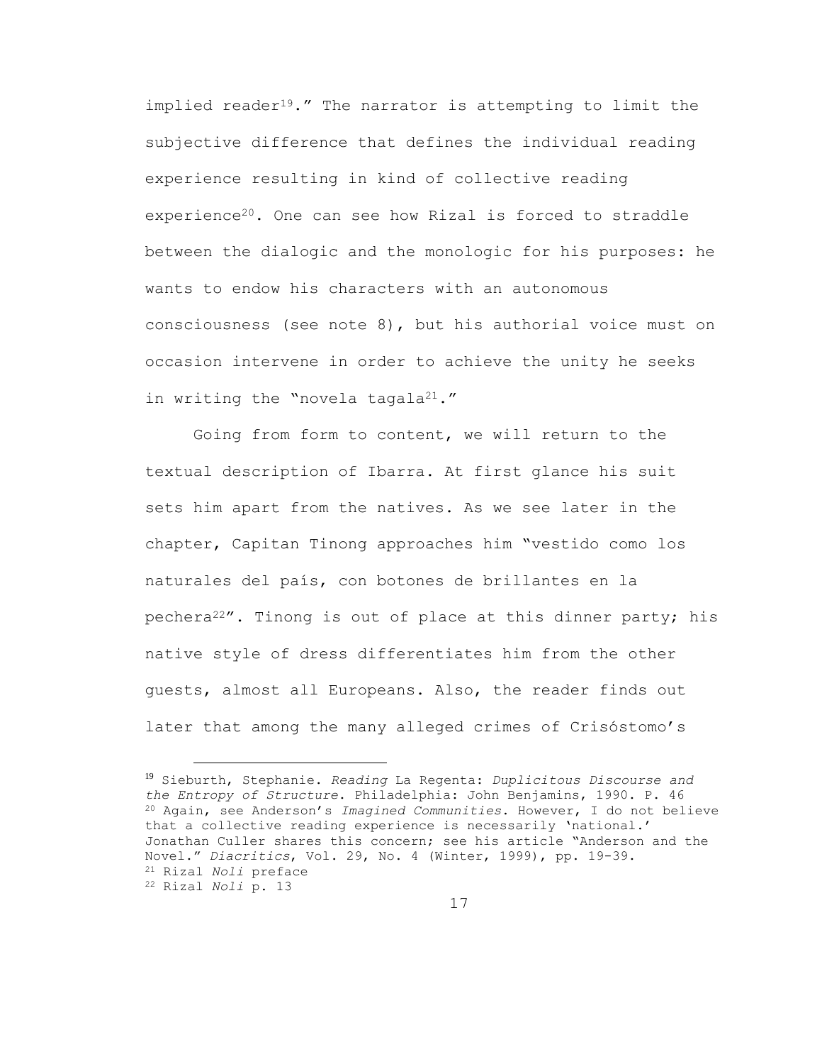implied reader[19]." The narrator is attempting to limit the subjective difference that defines the individual reading experience resulting in kind of collective reading experience[20]. One can see how Rizal is forced to straddle between the dialogic and the monologic for his purposes: he wants to endow his characters with an autonomous consciousness (see note 8), but his authorial voice must on occasion intervene in order to achieve the unity he seeks in writing the "novela tagala[21]."

Going from form to content, we will return to the textual description of Ibarra. At first glance his suit sets him apart from the natives. As we see later in the chapter, Capitan Tinong approaches him "vestido como los naturales del país, con botones de brillantes en la pechera[22]". Tinong is out of place at this dinner party; his native style of dress differentiates him from the other guests, almost all Europeans. Also, the reader finds out later that among the many alleged crimes of Crisóstomo's

---

[19] Sieburth, Stephanie. *Reading* La Regenta: *Duplicitous Discourse and the Entropy of Structure*. Philadelphia: John Benjamins, 1990. P. 46

[20] Again, see Anderson's *Imagined Communities*. However, I do not believe that a collective reading experience is necessarily 'national.' Jonathan Culler shares this concern; see his article "Anderson and the Novel." *Diacritics*, Vol. 29, No. 4 (Winter, 1999), pp. 19-39.

[21] Rizal *Noli* preface

[22] Rizal *Noli* p. 13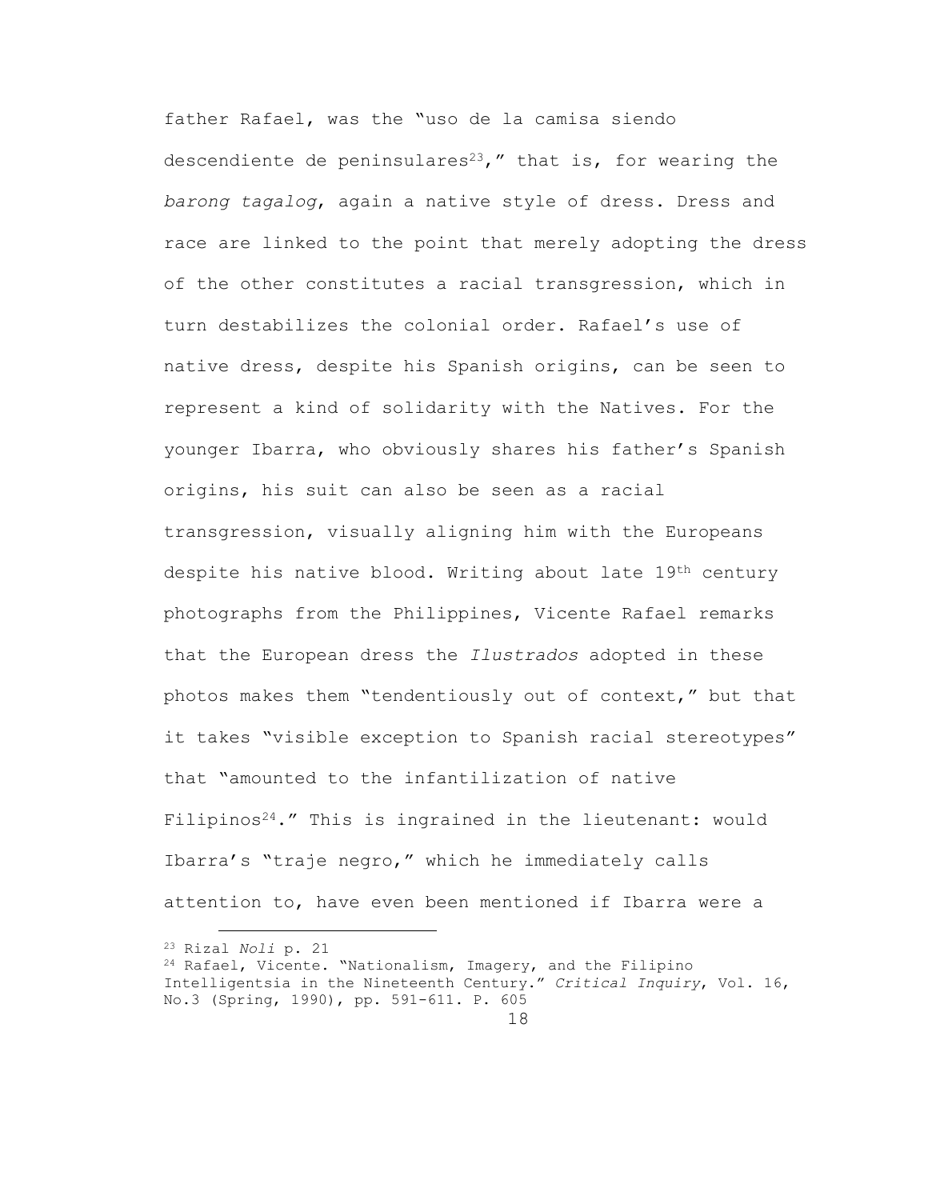father Rafael, was the "uso de la camisa siendo descendiente de peninsulares[23]," that is, for wearing the *barong tagalog*, again a native style of dress. Dress and race are linked to the point that merely adopting the dress of the other constitutes a racial transgression, which in turn destabilizes the colonial order. Rafael's use of native dress, despite his Spanish origins, can be seen to represent a kind of solidarity with the Natives. For the younger Ibarra, who obviously shares his father's Spanish origins, his suit can also be seen as a racial transgression, visually aligning him with the Europeans despite his native blood. Writing about late 19th century photographs from the Philippines, Vicente Rafael remarks that the European dress the *Ilustrados* adopted in these photos makes them "tendentiously out of context," but that it takes "visible exception to Spanish racial stereotypes" that "amounted to the infantilization of native Filipinos[24]." This is ingrained in the lieutenant: would Ibarra's "traje negro," which he immediately calls attention to, have even been mentioned if Ibarra were a

---

[23] Rizal *Noli* p. 21

[24] Rafael, Vicente. "Nationalism, Imagery, and the Filipino Intelligentsia in the Nineteenth Century." *Critical Inquiry*, Vol. 16, No.3 (Spring, 1990), pp. 591-611. P. 605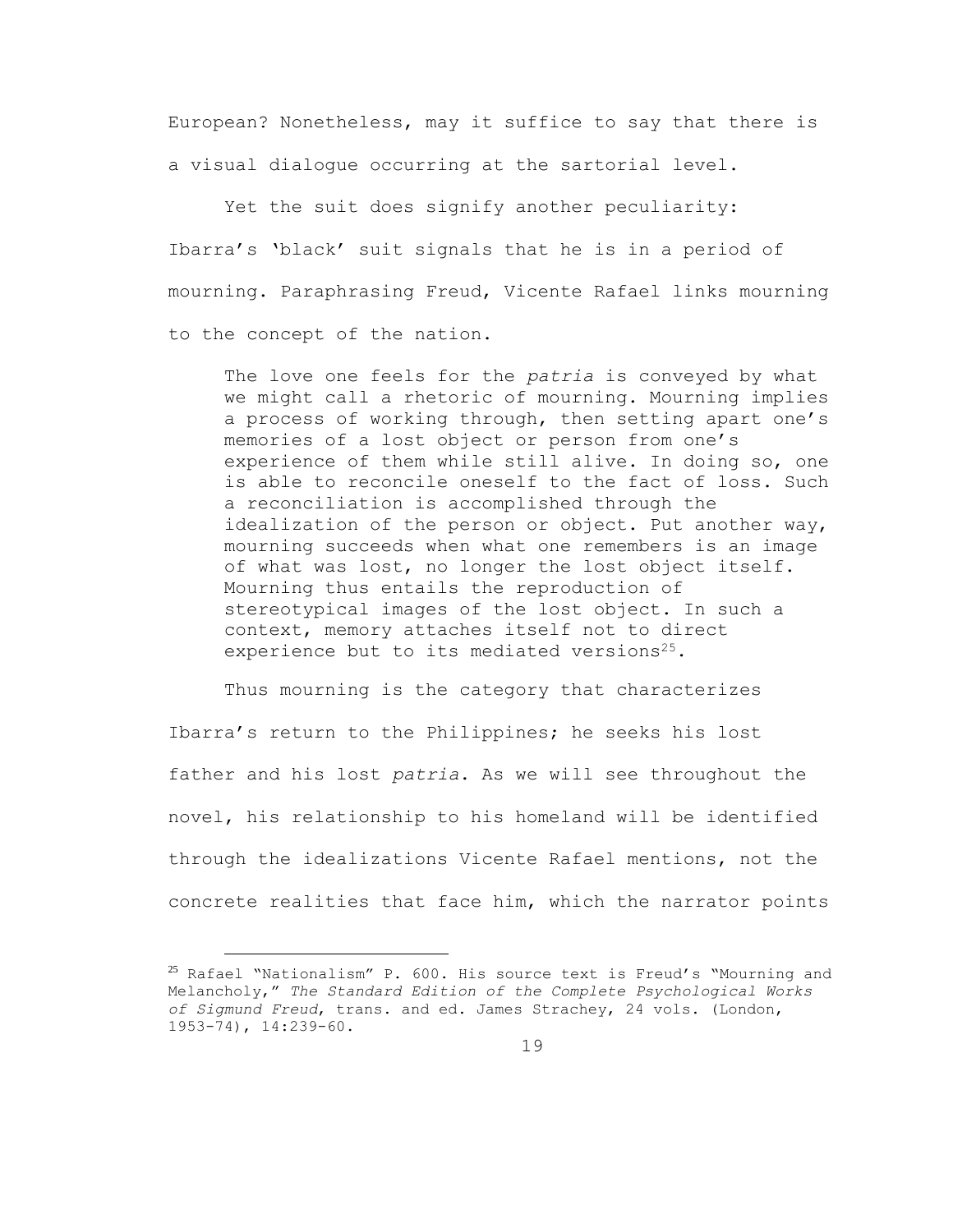European? Nonetheless, may it suffice to say that there is a visual dialogue occurring at the sartorial level.

Yet the suit does signify another peculiarity: Ibarra's 'black' suit signals that he is in a period of mourning. Paraphrasing Freud, Vicente Rafael links mourning to the concept of the nation.

> The love one feels for the *patria* is conveyed by what we might call a rhetoric of mourning. Mourning implies a process of working through, then setting apart one's memories of a lost object or person from one's experience of them while still alive. In doing so, one is able to reconcile oneself to the fact of loss. Such a reconciliation is accomplished through the idealization of the person or object. Put another way, mourning succeeds when what one remembers is an image of what was lost, no longer the lost object itself. Mourning thus entails the reproduction of stereotypical images of the lost object. In such a context, memory attaches itself not to direct experience but to its mediated versions[25].

Thus mourning is the category that characterizes Ibarra's return to the Philippines; he seeks his lost father and his lost *patria*. As we will see throughout the novel, his relationship to his homeland will be identified through the idealizations Vicente Rafael mentions, not the concrete realities that face him, which the narrator points

---

[25] Rafael "Nationalism" P. 600. His source text is Freud's "Mourning and Melancholy," *The Standard Edition of the Complete Psychological Works of Sigmund Freud*, trans. and ed. James Strachey, 24 vols. (London, 1953-74), 14:239-60.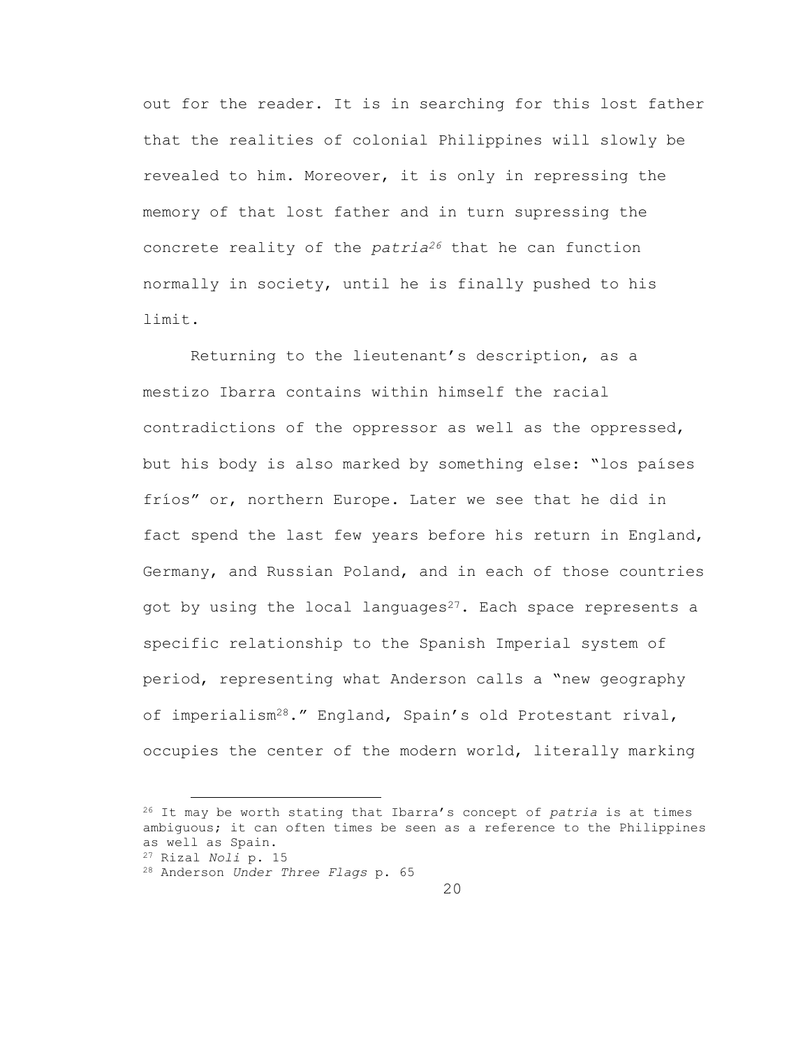out for the reader. It is in searching for this lost father that the realities of colonial Philippines will slowly be revealed to him. Moreover, it is only in repressing the memory of that lost father and in turn supressing the concrete reality of the *patria*[26] that he can function normally in society, until he is finally pushed to his limit.

Returning to the lieutenant's description, as a mestizo Ibarra contains within himself the racial contradictions of the oppressor as well as the oppressed, but his body is also marked by something else: "los países fríos" or, northern Europe. Later we see that he did in fact spend the last few years before his return in England, Germany, and Russian Poland, and in each of those countries got by using the local languages[27]. Each space represents a specific relationship to the Spanish Imperial system of period, representing what Anderson calls a "new geography of imperialism[28]." England, Spain's old Protestant rival, occupies the center of the modern world, literally marking

---

[26] It may be worth stating that Ibarra's concept of *patria* is at times ambiguous; it can often times be seen as a reference to the Philippines as well as Spain.

[27] Rizal *Noli* p. 15

[28] Anderson *Under Three Flags* p. 65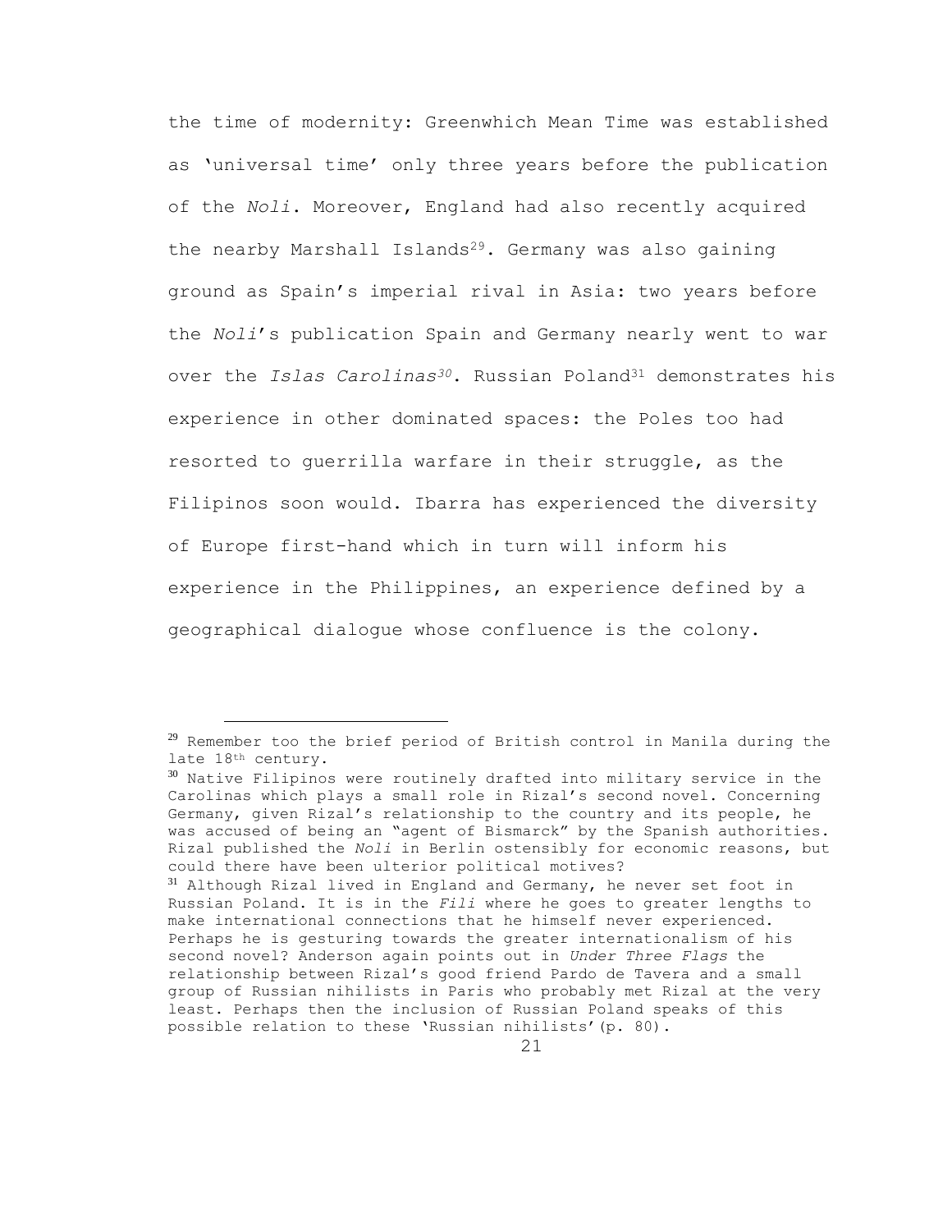the time of modernity: Greenwhich Mean Time was established as 'universal time' only three years before the publication of the *Noli*. Moreover, England had also recently acquired the nearby Marshall Islands[29]. Germany was also gaining ground as Spain's imperial rival in Asia: two years before the *Noli*'s publication Spain and Germany nearly went to war over the *Islas Carolinas*[30]. Russian Poland[31] demonstrates his experience in other dominated spaces: the Poles too had resorted to guerrilla warfare in their struggle, as the Filipinos soon would. Ibarra has experienced the diversity of Europe first-hand which in turn will inform his experience in the Philippines, an experience defined by a geographical dialogue whose confluence is the colony.

---

[29] Remember too the brief period of British control in Manila during the late 18th century.

[30] Native Filipinos were routinely drafted into military service in the Carolinas which plays a small role in Rizal's second novel. Concerning Germany, given Rizal's relationship to the country and its people, he was accused of being an "agent of Bismarck" by the Spanish authorities. Rizal published the *Noli* in Berlin ostensibly for economic reasons, but could there have been ulterior political motives?

[31] Although Rizal lived in England and Germany, he never set foot in Russian Poland. It is in the *Fili* where he goes to greater lengths to make international connections that he himself never experienced. Perhaps he is gesturing towards the greater internationalism of his second novel? Anderson again points out in *Under Three Flags* the relationship between Rizal's good friend Pardo de Tavera and a small group of Russian nihilists in Paris who probably met Rizal at the very least. Perhaps then the inclusion of Russian Poland speaks of this possible relation to these 'Russian nihilists'(p. 80).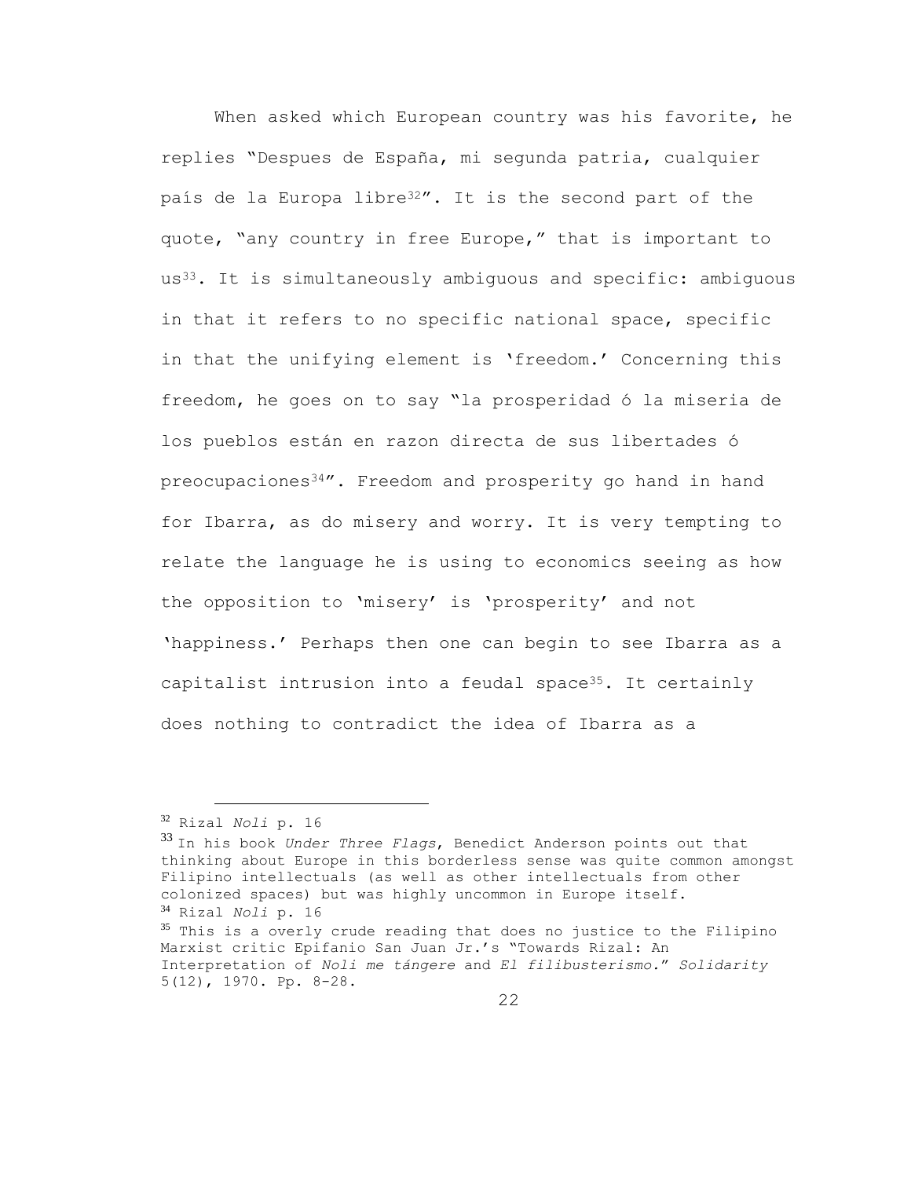When asked which European country was his favorite, he replies "Despues de España, mi segunda patria, cualquier país de la Europa libre[32]". It is the second part of the quote, "any country in free Europe," that is important to us[33]. It is simultaneously ambiguous and specific: ambiguous in that it refers to no specific national space, specific in that the unifying element is 'freedom.' Concerning this freedom, he goes on to say "la prosperidad ó la miseria de los pueblos están en razon directa de sus libertades ó preocupaciones[34]". Freedom and prosperity go hand in hand for Ibarra, as do misery and worry. It is very tempting to relate the language he is using to economics seeing as how the opposition to 'misery' is 'prosperity' and not 'happiness.' Perhaps then one can begin to see Ibarra as a capitalist intrusion into a feudal space[35]. It certainly does nothing to contradict the idea of Ibarra as a

---

[32] Rizal *Noli* p. 16

[33] In his book *Under Three Flags*, Benedict Anderson points out that thinking about Europe in this borderless sense was quite common amongst Filipino intellectuals (as well as other intellectuals from other colonized spaces) but was highly uncommon in Europe itself.

[34] Rizal *Noli* p. 16

[35] This is a overly crude reading that does no justice to the Filipino Marxist critic Epifanio San Juan Jr.'s "Towards Rizal: An Interpretation of *Noli me tángere* and *El filibusterismo.*" *Solidarity* 5(12), 1970. Pp. 8-28.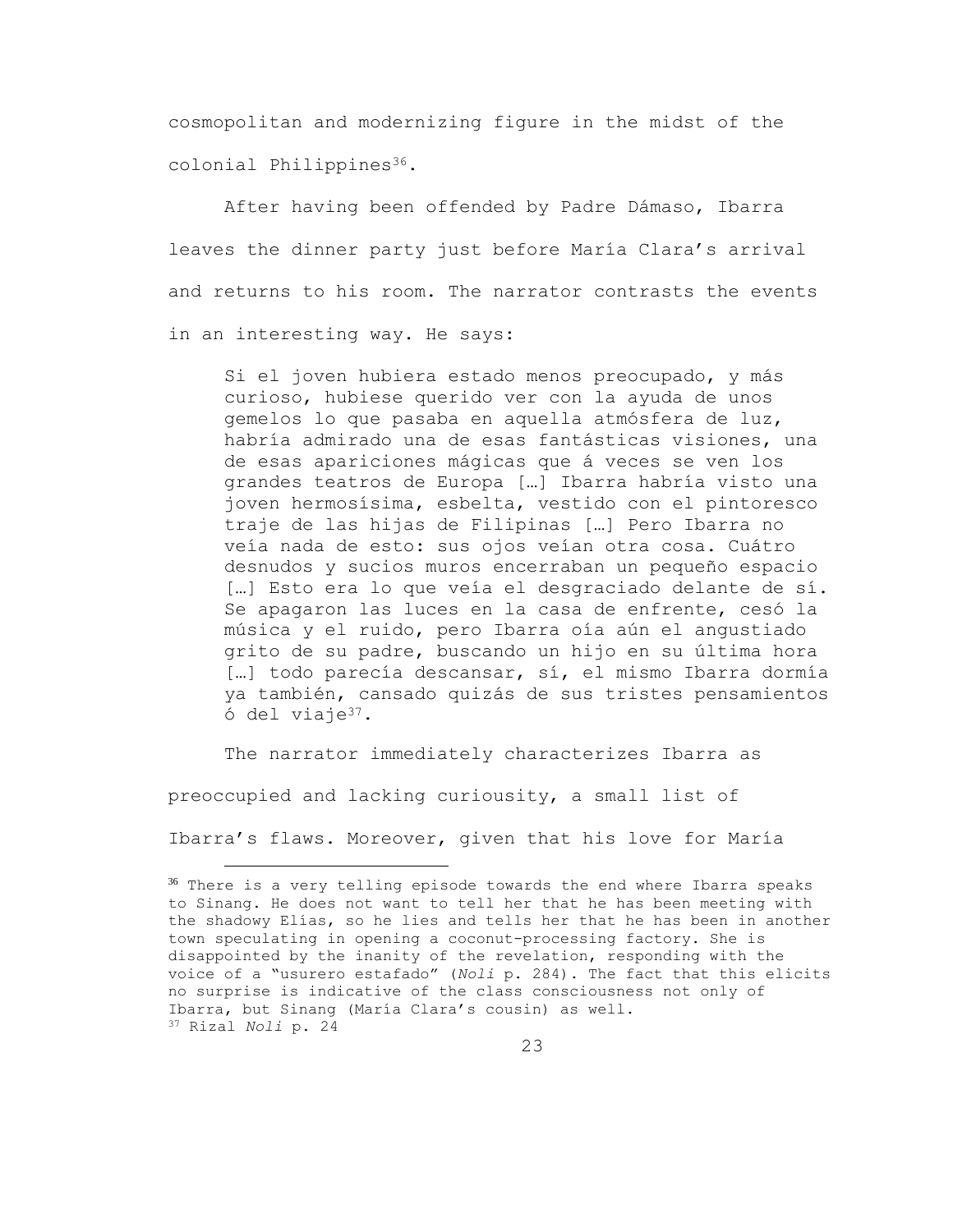cosmopolitan and modernizing figure in the midst of the colonial Philippines[36].

After having been offended by Padre Dámaso, Ibarra leaves the dinner party just before María Clara's arrival and returns to his room. The narrator contrasts the events in an interesting way. He says:

> Si el joven hubiera estado menos preocupado, y más curioso, hubiese querido ver con la ayuda de unos gemelos lo que pasaba en aquella atmósfera de luz, habría admirado una de esas fantásticas visiones, una de esas apariciones mágicas que á veces se ven los grandes teatros de Europa […] Ibarra habría visto una joven hermosísima, esbelta, vestido con el pintoresco traje de las hijas de Filipinas […] Pero Ibarra no veía nada de esto: sus ojos veían otra cosa. Cuátro desnudos y sucios muros encerraban un pequeño espacio […] Esto era lo que veía el desgraciado delante de sí. Se apagaron las luces en la casa de enfrente, cesó la música y el ruido, pero Ibarra oía aún el angustiado grito de su padre, buscando un hijo en su última hora […] todo parecía descansar, sí, el mismo Ibarra dormía ya también, cansado quizás de sus tristes pensamientos ó del viaje[37].

The narrator immediately characterizes Ibarra as preoccupied and lacking curiousity, a small list of Ibarra's flaws. Moreover, given that his love for María

---

[36] There is a very telling episode towards the end where Ibarra speaks to Sinang. He does not want to tell her that he has been meeting with the shadowy Elías, so he lies and tells her that he has been in another town speculating in opening a coconut-processing factory. She is disappointed by the inanity of the revelation, responding with the voice of a "usurero estafado" (*Noli* p. 284). The fact that this elicits no surprise is indicative of the class consciousness not only of Ibarra, but Sinang (María Clara's cousin) as well.

[37] Rizal *Noli* p. 24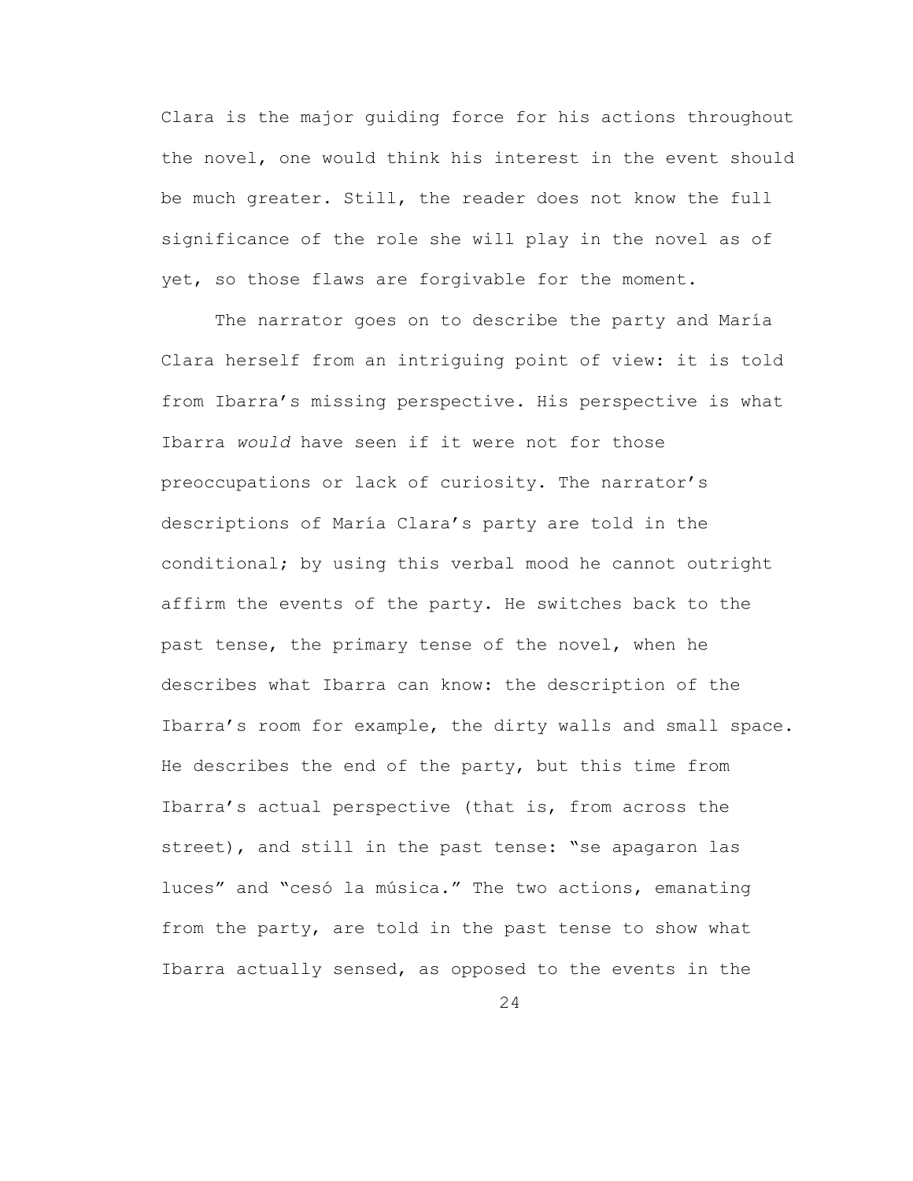Clara is the major guiding force for his actions throughout the novel, one would think his interest in the event should be much greater. Still, the reader does not know the full significance of the role she will play in the novel as of yet, so those flaws are forgivable for the moment.

The narrator goes on to describe the party and María Clara herself from an intriguing point of view: it is told from Ibarra's missing perspective. His perspective is what Ibarra *would* have seen if it were not for those preoccupations or lack of curiosity. The narrator's descriptions of María Clara's party are told in the conditional; by using this verbal mood he cannot outright affirm the events of the party. He switches back to the past tense, the primary tense of the novel, when he describes what Ibarra can know: the description of the Ibarra's room for example, the dirty walls and small space. He describes the end of the party, but this time from Ibarra's actual perspective (that is, from across the street), and still in the past tense: "se apagaron las luces" and "cesó la música." The two actions, emanating from the party, are told in the past tense to show what Ibarra actually sensed, as opposed to the events in the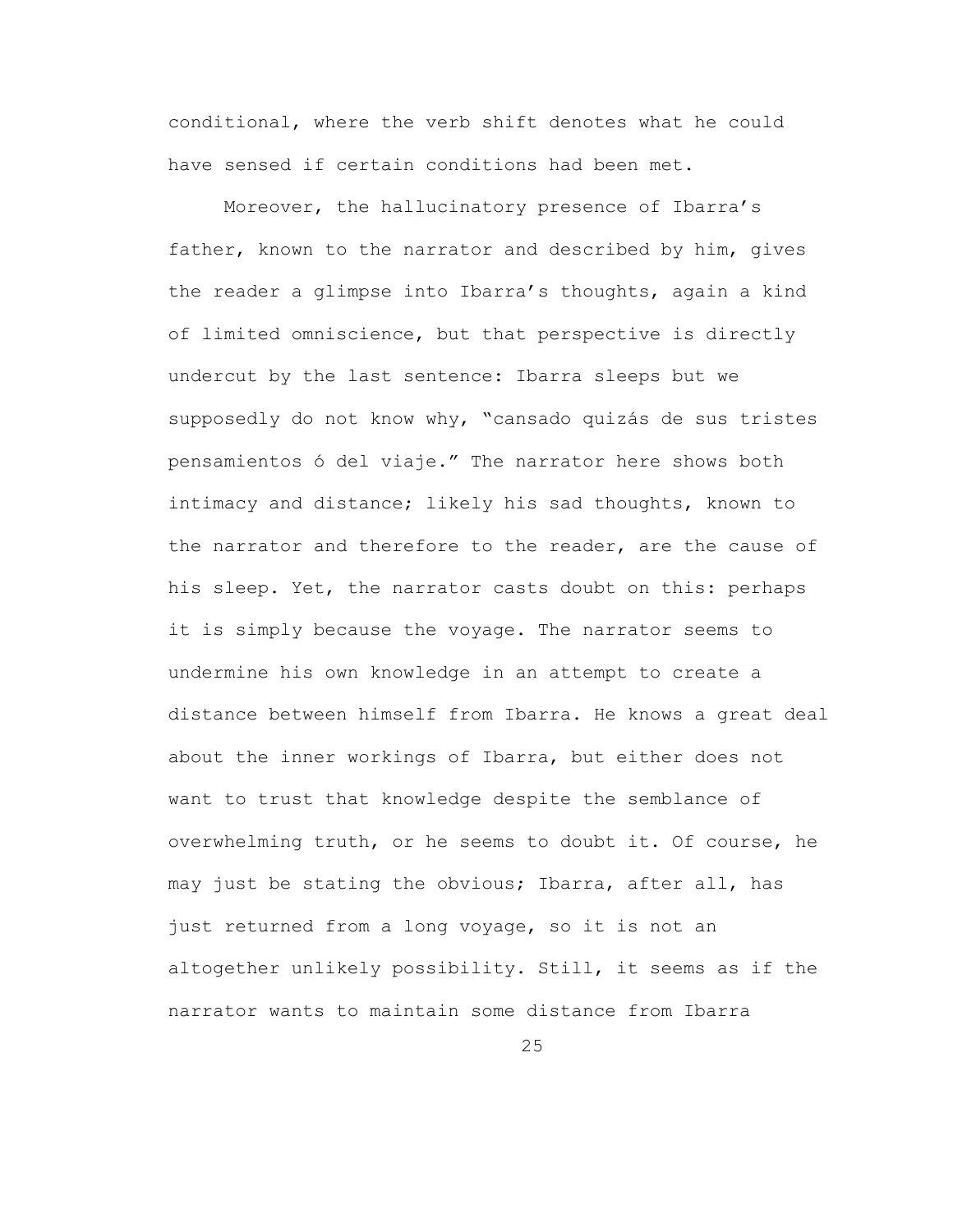conditional, where the verb shift denotes what he could have sensed if certain conditions had been met.

Moreover, the hallucinatory presence of Ibarra's father, known to the narrator and described by him, gives the reader a glimpse into Ibarra's thoughts, again a kind of limited omniscience, but that perspective is directly undercut by the last sentence: Ibarra sleeps but we supposedly do not know why, "cansado quizás de sus tristes pensamientos ó del viaje." The narrator here shows both intimacy and distance; likely his sad thoughts, known to the narrator and therefore to the reader, are the cause of his sleep. Yet, the narrator casts doubt on this: perhaps it is simply because the voyage. The narrator seems to undermine his own knowledge in an attempt to create a distance between himself from Ibarra. He knows a great deal about the inner workings of Ibarra, but either does not want to trust that knowledge despite the semblance of overwhelming truth, or he seems to doubt it. Of course, he may just be stating the obvious; Ibarra, after all, has just returned from a long voyage, so it is not an altogether unlikely possibility. Still, it seems as if the narrator wants to maintain some distance from Ibarra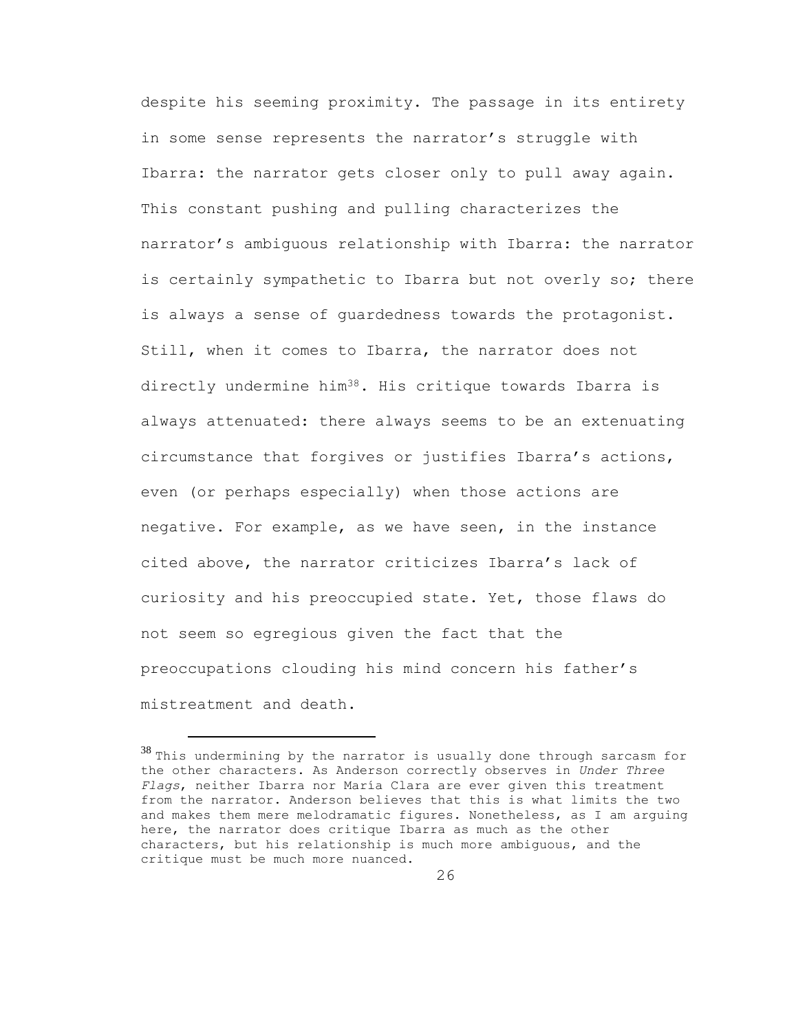despite his seeming proximity. The passage in its entirety in some sense represents the narrator's struggle with Ibarra: the narrator gets closer only to pull away again. This constant pushing and pulling characterizes the narrator's ambiguous relationship with Ibarra: the narrator is certainly sympathetic to Ibarra but not overly so; there is always a sense of guardedness towards the protagonist. Still, when it comes to Ibarra, the narrator does not directly undermine him[38]. His critique towards Ibarra is always attenuated: there always seems to be an extenuating circumstance that forgives or justifies Ibarra's actions, even (or perhaps especially) when those actions are negative. For example, as we have seen, in the instance cited above, the narrator criticizes Ibarra's lack of curiosity and his preoccupied state. Yet, those flaws do not seem so egregious given the fact that the preoccupations clouding his mind concern his father's mistreatment and death.

---

[38] This undermining by the narrator is usually done through sarcasm for the other characters. As Anderson correctly observes in *Under Three Flags*, neither Ibarra nor María Clara are ever given this treatment from the narrator. Anderson believes that this is what limits the two and makes them mere melodramatic figures. Nonetheless, as I am arguing here, the narrator does critique Ibarra as much as the other characters, but his relationship is much more ambiguous, and the critique must be much more nuanced.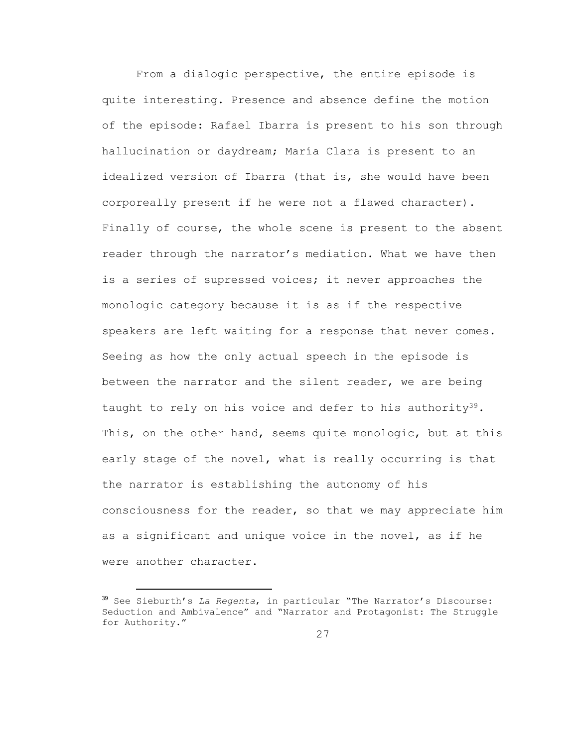From a dialogic perspective, the entire episode is quite interesting. Presence and absence define the motion of the episode: Rafael Ibarra is present to his son through hallucination or daydream; María Clara is present to an idealized version of Ibarra (that is, she would have been corporeally present if he were not a flawed character). Finally of course, the whole scene is present to the absent reader through the narrator's mediation. What we have then is a series of supressed voices; it never approaches the monologic category because it is as if the respective speakers are left waiting for a response that never comes. Seeing as how the only actual speech in the episode is between the narrator and the silent reader, we are being taught to rely on his voice and defer to his authority[39]. This, on the other hand, seems quite monologic, but at this early stage of the novel, what is really occurring is that the narrator is establishing the autonomy of his consciousness for the reader, so that we may appreciate him as a significant and unique voice in the novel, as if he were another character.

---

[39] See Sieburth's *La Regenta*, in particular "The Narrator's Discourse: Seduction and Ambivalence" and "Narrator and Protagonist: The Struggle for Authority."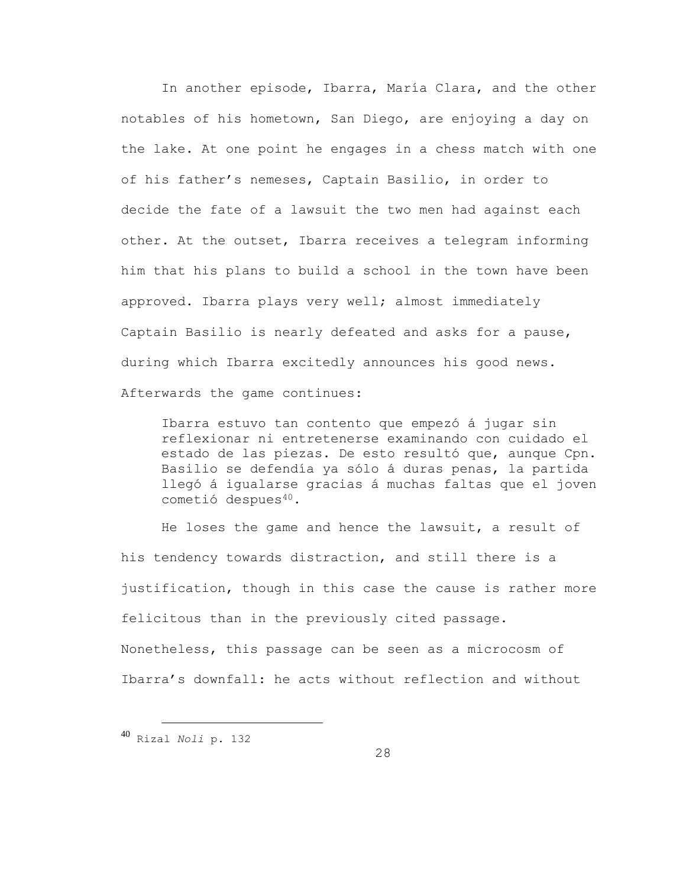In another episode, Ibarra, María Clara, and the other notables of his hometown, San Diego, are enjoying a day on the lake. At one point he engages in a chess match with one of his father's nemeses, Captain Basilio, in order to decide the fate of a lawsuit the two men had against each other. At the outset, Ibarra receives a telegram informing him that his plans to build a school in the town have been approved. Ibarra plays very well; almost immediately Captain Basilio is nearly defeated and asks for a pause, during which Ibarra excitedly announces his good news. Afterwards the game continues:

> Ibarra estuvo tan contento que empezó á jugar sin reflexionar ni entretenerse examinando con cuidado el estado de las piezas. De esto resultó que, aunque Cpn. Basilio se defendía ya sólo á duras penas, la partida llegó á igualarse gracias á muchas faltas que el joven cometió despues[40].

He loses the game and hence the lawsuit, a result of his tendency towards distraction, and still there is a justification, though in this case the cause is rather more felicitous than in the previously cited passage. Nonetheless, this passage can be seen as a microcosm of Ibarra's downfall: he acts without reflection and without

[40] Rizal *Noli* p. 132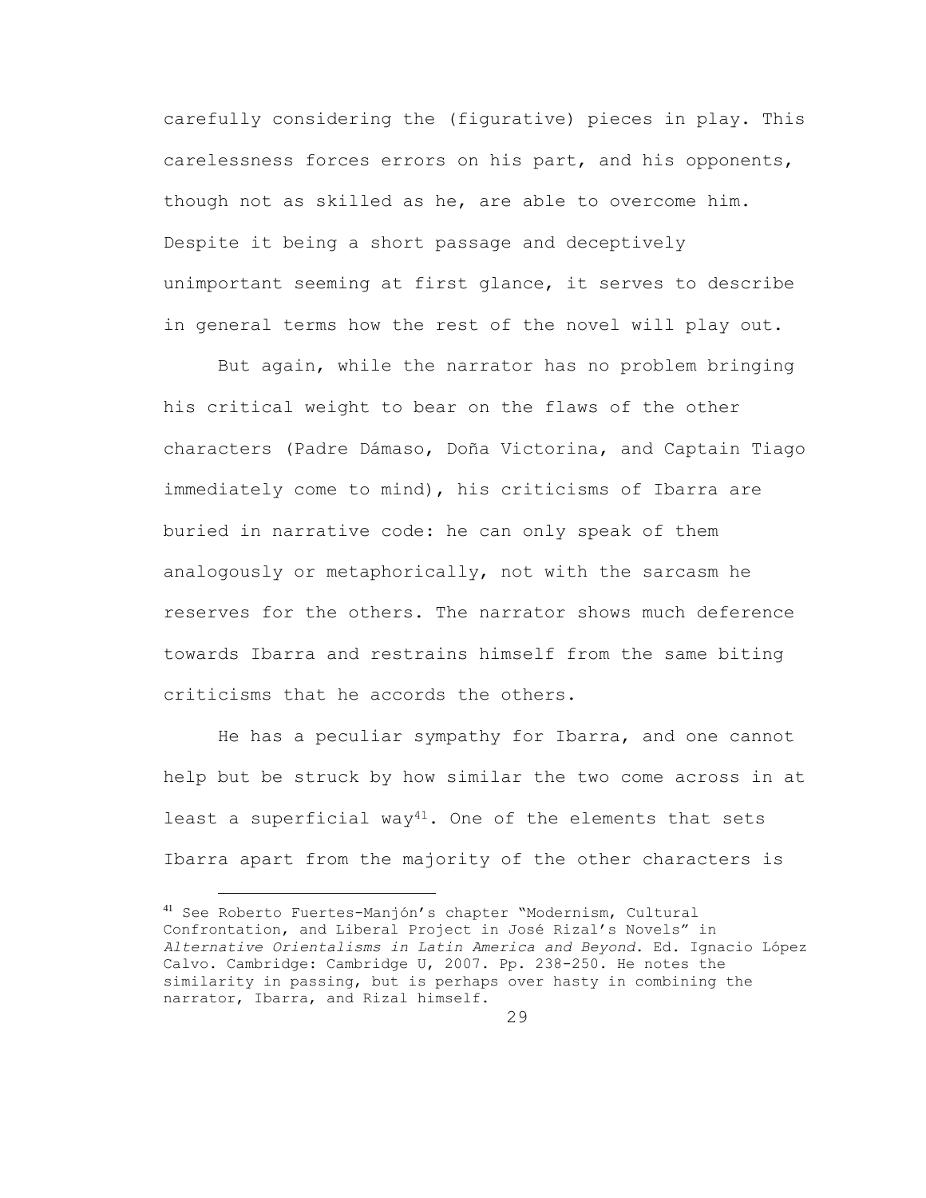carefully considering the (figurative) pieces in play. This carelessness forces errors on his part, and his opponents, though not as skilled as he, are able to overcome him. Despite it being a short passage and deceptively unimportant seeming at first glance, it serves to describe in general terms how the rest of the novel will play out.

But again, while the narrator has no problem bringing his critical weight to bear on the flaws of the other characters (Padre Dámaso, Doña Victorina, and Captain Tiago immediately come to mind), his criticisms of Ibarra are buried in narrative code: he can only speak of them analogously or metaphorically, not with the sarcasm he reserves for the others. The narrator shows much deference towards Ibarra and restrains himself from the same biting criticisms that he accords the others.

He has a peculiar sympathy for Ibarra, and one cannot help but be struck by how similar the two come across in at least a superficial way[41]. One of the elements that sets Ibarra apart from the majority of the other characters is

---

[41] See Roberto Fuertes-Manjón's chapter "Modernism, Cultural Confrontation, and Liberal Project in José Rizal's Novels" in *Alternative Orientalisms in Latin America and Beyond*. Ed. Ignacio López Calvo. Cambridge: Cambridge U, 2007. Pp. 238-250. He notes the similarity in passing, but is perhaps over hasty in combining the narrator, Ibarra, and Rizal himself.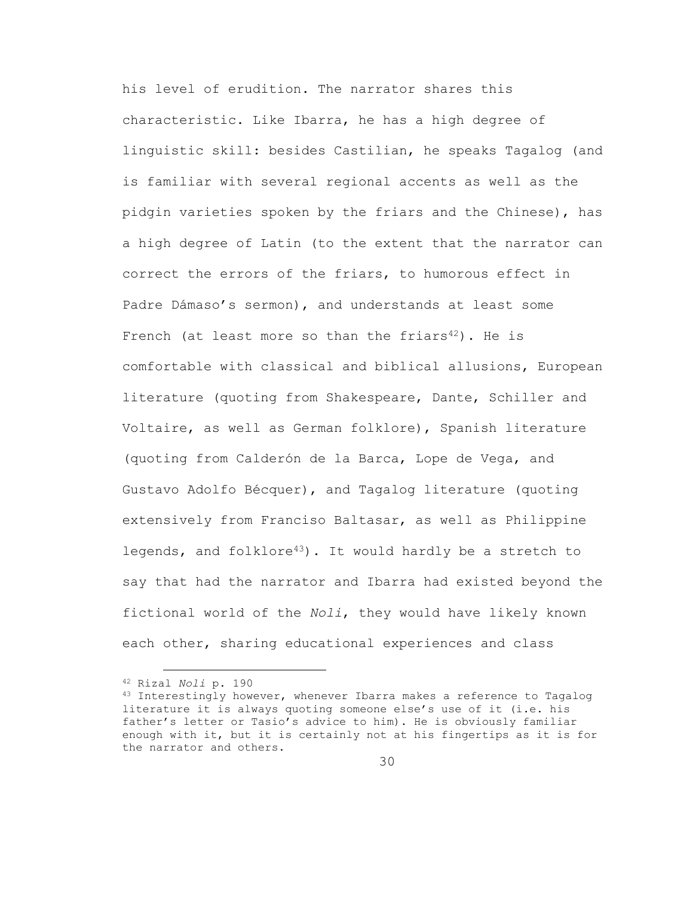his level of erudition. The narrator shares this characteristic. Like Ibarra, he has a high degree of linguistic skill: besides Castilian, he speaks Tagalog (and is familiar with several regional accents as well as the pidgin varieties spoken by the friars and the Chinese), has a high degree of Latin (to the extent that the narrator can correct the errors of the friars, to humorous effect in Padre Dámaso's sermon), and understands at least some French (at least more so than the friars[42]). He is comfortable with classical and biblical allusions, European literature (quoting from Shakespeare, Dante, Schiller and Voltaire, as well as German folklore), Spanish literature (quoting from Calderón de la Barca, Lope de Vega, and Gustavo Adolfo Bécquer), and Tagalog literature (quoting extensively from Francisco Baltasar, as well as Philippine legends, and folklore[43]). It would hardly be a stretch to say that had the narrator and Ibarra had existed beyond the fictional world of the *Noli*, they would have likely known each other, sharing educational experiences and class

---

[42] Rizal *Noli* p. 190

[43] Interestingly however, whenever Ibarra makes a reference to Tagalog literature it is always quoting someone else's use of it (i.e. his father's letter or Tasio's advice to him). He is obviously familiar enough with it, but it is certainly not at his fingertips as it is for the narrator and others.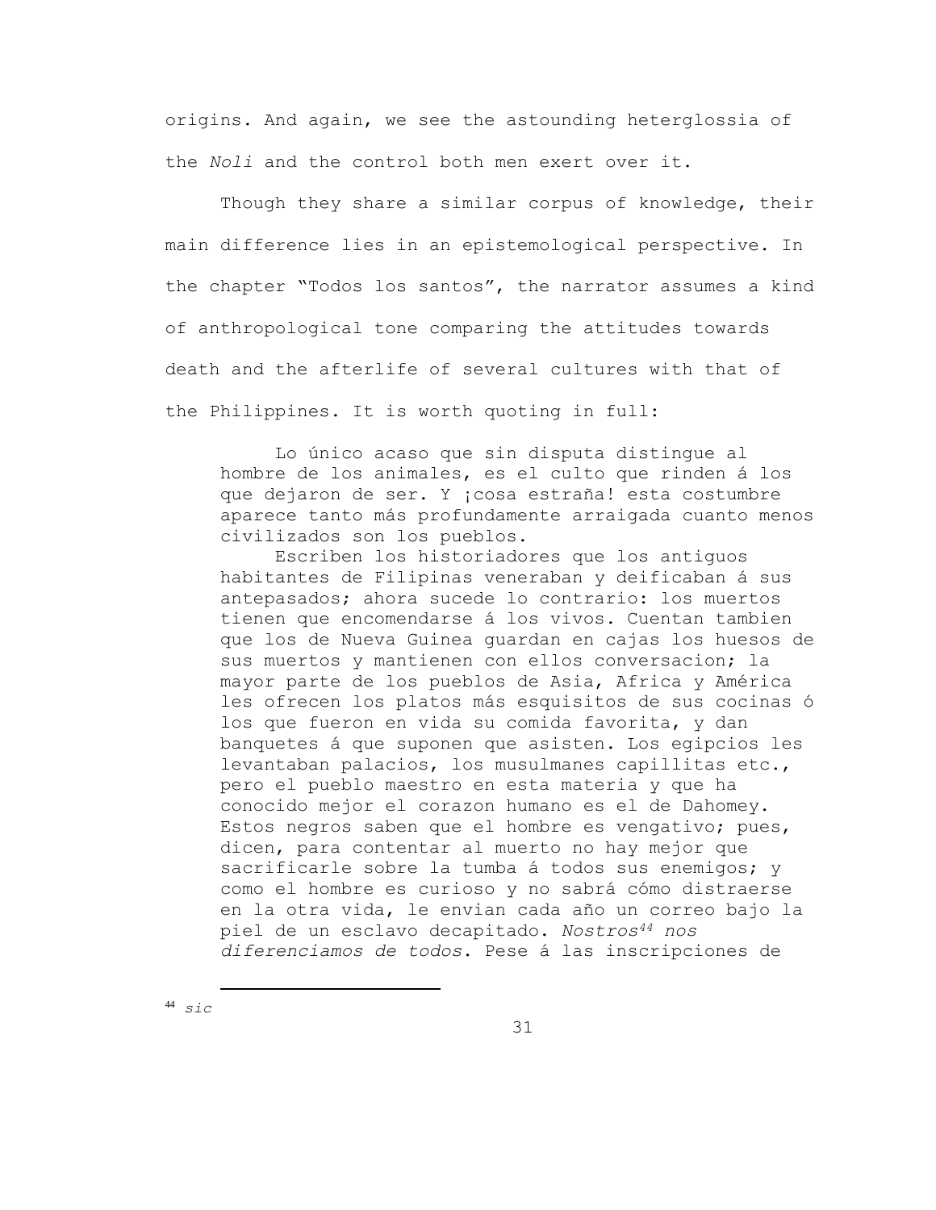origins. And again, we see the astounding heterglossia of the *Noli* and the control both men exert over it.

Though they share a similar corpus of knowledge, their main difference lies in an epistemological perspective. In the chapter "Todos los santos", the narrator assumes a kind of anthropological tone comparing the attitudes towards death and the afterlife of several cultures with that of the Philippines. It is worth quoting in full:

> Lo único acaso que sin disputa distingue al hombre de los animales, es el culto que rinden á los que dejaron de ser. Y ¡cosa estraña! esta costumbre aparece tanto más profundamente arraigada cuanto menos civilizados son los pueblos.
>
> Escriben los historiadores que los antiguos habitantes de Filipinas veneraban y deificaban á sus antepasados; ahora sucede lo contrario: los muertos tienen que encomendarse á los vivos. Cuentan tambien que los de Nueva Guinea guardan en cajas los huesos de sus muertos y mantienen con ellos conversacion; la mayor parte de los pueblos de Asia, Africa y América les ofrecen los platos más esquisitos de sus cocinas ó los que fueron en vida su comida favorita, y dan banquetes á que suponen que asisten. Los egipcios les levantaban palacios, los musulmanes capillitas etc., pero el pueblo maestro en esta materia y que ha conocido mejor el corazon humano es el de Dahomey. Estos negros saben que el hombre es vengativo; pues, dicen, para contentar al muerto no hay mejor que sacrificarle sobre la tumba á todos sus enemigos; y como el hombre es curioso y no sabrá cómo distraerse en la otra vida, le envian cada año un correo bajo la piel de un esclavo decapitado. *Nostros*[44] *nos diferenciamos de todos*. Pese á las inscripciones de

[44] *sic*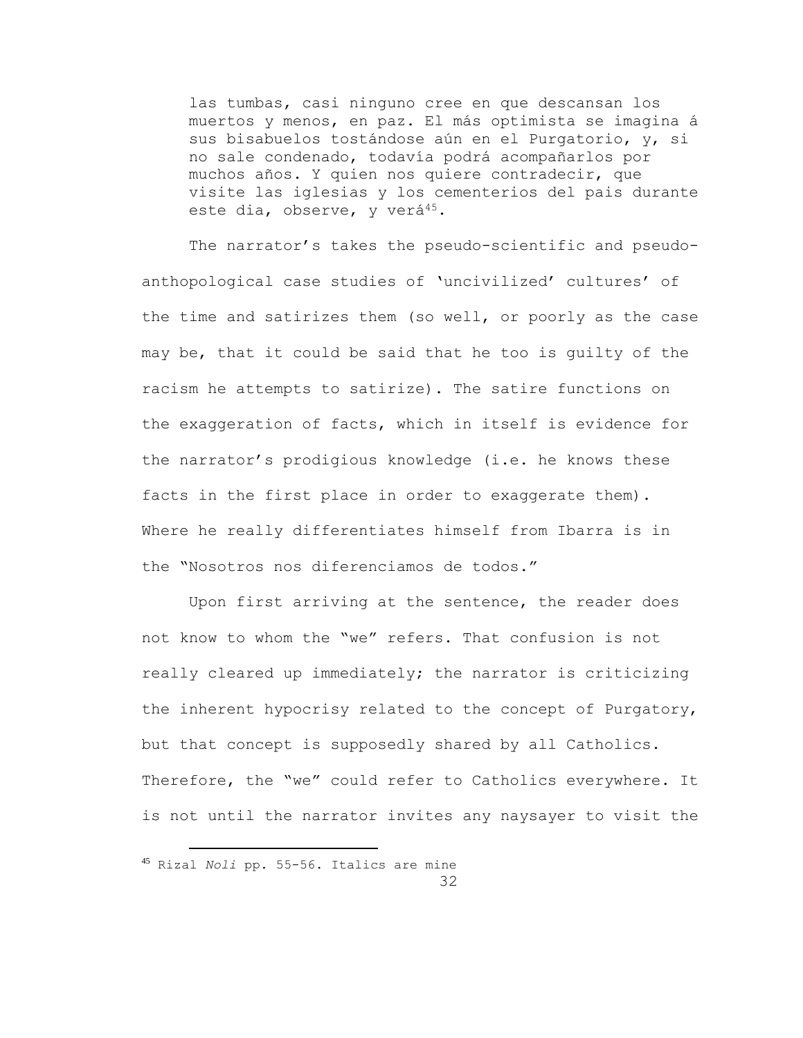> las tumbas, casi ninguno cree en que descansan los muertos y menos, en paz. El más optimista se imagina á sus bisabuelos tostándose aún en el Purgatorio, y, si no sale condenado, todavía podrá acompañarlos por muchos años. Y quien nos quiere contradecir, que visite las iglesias y los cementerios del pais durante este dia, observe, y verá[45].

The narrator's takes the pseudo-scientific and pseudo-anthopological case studies of 'uncivilized' cultures' of the time and satirizes them (so well, or poorly as the case may be, that it could be said that he too is guilty of the racism he attempts to satirize). The satire functions on the exaggeration of facts, which in itself is evidence for the narrator's prodigious knowledge (i.e. he knows these facts in the first place in order to exaggerate them). Where he really differentiates himself from Ibarra is in the "Nosotros nos diferenciamos de todos."

Upon first arriving at the sentence, the reader does not know to whom the "we" refers. That confusion is not really cleared up immediately; the narrator is criticizing the inherent hypocrisy related to the concept of Purgatory, but that concept is supposedly shared by all Catholics. Therefore, the "we" could refer to Catholics everywhere. It is not until the narrator invites any naysayer to visit the

[45] Rizal *Noli* pp. 55-56. Italics are mine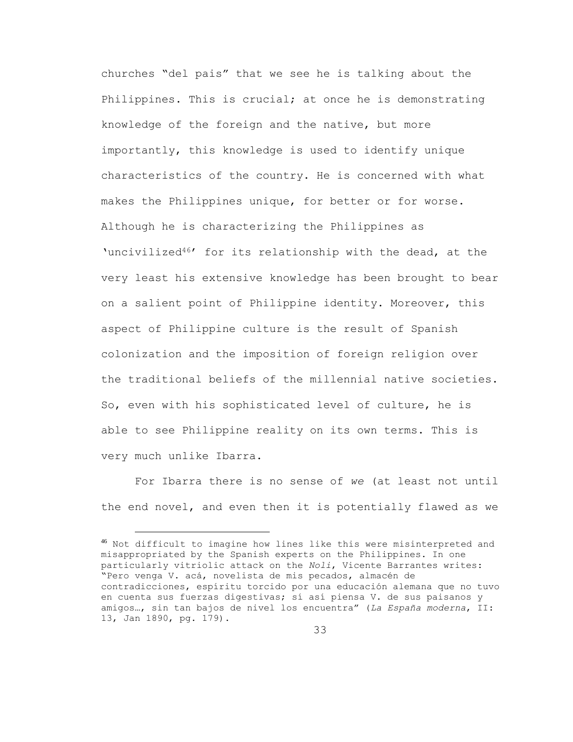churches "del pais" that we see he is talking about the Philippines. This is crucial; at once he is demonstrating knowledge of the foreign and the native, but more importantly, this knowledge is used to identify unique characteristics of the country. He is concerned with what makes the Philippines unique, for better or for worse. Although he is characterizing the Philippines as 'uncivilized[46]' for its relationship with the dead, at the very least his extensive knowledge has been brought to bear on a salient point of Philippine identity. Moreover, this aspect of Philippine culture is the result of Spanish colonization and the imposition of foreign religion over the traditional beliefs of the millennial native societies. So, even with his sophisticated level of culture, he is able to see Philippine reality on its own terms. This is very much unlike Ibarra.

For Ibarra there is no sense of *we* (at least not until the end novel, and even then it is potentially flawed as we

---

[46] Not difficult to imagine how lines like this were misinterpreted and misappropriated by the Spanish experts on the Philippines. In one particularly vitriolic attack on the *Noli*, Vicente Barrantes writes: "Pero venga V. acá, novelista de mis pecados, almacén de contradicciones, espíritu torcido por una educación alemana que no tuvo en cuenta sus fuerzas digestivas; sí así piensa V. de sus paisanos y amigos…, sin tan bajos de nivel los encuentra" (*La España moderna*, II: 13, Jan 1890, pg. 179).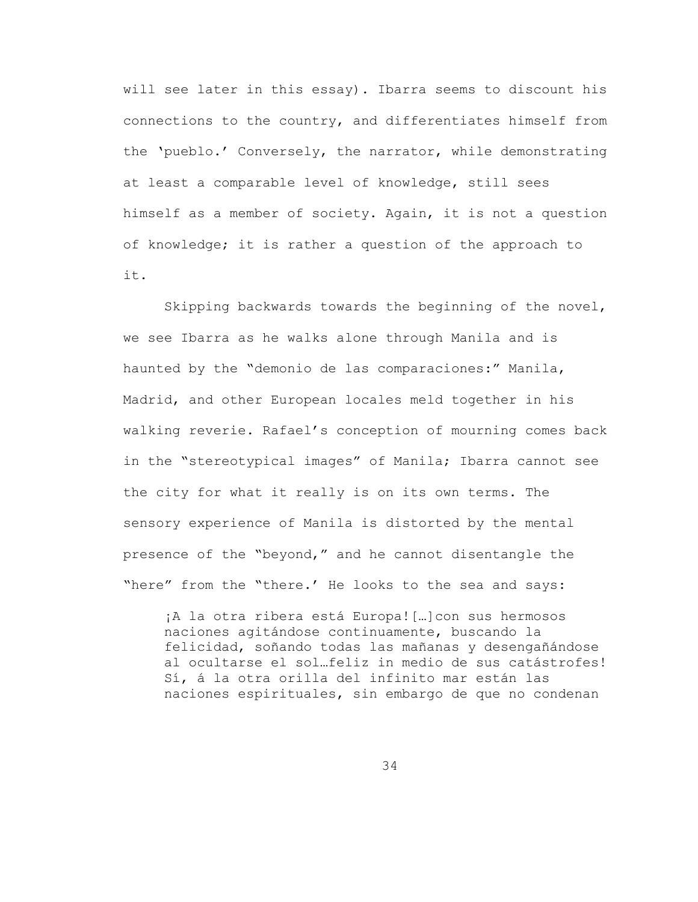will see later in this essay). Ibarra seems to discount his connections to the country, and differentiates himself from the 'pueblo.' Conversely, the narrator, while demonstrating at least a comparable level of knowledge, still sees himself as a member of society. Again, it is not a question of knowledge; it is rather a question of the approach to it.

Skipping backwards towards the beginning of the novel, we see Ibarra as he walks alone through Manila and is haunted by the "demonio de las comparaciones:" Manila, Madrid, and other European locales meld together in his walking reverie. Rafael's conception of mourning comes back in the "stereotypical images" of Manila; Ibarra cannot see the city for what it really is on its own terms. The sensory experience of Manila is distorted by the mental presence of the "beyond," and he cannot disentangle the "here" from the "there.' He looks to the sea and says:

> ¡A la otra ribera está Europa![…]con sus hermosos naciones agitándose continuamente, buscando la felicidad, soñando todas las mañanas y desengañándose al ocultarse el sol…feliz in medio de sus catástrofes! Sí, á la otra orilla del infinito mar están las naciones espirituales, sin embargo de que no condenan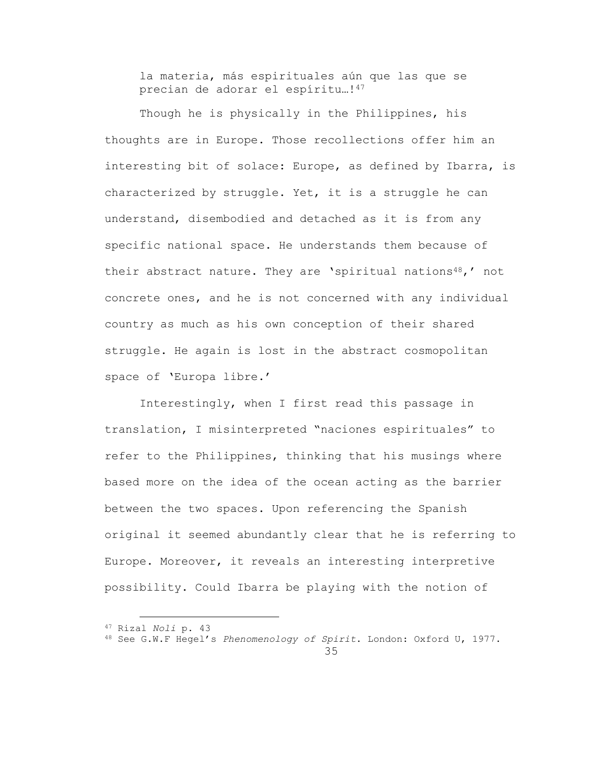> la materia, más espirituales aún que las que se precian de adorar el espíritu…![47]

Though he is physically in the Philippines, his thoughts are in Europe. Those recollections offer him an interesting bit of solace: Europe, as defined by Ibarra, is characterized by struggle. Yet, it is a struggle he can understand, disembodied and detached as it is from any specific national space. He understands them because of their abstract nature. They are 'spiritual nations[48],' not concrete ones, and he is not concerned with any individual country as much as his own conception of their shared struggle. He again is lost in the abstract cosmopolitan space of 'Europa libre.'

Interestingly, when I first read this passage in translation, I misinterpreted "naciones espirituales" to refer to the Philippines, thinking that his musings where based more on the idea of the ocean acting as the barrier between the two spaces. Upon referencing the Spanish original it seemed abundantly clear that he is referring to Europe. Moreover, it reveals an interesting interpretive possibility. Could Ibarra be playing with the notion of

---

[47] Rizal *Noli* p. 43

[48] See G.W.F Hegel's *Phenomenology of Spirit*. London: Oxford U, 1977.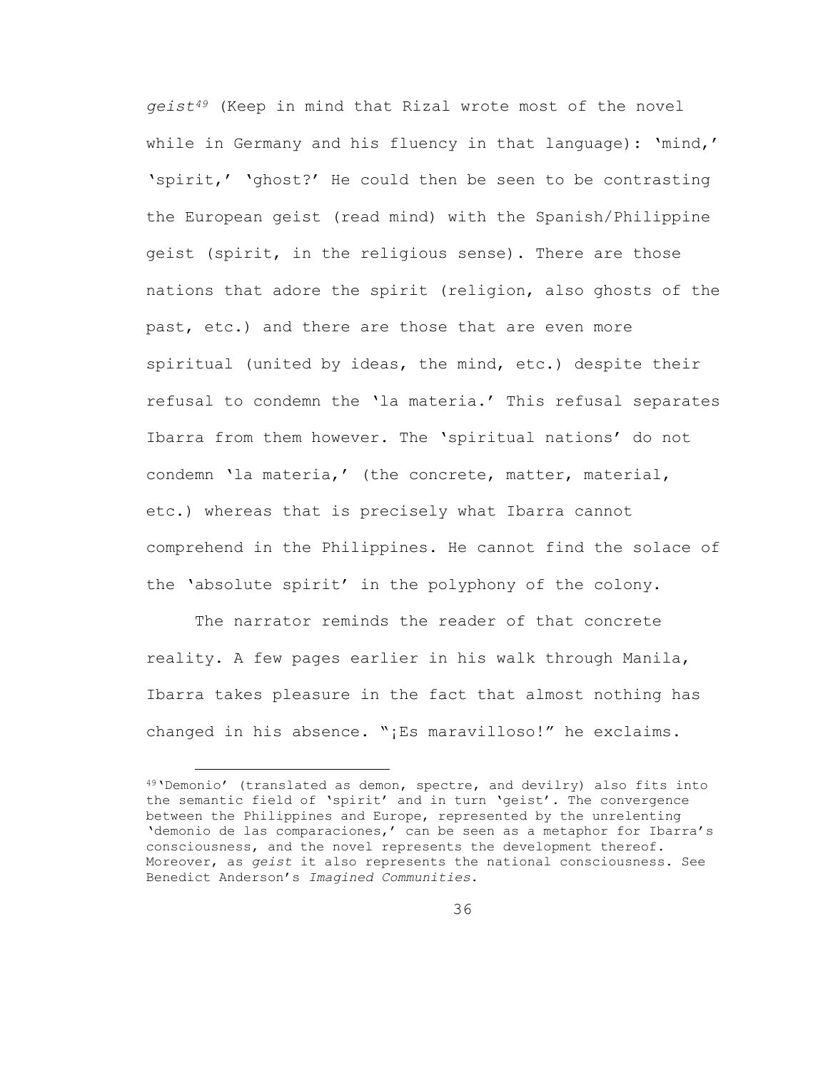*geist*[49] (Keep in mind that Rizal wrote most of the novel while in Germany and his fluency in that language): 'mind,' 'spirit,' 'ghost?' He could then be seen to be contrasting the European geist (read mind) with the Spanish/Philippine geist (spirit, in the religious sense). There are those nations that adore the spirit (religion, also ghosts of the past, etc.) and there are those that are even more spiritual (united by ideas, the mind, etc.) despite their refusal to condemn the 'la materia.' This refusal separates Ibarra from them however. The 'spiritual nations' do not condemn 'la materia,' (the concrete, matter, material, etc.) whereas that is precisely what Ibarra cannot comprehend in the Philippines. He cannot find the solace of the 'absolute spirit' in the polyphony of the colony.

The narrator reminds the reader of that concrete reality. A few pages earlier in his walk through Manila, Ibarra takes pleasure in the fact that almost nothing has changed in his absence. "¡Es maravilloso!" he exclaims.

---

[49] 'Demonio' (translated as demon, spectre, and devilry) also fits into the semantic field of 'spirit' and in turn 'geist'. The convergence between the Philippines and Europe, represented by the unrelenting 'demonio de las comparaciones,' can be seen as a metaphor for Ibarra's consciousness, and the novel represents the development thereof. Moreover, as *geist* it also represents the national consciousness. See Benedict Anderson's *Imagined Communities*.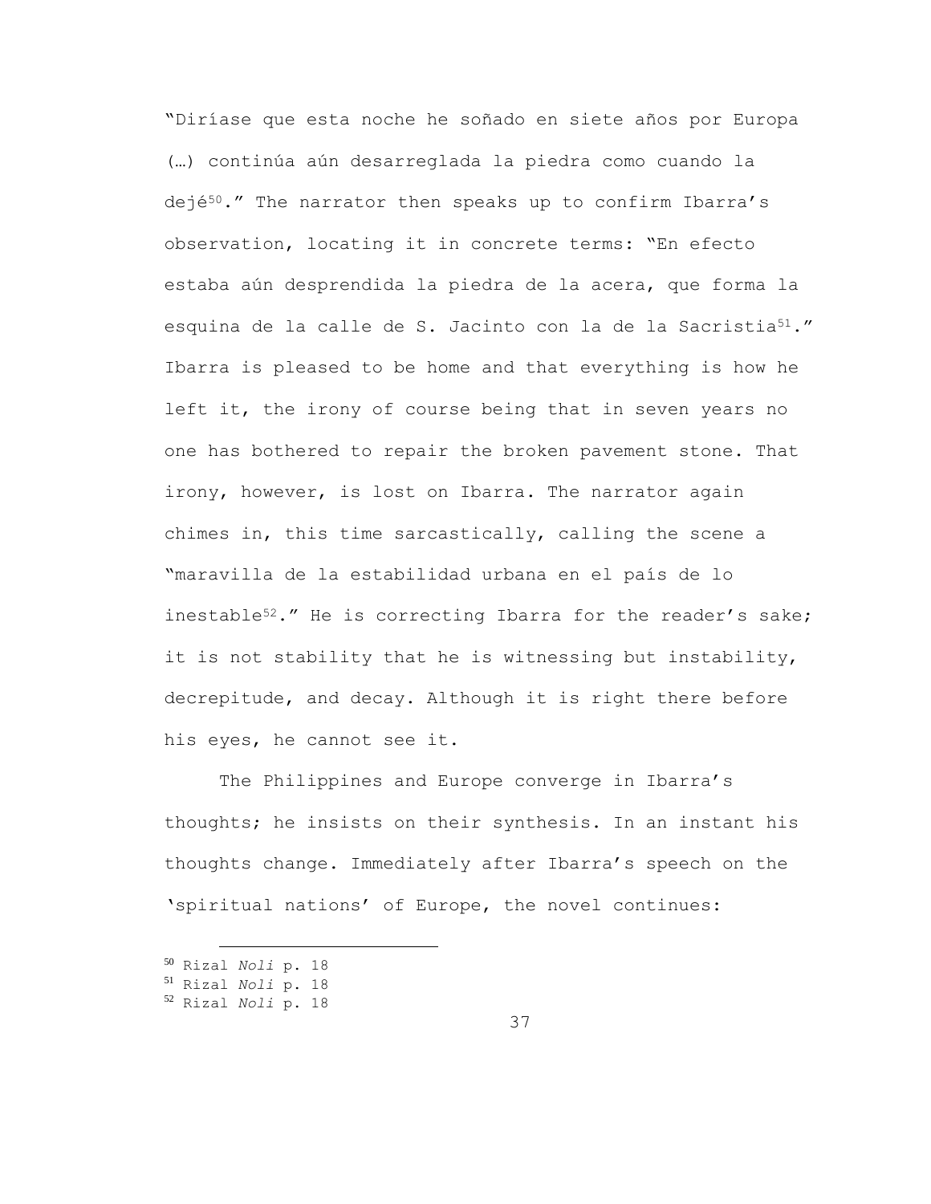"Diríase que esta noche he soñado en siete años por Europa (…) continúa aún desarreglada la piedra como cuando la dejé[50]." The narrator then speaks up to confirm Ibarra's observation, locating it in concrete terms: "En efecto estaba aún desprendida la piedra de la acera, que forma la esquina de la calle de S. Jacinto con la de la Sacristia[51]." Ibarra is pleased to be home and that everything is how he left it, the irony of course being that in seven years no one has bothered to repair the broken pavement stone. That irony, however, is lost on Ibarra. The narrator again chimes in, this time sarcastically, calling the scene a "maravilla de la estabilidad urbana en el país de lo inestable[52]." He is correcting Ibarra for the reader's sake; it is not stability that he is witnessing but instability, decrepitude, and decay. Although it is right there before his eyes, he cannot see it.

The Philippines and Europe converge in Ibarra's thoughts; he insists on their synthesis. In an instant his thoughts change. Immediately after Ibarra's speech on the 'spiritual nations' of Europe, the novel continues:

---

[50] Rizal *Noli* p. 18

[51] Rizal *Noli* p. 18

[52] Rizal *Noli* p. 18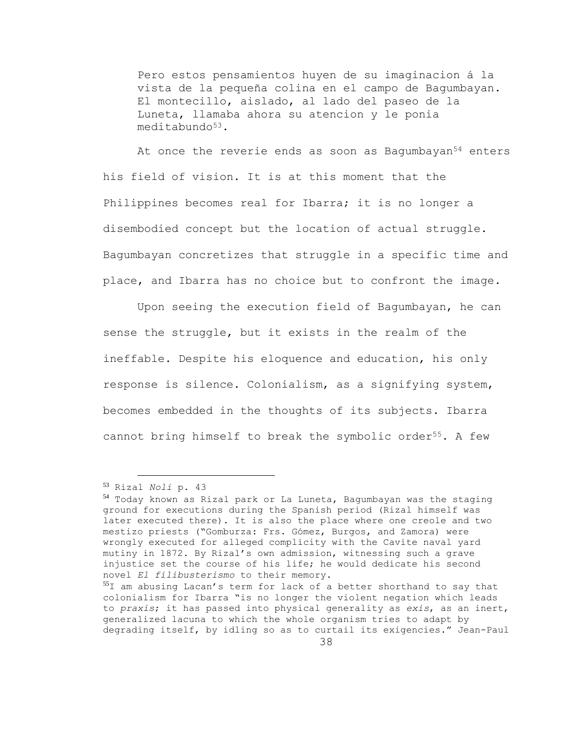> Pero estos pensamientos huyen de su imaginacion á la vista de la pequeña colina en el campo de Bagumbayan. El montecillo, aislado, al lado del paseo de la Luneta, llamaba ahora su atencion y le ponia meditabundo[53].

At once the reverie ends as soon as Bagumbayan[54] enters his field of vision. It is at this moment that the Philippines becomes real for Ibarra; it is no longer a disembodied concept but the location of actual struggle. Bagumbayan concretizes that struggle in a specific time and place, and Ibarra has no choice but to confront the image.

Upon seeing the execution field of Bagumbayan, he can sense the struggle, but it exists in the realm of the ineffable. Despite his eloquence and education, his only response is silence. Colonialism, as a signifying system, becomes embedded in the thoughts of its subjects. Ibarra cannot bring himself to break the symbolic order[55]. A few

---

[53] Rizal *Noli* p. 43

[54] Today known as Rizal park or La Luneta, Bagumbayan was the staging ground for executions during the Spanish period (Rizal himself was later executed there). It is also the place where one creole and two mestizo priests ("Gomburza: Frs. Gómez, Burgos, and Zamora) were wrongly executed for alleged complicity with the Cavite naval yard mutiny in 1872. By Rizal's own admission, witnessing such a grave injustice set the course of his life; he would dedicate his second novel *El filibusterismo* to their memory.

[55] I am abusing Lacan's term for lack of a better shorthand to say that colonialism for Ibarra "is no longer the violent negation which leads to *praxis*; it has passed into physical generality as *exis*, as an inert, generalized lacuna to which the whole organism tries to adapt by degrading itself, by idling so as to curtail its exigencies." Jean-Paul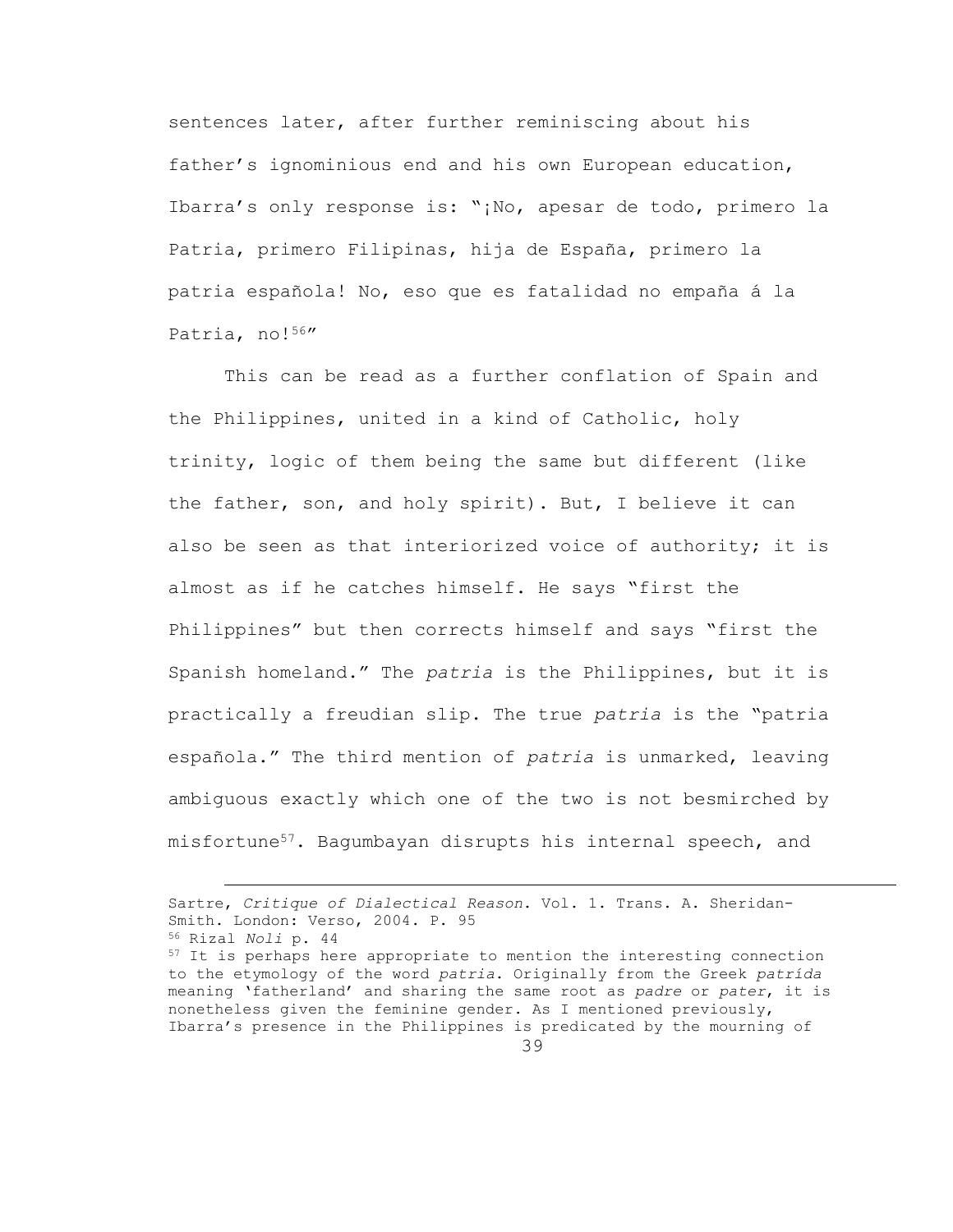sentences later, after further reminiscing about his father's ignominious end and his own European education, Ibarra's only response is: "¡No, apesar de todo, primero la Patria, primero Filipinas, hija de España, primero la patria española! No, eso que es fatalidad no empaña á la Patria, no![56]"

This can be read as a further conflation of Spain and the Philippines, united in a kind of Catholic, holy trinity, logic of them being the same but different (like the father, son, and holy spirit). But, I believe it can also be seen as that interiorized voice of authority; it is almost as if he catches himself. He says "first the Philippines" but then corrects himself and says "first the Spanish homeland." The *patria* is the Philippines, but it is practically a freudian slip. The true *patria* is the "patria española." The third mention of *patria* is unmarked, leaving ambiguous exactly which one of the two is not besmirched by misfortune[57]. Bagumbayan disrupts his internal speech, and

---

Sartre, *Critique of Dialectical Reason*. Vol. 1. Trans. A. Sheridan-Smith. London: Verso, 2004. P. 95

[56] Rizal *Noli* p. 44

[57] It is perhaps here appropriate to mention the interesting connection to the etymology of the word *patria*. Originally from the Greek *patrída* meaning 'fatherland' and sharing the same root as *padre* or *pater*, it is nonetheless given the feminine gender. As I mentioned previously, Ibarra's presence in the Philippines is predicated by the mourning of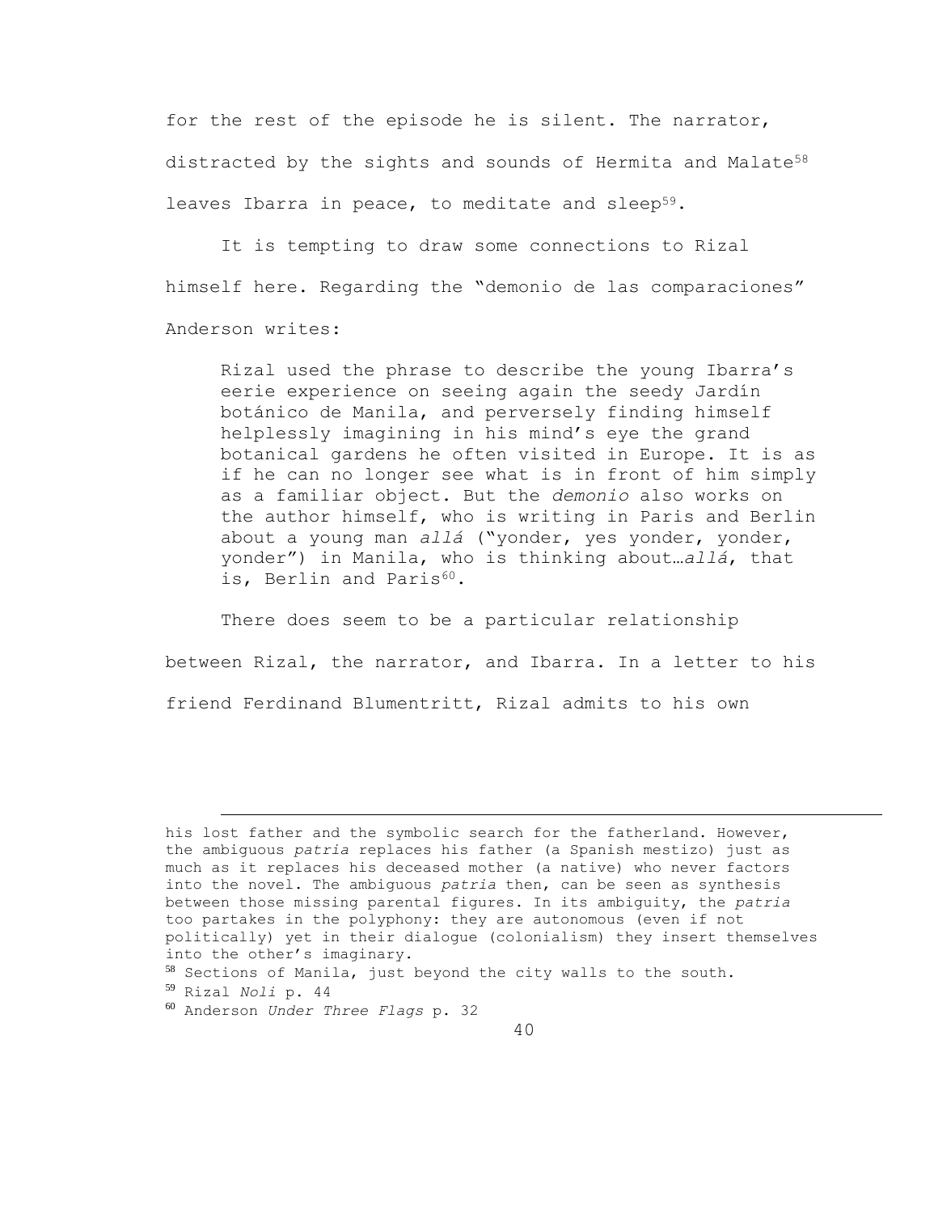for the rest of the episode he is silent. The narrator, distracted by the sights and sounds of Hermita and Malate[58] leaves Ibarra in peace, to meditate and sleep[59].

It is tempting to draw some connections to Rizal himself here. Regarding the "demonio de las comparaciones" Anderson writes:

> Rizal used the phrase to describe the young Ibarra's eerie experience on seeing again the seedy Jardín botánico de Manila, and perversely finding himself helplessly imagining in his mind's eye the grand botanical gardens he often visited in Europe. It is as if he can no longer see what is in front of him simply as a familiar object. But the *demonio* also works on the author himself, who is writing in Paris and Berlin about a young man *allá* ("yonder, yes yonder, yonder, yonder") in Manila, who is thinking about…*allá*, that is, Berlin and Paris[60].

There does seem to be a particular relationship between Rizal, the narrator, and Ibarra. In a letter to his friend Ferdinand Blumentritt, Rizal admits to his own

---

his lost father and the symbolic search for the fatherland. However, the ambiguous *patria* replaces his father (a Spanish mestizo) just as much as it replaces his deceased mother (a native) who never factors into the novel. The ambiguous *patria* then, can be seen as synthesis between those missing parental figures. In its ambiguity, the *patria* too partakes in the polyphony: they are autonomous (even if not politically) yet in their dialogue (colonialism) they insert themselves into the other's imaginary.

[58] Sections of Manila, just beyond the city walls to the south.

[59] Rizal *Noli* p. 44

[60] Anderson *Under Three Flags* p. 32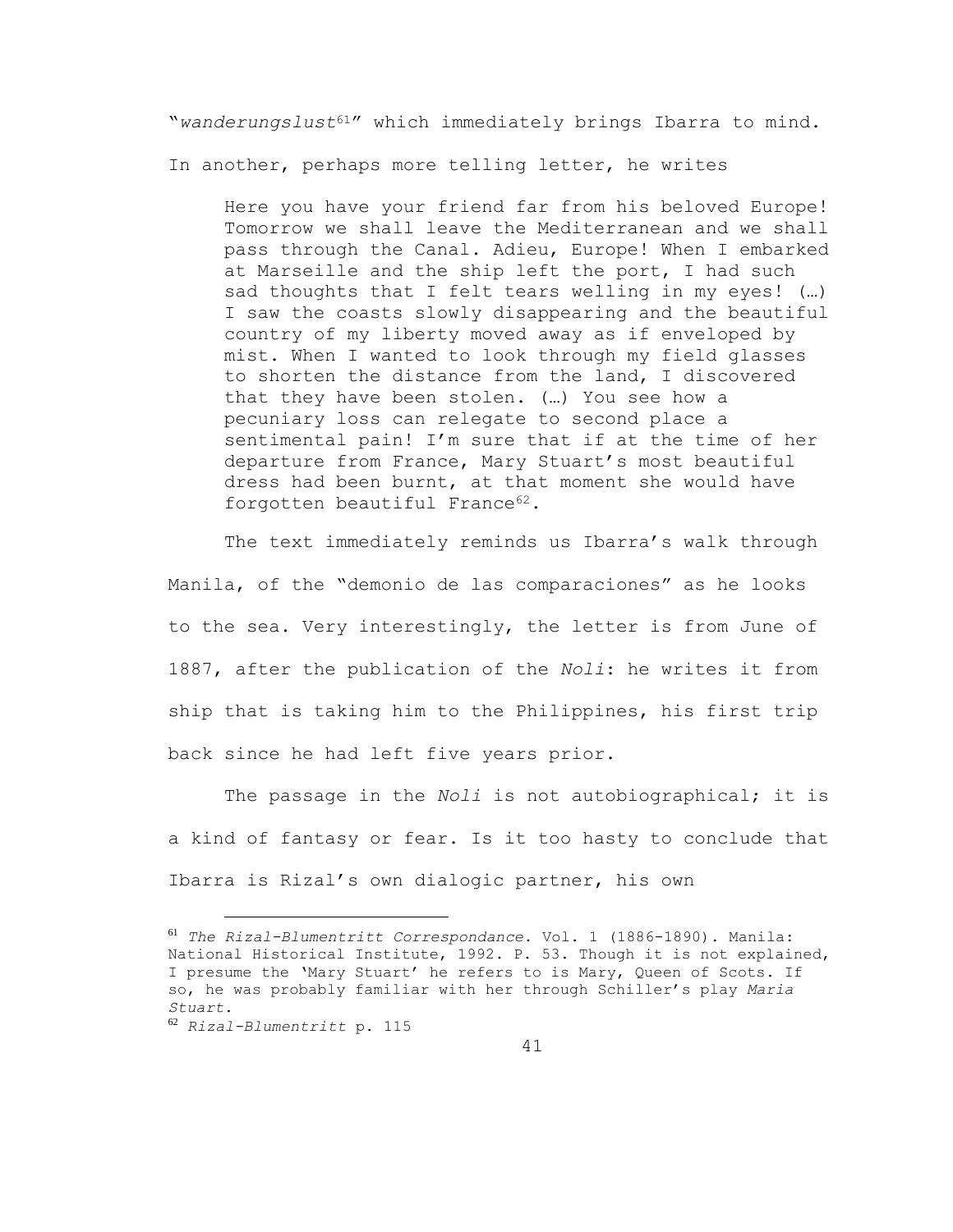"*wanderungslust*[61]" which immediately brings Ibarra to mind. In another, perhaps more telling letter, he writes

> Here you have your friend far from his beloved Europe! Tomorrow we shall leave the Mediterranean and we shall pass through the Canal. Adieu, Europe! When I embarked at Marseille and the ship left the port, I had such sad thoughts that I felt tears welling in my eyes! (…) I saw the coasts slowly disappearing and the beautiful country of my liberty moved away as if enveloped by mist. When I wanted to look through my field glasses to shorten the distance from the land, I discovered that they have been stolen. (…) You see how a pecuniary loss can relegate to second place a sentimental pain! I'm sure that if at the time of her departure from France, Mary Stuart's most beautiful dress had been burnt, at that moment she would have forgotten beautiful France[62].

The text immediately reminds us Ibarra's walk through Manila, of the "demonio de las comparaciones" as he looks to the sea. Very interestingly, the letter is from June of 1887, after the publication of the *Noli*: he writes it from ship that is taking him to the Philippines, his first trip back since he had left five years prior.

The passage in the *Noli* is not autobiographical; it is a kind of fantasy or fear. Is it too hasty to conclude that Ibarra is Rizal's own dialogic partner, his own

---

[61] *The Rizal-Blumentritt Correspondance*. Vol. 1 (1886-1890). Manila: National Historical Institute, 1992. P. 53. Though it is not explained, I presume the 'Mary Stuart' he refers to is Mary, Queen of Scots. If so, he was probably familiar with her through Schiller's play *Maria Stuart*.

[62] *Rizal-Blumentritt* p. 115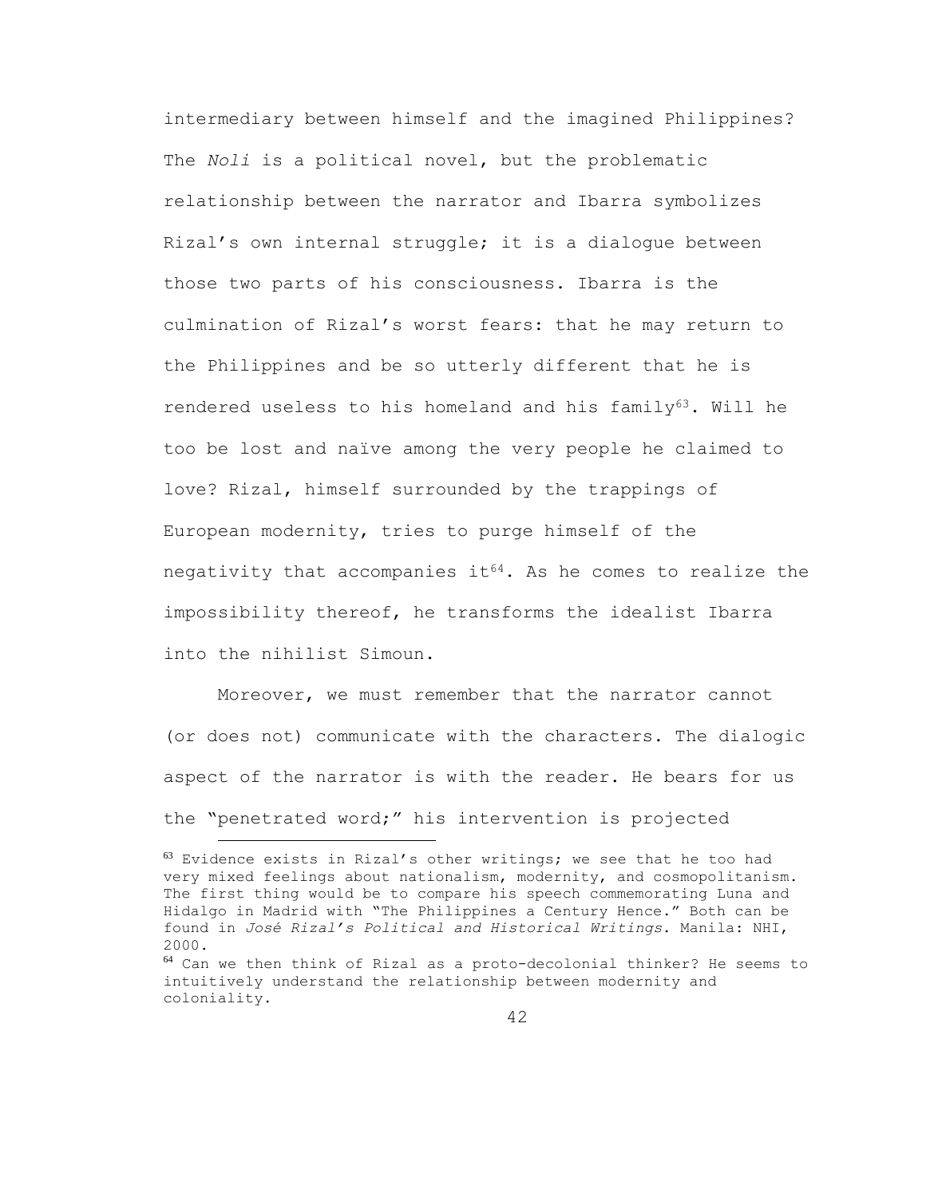intermediary between himself and the imagined Philippines? The *Noli* is a political novel, but the problematic relationship between the narrator and Ibarra symbolizes Rizal's own internal struggle; it is a dialogue between those two parts of his consciousness. Ibarra is the culmination of Rizal's worst fears: that he may return to the Philippines and be so utterly different that he is rendered useless to his homeland and his family[63]. Will he too be lost and naïve among the very people he claimed to love? Rizal, himself surrounded by the trappings of European modernity, tries to purge himself of the negativity that accompanies it[64]. As he comes to realize the impossibility thereof, he transforms the idealist Ibarra into the nihilist Simoun.

Moreover, we must remember that the narrator cannot (or does not) communicate with the characters. The dialogic aspect of the narrator is with the reader. He bears for us the "penetrated word;" his intervention is projected

---

[63] Evidence exists in Rizal's other writings; we see that he too had very mixed feelings about nationalism, modernity, and cosmopolitanism. The first thing would be to compare his speech commemorating Luna and Hidalgo in Madrid with "The Philippines a Century Hence." Both can be found in *José Rizal's Political and Historical Writings*. Manila: NHI, 2000.

[64] Can we then think of Rizal as a proto-decolonial thinker? He seems to intuitively understand the relationship between modernity and coloniality.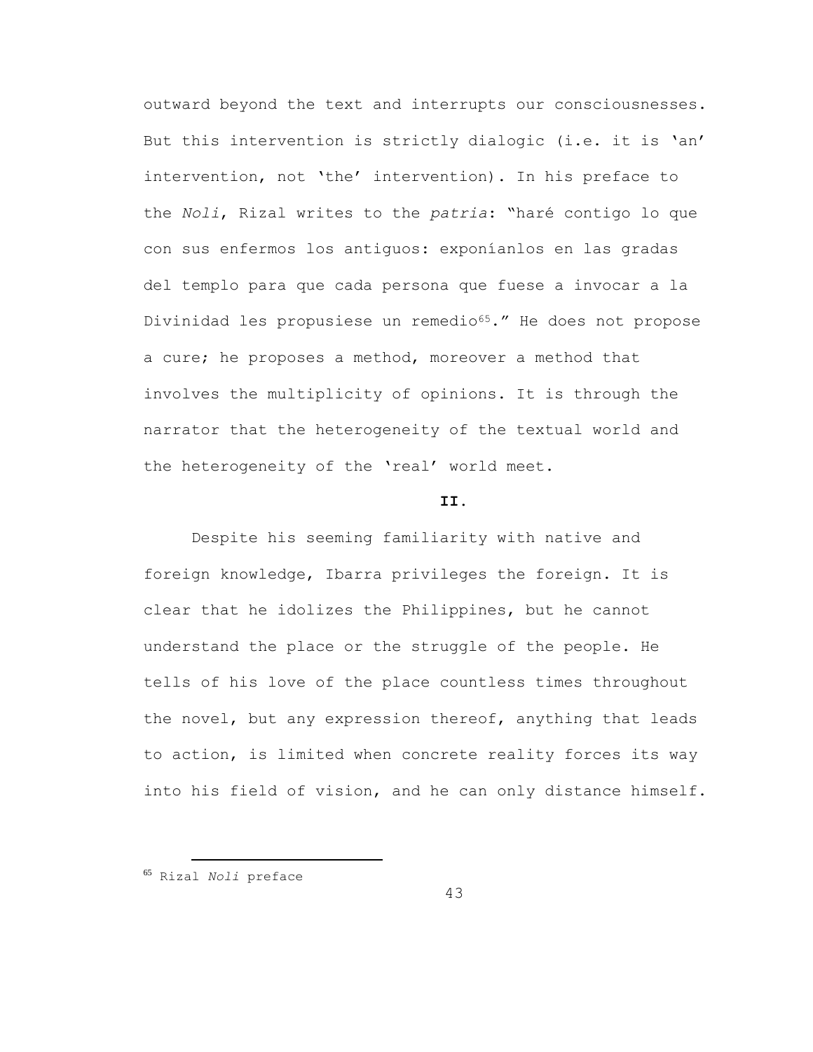outward beyond the text and interrupts our consciousnesses. But this intervention is strictly dialogic (i.e. it is 'an' intervention, not 'the' intervention). In his preface to the *Noli*, Rizal writes to the *patria*: "haré contigo lo que con sus enfermos los antiguos: exponíanlos en las gradas del templo para que cada persona que fuese a invocar a la Divinidad les propusiese un remedio[65]." He does not propose a cure; he proposes a method, moreover a method that involves the multiplicity of opinions. It is through the narrator that the heterogeneity of the textual world and the heterogeneity of the 'real' world meet.

## II.

Despite his seeming familiarity with native and foreign knowledge, Ibarra privileges the foreign. It is clear that he idolizes the Philippines, but he cannot understand the place or the struggle of the people. He tells of his love of the place countless times throughout the novel, but any expression thereof, anything that leads to action, is limited when concrete reality forces its way into his field of vision, and he can only distance himself.

---

[65] Rizal *Noli* preface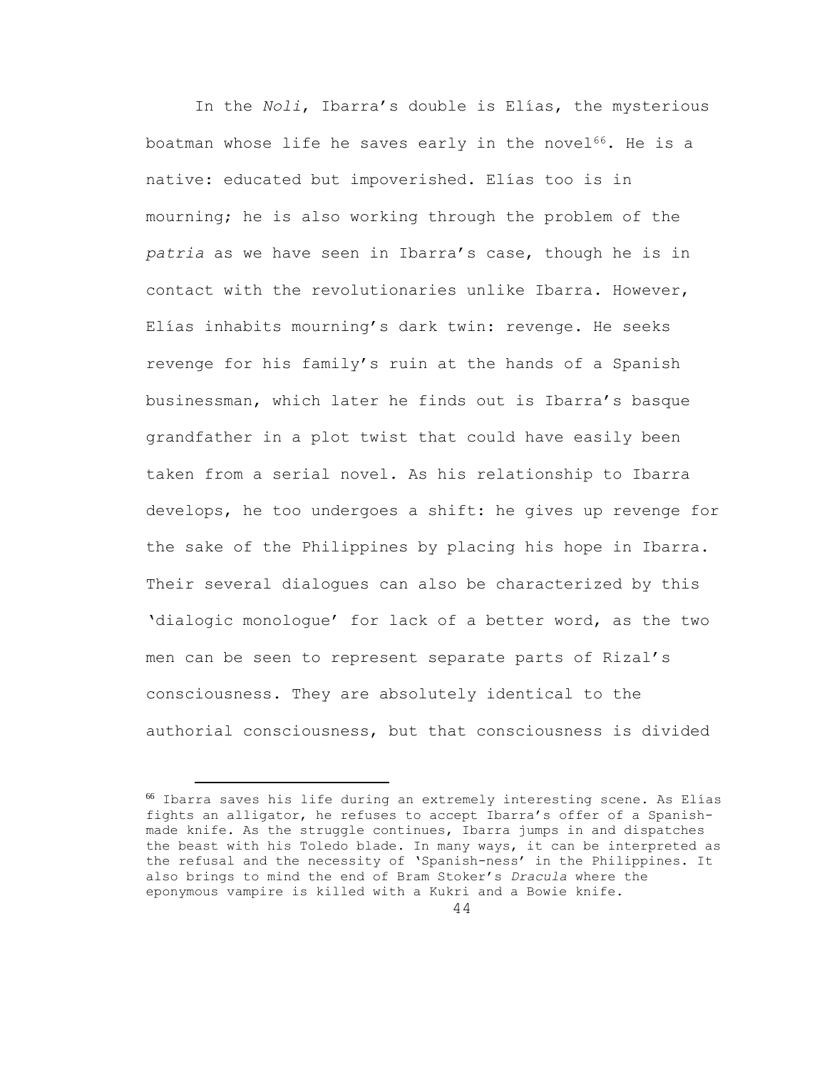In the *Noli*, Ibarra's double is Elías, the mysterious boatman whose life he saves early in the novel[66]. He is a native: educated but impoverished. Elías too is in mourning; he is also working through the problem of the *patria* as we have seen in Ibarra's case, though he is in contact with the revolutionaries unlike Ibarra. However, Elías inhabits mourning's dark twin: revenge. He seeks revenge for his family's ruin at the hands of a Spanish businessman, which later he finds out is Ibarra's basque grandfather in a plot twist that could have easily been taken from a serial novel. As his relationship to Ibarra develops, he too undergoes a shift: he gives up revenge for the sake of the Philippines by placing his hope in Ibarra. Their several dialogues can also be characterized by this 'dialogic monologue' for lack of a better word, as the two men can be seen to represent separate parts of Rizal's consciousness. They are absolutely identical to the authorial consciousness, but that consciousness is divided

[66] Ibarra saves his life during an extremely interesting scene. As Elías fights an alligator, he refuses to accept Ibarra's offer of a Spanish-made knife. As the struggle continues, Ibarra jumps in and dispatches the beast with his Toledo blade. In many ways, it can be interpreted as the refusal and the necessity of 'Spanish-ness' in the Philippines. It also brings to mind the end of Bram Stoker's *Dracula* where the eponymous vampire is killed with a Kukri and a Bowie knife.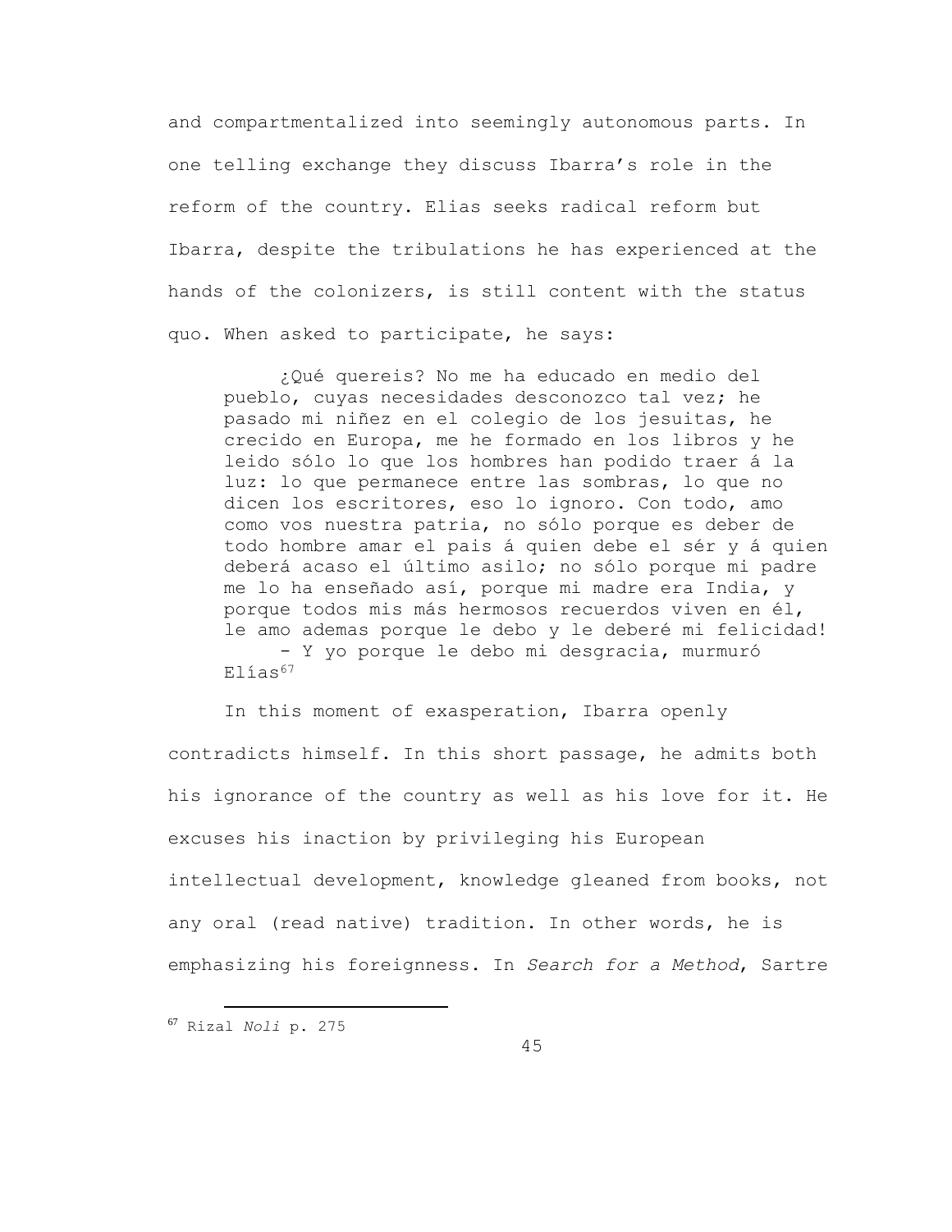and compartmentalized into seemingly autonomous parts. In one telling exchange they discuss Ibarra's role in the reform of the country. Elias seeks radical reform but Ibarra, despite the tribulations he has experienced at the hands of the colonizers, is still content with the status quo. When asked to participate, he says:

> ¿Qué quereis? No me ha educado en medio del pueblo, cuyas necesidades desconozco tal vez; he pasado mi niñez en el colegio de los jesuitas, he crecido en Europa, me he formado en los libros y he leido sólo lo que los hombres han podido traer á la luz: lo que permanece entre las sombras, lo que no dicen los escritores, eso lo ignoro. Con todo, amo como vos nuestra patria, no sólo porque es deber de todo hombre amar el pais á quien debe el sér y á quien deberá acaso el último asilo; no sólo porque mi padre me lo ha enseñado así, porque mi madre era India, y porque todos mis más hermosos recuerdos viven en él, le amo ademas porque le debo y le deberé mi felicidad!
>
> – Y yo porque le debo mi desgracia, murmuró Elías[67]

In this moment of exasperation, Ibarra openly contradicts himself. In this short passage, he admits both his ignorance of the country as well as his love for it. He excuses his inaction by privileging his European intellectual development, knowledge gleaned from books, not any oral (read native) tradition. In other words, he is emphasizing his foreignness. In *Search for a Method*, Sartre

---

[67] Rizal *Noli* p. 275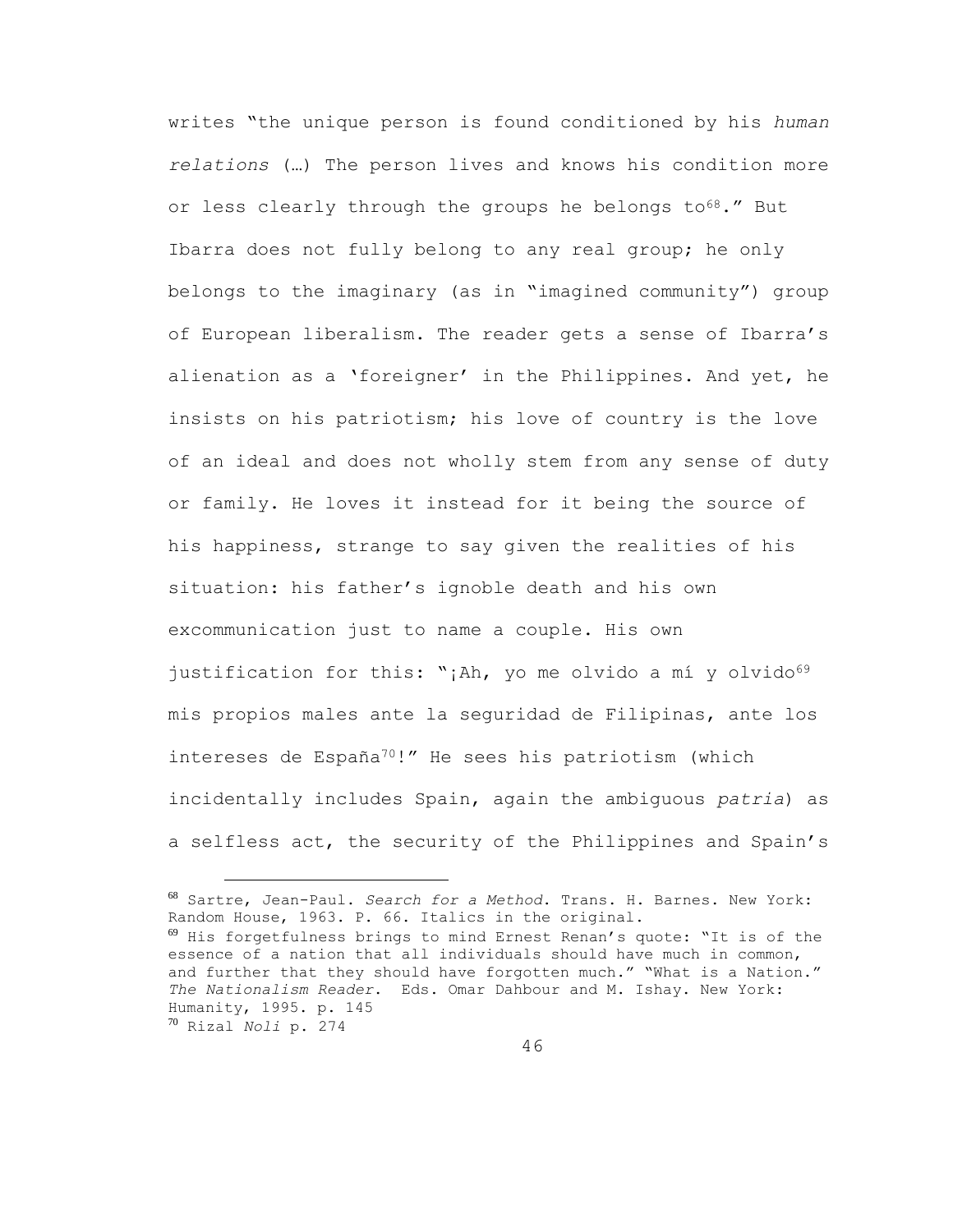writes "the unique person is found conditioned by his *human relations* (…) The person lives and knows his condition more or less clearly through the groups he belongs to[68]." But Ibarra does not fully belong to any real group; he only belongs to the imaginary (as in "imagined community") group of European liberalism. The reader gets a sense of Ibarra's alienation as a 'foreigner' in the Philippines. And yet, he insists on his patriotism; his love of country is the love of an ideal and does not wholly stem from any sense of duty or family. He loves it instead for it being the source of his happiness, strange to say given the realities of his situation: his father's ignoble death and his own excommunication just to name a couple. His own justification for this: "¡Ah, yo me olvido a mí y olvido[69] mis propios males ante la seguridad de Filipinas, ante los intereses de España[70]!" He sees his patriotism (which incidentally includes Spain, again the ambiguous *patria*) as a selfless act, the security of the Philippines and Spain's

---

[68] Sartre, Jean-Paul. *Search for a Method*. Trans. H. Barnes. New York: Random House, 1963. P. 66. Italics in the original.

[69] His forgetfulness brings to mind Ernest Renan's quote: "It is of the essence of a nation that all individuals should have much in common, and further that they should have forgotten much." "What is a Nation." *The Nationalism Reader*. Eds. Omar Dahbour and M. Ishay. New York: Humanity, 1995. p. 145

[70] Rizal *Noli* p. 274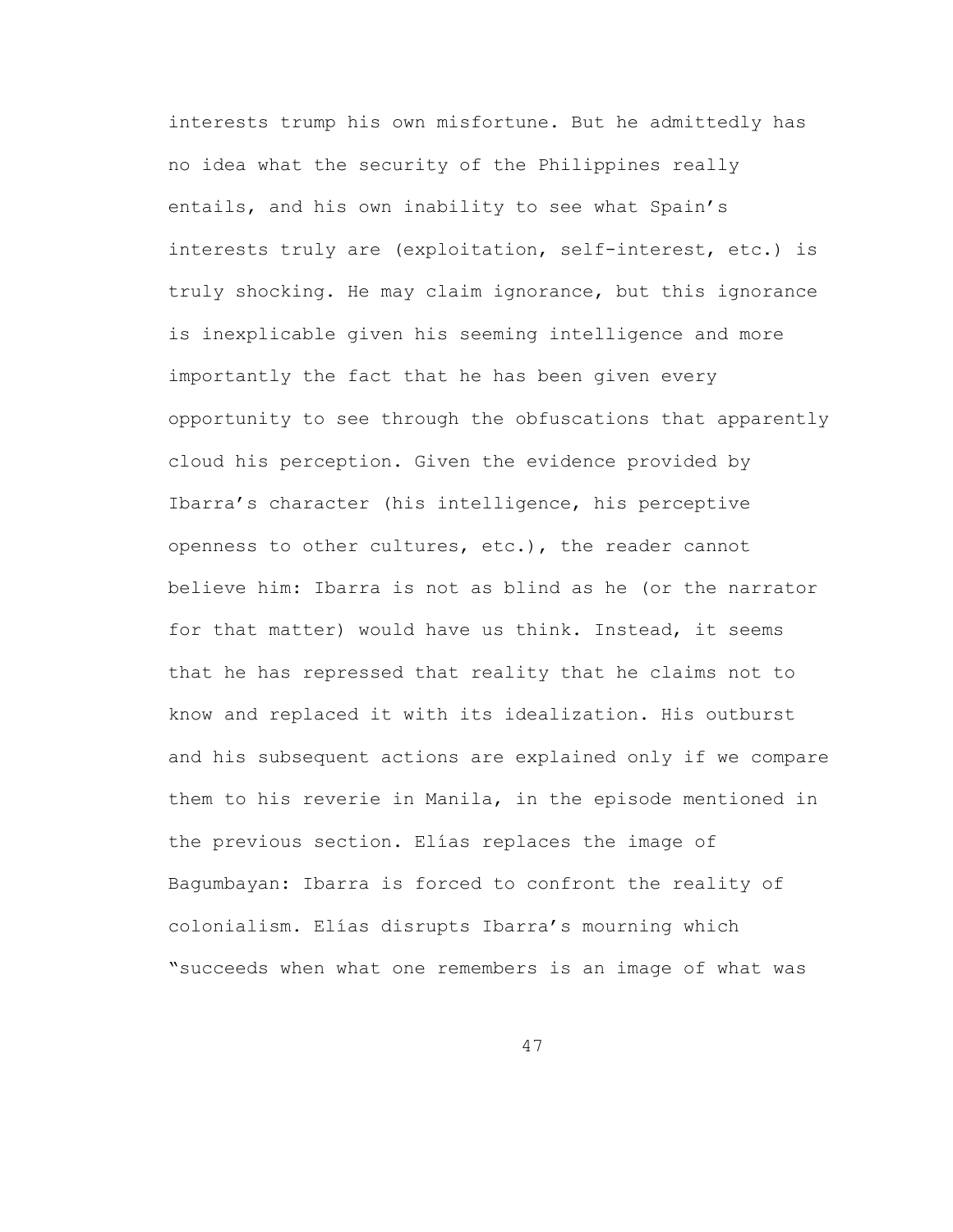interests trump his own misfortune. But he admittedly has no idea what the security of the Philippines really entails, and his own inability to see what Spain's interests truly are (exploitation, self-interest, etc.) is truly shocking. He may claim ignorance, but this ignorance is inexplicable given his seeming intelligence and more importantly the fact that he has been given every opportunity to see through the obfuscations that apparently cloud his perception. Given the evidence provided by Ibarra's character (his intelligence, his perceptive openness to other cultures, etc.), the reader cannot believe him: Ibarra is not as blind as he (or the narrator for that matter) would have us think. Instead, it seems that he has repressed that reality that he claims not to know and replaced it with its idealization. His outburst and his subsequent actions are explained only if we compare them to his reverie in Manila, in the episode mentioned in the previous section. Elías replaces the image of Bagumbayan: Ibarra is forced to confront the reality of colonialism. Elías disrupts Ibarra's mourning which "succeeds when what one remembers is an image of what was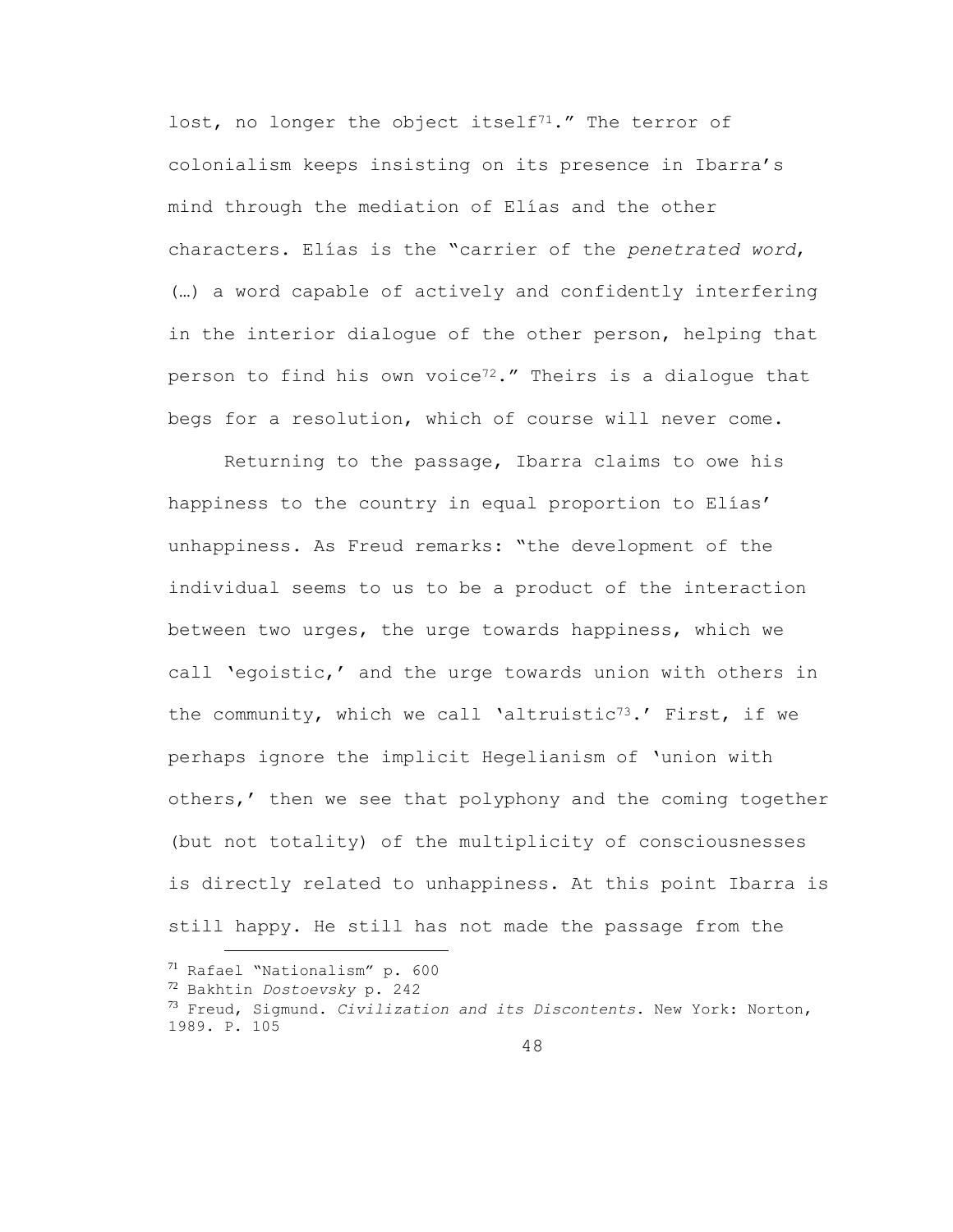lost, no longer the object itself[71]." The terror of colonialism keeps insisting on its presence in Ibarra's mind through the mediation of Elías and the other characters. Elías is the "carrier of the *penetrated word*, (…) a word capable of actively and confidently interfering in the interior dialogue of the other person, helping that person to find his own voice[72]." Theirs is a dialogue that begs for a resolution, which of course will never come.

Returning to the passage, Ibarra claims to owe his happiness to the country in equal proportion to Elías' unhappiness. As Freud remarks: "the development of the individual seems to us to be a product of the interaction between two urges, the urge towards happiness, which we call 'egoistic,' and the urge towards union with others in the community, which we call 'altruistic[73].' First, if we perhaps ignore the implicit Hegelianism of 'union with others,' then we see that polyphony and the coming together (but not totality) of the multiplicity of consciousnesses is directly related to unhappiness. At this point Ibarra is still happy. He still has not made the passage from the

---

[71] Rafael "Nationalism" p. 600

[72] Bakhtin *Dostoevsky* p. 242

[73] Freud, Sigmund. *Civilization and its Discontents*. New York: Norton, 1989. P. 105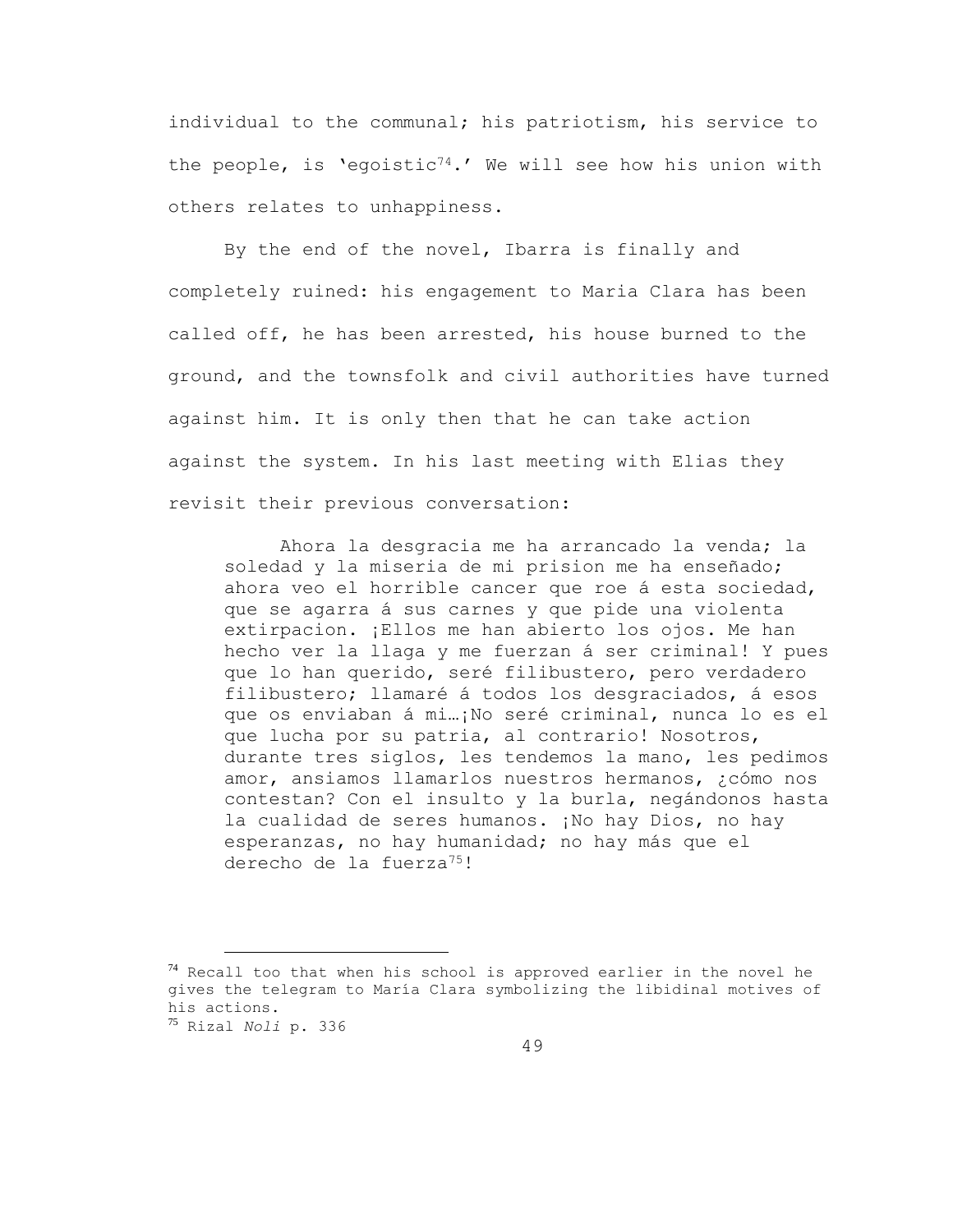individual to the communal; his patriotism, his service to the people, is 'egoistic[74].' We will see how his union with others relates to unhappiness.

By the end of the novel, Ibarra is finally and completely ruined: his engagement to Maria Clara has been called off, he has been arrested, his house burned to the ground, and the townsfolk and civil authorities have turned against him. It is only then that he can take action against the system. In his last meeting with Elias they revisit their previous conversation:

> Ahora la desgracia me ha arrancado la venda; la soledad y la miseria de mi prision me ha enseñado; ahora veo el horrible cancer que roe á esta sociedad, que se agarra á sus carnes y que pide una violenta extirpacion. ¡Ellos me han abierto los ojos. Me han hecho ver la llaga y me fuerzan á ser criminal! Y pues que lo han querido, seré filibustero, pero verdadero filibustero; llamaré á todos los desgraciados, á esos que os enviaban á mi…¡No seré criminal, nunca lo es el que lucha por su patria, al contrario! Nosotros, durante tres siglos, les tendemos la mano, les pedimos amor, ansiamos llamarlos nuestros hermanos, ¿cómo nos contestan? Con el insulto y la burla, negándonos hasta la cualidad de seres humanos. ¡No hay Dios, no hay esperanzas, no hay humanidad; no hay más que el derecho de la fuerza[75]!

---

[74] Recall too that when his school is approved earlier in the novel he gives the telegram to María Clara symbolizing the libidinal motives of his actions.

[75] Rizal *Noli* p. 336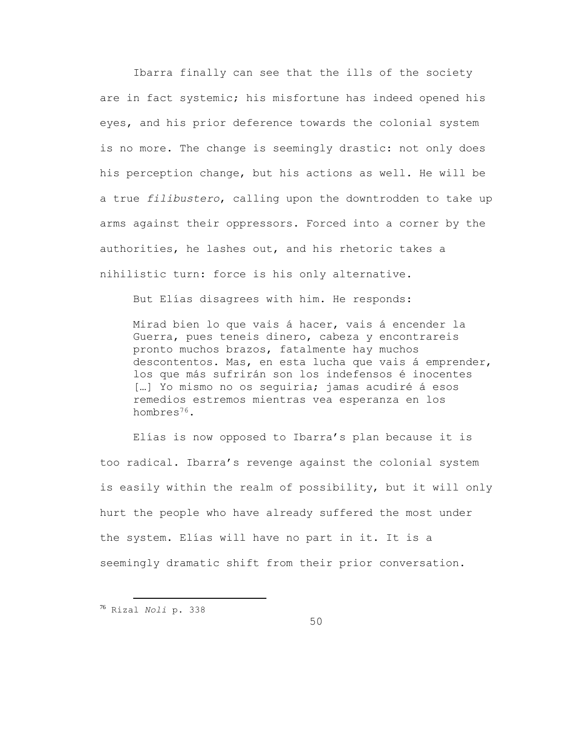Ibarra finally can see that the ills of the society are in fact systemic; his misfortune has indeed opened his eyes, and his prior deference towards the colonial system is no more. The change is seemingly drastic: not only does his perception change, but his actions as well. He will be a true *filibustero*, calling upon the downtrodden to take up arms against their oppressors. Forced into a corner by the authorities, he lashes out, and his rhetoric takes a nihilistic turn: force is his only alternative.

But Elías disagrees with him. He responds:

> Mirad bien lo que vais á hacer, vais á encender la Guerra, pues teneis dinero, cabeza y encontrareis pronto muchos brazos, fatalmente hay muchos descontentos. Mas, en esta lucha que vais á emprender, los que más sufrirán son los indefensos é inocentes […] Yo mismo no os seguiria; jamas acudiré á esos remedios estremos mientras vea esperanza en los hombres[76].

Elías is now opposed to Ibarra's plan because it is too radical. Ibarra's revenge against the colonial system is easily within the realm of possibility, but it will only hurt the people who have already suffered the most under the system. Elías will have no part in it. It is a seemingly dramatic shift from their prior conversation.

---

[76] Rizal *Noli* p. 338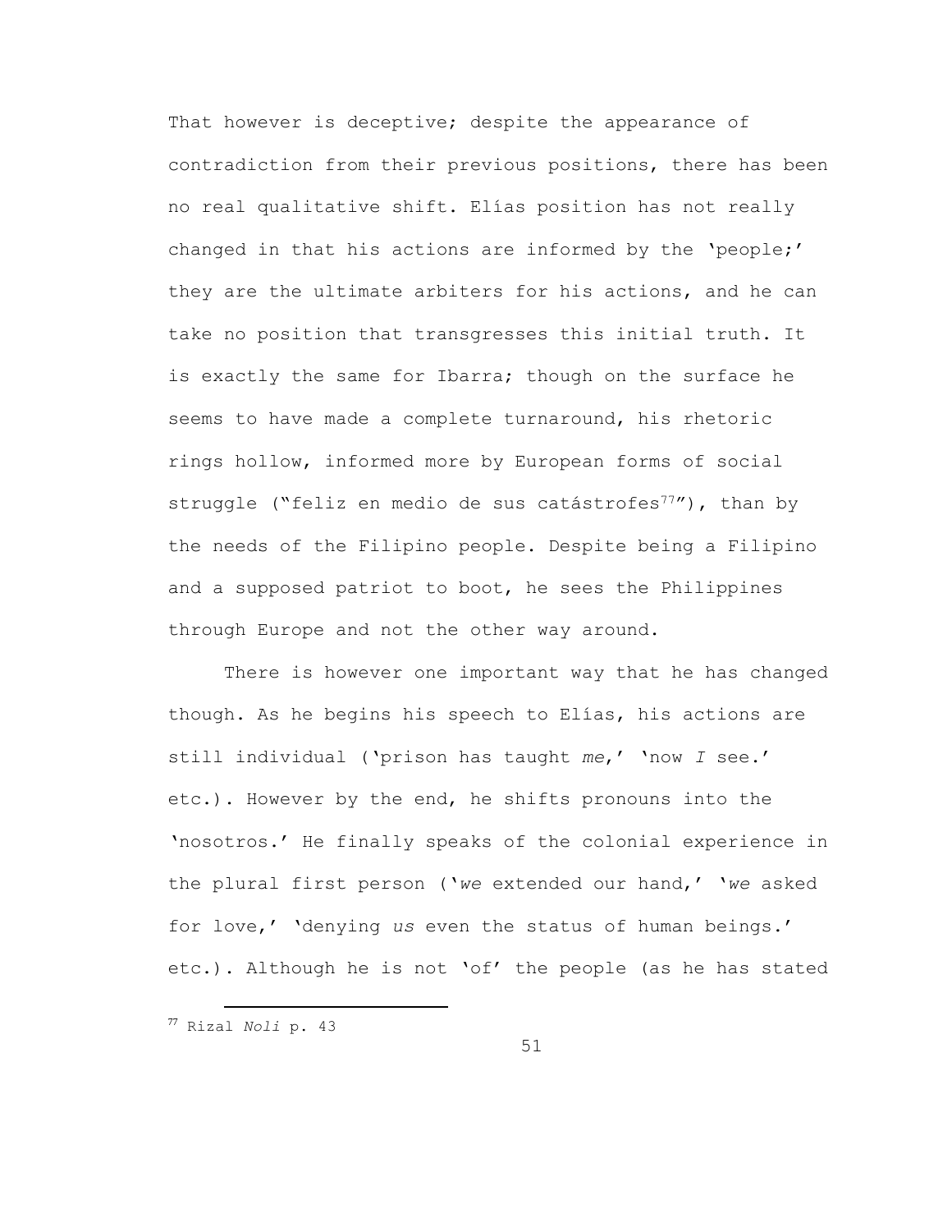That however is deceptive; despite the appearance of contradiction from their previous positions, there has been no real qualitative shift. Elías position has not really changed in that his actions are informed by the 'people;' they are the ultimate arbiters for his actions, and he can take no position that transgresses this initial truth. It is exactly the same for Ibarra; though on the surface he seems to have made a complete turnaround, his rhetoric rings hollow, informed more by European forms of social struggle ("feliz en medio de sus catástrofes[77]"), than by the needs of the Filipino people. Despite being a Filipino and a supposed patriot to boot, he sees the Philippines through Europe and not the other way around.

There is however one important way that he has changed though. As he begins his speech to Elías, his actions are still individual ('prison has taught *me*,' 'now *I* see.' etc.). However by the end, he shifts pronouns into the 'nosotros.' He finally speaks of the colonial experience in the plural first person ('*we* extended our hand,' '*we* asked for love,' 'denying *us* even the status of human beings.' etc.). Although he is not 'of' the people (as he has stated

[77] Rizal *Noli* p. 43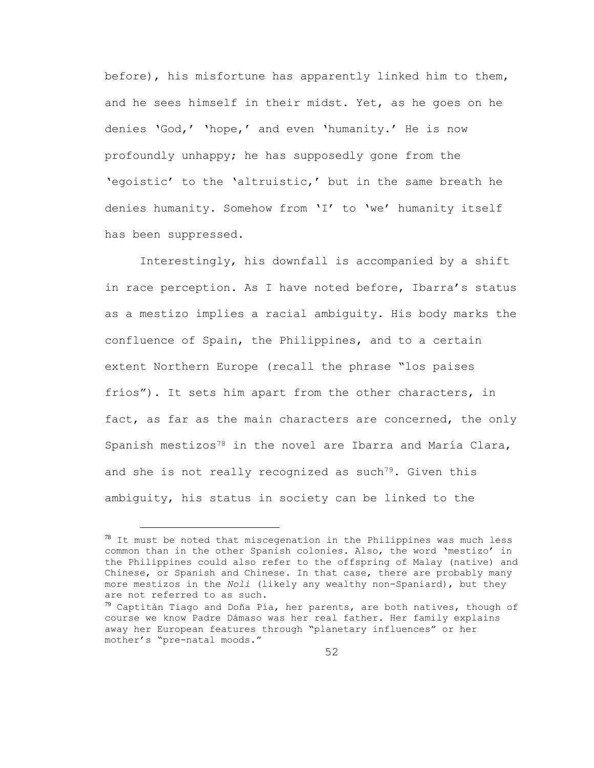before), his misfortune has apparently linked him to them, and he sees himself in their midst. Yet, as he goes on he denies 'God,' 'hope,' and even 'humanity.' He is now profoundly unhappy; he has supposedly gone from the 'egoistic' to the 'altruistic,' but in the same breath he denies humanity. Somehow from 'I' to 'we' humanity itself has been suppressed.

Interestingly, his downfall is accompanied by a shift in race perception. As I have noted before, Ibarra's status as a mestizo implies a racial ambiguity. His body marks the confluence of Spain, the Philippines, and to a certain extent Northern Europe (recall the phrase "los paises fríos"). It sets him apart from the other characters, in fact, as far as the main characters are concerned, the only Spanish mestizos[78] in the novel are Ibarra and María Clara, and she is not really recognized as such[79]. Given this ambiguity, his status in society can be linked to the

---

[78] It must be noted that miscegenation in the Philippines was much less common than in the other Spanish colonies. Also, the word 'mestizo' in the Philippines could also refer to the offspring of Malay (native) and Chinese, or Spanish and Chinese. In that case, there are probably many more mestizos in the *Noli* (likely any wealthy non-Spaniard), but they are not referred to as such.

[79] Captitán Tiago and Doña Pía, her parents, are both natives, though of course we know Padre Dámaso was her real father. Her family explains away her European features through "planetary influences" or her mother's "pre-natal moods."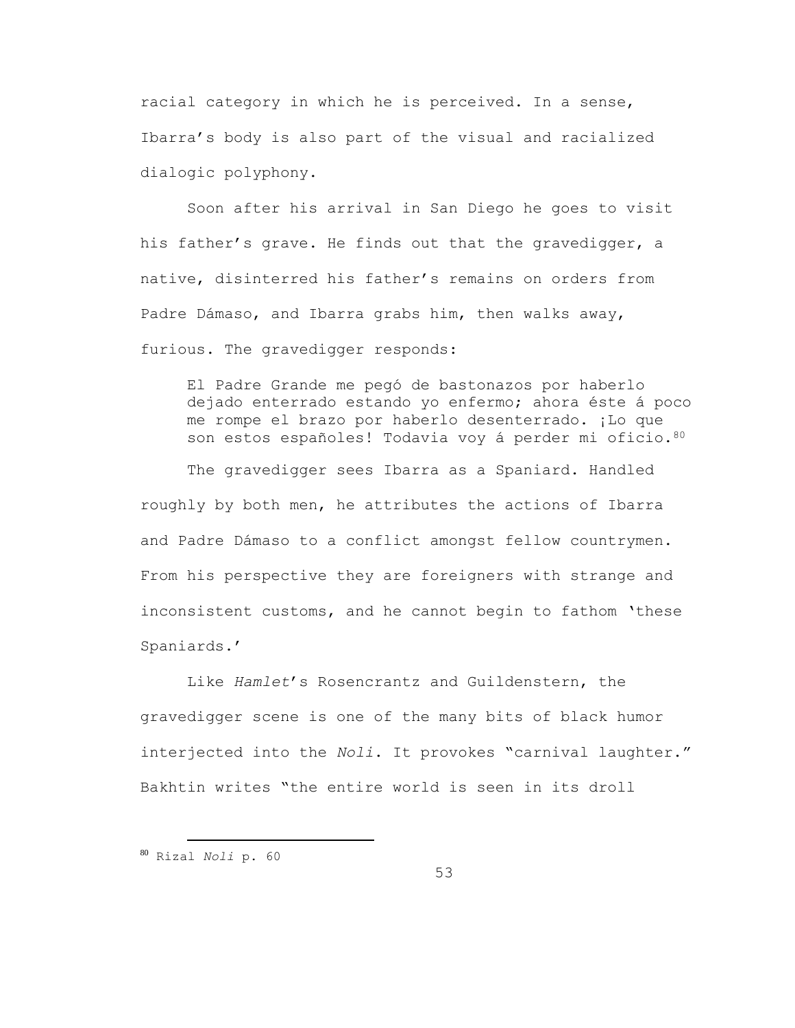racial category in which he is perceived. In a sense, Ibarra's body is also part of the visual and racialized dialogic polyphony.

Soon after his arrival in San Diego he goes to visit his father's grave. He finds out that the gravedigger, a native, disinterred his father's remains on orders from Padre Dámaso, and Ibarra grabs him, then walks away, furious. The gravedigger responds:

> El Padre Grande me pegó de bastonazos por haberlo dejado enterrado estando yo enfermo; ahora éste á poco me rompe el brazo por haberlo desenterrado. ¡Lo que son estos españoles! Todavia voy á perder mi oficio.[80]

The gravedigger sees Ibarra as a Spaniard. Handled roughly by both men, he attributes the actions of Ibarra and Padre Dámaso to a conflict amongst fellow countrymen. From his perspective they are foreigners with strange and inconsistent customs, and he cannot begin to fathom 'these Spaniards.'

Like *Hamlet*'s Rosencrantz and Guildenstern, the gravedigger scene is one of the many bits of black humor interjected into the *Noli*. It provokes "carnival laughter." Bakhtin writes "the entire world is seen in its droll

---

[80] Rizal *Noli* p. 60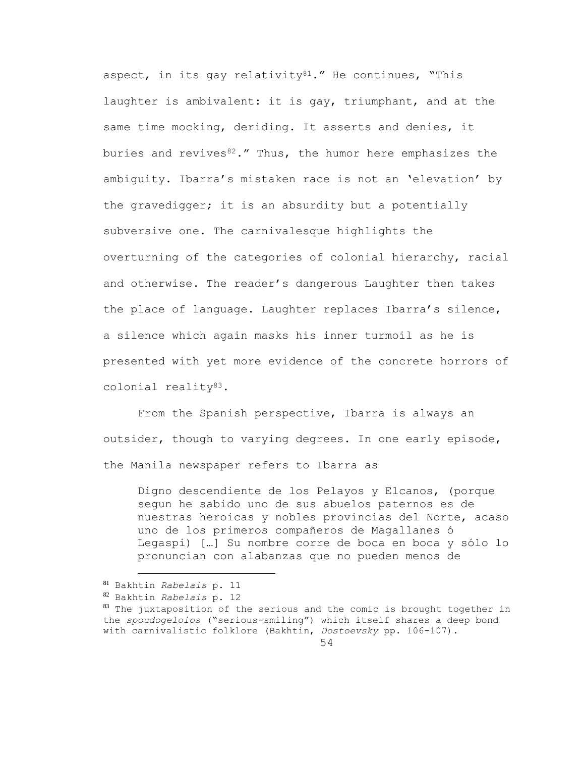aspect, in its gay relativity[81].” He continues, “This laughter is ambivalent: it is gay, triumphant, and at the same time mocking, deriding. It asserts and denies, it buries and revives[82].” Thus, the humor here emphasizes the ambiguity. Ibarra’s mistaken race is not an ‘elevation’ by the gravedigger; it is an absurdity but a potentially subversive one. The carnivalesque highlights the overturning of the categories of colonial hierarchy, racial and otherwise. The reader’s dangerous Laughter then takes the place of language. Laughter replaces Ibarra’s silence, a silence which again masks his inner turmoil as he is presented with yet more evidence of the concrete horrors of colonial reality[83].

From the Spanish perspective, Ibarra is always an outsider, though to varying degrees. In one early episode, the Manila newspaper refers to Ibarra as

> Digno descendiente de los Pelayos y Elcanos, (porque segun he sabido uno de sus abuelos paternos es de nuestras heroicas y nobles provincias del Norte, acaso uno de los primeros compañeros de Magallanes ó Legaspi) […] Su nombre corre de boca en boca y sólo lo pronuncian con alabanzas que no pueden menos de

[81] Bakhtin *Rabelais* p. 11

[82] Bakhtin *Rabelais* p. 12

[83] The juxtaposition of the serious and the comic is brought together in the *spoudogeloios* (“serious-smiling”) which itself shares a deep bond with carnivalistic folklore (Bakhtin, *Dostoevsky* pp. 106-107).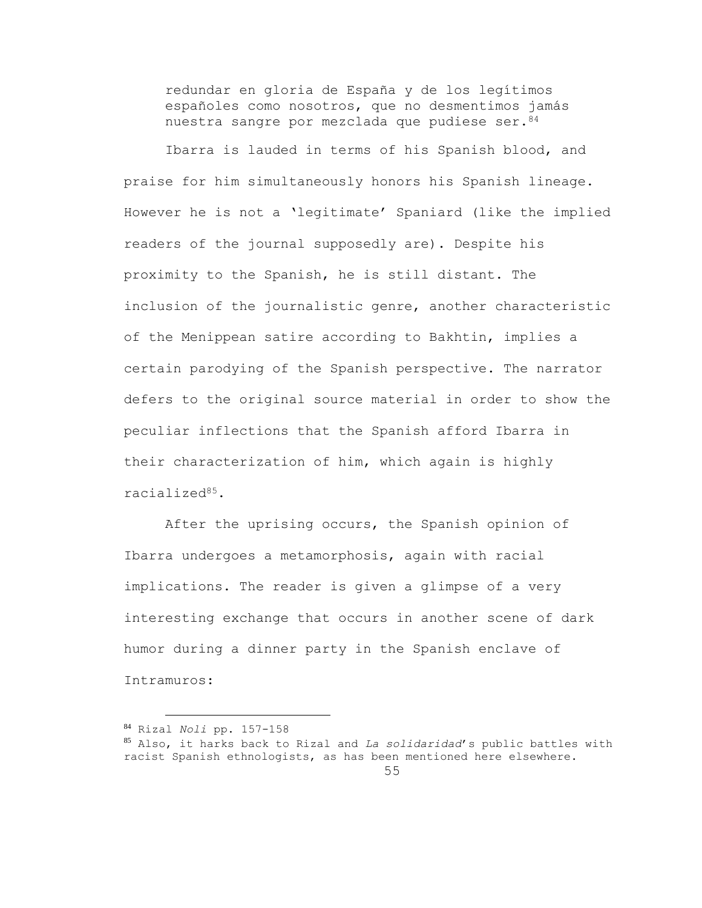> redundar en gloria de España y de los legítimos españoles como nosotros, que no desmentimos jamás nuestra sangre por mezclada que pudiese ser.[84]

Ibarra is lauded in terms of his Spanish blood, and praise for him simultaneously honors his Spanish lineage. However he is not a 'legitimate' Spaniard (like the implied readers of the journal supposedly are). Despite his proximity to the Spanish, he is still distant. The inclusion of the journalistic genre, another characteristic of the Menippean satire according to Bakhtin, implies a certain parodying of the Spanish perspective. The narrator defers to the original source material in order to show the peculiar inflections that the Spanish afford Ibarra in their characterization of him, which again is highly racialized[85].

After the uprising occurs, the Spanish opinion of Ibarra undergoes a metamorphosis, again with racial implications. The reader is given a glimpse of a very interesting exchange that occurs in another scene of dark humor during a dinner party in the Spanish enclave of Intramuros:

---

[84] Rizal *Noli* pp. 157-158

[85] Also, it harks back to Rizal and *La solidaridad*'s public battles with racist Spanish ethnologists, as has been mentioned here elsewhere.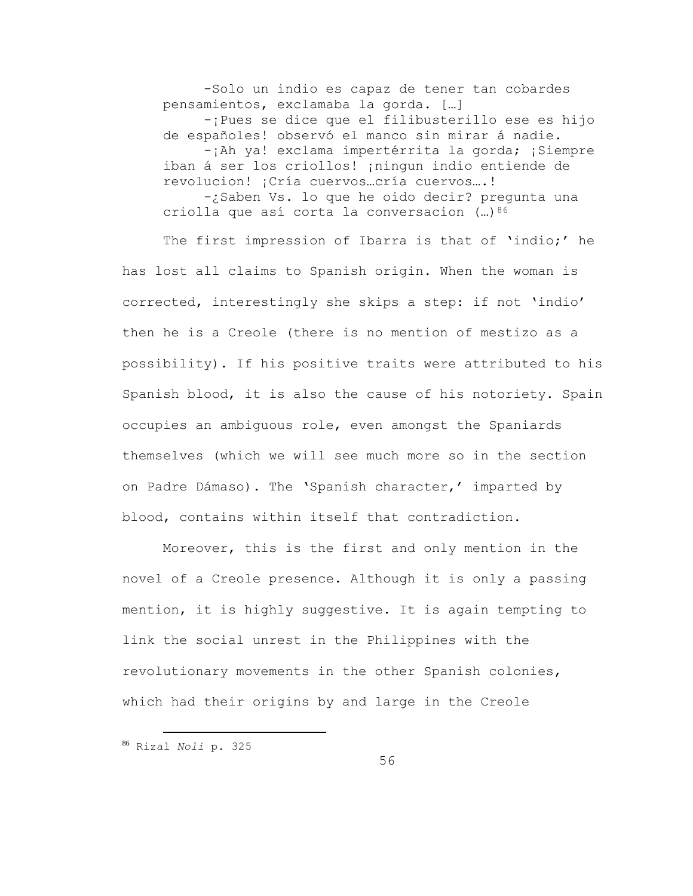> -Solo un indio es capaz de tener tan cobardes pensamientos, exclamaba la gorda. […]
>
> -¡Pues se dice que el filibusterillo ese es hijo de españoles! observó el manco sin mirar á nadie.
>
> -¡Ah ya! exclama impertérrita la gorda; ¡Siempre iban á ser los criollos! ¡ningun indio entiende de revolucion! ¡Cría cuervos…cría cuervos….!
>
> -¿Saben Vs. lo que he oido decir? pregunta una criolla que así corta la conversacion (…)[86]

The first impression of Ibarra is that of 'indio;' he has lost all claims to Spanish origin. When the woman is corrected, interestingly she skips a step: if not 'indio' then he is a Creole (there is no mention of mestizo as a possibility). If his positive traits were attributed to his Spanish blood, it is also the cause of his notoriety. Spain occupies an ambiguous role, even amongst the Spaniards themselves (which we will see much more so in the section on Padre Dámaso). The 'Spanish character,' imparted by blood, contains within itself that contradiction.

Moreover, this is the first and only mention in the novel of a Creole presence. Although it is only a passing mention, it is highly suggestive. It is again tempting to link the social unrest in the Philippines with the revolutionary movements in the other Spanish colonies, which had their origins by and large in the Creole

[86] Rizal *Noli* p. 325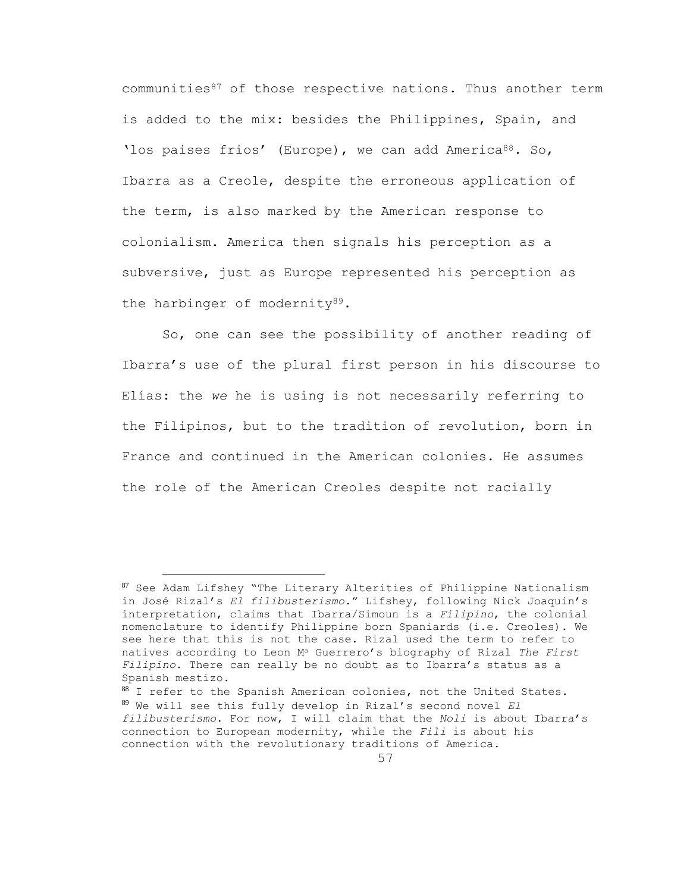communities[87] of those respective nations. Thus another term is added to the mix: besides the Philippines, Spain, and 'los paises frios' (Europe), we can add America[88]. So, Ibarra as a Creole, despite the erroneous application of the term, is also marked by the American response to colonialism. America then signals his perception as a subversive, just as Europe represented his perception as the harbinger of modernity[89].

So, one can see the possibility of another reading of Ibarra's use of the plural first person in his discourse to Elías: the *we* he is using is not necessarily referring to the Filipinos, but to the tradition of revolution, born in France and continued in the American colonies. He assumes the role of the American Creoles despite not racially

---

[87] See Adam Lifshey "The Literary Alterities of Philippine Nationalism in José Rizal's *El filibusterismo*." Lifshey, following Nick Joaquin's interpretation, claims that Ibarra/Simoun is a *Filipino*, the colonial nomenclature to identify Philippine born Spaniards (i.e. Creoles). We see here that this is not the case. Rizal used the term to refer to natives according to Leon Mª Guerrero's biography of Rizal *The First Filipino*. There can really be no doubt as to Ibarra's status as a Spanish mestizo.

[88] I refer to the Spanish American colonies, not the United States.

[89] We will see this fully develop in Rizal's second novel *El filibusterismo*. For now, I will claim that the *Noli* is about Ibarra's connection to European modernity, while the *Fili* is about his connection with the revolutionary traditions of America.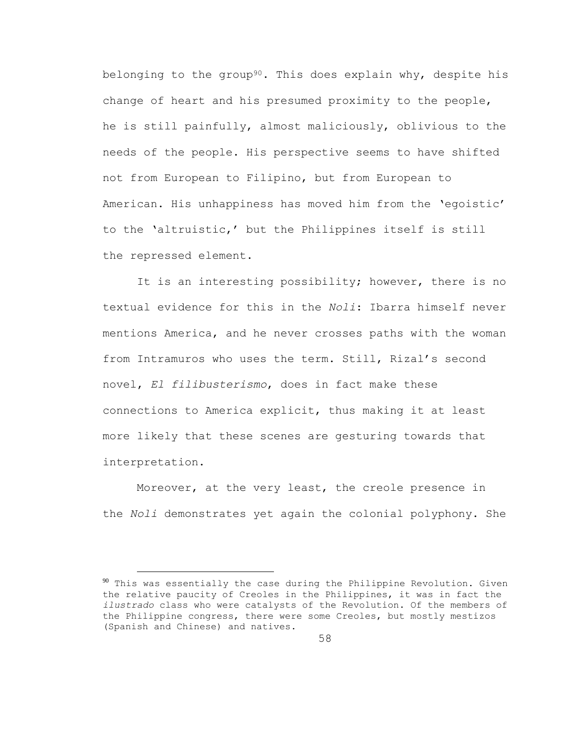belonging to the group[90]. This does explain why, despite his change of heart and his presumed proximity to the people, he is still painfully, almost maliciously, oblivious to the needs of the people. His perspective seems to have shifted not from European to Filipino, but from European to American. His unhappiness has moved him from the 'egoistic' to the 'altruistic,' but the Philippines itself is still the repressed element.

It is an interesting possibility; however, there is no textual evidence for this in the *Noli*: Ibarra himself never mentions America, and he never crosses paths with the woman from Intramuros who uses the term. Still, Rizal's second novel, *El filibusterismo*, does in fact make these connections to America explicit, thus making it at least more likely that these scenes are gesturing towards that interpretation.

Moreover, at the very least, the creole presence in the *Noli* demonstrates yet again the colonial polyphony. She

---

[90] This was essentially the case during the Philippine Revolution. Given the relative paucity of Creoles in the Philippines, it was in fact the *ilustrado* class who were catalysts of the Revolution. Of the members of the Philippine congress, there were some Creoles, but mostly mestizos (Spanish and Chinese) and natives.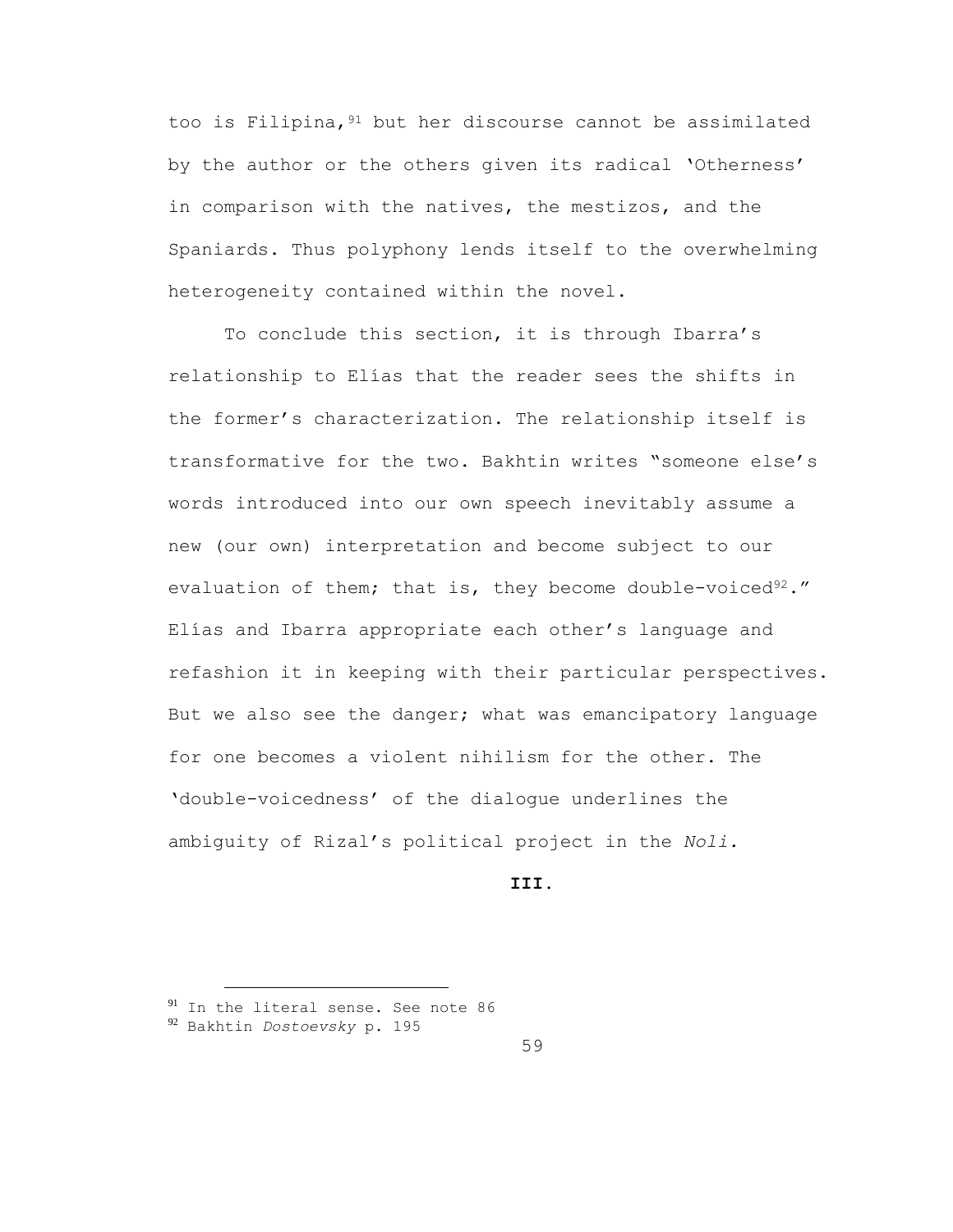too is Filipina,[91] but her discourse cannot be assimilated by the author or the others given its radical 'Otherness' in comparison with the natives, the mestizos, and the Spaniards. Thus polyphony lends itself to the overwhelming heterogeneity contained within the novel.

To conclude this section, it is through Ibarra's relationship to Elías that the reader sees the shifts in the former's characterization. The relationship itself is transformative for the two. Bakhtin writes "someone else's words introduced into our own speech inevitably assume a new (our own) interpretation and become subject to our evaluation of them; that is, they become double-voiced[92]." Elías and Ibarra appropriate each other's language and refashion it in keeping with their particular perspectives. But we also see the danger; what was emancipatory language for one becomes a violent nihilism for the other. The 'double-voicedness' of the dialogue underlines the ambiguity of Rizal's political project in the *Noli.*

## III.

---

[91] In the literal sense. See note 86

[92] Bakhtin *Dostoevsky* p. 195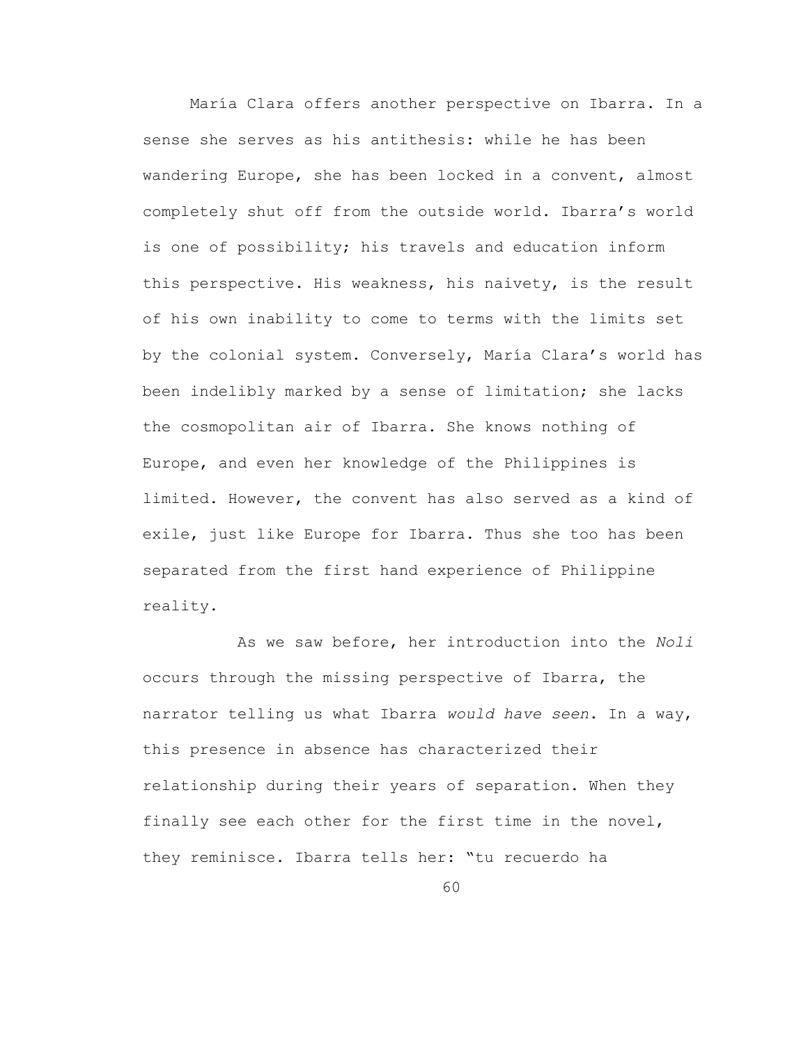María Clara offers another perspective on Ibarra. In a sense she serves as his antithesis: while he has been wandering Europe, she has been locked in a convent, almost completely shut off from the outside world. Ibarra's world is one of possibility; his travels and education inform this perspective. His weakness, his naivety, is the result of his own inability to come to terms with the limits set by the colonial system. Conversely, María Clara's world has been indelibly marked by a sense of limitation; she lacks the cosmopolitan air of Ibarra. She knows nothing of Europe, and even her knowledge of the Philippines is limited. However, the convent has also served as a kind of exile, just like Europe for Ibarra. Thus she too has been separated from the first hand experience of Philippine reality.

As we saw before, her introduction into the *Noli* occurs through the missing perspective of Ibarra, the narrator telling us what Ibarra *would have seen*. In a way, this presence in absence has characterized their relationship during their years of separation. When they finally see each other for the first time in the novel, they reminisce. Ibarra tells her: "tu recuerdo ha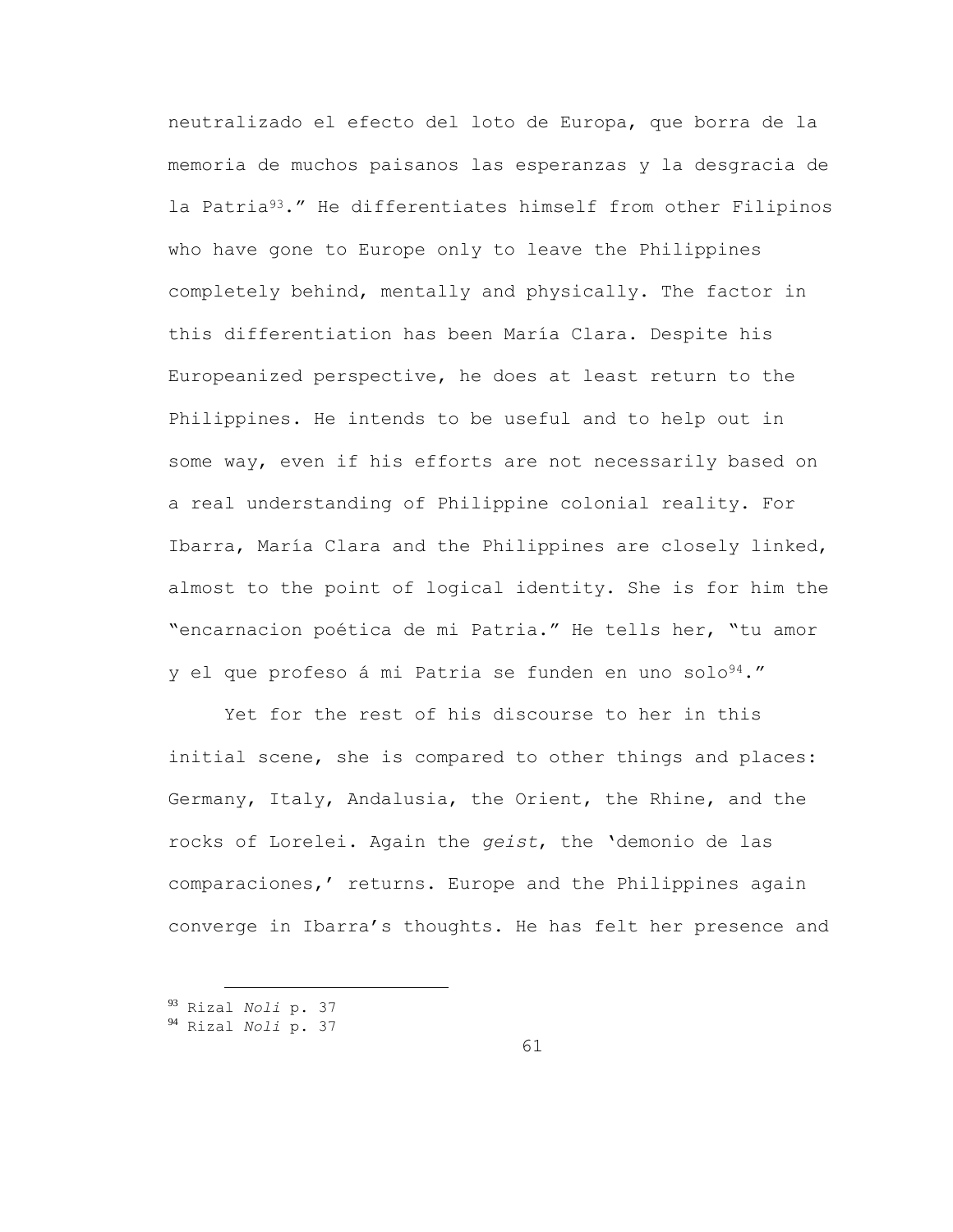neutralizado el efecto del loto de Europa, que borra de la memoria de muchos paisanos las esperanzas y la desgracia de la Patria[93].” He differentiates himself from other Filipinos who have gone to Europe only to leave the Philippines completely behind, mentally and physically. The factor in this differentiation has been María Clara. Despite his Europeanized perspective, he does at least return to the Philippines. He intends to be useful and to help out in some way, even if his efforts are not necessarily based on a real understanding of Philippine colonial reality. For Ibarra, María Clara and the Philippines are closely linked, almost to the point of logical identity. She is for him the “encarnacion poética de mi Patria.” He tells her, “tu amor y el que profeso á mi Patria se funden en uno solo[94].”

Yet for the rest of his discourse to her in this initial scene, she is compared to other things and places: Germany, Italy, Andalusia, the Orient, the Rhine, and the rocks of Lorelei. Again the *geist*, the ‘demonio de las comparaciones,’ returns. Europe and the Philippines again converge in Ibarra’s thoughts. He has felt her presence and

---

[93] Rizal *Noli* p. 37

[94] Rizal *Noli* p. 37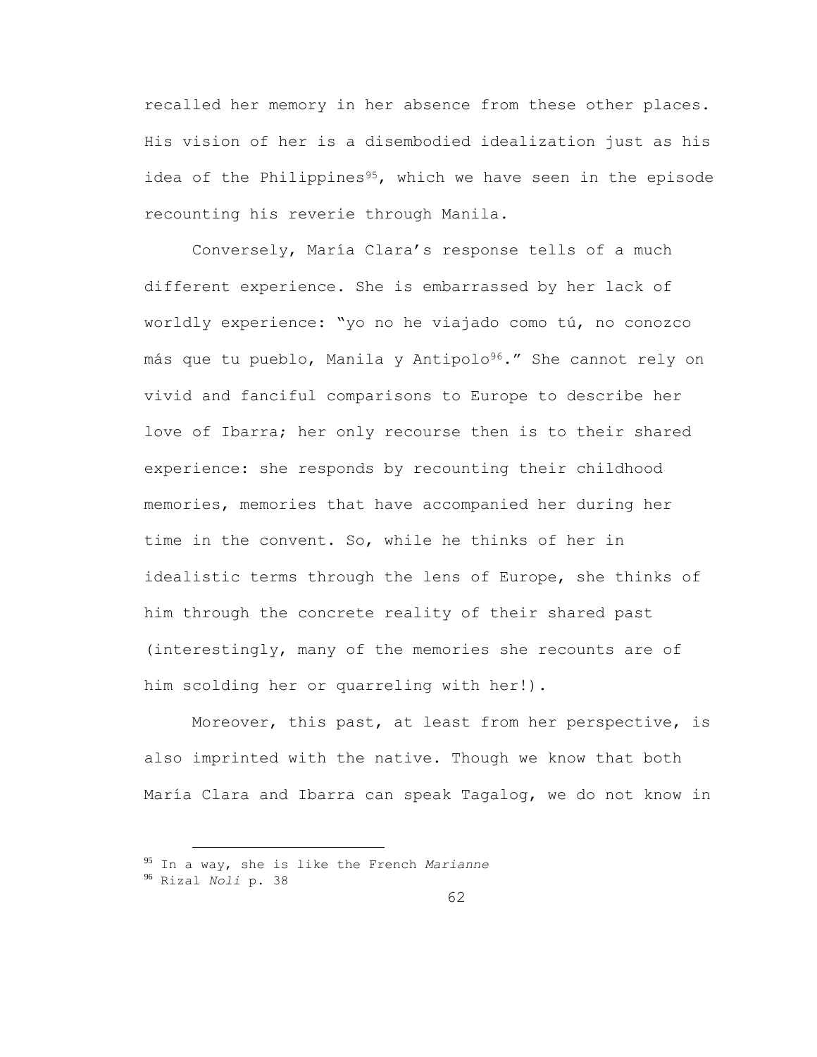recalled her memory in her absence from these other places. His vision of her is a disembodied idealization just as his idea of the Philippines[95], which we have seen in the episode recounting his reverie through Manila.

Conversely, María Clara's response tells of a much different experience. She is embarrassed by her lack of worldly experience: "yo no he viajado como tú, no conozco más que tu pueblo, Manila y Antipolo[96]." She cannot rely on vivid and fanciful comparisons to Europe to describe her love of Ibarra; her only recourse then is to their shared experience: she responds by recounting their childhood memories, memories that have accompanied her during her time in the convent. So, while he thinks of her in idealistic terms through the lens of Europe, she thinks of him through the concrete reality of their shared past (interestingly, many of the memories she recounts are of him scolding her or quarreling with her!).

Moreover, this past, at least from her perspective, is also imprinted with the native. Though we know that both María Clara and Ibarra can speak Tagalog, we do not know in

---

[95] In a way, she is like the French *Marianne*

[96] Rizal *Noli* p. 38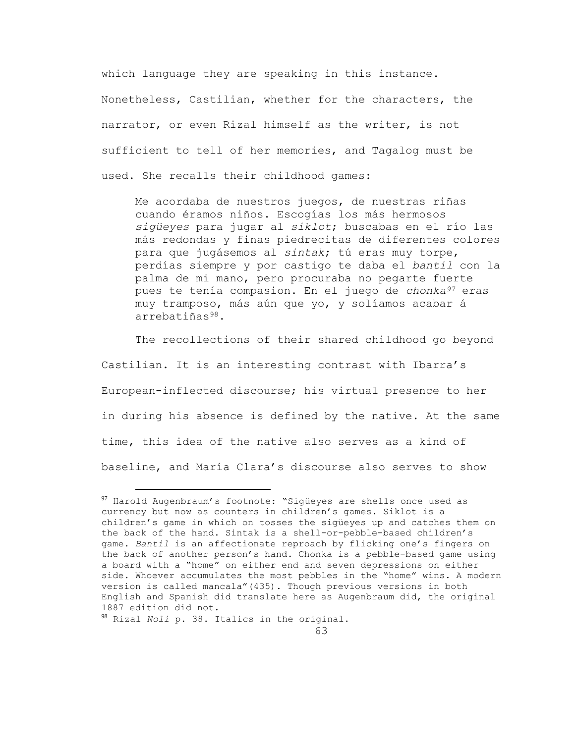which language they are speaking in this instance. Nonetheless, Castilian, whether for the characters, the narrator, or even Rizal himself as the writer, is not sufficient to tell of her memories, and Tagalog must be used. She recalls their childhood games:

> Me acordaba de nuestros juegos, de nuestras riñas cuando éramos niños. Escogías los más hermosos *sigüeyes* para jugar al *siklot*; buscabas en el río las más redondas y finas piedrecitas de diferentes colores para que jugásemos al *sintak*; tú eras muy torpe, perdías siempre y por castigo te daba el *bantil* con la palma de mi mano, pero procuraba no pegarte fuerte pues te tenía compasion. En el juego de *chonka*[97] eras muy tramposo, más aún que yo, y solíamos acabar á arrebatiñas[98].

The recollections of their shared childhood go beyond Castilian. It is an interesting contrast with Ibarra's European-inflected discourse; his virtual presence to her in during his absence is defined by the native. At the same time, this idea of the native also serves as a kind of baseline, and María Clara's discourse also serves to show

---

[97] Harold Augenbraum's footnote: "Sigüeyes are shells once used as currency but now as counters in children's games. Siklot is a children's game in which on tosses the sigüeyes up and catches them on the back of the hand. Sintak is a shell-or-pebble-based children's game. *Bantil* is an affectionate reproach by flicking one's fingers on the back of another person's hand. Chonka is a pebble-based game using a board with a "home" on either end and seven depressions on either side. Whoever accumulates the most pebbles in the "home" wins. A modern version is called mancala"(435). Though previous versions in both English and Spanish did translate here as Augenbraum did, the original 1887 edition did not.

[98] Rizal *Noli* p. 38. Italics in the original.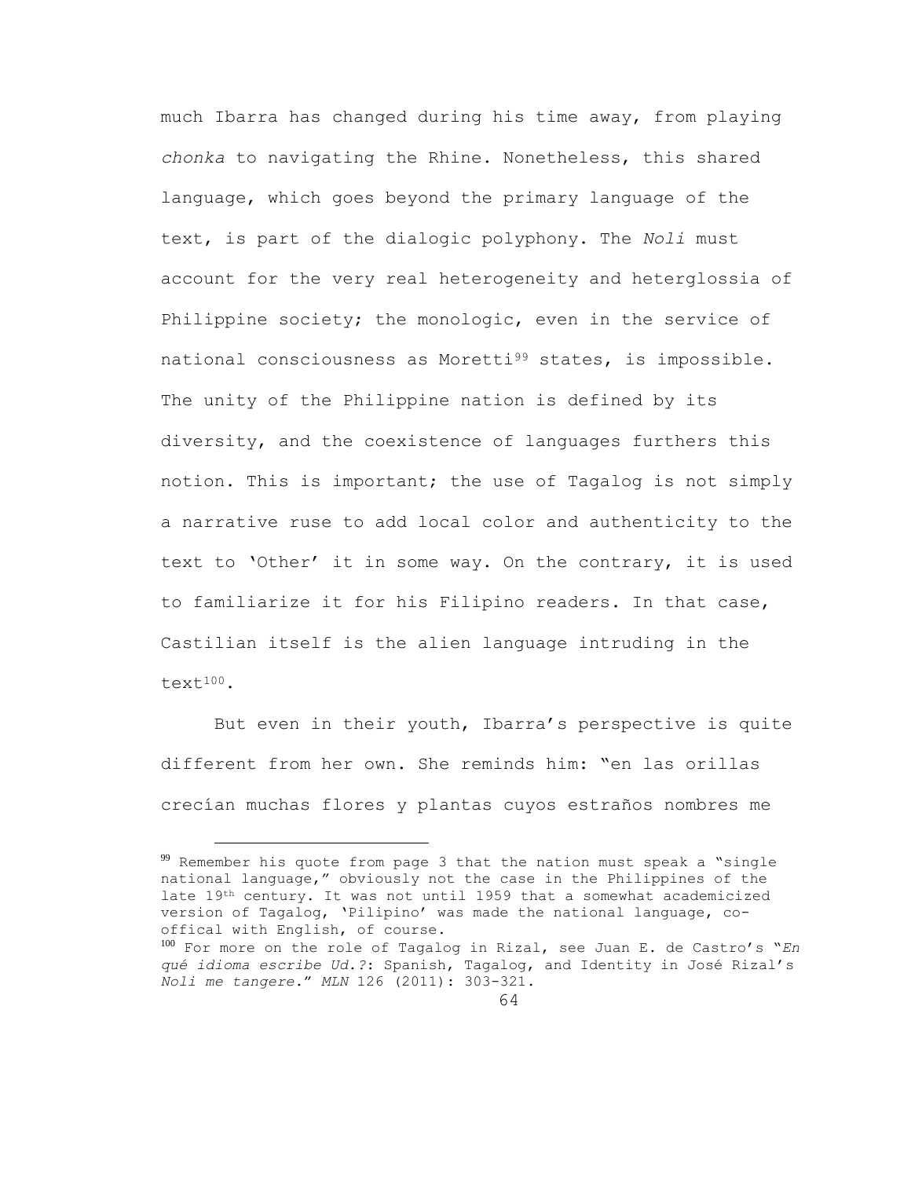much Ibarra has changed during his time away, from playing *chonka* to navigating the Rhine. Nonetheless, this shared language, which goes beyond the primary language of the text, is part of the dialogic polyphony. The *Noli* must account for the very real heterogeneity and heterglossia of Philippine society; the monologic, even in the service of national consciousness as Moretti[99] states, is impossible. The unity of the Philippine nation is defined by its diversity, and the coexistence of languages furthers this notion. This is important; the use of Tagalog is not simply a narrative ruse to add local color and authenticity to the text to 'Other' it in some way. On the contrary, it is used to familiarize it for his Filipino readers. In that case, Castilian itself is the alien language intruding in the text[100].

But even in their youth, Ibarra's perspective is quite different from her own. She reminds him: "en las orillas crecían muchas flores y plantas cuyos estraños nombres me

---

[99] Remember his quote from page 3 that the nation must speak a "single national language," obviously not the case in the Philippines of the late 19th century. It was not until 1959 that a somewhat academicized version of Tagalog, 'Pilipino' was made the national language, co-offical with English, of course.

[100] For more on the role of Tagalog in Rizal, see Juan E. de Castro's "*En qué idioma escribe Ud.?*: Spanish, Tagalog, and Identity in José Rizal's *Noli me tangere*." *MLN* 126 (2011): 303-321.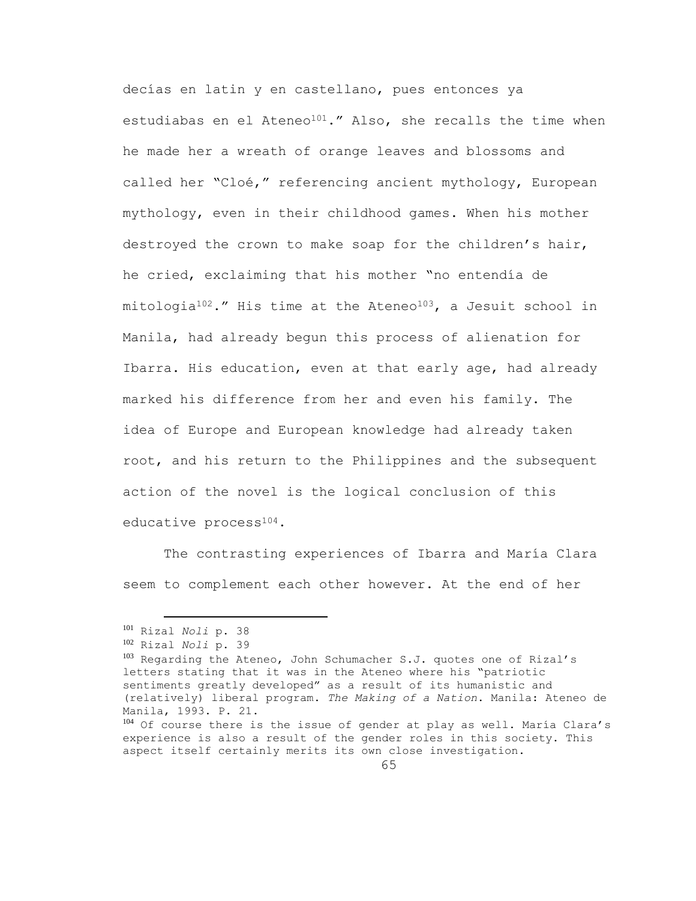decías en latin y en castellano, pues entonces ya estudiabas en el Ateneo[101]." Also, she recalls the time when he made her a wreath of orange leaves and blossoms and called her "Cloé," referencing ancient mythology, European mythology, even in their childhood games. When his mother destroyed the crown to make soap for the children's hair, he cried, exclaiming that his mother "no entendía de mitologia[102]." His time at the Ateneo[103], a Jesuit school in Manila, had already begun this process of alienation for Ibarra. His education, even at that early age, had already marked his difference from her and even his family. The idea of Europe and European knowledge had already taken root, and his return to the Philippines and the subsequent action of the novel is the logical conclusion of this educative process[104].

The contrasting experiences of Ibarra and María Clara seem to complement each other however. At the end of her

---

[101] Rizal *Noli* p. 38

[102] Rizal *Noli* p. 39

[103] Regarding the Ateneo, John Schumacher S.J. quotes one of Rizal's letters stating that it was in the Ateneo where his "patriotic sentiments greatly developed" as a result of its humanistic and (relatively) liberal program. *The Making of a Nation*. Manila: Ateneo de Manila, 1993. P. 21.

[104] Of course there is the issue of gender at play as well. María Clara's experience is also a result of the gender roles in this society. This aspect itself certainly merits its own close investigation.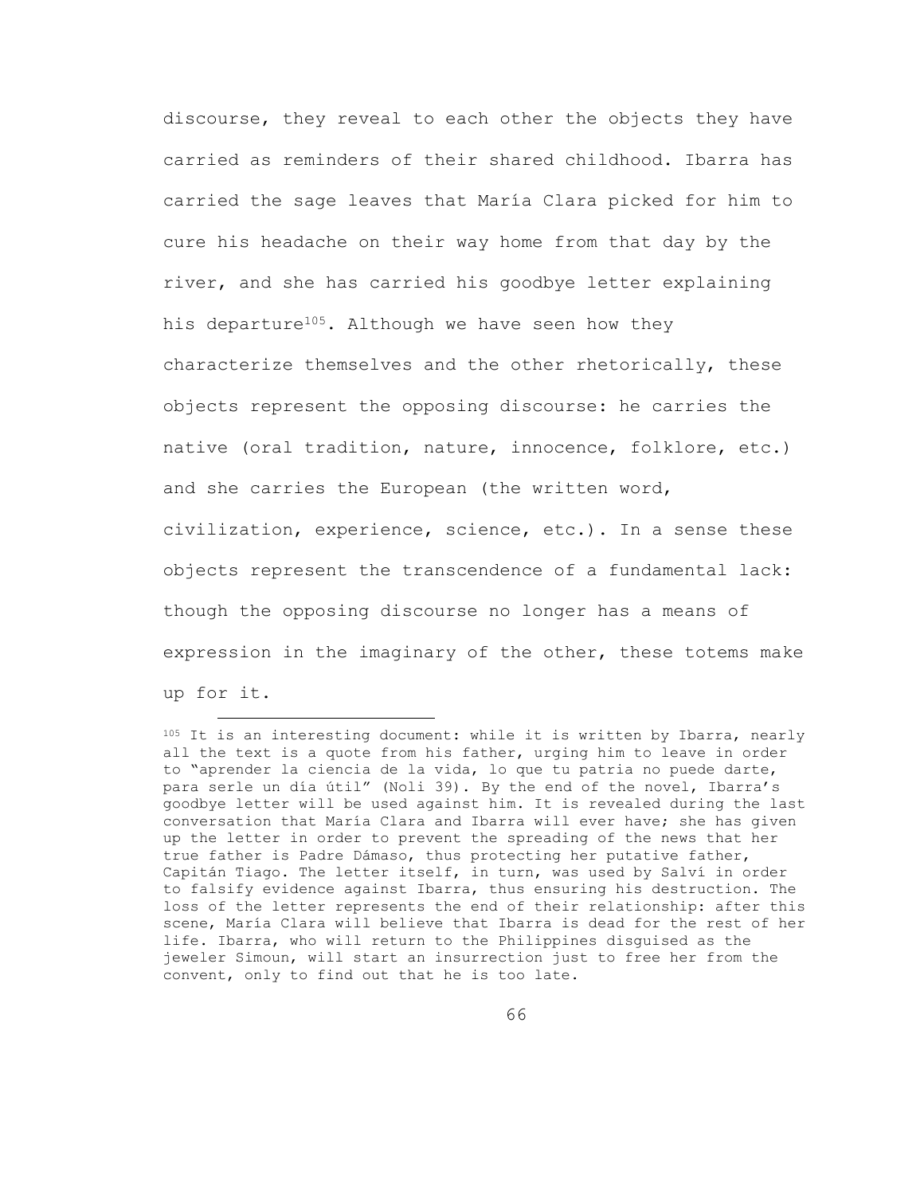discourse, they reveal to each other the objects they have carried as reminders of their shared childhood. Ibarra has carried the sage leaves that María Clara picked for him to cure his headache on their way home from that day by the river, and she has carried his goodbye letter explaining his departure[105]. Although we have seen how they characterize themselves and the other rhetorically, these objects represent the opposing discourse: he carries the native (oral tradition, nature, innocence, folklore, etc.) and she carries the European (the written word, civilization, experience, science, etc.). In a sense these objects represent the transcendence of a fundamental lack: though the opposing discourse no longer has a means of expression in the imaginary of the other, these totems make up for it.

[105] It is an interesting document: while it is written by Ibarra, nearly all the text is a quote from his father, urging him to leave in order to "aprender la ciencia de la vida, lo que tu patria no puede darte, para serle un día útil" (Noli 39). By the end of the novel, Ibarra's goodbye letter will be used against him. It is revealed during the last conversation that María Clara and Ibarra will ever have; she has given up the letter in order to prevent the spreading of the news that her true father is Padre Dámaso, thus protecting her putative father, Capitán Tiago. The letter itself, in turn, was used by Salví in order to falsify evidence against Ibarra, thus ensuring his destruction. The loss of the letter represents the end of their relationship: after this scene, María Clara will believe that Ibarra is dead for the rest of her life. Ibarra, who will return to the Philippines disguised as the jeweler Simoun, will start an insurrection just to free her from the convent, only to find out that he is too late.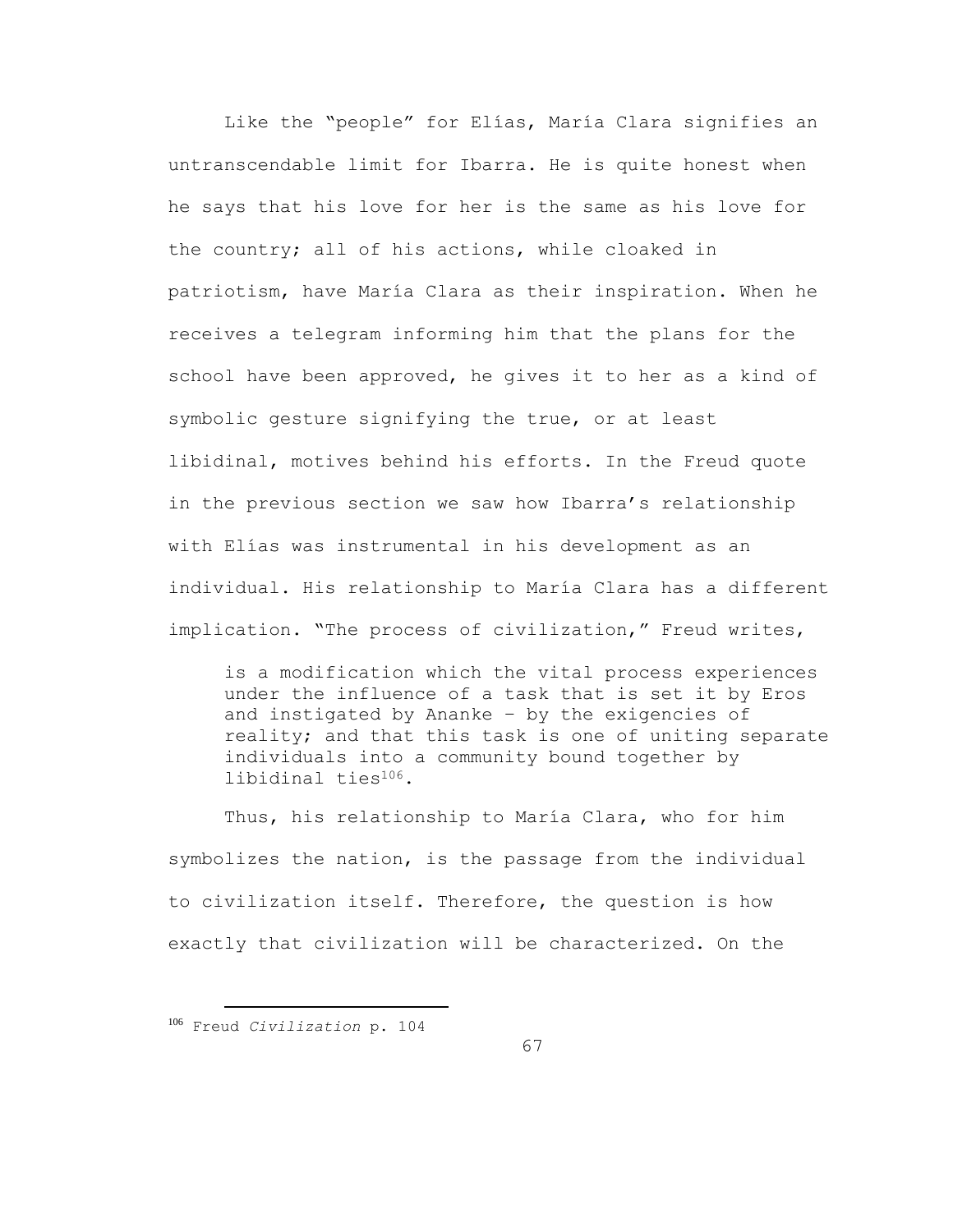Like the "people" for Elías, María Clara signifies an untranscendable limit for Ibarra. He is quite honest when he says that his love for her is the same as his love for the country; all of his actions, while cloaked in patriotism, have María Clara as their inspiration. When he receives a telegram informing him that the plans for the school have been approved, he gives it to her as a kind of symbolic gesture signifying the true, or at least libidinal, motives behind his efforts. In the Freud quote in the previous section we saw how Ibarra's relationship with Elías was instrumental in his development as an individual. His relationship to María Clara has a different implication. "The process of civilization," Freud writes,

> is a modification which the vital process experiences under the influence of a task that is set it by Eros and instigated by Ananke – by the exigencies of reality; and that this task is one of uniting separate individuals into a community bound together by libidinal ties[106].

Thus, his relationship to María Clara, who for him symbolizes the nation, is the passage from the individual to civilization itself. Therefore, the question is how exactly that civilization will be characterized. On the

[106] Freud *Civilization* p. 104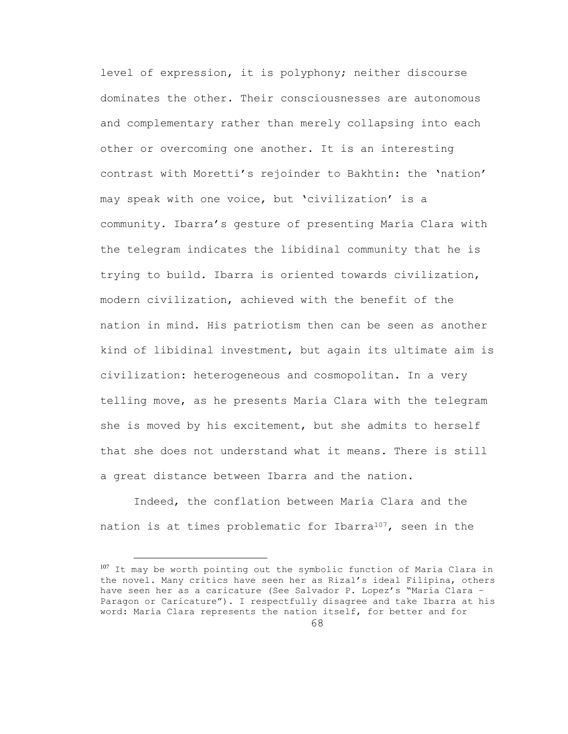level of expression, it is polyphony; neither discourse dominates the other. Their consciousnesses are autonomous and complementary rather than merely collapsing into each other or overcoming one another. It is an interesting contrast with Moretti's rejoinder to Bakhtin: the 'nation' may speak with one voice, but 'civilization' is a community. Ibarra's gesture of presenting María Clara with the telegram indicates the libidinal community that he is trying to build. Ibarra is oriented towards civilization, modern civilization, achieved with the benefit of the nation in mind. His patriotism then can be seen as another kind of libidinal investment, but again its ultimate aim is civilization: heterogeneous and cosmopolitan. In a very telling move, as he presents María Clara with the telegram she is moved by his excitement, but she admits to herself that she does not understand what it means. There is still a great distance between Ibarra and the nation.

Indeed, the conflation between María Clara and the nation is at times problematic for Ibarra[107], seen in the

[107] It may be worth pointing out the symbolic function of María Clara in the novel. Many critics have seen her as Rizal's ideal Filipina, others have seen her as a caricature (See Salvador P. Lopez's "María Clara – Paragon or Caricature"). I respectfully disagree and take Ibarra at his word: María Clara represents the nation itself, for better and for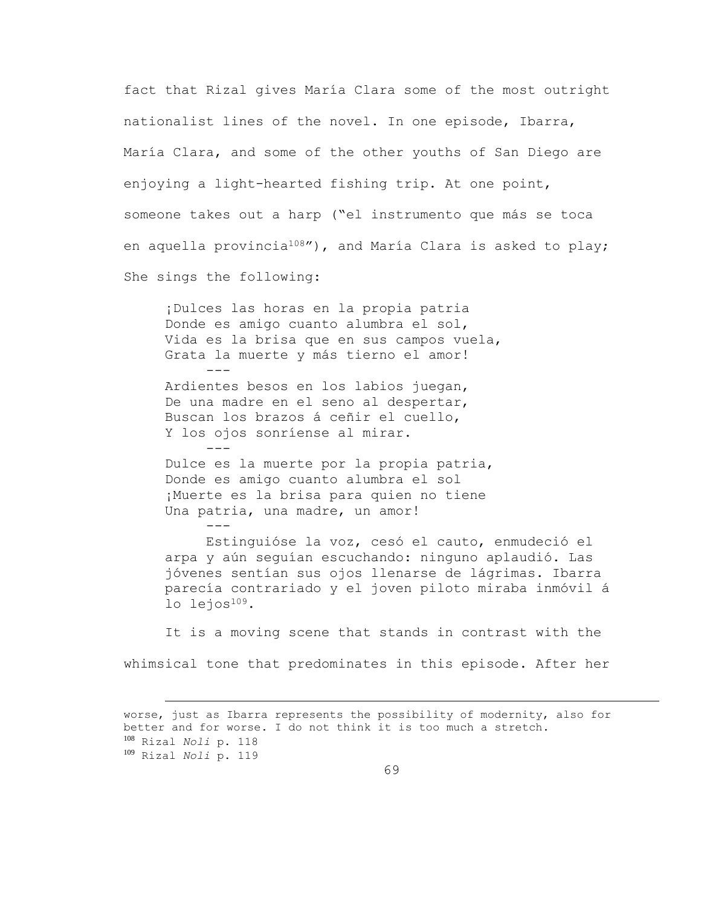fact that Rizal gives María Clara some of the most outright nationalist lines of the novel. In one episode, Ibarra, María Clara, and some of the other youths of San Diego are enjoying a light-hearted fishing trip. At one point, someone takes out a harp ("el instrumento que más se toca en aquella provincia[108]"), and María Clara is asked to play; She sings the following:

> ¡Dulces las horas en la propia patria  
> Donde es amigo cuanto alumbra el sol,  
> Vida es la brisa que en sus campos vuela,  
> Grata la muerte y más tierno el amor!
>
> ---
>
> Ardientes besos en los labios juegan,  
> De una madre en el seno al despertar,  
> Buscan los brazos á ceñir el cuello,  
> Y los ojos sonríense al mirar.
>
> ---
>
> Dulce es la muerte por la propia patria,  
> Donde es amigo cuanto alumbra el sol  
> ¡Muerte es la brisa para quien no tiene  
> Una patria, una madre, un amor!
>
> ---
>
> Estinguióse la voz, cesó el cauto, enmudeció el arpa y aún seguían escuchando: ninguno aplaudió. Las jóvenes sentían sus ojos llenarse de lágrimas. Ibarra parecía contrariado y el joven piloto miraba inmóvil á lo lejos[109].

It is a moving scene that stands in contrast with the whimsical tone that predominates in this episode. After her

---

worse, just as Ibarra represents the possibility of modernity, also for better and for worse. I do not think it is too much a stretch.

[108] Rizal *Noli* p. 118

[109] Rizal *Noli* p. 119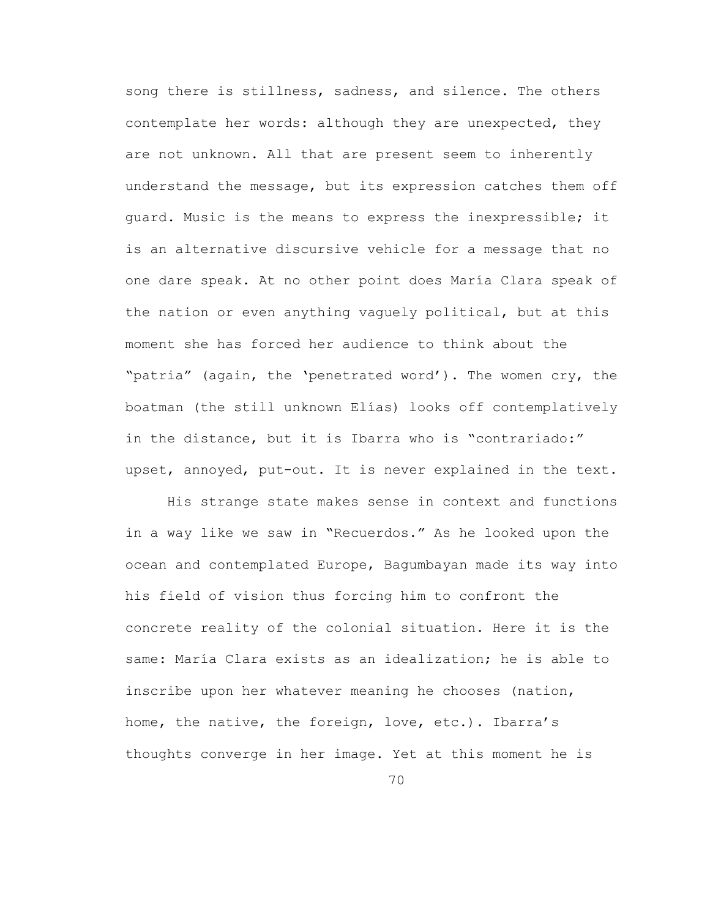song there is stillness, sadness, and silence. The others contemplate her words: although they are unexpected, they are not unknown. All that are present seem to inherently understand the message, but its expression catches them off guard. Music is the means to express the inexpressible; it is an alternative discursive vehicle for a message that no one dare speak. At no other point does María Clara speak of the nation or even anything vaguely political, but at this moment she has forced her audience to think about the "patria" (again, the 'penetrated word'). The women cry, the boatman (the still unknown Elías) looks off contemplatively in the distance, but it is Ibarra who is "contrariado:" upset, annoyed, put-out. It is never explained in the text.

His strange state makes sense in context and functions in a way like we saw in "Recuerdos." As he looked upon the ocean and contemplated Europe, Bagumbayan made its way into his field of vision thus forcing him to confront the concrete reality of the colonial situation. Here it is the same: María Clara exists as an idealization; he is able to inscribe upon her whatever meaning he chooses (nation, home, the native, the foreign, love, etc.). Ibarra's thoughts converge in her image. Yet at this moment he is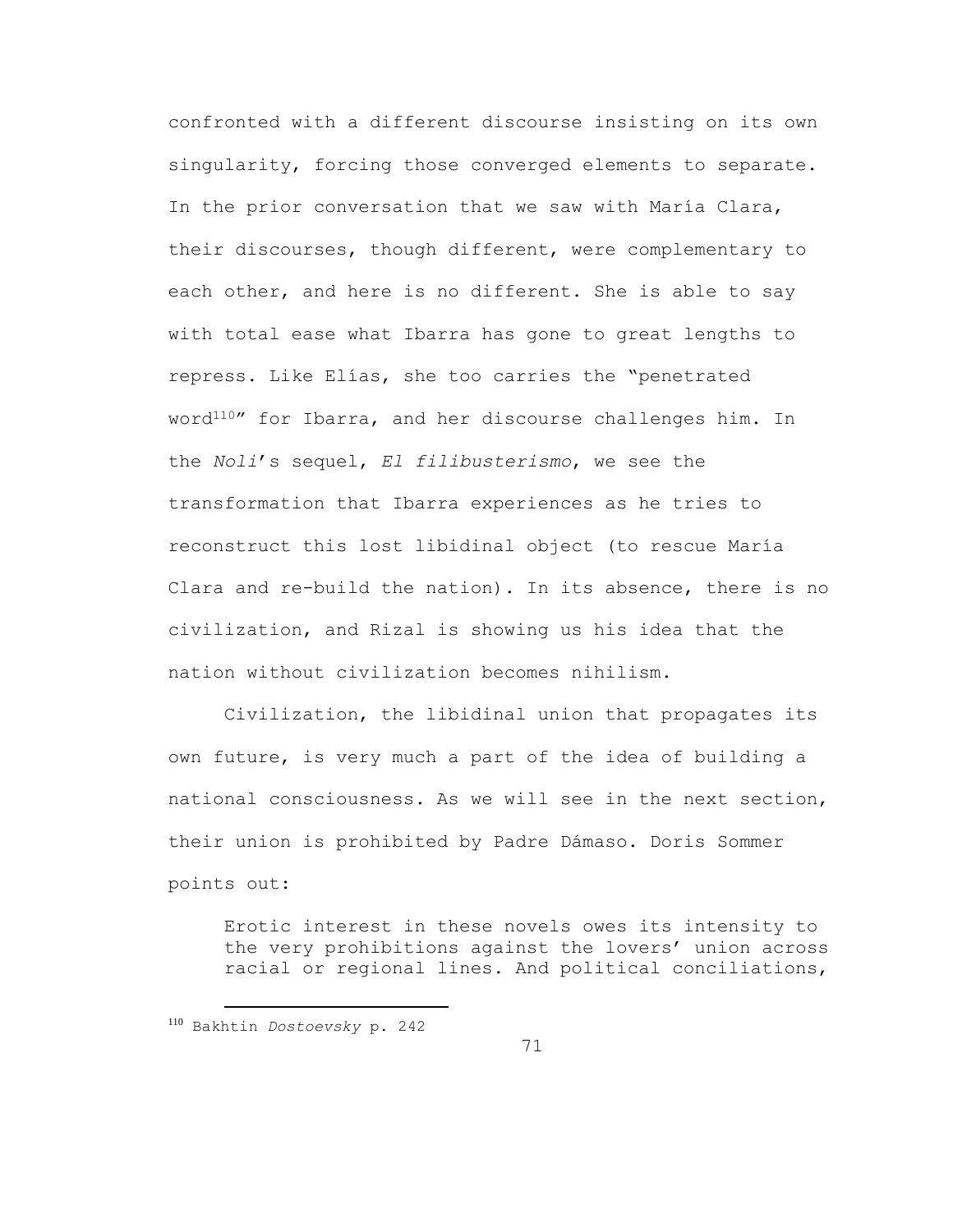confronted with a different discourse insisting on its own singularity, forcing those converged elements to separate. In the prior conversation that we saw with María Clara, their discourses, though different, were complementary to each other, and here is no different. She is able to say with total ease what Ibarra has gone to great lengths to repress. Like Elías, she too carries the "penetrated word[110]" for Ibarra, and her discourse challenges him. In the *Noli*'s sequel, *El filibusterismo*, we see the transformation that Ibarra experiences as he tries to reconstruct this lost libidinal object (to rescue María Clara and re-build the nation). In its absence, there is no civilization, and Rizal is showing us his idea that the nation without civilization becomes nihilism.

Civilization, the libidinal union that propagates its own future, is very much a part of the idea of building a national consciousness. As we will see in the next section, their union is prohibited by Padre Dámaso. Doris Sommer points out:

> Erotic interest in these novels owes its intensity to the very prohibitions against the lovers' union across racial or regional lines. And political conciliations,

[110] Bakhtin *Dostoevsky* p. 242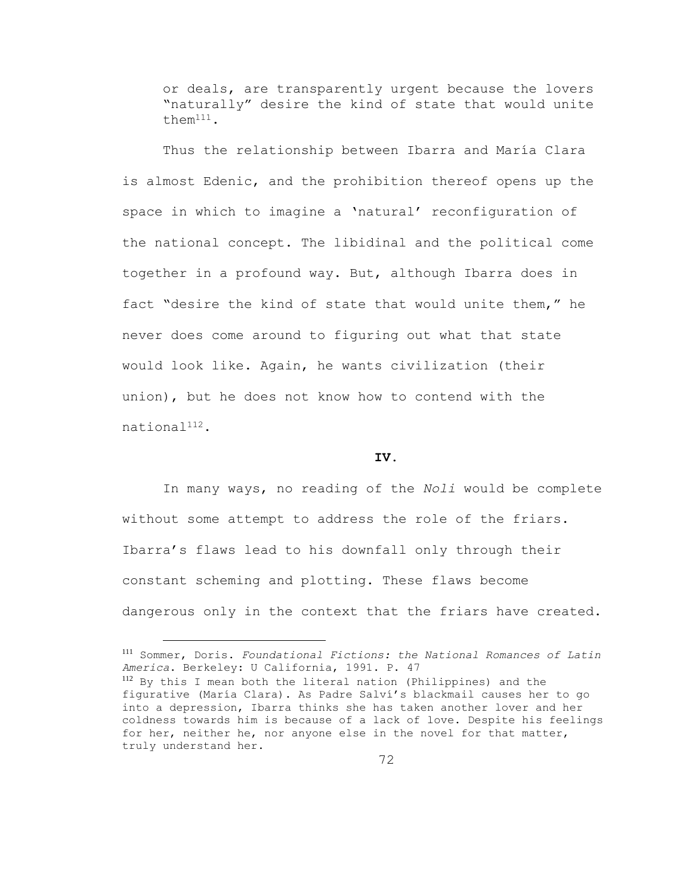> or deals, are transparently urgent because the lovers "naturally" desire the kind of state that would unite them[111].

Thus the relationship between Ibarra and María Clara is almost Edenic, and the prohibition thereof opens up the space in which to imagine a 'natural' reconfiguration of the national concept. The libidinal and the political come together in a profound way. But, although Ibarra does in fact "desire the kind of state that would unite them," he never does come around to figuring out what that state would look like. Again, he wants civilization (their union), but he does not know how to contend with the national[112].

## IV.

In many ways, no reading of the *Noli* would be complete without some attempt to address the role of the friars. Ibarra's flaws lead to his downfall only through their constant scheming and plotting. These flaws become dangerous only in the context that the friars have created.

---

[111] Sommer, Doris. *Foundational Fictions: the National Romances of Latin America*. Berkeley: U California, 1991. P. 47

[112] By this I mean both the literal nation (Philippines) and the figurative (María Clara). As Padre Salví's blackmail causes her to go into a depression, Ibarra thinks she has taken another lover and her coldness towards him is because of a lack of love. Despite his feelings for her, neither he, nor anyone else in the novel for that matter, truly understand her.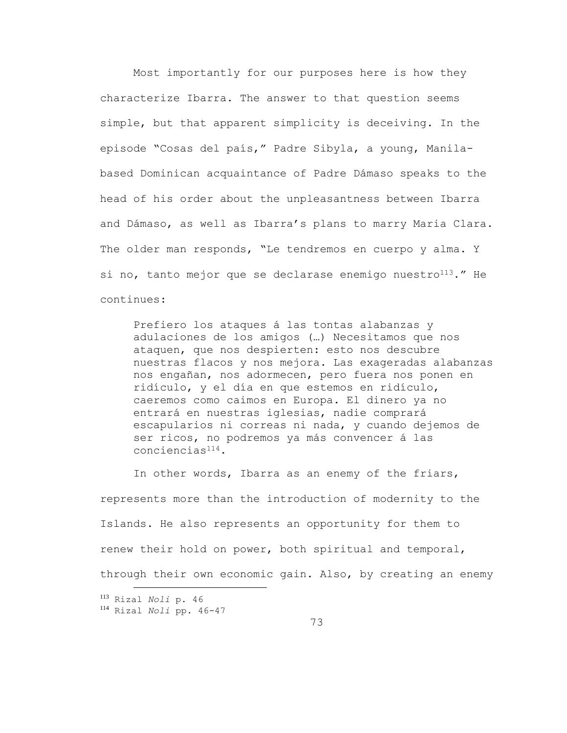Most importantly for our purposes here is how they characterize Ibarra. The answer to that question seems simple, but that apparent simplicity is deceiving. In the episode "Cosas del país," Padre Sibyla, a young, Manila-based Dominican acquaintance of Padre Dámaso speaks to the head of his order about the unpleasantness between Ibarra and Dámaso, as well as Ibarra's plans to marry Maria Clara. The older man responds, "Le tendremos en cuerpo y alma. Y si no, tanto mejor que se declarase enemigo nuestro[113]." He continues:

> Prefiero los ataques á las tontas alabanzas y adulaciones de los amigos (…) Necesitamos que nos ataquen, que nos despierten: esto nos descubre nuestras flacos y nos mejora. Las exageradas alabanzas nos engañan, nos adormecen, pero fuera nos ponen en ridículo, y el día en que estemos en ridículo, caeremos como caimos en Europa. El dinero ya no entrará en nuestras iglesias, nadie comprará escapularios ni correas ni nada, y cuando dejemos de ser ricos, no podremos ya más convencer á las conciencias[114].

In other words, Ibarra as an enemy of the friars, represents more than the introduction of modernity to the Islands. He also represents an opportunity for them to renew their hold on power, both spiritual and temporal, through their own economic gain. Also, by creating an enemy

[113] Rizal *Noli* p. 46

[114] Rizal *Noli* pp. 46-47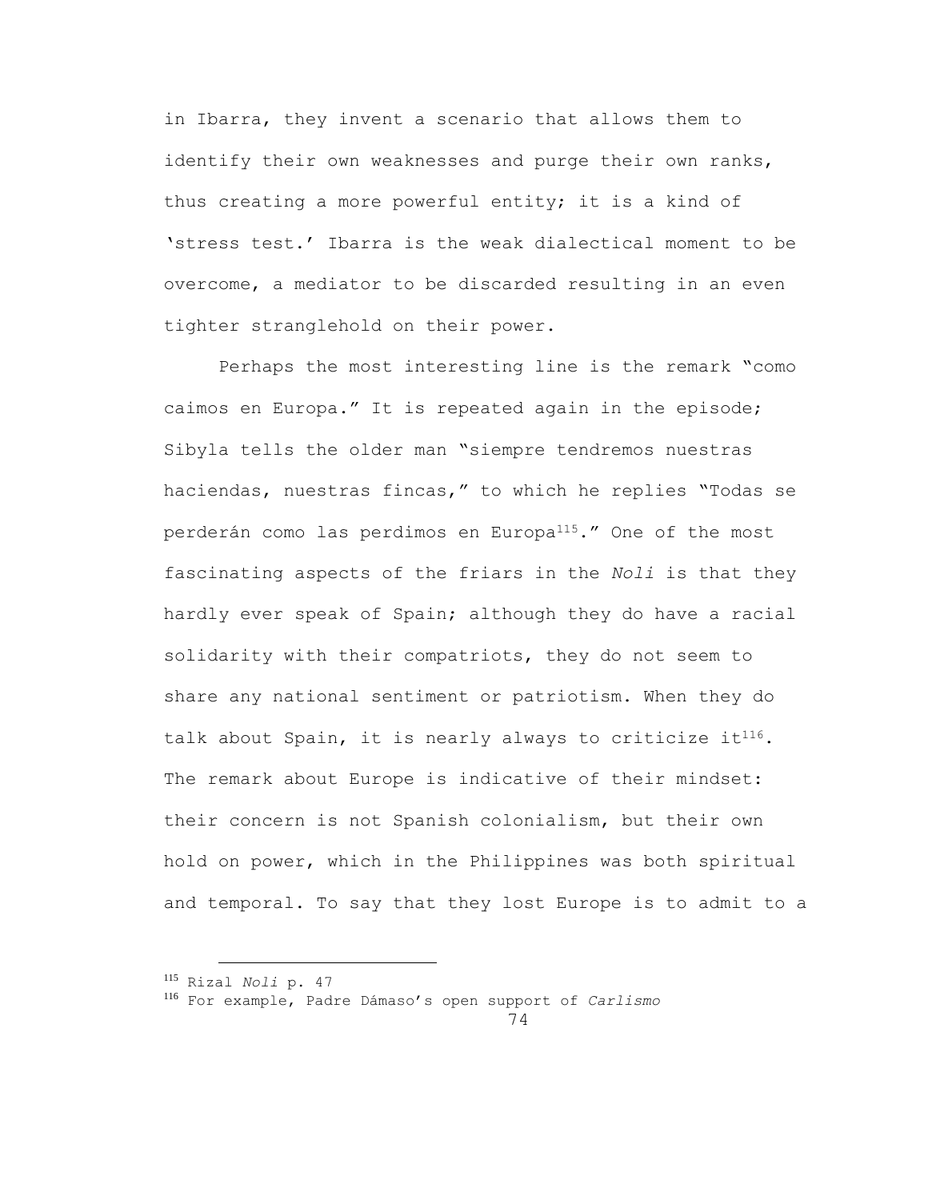in Ibarra, they invent a scenario that allows them to identify their own weaknesses and purge their own ranks, thus creating a more powerful entity; it is a kind of 'stress test.' Ibarra is the weak dialectical moment to be overcome, a mediator to be discarded resulting in an even tighter stranglehold on their power.

Perhaps the most interesting line is the remark "como caimos en Europa." It is repeated again in the episode; Sibyla tells the older man "siempre tendremos nuestras haciendas, nuestras fincas," to which he replies "Todas se perderán como las perdimos en Europa[115]." One of the most fascinating aspects of the friars in the *Noli* is that they hardly ever speak of Spain; although they do have a racial solidarity with their compatriots, they do not seem to share any national sentiment or patriotism. When they do talk about Spain, it is nearly always to criticize it[116]. The remark about Europe is indicative of their mindset: their concern is not Spanish colonialism, but their own hold on power, which in the Philippines was both spiritual and temporal. To say that they lost Europe is to admit to a

---

[115] Rizal *Noli* p. 47

[116] For example, Padre Dámaso's open support of *Carlismo*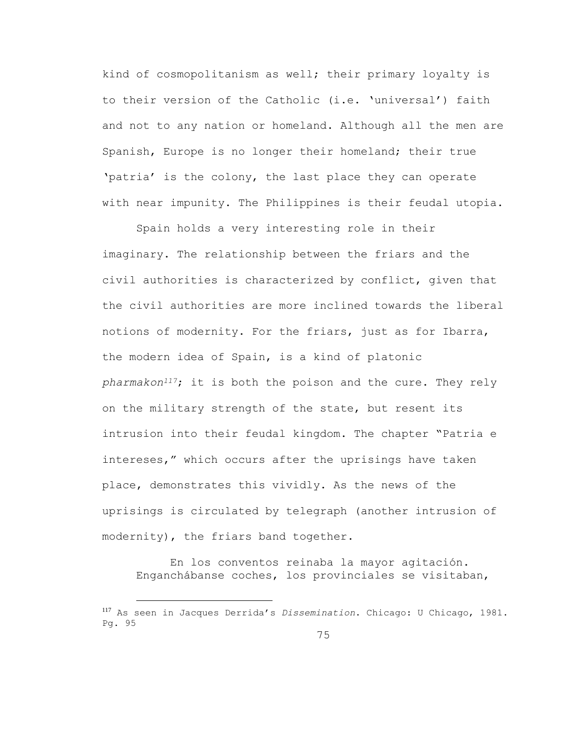kind of cosmopolitanism as well; their primary loyalty is to their version of the Catholic (i.e. 'universal') faith and not to any nation or homeland. Although all the men are Spanish, Europe is no longer their homeland; their true 'patria' is the colony, the last place they can operate with near impunity. The Philippines is their feudal utopia.

Spain holds a very interesting role in their imaginary. The relationship between the friars and the civil authorities is characterized by conflict, given that the civil authorities are more inclined towards the liberal notions of modernity. For the friars, just as for Ibarra, the modern idea of Spain, is a kind of platonic *pharmakon*[117]; it is both the poison and the cure. They rely on the military strength of the state, but resent its intrusion into their feudal kingdom. The chapter "Patria e intereses," which occurs after the uprisings have taken place, demonstrates this vividly. As the news of the uprisings is circulated by telegraph (another intrusion of modernity), the friars band together.

> En los conventos reinaba la mayor agitación. Enganchábanse coches, los provinciales se visitaban,

---

[117] As seen in Jacques Derrida's *Dissemination*. Chicago: U Chicago, 1981. Pg. 95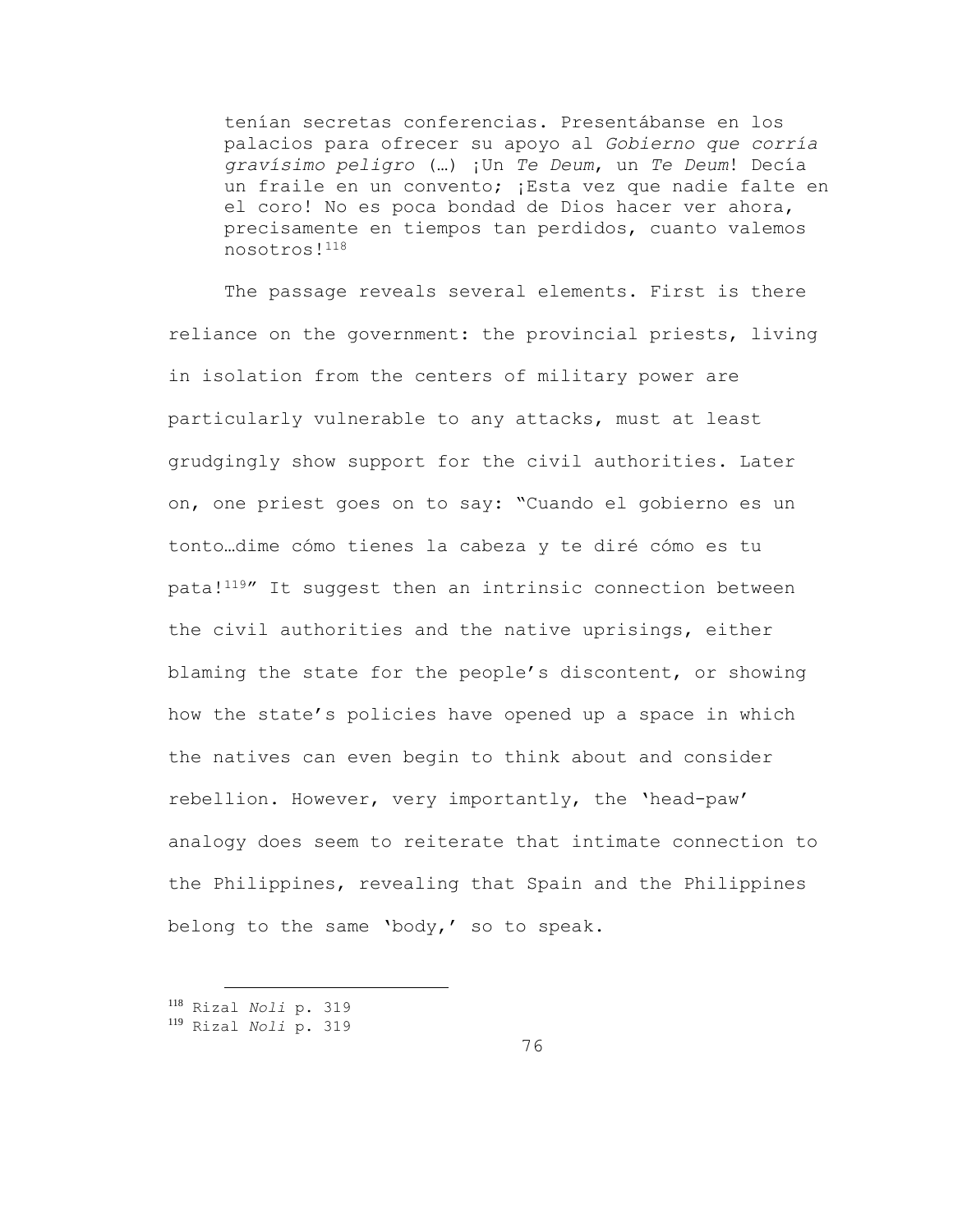> tenían secretas conferencias. Presentábanse en los palacios para ofrecer su apoyo al *Gobierno que corría gravísimo peligro* (…) ¡Un *Te Deum*, un *Te Deum*! Decía un fraile en un convento; ¡Esta vez que nadie falte en el coro! No es poca bondad de Dios hacer ver ahora, precisamente en tiempos tan perdidos, cuanto valemos nosotros![118]

The passage reveals several elements. First is there reliance on the government: the provincial priests, living in isolation from the centers of military power are particularly vulnerable to any attacks, must at least grudgingly show support for the civil authorities. Later on, one priest goes on to say: "Cuando el gobierno es un tonto…dime cómo tienes la cabeza y te diré cómo es tu pata![119]" It suggest then an intrinsic connection between the civil authorities and the native uprisings, either blaming the state for the people's discontent, or showing how the state's policies have opened up a space in which the natives can even begin to think about and consider rebellion. However, very importantly, the 'head-paw' analogy does seem to reiterate that intimate connection to the Philippines, revealing that Spain and the Philippines belong to the same 'body,' so to speak.

---

[118] Rizal *Noli* p. 319

[119] Rizal *Noli* p. 319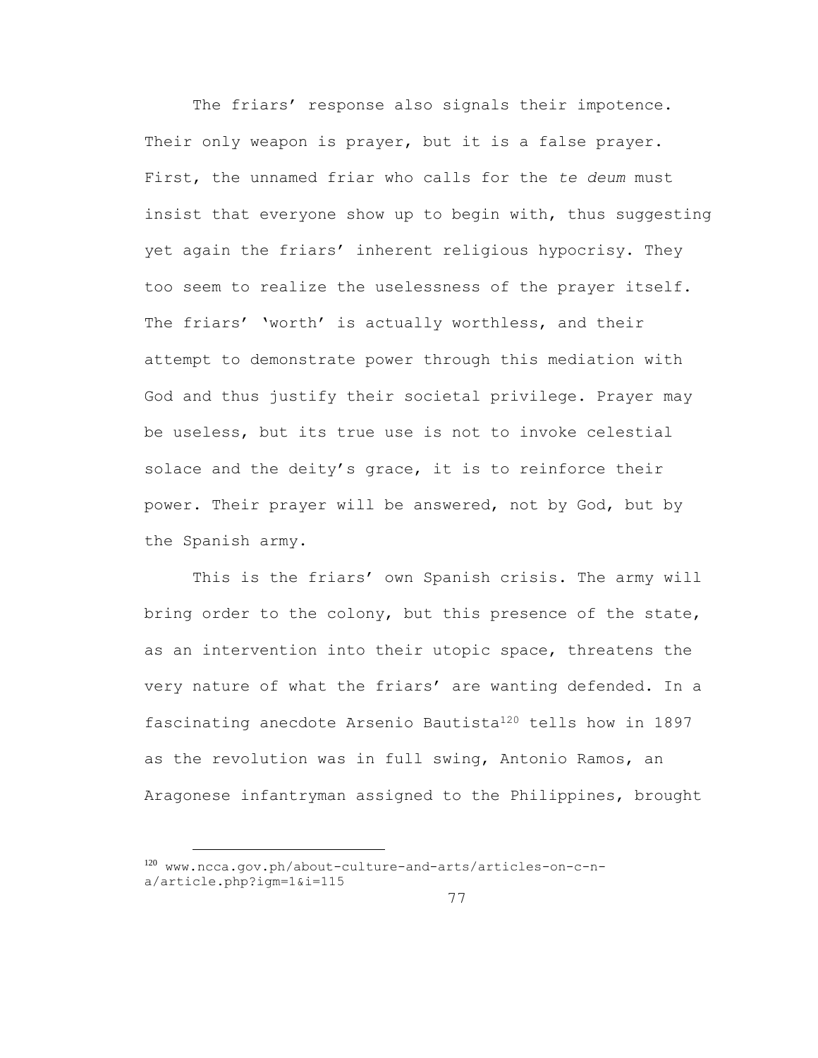The friars' response also signals their impotence. Their only weapon is prayer, but it is a false prayer. First, the unnamed friar who calls for the *te deum* must insist that everyone show up to begin with, thus suggesting yet again the friars' inherent religious hypocrisy. They too seem to realize the uselessness of the prayer itself. The friars' 'worth' is actually worthless, and their attempt to demonstrate power through this mediation with God and thus justify their societal privilege. Prayer may be useless, but its true use is not to invoke celestial solace and the deity's grace, it is to reinforce their power. Their prayer will be answered, not by God, but by the Spanish army.

This is the friars' own Spanish crisis. The army will bring order to the colony, but this presence of the state, as an intervention into their utopic space, threatens the very nature of what the friars' are wanting defended. In a fascinating anecdote Arsenio Bautista[120] tells how in 1897 as the revolution was in full swing, Antonio Ramos, an Aragonese infantryman assigned to the Philippines, brought

[120] www.ncca.gov.ph/about-culture-and-arts/articles-on-c-n-a/article.php?igm=1&i=115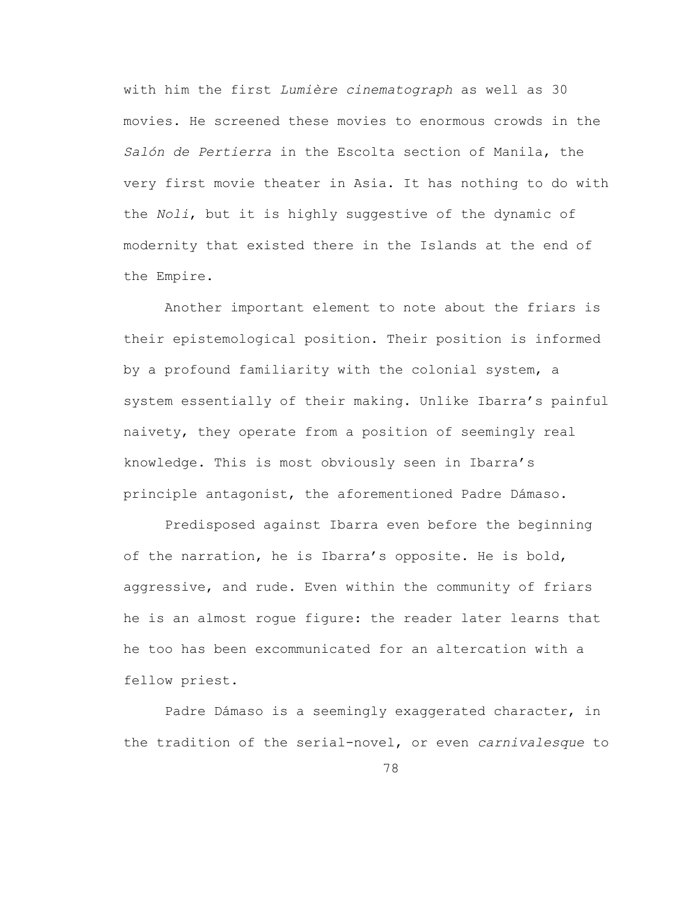with him the first *Lumière cinematograph* as well as 30 movies. He screened these movies to enormous crowds in the *Salón de Pertierra* in the Escolta section of Manila, the very first movie theater in Asia. It has nothing to do with the *Noli*, but it is highly suggestive of the dynamic of modernity that existed there in the Islands at the end of the Empire.

Another important element to note about the friars is their epistemological position. Their position is informed by a profound familiarity with the colonial system, a system essentially of their making. Unlike Ibarra's painful naivety, they operate from a position of seemingly real knowledge. This is most obviously seen in Ibarra's principle antagonist, the aforementioned Padre Dámaso.

Predisposed against Ibarra even before the beginning of the narration, he is Ibarra's opposite. He is bold, aggressive, and rude. Even within the community of friars he is an almost rogue figure: the reader later learns that he too has been excommunicated for an altercation with a fellow priest.

Padre Dámaso is a seemingly exaggerated character, in the tradition of the serial-novel, or even *carnivalesque* to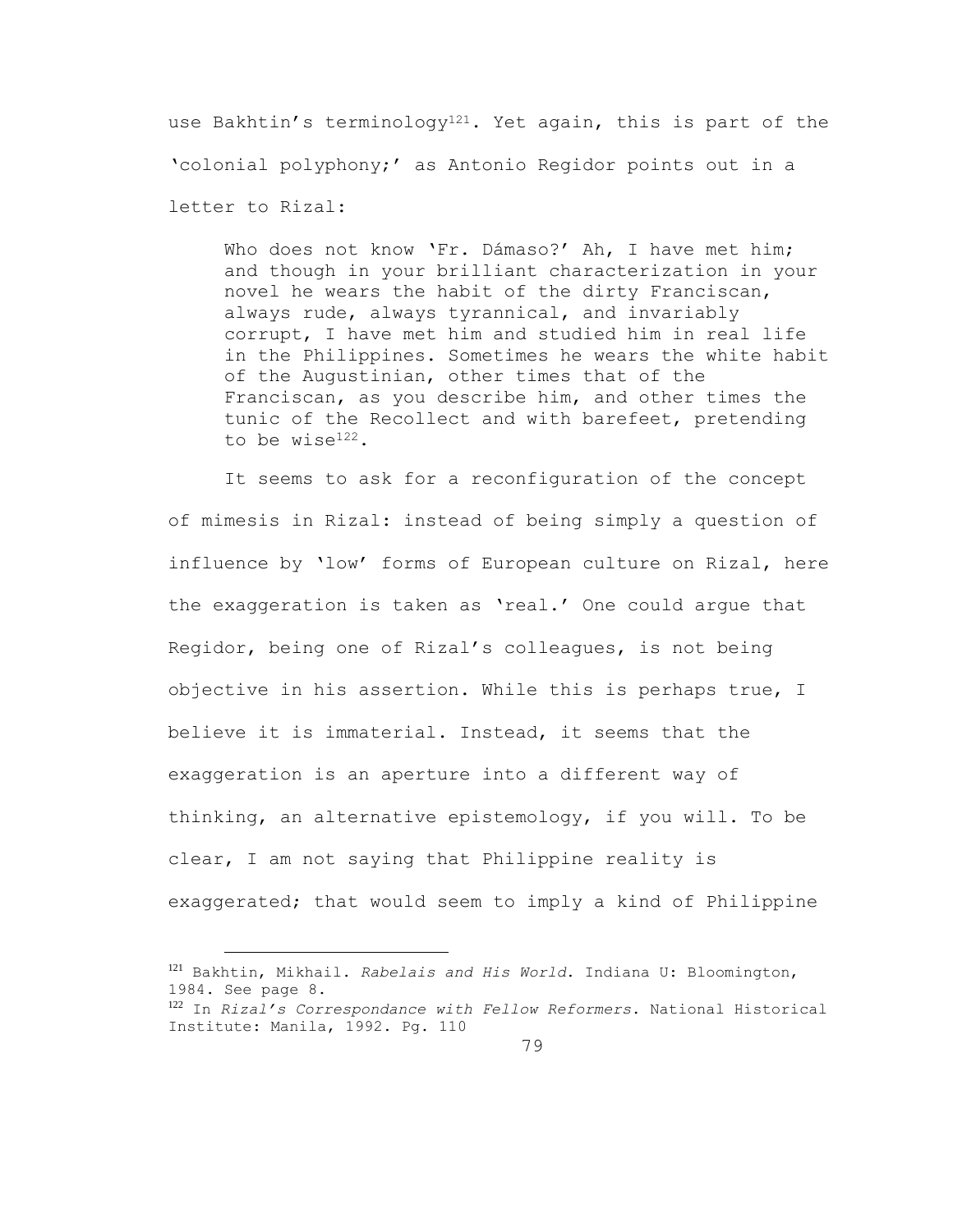use Bakhtin's terminology[121]. Yet again, this is part of the 'colonial polyphony;' as Antonio Regidor points out in a letter to Rizal:

> Who does not know 'Fr. Dámaso?' Ah, I have met him; and though in your brilliant characterization in your novel he wears the habit of the dirty Franciscan, always rude, always tyrannical, and invariably corrupt, I have met him and studied him in real life in the Philippines. Sometimes he wears the white habit of the Augustinian, other times that of the Franciscan, as you describe him, and other times the tunic of the Recollect and with barefeet, pretending to be wise[122].

It seems to ask for a reconfiguration of the concept of mimesis in Rizal: instead of being simply a question of influence by 'low' forms of European culture on Rizal, here the exaggeration is taken as 'real.' One could argue that Regidor, being one of Rizal's colleagues, is not being objective in his assertion. While this is perhaps true, I believe it is immaterial. Instead, it seems that the exaggeration is an aperture into a different way of thinking, an alternative epistemology, if you will. To be clear, I am not saying that Philippine reality is exaggerated; that would seem to imply a kind of Philippine

---

[121] Bakhtin, Mikhail. *Rabelais and His World*. Indiana U: Bloomington, 1984. See page 8.

[122] In *Rizal's Correspondance with Fellow Reformers*. National Historical Institute: Manila, 1992. Pg. 110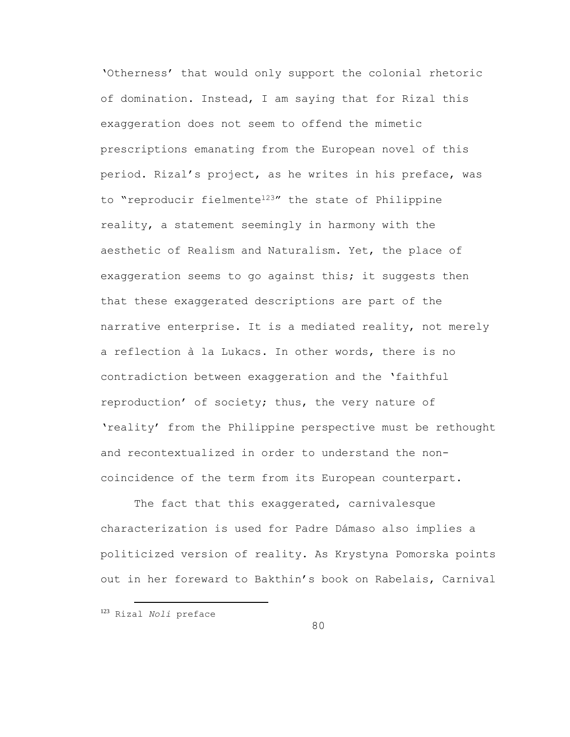'Otherness' that would only support the colonial rhetoric of domination. Instead, I am saying that for Rizal this exaggeration does not seem to offend the mimetic prescriptions emanating from the European novel of this period. Rizal's project, as he writes in his preface, was to "reproducir fielmente[123]" the state of Philippine reality, a statement seemingly in harmony with the aesthetic of Realism and Naturalism. Yet, the place of exaggeration seems to go against this; it suggests then that these exaggerated descriptions are part of the narrative enterprise. It is a mediated reality, not merely a reflection à la Lukacs. In other words, there is no contradiction between exaggeration and the 'faithful reproduction' of society; thus, the very nature of 'reality' from the Philippine perspective must be rethought and recontextualized in order to understand the non-coincidence of the term from its European counterpart.

The fact that this exaggerated, carnivalesque characterization is used for Padre Dámaso also implies a politicized version of reality. As Krystyna Pomorska points out in her foreward to Bakthin's book on Rabelais, Carnival

---

[123] Rizal *Noli* preface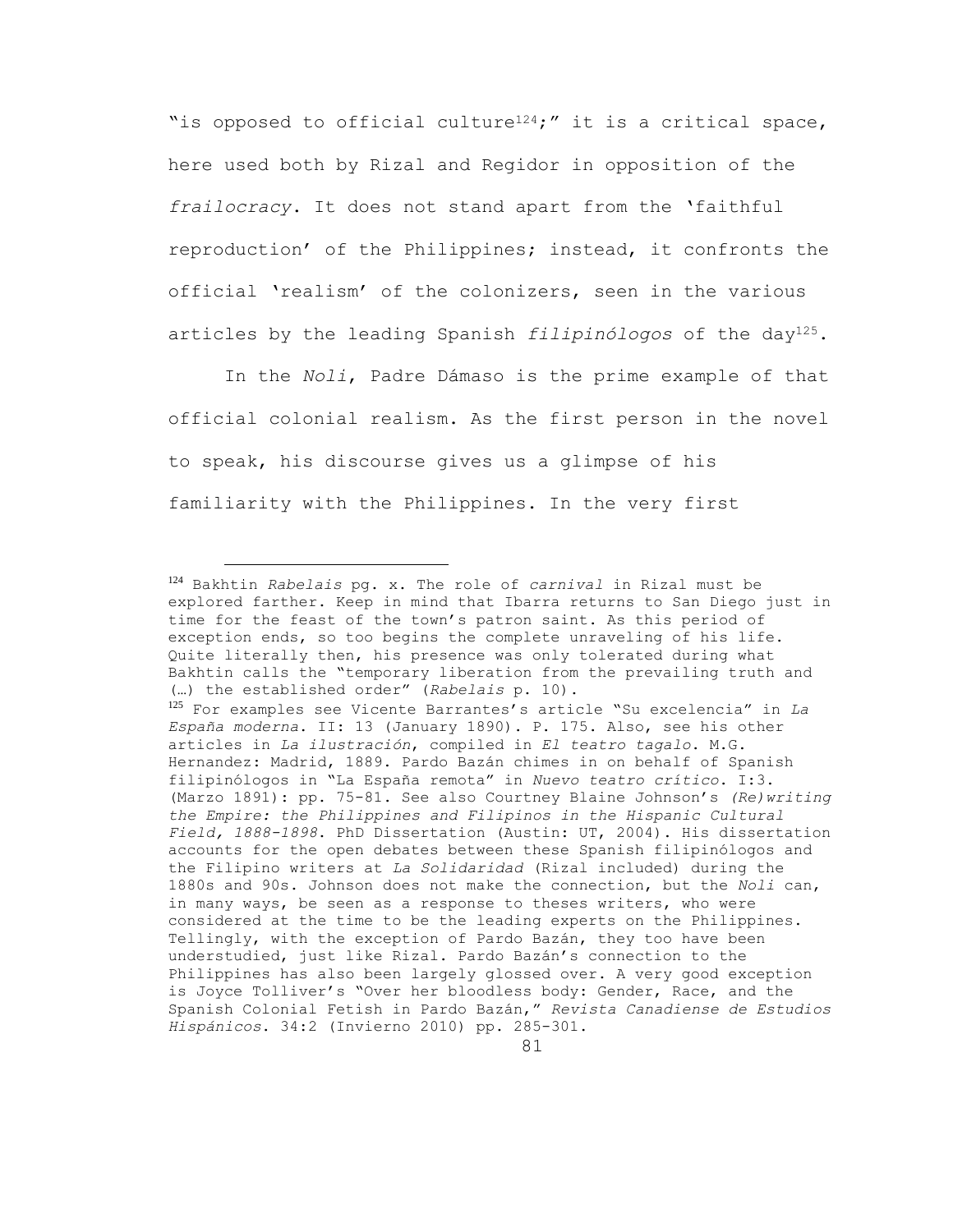"is opposed to official culture[124];" it is a critical space, here used both by Rizal and Regidor in opposition of the *frailocracy*. It does not stand apart from the 'faithful reproduction' of the Philippines; instead, it confronts the official 'realism' of the colonizers, seen in the various articles by the leading Spanish *filipinólogos* of the day[125].

In the *Noli*, Padre Dámaso is the prime example of that official colonial realism. As the first person in the novel to speak, his discourse gives us a glimpse of his familiarity with the Philippines. In the very first

---

[124] Bakhtin *Rabelais* pg. x. The role of *carnival* in Rizal must be explored farther. Keep in mind that Ibarra returns to San Diego just in time for the feast of the town's patron saint. As this period of exception ends, so too begins the complete unraveling of his life. Quite literally then, his presence was only tolerated during what Bakhtin calls the "temporary liberation from the prevailing truth and (…) the established order" (*Rabelais* p. 10).

[125] For examples see Vicente Barrantes's article "Su excelencia" in *La España moderna*. II: 13 (January 1890). P. 175. Also, see his other articles in *La ilustración*, compiled in *El teatro tagalo*. M.G. Hernandez: Madrid, 1889. Pardo Bazán chimes in on behalf of Spanish filipinólogos in "La España remota" in *Nuevo teatro crítico*. I:3. (Marzo 1891): pp. 75-81. See also Courtney Blaine Johnson's *(Re)writing the Empire: the Philippines and Filipinos in the Hispanic Cultural Field, 1888-1898*. PhD Dissertation (Austin: UT, 2004). His dissertation accounts for the open debates between these Spanish filipinólogos and the Filipino writers at *La Solidaridad* (Rizal included) during the 1880s and 90s. Johnson does not make the connection, but the *Noli* can, in many ways, be seen as a response to theses writers, who were considered at the time to be the leading experts on the Philippines. Tellingly, with the exception of Pardo Bazán, they too have been understudied, just like Rizal. Pardo Bazán's connection to the Philippines has also been largely glossed over. A very good exception is Joyce Tolliver's "Over her bloodless body: Gender, Race, and the Spanish Colonial Fetish in Pardo Bazán," *Revista Canadiense de Estudios Hispánicos*. 34:2 (Invierno 2010) pp. 285-301.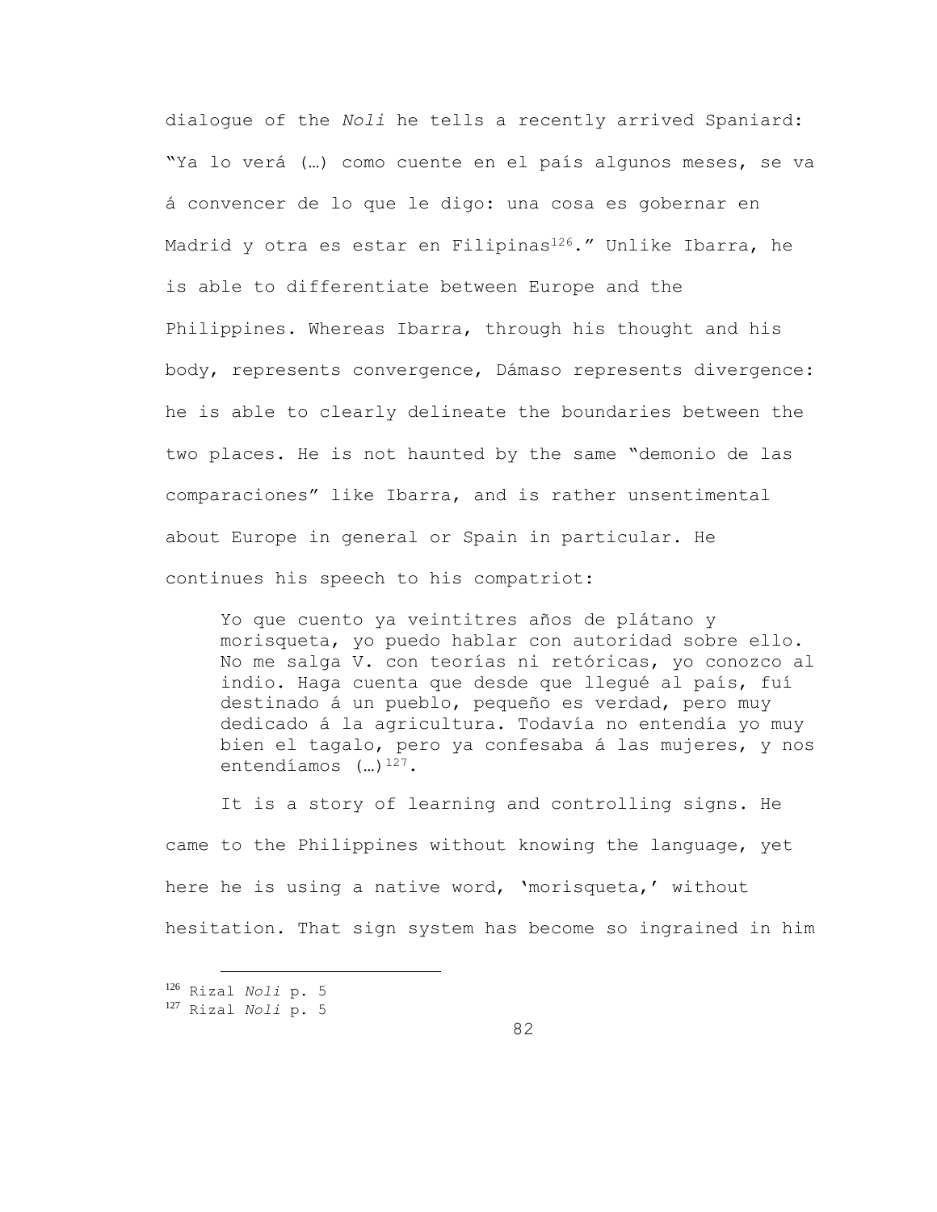dialogue of the *Noli* he tells a recently arrived Spaniard: "Ya lo verá (…) como cuente en el país algunos meses, se va á convencer de lo que le digo: una cosa es gobernar en Madrid y otra es estar en Filipinas[126]." Unlike Ibarra, he is able to differentiate between Europe and the Philippines. Whereas Ibarra, through his thought and his body, represents convergence, Dámaso represents divergence: he is able to clearly delineate the boundaries between the two places. He is not haunted by the same "demonio de las comparaciones" like Ibarra, and is rather unsentimental about Europe in general or Spain in particular. He continues his speech to his compatriot:

> Yo que cuento ya veintitres años de plátano y morisqueta, yo puedo hablar con autoridad sobre ello. No me salga V. con teorías ni retóricas, yo conozco al indio. Haga cuenta que desde que llegué al país, fuí destinado á un pueblo, pequeño es verdad, pero muy dedicado á la agricultura. Todavía no entendía yo muy bien el tagalo, pero ya confesaba á las mujeres, y nos entendíamos (…)[127].

It is a story of learning and controlling signs. He came to the Philippines without knowing the language, yet here he is using a native word, 'morisqueta,' without hesitation. That sign system has become so ingrained in him

---

[126] Rizal *Noli* p. 5

[127] Rizal *Noli* p. 5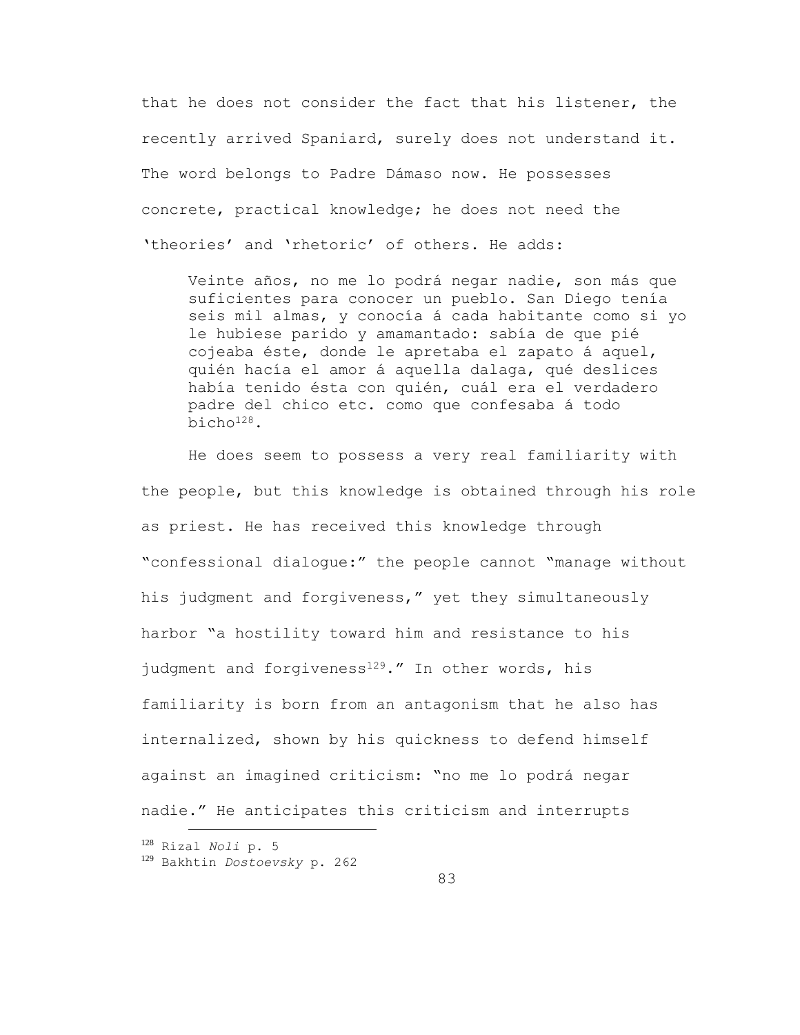that he does not consider the fact that his listener, the recently arrived Spaniard, surely does not understand it. The word belongs to Padre Dámaso now. He possesses concrete, practical knowledge; he does not need the 'theories' and 'rhetoric' of others. He adds:

> Veinte años, no me lo podrá negar nadie, son más que suficientes para conocer un pueblo. San Diego tenía seis mil almas, y conocía á cada habitante como si yo le hubiese parido y amamantado: sabía de que pié cojeaba éste, donde le apretaba el zapato á aquel, quién hacía el amor á aquella dalaga, qué deslices había tenido ésta con quién, cuál era el verdadero padre del chico etc. como que confesaba á todo bicho[128].

He does seem to possess a very real familiarity with the people, but this knowledge is obtained through his role as priest. He has received this knowledge through "confessional dialogue:" the people cannot "manage without his judgment and forgiveness," yet they simultaneously harbor "a hostility toward him and resistance to his judgment and forgiveness[129]." In other words, his familiarity is born from an antagonism that he also has internalized, shown by his quickness to defend himself against an imagined criticism: "no me lo podrá negar nadie." He anticipates this criticism and interrupts

---

[128] Rizal *Noli* p. 5

[129] Bakhtin *Dostoevsky* p. 262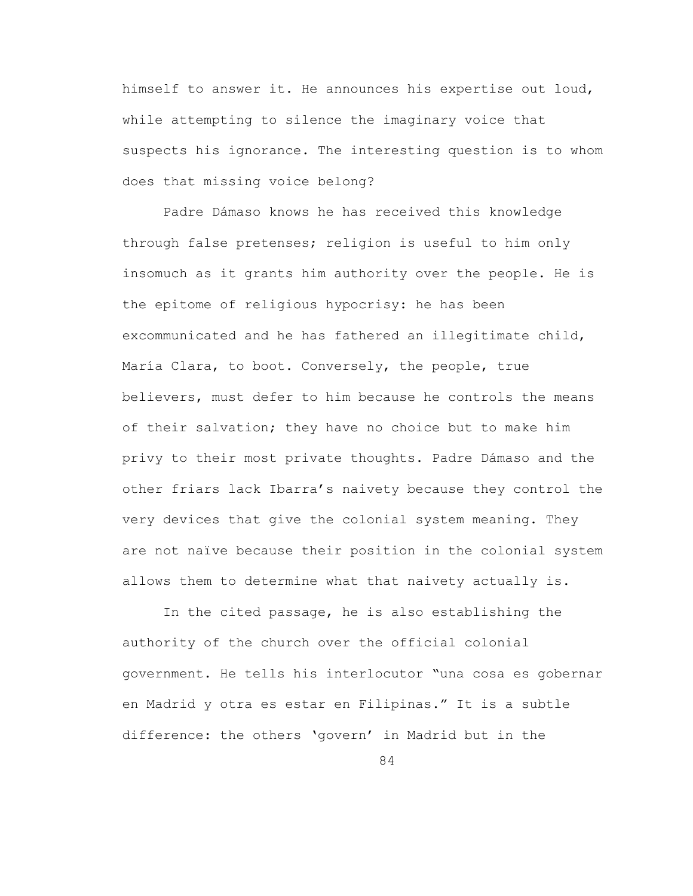himself to answer it. He announces his expertise out loud, while attempting to silence the imaginary voice that suspects his ignorance. The interesting question is to whom does that missing voice belong?

Padre Dámaso knows he has received this knowledge through false pretenses; religion is useful to him only insomuch as it grants him authority over the people. He is the epitome of religious hypocrisy: he has been excommunicated and he has fathered an illegitimate child, María Clara, to boot. Conversely, the people, true believers, must defer to him because he controls the means of their salvation; they have no choice but to make him privy to their most private thoughts. Padre Dámaso and the other friars lack Ibarra's naivety because they control the very devices that give the colonial system meaning. They are not naïve because their position in the colonial system allows them to determine what that naivety actually is.

In the cited passage, he is also establishing the authority of the church over the official colonial government. He tells his interlocutor "una cosa es gobernar en Madrid y otra es estar en Filipinas." It is a subtle difference: the others 'govern' in Madrid but in the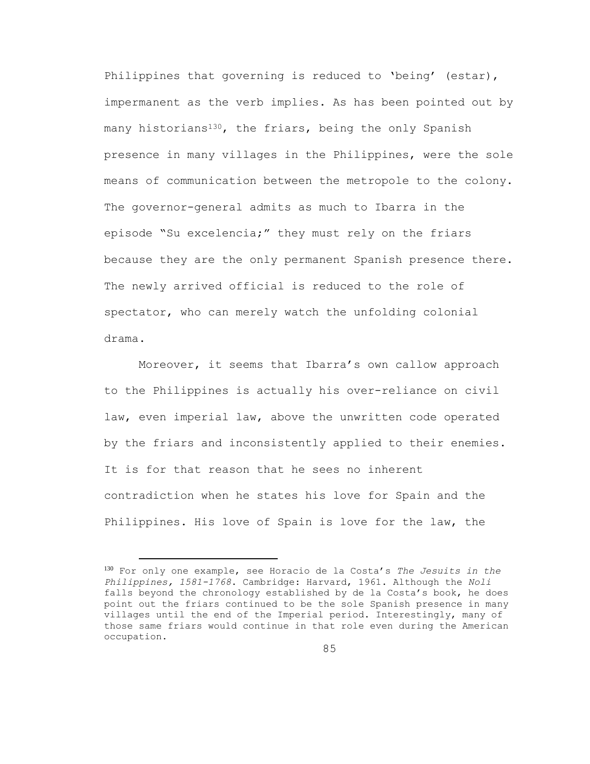Philippines that governing is reduced to 'being' (estar), impermanent as the verb implies. As has been pointed out by many historians[130], the friars, being the only Spanish presence in many villages in the Philippines, were the sole means of communication between the metropole to the colony. The governor-general admits as much to Ibarra in the episode "Su excelencia;" they must rely on the friars because they are the only permanent Spanish presence there. The newly arrived official is reduced to the role of spectator, who can merely watch the unfolding colonial drama.

Moreover, it seems that Ibarra's own callow approach to the Philippines is actually his over-reliance on civil law, even imperial law, above the unwritten code operated by the friars and inconsistently applied to their enemies. It is for that reason that he sees no inherent contradiction when he states his love for Spain and the Philippines. His love of Spain is love for the law, the

[130] For only one example, see Horacio de la Costa's *The Jesuits in the Philippines, 1581-1768*. Cambridge: Harvard, 1961. Although the *Noli* falls beyond the chronology established by de la Costa's book, he does point out the friars continued to be the sole Spanish presence in many villages until the end of the Imperial period. Interestingly, many of those same friars would continue in that role even during the American occupation.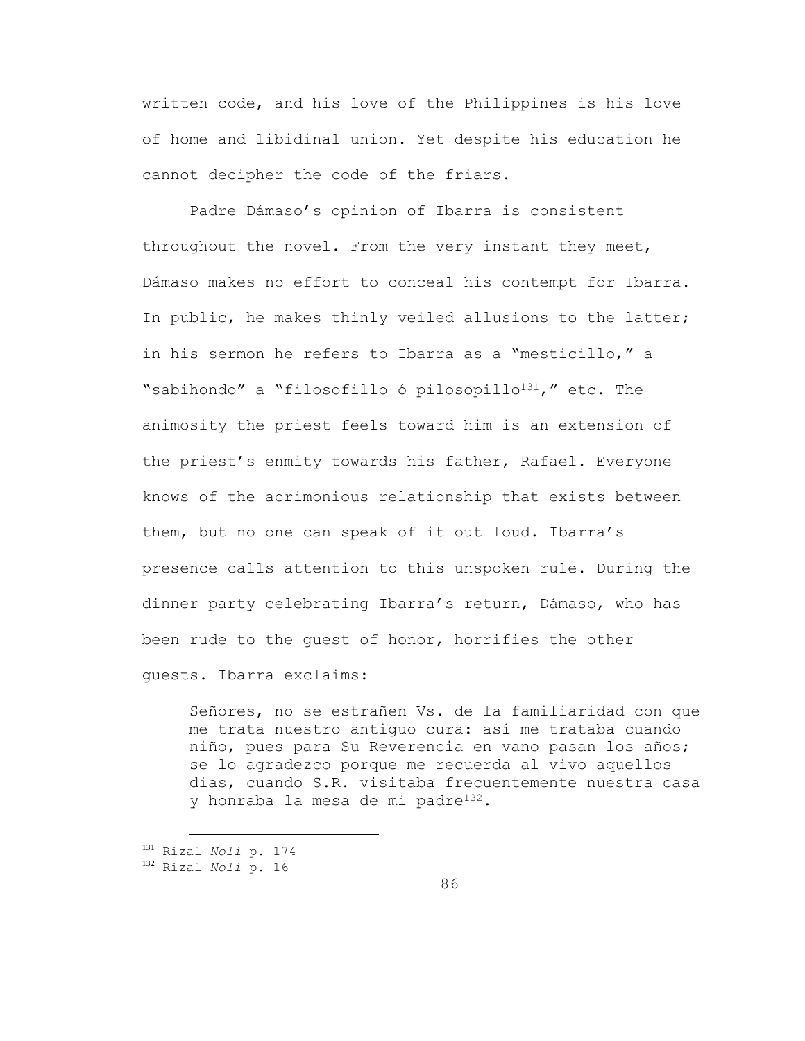written code, and his love of the Philippines is his love of home and libidinal union. Yet despite his education he cannot decipher the code of the friars.

Padre Dámaso's opinion of Ibarra is consistent throughout the novel. From the very instant they meet, Dámaso makes no effort to conceal his contempt for Ibarra. In public, he makes thinly veiled allusions to the latter; in his sermon he refers to Ibarra as a "mesticillo," a "sabihondo" a "filosofillo ó pilosopillo[131]," etc. The animosity the priest feels toward him is an extension of the priest's enmity towards his father, Rafael. Everyone knows of the acrimonious relationship that exists between them, but no one can speak of it out loud. Ibarra's presence calls attention to this unspoken rule. During the dinner party celebrating Ibarra's return, Dámaso, who has been rude to the guest of honor, horrifies the other guests. Ibarra exclaims:

> Señores, no se estrañen Vs. de la familiaridad con que me trata nuestro antiguo cura: así me trataba cuando niño, pues para Su Reverencia en vano pasan los años; se lo agradezco porque me recuerda al vivo aquellos dias, cuando S.R. visitaba frecuentemente nuestra casa y honraba la mesa de mi padre[132].

---

[131] Rizal *Noli* p. 174

[132] Rizal *Noli* p. 16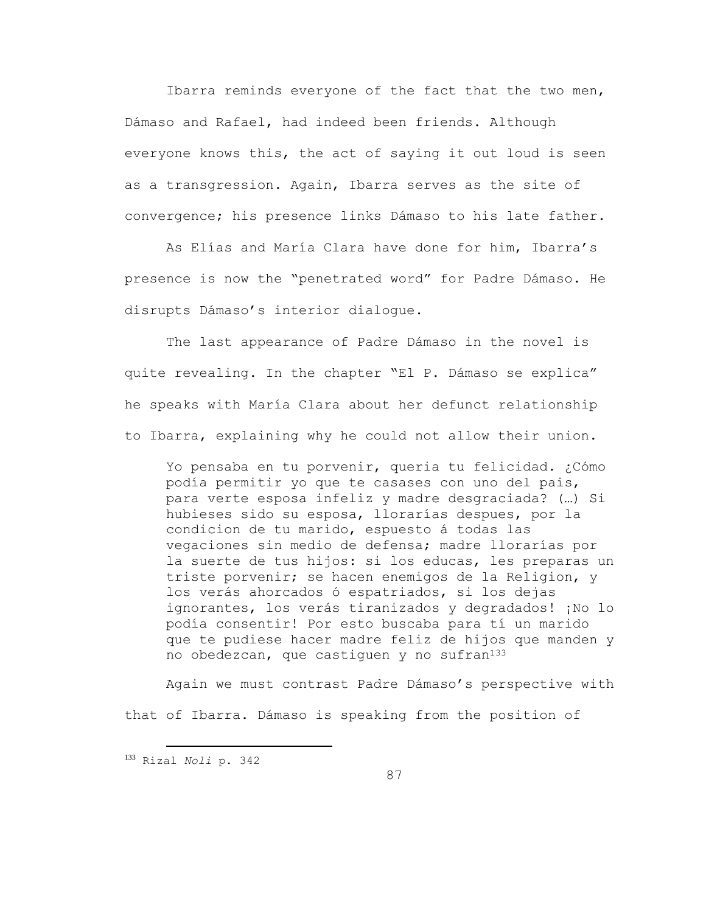Ibarra reminds everyone of the fact that the two men, Dámaso and Rafael, had indeed been friends. Although everyone knows this, the act of saying it out loud is seen as a transgression. Again, Ibarra serves as the site of convergence; his presence links Dámaso to his late father.

As Elías and María Clara have done for him, Ibarra's presence is now the "penetrated word" for Padre Dámaso. He disrupts Dámaso's interior dialogue.

The last appearance of Padre Dámaso in the novel is quite revealing. In the chapter "El P. Dámaso se explica" he speaks with María Clara about her defunct relationship to Ibarra, explaining why he could not allow their union.

> Yo pensaba en tu porvenir, queria tu felicidad. ¿Cómo podía permitir yo que te casases con uno del pais, para verte esposa infeliz y madre desgraciada? (…) Si hubieses sido su esposa, llorarías despues, por la condicion de tu marido, espuesto á todas las vegaciones sin medio de defensa; madre llorarías por la suerte de tus hijos: si los educas, les preparas un triste porvenir; se hacen enemigos de la Religion, y los verás ahorcados ó espatriados, si los dejas ignorantes, los verás tiranizados y degradados! ¡No lo podía consentir! Por esto buscaba para tí un marido que te pudiese hacer madre feliz de hijos que manden y no obedezcan, que castiguen y no sufran[133]

Again we must contrast Padre Dámaso's perspective with that of Ibarra. Dámaso is speaking from the position of

---

[133] Rizal *Noli* p. 342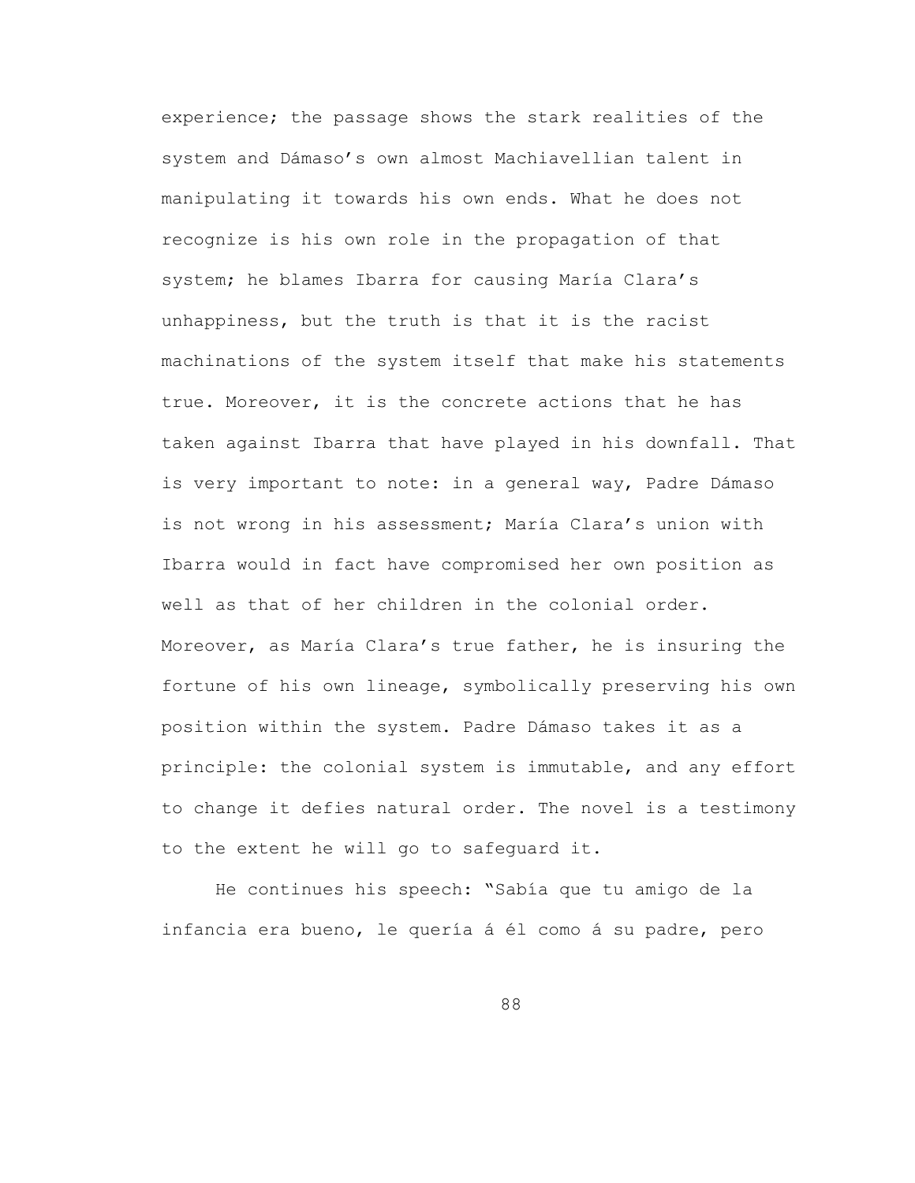experience; the passage shows the stark realities of the system and Dámaso's own almost Machiavellian talent in manipulating it towards his own ends. What he does not recognize is his own role in the propagation of that system; he blames Ibarra for causing María Clara's unhappiness, but the truth is that it is the racist machinations of the system itself that make his statements true. Moreover, it is the concrete actions that he has taken against Ibarra that have played in his downfall. That is very important to note: in a general way, Padre Dámaso is not wrong in his assessment; María Clara's union with Ibarra would in fact have compromised her own position as well as that of her children in the colonial order. Moreover, as María Clara's true father, he is insuring the fortune of his own lineage, symbolically preserving his own position within the system. Padre Dámaso takes it as a principle: the colonial system is immutable, and any effort to change it defies natural order. The novel is a testimony to the extent he will go to safeguard it.

He continues his speech: "Sabía que tu amigo de la infancia era bueno, le quería á él como á su padre, pero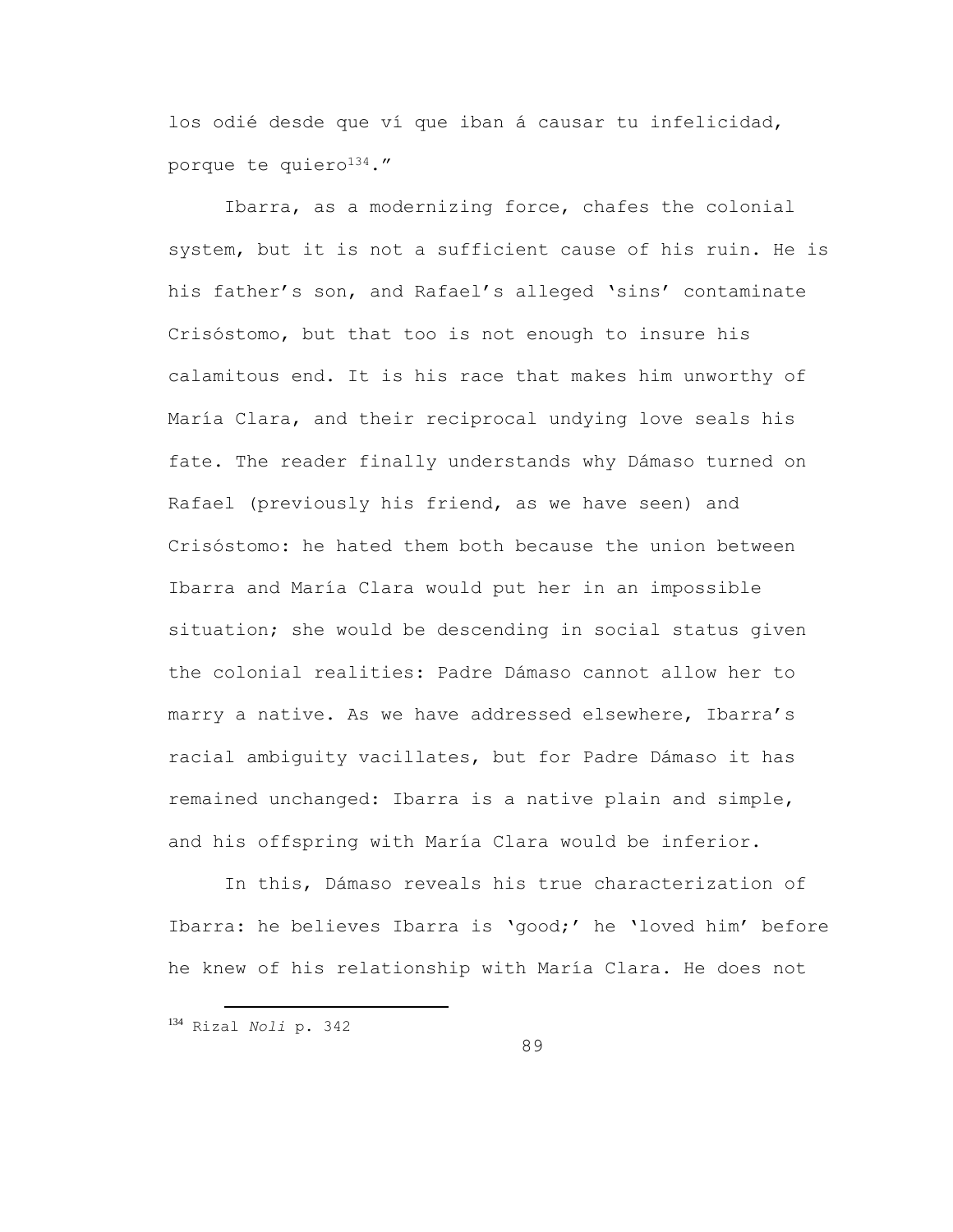los odié desde que ví que iban á causar tu infelicidad, porque te quiero[134]."

Ibarra, as a modernizing force, chafes the colonial system, but it is not a sufficient cause of his ruin. He is his father's son, and Rafael's alleged 'sins' contaminate Crisóstomo, but that too is not enough to insure his calamitous end. It is his race that makes him unworthy of María Clara, and their reciprocal undying love seals his fate. The reader finally understands why Dámaso turned on Rafael (previously his friend, as we have seen) and Crisóstomo: he hated them both because the union between Ibarra and María Clara would put her in an impossible situation; she would be descending in social status given the colonial realities: Padre Dámaso cannot allow her to marry a native. As we have addressed elsewhere, Ibarra's racial ambiguity vacillates, but for Padre Dámaso it has remained unchanged: Ibarra is a native plain and simple, and his offspring with María Clara would be inferior.

In this, Dámaso reveals his true characterization of Ibarra: he believes Ibarra is 'good;' he 'loved him' before he knew of his relationship with María Clara. He does not

[134] Rizal *Noli* p. 342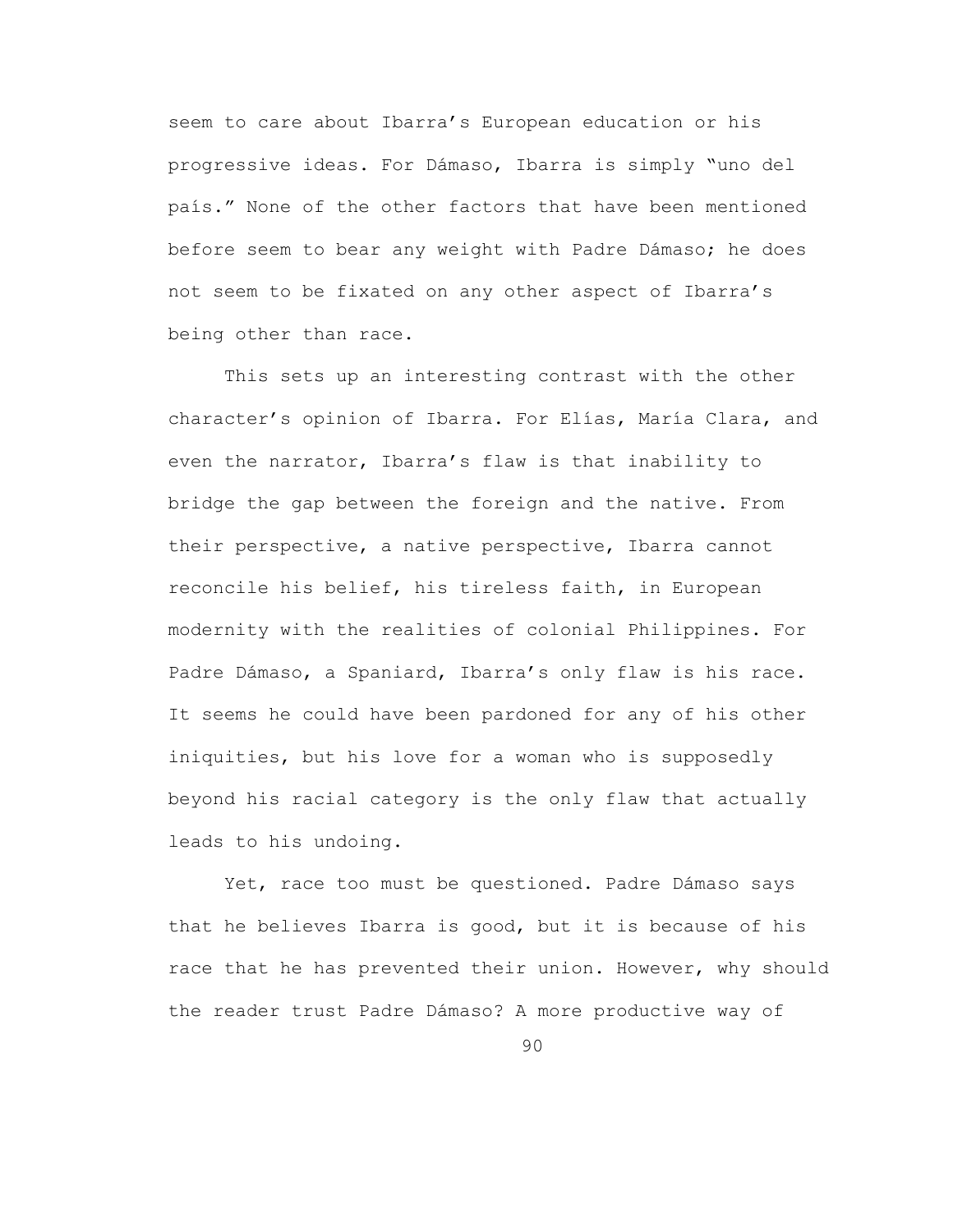seem to care about Ibarra's European education or his progressive ideas. For Dámaso, Ibarra is simply "uno del país." None of the other factors that have been mentioned before seem to bear any weight with Padre Dámaso; he does not seem to be fixated on any other aspect of Ibarra's being other than race.

This sets up an interesting contrast with the other character's opinion of Ibarra. For Elías, María Clara, and even the narrator, Ibarra's flaw is that inability to bridge the gap between the foreign and the native. From their perspective, a native perspective, Ibarra cannot reconcile his belief, his tireless faith, in European modernity with the realities of colonial Philippines. For Padre Dámaso, a Spaniard, Ibarra's only flaw is his race. It seems he could have been pardoned for any of his other iniquities, but his love for a woman who is supposedly beyond his racial category is the only flaw that actually leads to his undoing.

Yet, race too must be questioned. Padre Dámaso says that he believes Ibarra is good, but it is because of his race that he has prevented their union. However, why should the reader trust Padre Dámaso? A more productive way of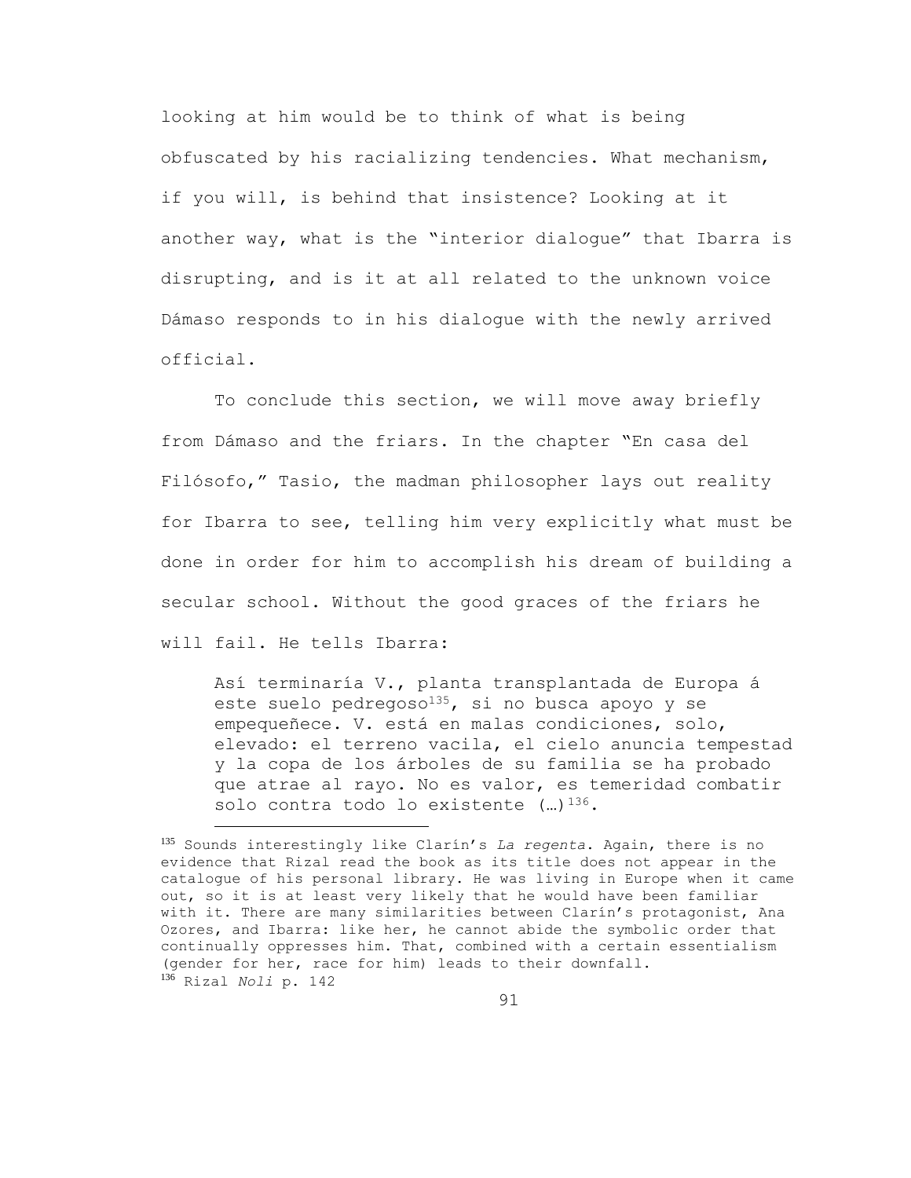looking at him would be to think of what is being obfuscated by his racializing tendencies. What mechanism, if you will, is behind that insistence? Looking at it another way, what is the "interior dialogue" that Ibarra is disrupting, and is it at all related to the unknown voice Dámaso responds to in his dialogue with the newly arrived official.

To conclude this section, we will move away briefly from Dámaso and the friars. In the chapter "En casa del Filósofo," Tasio, the madman philosopher lays out reality for Ibarra to see, telling him very explicitly what must be done in order for him to accomplish his dream of building a secular school. Without the good graces of the friars he will fail. He tells Ibarra:

> Así terminaría V., planta transplantada de Europa á este suelo pedregoso[135], si no busca apoyo y se empequeñece. V. está en malas condiciones, solo, elevado: el terreno vacila, el cielo anuncia tempestad y la copa de los árboles de su familia se ha probado que atrae al rayo. No es valor, es temeridad combatir solo contra todo lo existente (…)[136].

---

[135] Sounds interestingly like Clarín's *La regenta*. Again, there is no evidence that Rizal read the book as its title does not appear in the catalogue of his personal library. He was living in Europe when it came out, so it is at least very likely that he would have been familiar with it. There are many similarities between Clarín's protagonist, Ana Ozores, and Ibarra: like her, he cannot abide the symbolic order that continually oppresses him. That, combined with a certain essentialism (gender for her, race for him) leads to their downfall.

[136] Rizal *Noli* p. 142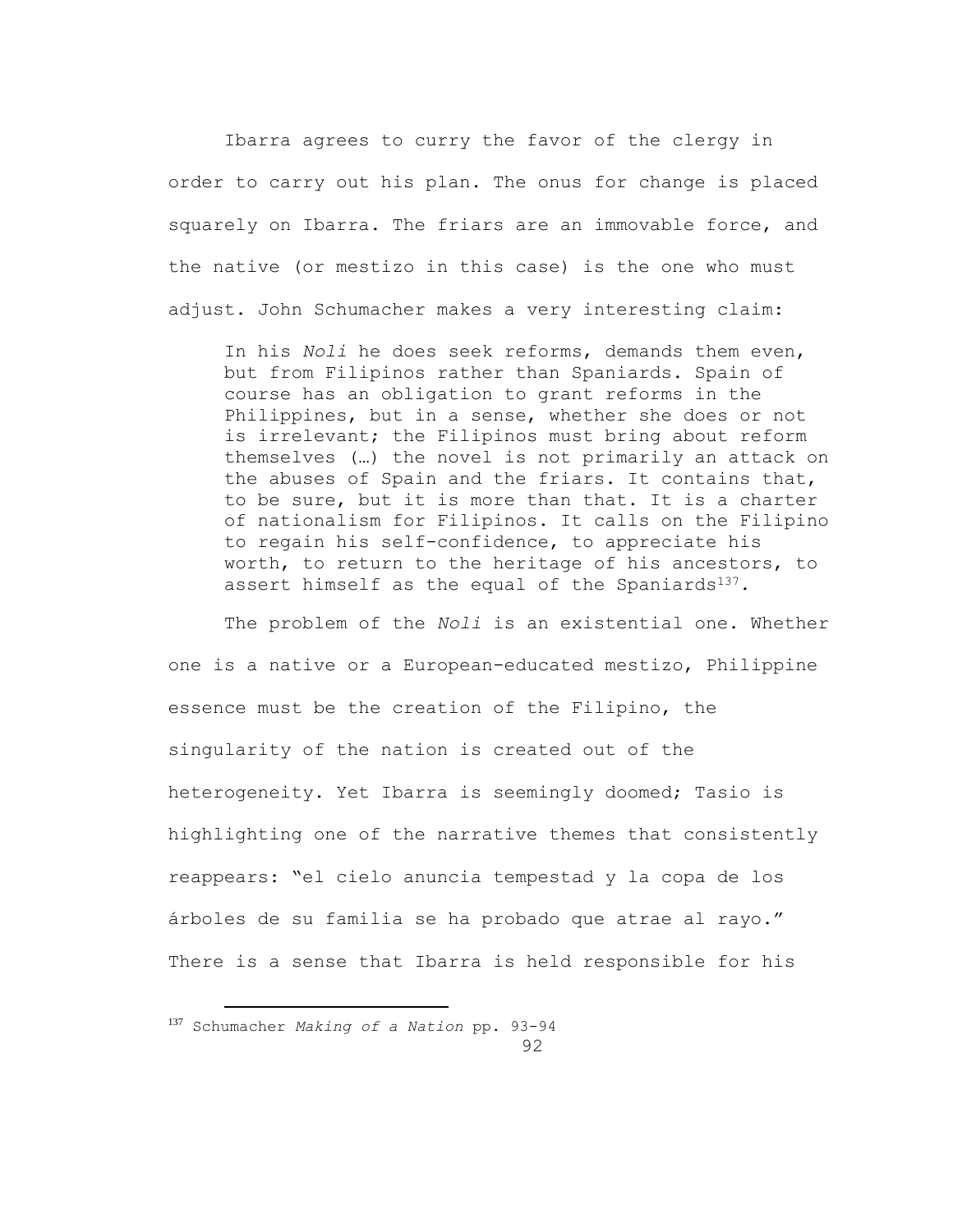Ibarra agrees to curry the favor of the clergy in order to carry out his plan. The onus for change is placed squarely on Ibarra. The friars are an immovable force, and the native (or mestizo in this case) is the one who must adjust. John Schumacher makes a very interesting claim:

> In his *Noli* he does seek reforms, demands them even, but from Filipinos rather than Spaniards. Spain of course has an obligation to grant reforms in the Philippines, but in a sense, whether she does or not is irrelevant; the Filipinos must bring about reform themselves (…) the novel is not primarily an attack on the abuses of Spain and the friars. It contains that, to be sure, but it is more than that. It is a charter of nationalism for Filipinos. It calls on the Filipino to regain his self-confidence, to appreciate his worth, to return to the heritage of his ancestors, to assert himself as the equal of the Spaniards[137].

The problem of the *Noli* is an existential one. Whether one is a native or a European-educated mestizo, Philippine essence must be the creation of the Filipino, the singularity of the nation is created out of the heterogeneity. Yet Ibarra is seemingly doomed; Tasio is highlighting one of the narrative themes that consistently reappears: "el cielo anuncia tempestad y la copa de los árboles de su familia se ha probado que atrae al rayo." There is a sense that Ibarra is held responsible for his

---

[137] Schumacher *Making of a Nation* pp. 93-94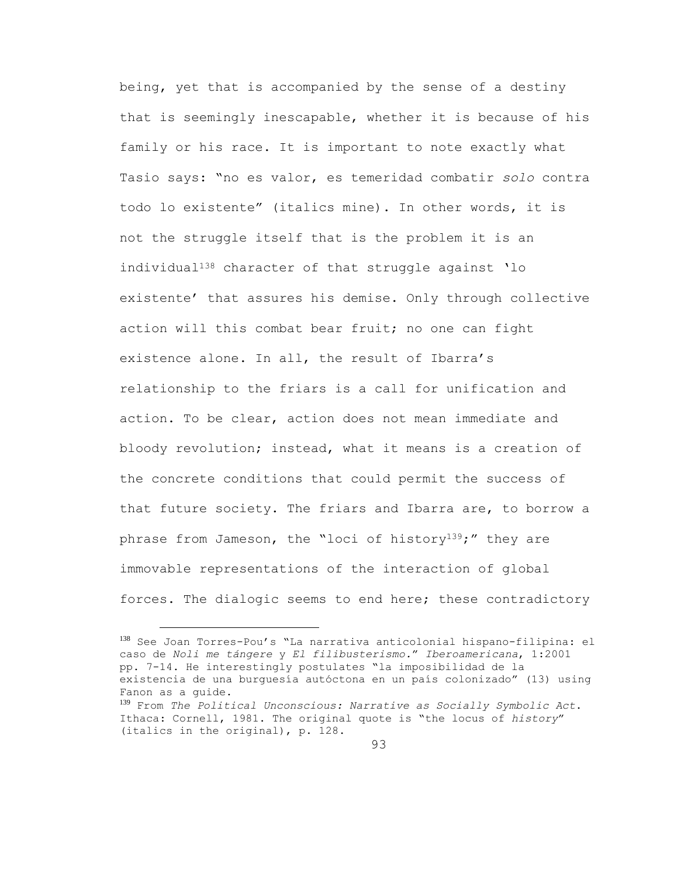being, yet that is accompanied by the sense of a destiny that is seemingly inescapable, whether it is because of his family or his race. It is important to note exactly what Tasio says: "no es valor, es temeridad combatir *solo* contra todo lo existente" (italics mine). In other words, it is not the struggle itself that is the problem it is an individual[138] character of that struggle against 'lo existente' that assures his demise. Only through collective action will this combat bear fruit; no one can fight existence alone. In all, the result of Ibarra's relationship to the friars is a call for unification and action. To be clear, action does not mean immediate and bloody revolution; instead, what it means is a creation of the concrete conditions that could permit the success of that future society. The friars and Ibarra are, to borrow a phrase from Jameson, the "loci of history[139];" they are immovable representations of the interaction of global forces. The dialogic seems to end here; these contradictory

---

[138] See Joan Torres-Pou's "La narrativa anticolonial hispano-filipina: el caso de *Noli me tángere* y *El filibusterismo*." *Iberoamericana*, 1:2001 pp. 7-14. He interestingly postulates "la imposibilidad de la existencia de una burguesía autóctona en un país colonizado" (13) using Fanon as a guide.

[139] From *The Political Unconscious: Narrative as Socially Symbolic Act*. Ithaca: Cornell, 1981. The original quote is "the locus of *history*" (italics in the original), p. 128.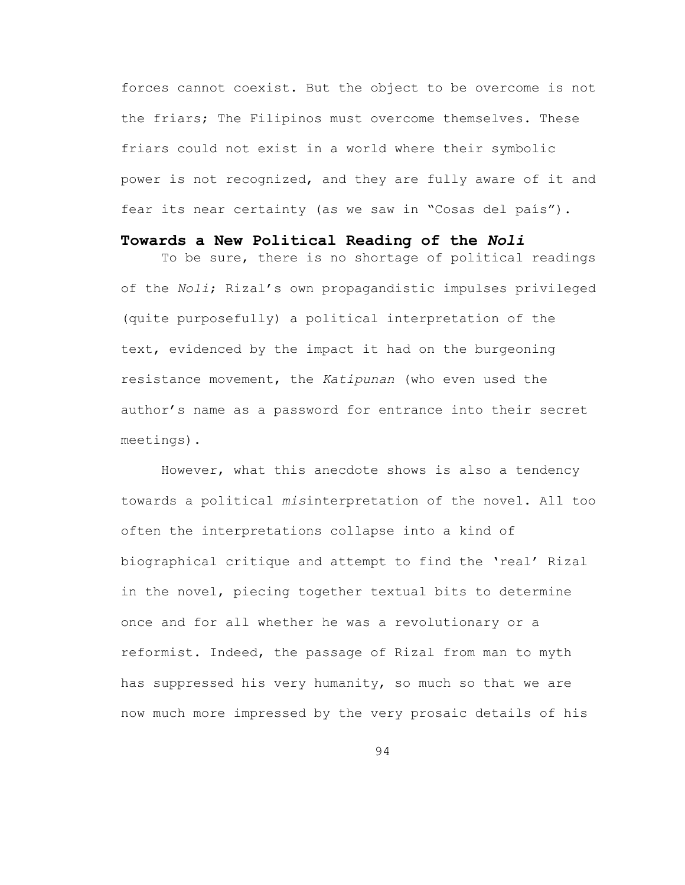forces cannot coexist. But the object to be overcome is not the friars; The Filipinos must overcome themselves. These friars could not exist in a world where their symbolic power is not recognized, and they are fully aware of it and fear its near certainty (as we saw in "Cosas del país").

## Towards a New Political Reading of the *Noli*

To be sure, there is no shortage of political readings of the *Noli*; Rizal's own propagandistic impulses privileged (quite purposefully) a political interpretation of the text, evidenced by the impact it had on the burgeoning resistance movement, the *Katipunan* (who even used the author's name as a password for entrance into their secret meetings).

However, what this anecdote shows is also a tendency towards a political *mis*interpretation of the novel. All too often the interpretations collapse into a kind of biographical critique and attempt to find the 'real' Rizal in the novel, piecing together textual bits to determine once and for all whether he was a revolutionary or a reformist. Indeed, the passage of Rizal from man to myth has suppressed his very humanity, so much so that we are now much more impressed by the very prosaic details of his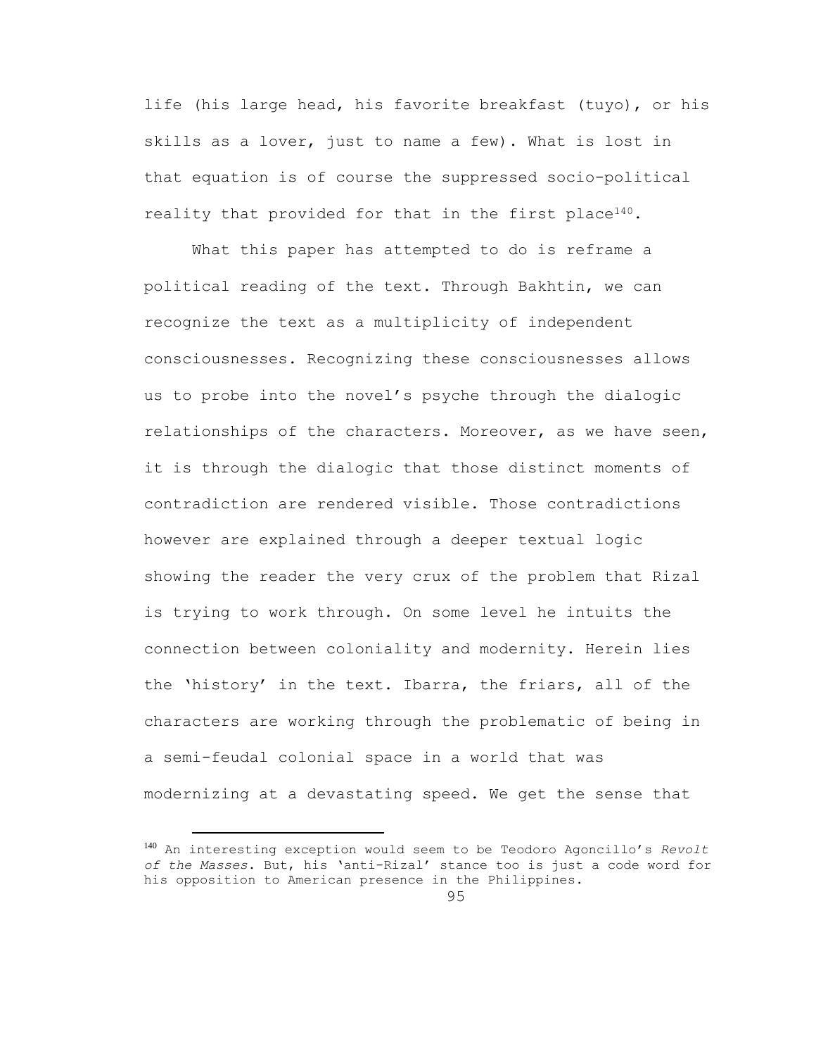life (his large head, his favorite breakfast (tuyo), or his skills as a lover, just to name a few). What is lost in that equation is of course the suppressed socio-political reality that provided for that in the first place[140].

What this paper has attempted to do is reframe a political reading of the text. Through Bakhtin, we can recognize the text as a multiplicity of independent consciousnesses. Recognizing these consciousnesses allows us to probe into the novel's psyche through the dialogic relationships of the characters. Moreover, as we have seen, it is through the dialogic that those distinct moments of contradiction are rendered visible. Those contradictions however are explained through a deeper textual logic showing the reader the very crux of the problem that Rizal is trying to work through. On some level he intuits the connection between coloniality and modernity. Herein lies the 'history' in the text. Ibarra, the friars, all of the characters are working through the problematic of being in a semi-feudal colonial space in a world that was modernizing at a devastating speed. We get the sense that

---

[140] An interesting exception would seem to be Teodoro Agoncillo's *Revolt of the Masses*. But, his 'anti-Rizal' stance too is just a code word for his opposition to American presence in the Philippines.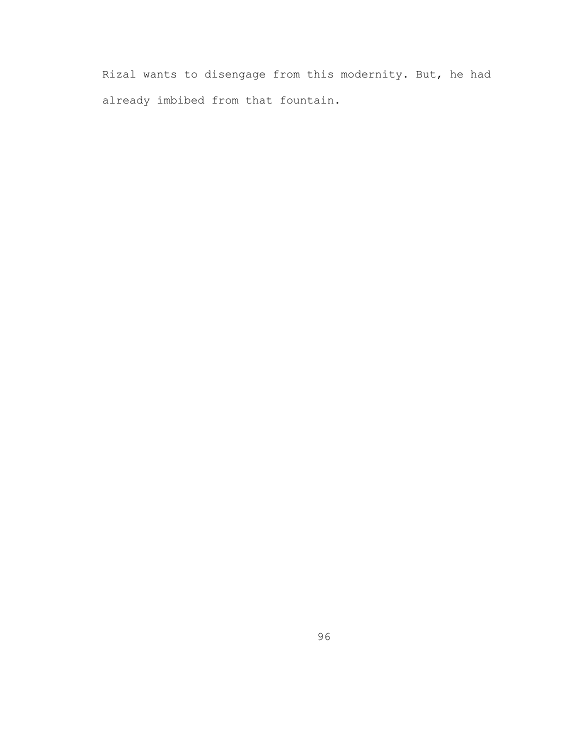Rizal wants to disengage from this modernity. But, he had already imbibed from that fountain.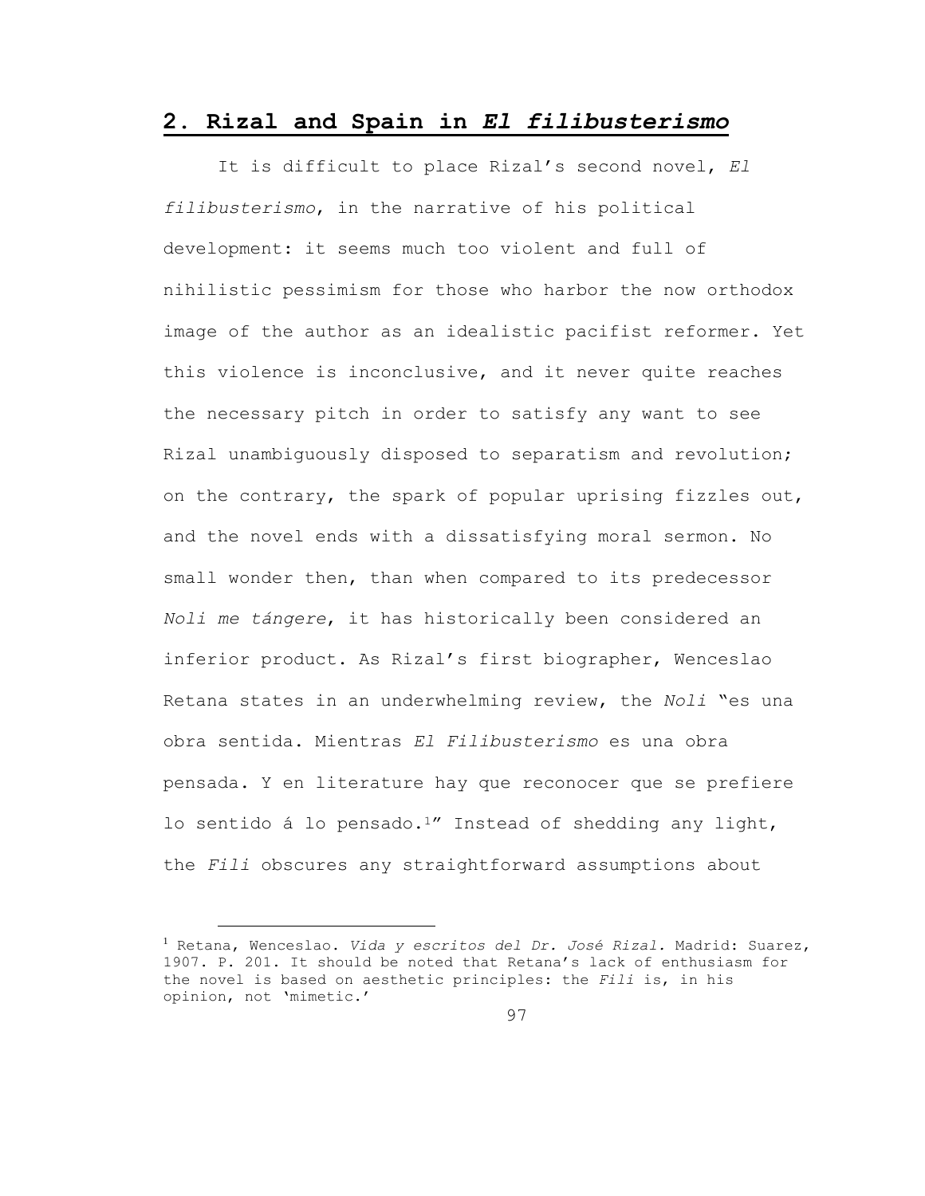## 2. Rizal and Spain in *El filibusterismo*

It is difficult to place Rizal's second novel, *El filibusterismo*, in the narrative of his political development: it seems much too violent and full of nihilistic pessimism for those who harbor the now orthodox image of the author as an idealistic pacifist reformer. Yet this violence is inconclusive, and it never quite reaches the necessary pitch in order to satisfy any want to see Rizal unambiguously disposed to separatism and revolution; on the contrary, the spark of popular uprising fizzles out, and the novel ends with a dissatisfying moral sermon. No small wonder then, than when compared to its predecessor *Noli me tángere*, it has historically been considered an inferior product. As Rizal's first biographer, Wenceslao Retana states in an underwhelming review, the *Noli* "es una obra sentida. Mientras *El Filibusterismo* es una obra pensada. Y en literature hay que reconocer que se prefiere lo sentido á lo pensado.[1]" Instead of shedding any light, the *Fili* obscures any straightforward assumptions about

[1] Retana, Wenceslao. *Vida y escritos del Dr. José Rizal.* Madrid: Suarez, 1907. P. 201. It should be noted that Retana's lack of enthusiasm for the novel is based on aesthetic principles: the *Fili* is, in his opinion, not 'mimetic.'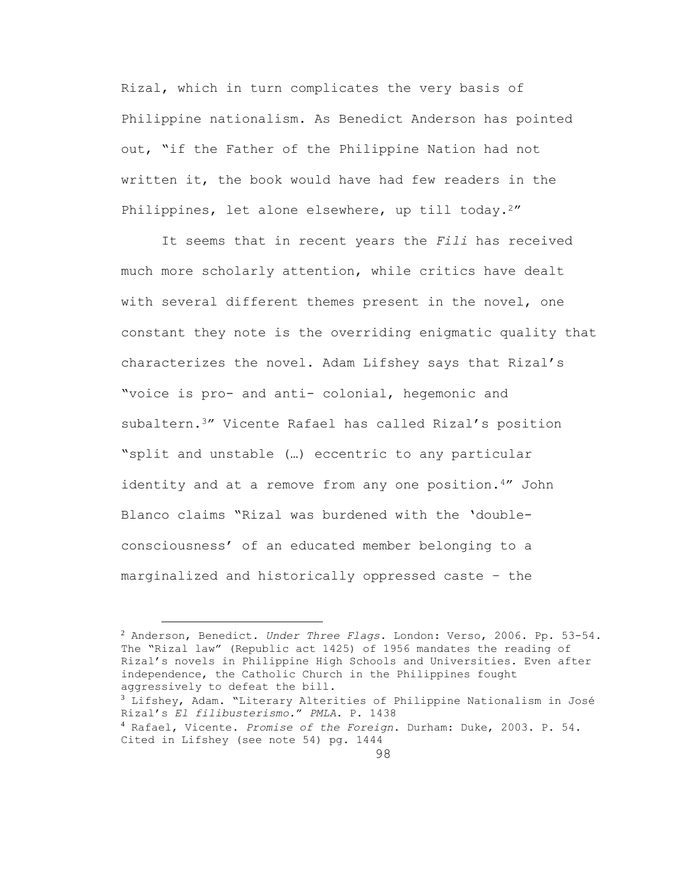Rizal, which in turn complicates the very basis of Philippine nationalism. As Benedict Anderson has pointed out, "if the Father of the Philippine Nation had not written it, the book would have had few readers in the Philippines, let alone elsewhere, up till today.[2]"

It seems that in recent years the *Fili* has received much more scholarly attention, while critics have dealt with several different themes present in the novel, one constant they note is the overriding enigmatic quality that characterizes the novel. Adam Lifshey says that Rizal's "voice is pro- and anti- colonial, hegemonic and subaltern.[3]" Vicente Rafael has called Rizal's position "split and unstable (…) eccentric to any particular identity and at a remove from any one position.[4]" John Blanco claims "Rizal was burdened with the 'double-consciousness' of an educated member belonging to a marginalized and historically oppressed caste – the

---

[2] Anderson, Benedict. *Under Three Flags*. London: Verso, 2006. Pp. 53-54. The "Rizal law" (Republic act 1425) of 1956 mandates the reading of Rizal's novels in Philippine High Schools and Universities. Even after independence, the Catholic Church in the Philippines fought aggressively to defeat the bill.

[3] Lifshey, Adam. "Literary Alterities of Philippine Nationalism in José Rizal's *El filibusterismo*." *PMLA*. P. 1438

[4] Rafael, Vicente. *Promise of the Foreign*. Durham: Duke, 2003. P. 54. Cited in Lifshey (see note 54) pg. 1444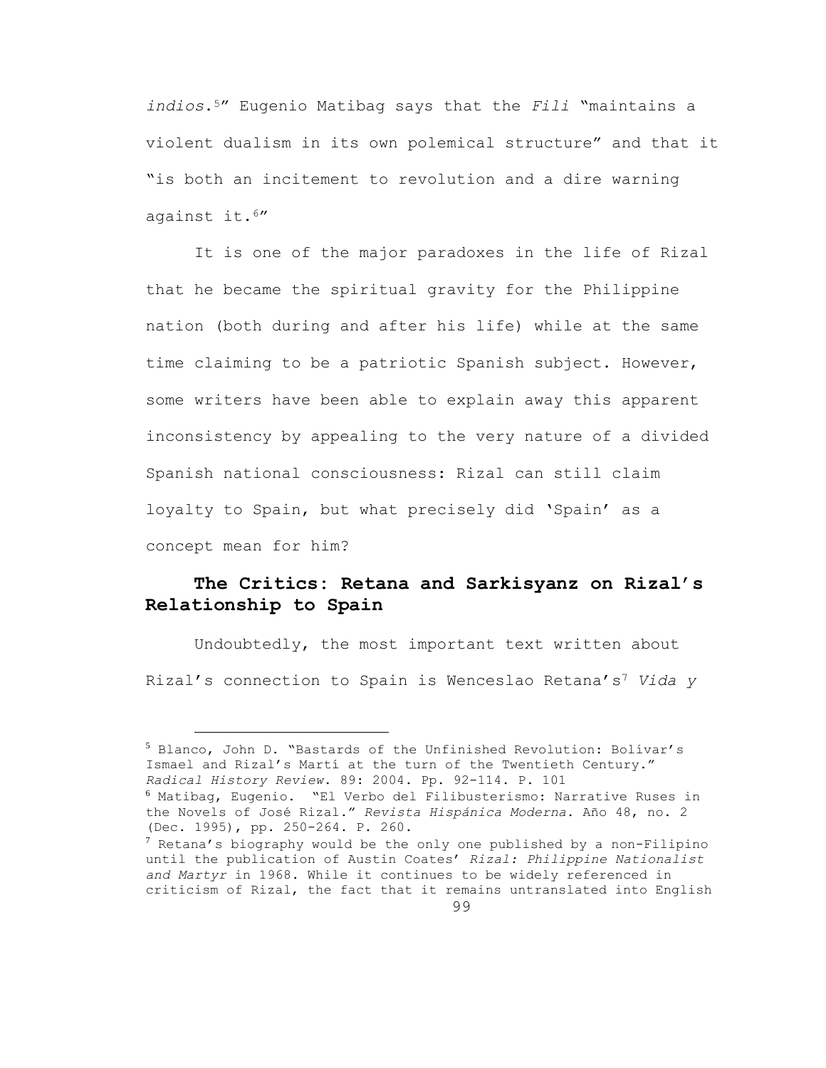*indios*.[5]" Eugenio Matibag says that the *Fili* "maintains a violent dualism in its own polemical structure" and that it "is both an incitement to revolution and a dire warning against it.[6]"

It is one of the major paradoxes in the life of Rizal that he became the spiritual gravity for the Philippine nation (both during and after his life) while at the same time claiming to be a patriotic Spanish subject. However, some writers have been able to explain away this apparent inconsistency by appealing to the very nature of a divided Spanish national consciousness: Rizal can still claim loyalty to Spain, but what precisely did 'Spain' as a concept mean for him?

## The Critics: Retana and Sarkisyanz on Rizal's Relationship to Spain

Undoubtedly, the most important text written about Rizal's connection to Spain is Wenceslao Retana's[7] *Vida y*

---

[5] Blanco, John D. "Bastards of the Unfinished Revolution: Bolívar's Ismael and Rizal's Martí at the turn of the Twentieth Century." *Radical History Review*. 89: 2004. Pp. 92-114. P. 101

[6] Matibag, Eugenio. "El Verbo del Filibusterismo: Narrative Ruses in the Novels of José Rizal." *Revista Hispánica Moderna*. Año 48, no. 2 (Dec. 1995), pp. 250-264. P. 260.

[7] Retana's biography would be the only one published by a non-Filipino until the publication of Austin Coates' *Rizal: Philippine Nationalist and Martyr* in 1968. While it continues to be widely referenced in criticism of Rizal, the fact that it remains untranslated into English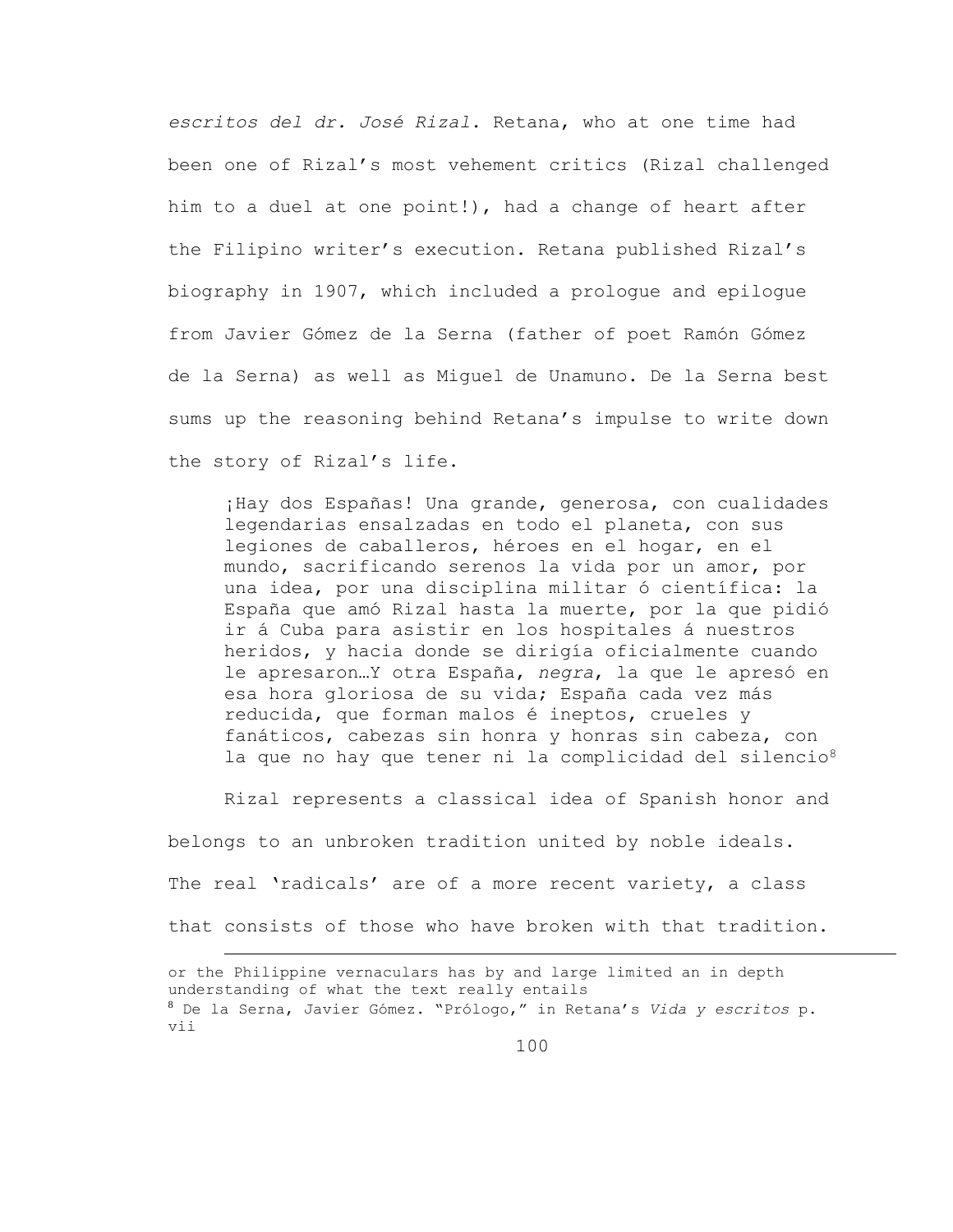*escritos del dr. José Rizal*. Retana, who at one time had been one of Rizal's most vehement critics (Rizal challenged him to a duel at one point!), had a change of heart after the Filipino writer's execution. Retana published Rizal's biography in 1907, which included a prologue and epilogue from Javier Gómez de la Serna (father of poet Ramón Gómez de la Serna) as well as Miguel de Unamuno. De la Serna best sums up the reasoning behind Retana's impulse to write down the story of Rizal's life.

> ¡Hay dos Españas! Una grande, generosa, con cualidades legendarias ensalzadas en todo el planeta, con sus legiones de caballeros, héroes en el hogar, en el mundo, sacrificando serenos la vida por un amor, por una idea, por una disciplina militar ó científica: la España que amó Rizal hasta la muerte, por la que pidió ir á Cuba para asistir en los hospitales á nuestros heridos, y hacia donde se dirigía oficialmente cuando le apresaron…Y otra España, *negra*, la que le apresó en esa hora gloriosa de su vida; España cada vez más reducida, que forman malos é ineptos, crueles y fanáticos, cabezas sin honra y honras sin cabeza, con la que no hay que tener ni la complicidad del silencio[8]

Rizal represents a classical idea of Spanish honor and belongs to an unbroken tradition united by noble ideals. The real 'radicals' are of a more recent variety, a class that consists of those who have broken with that tradition.

---

or the Philippine vernaculars has by and large limited an in depth understanding of what the text really entails

[8] De la Serna, Javier Gómez. "Prólogo," in Retana's *Vida y escritos* p. vii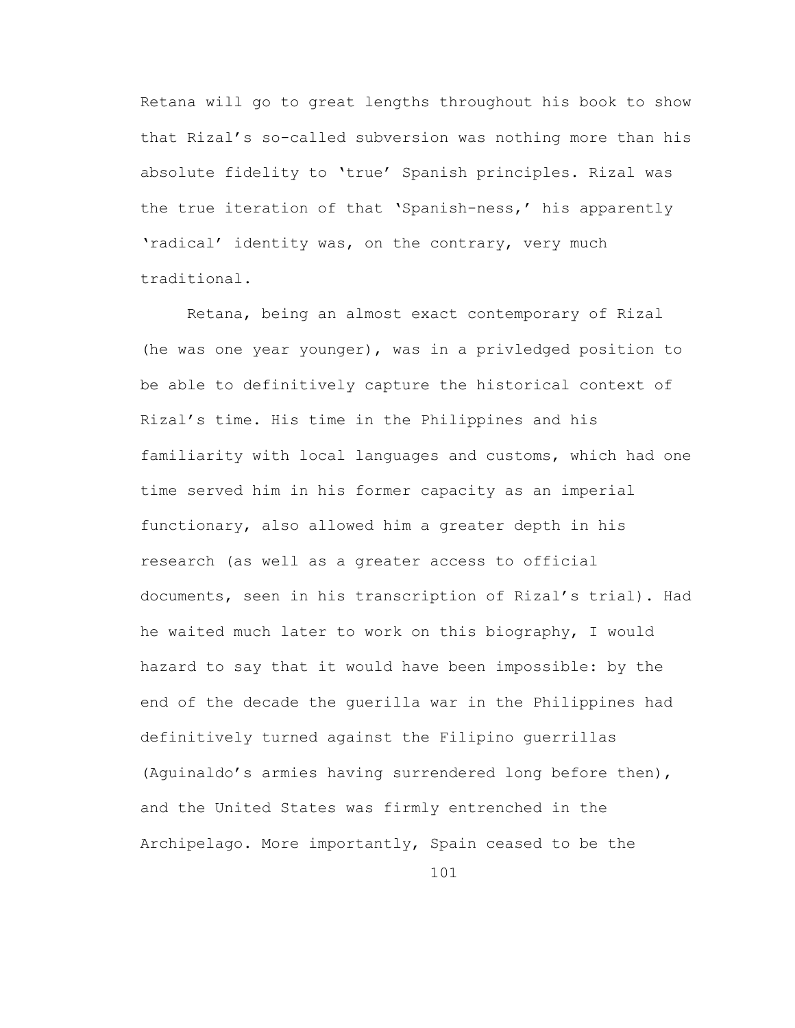Retana will go to great lengths throughout his book to show that Rizal's so-called subversion was nothing more than his absolute fidelity to 'true' Spanish principles. Rizal was the true iteration of that 'Spanish-ness,' his apparently 'radical' identity was, on the contrary, very much traditional.

Retana, being an almost exact contemporary of Rizal (he was one year younger), was in a privledged position to be able to definitively capture the historical context of Rizal's time. His time in the Philippines and his familiarity with local languages and customs, which had one time served him in his former capacity as an imperial functionary, also allowed him a greater depth in his research (as well as a greater access to official documents, seen in his transcription of Rizal's trial). Had he waited much later to work on this biography, I would hazard to say that it would have been impossible: by the end of the decade the guerilla war in the Philippines had definitively turned against the Filipino guerrillas (Aguinaldo's armies having surrendered long before then), and the United States was firmly entrenched in the Archipelago. More importantly, Spain ceased to be the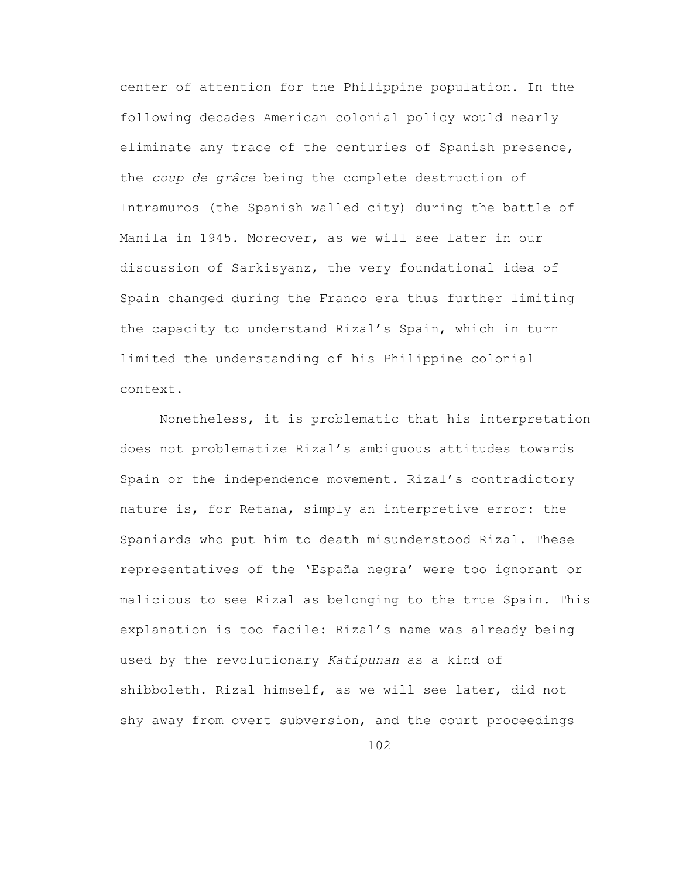center of attention for the Philippine population. In the following decades American colonial policy would nearly eliminate any trace of the centuries of Spanish presence, the *coup de grâce* being the complete destruction of Intramuros (the Spanish walled city) during the battle of Manila in 1945. Moreover, as we will see later in our discussion of Sarkisyanz, the very foundational idea of Spain changed during the Franco era thus further limiting the capacity to understand Rizal's Spain, which in turn limited the understanding of his Philippine colonial context.

Nonetheless, it is problematic that his interpretation does not problematize Rizal's ambiguous attitudes towards Spain or the independence movement. Rizal's contradictory nature is, for Retana, simply an interpretive error: the Spaniards who put him to death misunderstood Rizal. These representatives of the 'España negra' were too ignorant or malicious to see Rizal as belonging to the true Spain. This explanation is too facile: Rizal's name was already being used by the revolutionary *Katipunan* as a kind of shibboleth. Rizal himself, as we will see later, did not shy away from overt subversion, and the court proceedings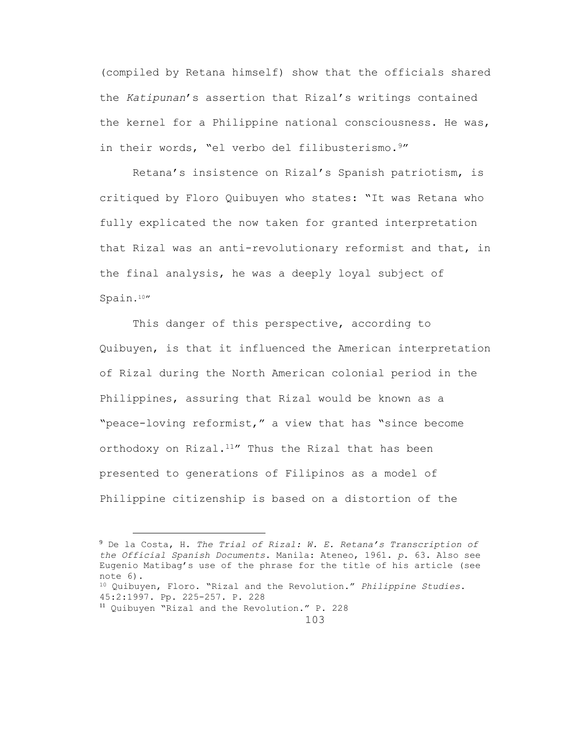(compiled by Retana himself) show that the officials shared the *Katipunan*'s assertion that Rizal's writings contained the kernel for a Philippine national consciousness. He was, in their words, "el verbo del filibusterismo.[9]"

Retana's insistence on Rizal's Spanish patriotism, is critiqued by Floro Quibuyen who states: "It was Retana who fully explicated the now taken for granted interpretation that Rizal was an anti-revolutionary reformist and that, in the final analysis, he was a deeply loyal subject of Spain.[10]"

This danger of this perspective, according to Quibuyen, is that it influenced the American interpretation of Rizal during the North American colonial period in the Philippines, assuring that Rizal would be known as a "peace-loving reformist," a view that has "since become orthodoxy on Rizal.[11]" Thus the Rizal that has been presented to generations of Filipinos as a model of Philippine citizenship is based on a distortion of the

---

[9] De la Costa, H. *The Trial of Rizal: W. E. Retana's Transcription of the Official Spanish Documents*. Manila: Ateneo, 1961. *p*. 63. Also see Eugenio Matibag's use of the phrase for the title of his article (see note 6).

[10] Quibuyen, Floro. "Rizal and the Revolution." *Philippine Studies*. 45:2:1997. Pp. 225-257. P. 228

[11] Quibuyen "Rizal and the Revolution." P. 228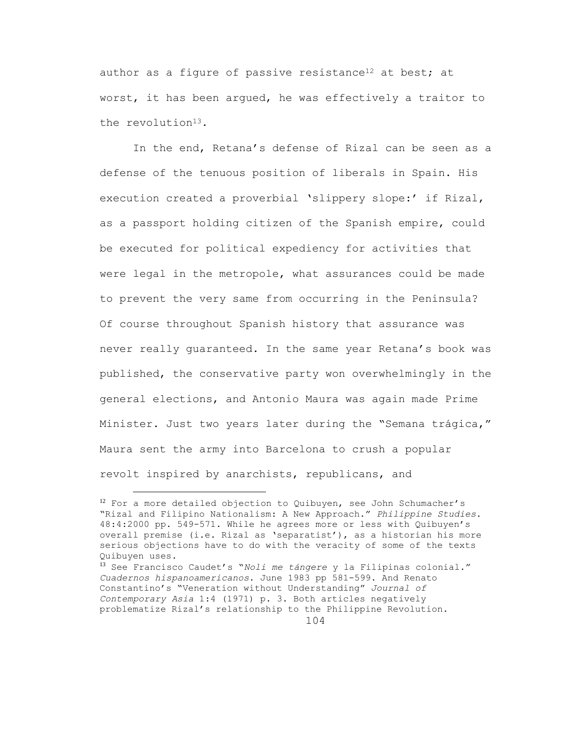author as a figure of passive resistance[12] at best; at worst, it has been argued, he was effectively a traitor to the revolution[13].

In the end, Retana's defense of Rizal can be seen as a defense of the tenuous position of liberals in Spain. His execution created a proverbial 'slippery slope:' if Rizal, as a passport holding citizen of the Spanish empire, could be executed for political expediency for activities that were legal in the metropole, what assurances could be made to prevent the very same from occurring in the Peninsula? Of course throughout Spanish history that assurance was never really guaranteed. In the same year Retana's book was published, the conservative party won overwhelmingly in the general elections, and Antonio Maura was again made Prime Minister. Just two years later during the "Semana trágica," Maura sent the army into Barcelona to crush a popular revolt inspired by anarchists, republicans, and

---

[12] For a more detailed objection to Quibuyen, see John Schumacher's "Rizal and Filipino Nationalism: A New Approach." *Philippine Studies*. 48:4:2000 pp. 549-571. While he agrees more or less with Quibuyen's overall premise (i.e. Rizal as 'separatist'), as a historian his more serious objections have to do with the veracity of some of the texts Quibuyen uses.

[13] See Francisco Caudet's "*Noli me tángere* y la Filipinas colonial." *Cuadernos hispanoamericanos*. June 1983 pp 581-599. And Renato Constantino's "Veneration without Understanding" *Journal of Contemporary Asia* 1:4 (1971) p. 3. Both articles negatively problematize Rizal's relationship to the Philippine Revolution.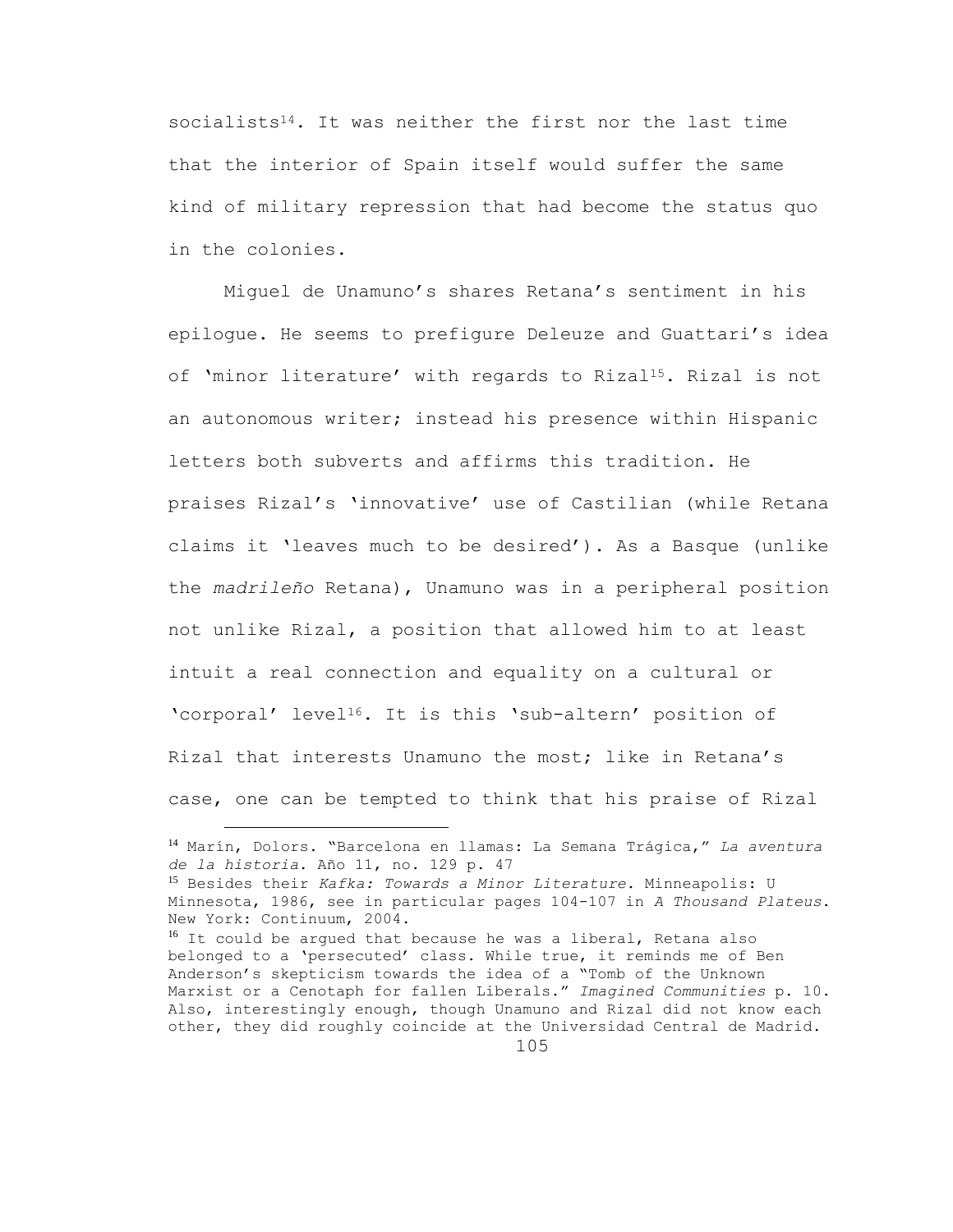socialists[14]. It was neither the first nor the last time that the interior of Spain itself would suffer the same kind of military repression that had become the status quo in the colonies.

Miguel de Unamuno's shares Retana's sentiment in his epilogue. He seems to prefigure Deleuze and Guattari's idea of 'minor literature' with regards to Rizal[15]. Rizal is not an autonomous writer; instead his presence within Hispanic letters both subverts and affirms this tradition. He praises Rizal's 'innovative' use of Castilian (while Retana claims it 'leaves much to be desired'). As a Basque (unlike the *madrileño* Retana), Unamuno was in a peripheral position not unlike Rizal, a position that allowed him to at least intuit a real connection and equality on a cultural or 'corporal' level[16]. It is this 'sub-altern' position of Rizal that interests Unamuno the most; like in Retana's case, one can be tempted to think that his praise of Rizal

---

[14] Marín, Dolors. "Barcelona en llamas: La Semana Trágica," *La aventura de la historia*. Año 11, no. 129 p. 47

[15] Besides their *Kafka: Towards a Minor Literature*. Minneapolis: U Minnesota, 1986, see in particular pages 104-107 in *A Thousand Plateus*. New York: Continuum, 2004.

[16] It could be argued that because he was a liberal, Retana also belonged to a 'persecuted' class. While true, it reminds me of Ben Anderson's skepticism towards the idea of a "Tomb of the Unknown Marxist or a Cenotaph for fallen Liberals." *Imagined Communities* p. 10. Also, interestingly enough, though Unamuno and Rizal did not know each other, they did roughly coincide at the Universidad Central de Madrid.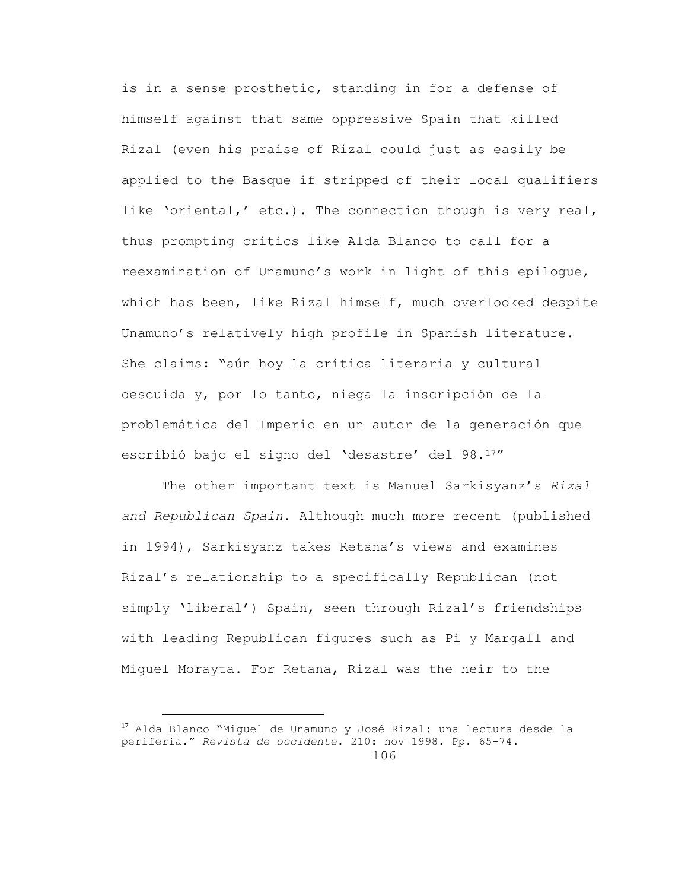is in a sense prosthetic, standing in for a defense of himself against that same oppressive Spain that killed Rizal (even his praise of Rizal could just as easily be applied to the Basque if stripped of their local qualifiers like 'oriental,' etc.). The connection though is very real, thus prompting critics like Alda Blanco to call for a reexamination of Unamuno's work in light of this epilogue, which has been, like Rizal himself, much overlooked despite Unamuno's relatively high profile in Spanish literature. She claims: "aún hoy la crítica literaria y cultural descuida y, por lo tanto, niega la inscripción de la problemática del Imperio en un autor de la generación que escribió bajo el signo del 'desastre' del 98.[17]"

The other important text is Manuel Sarkisyanz's *Rizal and Republican Spain*. Although much more recent (published in 1994), Sarkisyanz takes Retana's views and examines Rizal's relationship to a specifically Republican (not simply 'liberal') Spain, seen through Rizal's friendships with leading Republican figures such as Pi y Margall and Miguel Morayta. For Retana, Rizal was the heir to the

[17] Alda Blanco "Miguel de Unamuno y José Rizal: una lectura desde la periferia." *Revista de occidente*. 210: nov 1998. Pp. 65-74.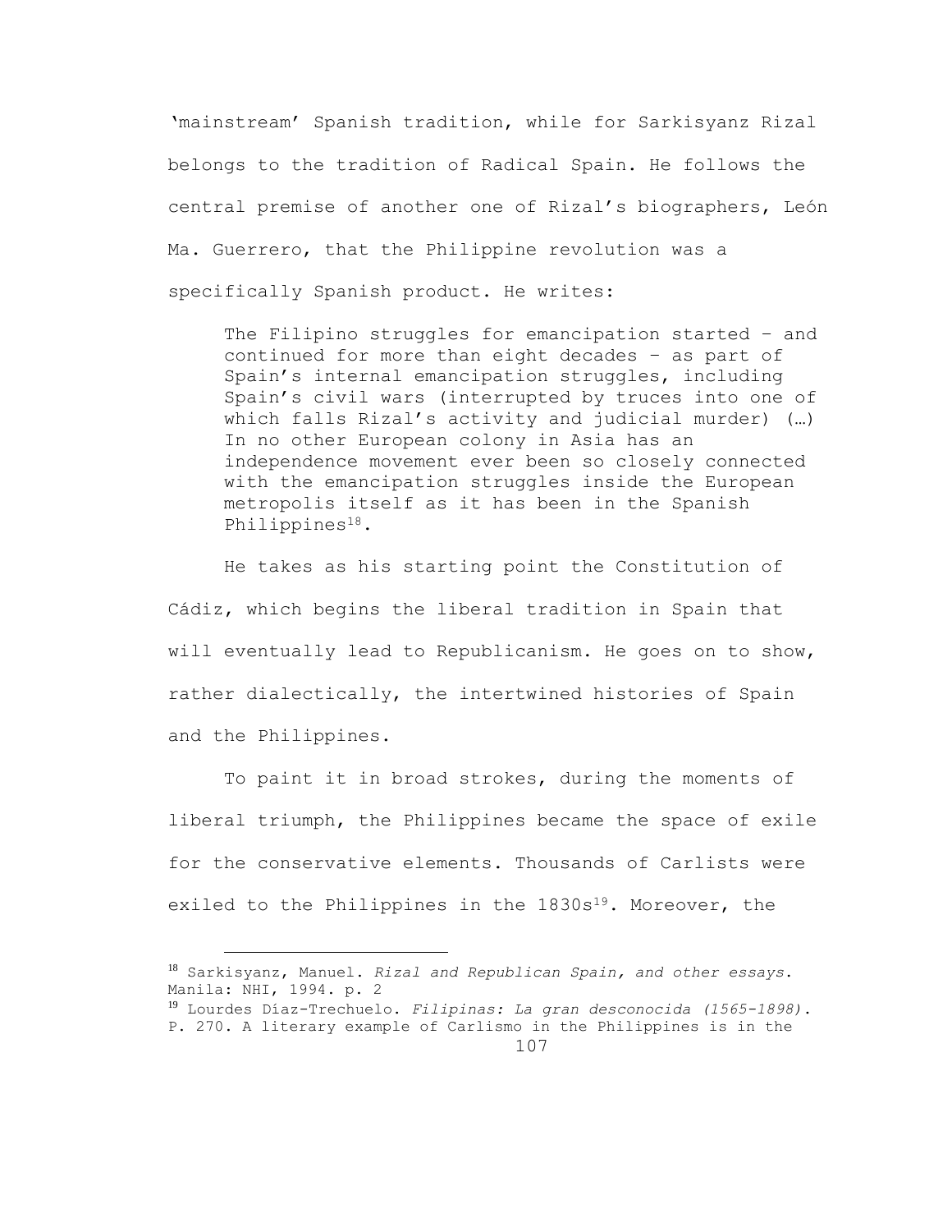'mainstream' Spanish tradition, while for Sarkisyanz Rizal belongs to the tradition of Radical Spain. He follows the central premise of another one of Rizal's biographers, León Ma. Guerrero, that the Philippine revolution was a specifically Spanish product. He writes:

> The Filipino struggles for emancipation started – and continued for more than eight decades – as part of Spain's internal emancipation struggles, including Spain's civil wars (interrupted by truces into one of which falls Rizal's activity and judicial murder) (…) In no other European colony in Asia has an independence movement ever been so closely connected with the emancipation struggles inside the European metropolis itself as it has been in the Spanish Philippines[18].

He takes as his starting point the Constitution of Cádiz, which begins the liberal tradition in Spain that will eventually lead to Republicanism. He goes on to show, rather dialectically, the intertwined histories of Spain and the Philippines.

To paint it in broad strokes, during the moments of liberal triumph, the Philippines became the space of exile for the conservative elements. Thousands of Carlists were exiled to the Philippines in the 1830s[19]. Moreover, the

---

[18] Sarkisyanz, Manuel. *Rizal and Republican Spain, and other essays*. Manila: NHI, 1994. p. 2

[19] Lourdes Díaz-Trechuelo. *Filipinas: La gran desconocida (1565-1898)*. P. 270. A literary example of Carlismo in the Philippines is in the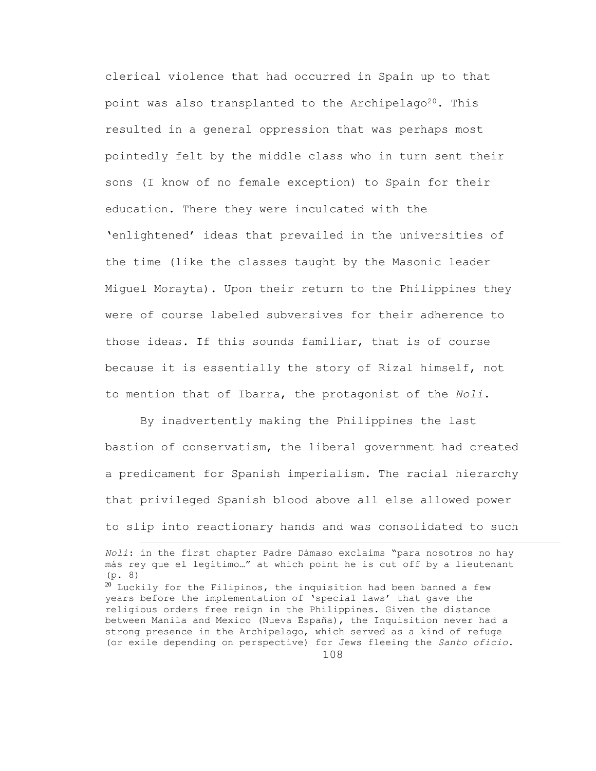clerical violence that had occurred in Spain up to that point was also transplanted to the Archipelago[20]. This resulted in a general oppression that was perhaps most pointedly felt by the middle class who in turn sent their sons (I know of no female exception) to Spain for their education. There they were inculcated with the 'enlightened' ideas that prevailed in the universities of the time (like the classes taught by the Masonic leader Miguel Morayta). Upon their return to the Philippines they were of course labeled subversives for their adherence to those ideas. If this sounds familiar, that is of course because it is essentially the story of Rizal himself, not to mention that of Ibarra, the protagonist of the *Noli*.

By inadvertently making the Philippines the last bastion of conservatism, the liberal government had created a predicament for Spanish imperialism. The racial hierarchy that privileged Spanish blood above all else allowed power to slip into reactionary hands and was consolidated to such

---

*Noli*: in the first chapter Padre Dámaso exclaims "para nosotros no hay más rey que el legítimo…" at which point he is cut off by a lieutenant (p. 8)

[20] Luckily for the Filipinos, the inquisition had been banned a few years before the implementation of 'special laws' that gave the religious orders free reign in the Philippines. Given the distance between Manila and Mexico (Nueva España), the Inquisition never had a strong presence in the Archipelago, which served as a kind of refuge (or exile depending on perspective) for Jews fleeing the *Santo oficio*.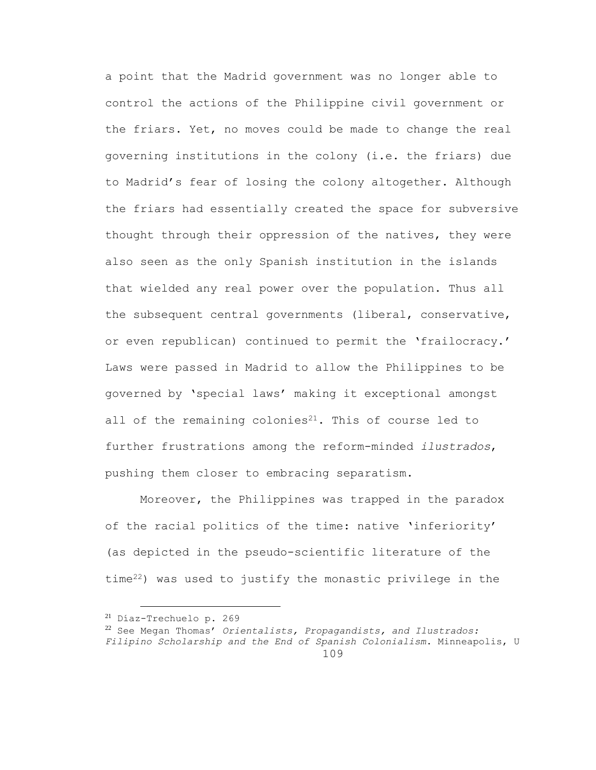a point that the Madrid government was no longer able to control the actions of the Philippine civil government or the friars. Yet, no moves could be made to change the real governing institutions in the colony (i.e. the friars) due to Madrid's fear of losing the colony altogether. Although the friars had essentially created the space for subversive thought through their oppression of the natives, they were also seen as the only Spanish institution in the islands that wielded any real power over the population. Thus all the subsequent central governments (liberal, conservative, or even republican) continued to permit the 'frailocracy.' Laws were passed in Madrid to allow the Philippines to be governed by 'special laws' making it exceptional amongst all of the remaining colonies[21]. This of course led to further frustrations among the reform-minded *ilustrados*, pushing them closer to embracing separatism.

Moreover, the Philippines was trapped in the paradox of the racial politics of the time: native 'inferiority' (as depicted in the pseudo-scientific literature of the time[22]) was used to justify the monastic privilege in the

[21] Díaz-Trechuelo p. 269

[22] See Megan Thomas' *Orientalists, Propagandists, and Ilustrados: Filipino Scholarship and the End of Spanish Colonialism*. Minneapolis, U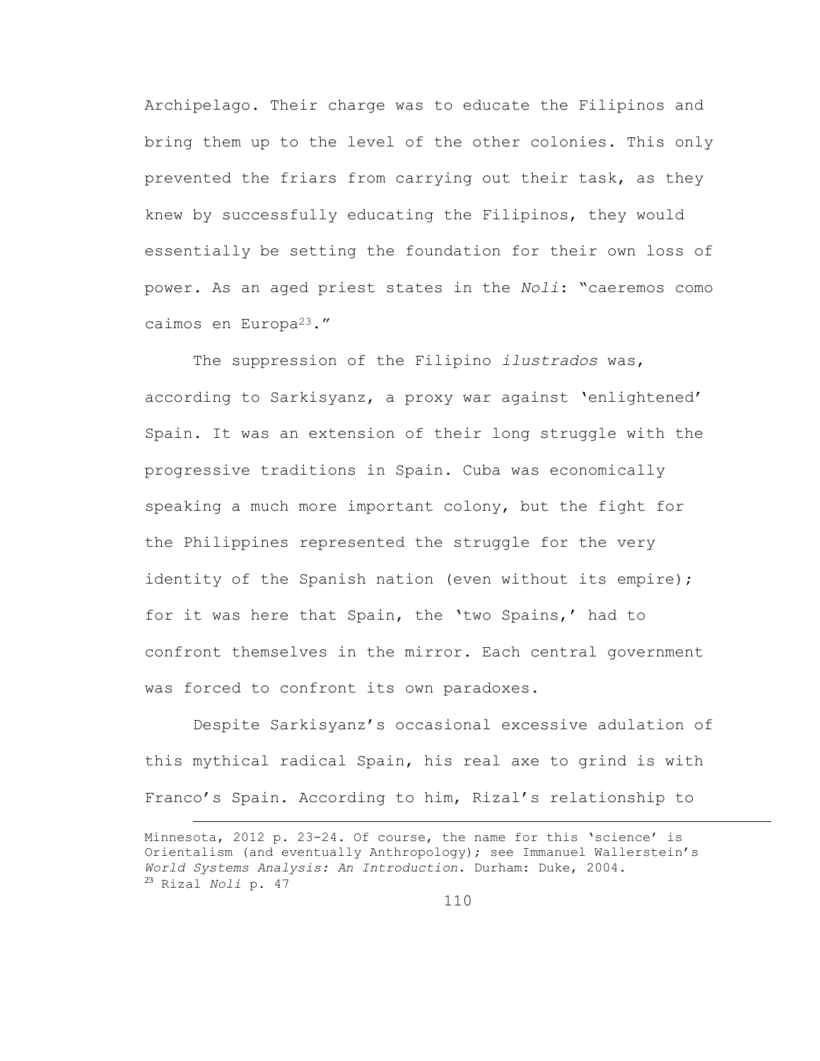Archipelago. Their charge was to educate the Filipinos and bring them up to the level of the other colonies. This only prevented the friars from carrying out their task, as they knew by successfully educating the Filipinos, they would essentially be setting the foundation for their own loss of power. As an aged priest states in the *Noli*: "caeremos como caimos en Europa[23]."

The suppression of the Filipino *ilustrados* was, according to Sarkisyanz, a proxy war against 'enlightened' Spain. It was an extension of their long struggle with the progressive traditions in Spain. Cuba was economically speaking a much more important colony, but the fight for the Philippines represented the struggle for the very identity of the Spanish nation (even without its empire); for it was here that Spain, the 'two Spains,' had to confront themselves in the mirror. Each central government was forced to confront its own paradoxes.

Despite Sarkisyanz's occasional excessive adulation of this mythical radical Spain, his real axe to grind is with Franco's Spain. According to him, Rizal's relationship to

---

Minnesota, 2012 p. 23-24. Of course, the name for this 'science' is Orientalism (and eventually Anthropology); see Immanuel Wallerstein's *World Systems Analysis: An Introduction*. Durham: Duke, 2004.

[23] Rizal *Noli* p. 47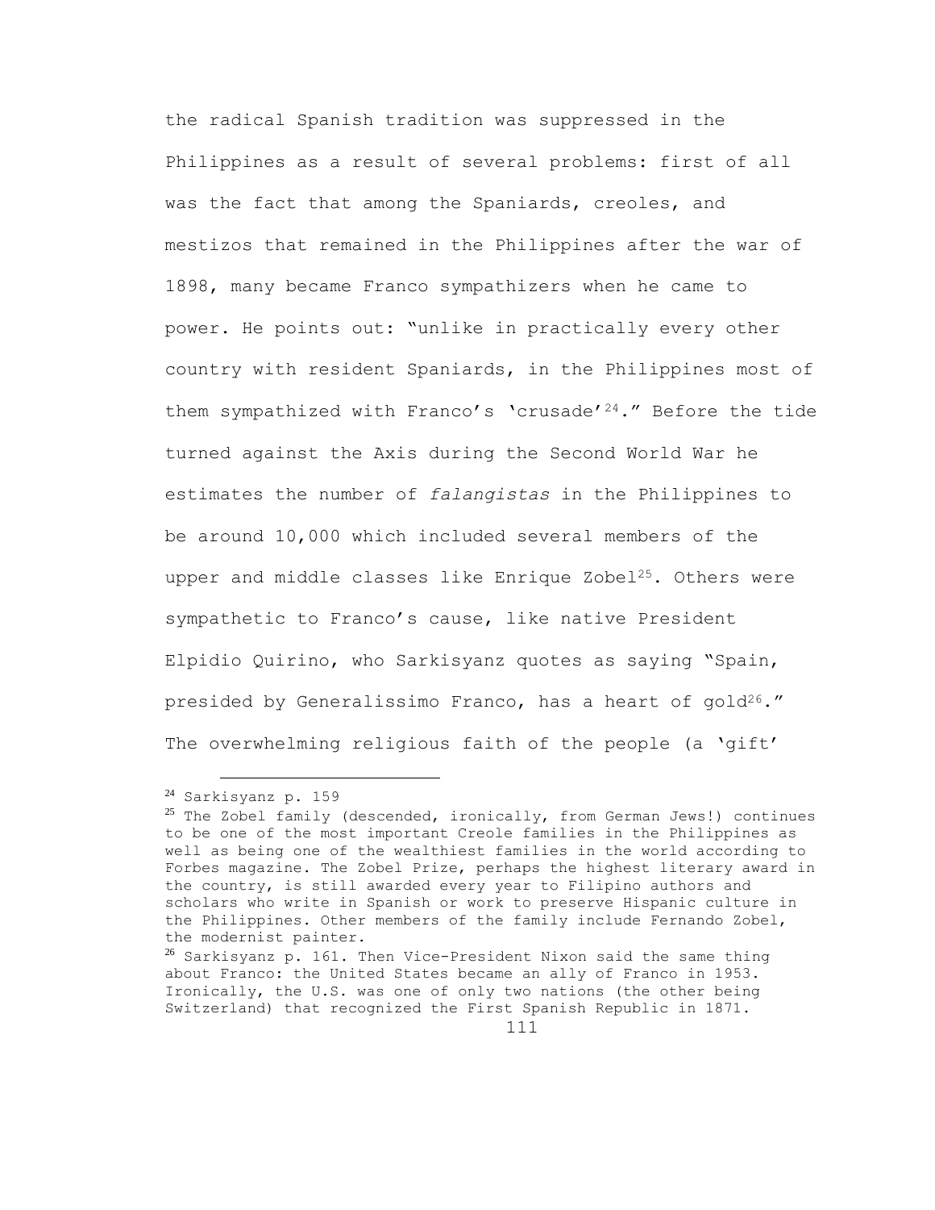the radical Spanish tradition was suppressed in the Philippines as a result of several problems: first of all was the fact that among the Spaniards, creoles, and mestizos that remained in the Philippines after the war of 1898, many became Franco sympathizers when he came to power. He points out: "unlike in practically every other country with resident Spaniards, in the Philippines most of them sympathized with Franco's 'crusade'[24]." Before the tide turned against the Axis during the Second World War he estimates the number of *falangistas* in the Philippines to be around 10,000 which included several members of the upper and middle classes like Enrique Zobel[25]. Others were sympathetic to Franco's cause, like native President Elpidio Quirino, who Sarkisyanz quotes as saying "Spain, presided by Generalissimo Franco, has a heart of gold[26]." The overwhelming religious faith of the people (a 'gift'

---

[24] Sarkisyanz p. 159

[25] The Zobel family (descended, ironically, from German Jews!) continues to be one of the most important Creole families in the Philippines as well as being one of the wealthiest families in the world according to Forbes magazine. The Zobel Prize, perhaps the highest literary award in the country, is still awarded every year to Filipino authors and scholars who write in Spanish or work to preserve Hispanic culture in the Philippines. Other members of the family include Fernando Zobel, the modernist painter.

[26] Sarkisyanz p. 161. Then Vice-President Nixon said the same thing about Franco: the United States became an ally of Franco in 1953. Ironically, the U.S. was one of only two nations (the other being Switzerland) that recognized the First Spanish Republic in 1871.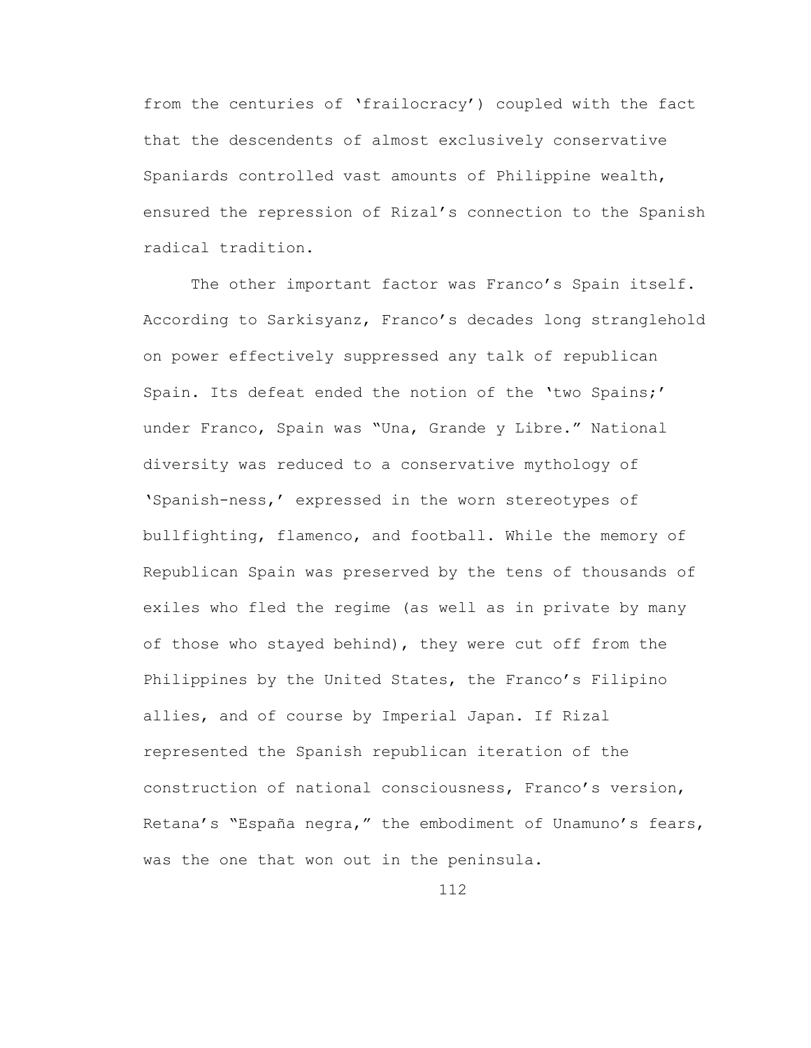from the centuries of 'frailocracy') coupled with the fact that the descendents of almost exclusively conservative Spaniards controlled vast amounts of Philippine wealth, ensured the repression of Rizal's connection to the Spanish radical tradition.

The other important factor was Franco's Spain itself. According to Sarkisyanz, Franco's decades long stranglehold on power effectively suppressed any talk of republican Spain. Its defeat ended the notion of the 'two Spains;' under Franco, Spain was "Una, Grande y Libre." National diversity was reduced to a conservative mythology of 'Spanish-ness,' expressed in the worn stereotypes of bullfighting, flamenco, and football. While the memory of Republican Spain was preserved by the tens of thousands of exiles who fled the regime (as well as in private by many of those who stayed behind), they were cut off from the Philippines by the United States, the Franco's Filipino allies, and of course by Imperial Japan. If Rizal represented the Spanish republican iteration of the construction of national consciousness, Franco's version, Retana's "España negra," the embodiment of Unamuno's fears, was the one that won out in the peninsula.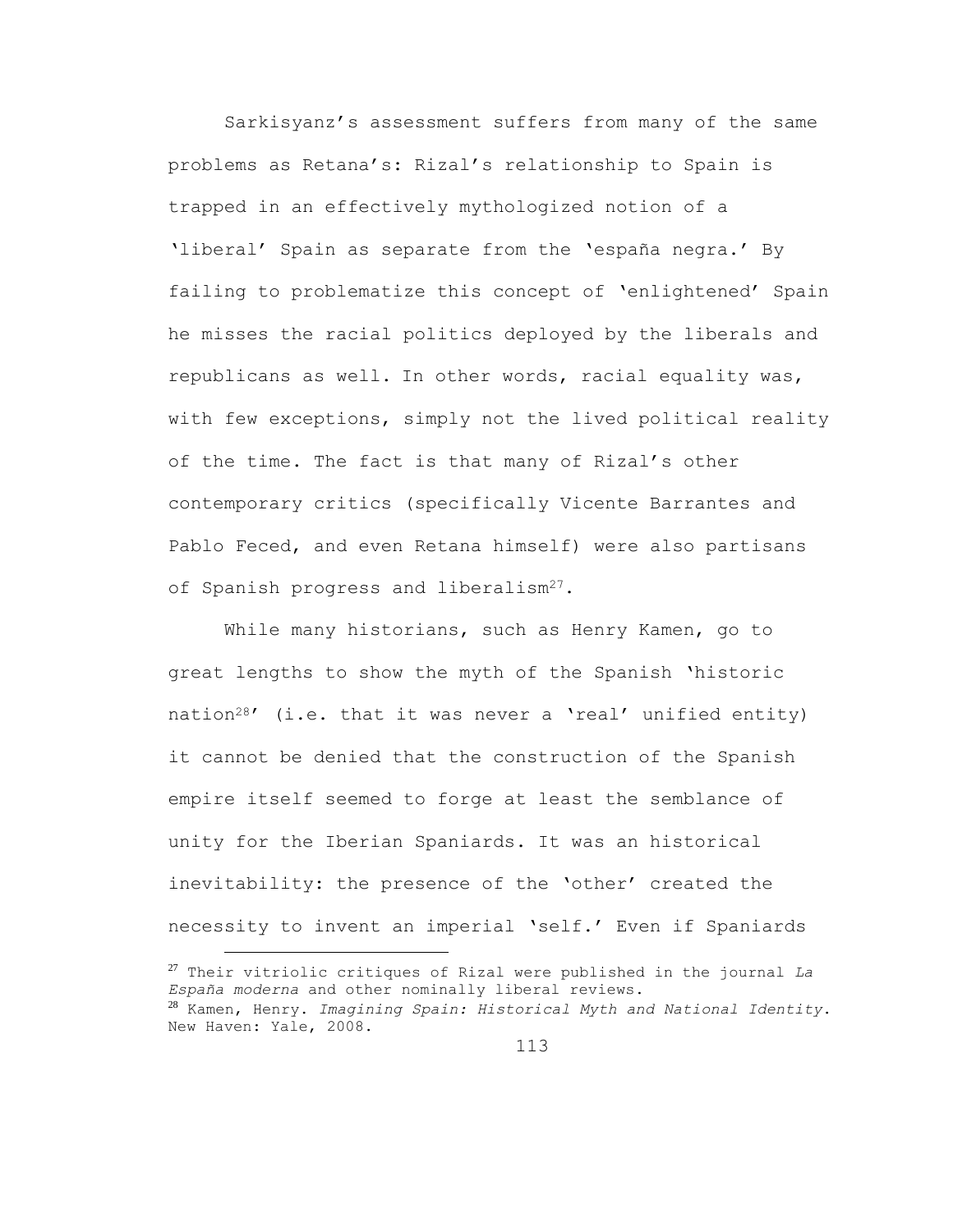Sarkisyanz's assessment suffers from many of the same problems as Retana's: Rizal's relationship to Spain is trapped in an effectively mythologized notion of a 'liberal' Spain as separate from the 'españa negra.' By failing to problematize this concept of 'enlightened' Spain he misses the racial politics deployed by the liberals and republicans as well. In other words, racial equality was, with few exceptions, simply not the lived political reality of the time. The fact is that many of Rizal's other contemporary critics (specifically Vicente Barrantes and Pablo Feced, and even Retana himself) were also partisans of Spanish progress and liberalism[27].

While many historians, such as Henry Kamen, go to great lengths to show the myth of the Spanish 'historic nation[28]' (i.e. that it was never a 'real' unified entity) it cannot be denied that the construction of the Spanish empire itself seemed to forge at least the semblance of unity for the Iberian Spaniards. It was an historical inevitability: the presence of the 'other' created the necessity to invent an imperial 'self.' Even if Spaniards

---

[27] Their vitriolic critiques of Rizal were published in the journal *La España moderna* and other nominally liberal reviews.

[28] Kamen, Henry. *Imagining Spain: Historical Myth and National Identity*. New Haven: Yale, 2008.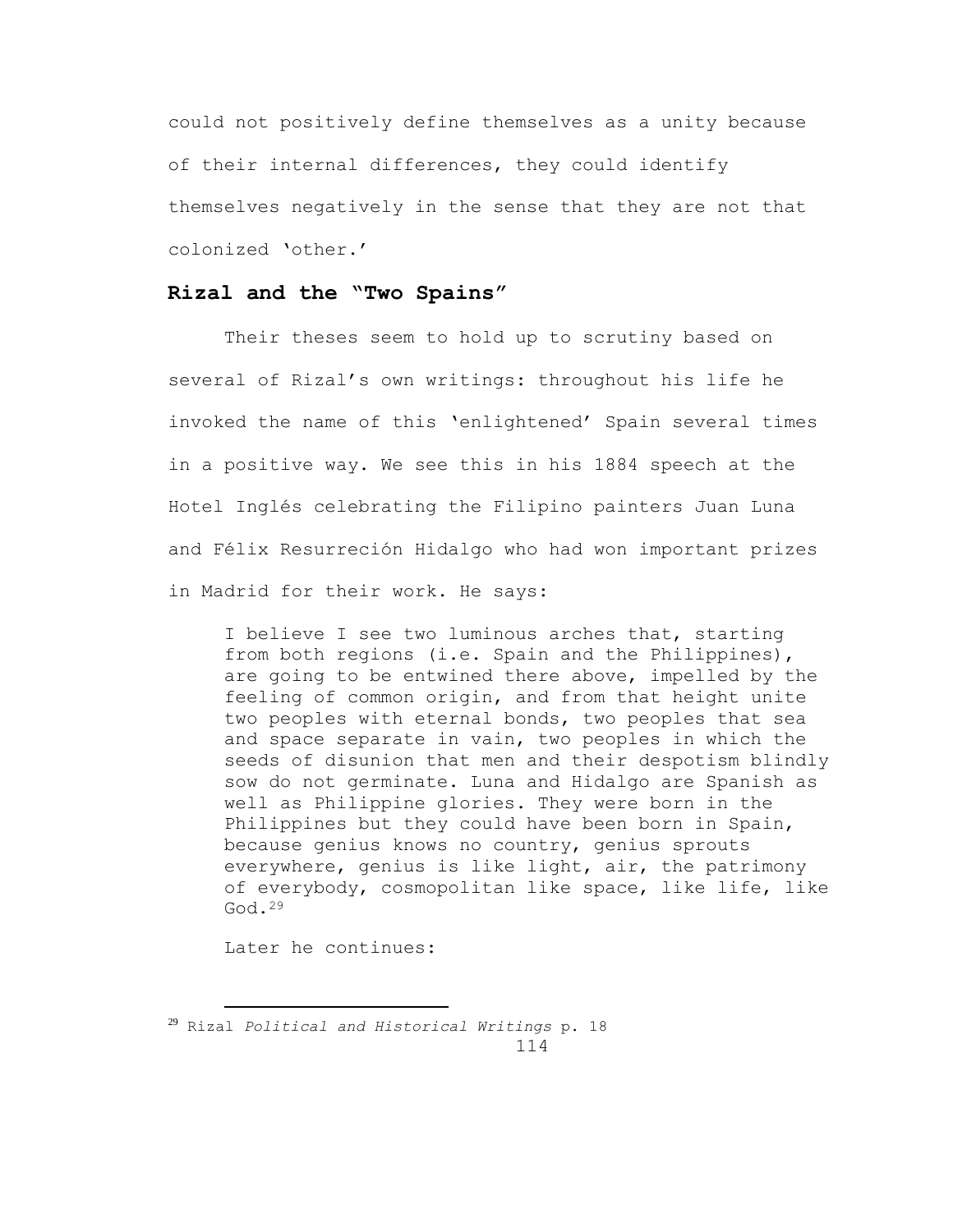could not positively define themselves as a unity because of their internal differences, they could identify themselves negatively in the sense that they are not that colonized 'other.'

## Rizal and the "Two Spains"

Their theses seem to hold up to scrutiny based on several of Rizal's own writings: throughout his life he invoked the name of this 'enlightened' Spain several times in a positive way. We see this in his 1884 speech at the Hotel Inglés celebrating the Filipino painters Juan Luna and Félix Resurreción Hidalgo who had won important prizes in Madrid for their work. He says:

> I believe I see two luminous arches that, starting from both regions (i.e. Spain and the Philippines), are going to be entwined there above, impelled by the feeling of common origin, and from that height unite two peoples with eternal bonds, two peoples that sea and space separate in vain, two peoples in which the seeds of disunion that men and their despotism blindly sow do not germinate. Luna and Hidalgo are Spanish as well as Philippine glories. They were born in the Philippines but they could have been born in Spain, because genius knows no country, genius sprouts everywhere, genius is like light, air, the patrimony of everybody, cosmopolitan like space, like life, like God.[29]

Later he continues:

---

[29] Rizal *Political and Historical Writings* p. 18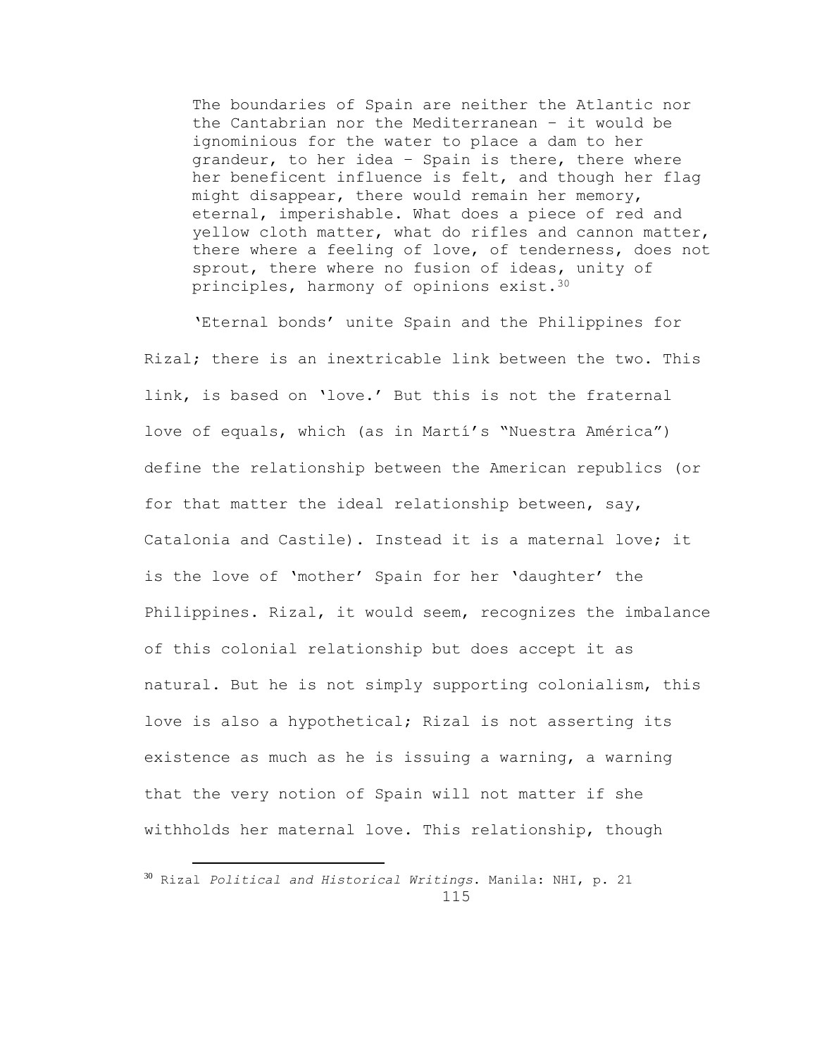> The boundaries of Spain are neither the Atlantic nor the Cantabrian nor the Mediterranean – it would be ignominious for the water to place a dam to her grandeur, to her idea – Spain is there, there where her beneficent influence is felt, and though her flag might disappear, there would remain her memory, eternal, imperishable. What does a piece of red and yellow cloth matter, what do rifles and cannon matter, there where a feeling of love, of tenderness, does not sprout, there where no fusion of ideas, unity of principles, harmony of opinions exist.[30]

'Eternal bonds' unite Spain and the Philippines for Rizal; there is an inextricable link between the two. This link, is based on 'love.' But this is not the fraternal love of equals, which (as in Martí's "Nuestra América") define the relationship between the American republics (or for that matter the ideal relationship between, say, Catalonia and Castile). Instead it is a maternal love; it is the love of 'mother' Spain for her 'daughter' the Philippines. Rizal, it would seem, recognizes the imbalance of this colonial relationship but does accept it as natural. But he is not simply supporting colonialism, this love is also a hypothetical; Rizal is not asserting its existence as much as he is issuing a warning, a warning that the very notion of Spain will not matter if she withholds her maternal love. This relationship, though

[30] Rizal *Political and Historical Writings*. Manila: NHI, p. 21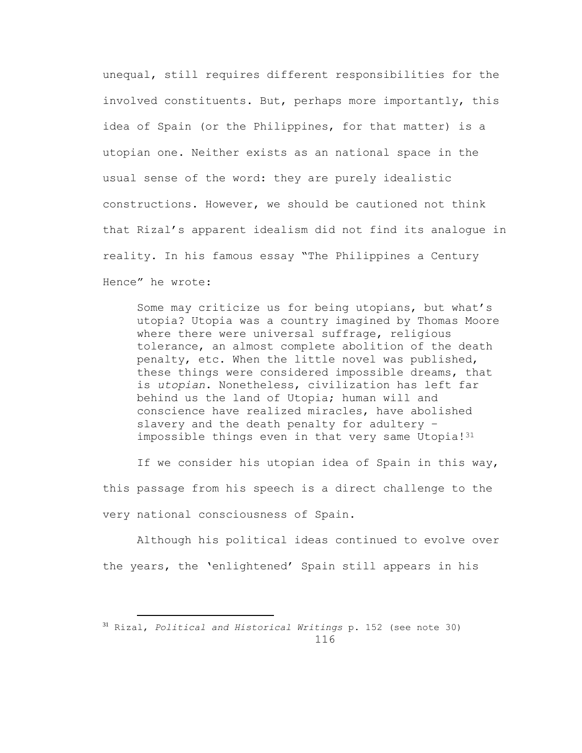unequal, still requires different responsibilities for the involved constituents. But, perhaps more importantly, this idea of Spain (or the Philippines, for that matter) is a utopian one. Neither exists as an national space in the usual sense of the word: they are purely idealistic constructions. However, we should be cautioned not think that Rizal's apparent idealism did not find its analogue in reality. In his famous essay "The Philippines a Century Hence" he wrote:

> Some may criticize us for being utopians, but what's utopia? Utopia was a country imagined by Thomas Moore where there were universal suffrage, religious tolerance, an almost complete abolition of the death penalty, etc. When the little novel was published, these things were considered impossible dreams, that is *utopian*. Nonetheless, civilization has left far behind us the land of Utopia; human will and conscience have realized miracles, have abolished slavery and the death penalty for adultery – impossible things even in that very same Utopia![31]

If we consider his utopian idea of Spain in this way, this passage from his speech is a direct challenge to the very national consciousness of Spain.

Although his political ideas continued to evolve over the years, the 'enlightened' Spain still appears in his

[31] Rizal, *Political and Historical Writings* p. 152 (see note 30)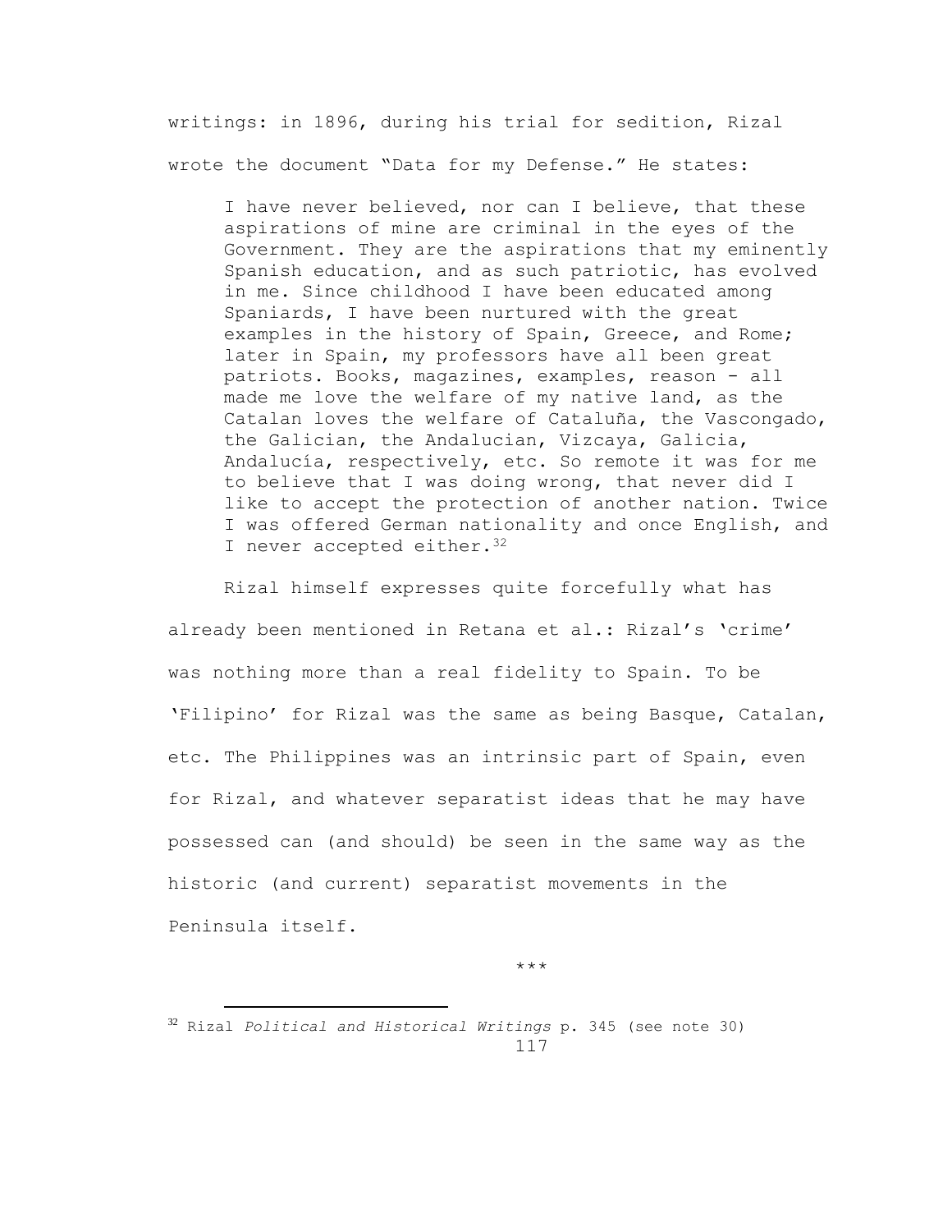writings: in 1896, during his trial for sedition, Rizal wrote the document "Data for my Defense." He states:

> I have never believed, nor can I believe, that these aspirations of mine are criminal in the eyes of the Government. They are the aspirations that my eminently Spanish education, and as such patriotic, has evolved in me. Since childhood I have been educated among Spaniards, I have been nurtured with the great examples in the history of Spain, Greece, and Rome; later in Spain, my professors have all been great patriots. Books, magazines, examples, reason - all made me love the welfare of my native land, as the Catalan loves the welfare of Cataluña, the Vascongado, the Galician, the Andalucian, Vizcaya, Galicia, Andalucía, respectively, etc. So remote it was for me to believe that I was doing wrong, that never did I like to accept the protection of another nation. Twice I was offered German nationality and once English, and I never accepted either.[32]

Rizal himself expresses quite forcefully what has already been mentioned in Retana et al.: Rizal's 'crime' was nothing more than a real fidelity to Spain. To be 'Filipino' for Rizal was the same as being Basque, Catalan, etc. The Philippines was an intrinsic part of Spain, even for Rizal, and whatever separatist ideas that he may have possessed can (and should) be seen in the same way as the historic (and current) separatist movements in the Peninsula itself.

\*\*\*

[32] Rizal *Political and Historical Writings* p. 345 (see note 30)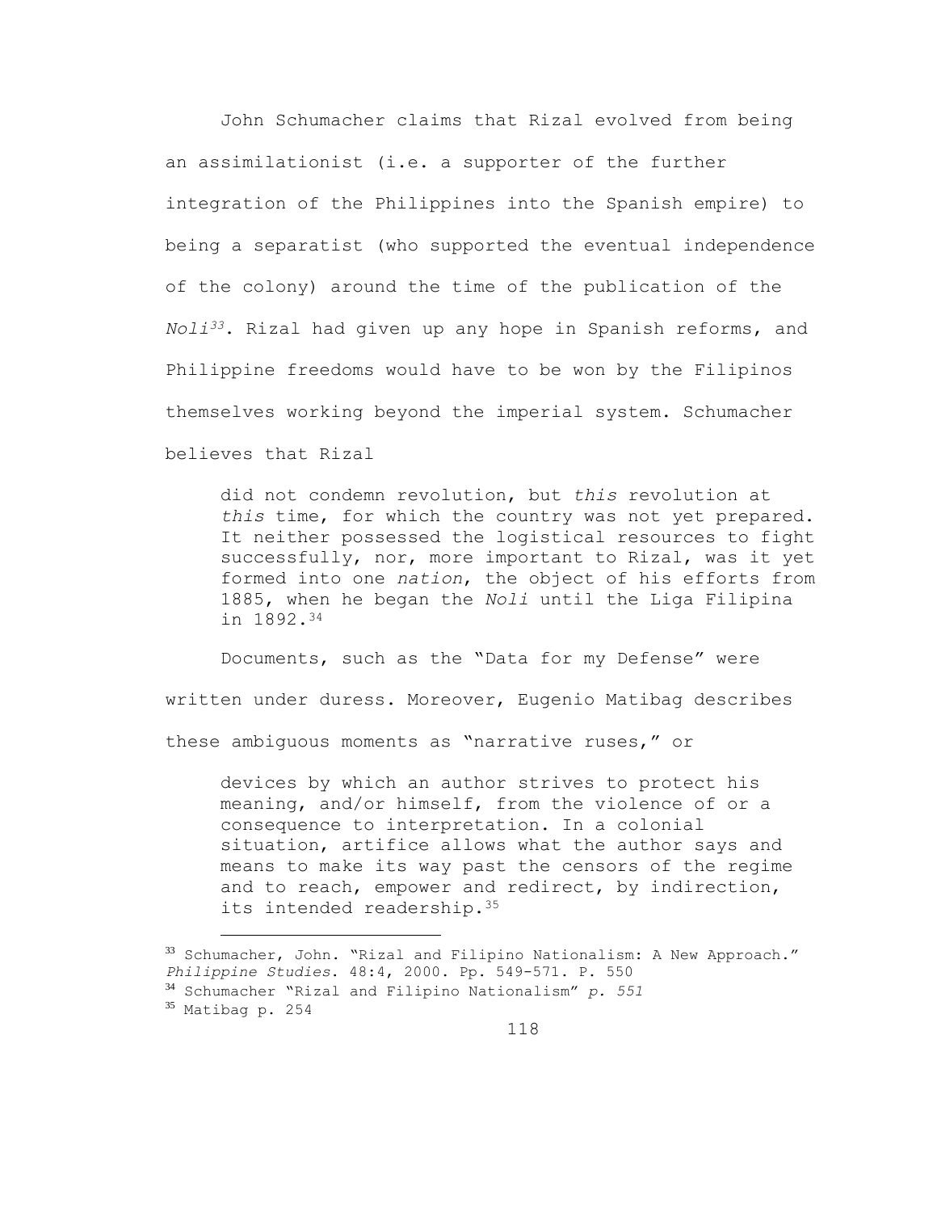John Schumacher claims that Rizal evolved from being an assimilationist (i.e. a supporter of the further integration of the Philippines into the Spanish empire) to being a separatist (who supported the eventual independence of the colony) around the time of the publication of the *Noli*[33]. Rizal had given up any hope in Spanish reforms, and Philippine freedoms would have to be won by the Filipinos themselves working beyond the imperial system. Schumacher believes that Rizal

> did not condemn revolution, but *this* revolution at *this* time, for which the country was not yet prepared. It neither possessed the logistical resources to fight successfully, nor, more important to Rizal, was it yet formed into one *nation*, the object of his efforts from 1885, when he began the *Noli* until the Liga Filipina in 1892.[34]

Documents, such as the "Data for my Defense" were written under duress. Moreover, Eugenio Matibag describes these ambiguous moments as "narrative ruses," or

> devices by which an author strives to protect his meaning, and/or himself, from the violence of or a consequence to interpretation. In a colonial situation, artifice allows what the author says and means to make its way past the censors of the regime and to reach, empower and redirect, by indirection, its intended readership.[35]

---

[33] Schumacher, John. "Rizal and Filipino Nationalism: A New Approach." *Philippine Studies*. 48:4, 2000. Pp. 549-571. P. 550

[34] Schumacher "Rizal and Filipino Nationalism" *p. 551*

[35] Matibag p. 254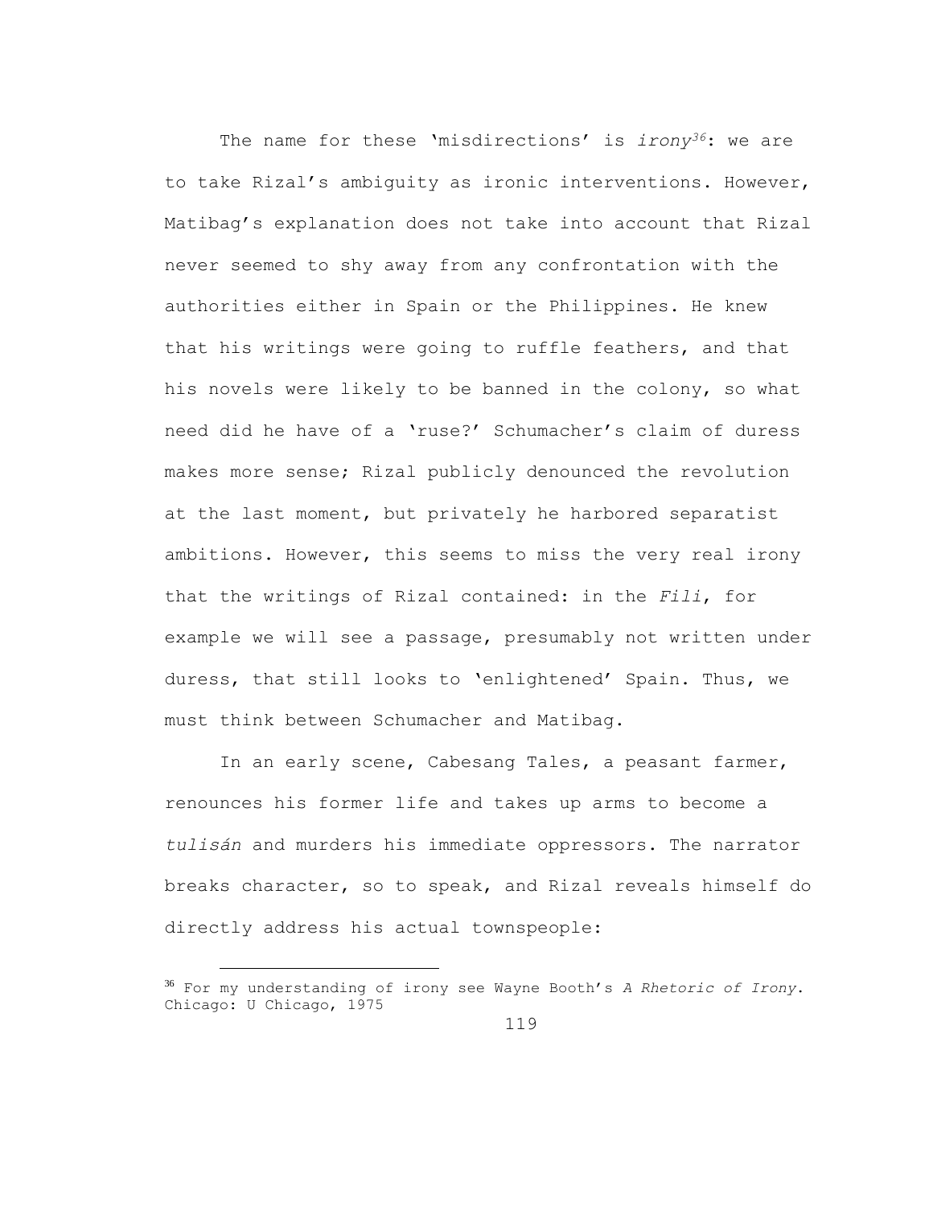The name for these 'misdirections' is *irony*[36]: we are to take Rizal's ambiguity as ironic interventions. However, Matibag's explanation does not take into account that Rizal never seemed to shy away from any confrontation with the authorities either in Spain or the Philippines. He knew that his writings were going to ruffle feathers, and that his novels were likely to be banned in the colony, so what need did he have of a 'ruse?' Schumacher's claim of duress makes more sense; Rizal publicly denounced the revolution at the last moment, but privately he harbored separatist ambitions. However, this seems to miss the very real irony that the writings of Rizal contained: in the *Fili*, for example we will see a passage, presumably not written under duress, that still looks to 'enlightened' Spain. Thus, we must think between Schumacher and Matibag.

In an early scene, Cabesang Tales, a peasant farmer, renounces his former life and takes up arms to become a *tulisán* and murders his immediate oppressors. The narrator breaks character, so to speak, and Rizal reveals himself do directly address his actual townspeople:

[36] For my understanding of irony see Wayne Booth's *A Rhetoric of Irony*. Chicago: U Chicago, 1975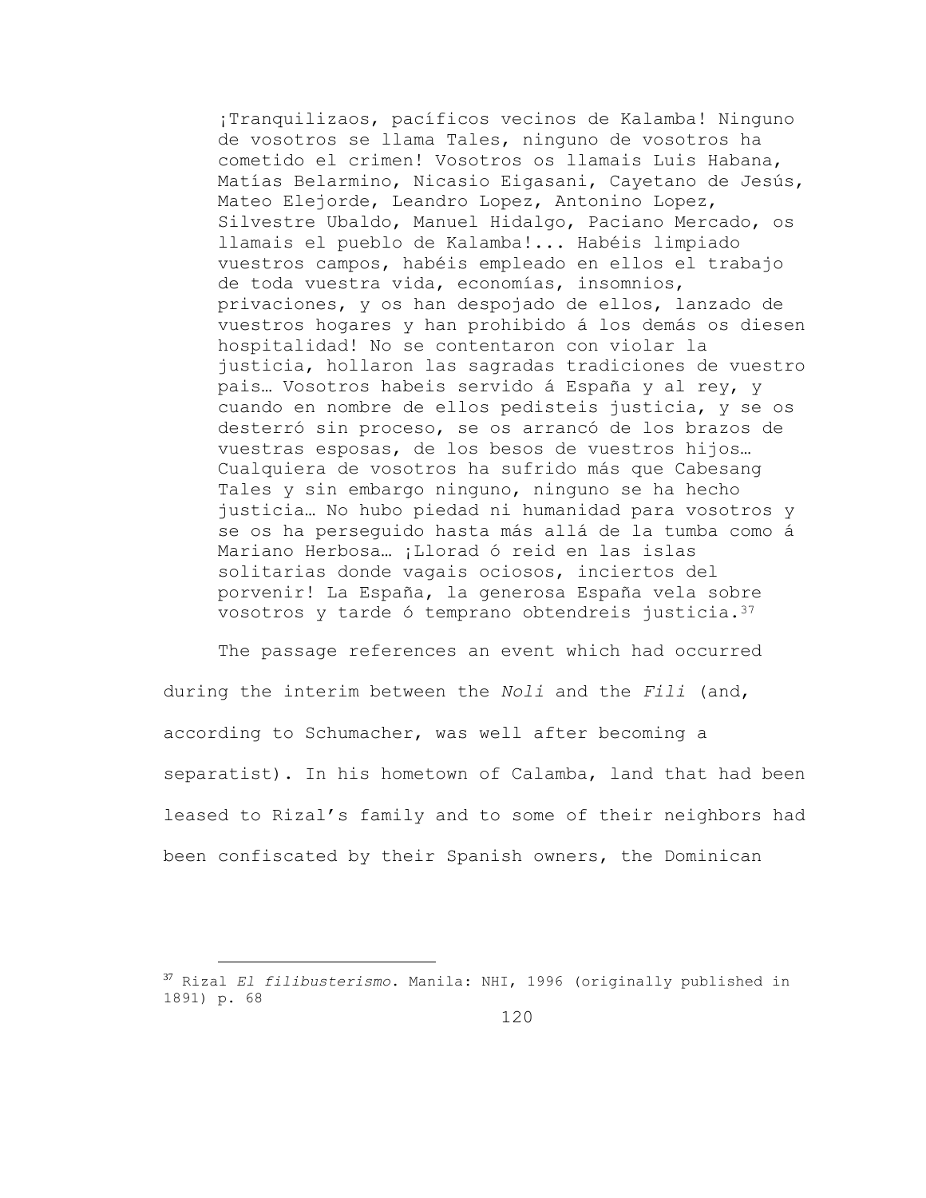> ¡Tranquilizaos, pacíficos vecinos de Kalamba! Ninguno de vosotros se llama Tales, ninguno de vosotros ha cometido el crimen! Vosotros os llamais Luis Habana, Matías Belarmino, Nicasio Eigasani, Cayetano de Jesús, Mateo Elejorde, Leandro Lopez, Antonino Lopez, Silvestre Ubaldo, Manuel Hidalgo, Paciano Mercado, os llamais el pueblo de Kalamba!... Habéis limpiado vuestros campos, habéis empleado en ellos el trabajo de toda vuestra vida, economías, insomnios, privaciones, y os han despojado de ellos, lanzado de vuestros hogares y han prohibido á los demás os diesen hospitalidad! No se contentaron con violar la justicia, hollaron las sagradas tradiciones de vuestro pais… Vosotros habeis servido á España y al rey, y cuando en nombre de ellos pedisteis justicia, y se os desterró sin proceso, se os arrancó de los brazos de vuestras esposas, de los besos de vuestros hijos… Cualquiera de vosotros ha sufrido más que Cabesang Tales y sin embargo ninguno, ninguno se ha hecho justicia… No hubo piedad ni humanidad para vosotros y se os ha perseguido hasta más allá de la tumba como á Mariano Herbosa… ¡Llorad ó reid en las islas solitarias donde vagais ociosos, inciertos del porvenir! La España, la generosa España vela sobre vosotros y tarde ó temprano obtendreis justicia.[37]

The passage references an event which had occurred during the interim between the *Noli* and the *Fili* (and, according to Schumacher, was well after becoming a separatist). In his hometown of Calamba, land that had been leased to Rizal's family and to some of their neighbors had been confiscated by their Spanish owners, the Dominican

---

[37] Rizal *El filibusterismo*. Manila: NHI, 1996 (originally published in 1891) p. 68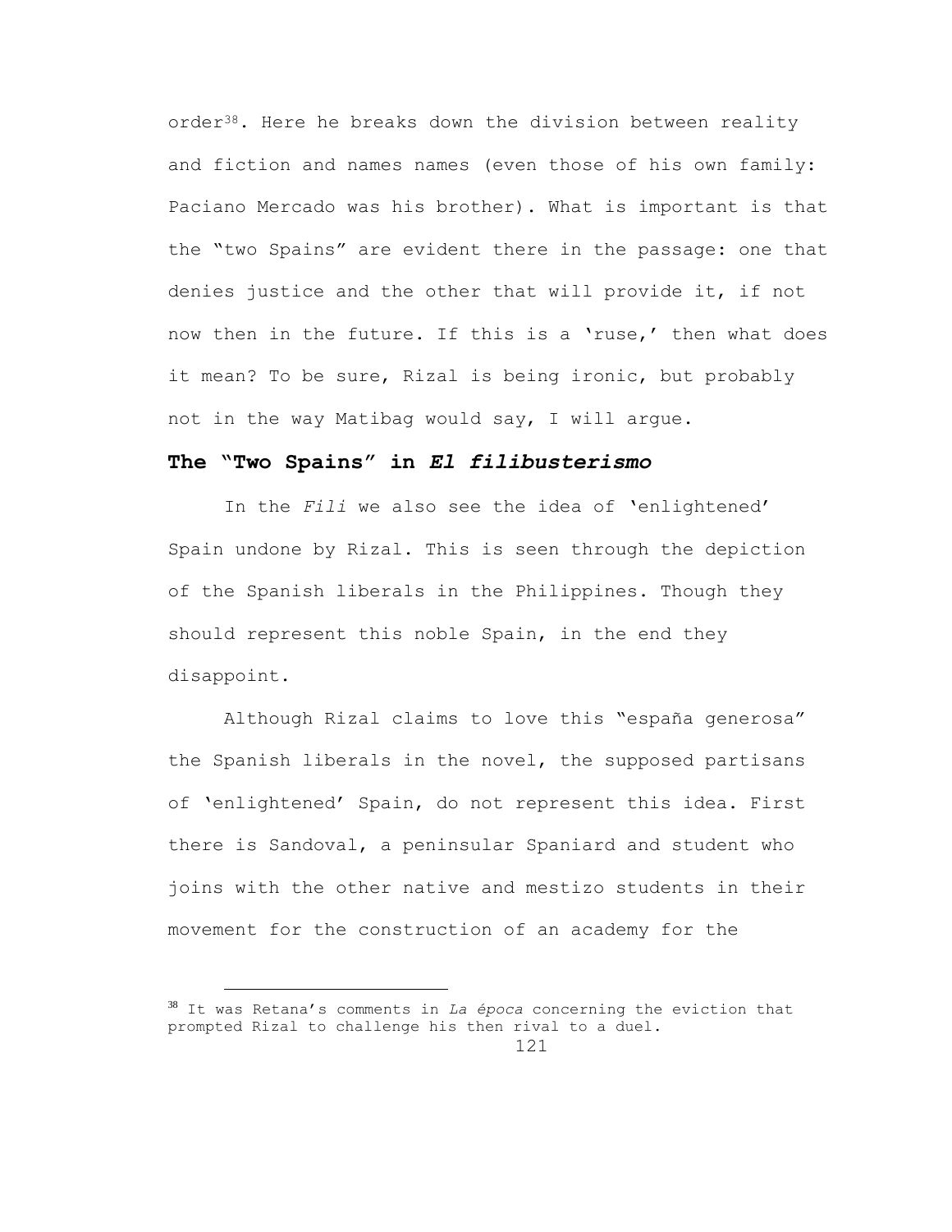order[38]. Here he breaks down the division between reality and fiction and names names (even those of his own family: Paciano Mercado was his brother). What is important is that the "two Spains" are evident there in the passage: one that denies justice and the other that will provide it, if not now then in the future. If this is a 'ruse,' then what does it mean? To be sure, Rizal is being ironic, but probably not in the way Matibag would say, I will argue.

## The "Two Spains" in *El filibusterismo*

In the *Fili* we also see the idea of 'enlightened' Spain undone by Rizal. This is seen through the depiction of the Spanish liberals in the Philippines. Though they should represent this noble Spain, in the end they disappoint.

Although Rizal claims to love this "españa generosa" the Spanish liberals in the novel, the supposed partisans of 'enlightened' Spain, do not represent this idea. First there is Sandoval, a peninsular Spaniard and student who joins with the other native and mestizo students in their movement for the construction of an academy for the

[38] It was Retana's comments in *La época* concerning the eviction that prompted Rizal to challenge his then rival to a duel.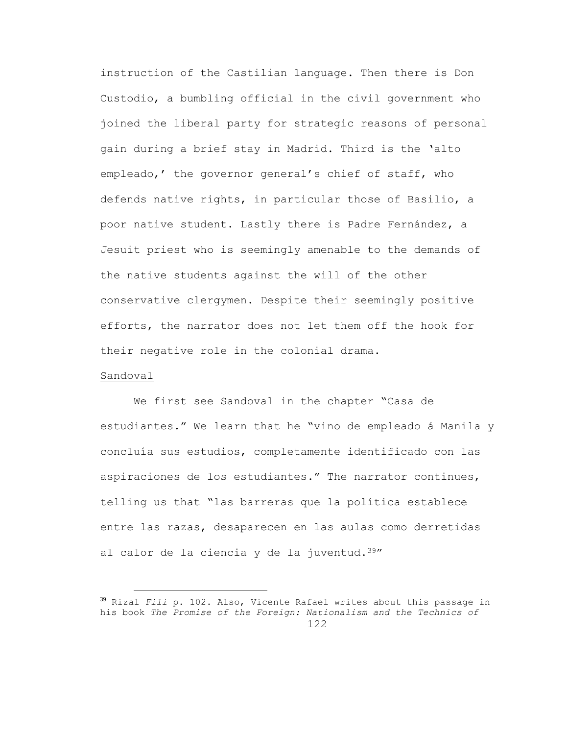instruction of the Castilian language. Then there is Don Custodio, a bumbling official in the civil government who joined the liberal party for strategic reasons of personal gain during a brief stay in Madrid. Third is the 'alto empleado,' the governor general's chief of staff, who defends native rights, in particular those of Basilio, a poor native student. Lastly there is Padre Fernández, a Jesuit priest who is seemingly amenable to the demands of the native students against the will of the other conservative clergymen. Despite their seemingly positive efforts, the narrator does not let them off the hook for their negative role in the colonial drama.

<u>Sandoval</u>

We first see Sandoval in the chapter "Casa de estudiantes." We learn that he "vino de empleado á Manila y concluía sus estudios, completamente identificado con las aspiraciones de los estudiantes." The narrator continues, telling us that "las barreras que la política establece entre las razas, desaparecen en las aulas como derretidas al calor de la ciencia y de la juventud.[39]"

---

[39] Rizal *Fili* p. 102. Also, Vicente Rafael writes about this passage in his book *The Promise of the Foreign: Nationalism and the Technics of*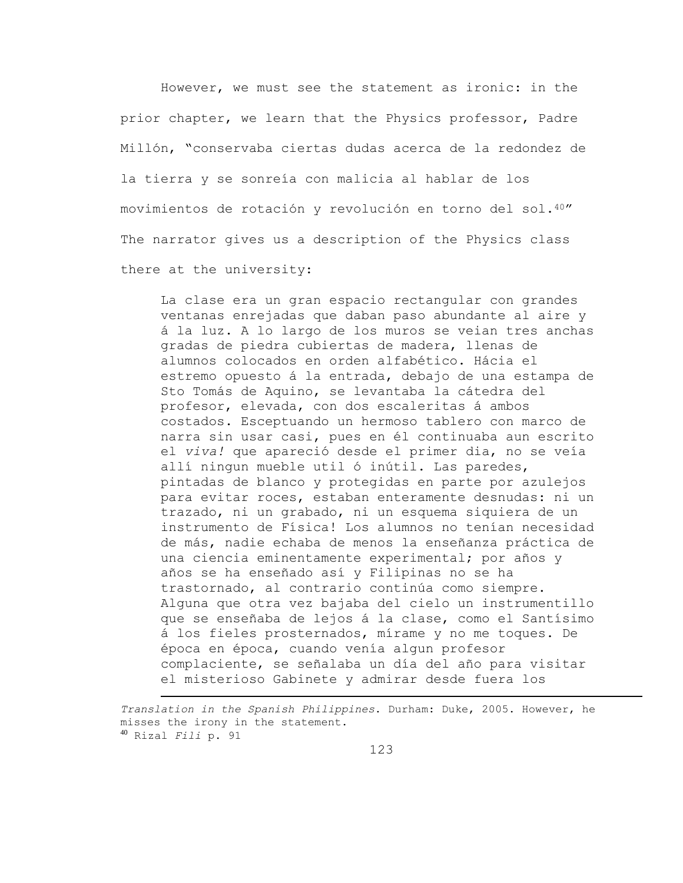However, we must see the statement as ironic: in the prior chapter, we learn that the Physics professor, Padre Millón, "conservaba ciertas dudas acerca de la redondez de la tierra y se sonreía con malicia al hablar de los movimientos de rotación y revolución en torno del sol.[40]" The narrator gives us a description of the Physics class there at the university:

> La clase era un gran espacio rectangular con grandes ventanas enrejadas que daban paso abundante al aire y á la luz. A lo largo de los muros se veian tres anchas gradas de piedra cubiertas de madera, llenas de alumnos colocados en orden alfabético. Hácia el estremo opuesto á la entrada, debajo de una estampa de Sto Tomás de Aquino, se levantaba la cátedra del profesor, elevada, con dos escaleritas á ambos costados. Esceptuando un hermoso tablero con marco de narra sin usar casi, pues en él continuaba aun escrito el *viva!* que apareció desde el primer dia, no se veía allí ningun mueble util ó inútil. Las paredes, pintadas de blanco y protegidas en parte por azulejos para evitar roces, estaban enteramente desnudas: ni un trazado, ni un grabado, ni un esquema siquiera de un instrumento de Física! Los alumnos no tenían necesidad de más, nadie echaba de menos la enseñanza práctica de una ciencia eminentemente experimental; por años y años se ha enseñado así y Filipinas no se ha trastornado, al contrario continúa como siempre. Alguna que otra vez bajaba del cielo un instrumentillo que se enseñaba de lejos á la clase, como el Santísimo á los fieles prosternados, mírame y no me toques. De época en época, cuando venía algun profesor complaciente, se señalaba un día del año para visitar el misterioso Gabinete y admirar desde fuera los

---

*Translation in the Spanish Philippines*. Durham: Duke, 2005. However, he misses the irony in the statement.

[40] Rizal *Fili* p. 91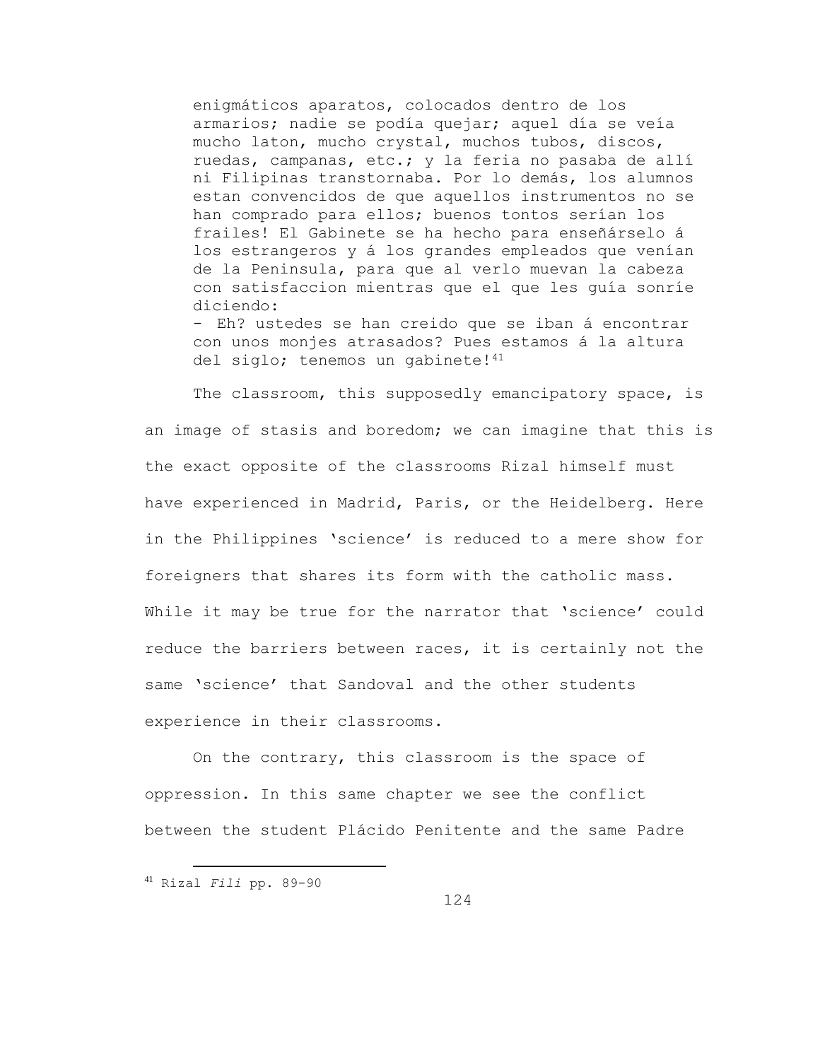> enigmáticos aparatos, colocados dentro de los armarios; nadie se podía quejar; aquel día se veía mucho laton, mucho crystal, muchos tubos, discos, ruedas, campanas, etc.; y la feria no pasaba de allí ni Filipinas transtornaba. Por lo demás, los alumnos estan convencidos de que aquellos instrumentos no se han comprado para ellos; buenos tontos serían los frailes! El Gabinete se ha hecho para enseñárselo á los estrangeros y á los grandes empleados que venían de la Peninsula, para que al verlo muevan la cabeza con satisfaccion mientras que el que les guía sonríe diciendo:
> - Eh? ustedes se han creido que se iban á encontrar con unos monjes atrasados? Pues estamos á la altura del siglo; tenemos un gabinete![41]

The classroom, this supposedly emancipatory space, is an image of stasis and boredom; we can imagine that this is the exact opposite of the classrooms Rizal himself must have experienced in Madrid, Paris, or the Heidelberg. Here in the Philippines 'science' is reduced to a mere show for foreigners that shares its form with the catholic mass. While it may be true for the narrator that 'science' could reduce the barriers between races, it is certainly not the same 'science' that Sandoval and the other students experience in their classrooms.

On the contrary, this classroom is the space of oppression. In this same chapter we see the conflict between the student Plácido Penitente and the same Padre

[41] Rizal *Fili* pp. 89-90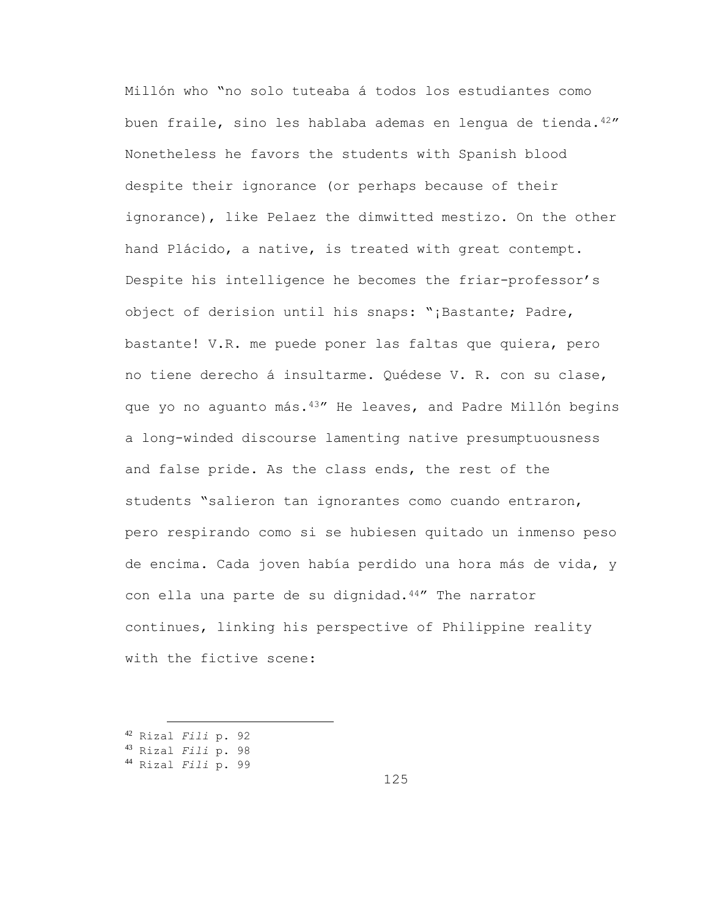Millón who "no solo tuteaba á todos los estudiantes como buen fraile, sino les hablaba ademas en lengua de tienda.[42]" Nonetheless he favors the students with Spanish blood despite their ignorance (or perhaps because of their ignorance), like Pelaez the dimwitted mestizo. On the other hand Plácido, a native, is treated with great contempt. Despite his intelligence he becomes the friar-professor's object of derision until his snaps: "¡Bastante; Padre, bastante! V.R. me puede poner las faltas que quiera, pero no tiene derecho á insultarme. Quédese V. R. con su clase, que yo no aguanto más.[43]" He leaves, and Padre Millón begins a long-winded discourse lamenting native presumptuousness and false pride. As the class ends, the rest of the students "salieron tan ignorantes como cuando entraron, pero respirando como si se hubiesen quitado un inmenso peso de encima. Cada joven había perdido una hora más de vida, y con ella una parte de su dignidad.[44]" The narrator continues, linking his perspective of Philippine reality with the fictive scene:

---

[42] Rizal *Fili* p. 92
[43] Rizal *Fili* p. 98
[44] Rizal *Fili* p. 99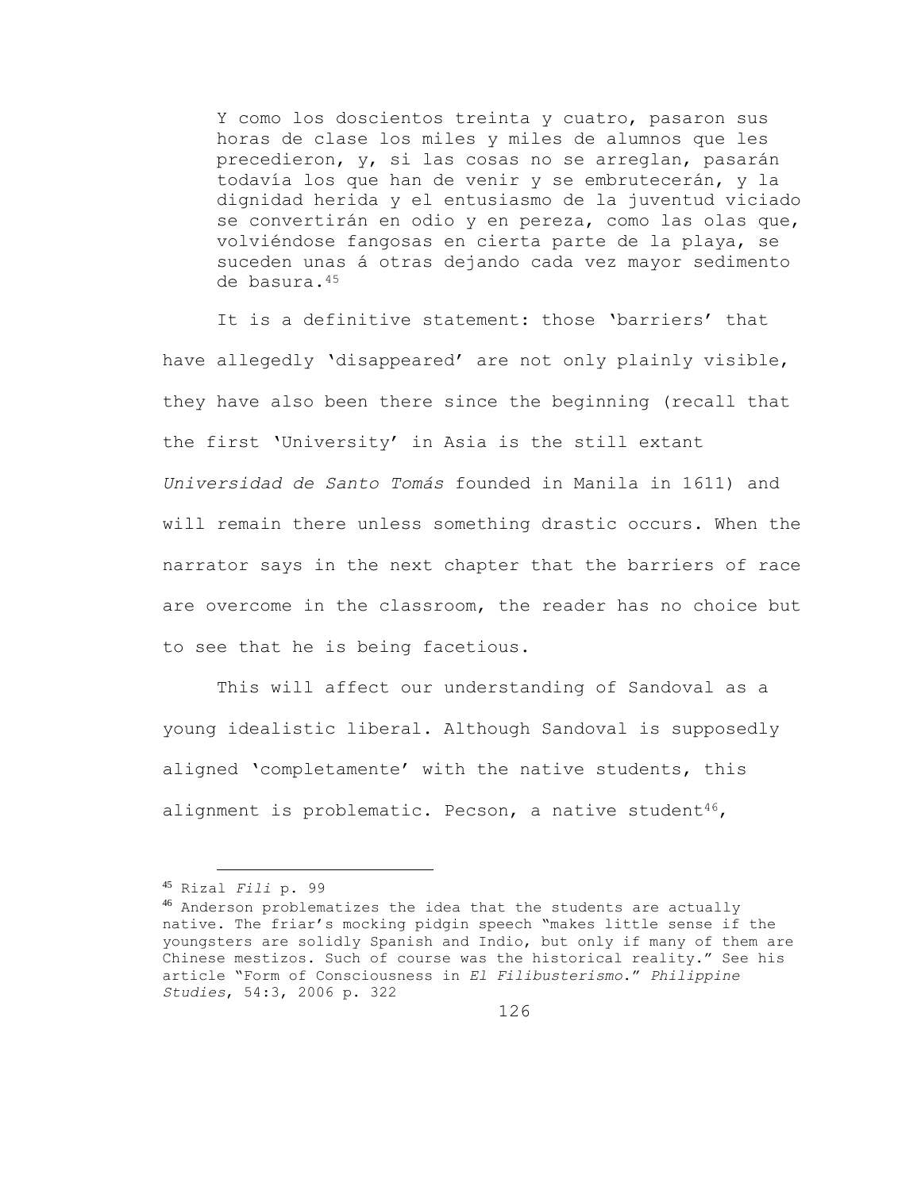> Y como los doscientos treinta y cuatro, pasaron sus horas de clase los miles y miles de alumnos que les precedieron, y, si las cosas no se arreglan, pasarán todavía los que han de venir y se embrutecerán, y la dignidad herida y el entusiasmo de la juventud viciado se convertirán en odio y en pereza, como las olas que, volviéndose fangosas en cierta parte de la playa, se suceden unas á otras dejando cada vez mayor sedimento de basura.[45]

It is a definitive statement: those 'barriers' that have allegedly 'disappeared' are not only plainly visible, they have also been there since the beginning (recall that the first 'University' in Asia is the still extant *Universidad de Santo Tomás* founded in Manila in 1611) and will remain there unless something drastic occurs. When the narrator says in the next chapter that the barriers of race are overcome in the classroom, the reader has no choice but to see that he is being facetious.

This will affect our understanding of Sandoval as a young idealistic liberal. Although Sandoval is supposedly aligned 'completamente' with the native students, this alignment is problematic. Pecson, a native student[46],

---

[45] Rizal *Fili* p. 99

[46] Anderson problematizes the idea that the students are actually native. The friar's mocking pidgin speech "makes little sense if the youngsters are solidly Spanish and Indio, but only if many of them are Chinese mestizos. Such of course was the historical reality." See his article "Form of Consciousness in *El Filibusterismo*." *Philippine Studies*, 54:3, 2006 p. 322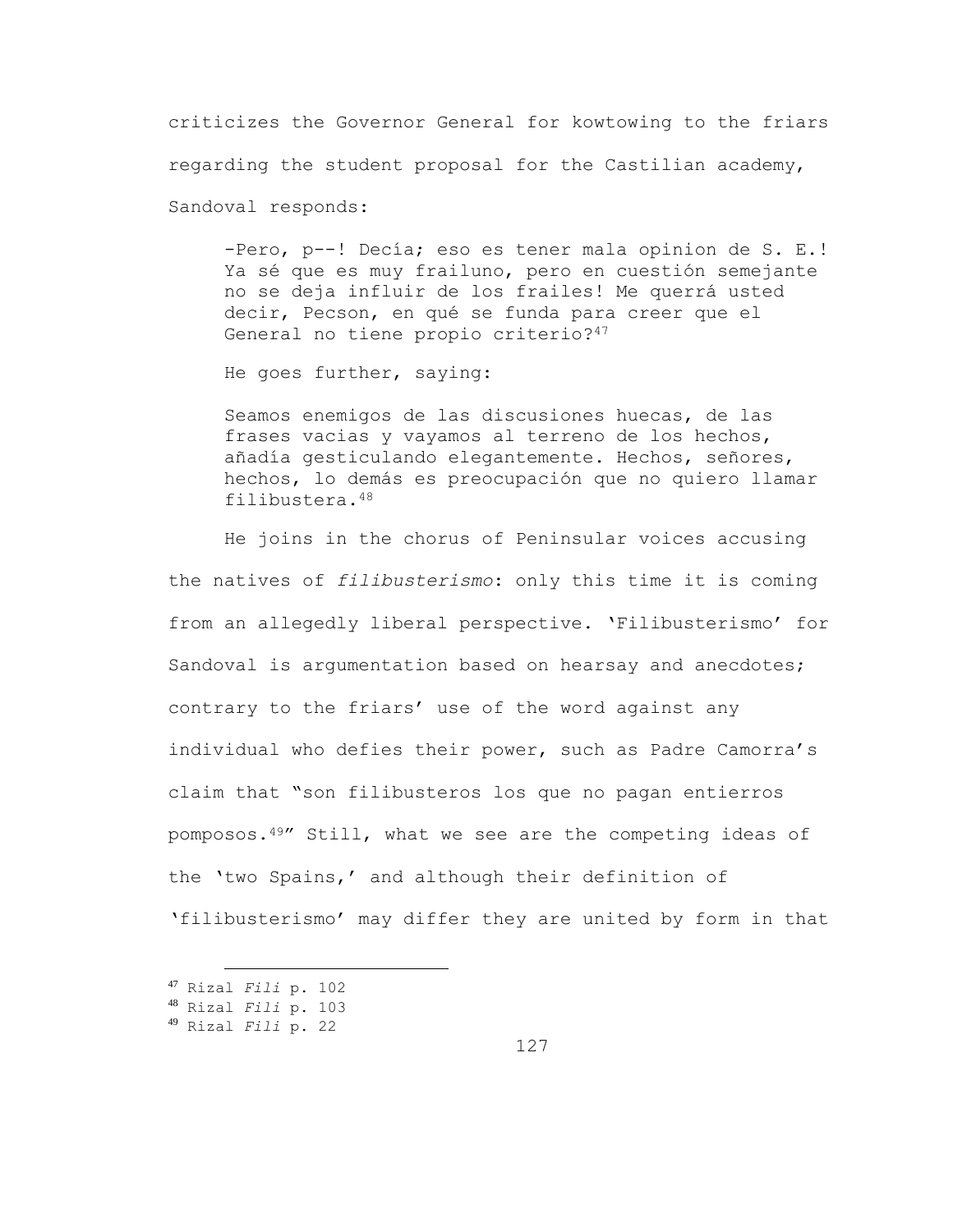criticizes the Governor General for kowtowing to the friars regarding the student proposal for the Castilian academy, Sandoval responds:

> -Pero, p--! Decía; eso es tener mala opinion de S. E.! Ya sé que es muy frailuno, pero en cuestión semejante no se deja influir de los frailes! Me querrá usted decir, Pecson, en qué se funda para creer que el General no tiene propio criterio?[47]

He goes further, saying:

> Seamos enemigos de las discusiones huecas, de las frases vacias y vayamos al terreno de los hechos, añadía gesticulando elegantemente. Hechos, señores, hechos, lo demás es preocupación que no quiero llamar filibustera.[48]

He joins in the chorus of Peninsular voices accusing the natives of *filibusterismo*: only this time it is coming from an allegedly liberal perspective. 'Filibusterismo' for Sandoval is argumentation based on hearsay and anecdotes; contrary to the friars' use of the word against any individual who defies their power, such as Padre Camorra's claim that "son filibusteros los que no pagan entierros pomposos.[49]" Still, what we see are the competing ideas of the 'two Spains,' and although their definition of 'filibusterismo' may differ they are united by form in that

[47] Rizal *Fili* p. 102
[48] Rizal *Fili* p. 103
[49] Rizal *Fili* p. 22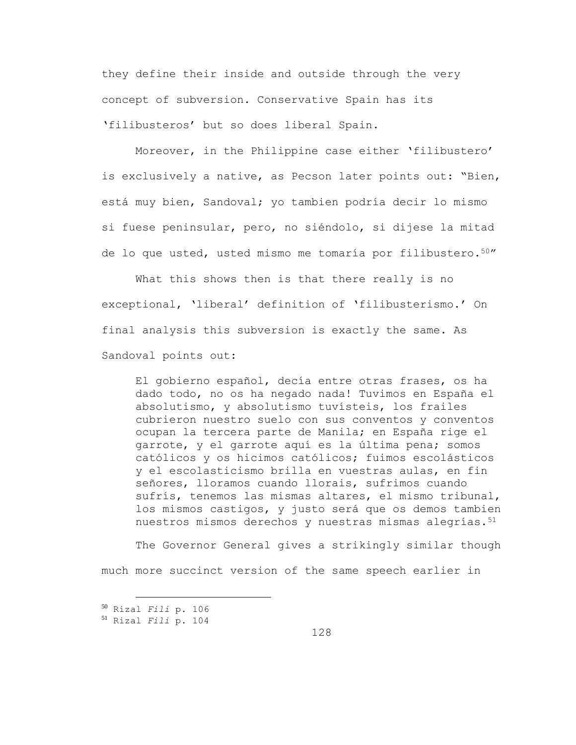they define their inside and outside through the very concept of subversion. Conservative Spain has its 'filibusteros' but so does liberal Spain.

Moreover, in the Philippine case either 'filibustero' is exclusively a native, as Pecson later points out: "Bien, está muy bien, Sandoval; yo tambien podría decir lo mismo si fuese peninsular, pero, no siéndolo, si dijese la mitad de lo que usted, usted mismo me tomaría por filibustero.[50]"

What this shows then is that there really is no exceptional, 'liberal' definition of 'filibusterismo.' On final analysis this subversion is exactly the same. As Sandoval points out:

> El gobierno español, decía entre otras frases, os ha dado todo, no os ha negado nada! Tuvimos en España el absolutismo, y absolutismo tuvísteis, los frailes cubrieron nuestro suelo con sus conventos y conventos ocupan la tercera parte de Manila; en España rige el garrote, y el garrote aquí es la última pena; somos católicos y os hicimos católicos; fuimos escolásticos y el escolasticismo brilla en vuestras aulas, en fin señores, lloramos cuando llorais, sufrimos cuando sufrís, tenemos las mismas altares, el mismo tribunal, los mismos castigos, y justo será que os demos tambien nuestros mismos derechos y nuestras mismas alegrías.[51]

The Governor General gives a strikingly similar though much more succinct version of the same speech earlier in

---

[50] Rizal *Fili* p. 106

[51] Rizal *Fili* p. 104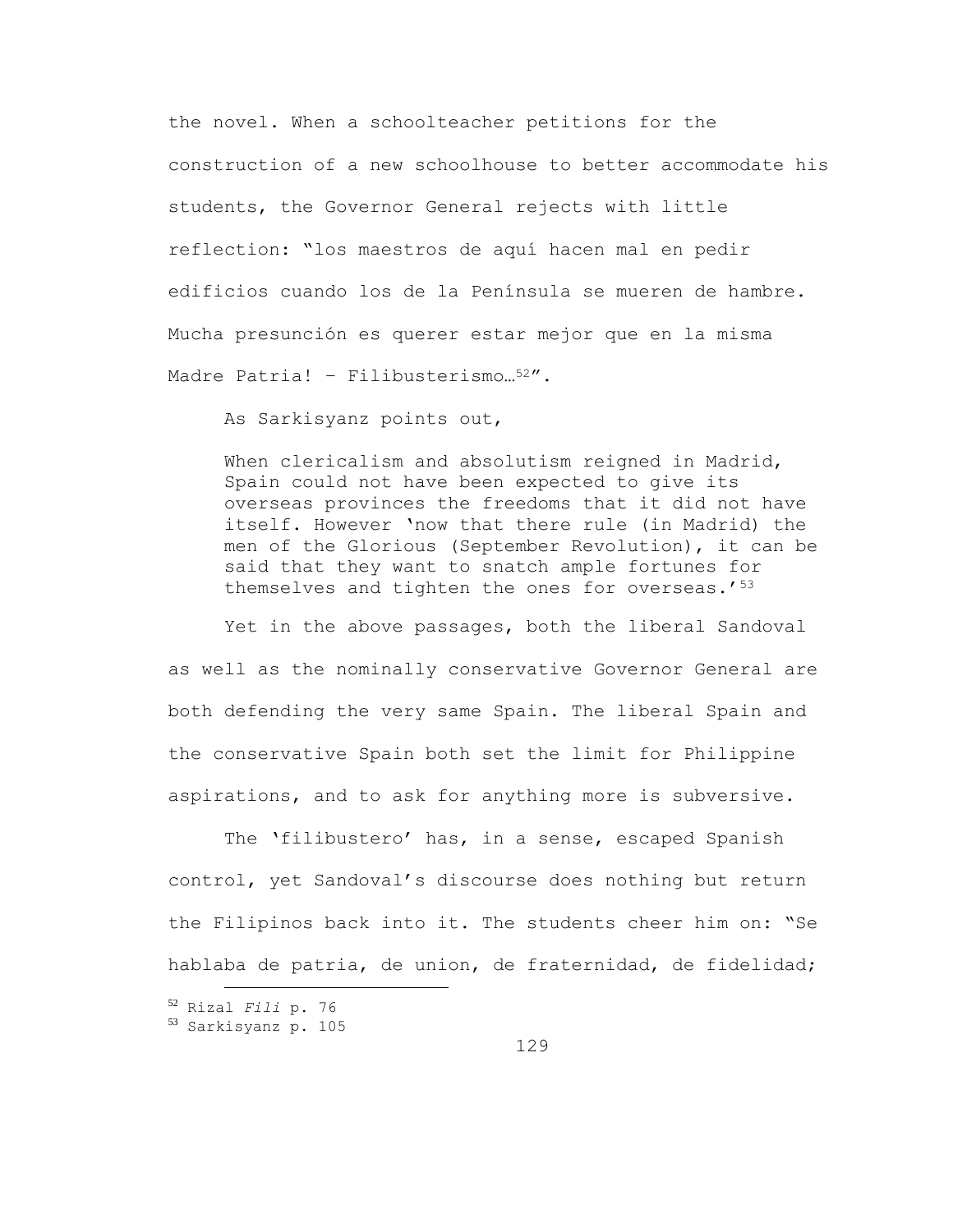the novel. When a schoolteacher petitions for the construction of a new schoolhouse to better accommodate his students, the Governor General rejects with little reflection: "los maestros de aquí hacen mal en pedir edificios cuando los de la Península se mueren de hambre. Mucha presunción es querer estar mejor que en la misma Madre Patria! – Filibusterismo…[52]".

As Sarkisyanz points out,

> When clericalism and absolutism reigned in Madrid, Spain could not have been expected to give its overseas provinces the freedoms that it did not have itself. However 'now that there rule (in Madrid) the men of the Glorious (September Revolution), it can be said that they want to snatch ample fortunes for themselves and tighten the ones for overseas.'[53]

Yet in the above passages, both the liberal Sandoval as well as the nominally conservative Governor General are both defending the very same Spain. The liberal Spain and the conservative Spain both set the limit for Philippine aspirations, and to ask for anything more is subversive.

The 'filibustero' has, in a sense, escaped Spanish control, yet Sandoval's discourse does nothing but return the Filipinos back into it. The students cheer him on: "Se hablaba de patria, de union, de fraternidad, de fidelidad;

[52] Rizal *Fili* p. 76
[53] Sarkisyanz p. 105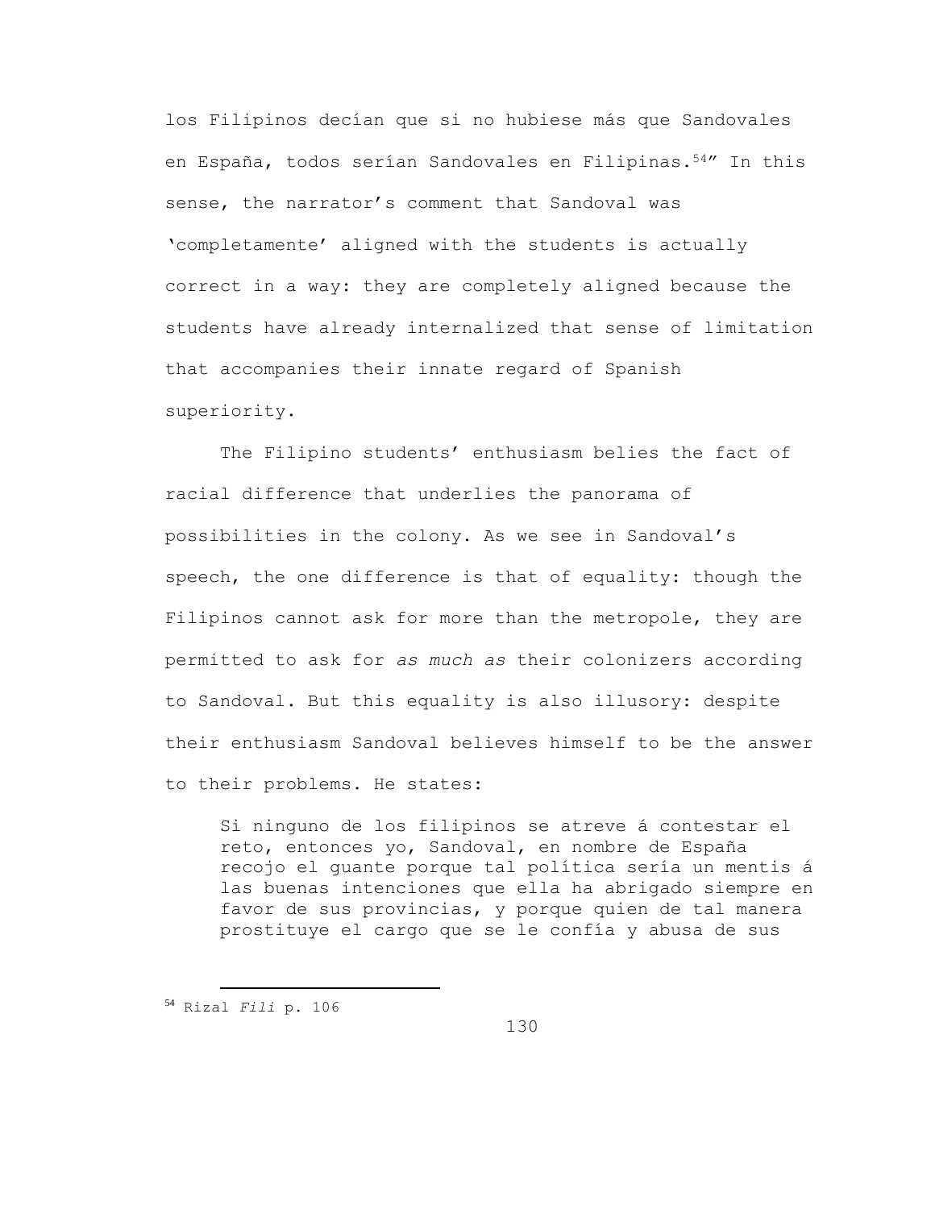los Filipinos decían que si no hubiese más que Sandovales en España, todos serían Sandovales en Filipinas.[54]" In this sense, the narrator's comment that Sandoval was 'completamente' aligned with the students is actually correct in a way: they are completely aligned because the students have already internalized that sense of limitation that accompanies their innate regard of Spanish superiority.

The Filipino students' enthusiasm belies the fact of racial difference that underlies the panorama of possibilities in the colony. As we see in Sandoval's speech, the one difference is that of equality: though the Filipinos cannot ask for more than the metropole, they are permitted to ask for *as much as* their colonizers according to Sandoval. But this equality is also illusory: despite their enthusiasm Sandoval believes himself to be the answer to their problems. He states:

> Si ninguno de los filipinos se atreve á contestar el reto, entonces yo, Sandoval, en nombre de España recojo el guante porque tal política sería un mentis á las buenas intenciones que ella ha abrigado siempre en favor de sus provincias, y porque quien de tal manera prostituye el cargo que se le confía y abusa de sus

[54] Rizal *Fili* p. 106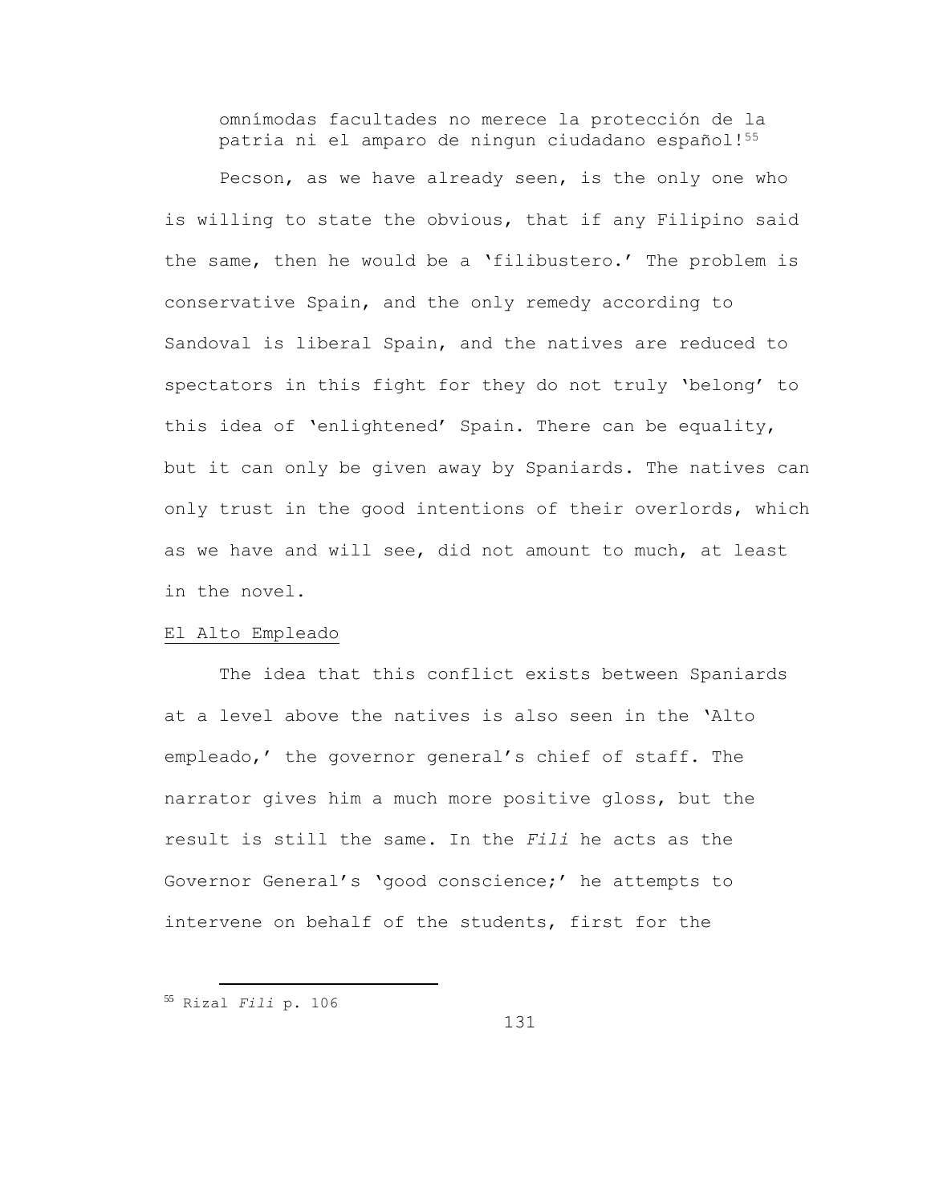> omnímodas facultades no merece la protección de la patria ni el amparo de ningun ciudadano español![55]

Pecson, as we have already seen, is the only one who is willing to state the obvious, that if any Filipino said the same, then he would be a 'filibustero.' The problem is conservative Spain, and the only remedy according to Sandoval is liberal Spain, and the natives are reduced to spectators in this fight for they do not truly 'belong' to this idea of 'enlightened' Spain. There can be equality, but it can only be given away by Spaniards. The natives can only trust in the good intentions of their overlords, which as we have and will see, did not amount to much, at least in the novel.

<u>El Alto Empleado</u>

The idea that this conflict exists between Spaniards at a level above the natives is also seen in the 'Alto empleado,' the governor general's chief of staff. The narrator gives him a much more positive gloss, but the result is still the same. In the *Fili* he acts as the Governor General's 'good conscience;' he attempts to intervene on behalf of the students, first for the

---

[55] Rizal *Fili* p. 106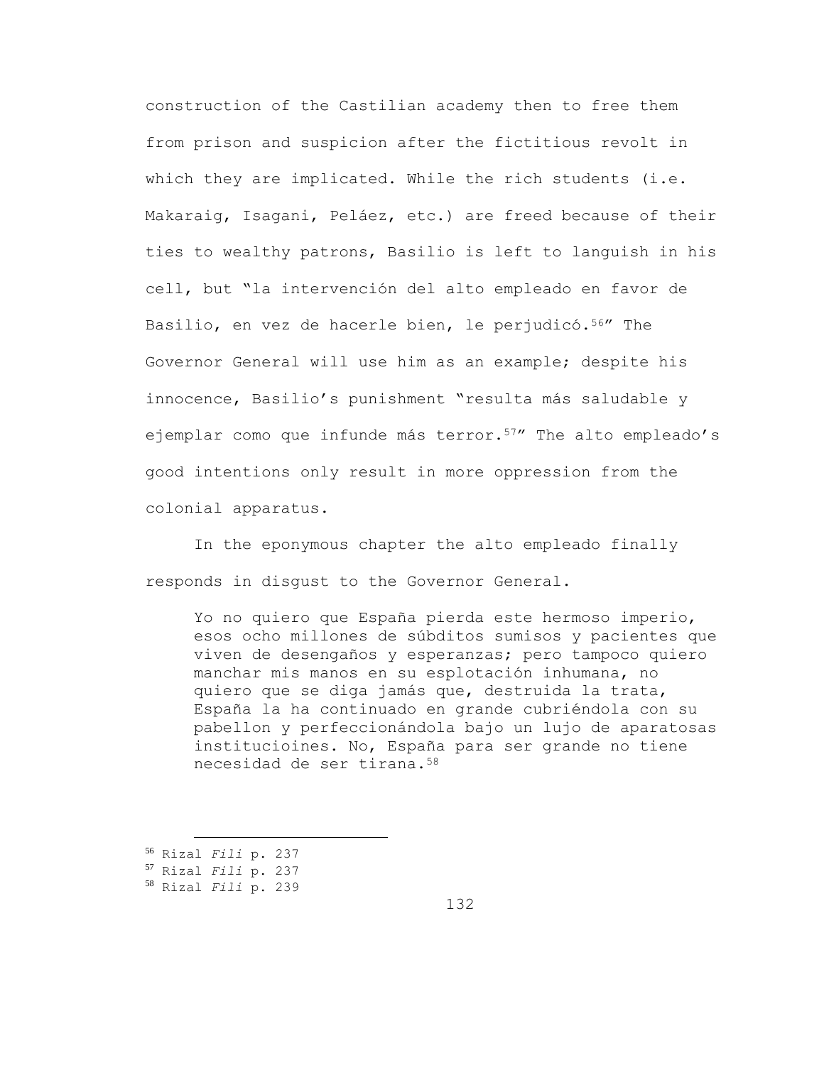construction of the Castilian academy then to free them from prison and suspicion after the fictitious revolt in which they are implicated. While the rich students (i.e. Makaraig, Isagani, Peláez, etc.) are freed because of their ties to wealthy patrons, Basilio is left to languish in his cell, but "la intervención del alto empleado en favor de Basilio, en vez de hacerle bien, le perjudicó.[56]" The Governor General will use him as an example; despite his innocence, Basilio's punishment "resulta más saludable y ejemplar como que infunde más terror.[57]" The alto empleado's good intentions only result in more oppression from the colonial apparatus.

In the eponymous chapter the alto empleado finally responds in disgust to the Governor General.

> Yo no quiero que España pierda este hermoso imperio, esos ocho millones de súbditos sumisos y pacientes que viven de desengaños y esperanzas; pero tampoco quiero manchar mis manos en su esplotación inhumana, no quiero que se diga jamás que, destruida la trata, España la ha continuado en grande cubriéndola con su pabellon y perfeccionándola bajo un lujo de aparatosas institucioines. No, España para ser grande no tiene necesidad de ser tirana.[58]

[56] Rizal *Fili* p. 237
[57] Rizal *Fili* p. 237
[58] Rizal *Fili* p. 239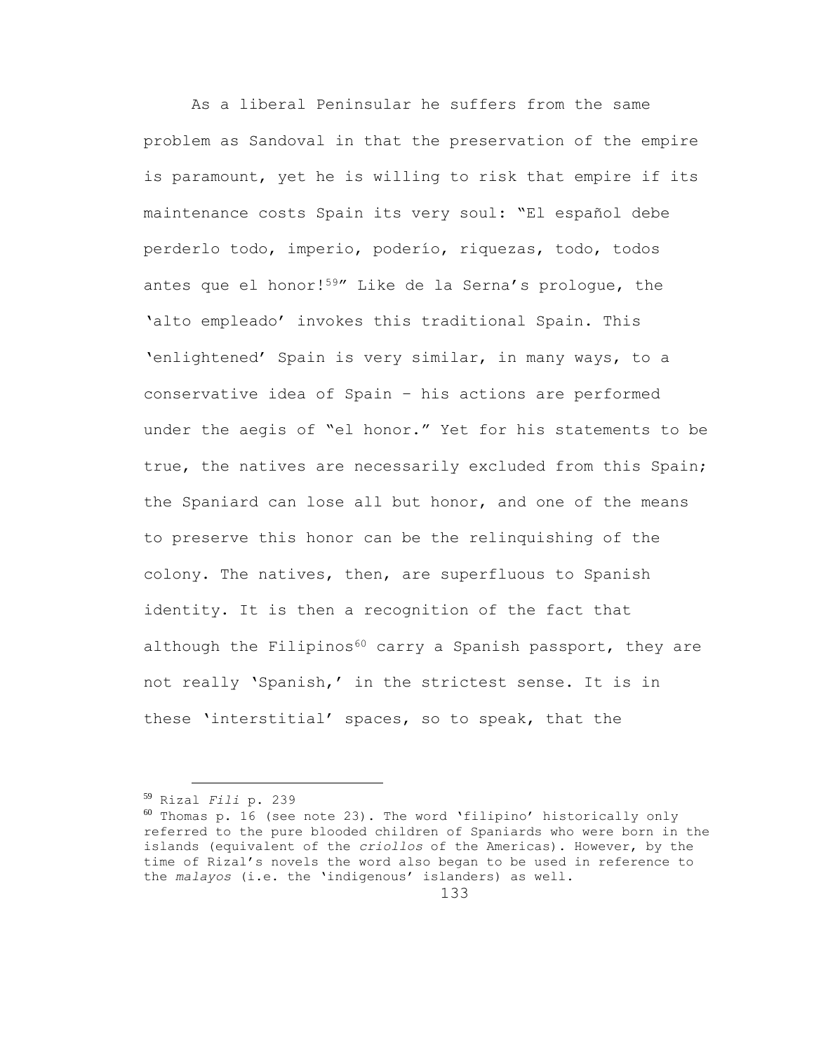As a liberal Peninsular he suffers from the same problem as Sandoval in that the preservation of the empire is paramount, yet he is willing to risk that empire if its maintenance costs Spain its very soul: "El español debe perderlo todo, imperio, poderío, riquezas, todo, todos antes que el honor![59]" Like de la Serna's prologue, the 'alto empleado' invokes this traditional Spain. This 'enlightened' Spain is very similar, in many ways, to a conservative idea of Spain – his actions are performed under the aegis of "el honor." Yet for his statements to be true, the natives are necessarily excluded from this Spain; the Spaniard can lose all but honor, and one of the means to preserve this honor can be the relinquishing of the colony. The natives, then, are superfluous to Spanish identity. It is then a recognition of the fact that although the Filipinos[60] carry a Spanish passport, they are not really 'Spanish,' in the strictest sense. It is in these 'interstitial' spaces, so to speak, that the

---

[59] Rizal *Fili* p. 239

[60] Thomas p. 16 (see note 23). The word 'filipino' historically only referred to the pure blooded children of Spaniards who were born in the islands (equivalent of the *criollos* of the Americas). However, by the time of Rizal's novels the word also began to be used in reference to the *malayos* (i.e. the 'indigenous' islanders) as well.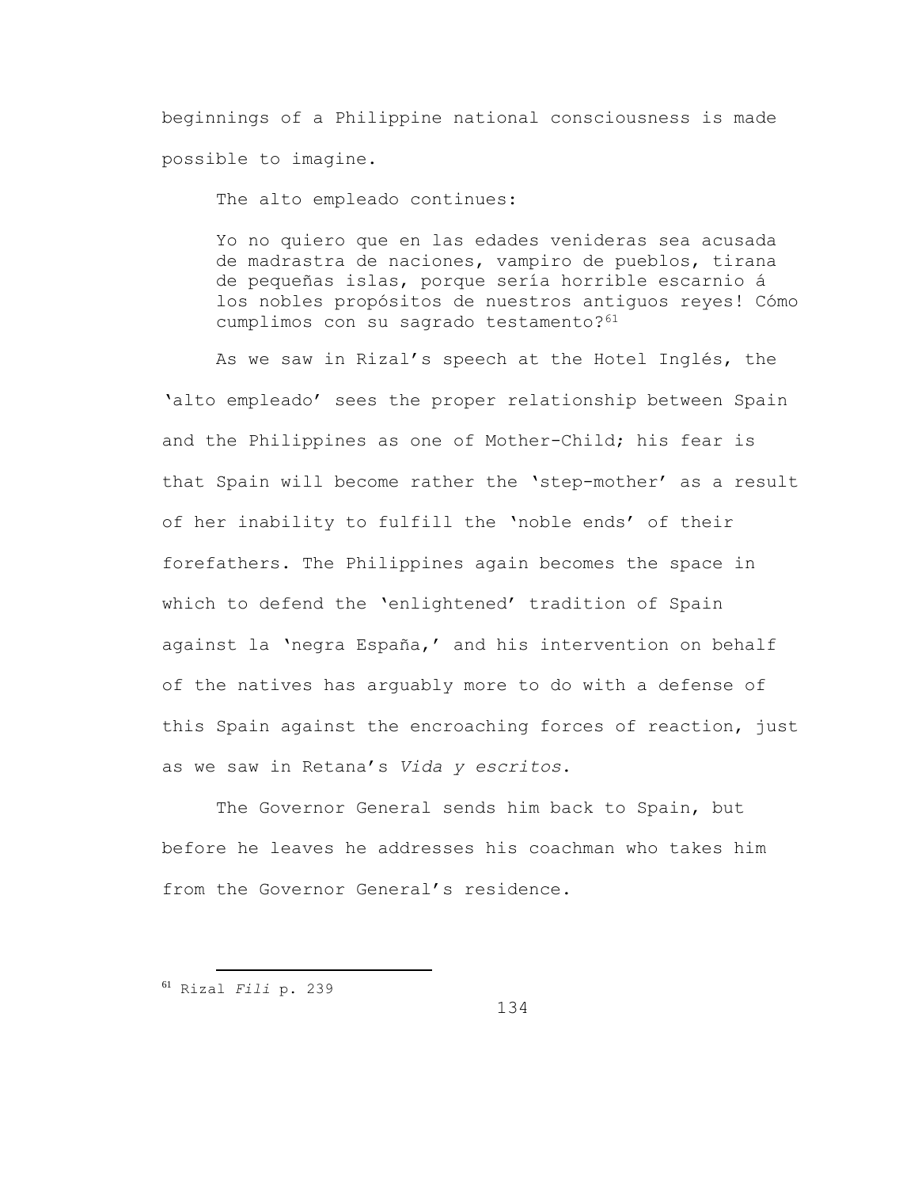beginnings of a Philippine national consciousness is made possible to imagine.

The alto empleado continues:

> Yo no quiero que en las edades venideras sea acusada de madrastra de naciones, vampiro de pueblos, tirana de pequeñas islas, porque sería horrible escarnio á los nobles propósitos de nuestros antiguos reyes! Cómo cumplimos con su sagrado testamento?[61]

As we saw in Rizal's speech at the Hotel Inglés, the 'alto empleado' sees the proper relationship between Spain and the Philippines as one of Mother-Child; his fear is that Spain will become rather the 'step-mother' as a result of her inability to fulfill the 'noble ends' of their forefathers. The Philippines again becomes the space in which to defend the 'enlightened' tradition of Spain against la 'negra España,' and his intervention on behalf of the natives has arguably more to do with a defense of this Spain against the encroaching forces of reaction, just as we saw in Retana's *Vida y escritos*.

The Governor General sends him back to Spain, but before he leaves he addresses his coachman who takes him from the Governor General's residence.

---

[61] Rizal *Fili* p. 239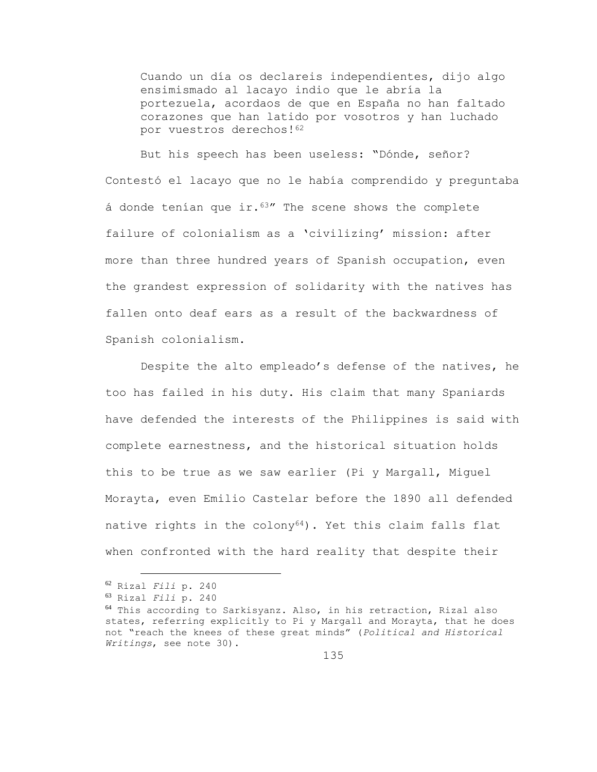> Cuando un día os declareis independientes, dijo algo ensimismado al lacayo indio que le abría la portezuela, acordaos de que en España no han faltado corazones que han latido por vosotros y han luchado por vuestros derechos![62]

But his speech has been useless: "Dónde, señor? Contestó el lacayo que no le había comprendido y preguntaba á donde tenían que ir.[63]" The scene shows the complete failure of colonialism as a 'civilizing' mission: after more than three hundred years of Spanish occupation, even the grandest expression of solidarity with the natives has fallen onto deaf ears as a result of the backwardness of Spanish colonialism.

Despite the alto empleado's defense of the natives, he too has failed in his duty. His claim that many Spaniards have defended the interests of the Philippines is said with complete earnestness, and the historical situation holds this to be true as we saw earlier (Pi y Margall, Miguel Morayta, even Emilio Castelar before the 1890 all defended native rights in the colony[64]). Yet this claim falls flat when confronted with the hard reality that despite their

---

[62] Rizal *Fili* p. 240

[63] Rizal *Fili* p. 240

[64] This according to Sarkisyanz. Also, in his retraction, Rizal also states, referring explicitly to Pi y Margall and Morayta, that he does not "reach the knees of these great minds" (*Political and Historical Writings*, see note 30).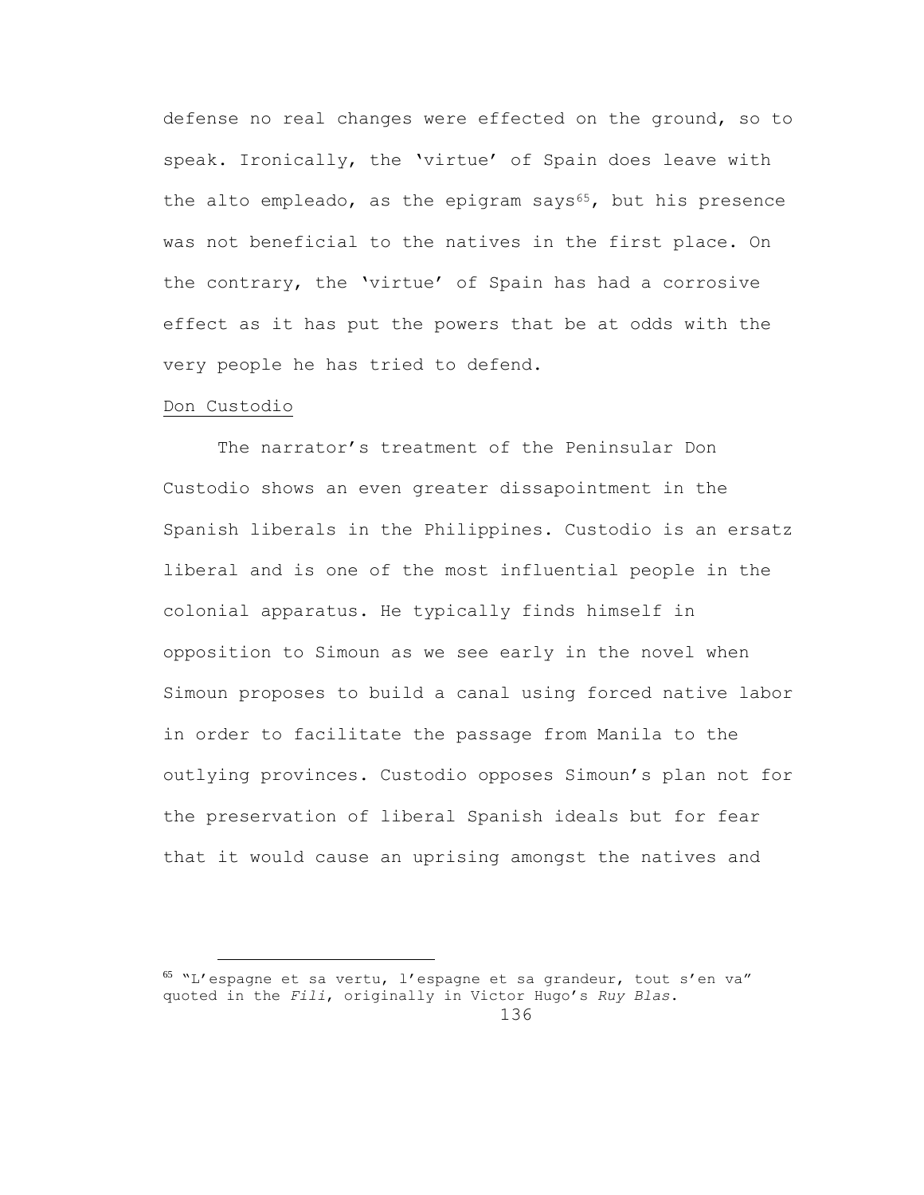defense no real changes were effected on the ground, so to speak. Ironically, the 'virtue' of Spain does leave with the alto empleado, as the epigram says[65], but his presence was not beneficial to the natives in the first place. On the contrary, the 'virtue' of Spain has had a corrosive effect as it has put the powers that be at odds with the very people he has tried to defend.

Don Custodio

The narrator's treatment of the Peninsular Don Custodio shows an even greater dissapointment in the Spanish liberals in the Philippines. Custodio is an ersatz liberal and is one of the most influential people in the colonial apparatus. He typically finds himself in opposition to Simoun as we see early in the novel when Simoun proposes to build a canal using forced native labor in order to facilitate the passage from Manila to the outlying provinces. Custodio opposes Simoun's plan not for the preservation of liberal Spanish ideals but for fear that it would cause an uprising amongst the natives and

[65] "L'espagne et sa vertu, l'espagne et sa grandeur, tout s'en va" quoted in the *Fili*, originally in Victor Hugo's *Ruy Blas*.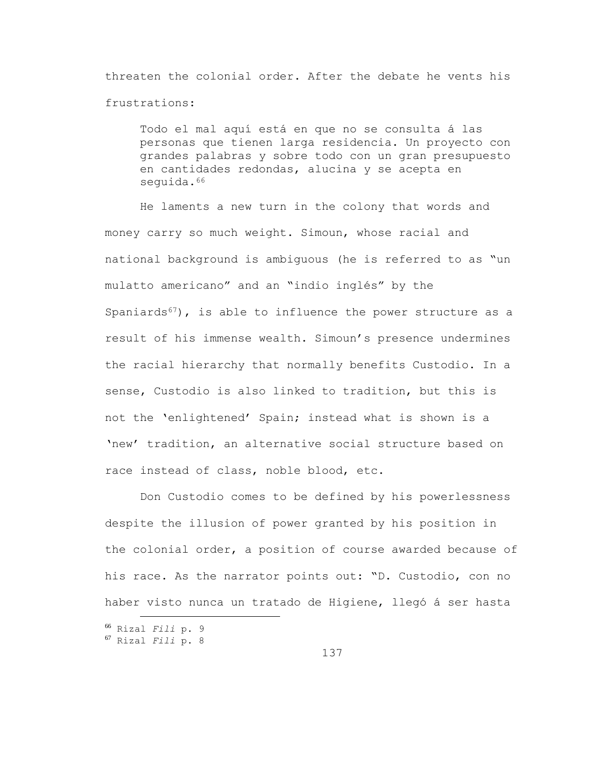threaten the colonial order. After the debate he vents his frustrations:

> Todo el mal aquí está en que no se consulta á las personas que tienen larga residencia. Un proyecto con grandes palabras y sobre todo con un gran presupuesto en cantidades redondas, alucina y se acepta en seguida.[66]

He laments a new turn in the colony that words and money carry so much weight. Simoun, whose racial and national background is ambiguous (he is referred to as "un mulatto americano" and an "indio inglés" by the Spaniards[67]), is able to influence the power structure as a result of his immense wealth. Simoun's presence undermines the racial hierarchy that normally benefits Custodio. In a sense, Custodio is also linked to tradition, but this is not the 'enlightened' Spain; instead what is shown is a 'new' tradition, an alternative social structure based on race instead of class, noble blood, etc.

Don Custodio comes to be defined by his powerlessness despite the illusion of power granted by his position in the colonial order, a position of course awarded because of his race. As the narrator points out: "D. Custodio, con no haber visto nunca un tratado de Higiene, llegó á ser hasta

---

[66] Rizal *Fili* p. 9

[67] Rizal *Fili* p. 8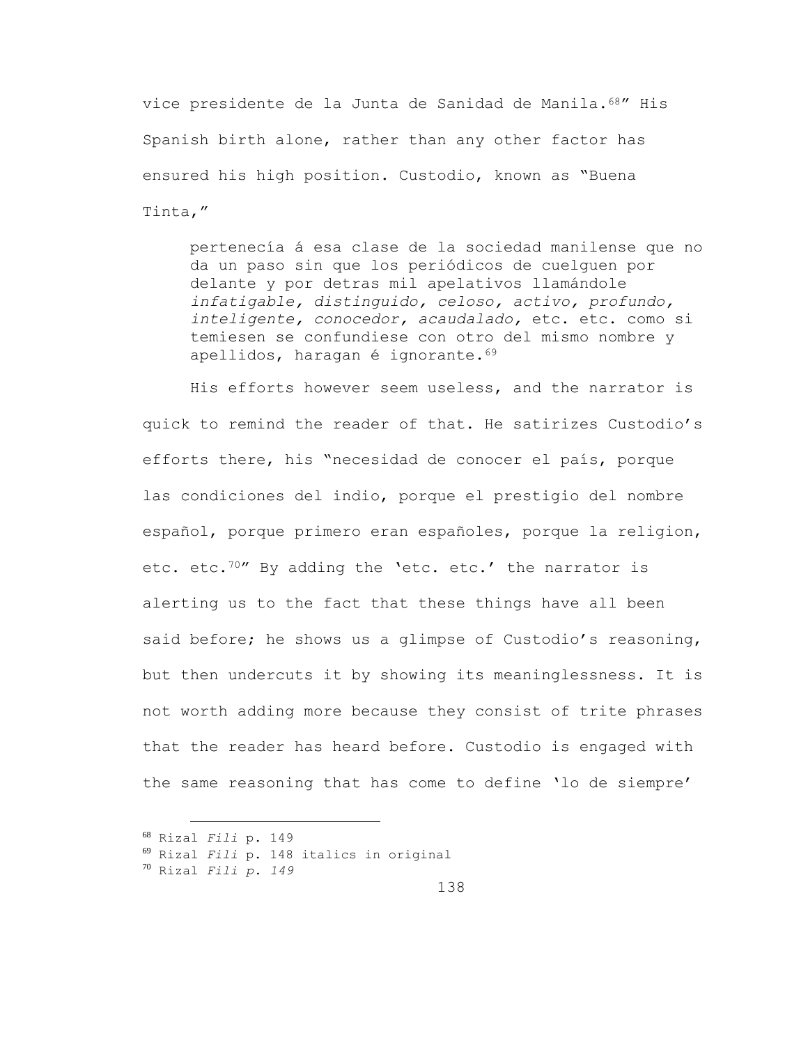vice presidente de la Junta de Sanidad de Manila.[68]" His Spanish birth alone, rather than any other factor has ensured his high position. Custodio, known as "Buena Tinta,"

> pertenecía á esa clase de la sociedad manilense que no da un paso sin que los periódicos de cuelguen por delante y por detras mil apelativos llamándole *infatigable, distinguido, celoso, activo, profundo, inteligente, conocedor, acaudalado,* etc. etc. como si temiesen se confundiese con otro del mismo nombre y apellidos, haragan é ignorante.[69]

His efforts however seem useless, and the narrator is quick to remind the reader of that. He satirizes Custodio's efforts there, his "necesidad de conocer el país, porque las condiciones del indio, porque el prestigio del nombre español, porque primero eran españoles, porque la religion, etc. etc.[70]" By adding the 'etc. etc.' the narrator is alerting us to the fact that these things have all been said before; he shows us a glimpse of Custodio's reasoning, but then undercuts it by showing its meaninglessness. It is not worth adding more because they consist of trite phrases that the reader has heard before. Custodio is engaged with the same reasoning that has come to define 'lo de siempre'

---

[68] Rizal *Fili* p. 149

[69] Rizal *Fili* p. 148 italics in original

[70] Rizal *Fili p. 149*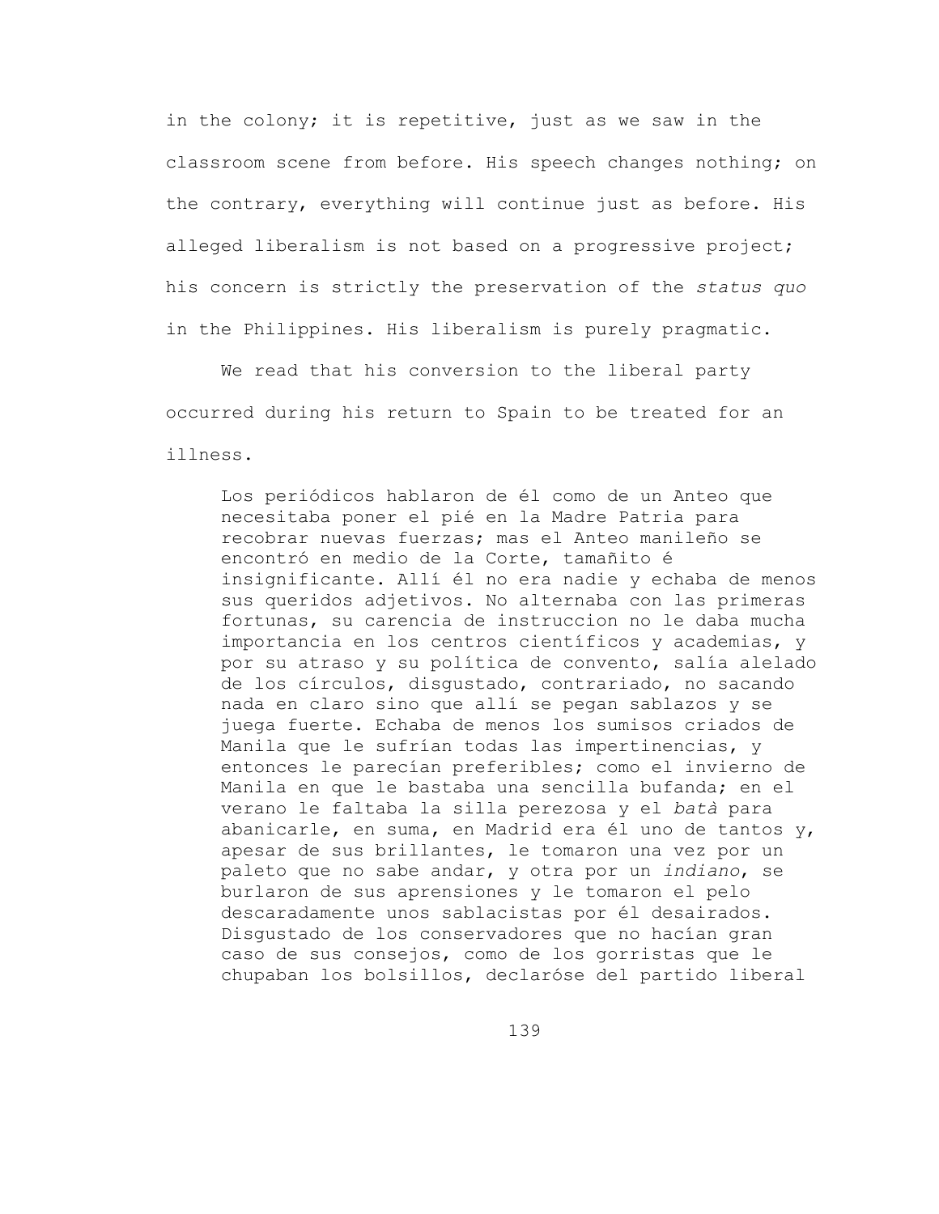in the colony; it is repetitive, just as we saw in the classroom scene from before. His speech changes nothing; on the contrary, everything will continue just as before. His alleged liberalism is not based on a progressive project; his concern is strictly the preservation of the *status quo* in the Philippines. His liberalism is purely pragmatic.

We read that his conversion to the liberal party occurred during his return to Spain to be treated for an illness.

> Los periódicos hablaron de él como de un Anteo que necesitaba poner el pié en la Madre Patria para recobrar nuevas fuerzas; mas el Anteo manileño se encontró en medio de la Corte, tamañito é insignificante. Allí él no era nadie y echaba de menos sus queridos adjetivos. No alternaba con las primeras fortunas, su carencia de instruccion no le daba mucha importancia en los centros científicos y academias, y por su atraso y su política de convento, salía alelado de los círculos, disgustado, contrariado, no sacando nada en claro sino que allí se pegan sablazos y se juega fuerte. Echaba de menos los sumisos criados de Manila que le sufrían todas las impertinencias, y entonces le parecían preferibles; como el invierno de Manila en que le bastaba una sencilla bufanda; en el verano le faltaba la silla perezosa y el *batà* para abanicarle, en suma, en Madrid era él uno de tantos y, apesar de sus brillantes, le tomaron una vez por un paleto que no sabe andar, y otra por un *indiano*, se burlaron de sus aprensiones y le tomaron el pelo descaradamente unos sablacistas por él desairados. Disgustado de los conservadores que no hacían gran caso de sus consejos, como de los gorristas que le chupaban los bolsillos, declaróse del partido liberal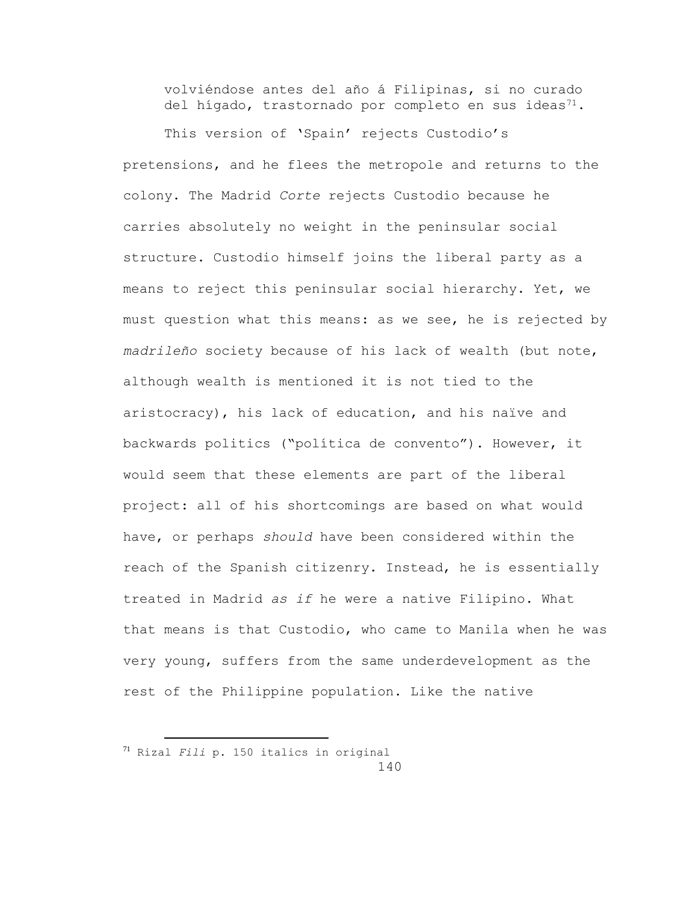> volviéndose antes del año á Filipinas, si no curado del hígado, trastornado por completo en sus ideas[71].

This version of 'Spain' rejects Custodio's pretensions, and he flees the metropole and returns to the colony. The Madrid *Corte* rejects Custodio because he carries absolutely no weight in the peninsular social structure. Custodio himself joins the liberal party as a means to reject this peninsular social hierarchy. Yet, we must question what this means: as we see, he is rejected by *madrileño* society because of his lack of wealth (but note, although wealth is mentioned it is not tied to the aristocracy), his lack of education, and his naïve and backwards politics ("política de convento"). However, it would seem that these elements are part of the liberal project: all of his shortcomings are based on what would have, or perhaps *should* have been considered within the reach of the Spanish citizenry. Instead, he is essentially treated in Madrid *as if* he were a native Filipino. What that means is that Custodio, who came to Manila when he was very young, suffers from the same underdevelopment as the rest of the Philippine population. Like the native

[71] Rizal *Fili* p. 150 italics in original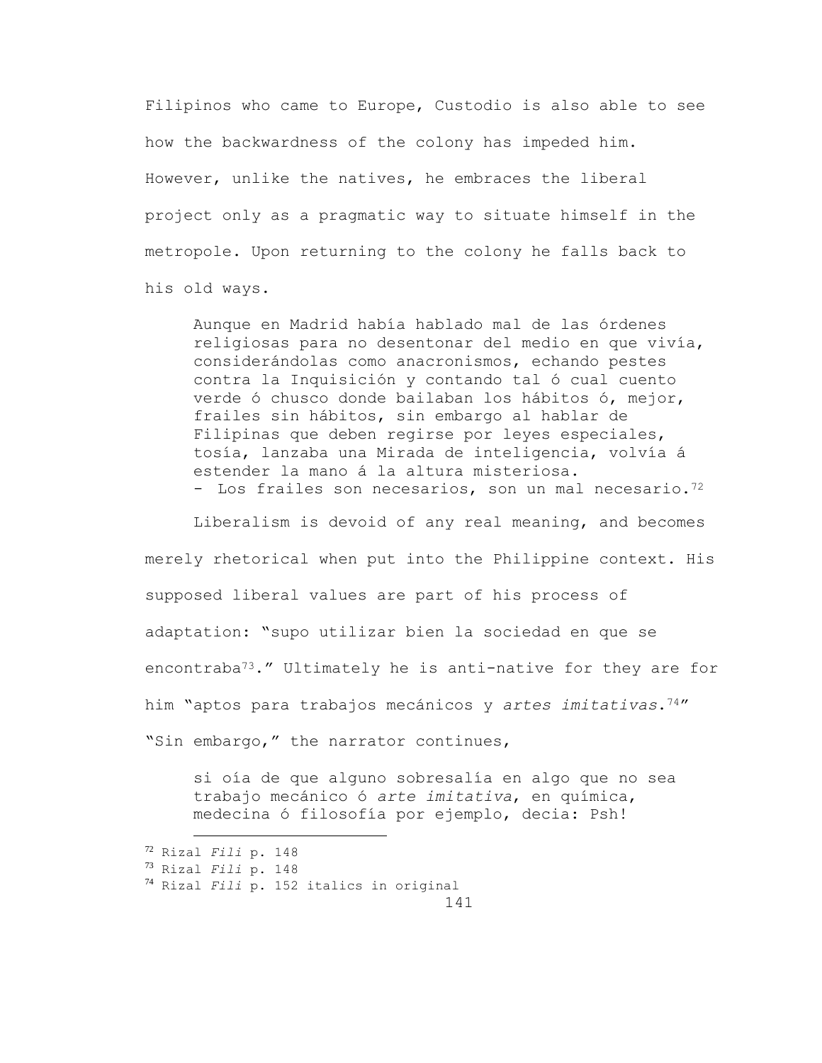Filipinos who came to Europe, Custodio is also able to see how the backwardness of the colony has impeded him. However, unlike the natives, he embraces the liberal project only as a pragmatic way to situate himself in the metropole. Upon returning to the colony he falls back to his old ways.

> Aunque en Madrid había hablado mal de las órdenes religiosas para no desentonar del medio en que vivía, considerándolas como anacronismos, echando pestes contra la Inquisición y contando tal ó cual cuento verde ó chusco donde bailaban los hábitos ó, mejor, frailes sin hábitos, sin embargo al hablar de Filipinas que deben regirse por leyes especiales, tosía, lanzaba una Mirada de inteligencia, volvía á estender la mano á la altura misteriosa.
> - Los frailes son necesarios, son un mal necesario.[72]

Liberalism is devoid of any real meaning, and becomes merely rhetorical when put into the Philippine context. His supposed liberal values are part of his process of adaptation: "supo utilizar bien la sociedad en que se encontraba[73]." Ultimately he is anti-native for they are for him "aptos para trabajos mecánicos y *artes imitativas*.[74]" "Sin embargo," the narrator continues,

> si oía de que alguno sobresalía en algo que no sea trabajo mecánico ó *arte imitativa*, en química, medecina ó filosofía por ejemplo, decia: Psh!

[72] Rizal *Fili* p. 148
[73] Rizal *Fili* p. 148
[74] Rizal *Fili* p. 152 italics in original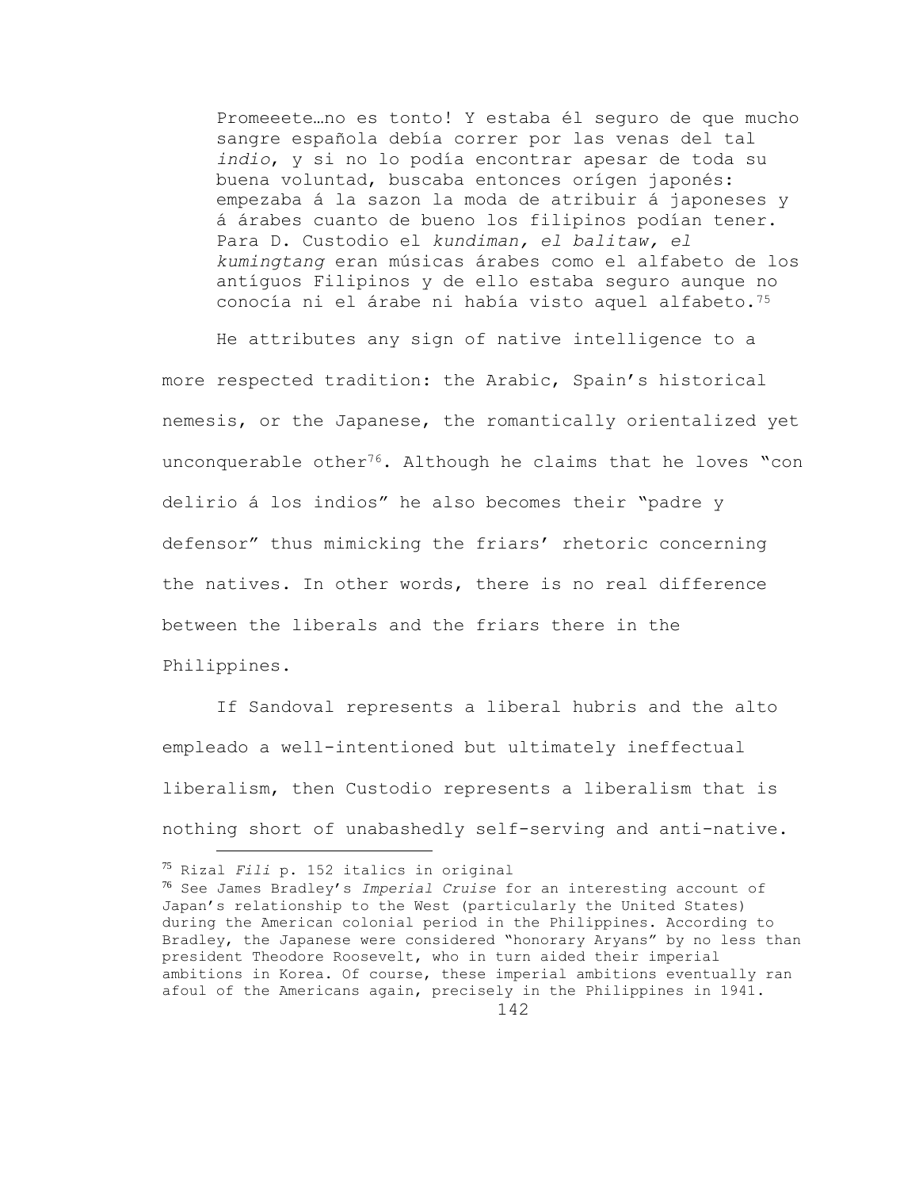> Promeeete…no es tonto! Y estaba él seguro de que mucho sangre española debía correr por las venas del tal *indio*, y si no lo podía encontrar apesar de toda su buena voluntad, buscaba entonces orígen japonés: empezaba á la sazon la moda de atribuir á japoneses y á árabes cuanto de bueno los filipinos podían tener. Para D. Custodio el *kundiman, el balitaw, el kumingtang* eran músicas árabes como el alfabeto de los antíguos Filipinos y de ello estaba seguro aunque no conocía ni el árabe ni había visto aquel alfabeto.[75]

He attributes any sign of native intelligence to a more respected tradition: the Arabic, Spain's historical nemesis, or the Japanese, the romantically orientalized yet unconquerable other[76]. Although he claims that he loves "con delirio á los indios" he also becomes their "padre y defensor" thus mimicking the friars' rhetoric concerning the natives. In other words, there is no real difference between the liberals and the friars there in the Philippines.

If Sandoval represents a liberal hubris and the alto empleado a well-intentioned but ultimately ineffectual liberalism, then Custodio represents a liberalism that is nothing short of unabashedly self-serving and anti-native.

---

[75] Rizal *Fili* p. 152 italics in original

[76] See James Bradley's *Imperial Cruise* for an interesting account of Japan's relationship to the West (particularly the United States) during the American colonial period in the Philippines. According to Bradley, the Japanese were considered "honorary Aryans" by no less than president Theodore Roosevelt, who in turn aided their imperial ambitions in Korea. Of course, these imperial ambitions eventually ran afoul of the Americans again, precisely in the Philippines in 1941.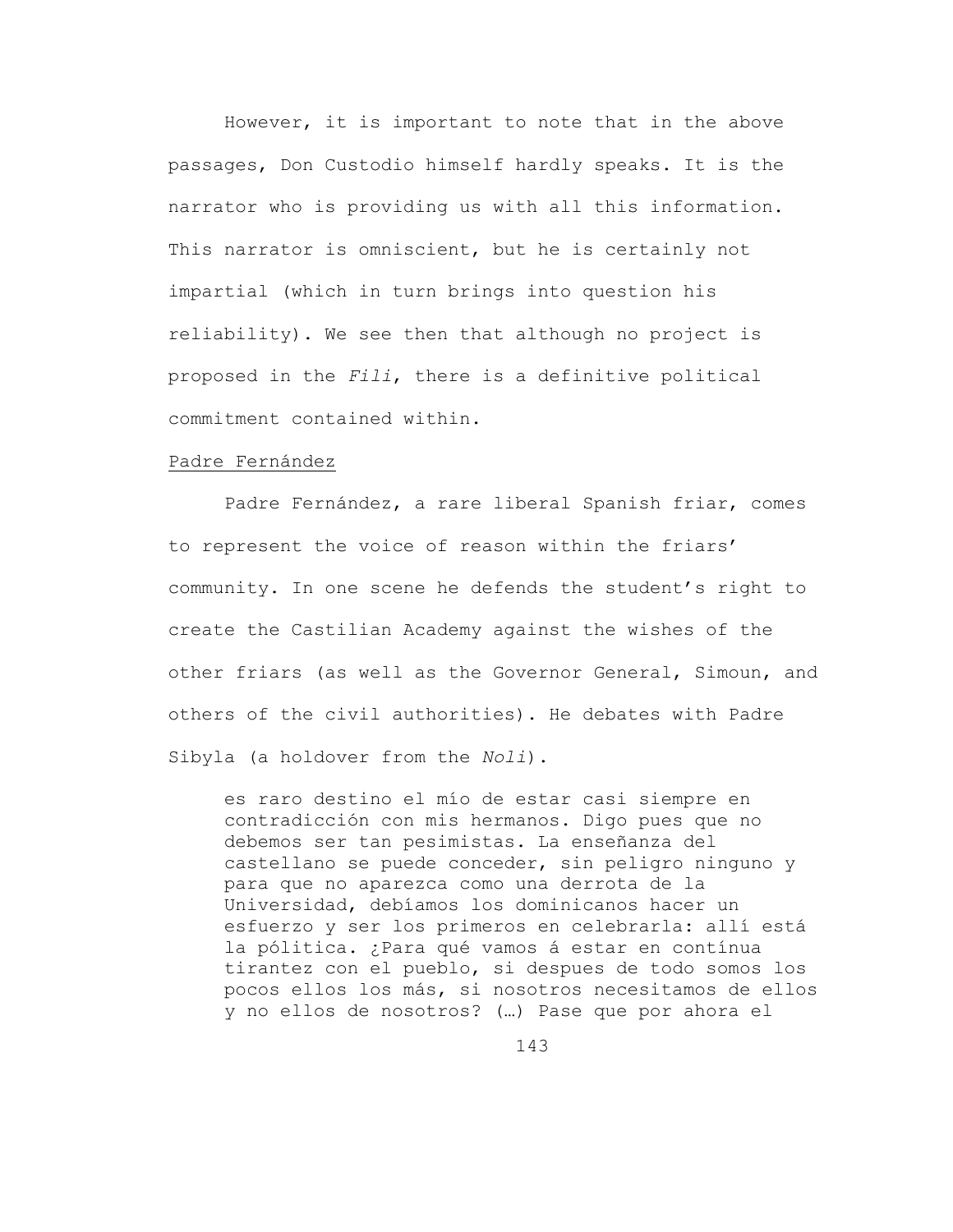However, it is important to note that in the above passages, Don Custodio himself hardly speaks. It is the narrator who is providing us with all this information. This narrator is omniscient, but he is certainly not impartial (which in turn brings into question his reliability). We see then that although no project is proposed in the *Fili*, there is a definitive political commitment contained within.

Padre Fernández

Padre Fernández, a rare liberal Spanish friar, comes to represent the voice of reason within the friars' community. In one scene he defends the student's right to create the Castilian Academy against the wishes of the other friars (as well as the Governor General, Simoun, and others of the civil authorities). He debates with Padre Sibyla (a holdover from the *Noli*).

> es raro destino el mío de estar casi siempre en contradicción con mis hermanos. Digo pues que no debemos ser tan pesimistas. La enseñanza del castellano se puede conceder, sin peligro ninguno y para que no aparezca como una derrota de la Universidad, debíamos los dominicanos hacer un esfuerzo y ser los primeros en celebrarla: allí está la pólitica. ¿Para qué vamos á estar en contínua tirantez con el pueblo, si despues de todo somos los pocos ellos los más, si nosotros necesitamos de ellos y no ellos de nosotros? (…) Pase que por ahora el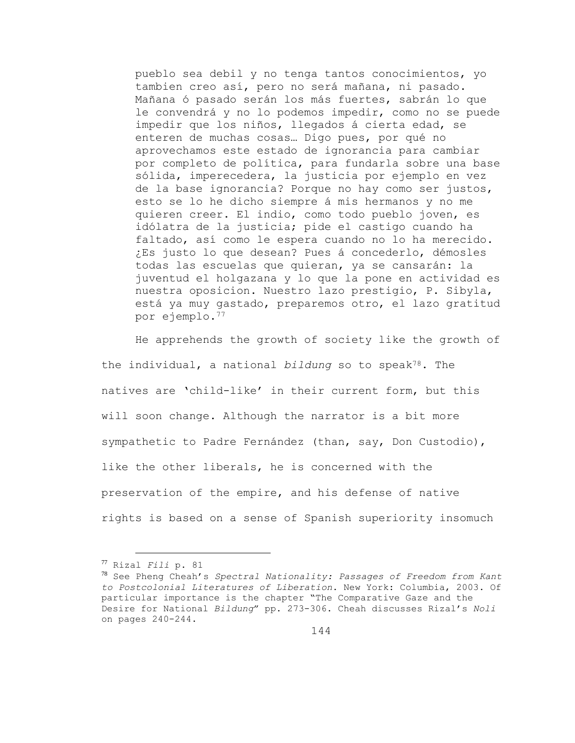> pueblo sea debil y no tenga tantos conocimientos, yo tambien creo así, pero no será mañana, ni pasado. Mañana ó pasado serán los más fuertes, sabrán lo que le convendrá y no lo podemos impedir, como no se puede impedir que los niños, llegados á cierta edad, se enteren de muchas cosas… Digo pues, por qué no aprovechamos este estado de ignorancia para cambiar por completo de política, para fundarla sobre una base sólida, imperecedera, la justicia por ejemplo en vez de la base ignorancia? Porque no hay como ser justos, esto se lo he dicho siempre á mis hermanos y no me quieren creer. El indio, como todo pueblo joven, es idólatra de la justicia; pide el castigo cuando ha faltado, así como le espera cuando no lo ha merecido. ¿Es justo lo que desean? Pues á concederlo, démosles todas las escuelas que quieran, ya se cansarán: la juventud el holgazana y lo que la pone en actividad es nuestra oposicion. Nuestro lazo prestigio, P. Sibyla, está ya muy gastado, preparemos otro, el lazo gratitud por ejemplo.[77]

He apprehends the growth of society like the growth of the individual, a national *bildung* so to speak[78]. The natives are 'child-like' in their current form, but this will soon change. Although the narrator is a bit more sympathetic to Padre Fernández (than, say, Don Custodio), like the other liberals, he is concerned with the preservation of the empire, and his defense of native rights is based on a sense of Spanish superiority insomuch

---

[77] Rizal *Fili* p. 81

[78] See Pheng Cheah's *Spectral Nationality: Passages of Freedom from Kant to Postcolonial Literatures of Liberation*. New York: Columbia, 2003. Of particular importance is the chapter "The Comparative Gaze and the Desire for National *Bildung*" pp. 273-306. Cheah discusses Rizal's *Noli* on pages 240-244.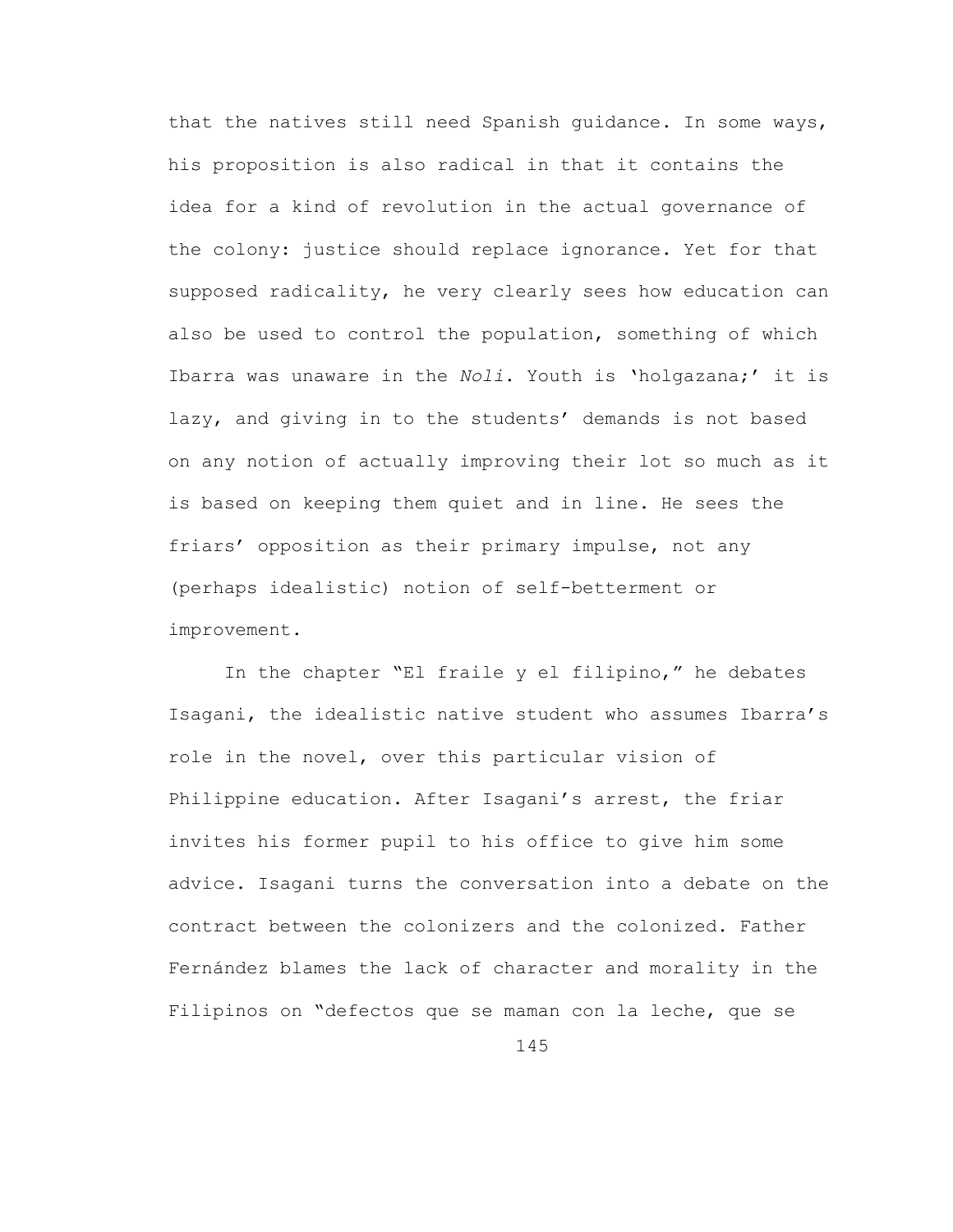that the natives still need Spanish guidance. In some ways, his proposition is also radical in that it contains the idea for a kind of revolution in the actual governance of the colony: justice should replace ignorance. Yet for that supposed radicality, he very clearly sees how education can also be used to control the population, something of which Ibarra was unaware in the *Noli*. Youth is 'holgazana;' it is lazy, and giving in to the students' demands is not based on any notion of actually improving their lot so much as it is based on keeping them quiet and in line. He sees the friars' opposition as their primary impulse, not any (perhaps idealistic) notion of self-betterment or improvement.

In the chapter "El fraile y el filipino," he debates Isagani, the idealistic native student who assumes Ibarra's role in the novel, over this particular vision of Philippine education. After Isagani's arrest, the friar invites his former pupil to his office to give him some advice. Isagani turns the conversation into a debate on the contract between the colonizers and the colonized. Father Fernández blames the lack of character and morality in the Filipinos on "defectos que se maman con la leche, que se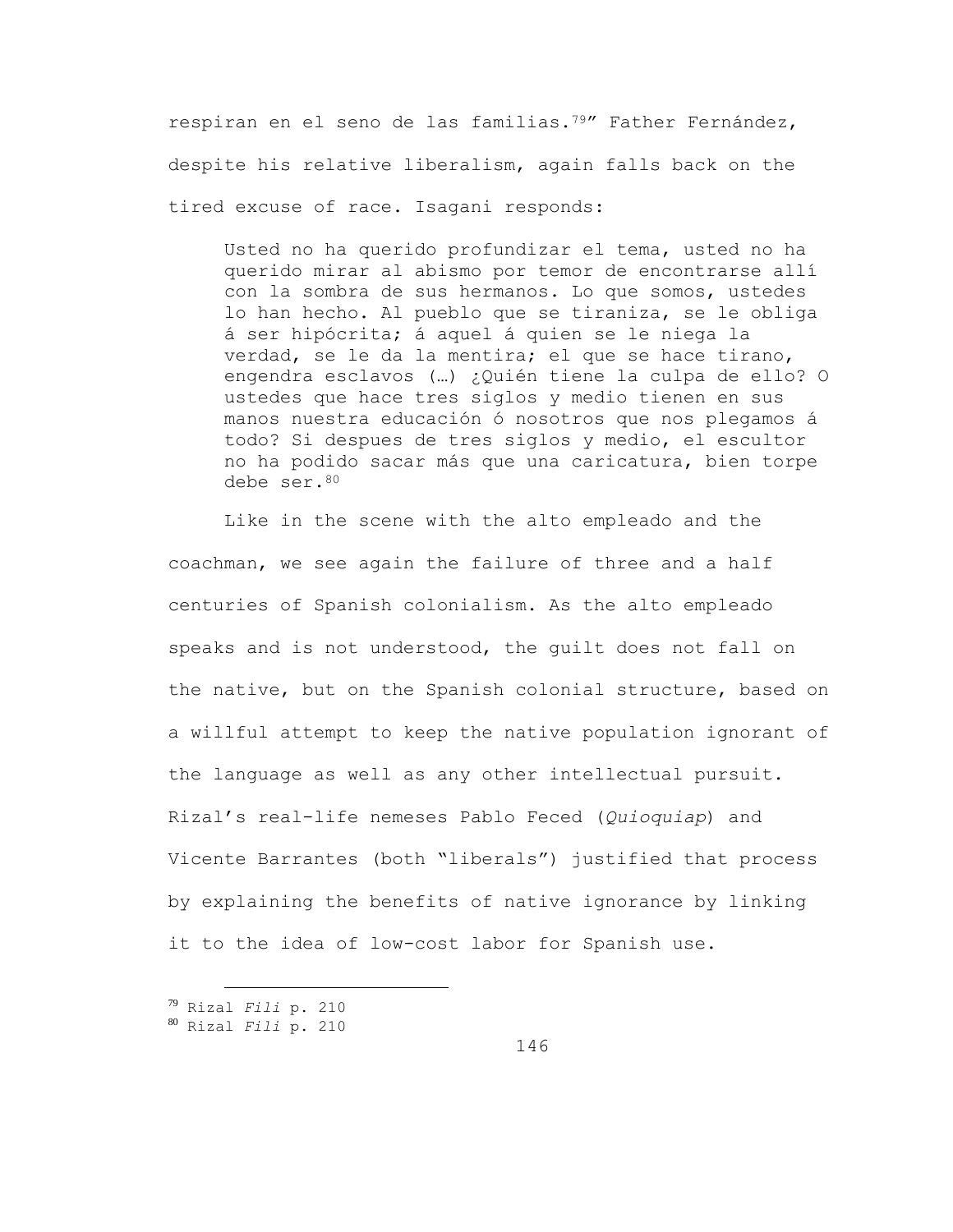respiran en el seno de las familias.[79]" Father Fernández, despite his relative liberalism, again falls back on the tired excuse of race. Isagani responds:

> Usted no ha querido profundizar el tema, usted no ha querido mirar al abismo por temor de encontrarse allí con la sombra de sus hermanos. Lo que somos, ustedes lo han hecho. Al pueblo que se tiraniza, se le obliga á ser hipócrita; á aquel á quien se le niega la verdad, se le da la mentira; el que se hace tirano, engendra esclavos (…) ¿Quién tiene la culpa de ello? O ustedes que hace tres siglos y medio tienen en sus manos nuestra educación ó nosotros que nos plegamos á todo? Si despues de tres siglos y medio, el escultor no ha podido sacar más que una caricatura, bien torpe debe ser.[80]

Like in the scene with the alto empleado and the coachman, we see again the failure of three and a half centuries of Spanish colonialism. As the alto empleado speaks and is not understood, the guilt does not fall on the native, but on the Spanish colonial structure, based on a willful attempt to keep the native population ignorant of the language as well as any other intellectual pursuit. Rizal's real-life nemeses Pablo Feced (*Quioquiap*) and Vicente Barrantes (both "liberals") justified that process by explaining the benefits of native ignorance by linking it to the idea of low-cost labor for Spanish use.

---

[79] Rizal *Fili* p. 210

[80] Rizal *Fili* p. 210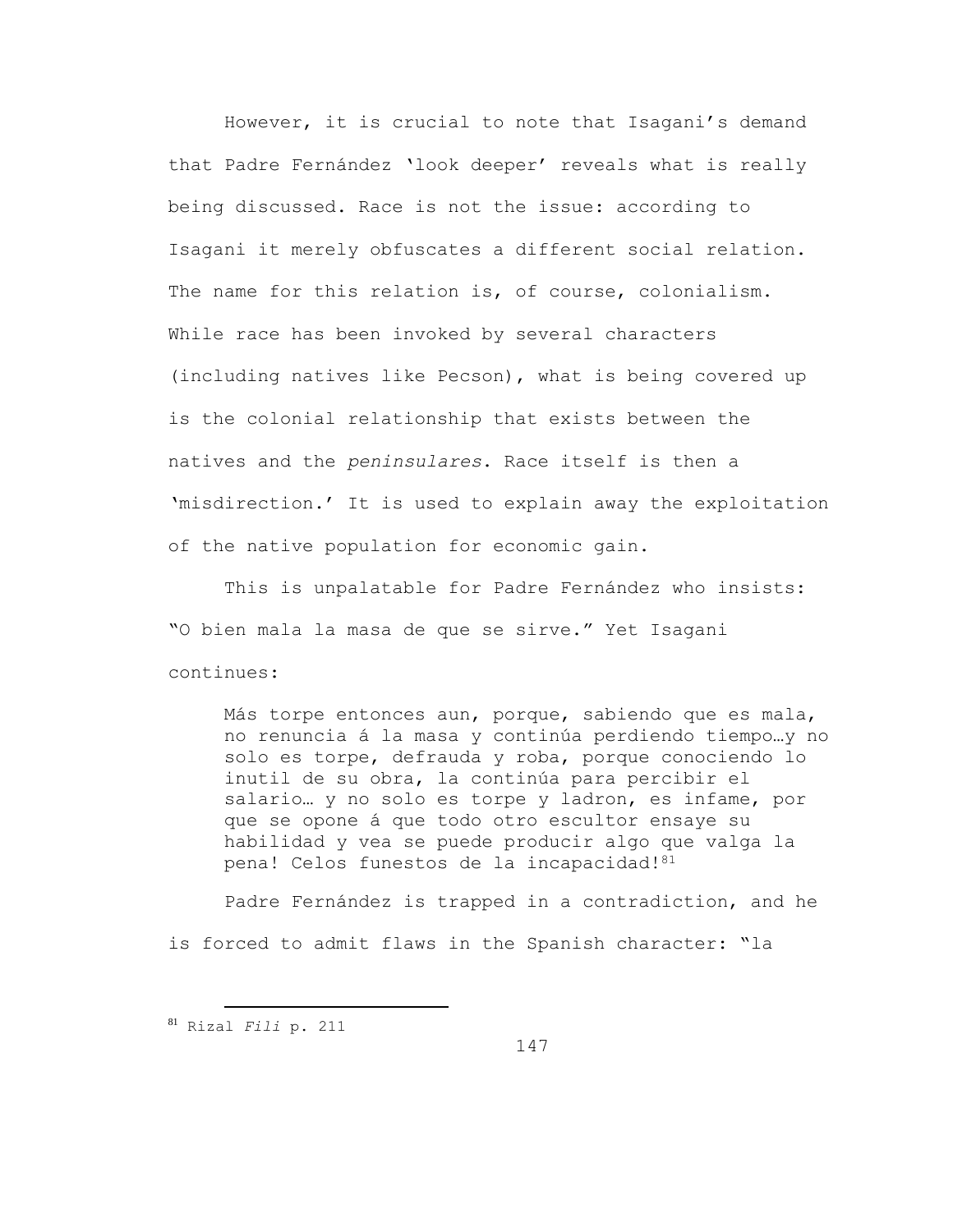However, it is crucial to note that Isagani's demand that Padre Fernández 'look deeper' reveals what is really being discussed. Race is not the issue: according to Isagani it merely obfuscates a different social relation. The name for this relation is, of course, colonialism. While race has been invoked by several characters (including natives like Pecson), what is being covered up is the colonial relationship that exists between the natives and the *peninsulares*. Race itself is then a 'misdirection.' It is used to explain away the exploitation of the native population for economic gain.

This is unpalatable for Padre Fernández who insists: "O bien mala la masa de que se sirve." Yet Isagani continues:

> Más torpe entonces aun, porque, sabiendo que es mala, no renuncia á la masa y continúa perdiendo tiempo…y no solo es torpe, defrauda y roba, porque conociendo lo inutil de su obra, la continúa para percibir el salario… y no solo es torpe y ladron, es infame, por que se opone á que todo otro escultor ensaye su habilidad y vea se puede producir algo que valga la pena! Celos funestos de la incapacidad![81]

Padre Fernández is trapped in a contradiction, and he is forced to admit flaws in the Spanish character: "la

[81] Rizal *Fili* p. 211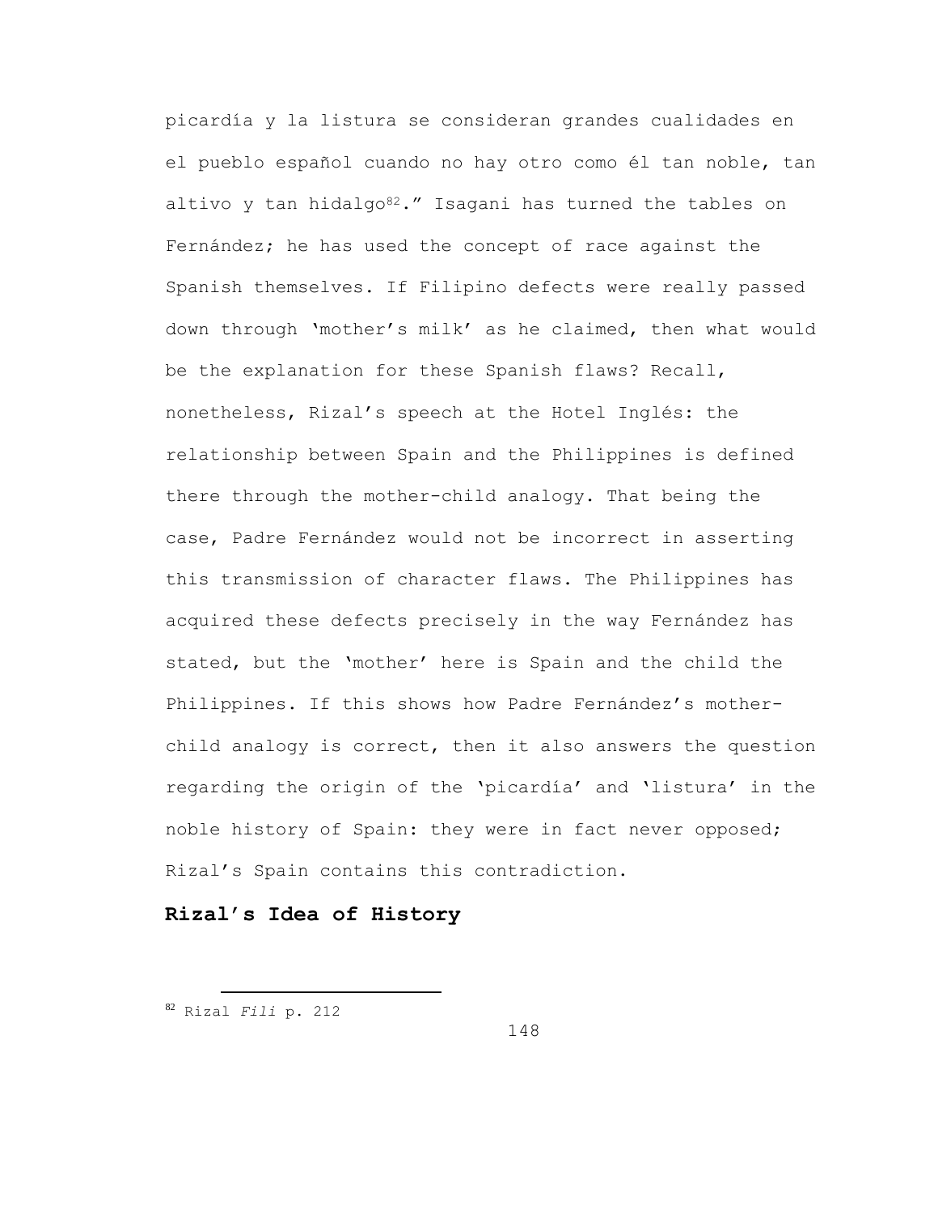picardía y la listura se consideran grandes cualidades en el pueblo español cuando no hay otro como él tan noble, tan altivo y tan hidalgo[82].” Isagani has turned the tables on Fernández; he has used the concept of race against the Spanish themselves. If Filipino defects were really passed down through ‘mother’s milk’ as he claimed, then what would be the explanation for these Spanish flaws? Recall, nonetheless, Rizal’s speech at the Hotel Inglés: the relationship between Spain and the Philippines is defined there through the mother-child analogy. That being the case, Padre Fernández would not be incorrect in asserting this transmission of character flaws. The Philippines has acquired these defects precisely in the way Fernández has stated, but the ‘mother’ here is Spain and the child the Philippines. If this shows how Padre Fernández’s mother-child analogy is correct, then it also answers the question regarding the origin of the ‘picardía’ and ‘listura’ in the noble history of Spain: they were in fact never opposed; Rizal’s Spain contains this contradiction.

## Rizal’s Idea of History

[82] Rizal *Fili* p. 212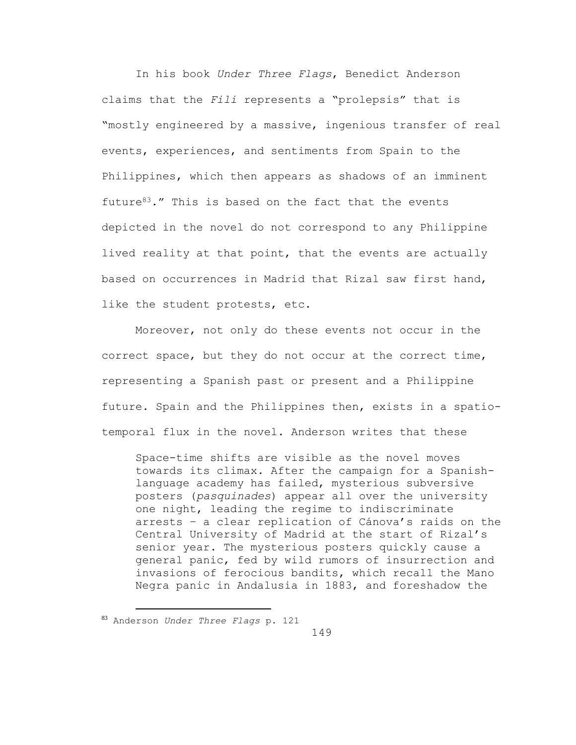In his book *Under Three Flags*, Benedict Anderson claims that the *Fili* represents a "prolepsis" that is "mostly engineered by a massive, ingenious transfer of real events, experiences, and sentiments from Spain to the Philippines, which then appears as shadows of an imminent future[83]." This is based on the fact that the events depicted in the novel do not correspond to any Philippine lived reality at that point, that the events are actually based on occurrences in Madrid that Rizal saw first hand, like the student protests, etc.

Moreover, not only do these events not occur in the correct space, but they do not occur at the correct time, representing a Spanish past or present and a Philippine future. Spain and the Philippines then, exists in a spatio-temporal flux in the novel. Anderson writes that these

> Space-time shifts are visible as the novel moves towards its climax. After the campaign for a Spanish-language academy has failed, mysterious subversive posters (*pasquinades*) appear all over the university one night, leading the regime to indiscriminate arrests – a clear replication of Cánova's raids on the Central University of Madrid at the start of Rizal's senior year. The mysterious posters quickly cause a general panic, fed by wild rumors of insurrection and invasions of ferocious bandits, which recall the Mano Negra panic in Andalusia in 1883, and foreshadow the

[83] Anderson *Under Three Flags* p. 121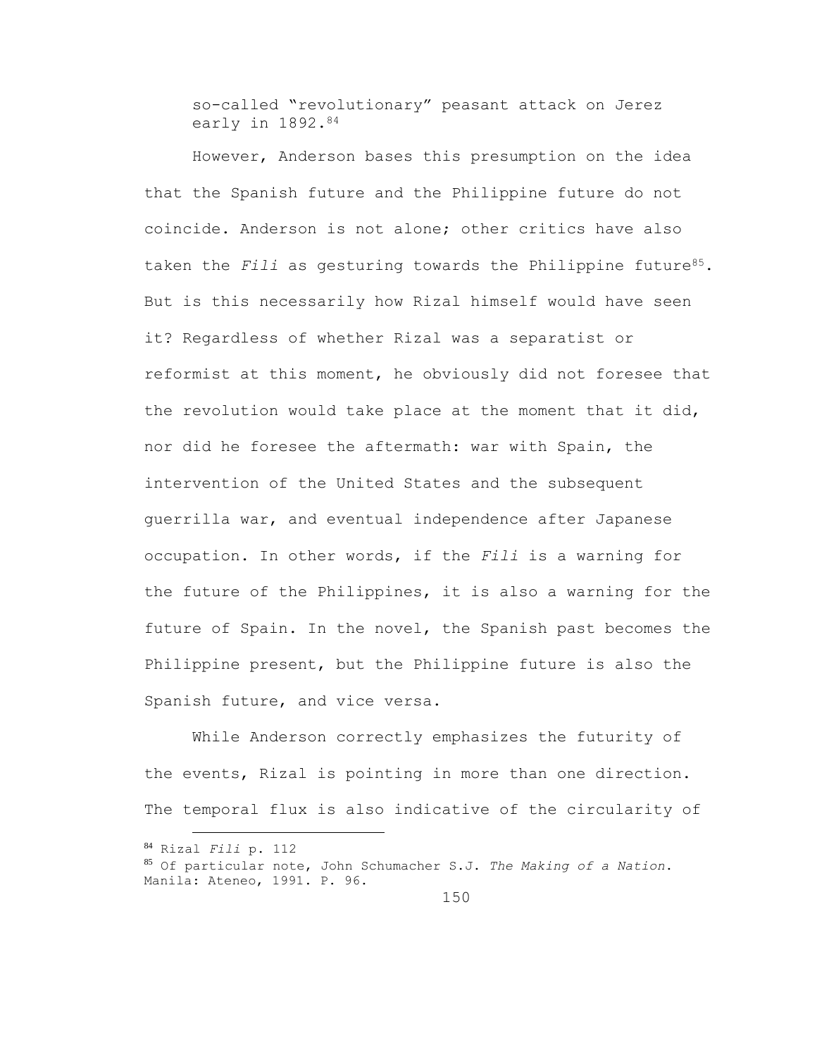so-called "revolutionary" peasant attack on Jerez early in 1892.[84]

However, Anderson bases this presumption on the idea that the Spanish future and the Philippine future do not coincide. Anderson is not alone; other critics have also taken the *Fili* as gesturing towards the Philippine future[85]. But is this necessarily how Rizal himself would have seen it? Regardless of whether Rizal was a separatist or reformist at this moment, he obviously did not foresee that the revolution would take place at the moment that it did, nor did he foresee the aftermath: war with Spain, the intervention of the United States and the subsequent guerrilla war, and eventual independence after Japanese occupation. In other words, if the *Fili* is a warning for the future of the Philippines, it is also a warning for the future of Spain. In the novel, the Spanish past becomes the Philippine present, but the Philippine future is also the Spanish future, and vice versa.

While Anderson correctly emphasizes the futurity of the events, Rizal is pointing in more than one direction. The temporal flux is also indicative of the circularity of

---

[84] Rizal *Fili* p. 112

[85] Of particular note, John Schumacher S.J. *The Making of a Nation*. Manila: Ateneo, 1991. P. 96.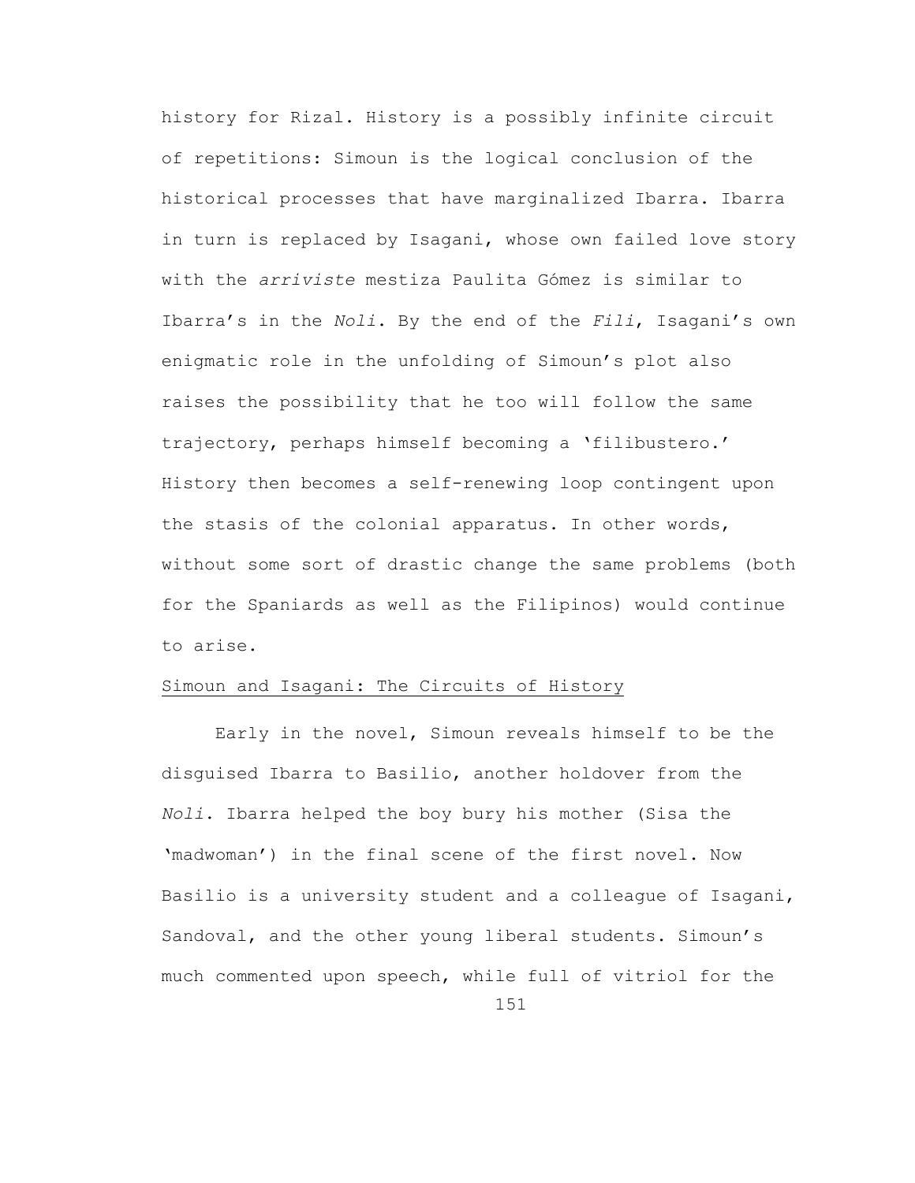history for Rizal. History is a possibly infinite circuit of repetitions: Simoun is the logical conclusion of the historical processes that have marginalized Ibarra. Ibarra in turn is replaced by Isagani, whose own failed love story with the *arriviste* mestiza Paulita Gómez is similar to Ibarra's in the *Noli*. By the end of the *Fili*, Isagani's own enigmatic role in the unfolding of Simoun's plot also raises the possibility that he too will follow the same trajectory, perhaps himself becoming a 'filibustero.' History then becomes a self-renewing loop contingent upon the stasis of the colonial apparatus. In other words, without some sort of drastic change the same problems (both for the Spaniards as well as the Filipinos) would continue to arise.

<u>Simoun and Isagani: The Circuits of History</u>

Early in the novel, Simoun reveals himself to be the disguised Ibarra to Basilio, another holdover from the *Noli*. Ibarra helped the boy bury his mother (Sisa the 'madwoman') in the final scene of the first novel. Now Basilio is a university student and a colleague of Isagani, Sandoval, and the other young liberal students. Simoun's much commented upon speech, while full of vitriol for the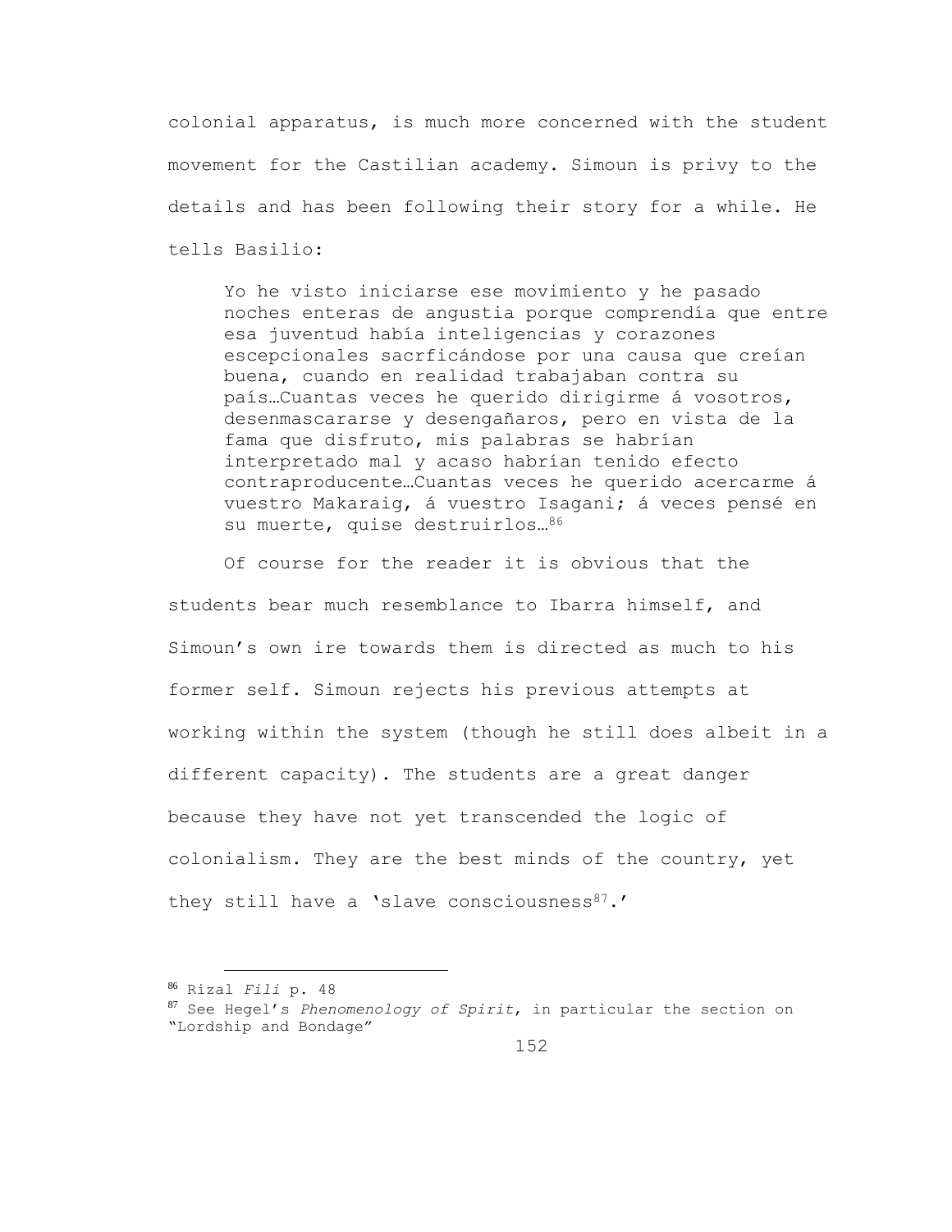colonial apparatus, is much more concerned with the student movement for the Castilian academy. Simoun is privy to the details and has been following their story for a while. He tells Basilio:

> Yo he visto iniciarse ese movimiento y he pasado noches enteras de angustia porque comprendía que entre esa juventud había inteligencias y corazones escepcionales sacrficándose por una causa que creían buena, cuando en realidad trabajaban contra su país…Cuantas veces he querido dirigirme á vosotros, desenmascararse y desengañaros, pero en vista de la fama que disfruto, mis palabras se habrían interpretado mal y acaso habrían tenido efecto contraproducente…Cuantas veces he querido acercarme á vuestro Makaraig, á vuestro Isagani; á veces pensé en su muerte, quise destruirlos…[86]

Of course for the reader it is obvious that the students bear much resemblance to Ibarra himself, and Simoun's own ire towards them is directed as much to his former self. Simoun rejects his previous attempts at working within the system (though he still does albeit in a different capacity). The students are a great danger because they have not yet transcended the logic of colonialism. They are the best minds of the country, yet they still have a 'slave consciousness[87].'

---

[86] Rizal *Fili* p. 48

[87] See Hegel's *Phenomenology of Spirit*, in particular the section on "Lordship and Bondage"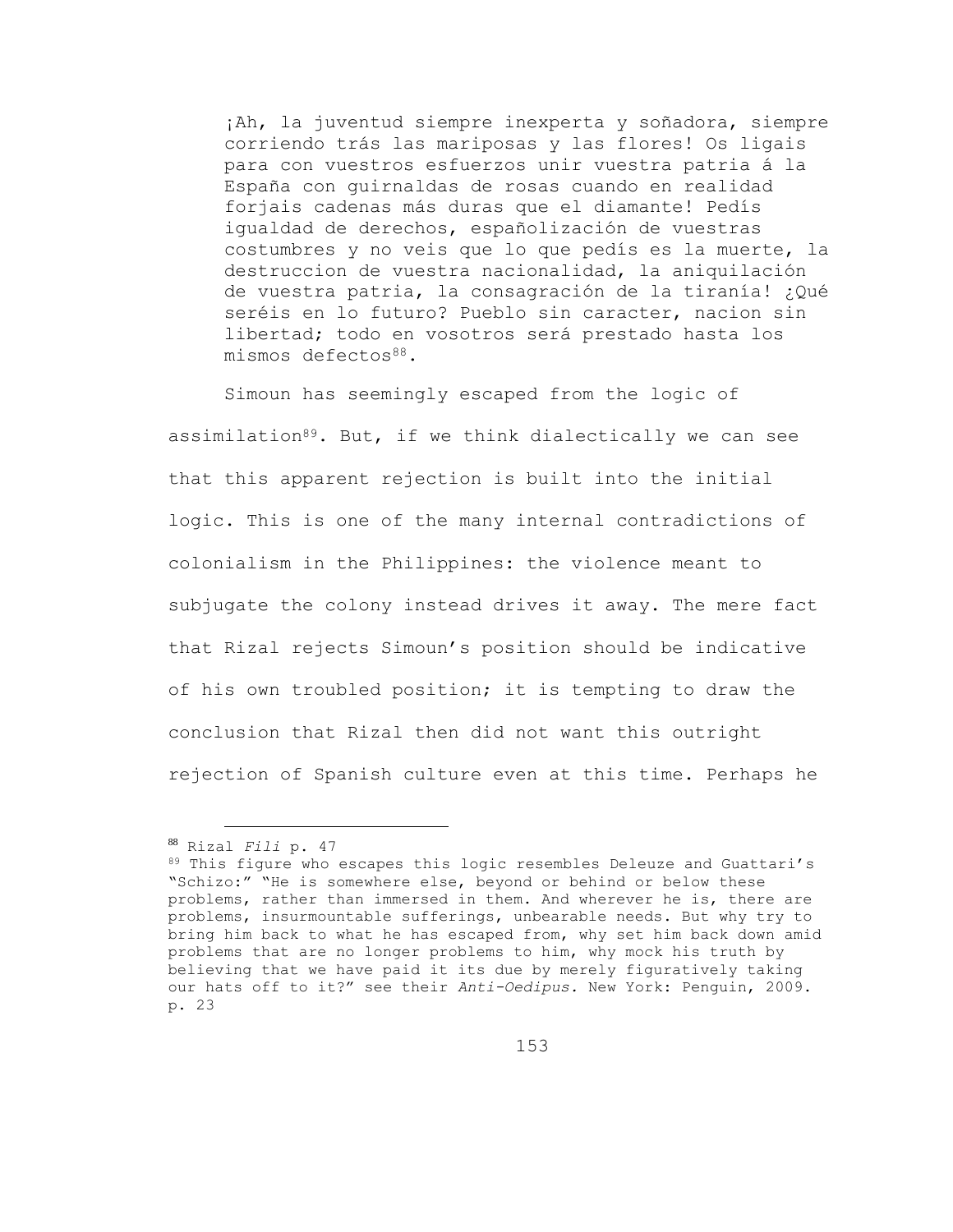> ¡Ah, la juventud siempre inexperta y soñadora, siempre corriendo trás las mariposas y las flores! Os ligais para con vuestros esfuerzos unir vuestra patria á la España con guirnaldas de rosas cuando en realidad forjais cadenas más duras que el diamante! Pedís igualdad de derechos, españolización de vuestras costumbres y no veis que lo que pedís es la muerte, la destruccion de vuestra nacionalidad, la aniquilación de vuestra patria, la consagración de la tiranía! ¿Qué seréis en lo futuro? Pueblo sin caracter, nacion sin libertad; todo en vosotros será prestado hasta los mismos defectos[88].

Simoun has seemingly escaped from the logic of assimilation[89]. But, if we think dialectically we can see that this apparent rejection is built into the initial logic. This is one of the many internal contradictions of colonialism in the Philippines: the violence meant to subjugate the colony instead drives it away. The mere fact that Rizal rejects Simoun's position should be indicative of his own troubled position; it is tempting to draw the conclusion that Rizal then did not want this outright rejection of Spanish culture even at this time. Perhaps he

---

[88] Rizal *Fili* p. 47

[89] This figure who escapes this logic resembles Deleuze and Guattari's "Schizo:" "He is somewhere else, beyond or behind or below these problems, rather than immersed in them. And wherever he is, there are problems, insurmountable sufferings, unbearable needs. But why try to bring him back to what he has escaped from, why set him back down amid problems that are no longer problems to him, why mock his truth by believing that we have paid it its due by merely figuratively taking our hats off to it?" see their *Anti-Oedipus.* New York: Penguin, 2009. p. 23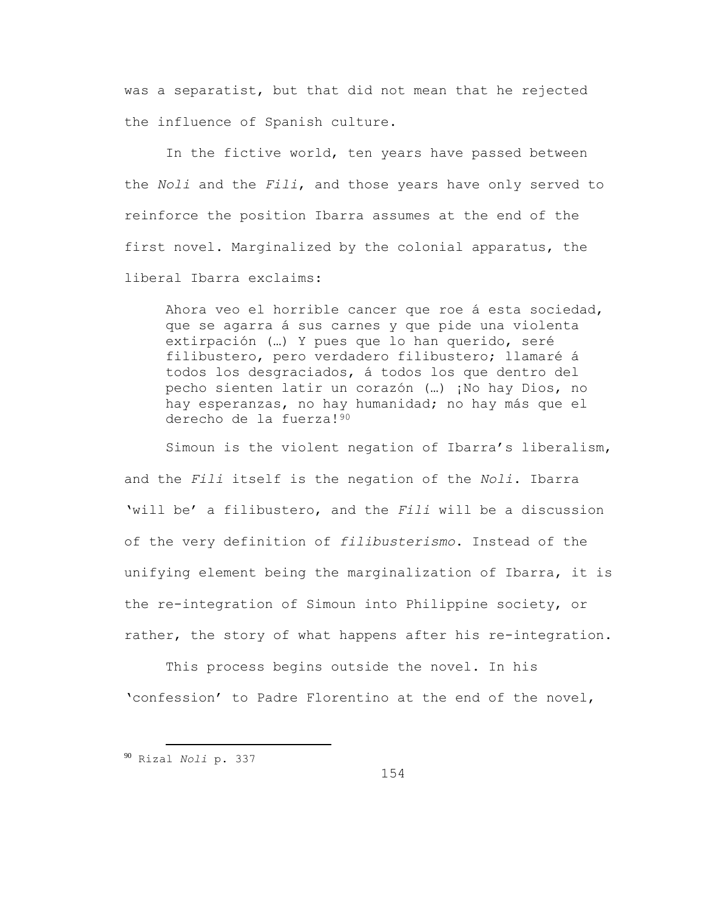was a separatist, but that did not mean that he rejected the influence of Spanish culture.

In the fictive world, ten years have passed between the *Noli* and the *Fili*, and those years have only served to reinforce the position Ibarra assumes at the end of the first novel. Marginalized by the colonial apparatus, the liberal Ibarra exclaims:

> Ahora veo el horrible cancer que roe á esta sociedad, que se agarra á sus carnes y que pide una violenta extirpación (…) Y pues que lo han querido, seré filibustero, pero verdadero filibustero; llamaré á todos los desgraciados, á todos los que dentro del pecho sienten latir un corazón (…) ¡No hay Dios, no hay esperanzas, no hay humanidad; no hay más que el derecho de la fuerza![90]

Simoun is the violent negation of Ibarra's liberalism, and the *Fili* itself is the negation of the *Noli*. Ibarra 'will be' a filibustero, and the *Fili* will be a discussion of the very definition of *filibusterismo*. Instead of the unifying element being the marginalization of Ibarra, it is the re-integration of Simoun into Philippine society, or rather, the story of what happens after his re-integration.

This process begins outside the novel. In his 'confession' to Padre Florentino at the end of the novel,

---

[90] Rizal *Noli* p. 337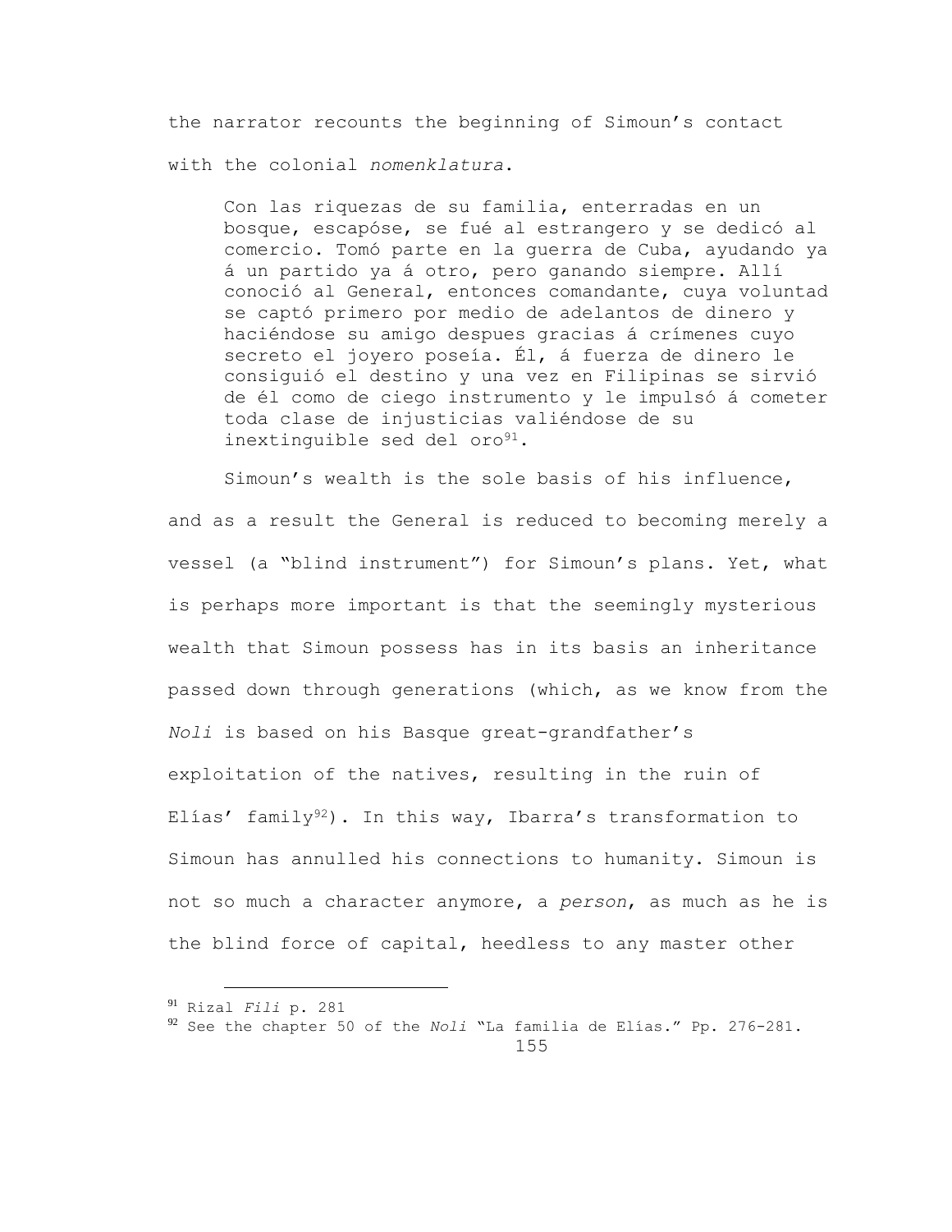the narrator recounts the beginning of Simoun's contact with the colonial *nomenklatura*.

> Con las riquezas de su familia, enterradas en un bosque, escapóse, se fué al estrangero y se dedicó al comercio. Tomó parte en la guerra de Cuba, ayudando ya á un partido ya á otro, pero ganando siempre. Allí conoció al General, entonces comandante, cuya voluntad se captó primero por medio de adelantos de dinero y haciéndose su amigo despues gracias á crímenes cuyo secreto el joyero poseía. Él, á fuerza de dinero le consiguió el destino y una vez en Filipinas se sirvió de él como de ciego instrumento y le impulsó á cometer toda clase de injusticias valiéndose de su inextinguible sed del oro[91].

Simoun's wealth is the sole basis of his influence, and as a result the General is reduced to becoming merely a vessel (a "blind instrument") for Simoun's plans. Yet, what is perhaps more important is that the seemingly mysterious wealth that Simoun possess has in its basis an inheritance passed down through generations (which, as we know from the *Noli* is based on his Basque great-grandfather's exploitation of the natives, resulting in the ruin of Elías' family[92]). In this way, Ibarra's transformation to Simoun has annulled his connections to humanity. Simoun is not so much a character anymore, a *person*, as much as he is the blind force of capital, heedless to any master other

---

[91] Rizal *Fili* p. 281

[92] See the chapter 50 of the *Noli* "La familia de Elías." Pp. 276-281.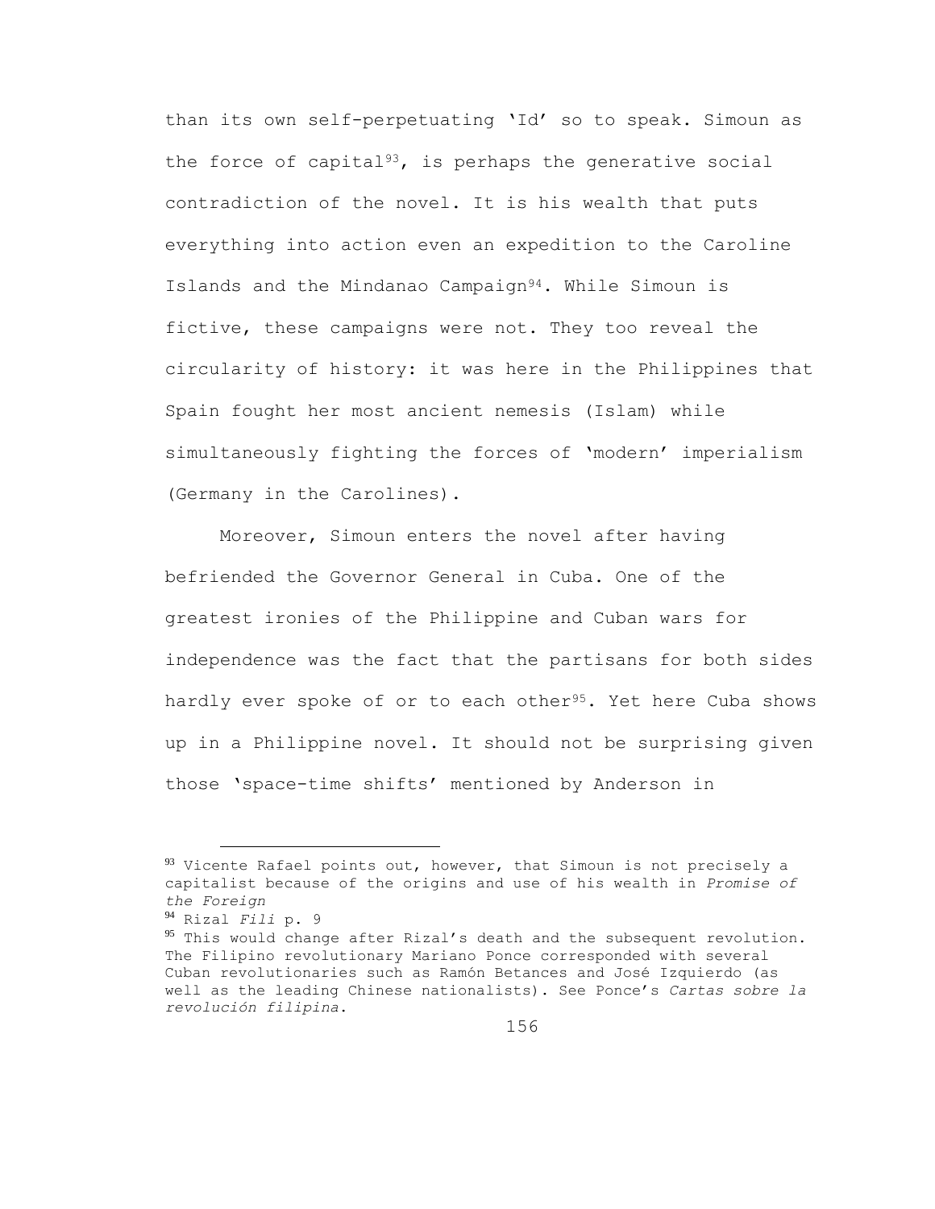than its own self-perpetuating 'Id' so to speak. Simoun as the force of capital[93], is perhaps the generative social contradiction of the novel. It is his wealth that puts everything into action even an expedition to the Caroline Islands and the Mindanao Campaign[94]. While Simoun is fictive, these campaigns were not. They too reveal the circularity of history: it was here in the Philippines that Spain fought her most ancient nemesis (Islam) while simultaneously fighting the forces of 'modern' imperialism (Germany in the Carolines).

Moreover, Simoun enters the novel after having befriended the Governor General in Cuba. One of the greatest ironies of the Philippine and Cuban wars for independence was the fact that the partisans for both sides hardly ever spoke of or to each other[95]. Yet here Cuba shows up in a Philippine novel. It should not be surprising given those 'space-time shifts' mentioned by Anderson in

---

[93] Vicente Rafael points out, however, that Simoun is not precisely a capitalist because of the origins and use of his wealth in *Promise of the Foreign*

[94] Rizal *Fili* p. 9

[95] This would change after Rizal's death and the subsequent revolution. The Filipino revolutionary Mariano Ponce corresponded with several Cuban revolutionaries such as Ramón Betances and José Izquierdo (as well as the leading Chinese nationalists). See Ponce's *Cartas sobre la revolución filipina*.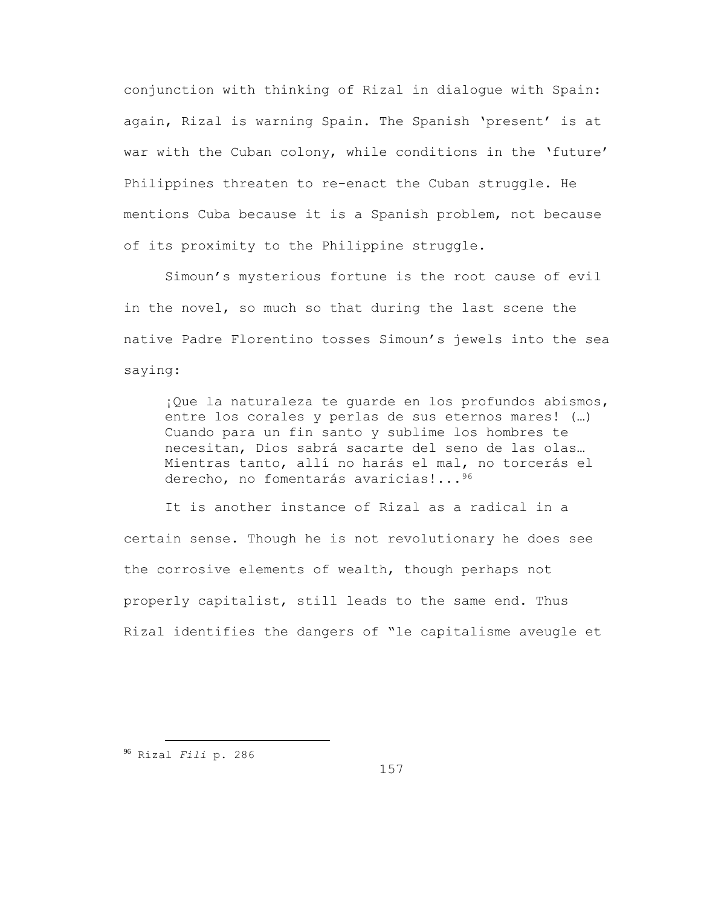conjunction with thinking of Rizal in dialogue with Spain: again, Rizal is warning Spain. The Spanish 'present' is at war with the Cuban colony, while conditions in the 'future' Philippines threaten to re-enact the Cuban struggle. He mentions Cuba because it is a Spanish problem, not because of its proximity to the Philippine struggle.

Simoun's mysterious fortune is the root cause of evil in the novel, so much so that during the last scene the native Padre Florentino tosses Simoun's jewels into the sea saying:

> ¡Que la naturaleza te guarde en los profundos abismos, entre los corales y perlas de sus eternos mares! (…) Cuando para un fin santo y sublime los hombres te necesitan, Dios sabrá sacarte del seno de las olas… Mientras tanto, allí no harás el mal, no torcerás el derecho, no fomentarás avaricias!...[96]

It is another instance of Rizal as a radical in a certain sense. Though he is not revolutionary he does see the corrosive elements of wealth, though perhaps not properly capitalist, still leads to the same end. Thus Rizal identifies the dangers of "le capitalisme aveugle et

---

[96] Rizal *Fili* p. 286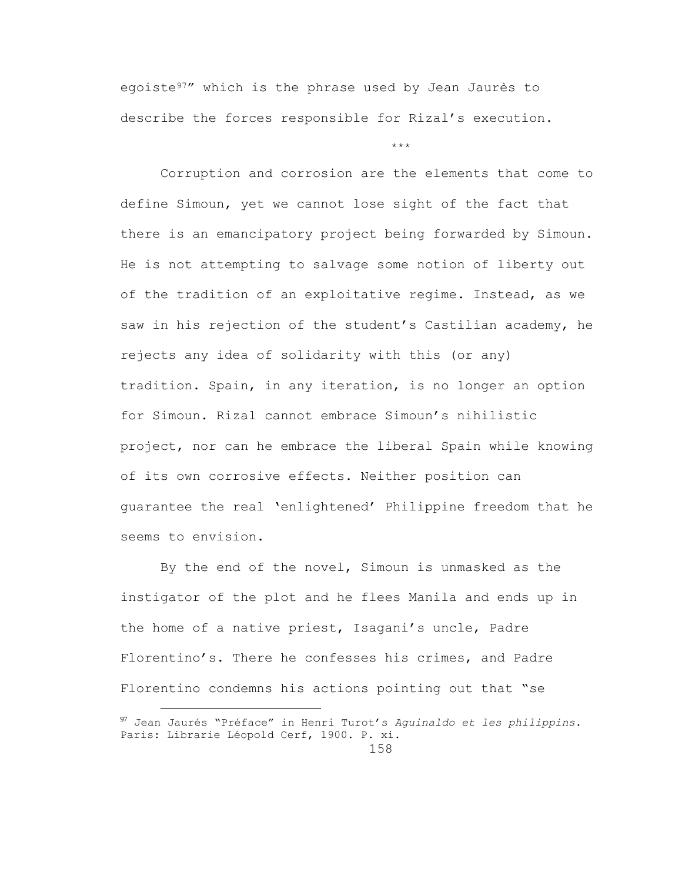egoiste[97]" which is the phrase used by Jean Jaurès to describe the forces responsible for Rizal's execution.

\*\*\*

Corruption and corrosion are the elements that come to define Simoun, yet we cannot lose sight of the fact that there is an emancipatory project being forwarded by Simoun. He is not attempting to salvage some notion of liberty out of the tradition of an exploitative regime. Instead, as we saw in his rejection of the student's Castilian academy, he rejects any idea of solidarity with this (or any) tradition. Spain, in any iteration, is no longer an option for Simoun. Rizal cannot embrace Simoun's nihilistic project, nor can he embrace the liberal Spain while knowing of its own corrosive effects. Neither position can guarantee the real 'enlightened' Philippine freedom that he seems to envision.

By the end of the novel, Simoun is unmasked as the instigator of the plot and he flees Manila and ends up in the home of a native priest, Isagani's uncle, Padre Florentino's. There he confesses his crimes, and Padre Florentino condemns his actions pointing out that "se

---

[97] Jean Jaurés "Préface" in Henri Turot's *Aguinaldo et les philippins*. Paris: Librarie Léopold Cerf, 1900. P. xi.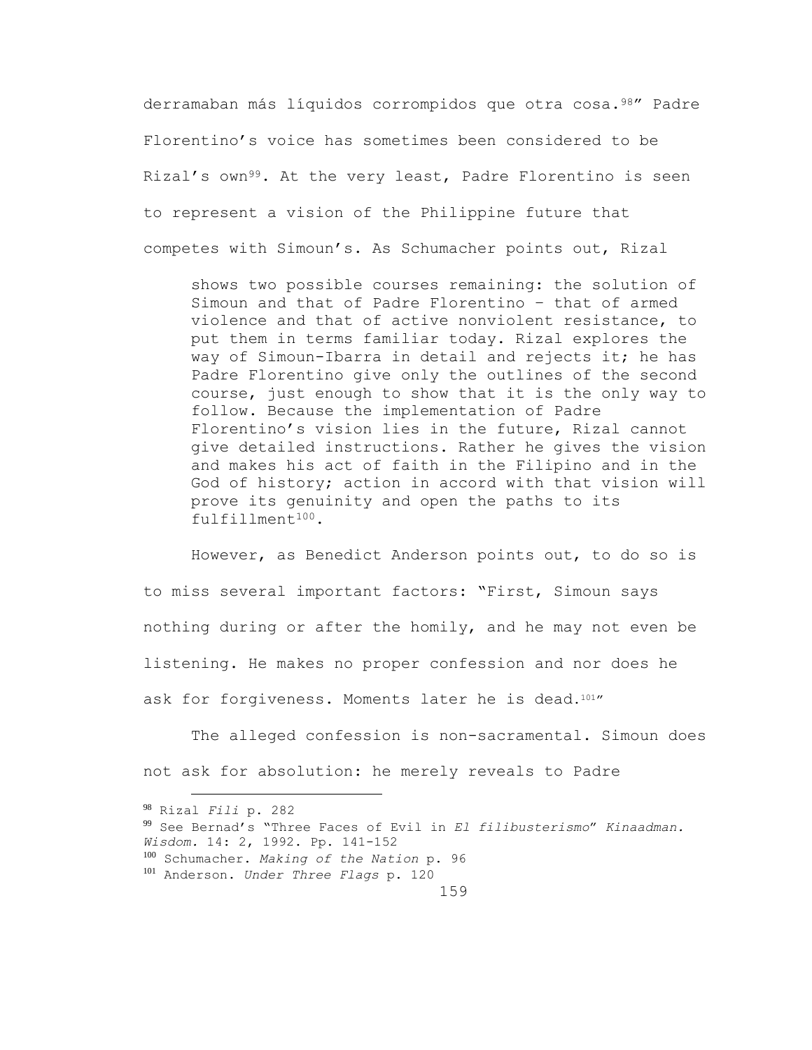derramaban más líquidos corrompidos que otra cosa.[98]" Padre Florentino's voice has sometimes been considered to be Rizal's own[99]. At the very least, Padre Florentino is seen to represent a vision of the Philippine future that competes with Simoun's. As Schumacher points out, Rizal

> shows two possible courses remaining: the solution of Simoun and that of Padre Florentino – that of armed violence and that of active nonviolent resistance, to put them in terms familiar today. Rizal explores the way of Simoun-Ibarra in detail and rejects it; he has Padre Florentino give only the outlines of the second course, just enough to show that it is the only way to follow. Because the implementation of Padre Florentino's vision lies in the future, Rizal cannot give detailed instructions. Rather he gives the vision and makes his act of faith in the Filipino and in the God of history; action in accord with that vision will prove its genuinity and open the paths to its fulfillment[100].

However, as Benedict Anderson points out, to do so is to miss several important factors: "First, Simoun says nothing during or after the homily, and he may not even be listening. He makes no proper confession and nor does he ask for forgiveness. Moments later he is dead.[101]"

The alleged confession is non-sacramental. Simoun does not ask for absolution: he merely reveals to Padre

---

[98] Rizal *Fili* p. 282

[99] See Bernad's "Three Faces of Evil in *El filibusterismo*" *Kinaadman. Wisdom.* 14: 2, 1992. Pp. 141-152

[100] Schumacher. *Making of the Nation* p. 96

[101] Anderson. *Under Three Flags* p. 120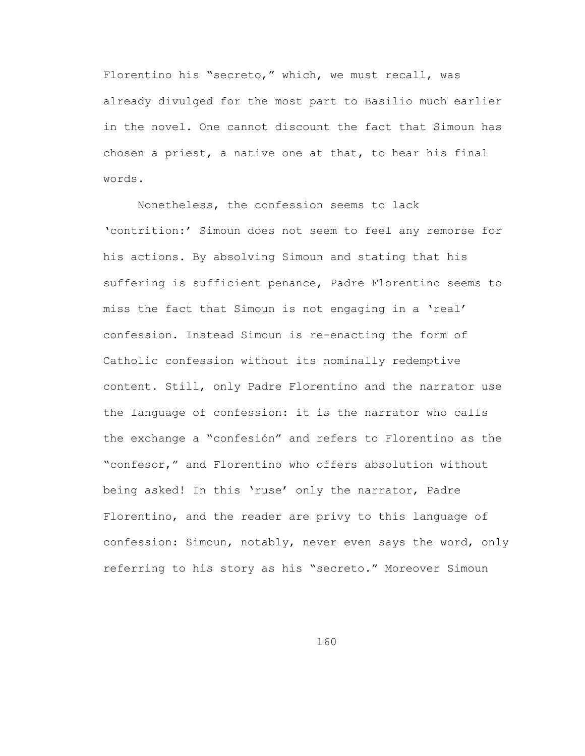Florentino his “secreto,” which, we must recall, was already divulged for the most part to Basilio much earlier in the novel. One cannot discount the fact that Simoun has chosen a priest, a native one at that, to hear his final words.

Nonetheless, the confession seems to lack ‘contrition:’ Simoun does not seem to feel any remorse for his actions. By absolving Simoun and stating that his suffering is sufficient penance, Padre Florentino seems to miss the fact that Simoun is not engaging in a ‘real’ confession. Instead Simoun is re-enacting the form of Catholic confession without its nominally redemptive content. Still, only Padre Florentino and the narrator use the language of confession: it is the narrator who calls the exchange a “confesión” and refers to Florentino as the “confesor,” and Florentino who offers absolution without being asked! In this ‘ruse’ only the narrator, Padre Florentino, and the reader are privy to this language of confession: Simoun, notably, never even says the word, only referring to his story as his “secreto.” Moreover Simoun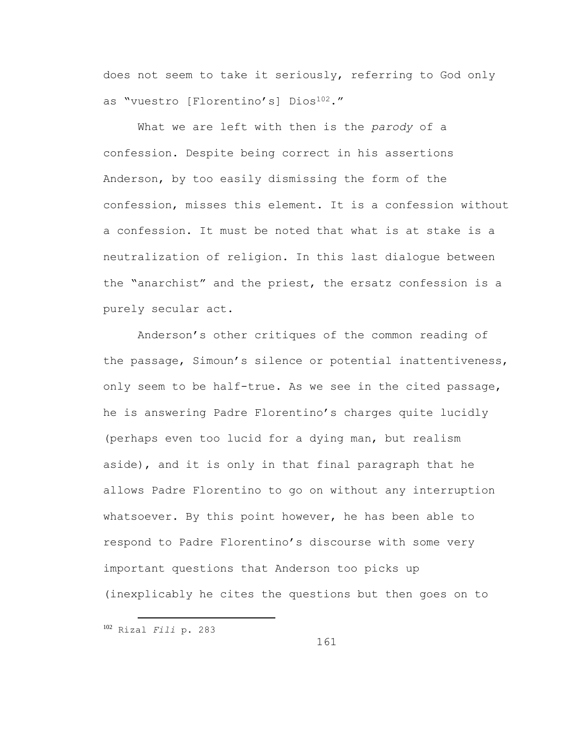does not seem to take it seriously, referring to God only as "vuestro [Florentino's] Dios[102]."

What we are left with then is the *parody* of a confession. Despite being correct in his assertions Anderson, by too easily dismissing the form of the confession, misses this element. It is a confession without a confession. It must be noted that what is at stake is a neutralization of religion. In this last dialogue between the "anarchist" and the priest, the ersatz confession is a purely secular act.

Anderson's other critiques of the common reading of the passage, Simoun's silence or potential inattentiveness, only seem to be half-true. As we see in the cited passage, he is answering Padre Florentino's charges quite lucidly (perhaps even too lucid for a dying man, but realism aside), and it is only in that final paragraph that he allows Padre Florentino to go on without any interruption whatsoever. By this point however, he has been able to respond to Padre Florentino's discourse with some very important questions that Anderson too picks up (inexplicably he cites the questions but then goes on to

---

[102] Rizal *Fili* p. 283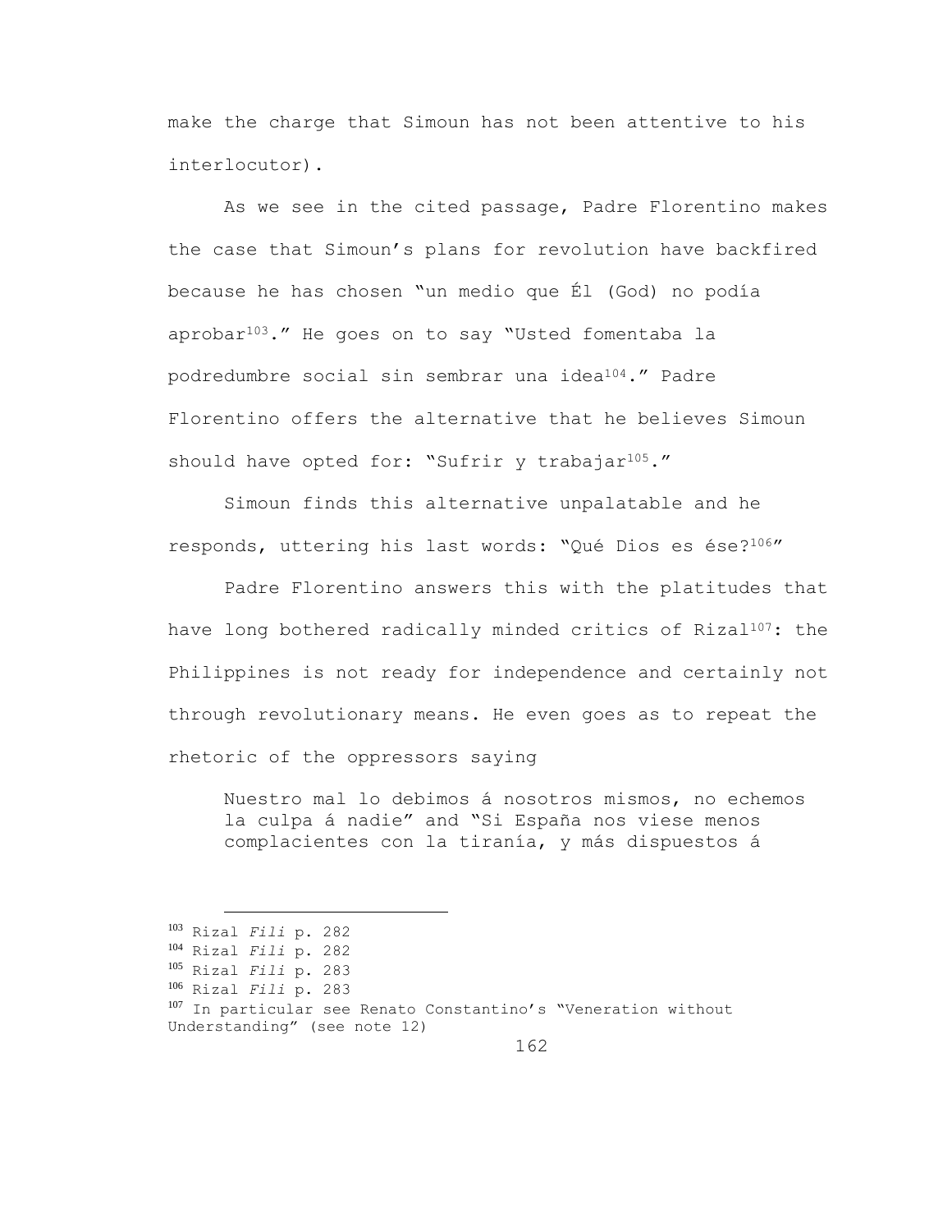make the charge that Simoun has not been attentive to his interlocutor).

As we see in the cited passage, Padre Florentino makes the case that Simoun's plans for revolution have backfired because he has chosen "un medio que Él (God) no podía aprobar[103]." He goes on to say "Usted fomentaba la podredumbre social sin sembrar una idea[104]." Padre Florentino offers the alternative that he believes Simoun should have opted for: "Sufrir y trabajar[105]."

Simoun finds this alternative unpalatable and he responds, uttering his last words: "Qué Dios es ése?[106]"

Padre Florentino answers this with the platitudes that have long bothered radically minded critics of Rizal[107]: the Philippines is not ready for independence and certainly not through revolutionary means. He even goes as to repeat the rhetoric of the oppressors saying

> Nuestro mal lo debimos á nosotros mismos, no echemos la culpa á nadie" and "Si España nos viese menos complacientes con la tiranía, y más dispuestos á

---

[103] Rizal *Fili* p. 282
[104] Rizal *Fili* p. 282
[105] Rizal *Fili* p. 283
[106] Rizal *Fili* p. 283
[107] In particular see Renato Constantino's "Veneration without Understanding" (see note 12)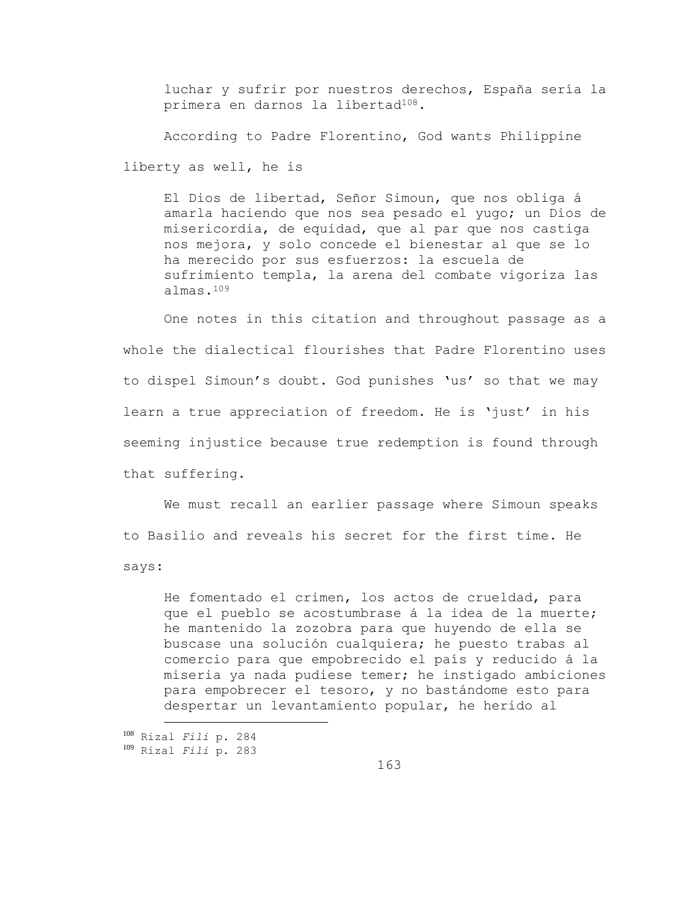> luchar y sufrir por nuestros derechos, España sería la primera en darnos la libertad[108].

According to Padre Florentino, God wants Philippine liberty as well, he is

> El Dios de libertad, Señor Simoun, que nos obliga á amarla haciendo que nos sea pesado el yugo; un Dios de misericordia, de equidad, que al par que nos castiga nos mejora, y solo concede el bienestar al que se lo ha merecido por sus esfuerzos: la escuela de sufrimiento templa, la arena del combate vigoriza las almas.[109]

One notes in this citation and throughout passage as a whole the dialectical flourishes that Padre Florentino uses to dispel Simoun's doubt. God punishes 'us' so that we may learn a true appreciation of freedom. He is 'just' in his seeming injustice because true redemption is found through that suffering.

We must recall an earlier passage where Simoun speaks to Basilio and reveals his secret for the first time. He says:

> He fomentado el crimen, los actos de crueldad, para que el pueblo se acostumbrase á la idea de la muerte; he mantenido la zozobra para que huyendo de ella se buscase una solución cualquiera; he puesto trabas al comercio para que empobrecido el país y reducido á la miseria ya nada pudiese temer; he instigado ambiciones para empobrecer el tesoro, y no bastándome esto para despertar un levantamiento popular, he herido al

---

[108] Rizal *Fili* p. 284

[109] Rizal *Fili* p. 283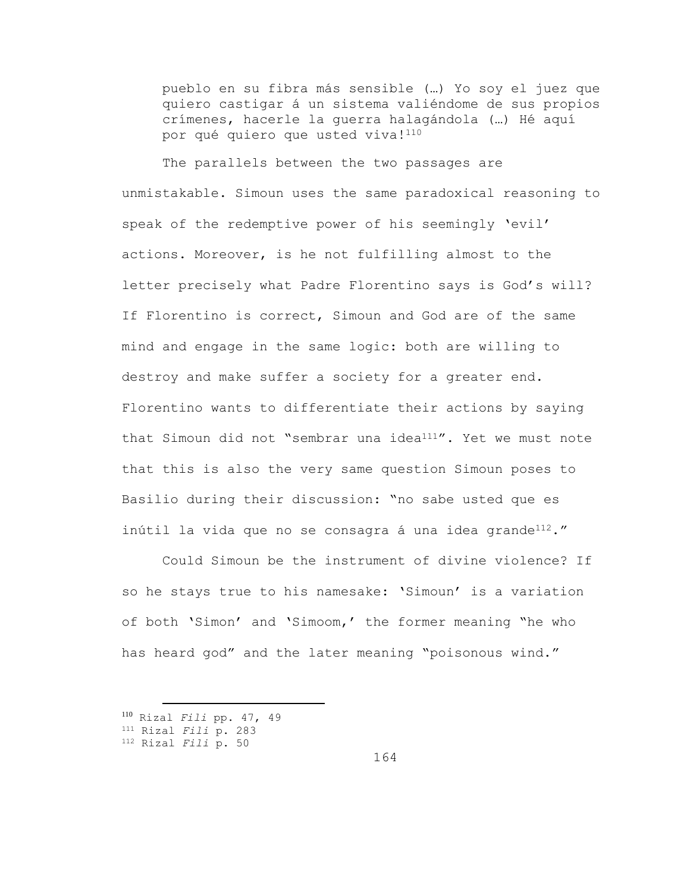> pueblo en su fibra más sensible (…) Yo soy el juez que quiero castigar á un sistema valiéndome de sus propios crímenes, hacerle la guerra halagándola (…) Hé aquí por qué quiero que usted viva![110]

The parallels between the two passages are unmistakable. Simoun uses the same paradoxical reasoning to speak of the redemptive power of his seemingly 'evil' actions. Moreover, is he not fulfilling almost to the letter precisely what Padre Florentino says is God's will? If Florentino is correct, Simoun and God are of the same mind and engage in the same logic: both are willing to destroy and make suffer a society for a greater end. Florentino wants to differentiate their actions by saying that Simoun did not "sembrar una idea[111]". Yet we must note that this is also the very same question Simoun poses to Basilio during their discussion: "no sabe usted que es inútil la vida que no se consagra á una idea grande[112]."

Could Simoun be the instrument of divine violence? If so he stays true to his namesake: 'Simoun' is a variation of both 'Simon' and 'Simoom,' the former meaning "he who has heard god" and the later meaning "poisonous wind."

---

[110] Rizal *Fili* pp. 47, 49

[111] Rizal *Fili* p. 283

[112] Rizal *Fili* p. 50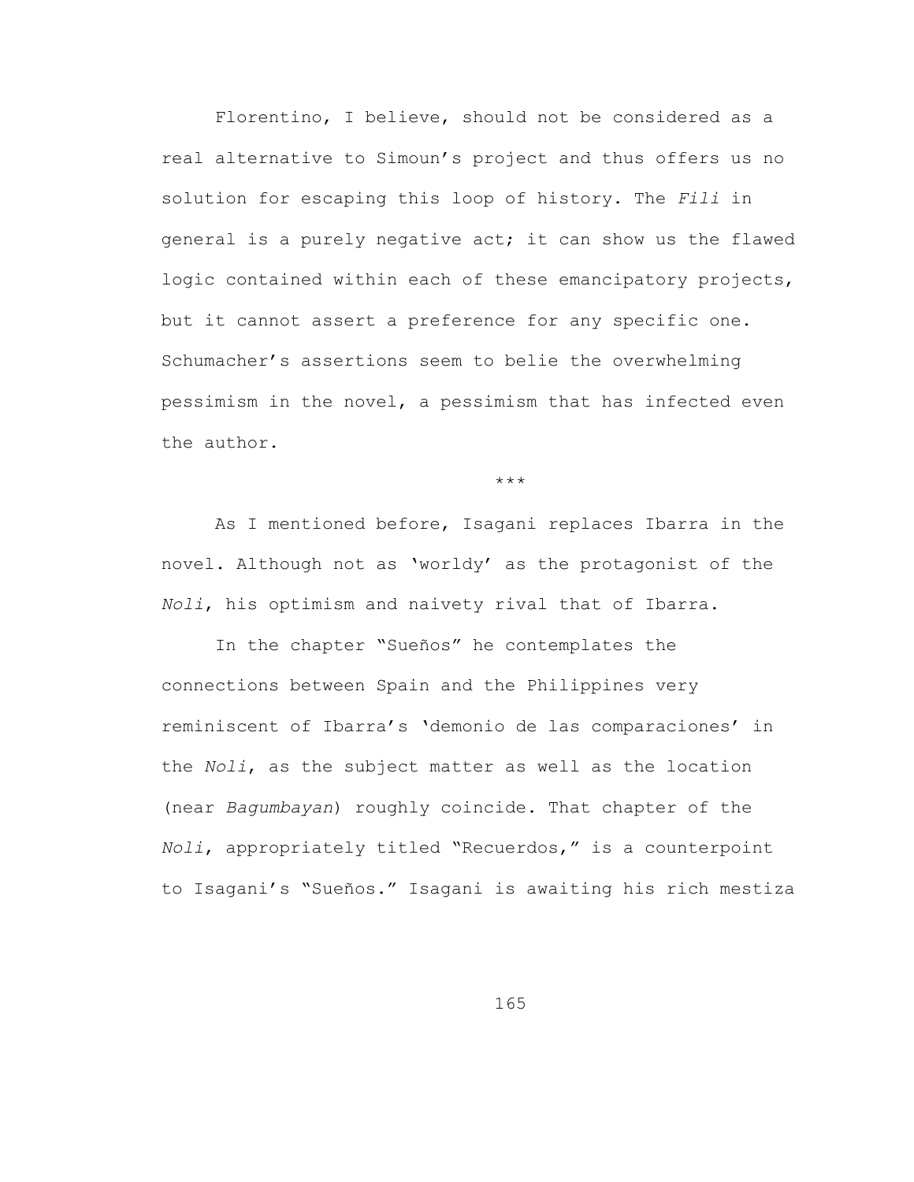Florentino, I believe, should not be considered as a real alternative to Simoun's project and thus offers us no solution for escaping this loop of history. The *Fili* in general is a purely negative act; it can show us the flawed logic contained within each of these emancipatory projects, but it cannot assert a preference for any specific one. Schumacher's assertions seem to belie the overwhelming pessimism in the novel, a pessimism that has infected even the author.

***

As I mentioned before, Isagani replaces Ibarra in the novel. Although not as 'worldy' as the protagonist of the *Noli*, his optimism and naivety rival that of Ibarra.

In the chapter "Sueños" he contemplates the connections between Spain and the Philippines very reminiscent of Ibarra's 'demonio de las comparaciones' in the *Noli*, as the subject matter as well as the location (near *Bagumbayan*) roughly coincide. That chapter of the *Noli*, appropriately titled "Recuerdos," is a counterpoint to Isagani's "Sueños." Isagani is awaiting his rich mestiza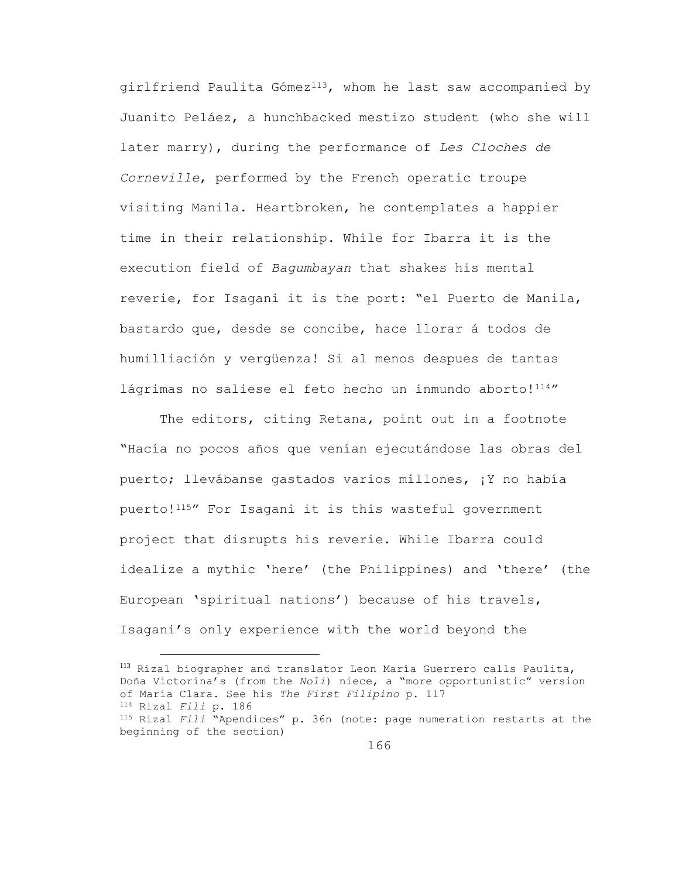girlfriend Paulita Gómez[113], whom he last saw accompanied by Juanito Peláez, a hunchbacked mestizo student (who she will later marry), during the performance of *Les Cloches de Corneville*, performed by the French operatic troupe visiting Manila. Heartbroken, he contemplates a happier time in their relationship. While for Ibarra it is the execution field of *Bagumbayan* that shakes his mental reverie, for Isagani it is the port: "el Puerto de Manila, bastardo que, desde se concibe, hace llorar á todos de humilliación y vergüenza! Si al menos despues de tantas lágrimas no saliese el feto hecho un inmundo aborto![114]"

The editors, citing Retana, point out in a footnote "Hacía no pocos años que venían ejecutándose las obras del puerto; llevábanse gastados varios millones, ¡Y no había puerto![115]" For Isagani it is this wasteful government project that disrupts his reverie. While Ibarra could idealize a mythic 'here' (the Philippines) and 'there' (the European 'spiritual nations') because of his travels, Isagani's only experience with the world beyond the

---

[113] Rizal biographer and translator Leon María Guerrero calls Paulita, Doña Victorina's (from the *Noli*) niece, a "more opportunistic" version of María Clara. See his *The First Filipino* p. 117

[114] Rizal *Fili* p. 186

[115] Rizal *Fili* "Apendices" p. 36n (note: page numeration restarts at the beginning of the section)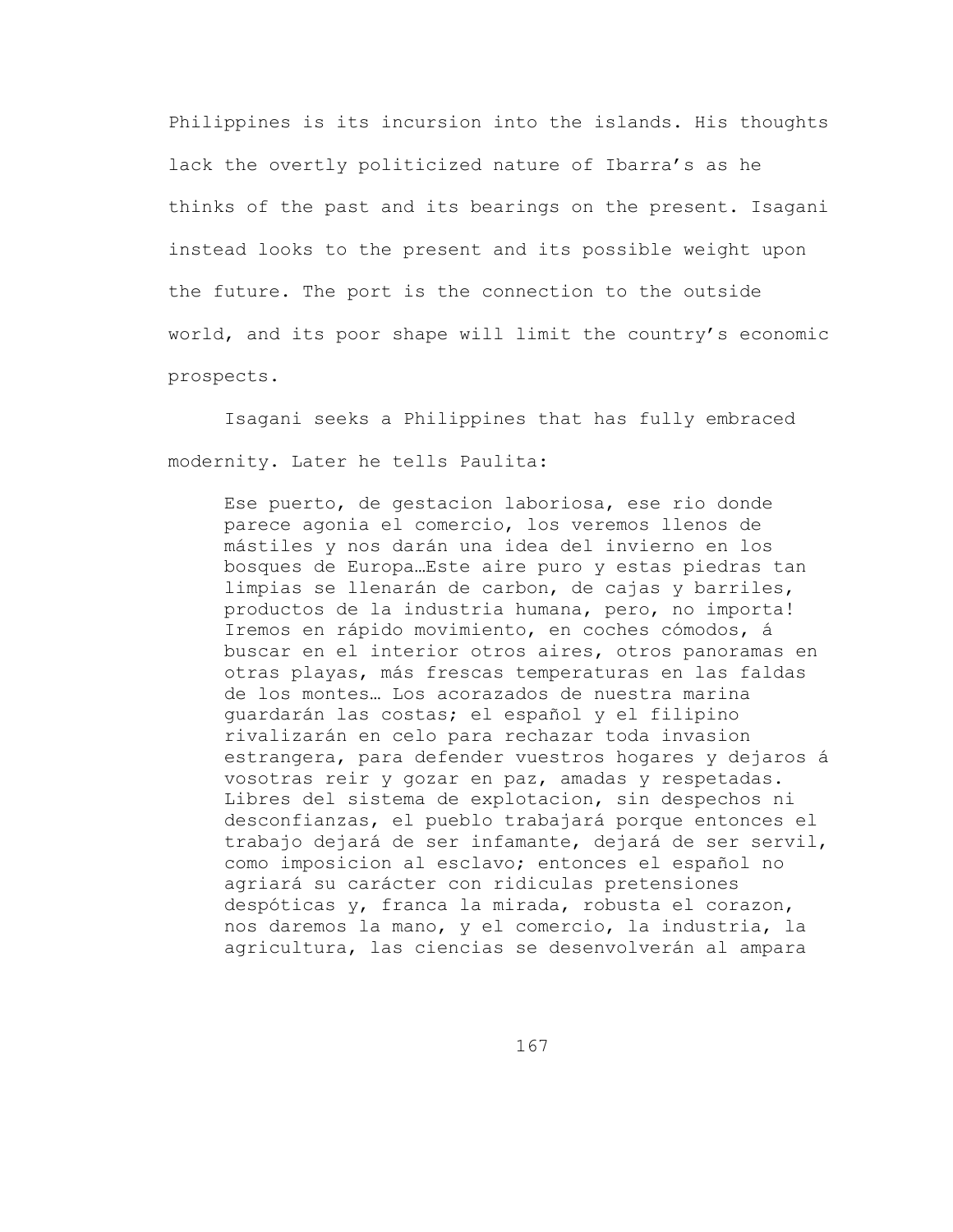Philippines is its incursion into the islands. His thoughts lack the overtly politicized nature of Ibarra's as he thinks of the past and its bearings on the present. Isagani instead looks to the present and its possible weight upon the future. The port is the connection to the outside world, and its poor shape will limit the country's economic prospects.

Isagani seeks a Philippines that has fully embraced modernity. Later he tells Paulita:

> Ese puerto, de gestacion laboriosa, ese rio donde parece agonia el comercio, los veremos llenos de mástiles y nos darán una idea del invierno en los bosques de Europa…Este aire puro y estas piedras tan limpias se llenarán de carbon, de cajas y barriles, productos de la industria humana, pero, no importa! Iremos en rápido movimiento, en coches cómodos, á buscar en el interior otros aires, otros panoramas en otras playas, más frescas temperaturas en las faldas de los montes… Los acorazados de nuestra marina guardarán las costas; el español y el filipino rivalizarán en celo para rechazar toda invasion estrangera, para defender vuestros hogares y dejaros á vosotras reir y gozar en paz, amadas y respetadas. Libres del sistema de explotacion, sin despechos ni desconfianzas, el pueblo trabajará porque entonces el trabajo dejará de ser infamante, dejará de ser servil, como imposicion al esclavo; entonces el español no agriará su carácter con ridiculas pretensiones despóticas y, franca la mirada, robusta el corazon, nos daremos la mano, y el comercio, la industria, la agricultura, las ciencias se desenvolverán al ampara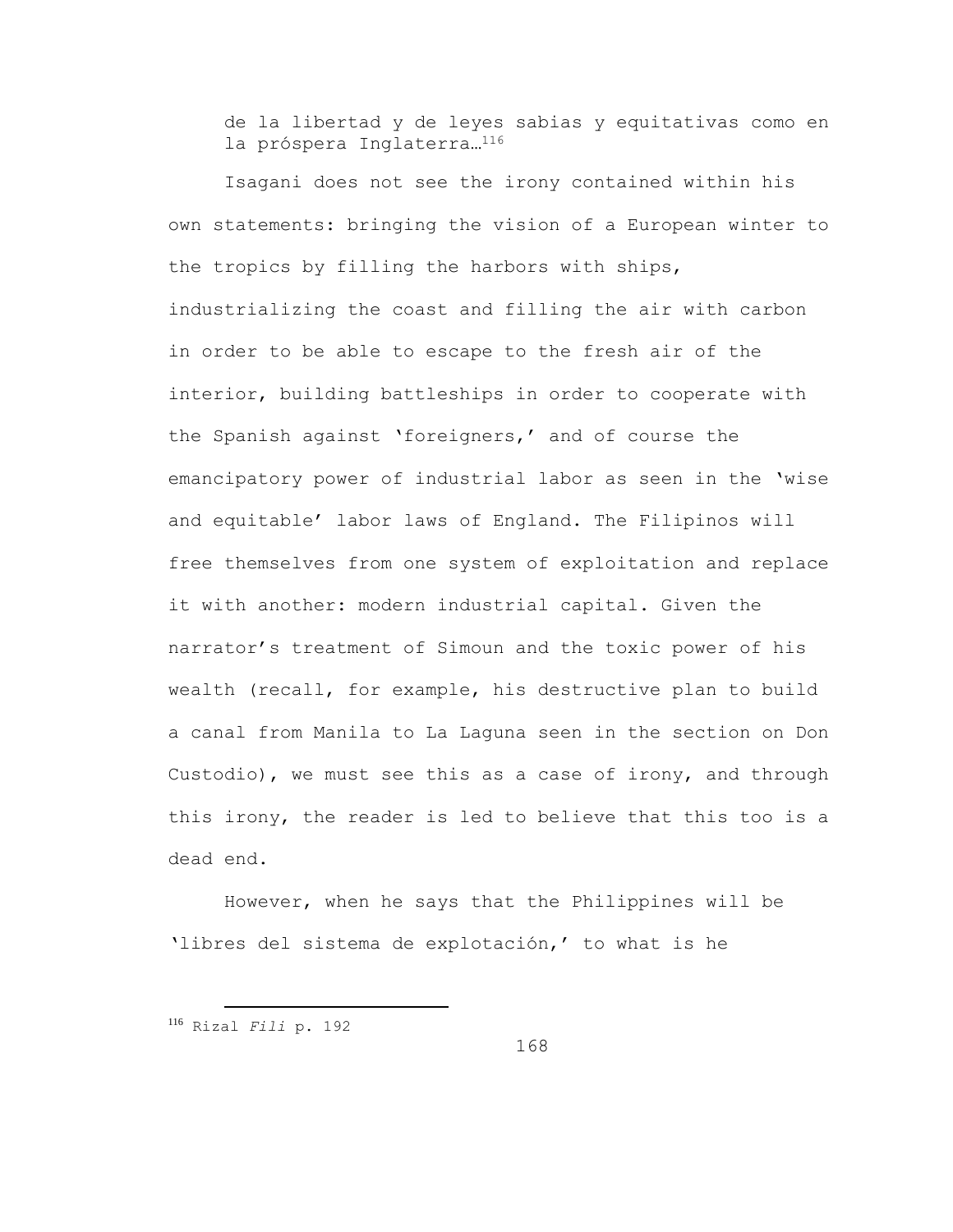> de la libertad y de leyes sabias y equitativas como en la próspera Inglaterra…[116]

Isagani does not see the irony contained within his own statements: bringing the vision of a European winter to the tropics by filling the harbors with ships, industrializing the coast and filling the air with carbon in order to be able to escape to the fresh air of the interior, building battleships in order to cooperate with the Spanish against 'foreigners,' and of course the emancipatory power of industrial labor as seen in the 'wise and equitable' labor laws of England. The Filipinos will free themselves from one system of exploitation and replace it with another: modern industrial capital. Given the narrator's treatment of Simoun and the toxic power of his wealth (recall, for example, his destructive plan to build a canal from Manila to La Laguna seen in the section on Don Custodio), we must see this as a case of irony, and through this irony, the reader is led to believe that this too is a dead end.

However, when he says that the Philippines will be 'libres del sistema de explotación,' to what is he

---

[116] Rizal *Fili* p. 192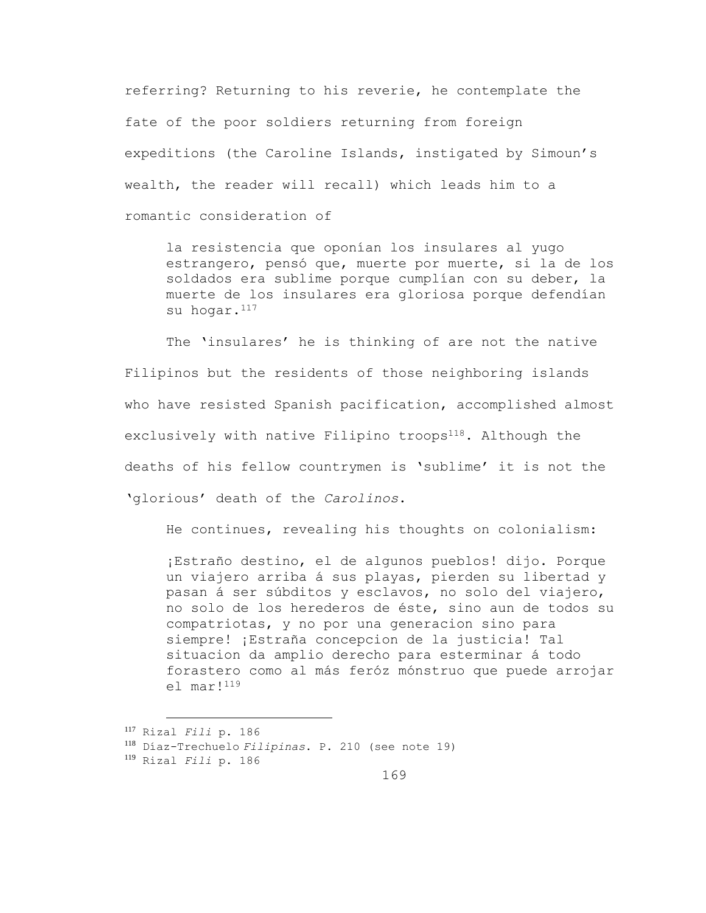referring? Returning to his reverie, he contemplate the fate of the poor soldiers returning from foreign expeditions (the Caroline Islands, instigated by Simoun's wealth, the reader will recall) which leads him to a romantic consideration of

> la resistencia que oponían los insulares al yugo estrangero, pensó que, muerte por muerte, si la de los soldados era sublime porque cumplían con su deber, la muerte de los insulares era gloriosa porque defendían su hogar.[117]

The 'insulares' he is thinking of are not the native Filipinos but the residents of those neighboring islands who have resisted Spanish pacification, accomplished almost exclusively with native Filipino troops[118]. Although the deaths of his fellow countrymen is 'sublime' it is not the 'glorious' death of the *Carolinos*.

He continues, revealing his thoughts on colonialism:

> ¡Estraño destino, el de algunos pueblos! dijo. Porque un viajero arriba á sus playas, pierden su libertad y pasan á ser súbditos y esclavos, no solo del viajero, no solo de los herederos de éste, sino aun de todos su compatriotas, y no por una generacion sino para siempre! ¡Estraña concepcion de la justicia! Tal situacion da amplio derecho para esterminar á todo forastero como al más feróz mónstruo que puede arrojar el mar![119]

---

[117] Rizal *Fili* p. 186

[118] Díaz-Trechuelo *Filipinas*. P. 210 (see note 19)

[119] Rizal *Fili* p. 186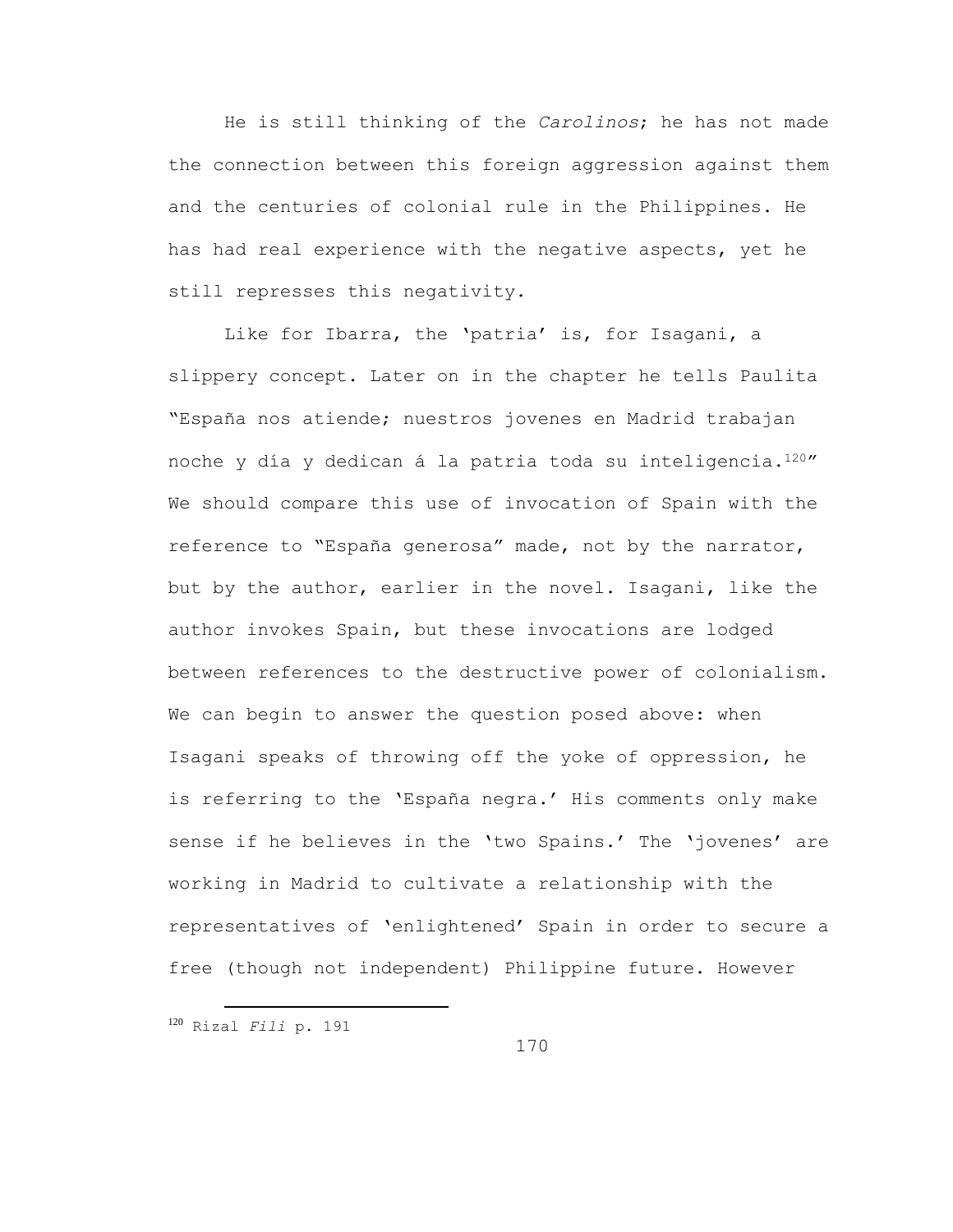He is still thinking of the *Carolinos*; he has not made the connection between this foreign aggression against them and the centuries of colonial rule in the Philippines. He has had real experience with the negative aspects, yet he still represses this negativity.

Like for Ibarra, the 'patria' is, for Isagani, a slippery concept. Later on in the chapter he tells Paulita "España nos atiende; nuestros jovenes en Madrid trabajan noche y día y dedican á la patria toda su inteligencia.[120]" We should compare this use of invocation of Spain with the reference to "España generosa" made, not by the narrator, but by the author, earlier in the novel. Isagani, like the author invokes Spain, but these invocations are lodged between references to the destructive power of colonialism. We can begin to answer the question posed above: when Isagani speaks of throwing off the yoke of oppression, he is referring to the 'España negra.' His comments only make sense if he believes in the 'two Spains.' The 'jovenes' are working in Madrid to cultivate a relationship with the representatives of 'enlightened' Spain in order to secure a free (though not independent) Philippine future. However

[120] Rizal *Fili* p. 191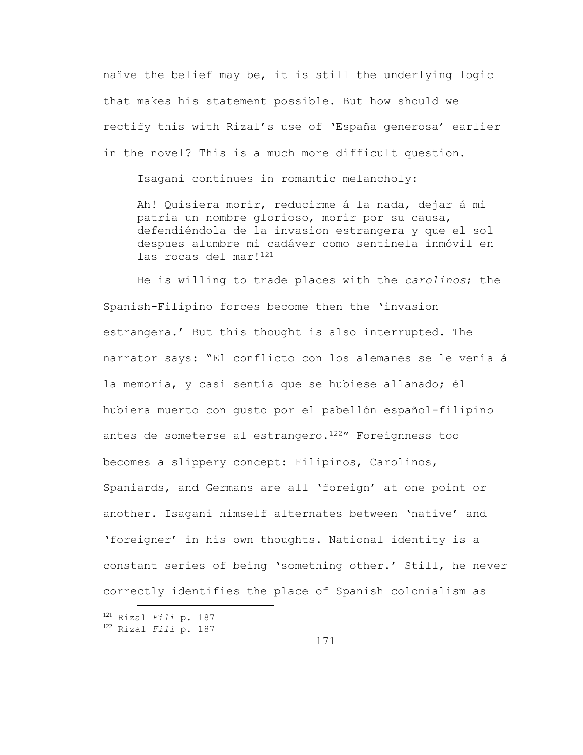naïve the belief may be, it is still the underlying logic that makes his statement possible. But how should we rectify this with Rizal's use of 'España generosa' earlier in the novel? This is a much more difficult question.

Isagani continues in romantic melancholy:

> Ah! Quisiera morir, reducirme á la nada, dejar á mi patria un nombre glorioso, morir por su causa, defendiéndola de la invasion estrangera y que el sol despues alumbre mi cadáver como sentinela inmóvil en las rocas del mar![121]

He is willing to trade places with the *carolinos*; the Spanish-Filipino forces become then the 'invasion estrangera.' But this thought is also interrupted. The narrator says: "El conflicto con los alemanes se le venía á la memoria, y casi sentía que se hubiese allanado; él hubiera muerto con gusto por el pabellón español-filipino antes de someterse al estrangero.[122]" Foreignness too becomes a slippery concept: Filipinos, Carolinos, Spaniards, and Germans are all 'foreign' at one point or another. Isagani himself alternates between 'native' and 'foreigner' in his own thoughts. National identity is a constant series of being 'something other.' Still, he never correctly identifies the place of Spanish colonialism as

---

[121] Rizal *Fili* p. 187

[122] Rizal *Fili* p. 187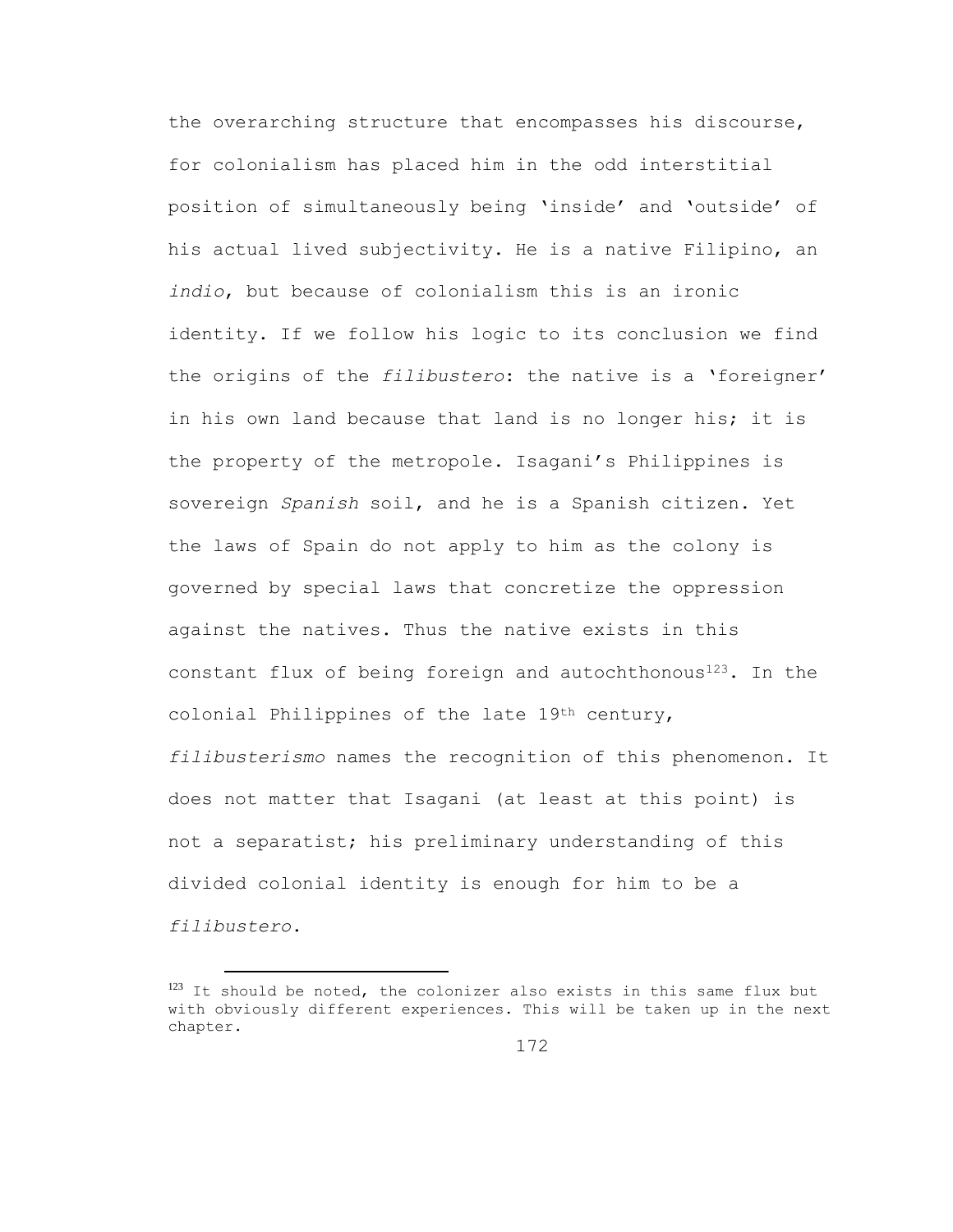the overarching structure that encompasses his discourse, for colonialism has placed him in the odd interstitial position of simultaneously being 'inside' and 'outside' of his actual lived subjectivity. He is a native Filipino, an *indio*, but because of colonialism this is an ironic identity. If we follow his logic to its conclusion we find the origins of the *filibustero*: the native is a 'foreigner' in his own land because that land is no longer his; it is the property of the metropole. Isagani's Philippines is sovereign *Spanish* soil, and he is a Spanish citizen. Yet the laws of Spain do not apply to him as the colony is governed by special laws that concretize the oppression against the natives. Thus the native exists in this constant flux of being foreign and autochthonous[123]. In the colonial Philippines of the late 19th century, *filibusterismo* names the recognition of this phenomenon. It does not matter that Isagani (at least at this point) is not a separatist; his preliminary understanding of this divided colonial identity is enough for him to be a *filibustero*.

[123] It should be noted, the colonizer also exists in this same flux but with obviously different experiences. This will be taken up in the next chapter.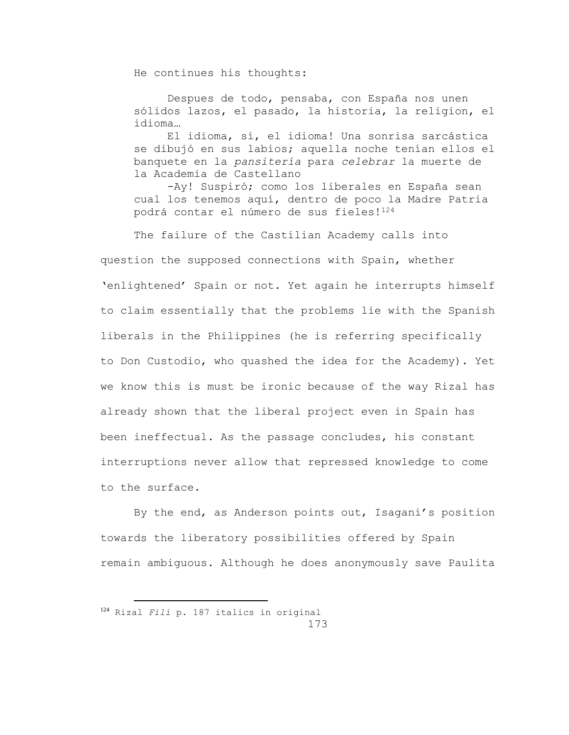He continues his thoughts:

> Despues de todo, pensaba, con España nos unen sólidos lazos, el pasado, la historia, la religion, el idioma…
>
> El idioma, sí, el idioma! Una sonrisa sarcástica se dibujó en sus labios; aquella noche tenían ellos el banquete en la *pansitería* para *celebrar* la muerte de la Academia de Castellano
>
> -Ay! Suspiró; como los liberales en España sean cual los tenemos aquí, dentro de poco la Madre Patria podrá contar el número de sus fieles![124]

The failure of the Castilian Academy calls into question the supposed connections with Spain, whether 'enlightened' Spain or not. Yet again he interrupts himself to claim essentially that the problems lie with the Spanish liberals in the Philippines (he is referring specifically to Don Custodio, who quashed the idea for the Academy). Yet we know this is must be ironic because of the way Rizal has already shown that the liberal project even in Spain has been ineffectual. As the passage concludes, his constant interruptions never allow that repressed knowledge to come to the surface.

By the end, as Anderson points out, Isagani's position towards the liberatory possibilities offered by Spain remain ambiguous. Although he does anonymously save Paulita

---

[124] Rizal *Fili* p. 187 italics in original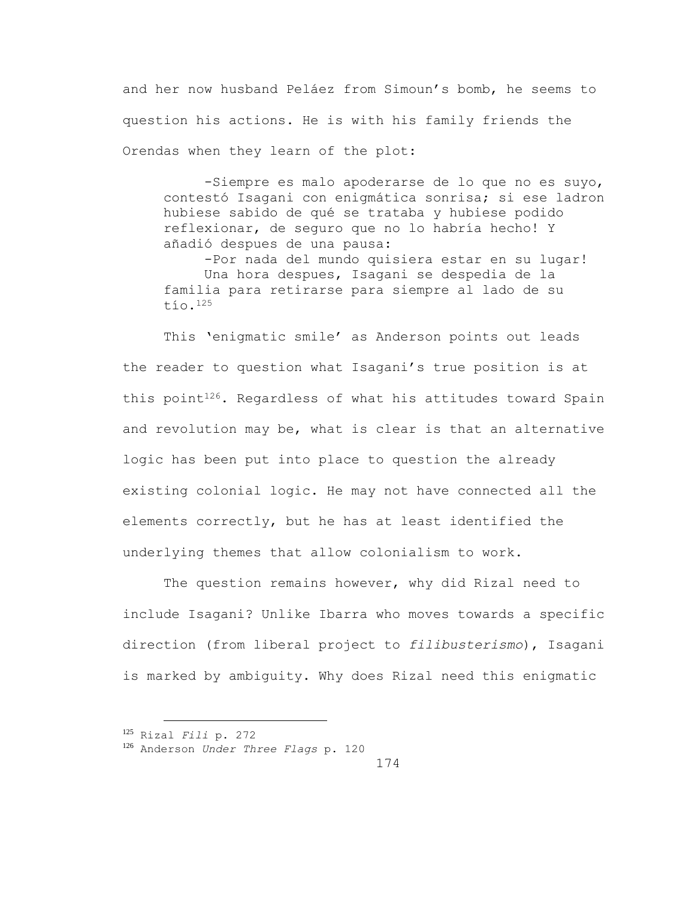and her now husband Peláez from Simoun's bomb, he seems to question his actions. He is with his family friends the Orendas when they learn of the plot:

> -Siempre es malo apoderarse de lo que no es suyo, contestó Isagani con enigmática sonrisa; si ese ladron hubiese sabido de qué se trataba y hubiese podido reflexionar, de seguro que no lo habría hecho! Y añadió despues de una pausa:
>
> -Por nada del mundo quisiera estar en su lugar!
>
> Una hora despues, Isagani se despedia de la familia para retirarse para siempre al lado de su tío.[125]

This 'enigmatic smile' as Anderson points out leads the reader to question what Isagani's true position is at this point[126]. Regardless of what his attitudes toward Spain and revolution may be, what is clear is that an alternative logic has been put into place to question the already existing colonial logic. He may not have connected all the elements correctly, but he has at least identified the underlying themes that allow colonialism to work.

The question remains however, why did Rizal need to include Isagani? Unlike Ibarra who moves towards a specific direction (from liberal project to *filibusterismo*), Isagani is marked by ambiguity. Why does Rizal need this enigmatic

---

[125] Rizal *Fili* p. 272

[126] Anderson *Under Three Flags* p. 120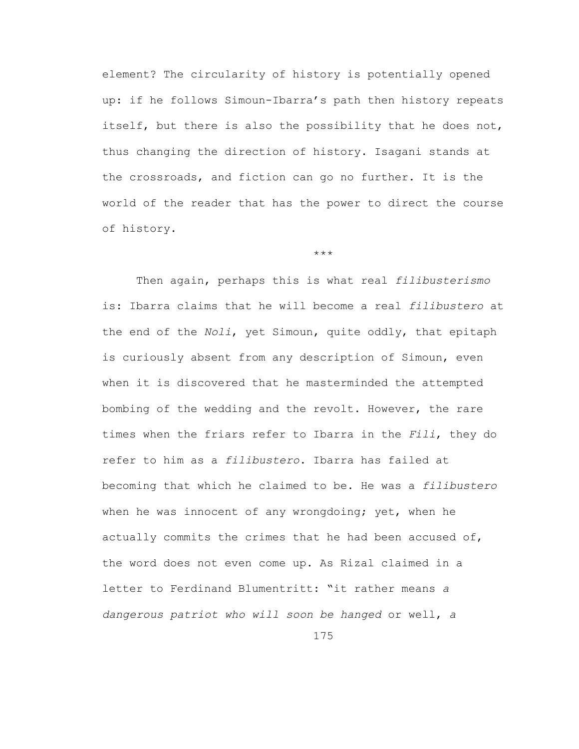element? The circularity of history is potentially opened up: if he follows Simoun-Ibarra's path then history repeats itself, but there is also the possibility that he does not, thus changing the direction of history. Isagani stands at the crossroads, and fiction can go no further. It is the world of the reader that has the power to direct the course of history.

\*\*\*

Then again, perhaps this is what real *filibusterismo* is: Ibarra claims that he will become a real *filibustero* at the end of the *Noli*, yet Simoun, quite oddly, that epitaph is curiously absent from any description of Simoun, even when it is discovered that he masterminded the attempted bombing of the wedding and the revolt. However, the rare times when the friars refer to Ibarra in the *Fili*, they do refer to him as a *filibustero*. Ibarra has failed at becoming that which he claimed to be. He was a *filibustero* when he was innocent of any wrongdoing; yet, when he actually commits the crimes that he had been accused of, the word does not even come up. As Rizal claimed in a letter to Ferdinand Blumentritt: "it rather means *a dangerous patriot who will soon be hanged* or well, *a*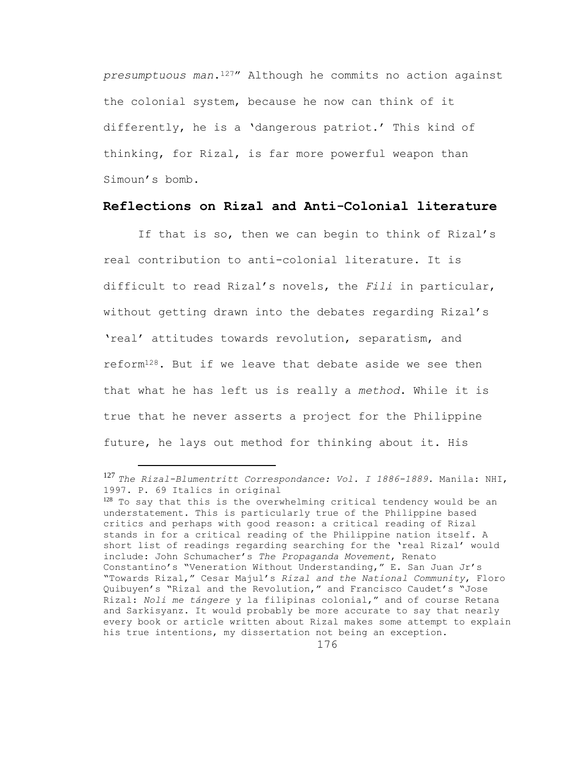*presumptuous man*.[127]" Although he commits no action against the colonial system, because he now can think of it differently, he is a 'dangerous patriot.' This kind of thinking, for Rizal, is far more powerful weapon than Simoun's bomb.

## Reflections on Rizal and Anti-Colonial literature

If that is so, then we can begin to think of Rizal's real contribution to anti-colonial literature. It is difficult to read Rizal's novels, the *Fili* in particular, without getting drawn into the debates regarding Rizal's 'real' attitudes towards revolution, separatism, and reform[128]. But if we leave that debate aside we see then that what he has left us is really a *method*. While it is true that he never asserts a project for the Philippine future, he lays out method for thinking about it. His

---

[127] *The Rizal-Blumentritt Correspondance: Vol. I 1886-1889.* Manila: NHI, 1997. P. 69 Italics in original

[128] To say that this is the overwhelming critical tendency would be an understatement. This is particularly true of the Philippine based critics and perhaps with good reason: a critical reading of Rizal stands in for a critical reading of the Philippine nation itself. A short list of readings regarding searching for the 'real Rizal' would include: John Schumacher's *The Propaganda Movement*, Renato Constantino's "Veneration Without Understanding," E. San Juan Jr's "Towards Rizal," Cesar Majul's *Rizal and the National Community*, Floro Quibuyen's "Rizal and the Revolution," and Francisco Caudet's "Jose Rizal: *Noli me tángere* y la filipinas colonial," and of course Retana and Sarkisyanz. It would probably be more accurate to say that nearly every book or article written about Rizal makes some attempt to explain his true intentions, my dissertation not being an exception.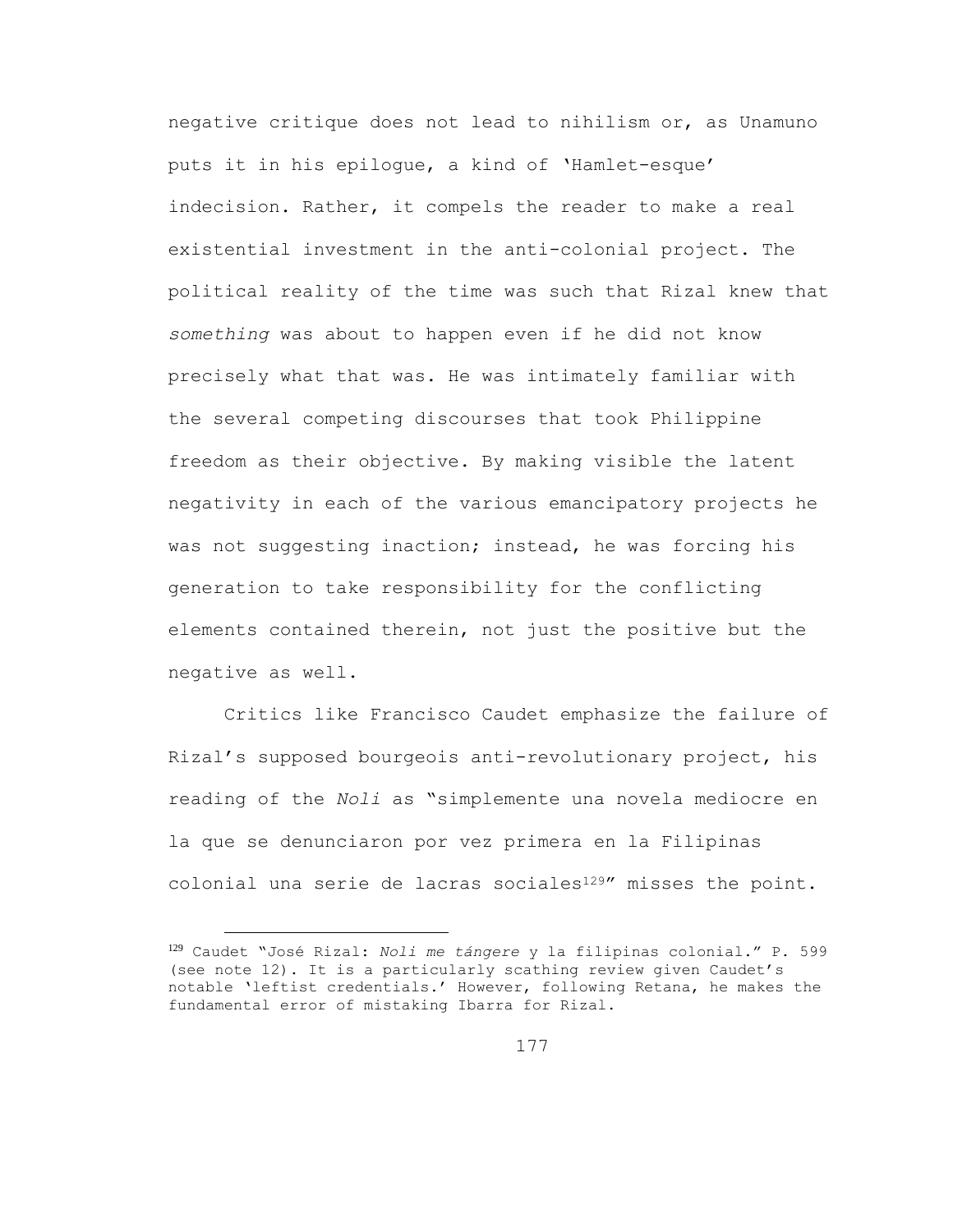negative critique does not lead to nihilism or, as Unamuno puts it in his epilogue, a kind of 'Hamlet-esque' indecision. Rather, it compels the reader to make a real existential investment in the anti-colonial project. The political reality of the time was such that Rizal knew that *something* was about to happen even if he did not know precisely what that was. He was intimately familiar with the several competing discourses that took Philippine freedom as their objective. By making visible the latent negativity in each of the various emancipatory projects he was not suggesting inaction; instead, he was forcing his generation to take responsibility for the conflicting elements contained therein, not just the positive but the negative as well.

Critics like Francisco Caudet emphasize the failure of Rizal's supposed bourgeois anti-revolutionary project, his reading of the *Noli* as "simplemente una novela mediocre en la que se denunciaron por vez primera en la Filipinas colonial una serie de lacras sociales[129]" misses the point.

---

[129] Caudet "José Rizal: *Noli me tángere* y la filipinas colonial." P. 599 (see note 12). It is a particularly scathing review given Caudet's notable 'leftist credentials.' However, following Retana, he makes the fundamental error of mistaking Ibarra for Rizal.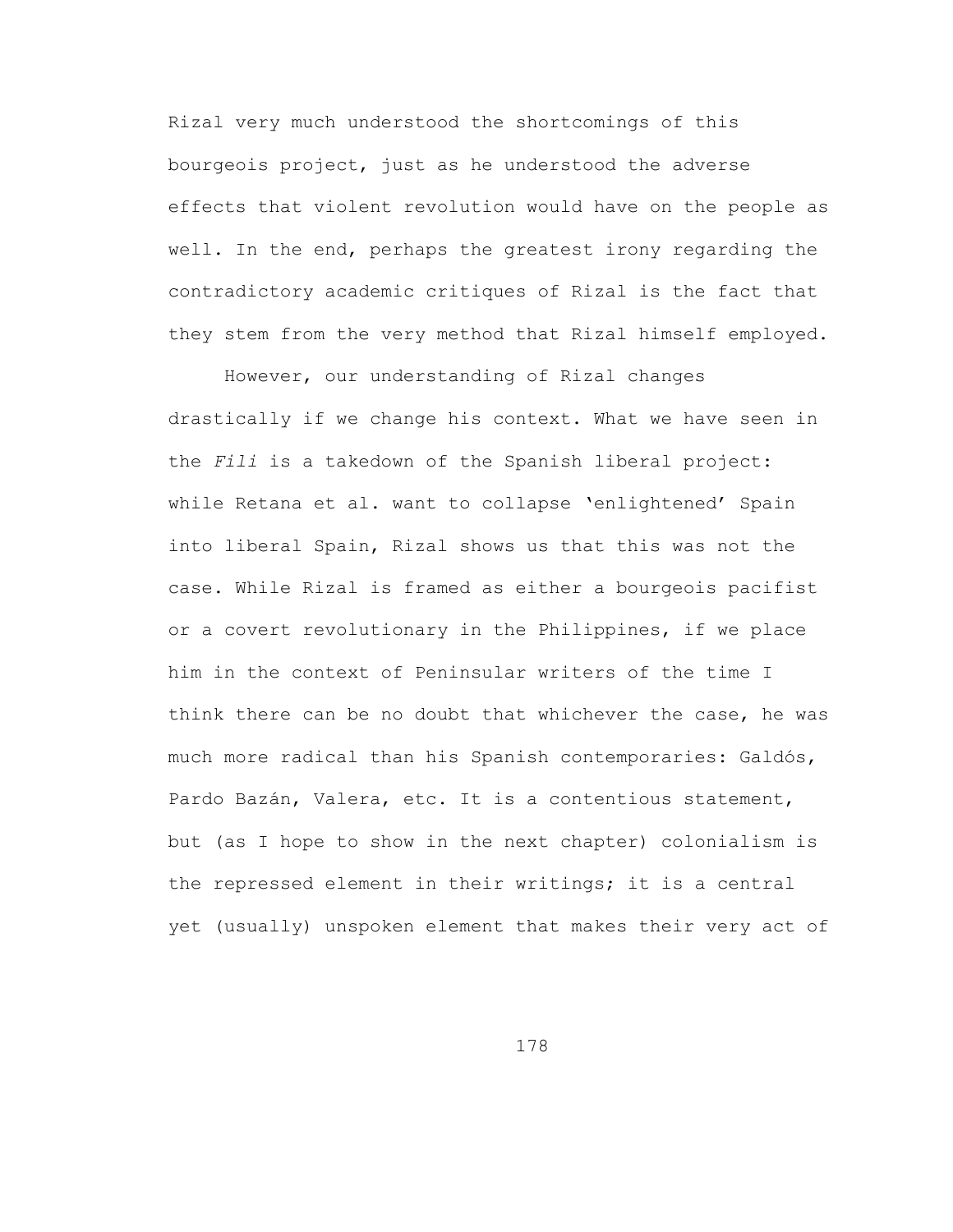Rizal very much understood the shortcomings of this bourgeois project, just as he understood the adverse effects that violent revolution would have on the people as well. In the end, perhaps the greatest irony regarding the contradictory academic critiques of Rizal is the fact that they stem from the very method that Rizal himself employed.

However, our understanding of Rizal changes drastically if we change his context. What we have seen in the *Fili* is a takedown of the Spanish liberal project: while Retana et al. want to collapse 'enlightened' Spain into liberal Spain, Rizal shows us that this was not the case. While Rizal is framed as either a bourgeois pacifist or a covert revolutionary in the Philippines, if we place him in the context of Peninsular writers of the time I think there can be no doubt that whichever the case, he was much more radical than his Spanish contemporaries: Galdós, Pardo Bazán, Valera, etc. It is a contentious statement, but (as I hope to show in the next chapter) colonialism is the repressed element in their writings; it is a central yet (usually) unspoken element that makes their very act of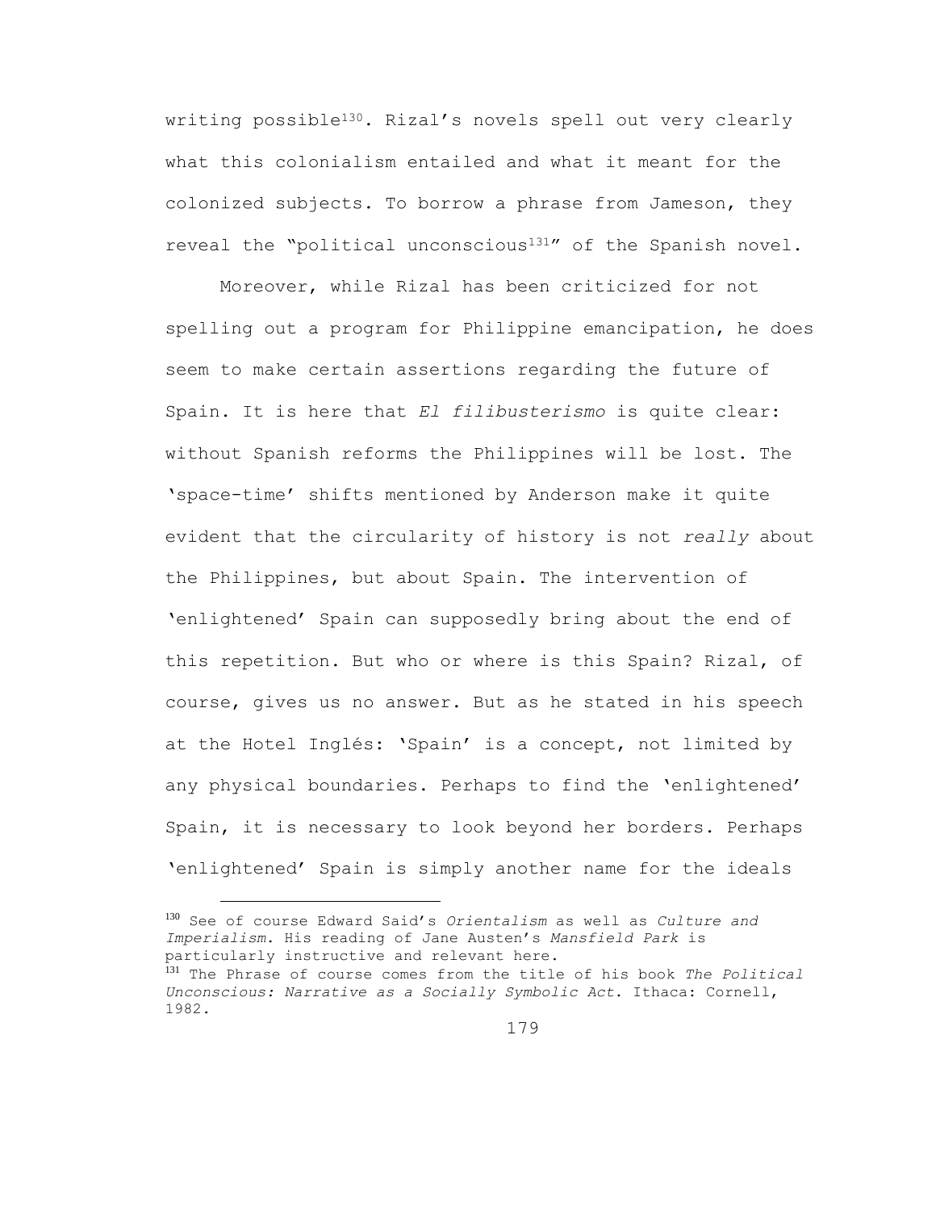writing possible[130]. Rizal's novels spell out very clearly what this colonialism entailed and what it meant for the colonized subjects. To borrow a phrase from Jameson, they reveal the "political unconscious[131]" of the Spanish novel.

Moreover, while Rizal has been criticized for not spelling out a program for Philippine emancipation, he does seem to make certain assertions regarding the future of Spain. It is here that *El filibusterismo* is quite clear: without Spanish reforms the Philippines will be lost. The 'space-time' shifts mentioned by Anderson make it quite evident that the circularity of history is not *really* about the Philippines, but about Spain. The intervention of 'enlightened' Spain can supposedly bring about the end of this repetition. But who or where is this Spain? Rizal, of course, gives us no answer. But as he stated in his speech at the Hotel Inglés: 'Spain' is a concept, not limited by any physical boundaries. Perhaps to find the 'enlightened' Spain, it is necessary to look beyond her borders. Perhaps 'enlightened' Spain is simply another name for the ideals

---

[130] See of course Edward Said's *Orientalism* as well as *Culture and Imperialism*. His reading of Jane Austen's *Mansfield Park* is particularly instructive and relevant here.

[131] The Phrase of course comes from the title of his book *The Political Unconscious: Narrative as a Socially Symbolic Act*. Ithaca: Cornell, 1982.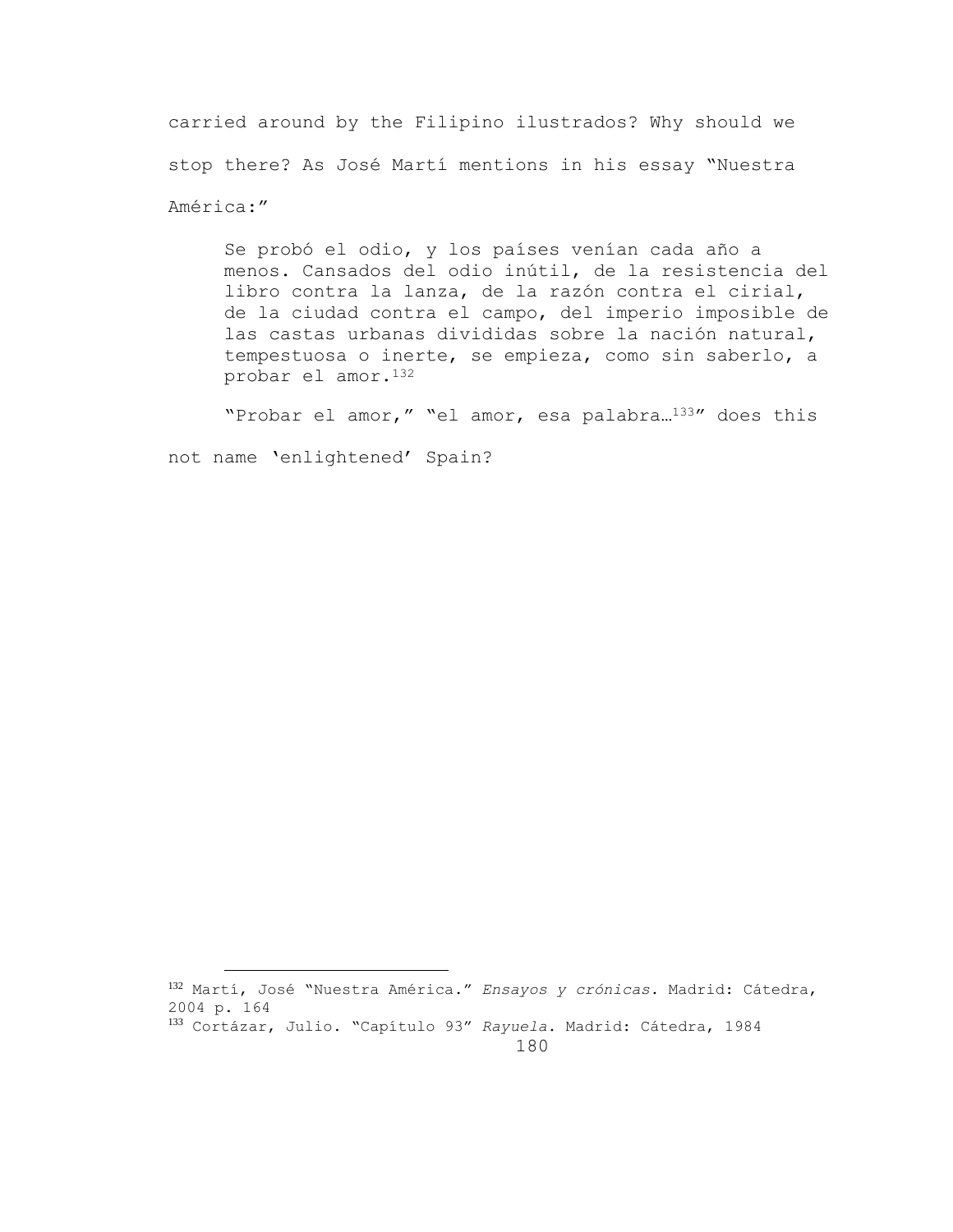carried around by the Filipino ilustrados? Why should we stop there? As José Martí mentions in his essay "Nuestra América:"

> Se probó el odio, y los países venían cada año a menos. Cansados del odio inútil, de la resistencia del libro contra la lanza, de la razón contra el cirial, de la ciudad contra el campo, del imperio imposible de las castas urbanas divididas sobre la nación natural, tempestuosa o inerte, se empieza, como sin saberlo, a probar el amor.[132]

"Probar el amor," "el amor, esa palabra…[133]" does this not name 'enlightened' Spain?

---

[132] Martí, José "Nuestra América." *Ensayos y crónicas*. Madrid: Cátedra, 2004 p. 164

[133] Cortázar, Julio. "Capítulo 93" *Rayuela*. Madrid: Cátedra, 1984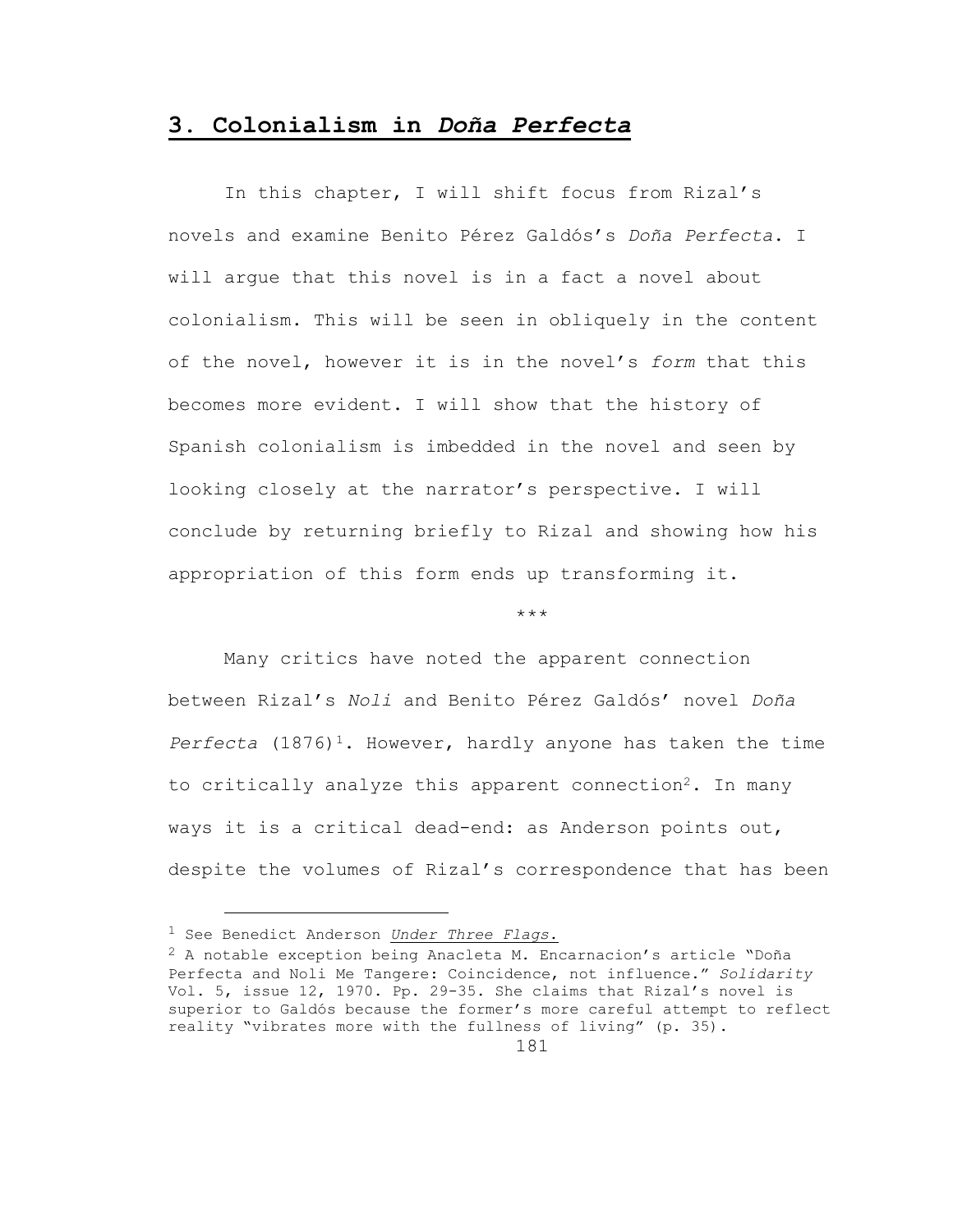## 3. Colonialism in *Doña Perfecta*

In this chapter, I will shift focus from Rizal's novels and examine Benito Pérez Galdós's *Doña Perfecta*. I will argue that this novel is in a fact a novel about colonialism. This will be seen in obliquely in the content of the novel, however it is in the novel's *form* that this becomes more evident. I will show that the history of Spanish colonialism is imbedded in the novel and seen by looking closely at the narrator's perspective. I will conclude by returning briefly to Rizal and showing how his appropriation of this form ends up transforming it.

\*\*\*

Many critics have noted the apparent connection between Rizal's *Noli* and Benito Pérez Galdós' novel *Doña Perfecta* (1876)[1]. However, hardly anyone has taken the time to critically analyze this apparent connection[2]. In many ways it is a critical dead-end: as Anderson points out, despite the volumes of Rizal's correspondence that has been

---

[1] See Benedict Anderson *Under Three Flags.*

[2] A notable exception being Anacleta M. Encarnacion's article "Doña Perfecta and Noli Me Tangere: Coincidence, not influence." *Solidarity* Vol. 5, issue 12, 1970. Pp. 29-35. She claims that Rizal's novel is superior to Galdós because the former's more careful attempt to reflect reality "vibrates more with the fullness of living" (p. 35).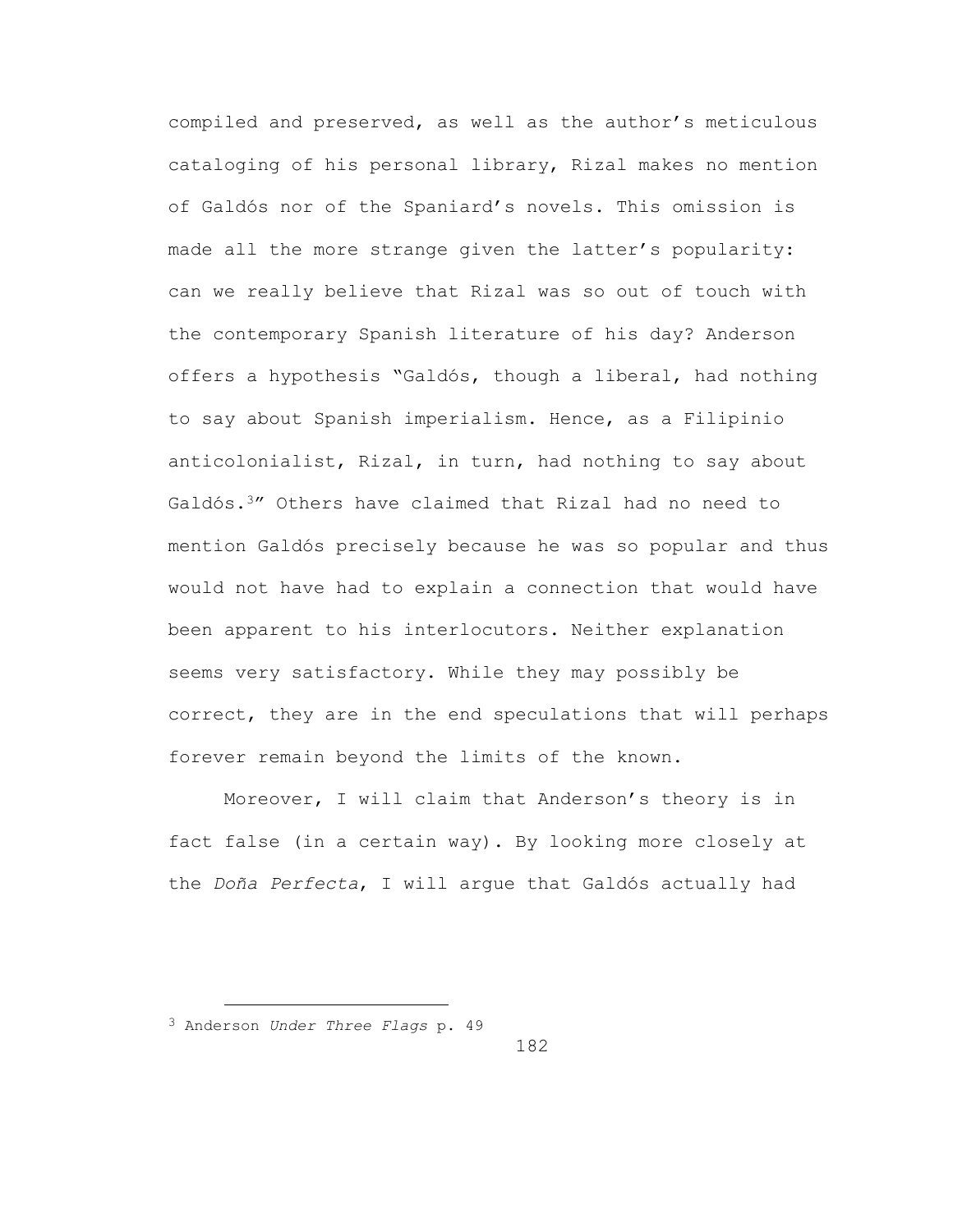compiled and preserved, as well as the author's meticulous cataloging of his personal library, Rizal makes no mention of Galdós nor of the Spaniard's novels. This omission is made all the more strange given the latter's popularity: can we really believe that Rizal was so out of touch with the contemporary Spanish literature of his day? Anderson offers a hypothesis "Galdós, though a liberal, had nothing to say about Spanish imperialism. Hence, as a Filipinio anticolonialist, Rizal, in turn, had nothing to say about Galdós.[3]" Others have claimed that Rizal had no need to mention Galdós precisely because he was so popular and thus would not have had to explain a connection that would have been apparent to his interlocutors. Neither explanation seems very satisfactory. While they may possibly be correct, they are in the end speculations that will perhaps forever remain beyond the limits of the known.

Moreover, I will claim that Anderson's theory is in fact false (in a certain way). By looking more closely at the *Doña Perfecta*, I will argue that Galdós actually had

---

[3] Anderson *Under Three Flags* p. 49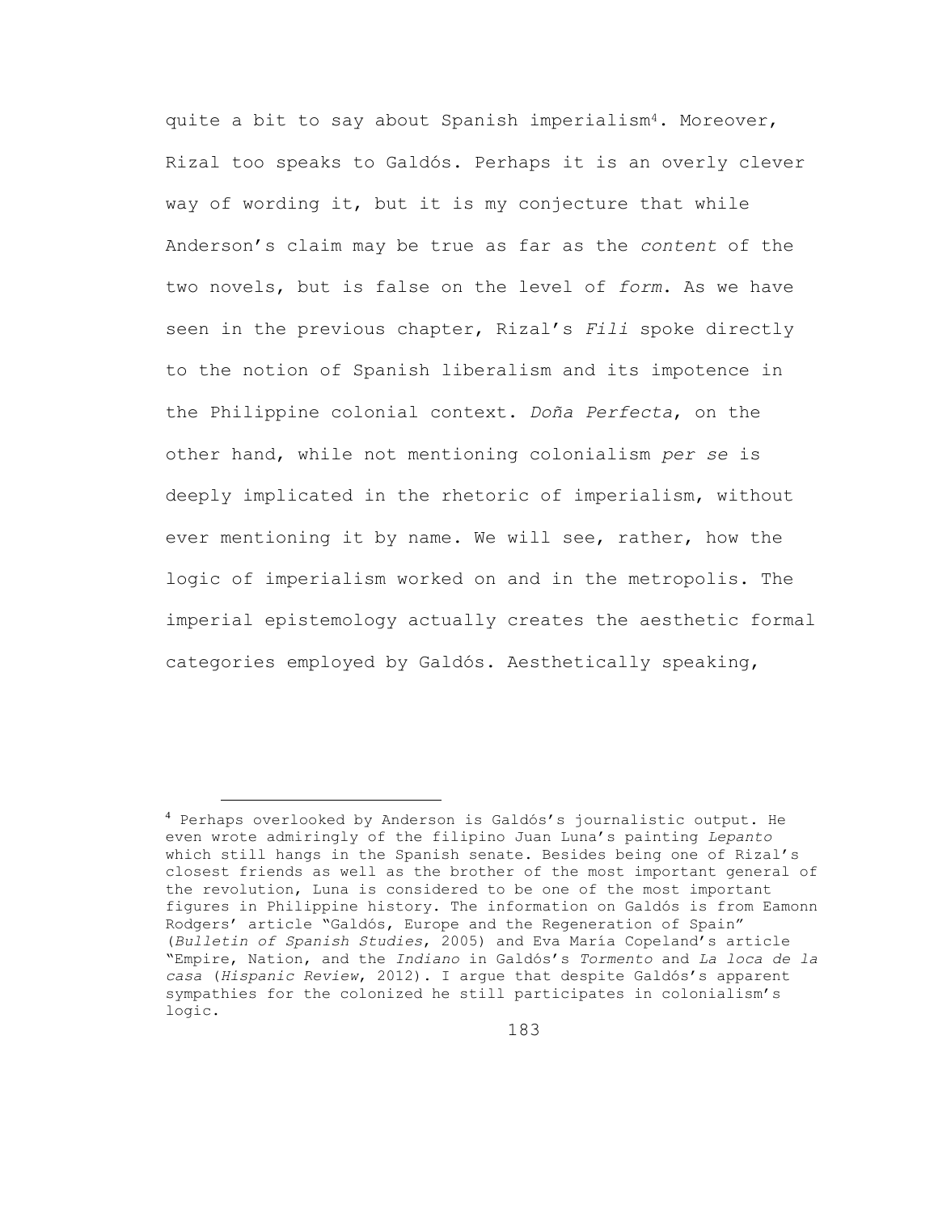quite a bit to say about Spanish imperialism[4]. Moreover, Rizal too speaks to Galdós. Perhaps it is an overly clever way of wording it, but it is my conjecture that while Anderson's claim may be true as far as the *content* of the two novels, but is false on the level of *form*. As we have seen in the previous chapter, Rizal's *Fili* spoke directly to the notion of Spanish liberalism and its impotence in the Philippine colonial context. *Doña Perfecta*, on the other hand, while not mentioning colonialism *per se* is deeply implicated in the rhetoric of imperialism, without ever mentioning it by name. We will see, rather, how the logic of imperialism worked on and in the metropolis. The imperial epistemology actually creates the aesthetic formal categories employed by Galdós. Aesthetically speaking,

---

[4] Perhaps overlooked by Anderson is Galdós's journalistic output. He even wrote admiringly of the filipino Juan Luna's painting *Lepanto* which still hangs in the Spanish senate. Besides being one of Rizal's closest friends as well as the brother of the most important general of the revolution, Luna is considered to be one of the most important figures in Philippine history. The information on Galdós is from Eamonn Rodgers' article "Galdós, Europe and the Regeneration of Spain" (*Bulletin of Spanish Studies*, 2005) and Eva María Copeland's article "Empire, Nation, and the *Indiano* in Galdós's *Tormento* and *La loca de la casa* (*Hispanic Review*, 2012). I argue that despite Galdós's apparent sympathies for the colonized he still participates in colonialism's logic.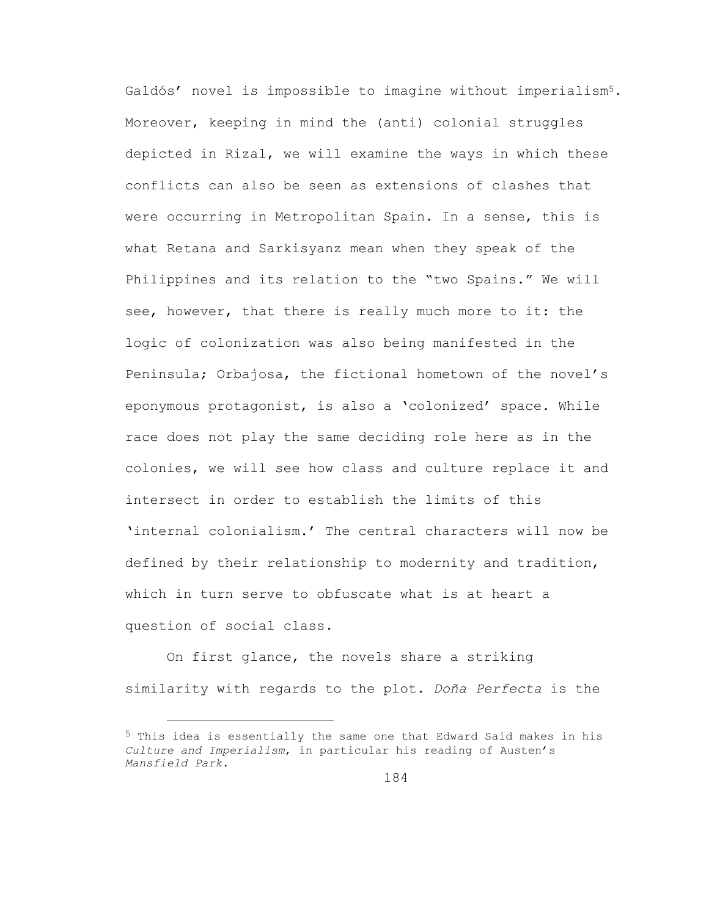Galdós' novel is impossible to imagine without imperialism[5]. Moreover, keeping in mind the (anti) colonial struggles depicted in Rizal, we will examine the ways in which these conflicts can also be seen as extensions of clashes that were occurring in Metropolitan Spain. In a sense, this is what Retana and Sarkisyanz mean when they speak of the Philippines and its relation to the "two Spains." We will see, however, that there is really much more to it: the logic of colonization was also being manifested in the Peninsula; Orbajosa, the fictional hometown of the novel's eponymous protagonist, is also a 'colonized' space. While race does not play the same deciding role here as in the colonies, we will see how class and culture replace it and intersect in order to establish the limits of this 'internal colonialism.' The central characters will now be defined by their relationship to modernity and tradition, which in turn serve to obfuscate what is at heart a question of social class.

On first glance, the novels share a striking similarity with regards to the plot. *Doña Perfecta* is the

---

[5] This idea is essentially the same one that Edward Said makes in his *Culture and Imperialism*, in particular his reading of Austen's *Mansfield Park*.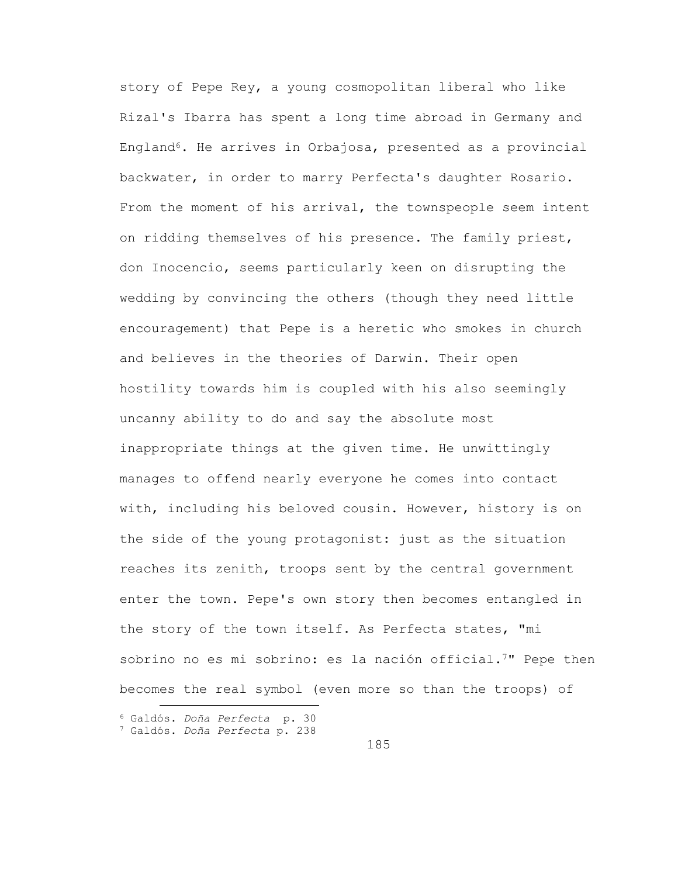story of Pepe Rey, a young cosmopolitan liberal who like Rizal's Ibarra has spent a long time abroad in Germany and England[6]. He arrives in Orbajosa, presented as a provincial backwater, in order to marry Perfecta's daughter Rosario. From the moment of his arrival, the townspeople seem intent on ridding themselves of his presence. The family priest, don Inocencio, seems particularly keen on disrupting the wedding by convincing the others (though they need little encouragement) that Pepe is a heretic who smokes in church and believes in the theories of Darwin. Their open hostility towards him is coupled with his also seemingly uncanny ability to do and say the absolute most inappropriate things at the given time. He unwittingly manages to offend nearly everyone he comes into contact with, including his beloved cousin. However, history is on the side of the young protagonist: just as the situation reaches its zenith, troops sent by the central government enter the town. Pepe's own story then becomes entangled in the story of the town itself. As Perfecta states, "mi sobrino no es mi sobrino: es la nación official.[7]" Pepe then becomes the real symbol (even more so than the troops) of

---

[6] Galdós. *Doña Perfecta* p. 30

[7] Galdós. *Doña Perfecta* p. 238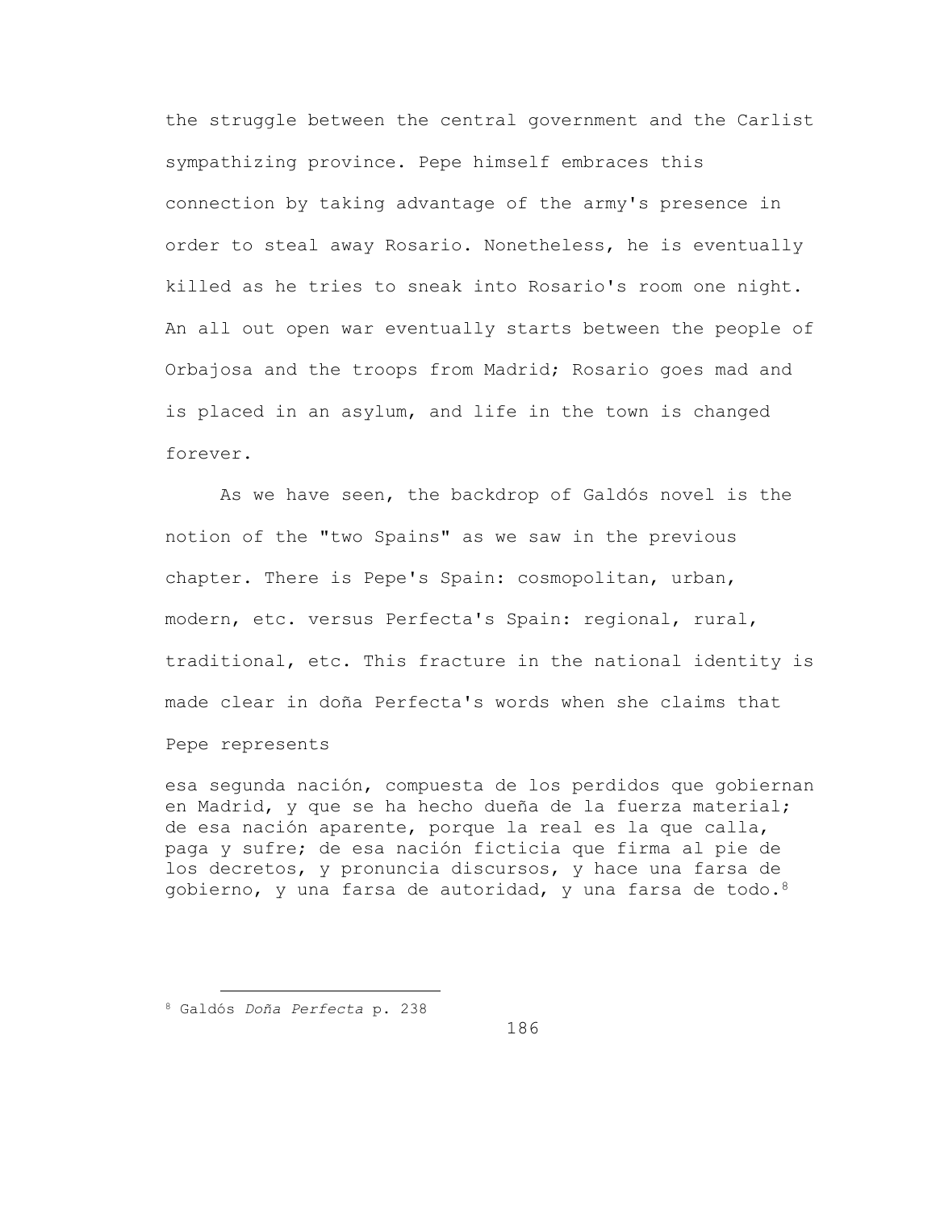the struggle between the central government and the Carlist sympathizing province. Pepe himself embraces this connection by taking advantage of the army's presence in order to steal away Rosario. Nonetheless, he is eventually killed as he tries to sneak into Rosario's room one night. An all out open war eventually starts between the people of Orbajosa and the troops from Madrid; Rosario goes mad and is placed in an asylum, and life in the town is changed forever.

As we have seen, the backdrop of Galdós novel is the notion of the "two Spains" as we saw in the previous chapter. There is Pepe's Spain: cosmopolitan, urban, modern, etc. versus Perfecta's Spain: regional, rural, traditional, etc. This fracture in the national identity is made clear in doña Perfecta's words when she claims that Pepe represents

> esa segunda nación, compuesta de los perdidos que gobiernan en Madrid, y que se ha hecho dueña de la fuerza material; de esa nación aparente, porque la real es la que calla, paga y sufre; de esa nación ficticia que firma al pie de los decretos, y pronuncia discursos, y hace una farsa de gobierno, y una farsa de autoridad, y una farsa de todo.[8]

---

[8] Galdós *Doña Perfecta* p. 238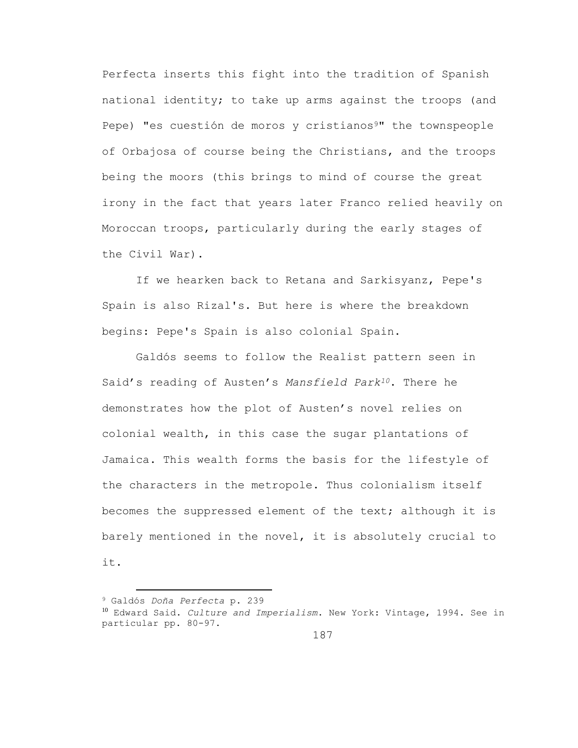Perfecta inserts this fight into the tradition of Spanish national identity; to take up arms against the troops (and Pepe) "es cuestión de moros y cristianos[9]" the townspeople of Orbajosa of course being the Christians, and the troops being the moors (this brings to mind of course the great irony in the fact that years later Franco relied heavily on Moroccan troops, particularly during the early stages of the Civil War).

If we hearken back to Retana and Sarkisyanz, Pepe's Spain is also Rizal's. But here is where the breakdown begins: Pepe's Spain is also colonial Spain.

Galdós seems to follow the Realist pattern seen in Said's reading of Austen's *Mansfield Park*[10]. There he demonstrates how the plot of Austen's novel relies on colonial wealth, in this case the sugar plantations of Jamaica. This wealth forms the basis for the lifestyle of the characters in the metropole. Thus colonialism itself becomes the suppressed element of the text; although it is barely mentioned in the novel, it is absolutely crucial to it.

---

[9] Galdós *Doña Perfecta* p. 239

[10] Edward Said. *Culture and Imperialism*. New York: Vintage, 1994. See in particular pp. 80-97.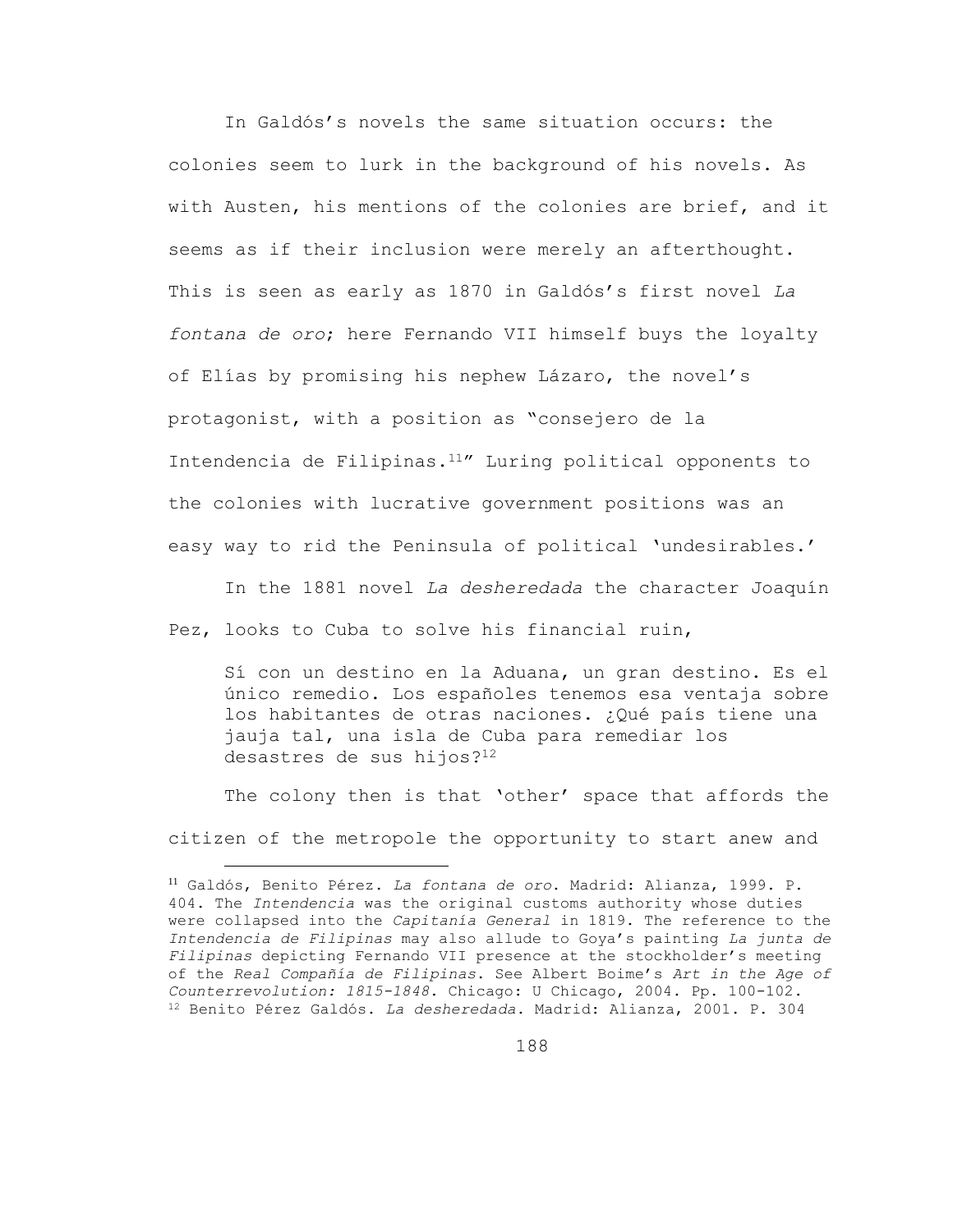In Galdós's novels the same situation occurs: the colonies seem to lurk in the background of his novels. As with Austen, his mentions of the colonies are brief, and it seems as if their inclusion were merely an afterthought. This is seen as early as 1870 in Galdós's first novel *La fontana de oro*; here Fernando VII himself buys the loyalty of Elías by promising his nephew Lázaro, the novel's protagonist, with a position as "consejero de la Intendencia de Filipinas.[11]" Luring political opponents to the colonies with lucrative government positions was an easy way to rid the Peninsula of political 'undesirables.'

In the 1881 novel *La desheredada* the character Joaquín Pez, looks to Cuba to solve his financial ruin,

> Sí con un destino en la Aduana, un gran destino. Es el único remedio. Los españoles tenemos esa ventaja sobre los habitantes de otras naciones. ¿Qué país tiene una jauja tal, una isla de Cuba para remediar los desastres de sus hijos?[12]

The colony then is that 'other' space that affords the citizen of the metropole the opportunity to start anew and

---

[11] Galdós, Benito Pérez. *La fontana de oro*. Madrid: Alianza, 1999. P. 404. The *Intendencia* was the original customs authority whose duties were collapsed into the *Capitanía General* in 1819. The reference to the *Intendencia de Filipinas* may also allude to Goya's painting *La junta de Filipinas* depicting Fernando VII presence at the stockholder's meeting of the *Real Compañía de Filipinas*. See Albert Boime's *Art in the Age of Counterrevolution: 1815-1848*. Chicago: U Chicago, 2004. Pp. 100-102.

[12] Benito Pérez Galdós. *La desheredada*. Madrid: Alianza, 2001. P. 304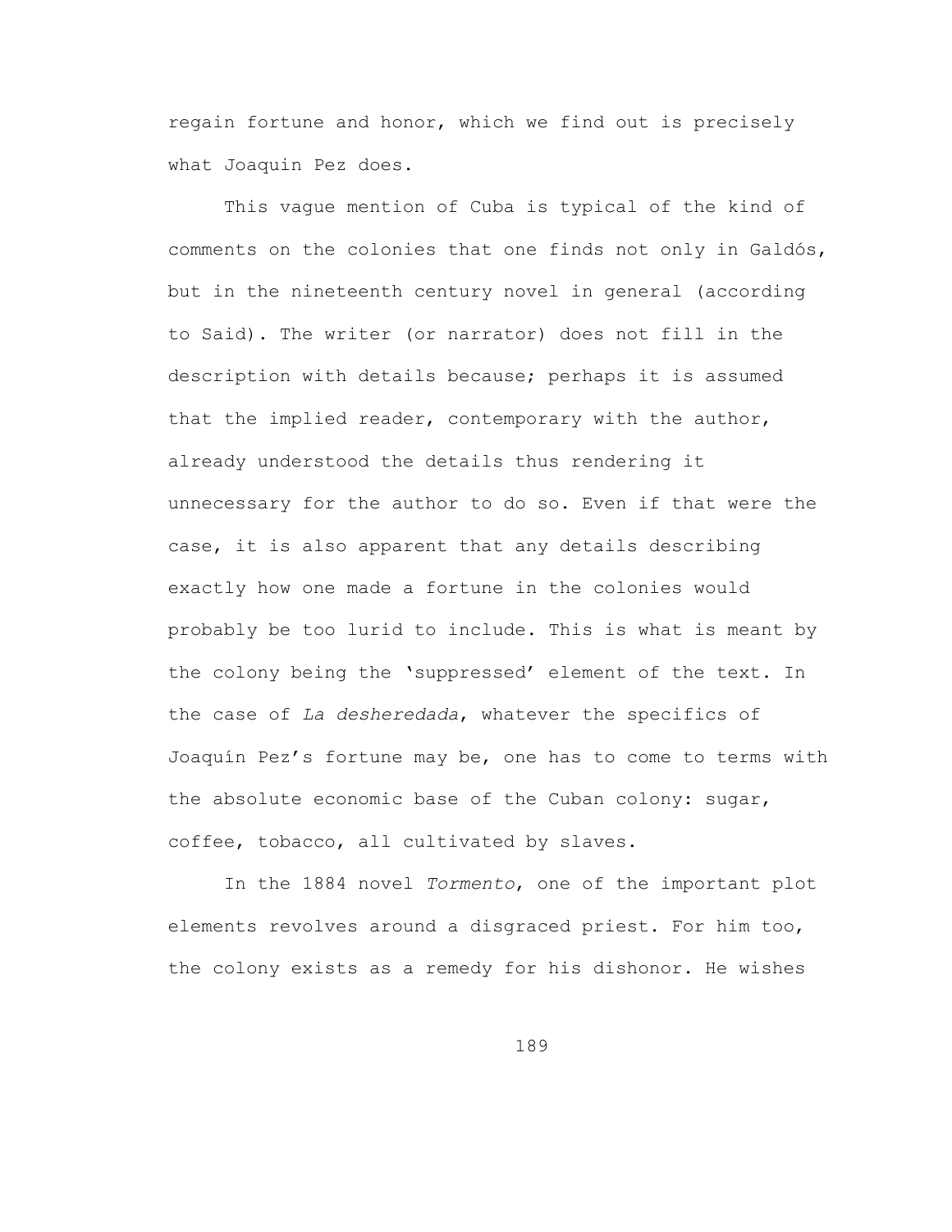regain fortune and honor, which we find out is precisely what Joaquin Pez does.

This vague mention of Cuba is typical of the kind of comments on the colonies that one finds not only in Galdós, but in the nineteenth century novel in general (according to Said). The writer (or narrator) does not fill in the description with details because; perhaps it is assumed that the implied reader, contemporary with the author, already understood the details thus rendering it unnecessary for the author to do so. Even if that were the case, it is also apparent that any details describing exactly how one made a fortune in the colonies would probably be too lurid to include. This is what is meant by the colony being the 'suppressed' element of the text. In the case of *La desheredada*, whatever the specifics of Joaquín Pez's fortune may be, one has to come to terms with the absolute economic base of the Cuban colony: sugar, coffee, tobacco, all cultivated by slaves.

In the 1884 novel *Tormento*, one of the important plot elements revolves around a disgraced priest. For him too, the colony exists as a remedy for his dishonor. He wishes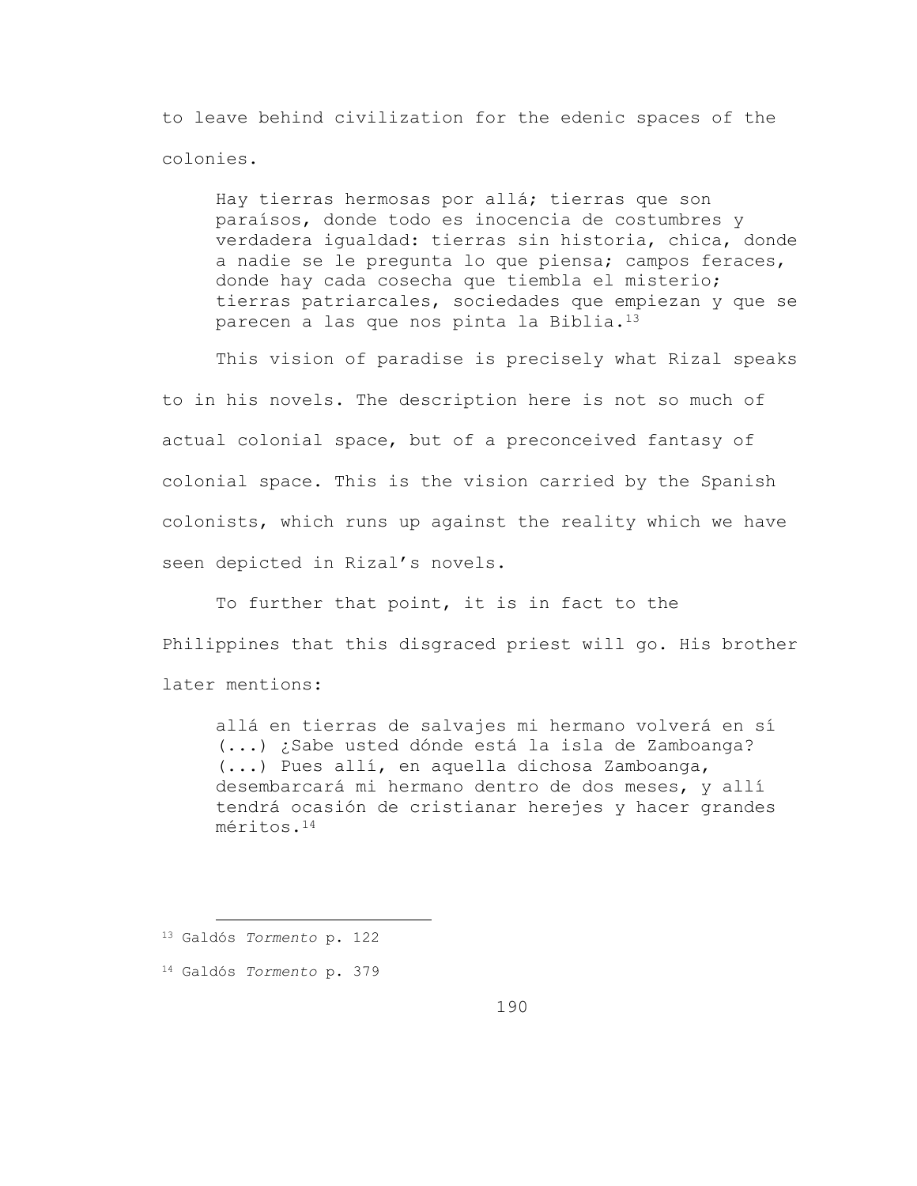to leave behind civilization for the edenic spaces of the colonies.

> Hay tierras hermosas por allá; tierras que son paraísos, donde todo es inocencia de costumbres y verdadera igualdad: tierras sin historia, chica, donde a nadie se le pregunta lo que piensa; campos feraces, donde hay cada cosecha que tiembla el misterio; tierras patriarcales, sociedades que empiezan y que se parecen a las que nos pinta la Biblia.[13]

This vision of paradise is precisely what Rizal speaks to in his novels. The description here is not so much of actual colonial space, but of a preconceived fantasy of colonial space. This is the vision carried by the Spanish colonists, which runs up against the reality which we have seen depicted in Rizal's novels.

To further that point, it is in fact to the Philippines that this disgraced priest will go. His brother later mentions:

> allá en tierras de salvajes mi hermano volverá en sí (...) ¿Sabe usted dónde está la isla de Zamboanga? (...) Pues allí, en aquella dichosa Zamboanga, desembarcará mi hermano dentro de dos meses, y allí tendrá ocasión de cristianar herejes y hacer grandes méritos.[14]

---

[13] Galdós *Tormento* p. 122

[14] Galdós *Tormento* p. 379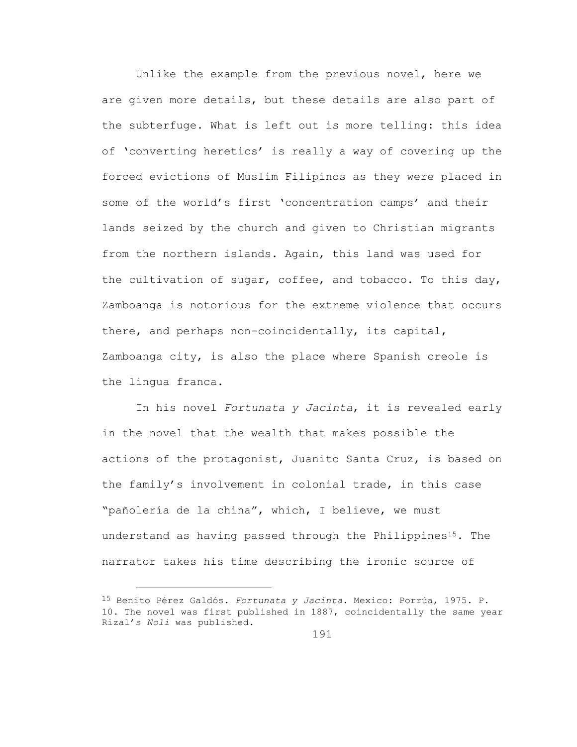Unlike the example from the previous novel, here we are given more details, but these details are also part of the subterfuge. What is left out is more telling: this idea of 'converting heretics' is really a way of covering up the forced evictions of Muslim Filipinos as they were placed in some of the world's first 'concentration camps' and their lands seized by the church and given to Christian migrants from the northern islands. Again, this land was used for the cultivation of sugar, coffee, and tobacco. To this day, Zamboanga is notorious for the extreme violence that occurs there, and perhaps non-coincidentally, its capital, Zamboanga city, is also the place where Spanish creole is the lingua franca.

In his novel *Fortunata y Jacinta*, it is revealed early in the novel that the wealth that makes possible the actions of the protagonist, Juanito Santa Cruz, is based on the family's involvement in colonial trade, in this case "pañolería de la china", which, I believe, we must understand as having passed through the Philippines[15]. The narrator takes his time describing the ironic source of

---

[15] Benito Pérez Galdós. *Fortunata y Jacinta*. Mexico: Porrúa, 1975. P. 10. The novel was first published in 1887, coincidentally the same year Rizal's *Noli* was published.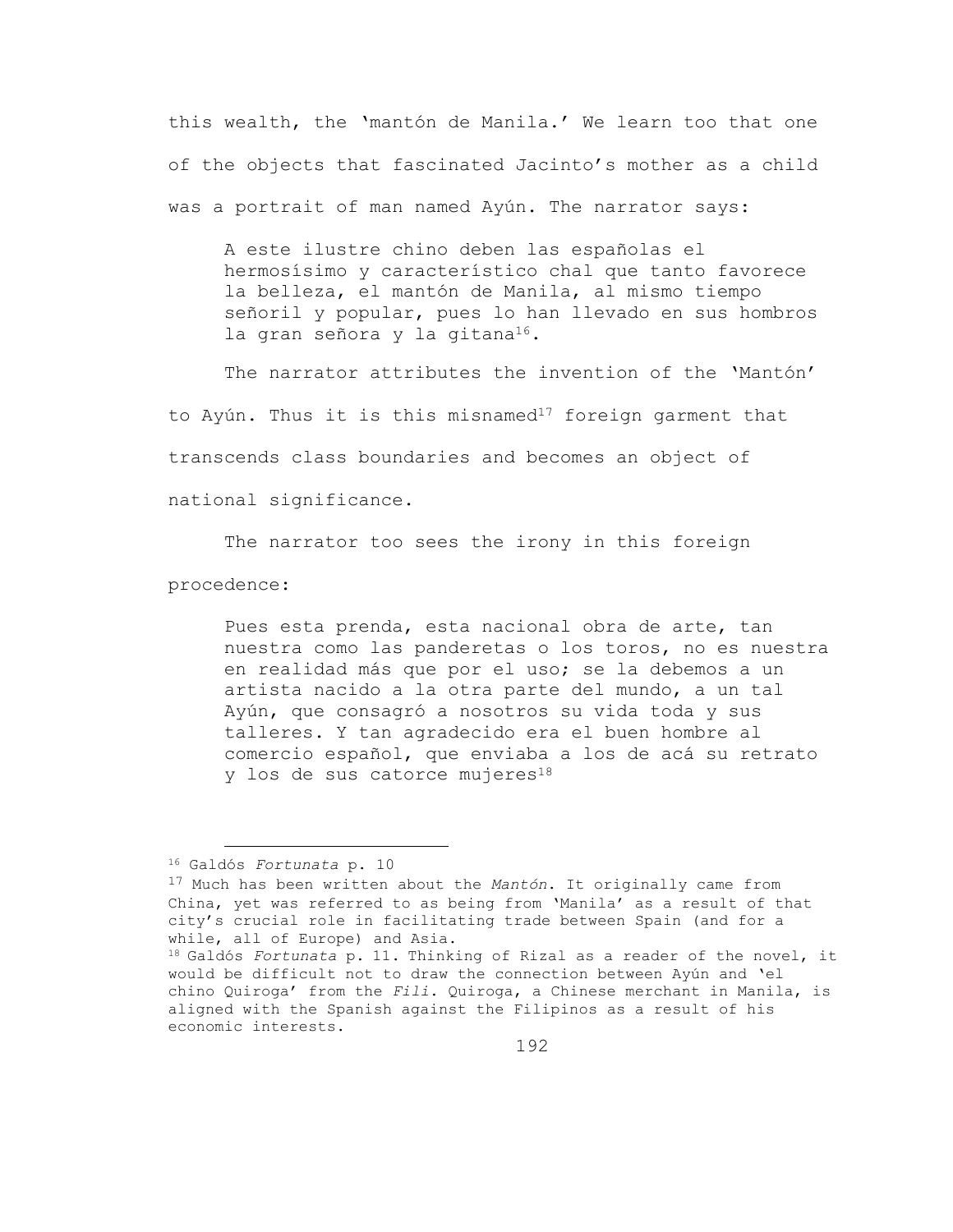this wealth, the 'mantón de Manila.' We learn too that one of the objects that fascinated Jacinto's mother as a child was a portrait of man named Ayún. The narrator says:

> A este ilustre chino deben las españolas el hermosísimo y característico chal que tanto favorece la belleza, el mantón de Manila, al mismo tiempo señoril y popular, pues lo han llevado en sus hombros la gran señora y la gitana[16].

The narrator attributes the invention of the 'Mantón' to Ayún. Thus it is this misnamed[17] foreign garment that transcends class boundaries and becomes an object of national significance.

The narrator too sees the irony in this foreign procedence:

> Pues esta prenda, esta nacional obra de arte, tan nuestra como las panderetas o los toros, no es nuestra en realidad más que por el uso; se la debemos a un artista nacido a la otra parte del mundo, a un tal Ayún, que consagró a nosotros su vida toda y sus talleres. Y tan agradecido era el buen hombre al comercio español, que enviaba a los de acá su retrato y los de sus catorce mujeres[18]

---

[16] Galdós *Fortunata* p. 10

[17] Much has been written about the *Mantón*. It originally came from China, yet was referred to as being from 'Manila' as a result of that city's crucial role in facilitating trade between Spain (and for a while, all of Europe) and Asia.

[18] Galdós *Fortunata* p. 11. Thinking of Rizal as a reader of the novel, it would be difficult not to draw the connection between Ayún and 'el chino Quiroga' from the *Fili*. Quiroga, a Chinese merchant in Manila, is aligned with the Spanish against the Filipinos as a result of his economic interests.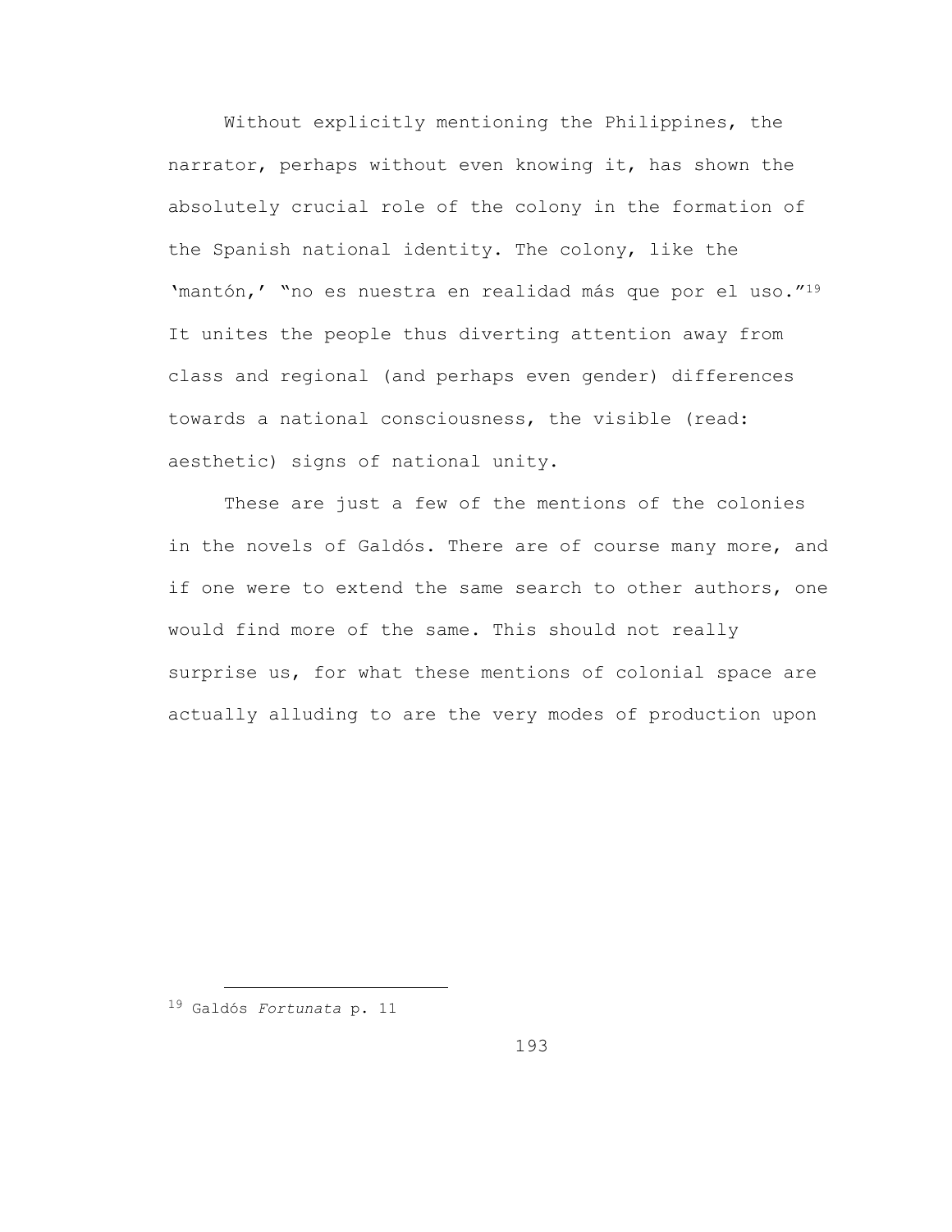Without explicitly mentioning the Philippines, the narrator, perhaps without even knowing it, has shown the absolutely crucial role of the colony in the formation of the Spanish national identity. The colony, like the 'mantón,' "no es nuestra en realidad más que por el uso."[19] It unites the people thus diverting attention away from class and regional (and perhaps even gender) differences towards a national consciousness, the visible (read: aesthetic) signs of national unity.

These are just a few of the mentions of the colonies in the novels of Galdós. There are of course many more, and if one were to extend the same search to other authors, one would find more of the same. This should not really surprise us, for what these mentions of colonial space are actually alluding to are the very modes of production upon

---

[19] Galdós *Fortunata* p. 11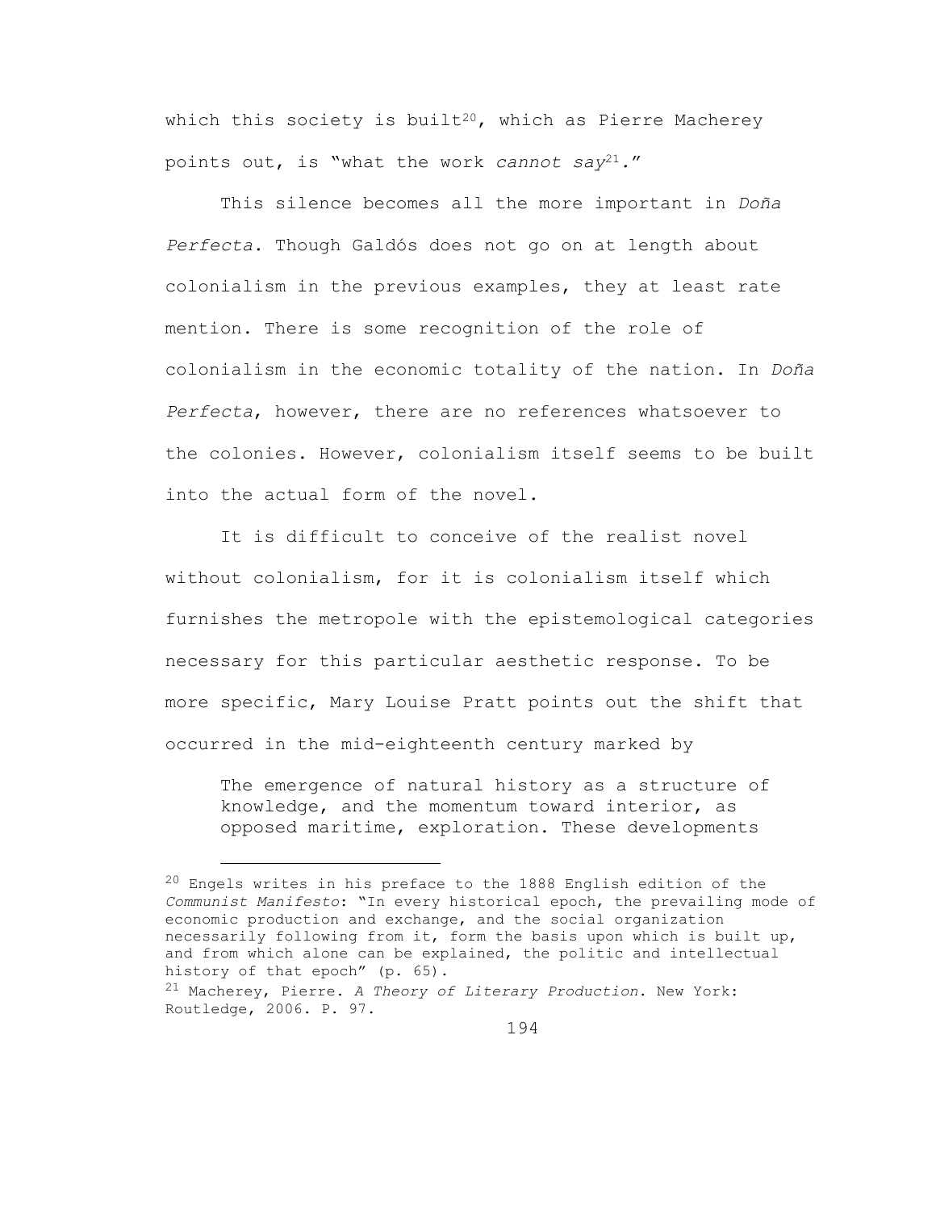which this society is built[20], which as Pierre Macherey points out, is "what the work *cannot say*[21]."

This silence becomes all the more important in *Doña Perfecta*. Though Galdós does not go on at length about colonialism in the previous examples, they at least rate mention. There is some recognition of the role of colonialism in the economic totality of the nation. In *Doña Perfecta*, however, there are no references whatsoever to the colonies. However, colonialism itself seems to be built into the actual form of the novel.

It is difficult to conceive of the realist novel without colonialism, for it is colonialism itself which furnishes the metropole with the epistemological categories necessary for this particular aesthetic response. To be more specific, Mary Louise Pratt points out the shift that occurred in the mid-eighteenth century marked by

> The emergence of natural history as a structure of knowledge, and the momentum toward interior, as opposed maritime, exploration. These developments

---

[20] Engels writes in his preface to the 1888 English edition of the *Communist Manifesto*: "In every historical epoch, the prevailing mode of economic production and exchange, and the social organization necessarily following from it, form the basis upon which is built up, and from which alone can be explained, the politic and intellectual history of that epoch" (p. 65).

[21] Macherey, Pierre. *A Theory of Literary Production*. New York: Routledge, 2006. P. 97.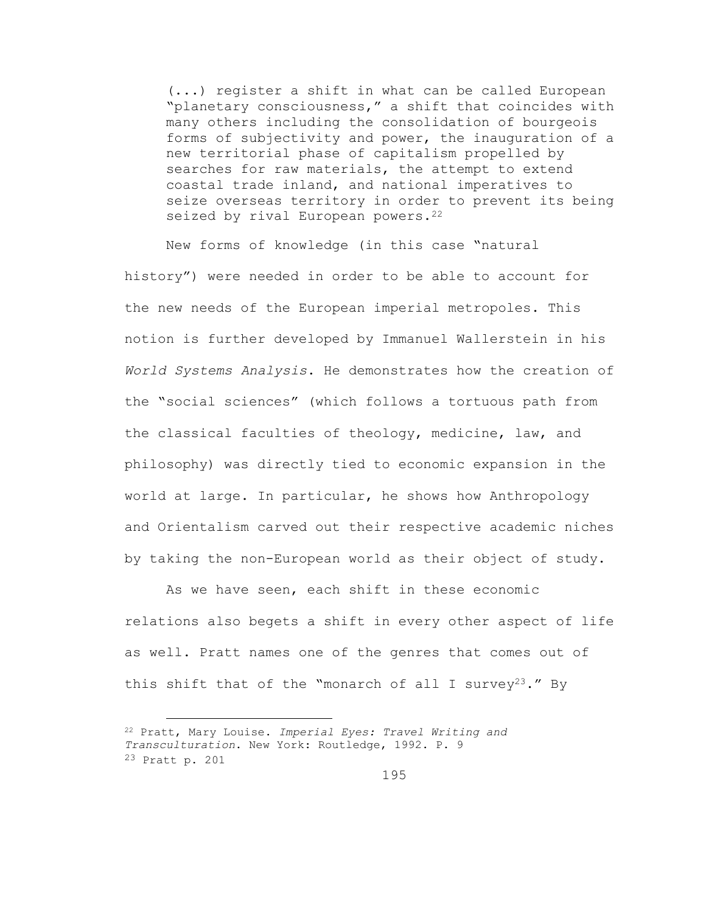> (...) register a shift in what can be called European "planetary consciousness," a shift that coincides with many others including the consolidation of bourgeois forms of subjectivity and power, the inauguration of a new territorial phase of capitalism propelled by searches for raw materials, the attempt to extend coastal trade inland, and national imperatives to seize overseas territory in order to prevent its being seized by rival European powers.[22]

New forms of knowledge (in this case "natural history") were needed in order to be able to account for the new needs of the European imperial metropoles. This notion is further developed by Immanuel Wallerstein in his *World Systems Analysis*. He demonstrates how the creation of the "social sciences" (which follows a tortuous path from the classical faculties of theology, medicine, law, and philosophy) was directly tied to economic expansion in the world at large. In particular, he shows how Anthropology and Orientalism carved out their respective academic niches by taking the non-European world as their object of study.

As we have seen, each shift in these economic relations also begets a shift in every other aspect of life as well. Pratt names one of the genres that comes out of this shift that of the "monarch of all I survey[23]." By

---

[22] Pratt, Mary Louise. *Imperial Eyes: Travel Writing and Transculturation*. New York: Routledge, 1992. P. 9

[23] Pratt p. 201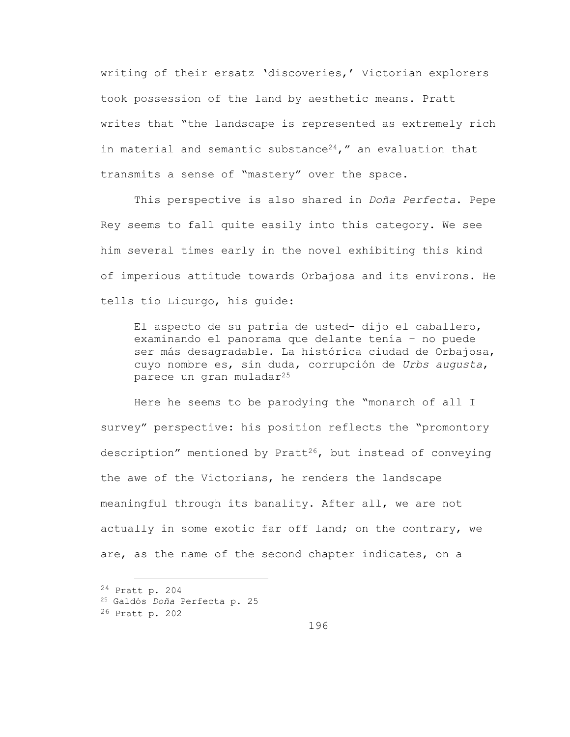writing of their ersatz 'discoveries,' Victorian explorers took possession of the land by aesthetic means. Pratt writes that "the landscape is represented as extremely rich in material and semantic substance[24]," an evaluation that transmits a sense of "mastery" over the space.

This perspective is also shared in *Doña Perfecta*. Pepe Rey seems to fall quite easily into this category. We see him several times early in the novel exhibiting this kind of imperious attitude towards Orbajosa and its environs. He tells tío Licurgo, his guide:

> El aspecto de su patria de usted- dijo el caballero, examinando el panorama que delante tenía – no puede ser más desagradable. La histórica ciudad de Orbajosa, cuyo nombre es, sin duda, corrupción de *Urbs augusta*, parece un gran muladar[25]

Here he seems to be parodying the "monarch of all I survey" perspective: his position reflects the "promontory description" mentioned by Pratt[26], but instead of conveying the awe of the Victorians, he renders the landscape meaningful through its banality. After all, we are not actually in some exotic far off land; on the contrary, we are, as the name of the second chapter indicates, on a

---

[24] Pratt p. 204

[25] Galdós *Doña* Perfecta p. 25

[26] Pratt p. 202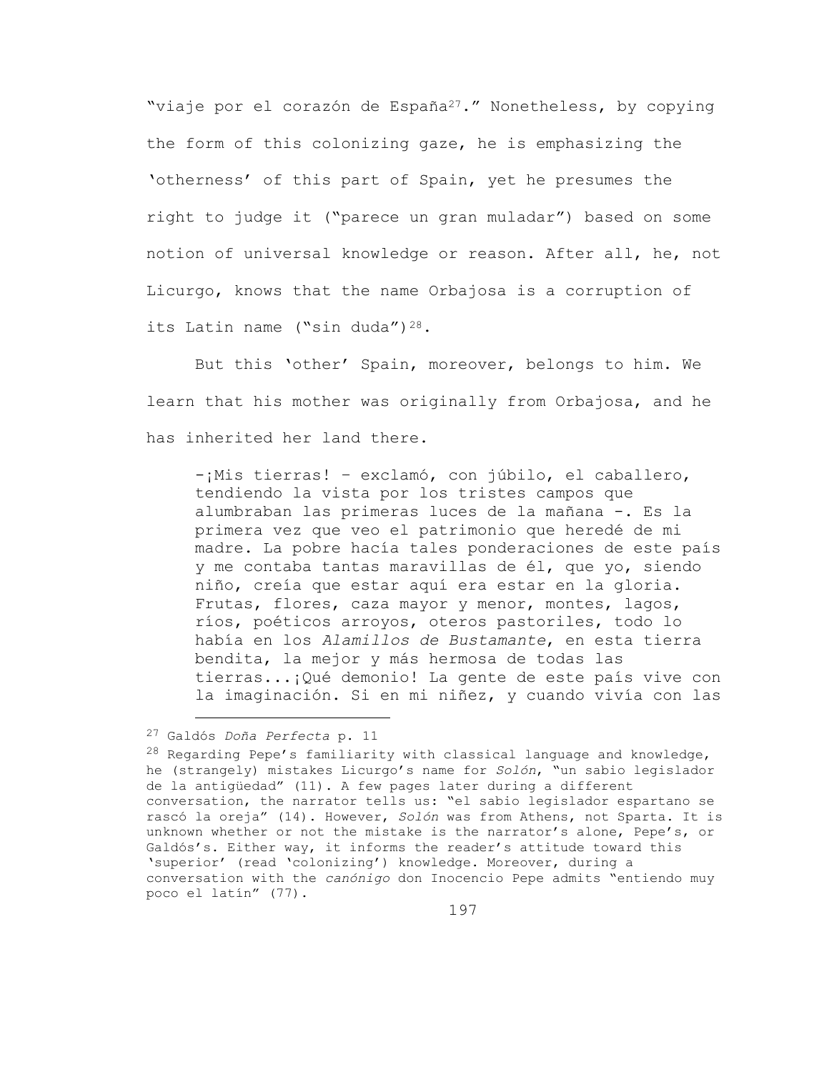"viaje por el corazón de España[27]." Nonetheless, by copying the form of this colonizing gaze, he is emphasizing the 'otherness' of this part of Spain, yet he presumes the right to judge it ("parece un gran muladar") based on some notion of universal knowledge or reason. After all, he, not Licurgo, knows that the name Orbajosa is a corruption of its Latin name ("sin duda")[28].

But this 'other' Spain, moreover, belongs to him. We learn that his mother was originally from Orbajosa, and he has inherited her land there.

> -¡Mis tierras! – exclamó, con júbilo, el caballero, tendiendo la vista por los tristes campos que alumbraban las primeras luces de la mañana -. Es la primera vez que veo el patrimonio que heredé de mi madre. La pobre hacía tales ponderaciones de este país y me contaba tantas maravillas de él, que yo, siendo niño, creía que estar aquí era estar en la gloria. Frutas, flores, caza mayor y menor, montes, lagos, ríos, poéticos arroyos, oteros pastoriles, todo lo había en los *Alamillos de Bustamante*, en esta tierra bendita, la mejor y más hermosa de todas las tierras...¡Qué demonio! La gente de este país vive con la imaginación. Si en mi niñez, y cuando vivía con las

---

[27] Galdós *Doña Perfecta* p. 11

[28] Regarding Pepe's familiarity with classical language and knowledge, he (strangely) mistakes Licurgo's name for *Solón*, "un sabio legislador de la antigüedad" (11). A few pages later during a different conversation, the narrator tells us: "el sabio legislador espartano se rascó la oreja" (14). However, *Solón* was from Athens, not Sparta. It is unknown whether or not the mistake is the narrator's alone, Pepe's, or Galdós's. Either way, it informs the reader's attitude toward this 'superior' (read 'colonizing') knowledge. Moreover, during a conversation with the *canónigo* don Inocencio Pepe admits "entiendo muy poco el latín" (77).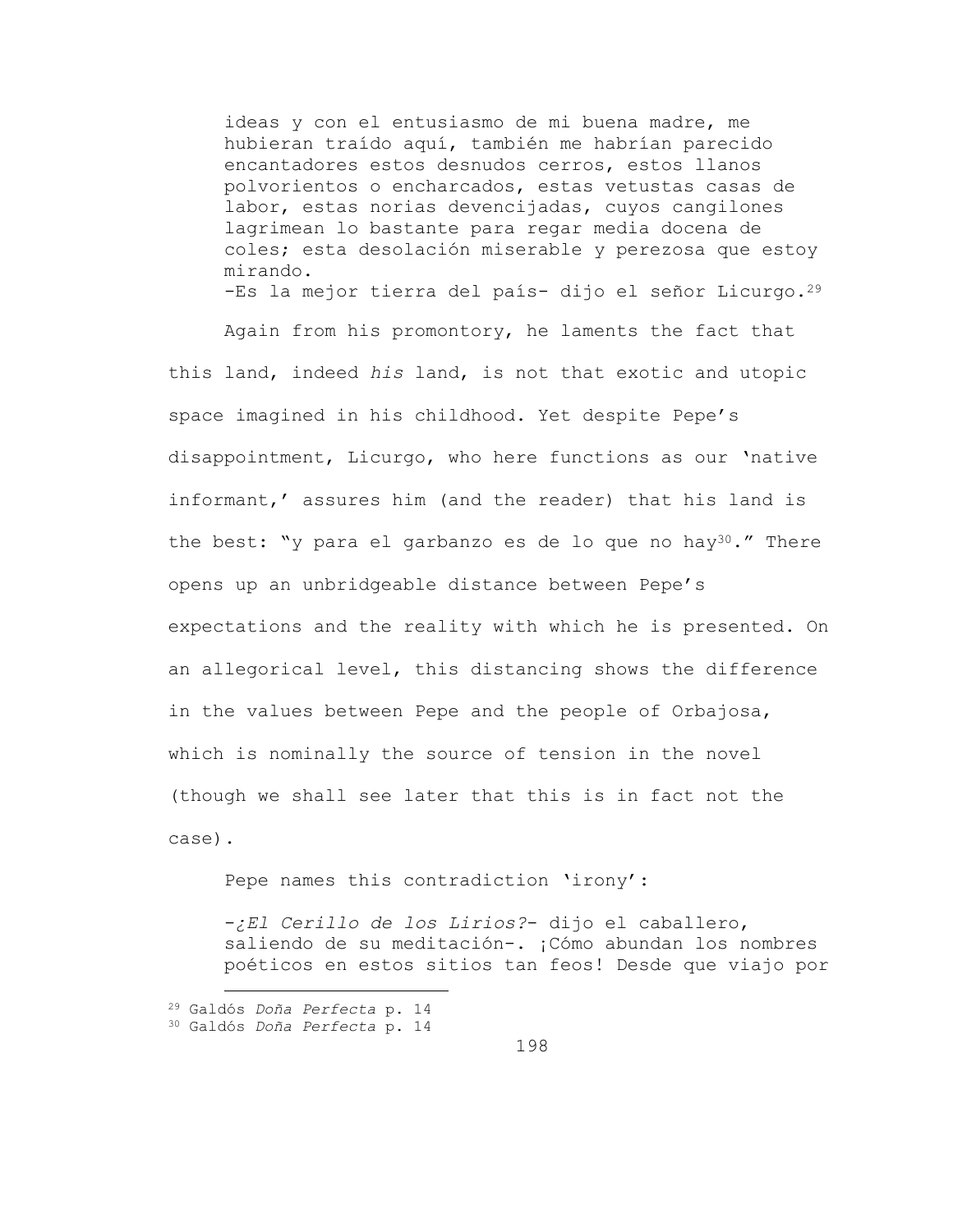> ideas y con el entusiasmo de mi buena madre, me hubieran traído aquí, también me habrían parecido encantadores estos desnudos cerros, estos llanos polvorientos o encharcados, estas vetustas casas de labor, estas norias devencijadas, cuyos cangilones lagrimean lo bastante para regar media docena de coles; esta desolación miserable y perezosa que estoy mirando.
> -Es la mejor tierra del país- dijo el señor Licurgo.[29]

Again from his promontory, he laments the fact that this land, indeed *his* land, is not that exotic and utopic space imagined in his childhood. Yet despite Pepe's disappointment, Licurgo, who here functions as our 'native informant,' assures him (and the reader) that his land is the best: "y para el garbanzo es de lo que no hay[30]." There opens up an unbridgeable distance between Pepe's expectations and the reality with which he is presented. On an allegorical level, this distancing shows the difference in the values between Pepe and the people of Orbajosa, which is nominally the source of tension in the novel (though we shall see later that this is in fact not the case).

Pepe names this contradiction 'irony':

> -*¿El Cerillo de los Lirios?*- dijo el caballero, saliendo de su meditación-. ¡Cómo abundan los nombres poéticos en estos sitios tan feos! Desde que viajo por

[29] Galdós *Doña Perfecta* p. 14

[30] Galdós *Doña Perfecta* p. 14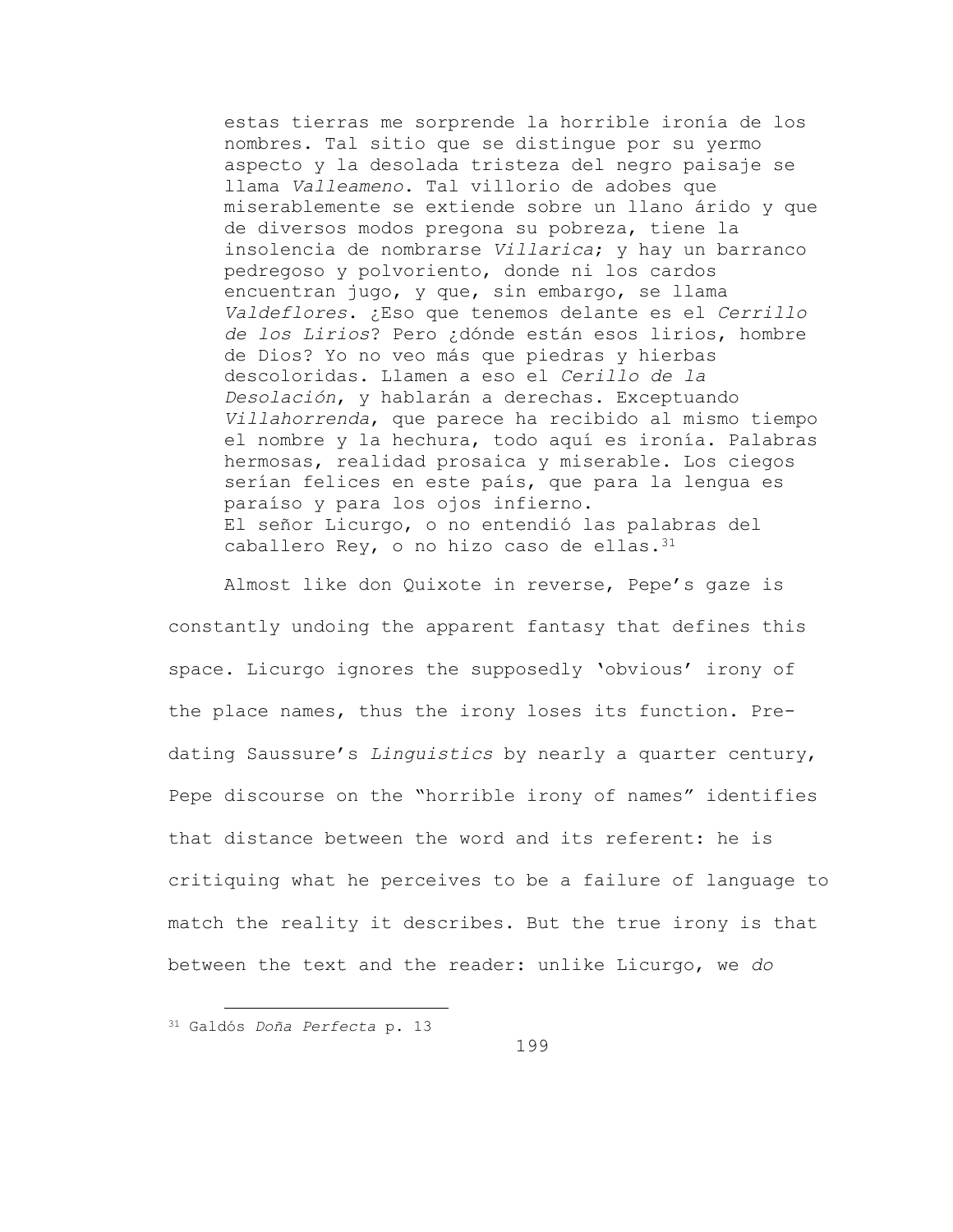> estas tierras me sorprende la horrible ironía de los nombres. Tal sitio que se distingue por su yermo aspecto y la desolada tristeza del negro paisaje se llama *Valleameno*. Tal villorio de adobes que miserablemente se extiende sobre un llano árido y que de diversos modos pregona su pobreza, tiene la insolencia de nombrarse *Villarica*; y hay un barranco pedregoso y polvoriento, donde ni los cardos encuentran jugo, y que, sin embargo, se llama *Valdeflores*. ¿Eso que tenemos delante es el *Cerrillo de los Lirios*? Pero ¿dónde están esos lirios, hombre de Dios? Yo no veo más que piedras y hierbas descoloridas. Llamen a eso el *Cerillo de la Desolación*, y hablarán a derechas. Exceptuando *Villahorrenda*, que parece ha recibido al mismo tiempo el nombre y la hechura, todo aquí es ironía. Palabras hermosas, realidad prosaica y miserable. Los ciegos serían felices en este país, que para la lengua es paraíso y para los ojos infierno.
> El señor Licurgo, o no entendió las palabras del caballero Rey, o no hizo caso de ellas.[31]

Almost like don Quixote in reverse, Pepe's gaze is constantly undoing the apparent fantasy that defines this space. Licurgo ignores the supposedly 'obvious' irony of the place names, thus the irony loses its function. Pre-dating Saussure's *Linguistics* by nearly a quarter century, Pepe discourse on the "horrible irony of names" identifies that distance between the word and its referent: he is critiquing what he perceives to be a failure of language to match the reality it describes. But the true irony is that between the text and the reader: unlike Licurgo, we *do*

---

[31] Galdós *Doña Perfecta* p. 13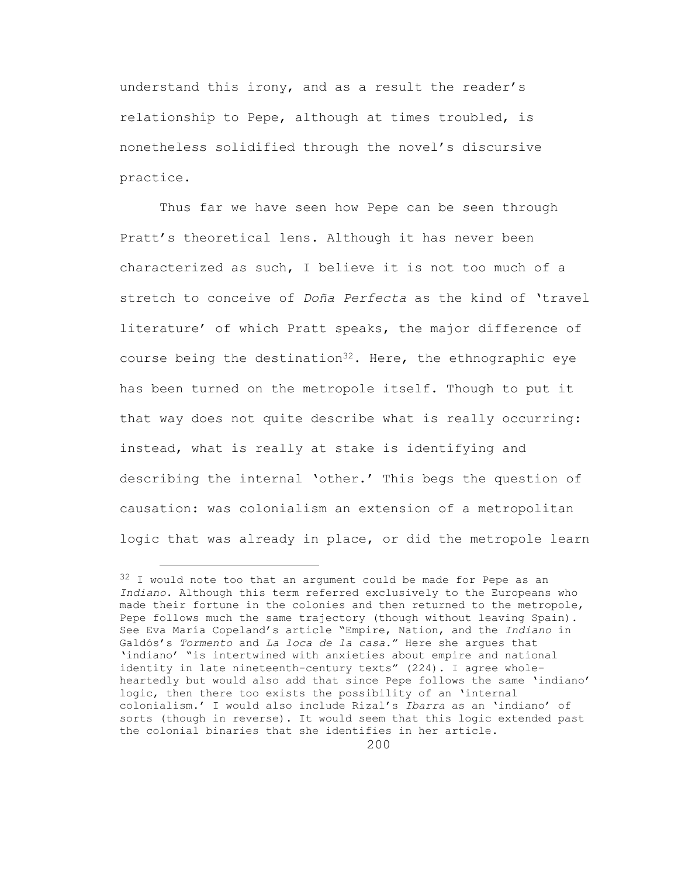understand this irony, and as a result the reader's relationship to Pepe, although at times troubled, is nonetheless solidified through the novel's discursive practice.

Thus far we have seen how Pepe can be seen through Pratt's theoretical lens. Although it has never been characterized as such, I believe it is not too much of a stretch to conceive of *Doña Perfecta* as the kind of 'travel literature' of which Pratt speaks, the major difference of course being the destination[32]. Here, the ethnographic eye has been turned on the metropole itself. Though to put it that way does not quite describe what is really occurring: instead, what is really at stake is identifying and describing the internal 'other.' This begs the question of causation: was colonialism an extension of a metropolitan logic that was already in place, or did the metropole learn

---

[32] I would note too that an argument could be made for Pepe as an *Indiano*. Although this term referred exclusively to the Europeans who made their fortune in the colonies and then returned to the metropole, Pepe follows much the same trajectory (though without leaving Spain). See Eva María Copeland's article "Empire, Nation, and the *Indiano* in Galdós's *Tormento* and *La loca de la casa*." Here she argues that 'indiano' "is intertwined with anxieties about empire and national identity in late nineteenth-century texts" (224). I agree whole-heartedly but would also add that since Pepe follows the same 'indiano' logic, then there too exists the possibility of an 'internal colonialism.' I would also include Rizal's *Ibarra* as an 'indiano' of sorts (though in reverse). It would seem that this logic extended past the colonial binaries that she identifies in her article.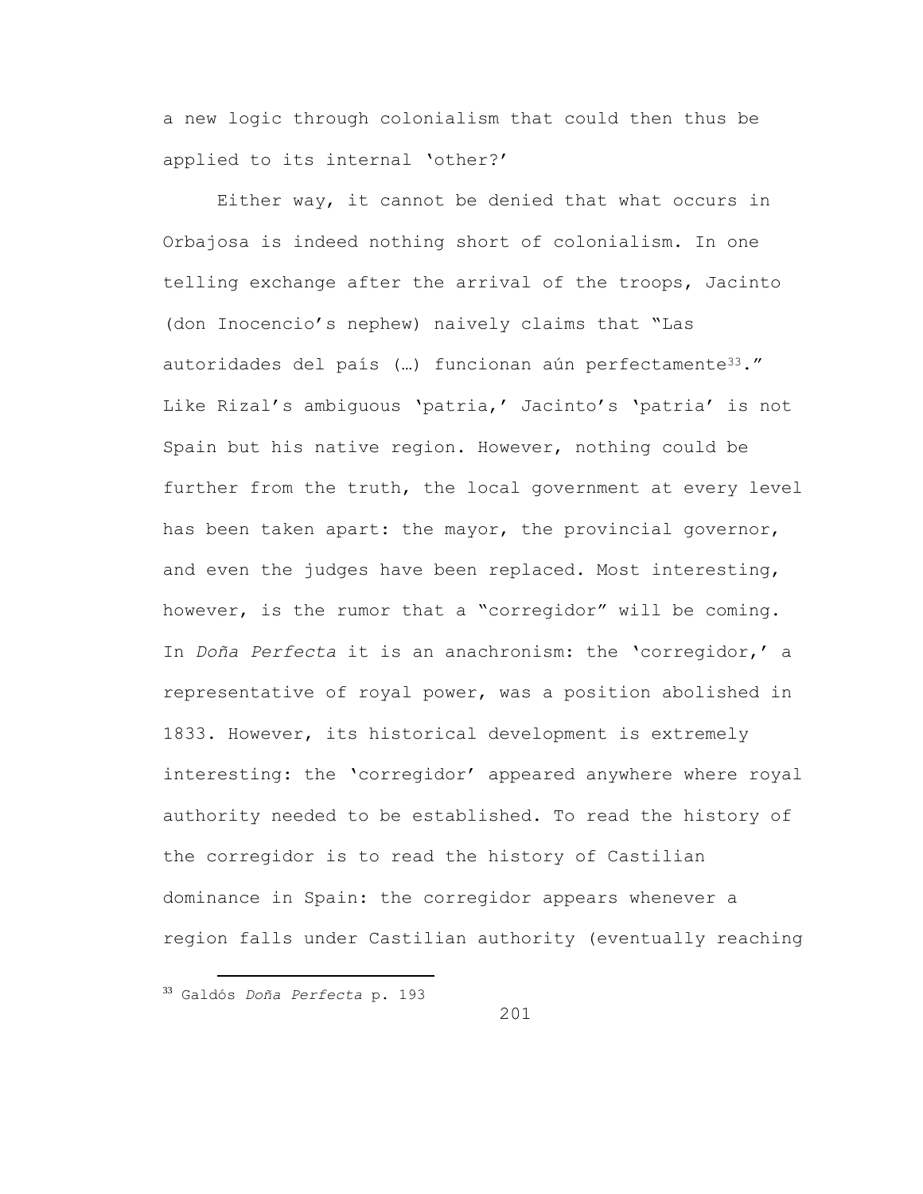a new logic through colonialism that could then thus be applied to its internal 'other?'

Either way, it cannot be denied that what occurs in Orbajosa is indeed nothing short of colonialism. In one telling exchange after the arrival of the troops, Jacinto (don Inocencio's nephew) naively claims that "Las autoridades del país (…) funcionan aún perfectamente[33]." Like Rizal's ambiguous 'patria,' Jacinto's 'patria' is not Spain but his native region. However, nothing could be further from the truth, the local government at every level has been taken apart: the mayor, the provincial governor, and even the judges have been replaced. Most interesting, however, is the rumor that a "corregidor" will be coming. In *Doña Perfecta* it is an anachronism: the 'corregidor,' a representative of royal power, was a position abolished in 1833. However, its historical development is extremely interesting: the 'corregidor' appeared anywhere where royal authority needed to be established. To read the history of the corregidor is to read the history of Castilian dominance in Spain: the corregidor appears whenever a region falls under Castilian authority (eventually reaching

[33] Galdós *Doña Perfecta* p. 193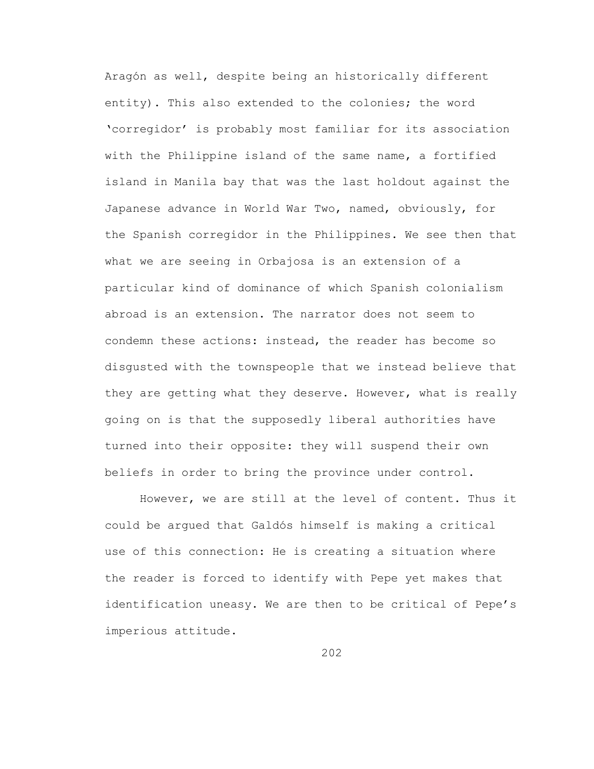Aragón as well, despite being an historically different entity). This also extended to the colonies; the word 'corregidor' is probably most familiar for its association with the Philippine island of the same name, a fortified island in Manila bay that was the last holdout against the Japanese advance in World War Two, named, obviously, for the Spanish corregidor in the Philippines. We see then that what we are seeing in Orbajosa is an extension of a particular kind of dominance of which Spanish colonialism abroad is an extension. The narrator does not seem to condemn these actions: instead, the reader has become so disgusted with the townspeople that we instead believe that they are getting what they deserve. However, what is really going on is that the supposedly liberal authorities have turned into their opposite: they will suspend their own beliefs in order to bring the province under control.

However, we are still at the level of content. Thus it could be argued that Galdós himself is making a critical use of this connection: He is creating a situation where the reader is forced to identify with Pepe yet makes that identification uneasy. We are then to be critical of Pepe's imperious attitude.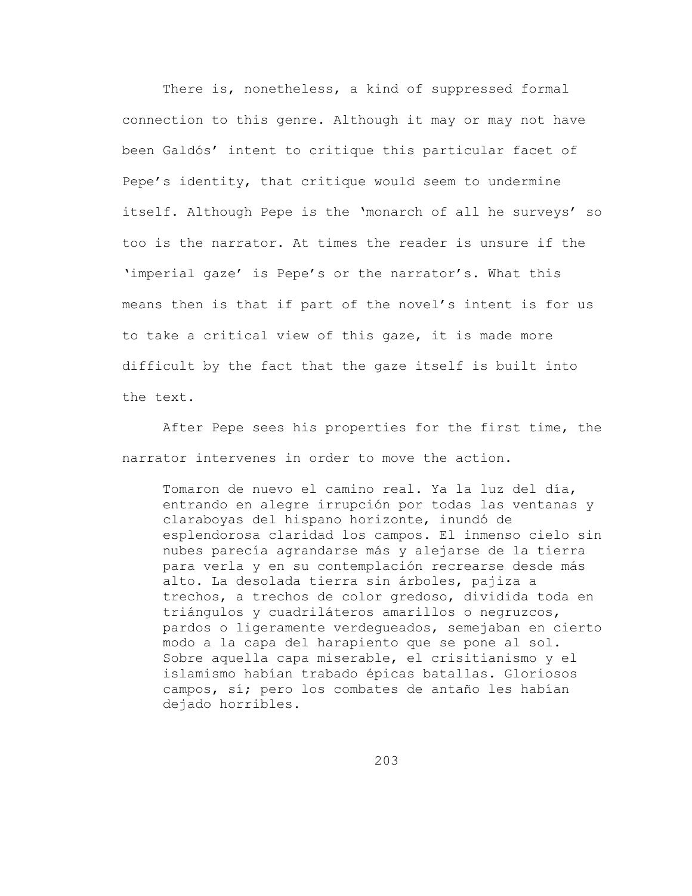There is, nonetheless, a kind of suppressed formal connection to this genre. Although it may or may not have been Galdós' intent to critique this particular facet of Pepe's identity, that critique would seem to undermine itself. Although Pepe is the 'monarch of all he surveys' so too is the narrator. At times the reader is unsure if the 'imperial gaze' is Pepe's or the narrator's. What this means then is that if part of the novel's intent is for us to take a critical view of this gaze, it is made more difficult by the fact that the gaze itself is built into the text.

After Pepe sees his properties for the first time, the narrator intervenes in order to move the action.

> Tomaron de nuevo el camino real. Ya la luz del día, entrando en alegre irrupción por todas las ventanas y claraboyas del hispano horizonte, inundó de esplendorosa claridad los campos. El inmenso cielo sin nubes parecía agrandarse más y alejarse de la tierra para verla y en su contemplación recrearse desde más alto. La desolada tierra sin árboles, pajiza a trechos, a trechos de color gredoso, dividida toda en triángulos y cuadriláteros amarillos o negruzcos, pardos o ligeramente verdegueados, semejaban en cierto modo a la capa del harapiento que se pone al sol. Sobre aquella capa miserable, el crisitianismo y el islamismo habían trabado épicas batallas. Gloriosos campos, sí; pero los combates de antaño les habían dejado horribles.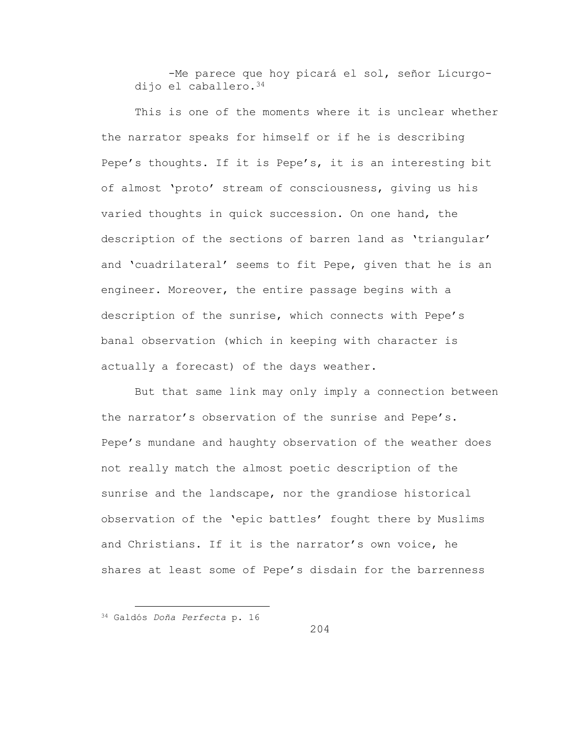-Me parece que hoy picará el sol, señor Licurgo- dijo el caballero.[34]

This is one of the moments where it is unclear whether the narrator speaks for himself or if he is describing Pepe's thoughts. If it is Pepe's, it is an interesting bit of almost 'proto' stream of consciousness, giving us his varied thoughts in quick succession. On one hand, the description of the sections of barren land as 'triangular' and 'cuadrilateral' seems to fit Pepe, given that he is an engineer. Moreover, the entire passage begins with a description of the sunrise, which connects with Pepe's banal observation (which in keeping with character is actually a forecast) of the days weather.

But that same link may only imply a connection between the narrator's observation of the sunrise and Pepe's. Pepe's mundane and haughty observation of the weather does not really match the almost poetic description of the sunrise and the landscape, nor the grandiose historical observation of the 'epic battles' fought there by Muslims and Christians. If it is the narrator's own voice, he shares at least some of Pepe's disdain for the barrenness

[34] Galdós *Doña Perfecta* p. 16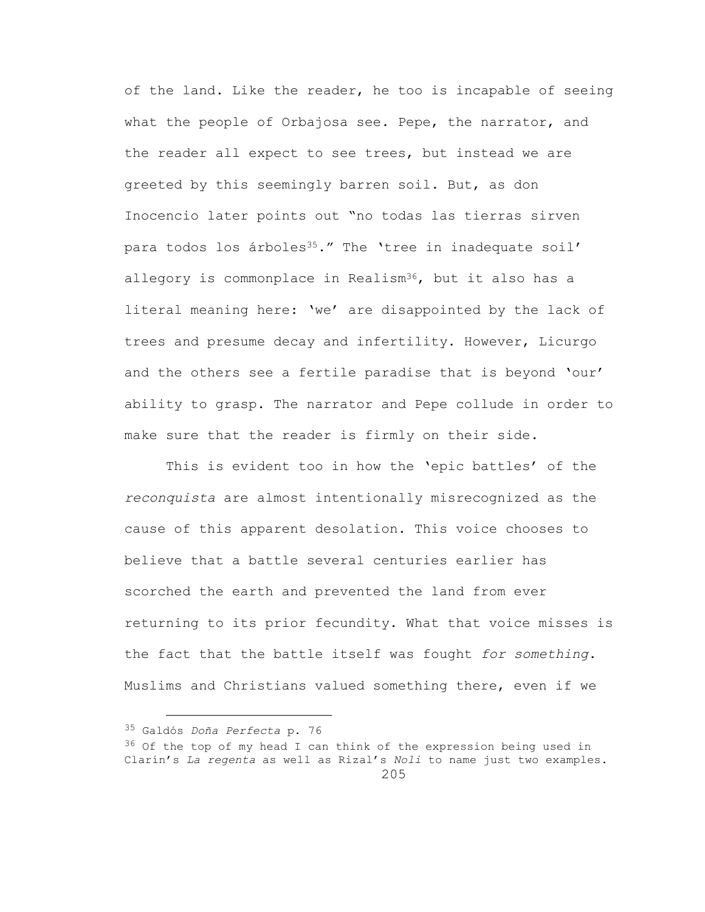of the land. Like the reader, he too is incapable of seeing what the people of Orbajosa see. Pepe, the narrator, and the reader all expect to see trees, but instead we are greeted by this seemingly barren soil. But, as don Inocencio later points out "no todas las tierras sirven para todos los árboles[35]." The 'tree in inadequate soil' allegory is commonplace in Realism[36], but it also has a literal meaning here: 'we' are disappointed by the lack of trees and presume decay and infertility. However, Licurgo and the others see a fertile paradise that is beyond 'our' ability to grasp. The narrator and Pepe collude in order to make sure that the reader is firmly on their side.

This is evident too in how the 'epic battles' of the *reconquista* are almost intentionally misrecognized as the cause of this apparent desolation. This voice chooses to believe that a battle several centuries earlier has scorched the earth and prevented the land from ever returning to its prior fecundity. What that voice misses is the fact that the battle itself was fought *for something*. Muslims and Christians valued something there, even if we

---

[35] Galdós *Doña Perfecta* p. 76

[36] Of the top of my head I can think of the expression being used in Clarín's *La regenta* as well as Rizal's *Noli* to name just two examples.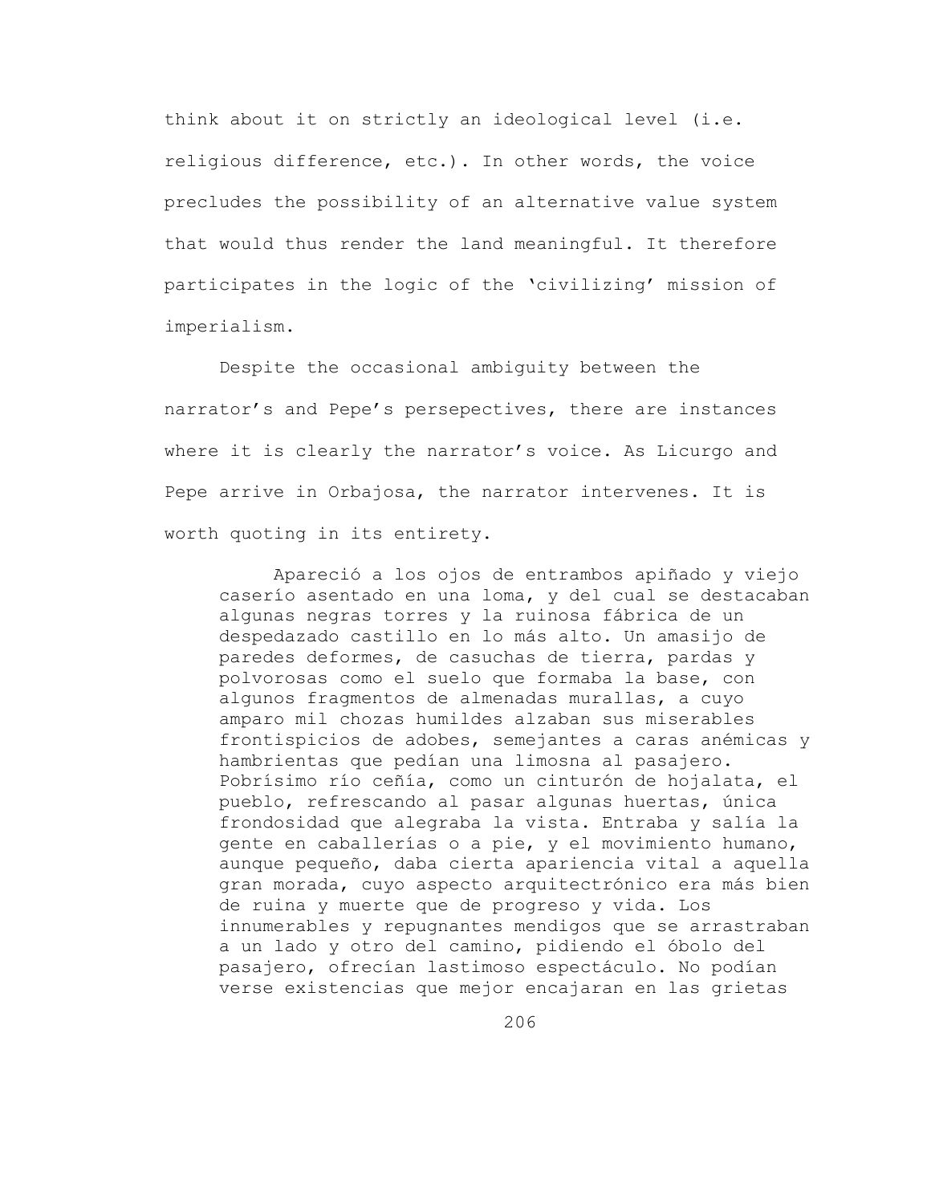think about it on strictly an ideological level (i.e. religious difference, etc.). In other words, the voice precludes the possibility of an alternative value system that would thus render the land meaningful. It therefore participates in the logic of the 'civilizing' mission of imperialism.

Despite the occasional ambiguity between the narrator's and Pepe's persepectives, there are instances where it is clearly the narrator's voice. As Licurgo and Pepe arrive in Orbajosa, the narrator intervenes. It is worth quoting in its entirety.

> Apareció a los ojos de entrambos apiñado y viejo caserío asentado en una loma, y del cual se destacaban algunas negras torres y la ruinosa fábrica de un despedazado castillo en lo más alto. Un amasijo de paredes deformes, de casuchas de tierra, pardas y polvorosas como el suelo que formaba la base, con algunos fragmentos de almenadas murallas, a cuyo amparo mil chozas humildes alzaban sus miserables frontispicios de adobes, semejantes a caras anémicas y hambrientas que pedían una limosna al pasajero. Pobrísimo río ceñía, como un cinturón de hojalata, el pueblo, refrescando al pasar algunas huertas, única frondosidad que alegraba la vista. Entraba y salía la gente en caballerías o a pie, y el movimiento humano, aunque pequeño, daba cierta apariencia vital a aquella gran morada, cuyo aspecto arquitectrónico era más bien de ruina y muerte que de progreso y vida. Los innumerables y repugnantes mendigos que se arrastraban a un lado y otro del camino, pidiendo el óbolo del pasajero, ofrecían lastimoso espectáculo. No podían verse existencias que mejor encajaran en las grietas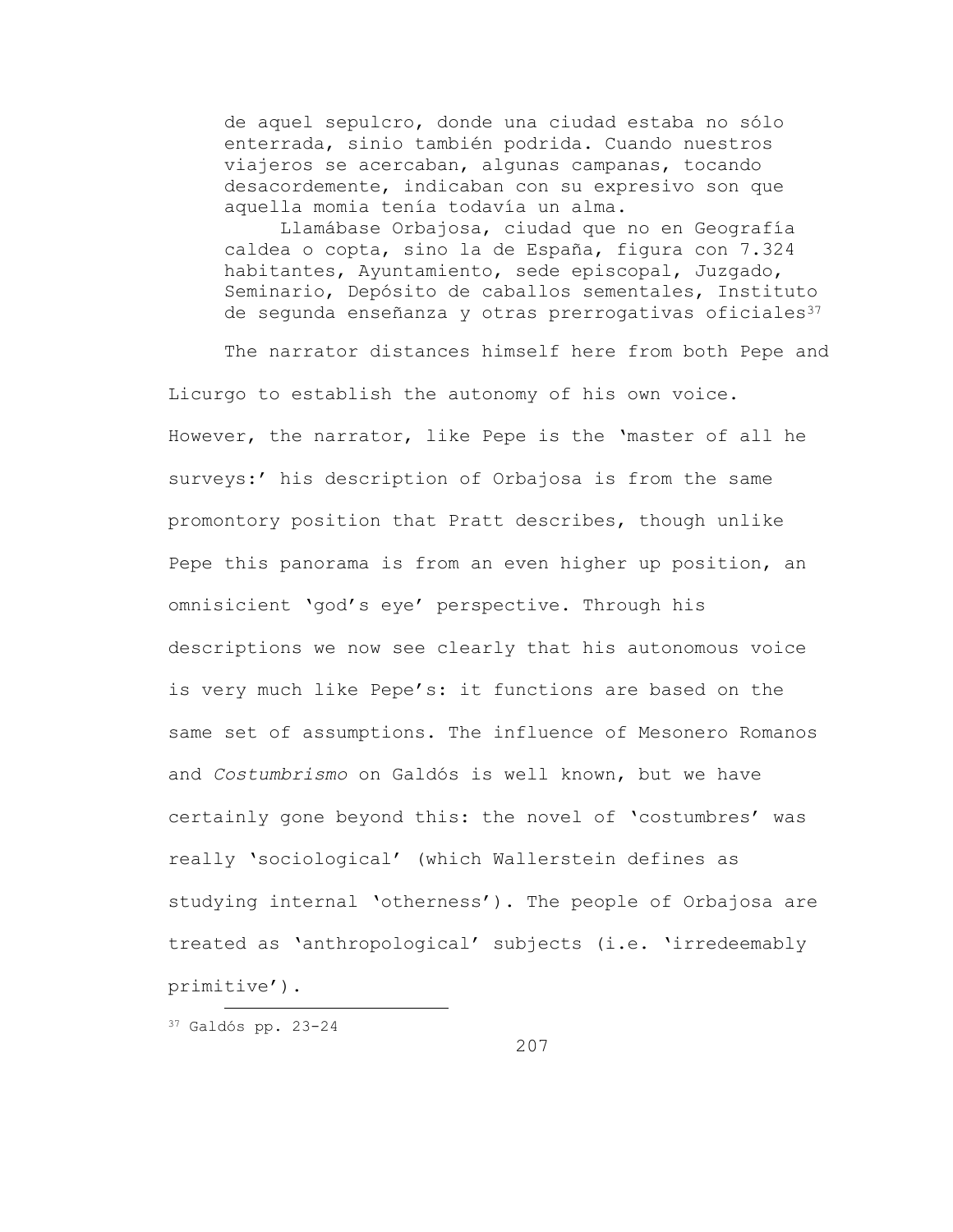> de aquel sepulcro, donde una ciudad estaba no sólo enterrada, sinio también podrida. Cuando nuestros viajeros se acercaban, algunas campanas, tocando desacordemente, indicaban con su expresivo son que aquella momia tenía todavía un alma.
>
> Llamábase Orbajosa, ciudad que no en Geografía caldea o copta, sino la de España, figura con 7.324 habitantes, Ayuntamiento, sede episcopal, Juzgado, Seminario, Depósito de caballos sementales, Instituto de segunda enseñanza y otras prerrogativas oficiales[37]

The narrator distances himself here from both Pepe and Licurgo to establish the autonomy of his own voice. However, the narrator, like Pepe is the 'master of all he surveys:' his description of Orbajosa is from the same promontory position that Pratt describes, though unlike Pepe this panorama is from an even higher up position, an omnisicient 'god's eye' perspective. Through his descriptions we now see clearly that his autonomous voice is very much like Pepe's: it functions are based on the same set of assumptions. The influence of Mesonero Romanos and *Costumbrismo* on Galdós is well known, but we have certainly gone beyond this: the novel of 'costumbres' was really 'sociological' (which Wallerstein defines as studying internal 'otherness'). The people of Orbajosa are treated as 'anthropological' subjects (i.e. 'irredeemably primitive').

[37] Galdós pp. 23-24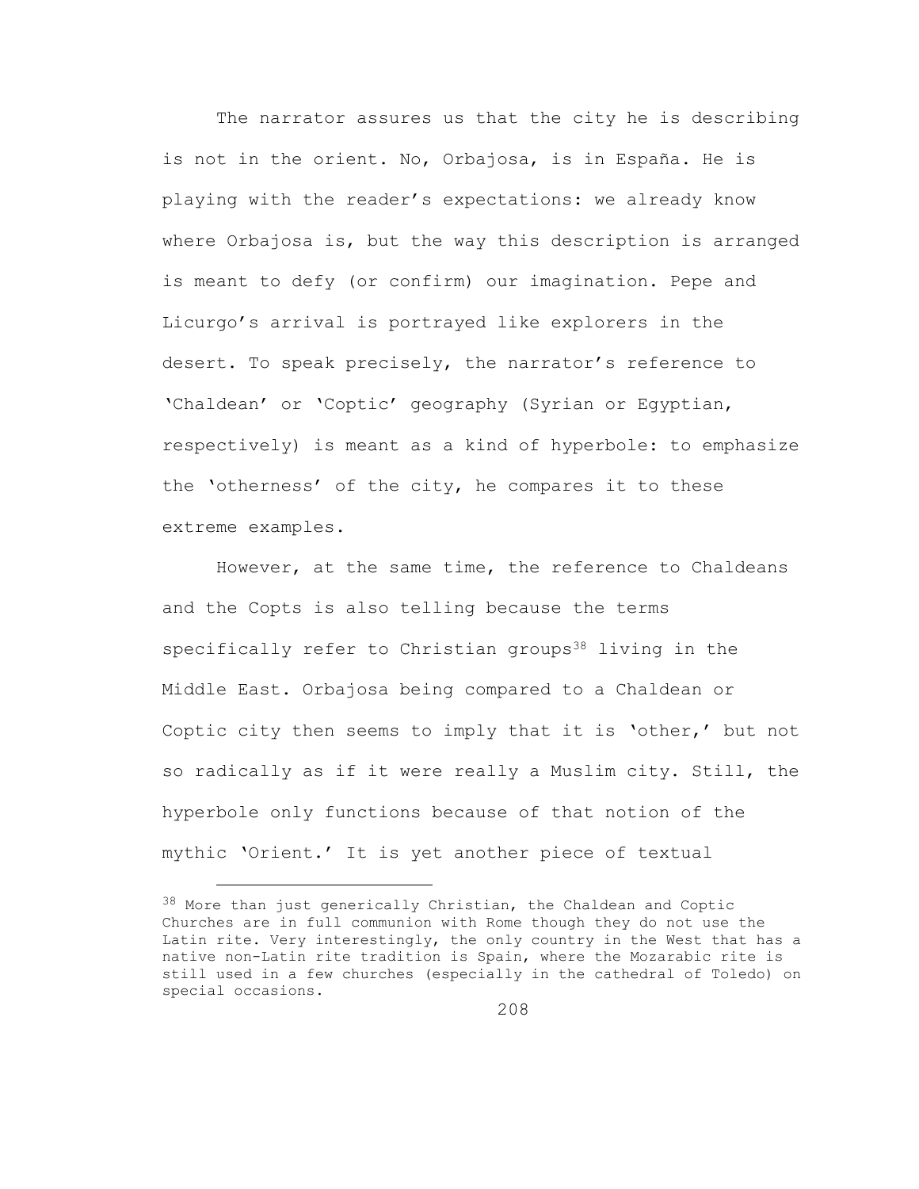The narrator assures us that the city he is describing is not in the orient. No, Orbajosa, is in España. He is playing with the reader's expectations: we already know where Orbajosa is, but the way this description is arranged is meant to defy (or confirm) our imagination. Pepe and Licurgo's arrival is portrayed like explorers in the desert. To speak precisely, the narrator's reference to 'Chaldean' or 'Coptic' geography (Syrian or Egyptian, respectively) is meant as a kind of hyperbole: to emphasize the 'otherness' of the city, he compares it to these extreme examples.

However, at the same time, the reference to Chaldeans and the Copts is also telling because the terms specifically refer to Christian groups[38] living in the Middle East. Orbajosa being compared to a Chaldean or Coptic city then seems to imply that it is 'other,' but not so radically as if it were really a Muslim city. Still, the hyperbole only functions because of that notion of the mythic 'Orient.' It is yet another piece of textual

---

[38] More than just generically Christian, the Chaldean and Coptic Churches are in full communion with Rome though they do not use the Latin rite. Very interestingly, the only country in the West that has a native non-Latin rite tradition is Spain, where the Mozarabic rite is still used in a few churches (especially in the cathedral of Toledo) on special occasions.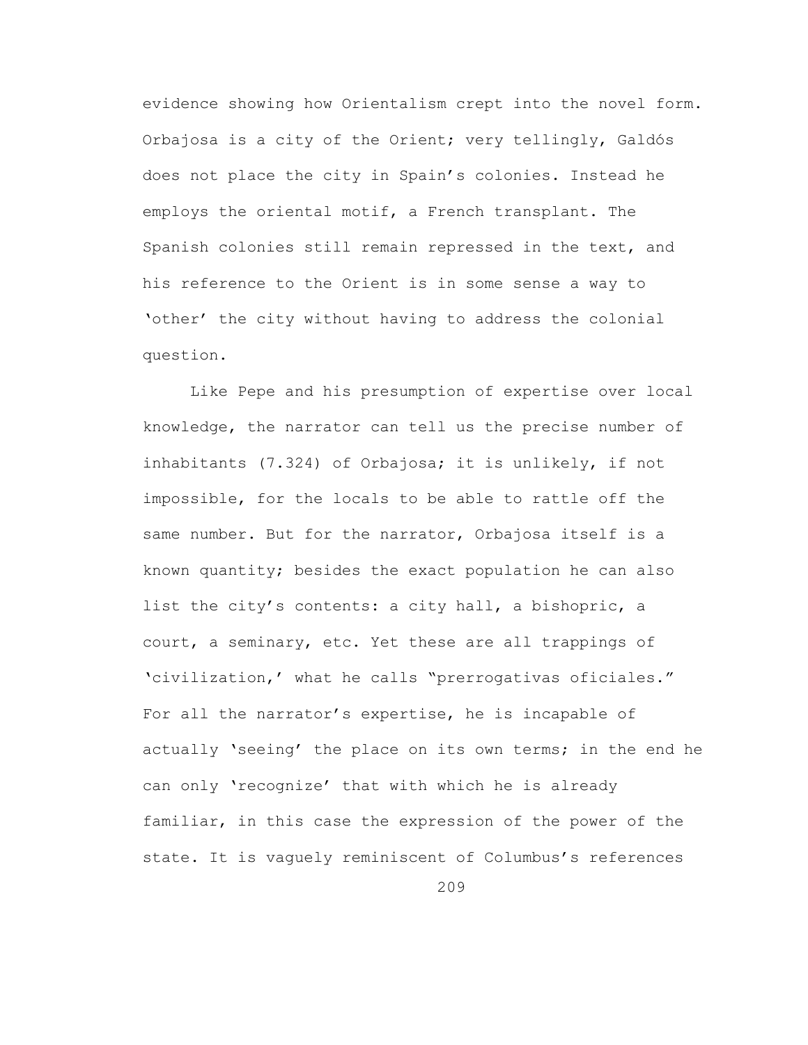evidence showing how Orientalism crept into the novel form. Orbajosa is a city of the Orient; very tellingly, Galdós does not place the city in Spain's colonies. Instead he employs the oriental motif, a French transplant. The Spanish colonies still remain repressed in the text, and his reference to the Orient is in some sense a way to 'other' the city without having to address the colonial question.

Like Pepe and his presumption of expertise over local knowledge, the narrator can tell us the precise number of inhabitants (7.324) of Orbajosa; it is unlikely, if not impossible, for the locals to be able to rattle off the same number. But for the narrator, Orbajosa itself is a known quantity; besides the exact population he can also list the city's contents: a city hall, a bishopric, a court, a seminary, etc. Yet these are all trappings of 'civilization,' what he calls "prerrogativas oficiales." For all the narrator's expertise, he is incapable of actually 'seeing' the place on its own terms; in the end he can only 'recognize' that with which he is already familiar, in this case the expression of the power of the state. It is vaguely reminiscent of Columbus's references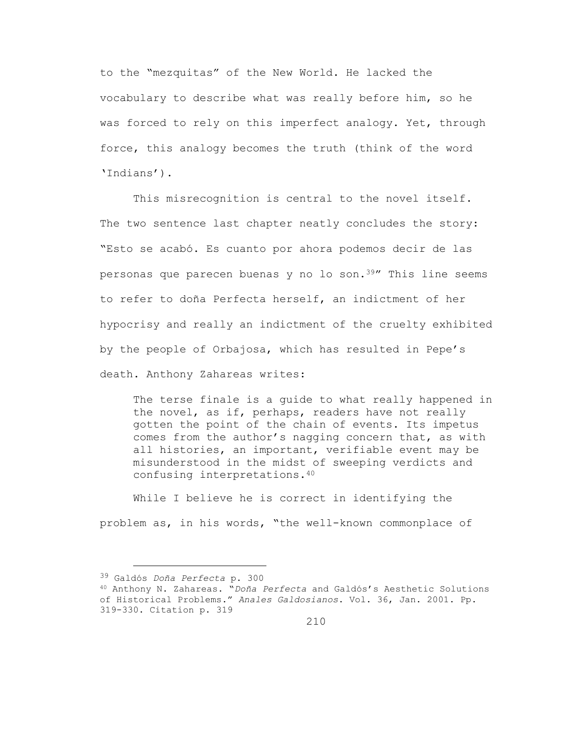to the "mezquitas" of the New World. He lacked the vocabulary to describe what was really before him, so he was forced to rely on this imperfect analogy. Yet, through force, this analogy becomes the truth (think of the word 'Indians').

This misrecognition is central to the novel itself. The two sentence last chapter neatly concludes the story: "Esto se acabó. Es cuanto por ahora podemos decir de las personas que parecen buenas y no lo son.[39]" This line seems to refer to doña Perfecta herself, an indictment of her hypocrisy and really an indictment of the cruelty exhibited by the people of Orbajosa, which has resulted in Pepe's death. Anthony Zahareas writes:

> The terse finale is a guide to what really happened in the novel, as if, perhaps, readers have not really gotten the point of the chain of events. Its impetus comes from the author's nagging concern that, as with all histories, an important, verifiable event may be misunderstood in the midst of sweeping verdicts and confusing interpretations.[40]

While I believe he is correct in identifying the problem as, in his words, "the well-known commonplace of

---

[39] Galdós *Doña Perfecta* p. 300

[40] Anthony N. Zahareas. "*Doña Perfecta* and Galdós's Aesthetic Solutions of Historical Problems." *Anales Galdosianos*. Vol. 36, Jan. 2001. Pp. 319-330. Citation p. 319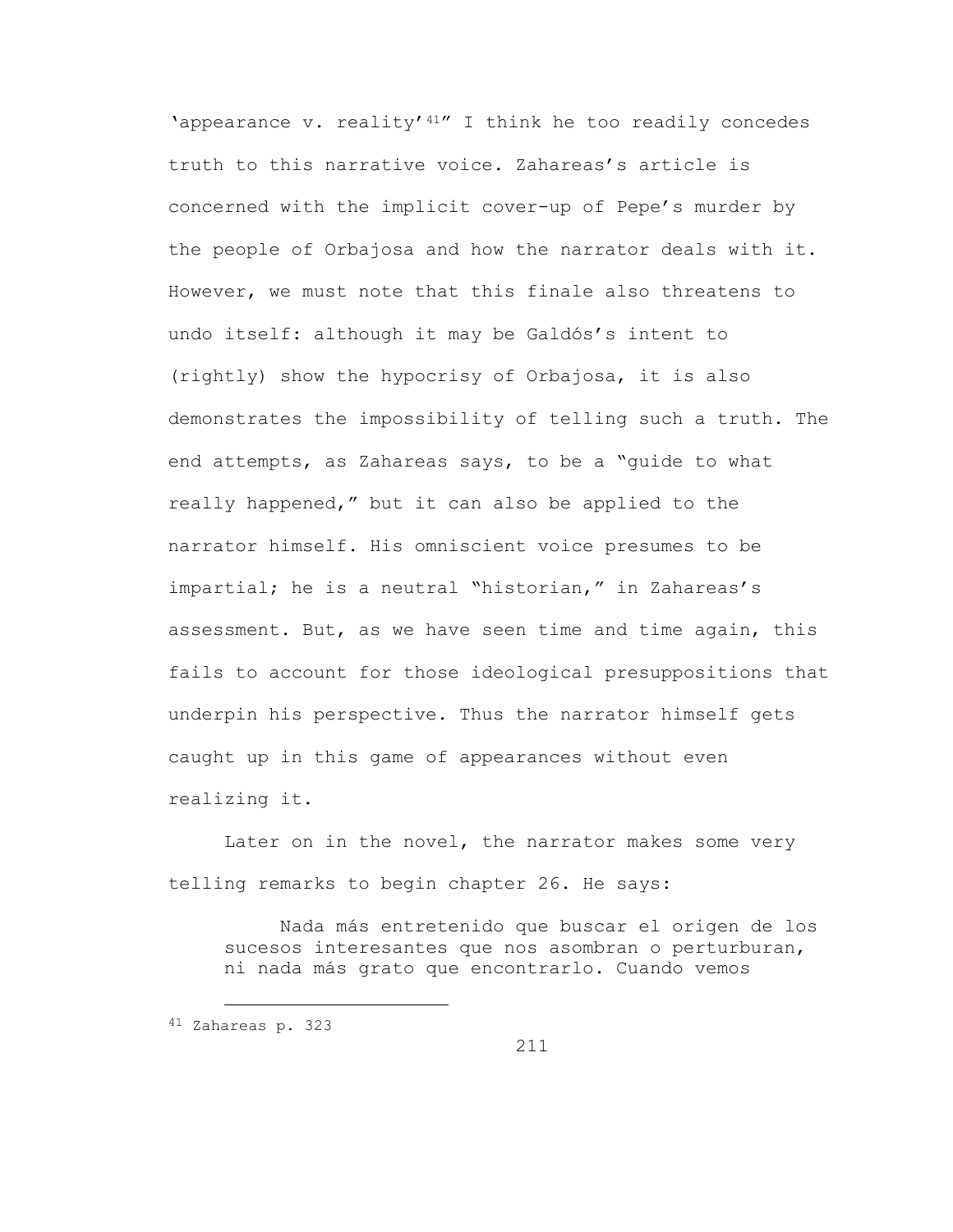'appearance v. reality'[41]" I think he too readily concedes truth to this narrative voice. Zahareas's article is concerned with the implicit cover-up of Pepe's murder by the people of Orbajosa and how the narrator deals with it. However, we must note that this finale also threatens to undo itself: although it may be Galdós's intent to (rightly) show the hypocrisy of Orbajosa, it is also demonstrates the impossibility of telling such a truth. The end attempts, as Zahareas says, to be a "guide to what really happened," but it can also be applied to the narrator himself. His omniscient voice presumes to be impartial; he is a neutral "historian," in Zahareas's assessment. But, as we have seen time and time again, this fails to account for those ideological presuppositions that underpin his perspective. Thus the narrator himself gets caught up in this game of appearances without even realizing it.

Later on in the novel, the narrator makes some very telling remarks to begin chapter 26. He says:

> Nada más entretenido que buscar el origen de los sucesos interesantes que nos asombran o perturburan, ni nada más grato que encontrarlo. Cuando vemos

---

[41] Zahareas p. 323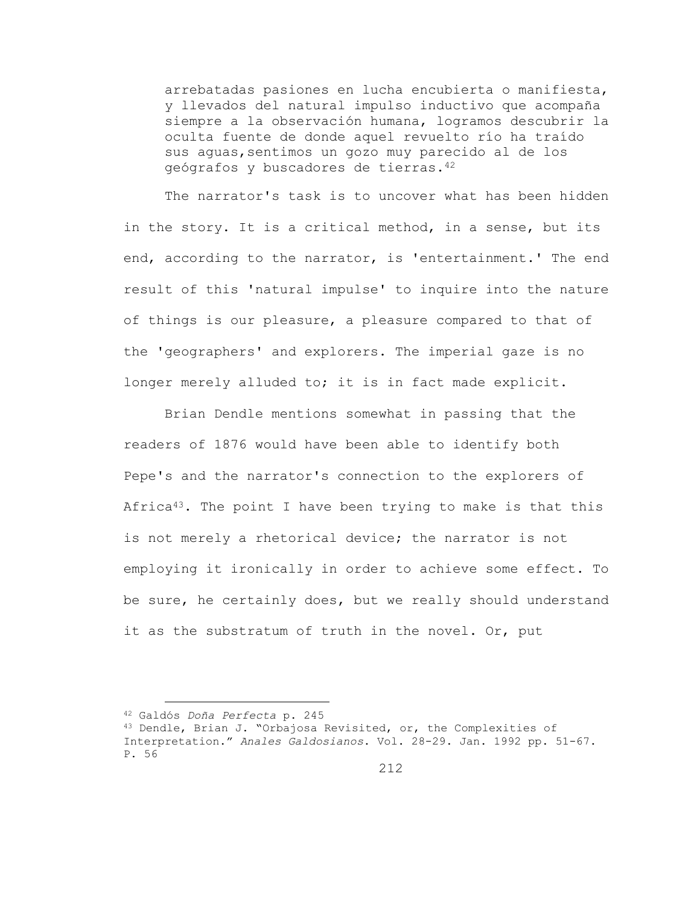> arrebatadas pasiones en lucha encubierta o manifiesta, y llevados del natural impulso inductivo que acompaña siempre a la observación humana, logramos descubrir la oculta fuente de donde aquel revuelto río ha traído sus aguas,sentimos un gozo muy parecido al de los geógrafos y buscadores de tierras.[42]

The narrator's task is to uncover what has been hidden in the story. It is a critical method, in a sense, but its end, according to the narrator, is 'entertainment.' The end result of this 'natural impulse' to inquire into the nature of things is our pleasure, a pleasure compared to that of the 'geographers' and explorers. The imperial gaze is no longer merely alluded to; it is in fact made explicit.

Brian Dendle mentions somewhat in passing that the readers of 1876 would have been able to identify both Pepe's and the narrator's connection to the explorers of Africa[43]. The point I have been trying to make is that this is not merely a rhetorical device; the narrator is not employing it ironically in order to achieve some effect. To be sure, he certainly does, but we really should understand it as the substratum of truth in the novel. Or, put

---

[42] Galdós *Doña Perfecta* p. 245

[43] Dendle, Brian J. "Orbajosa Revisited, or, the Complexities of Interpretation." *Anales Galdosianos*. Vol. 28-29. Jan. 1992 pp. 51-67. P. 56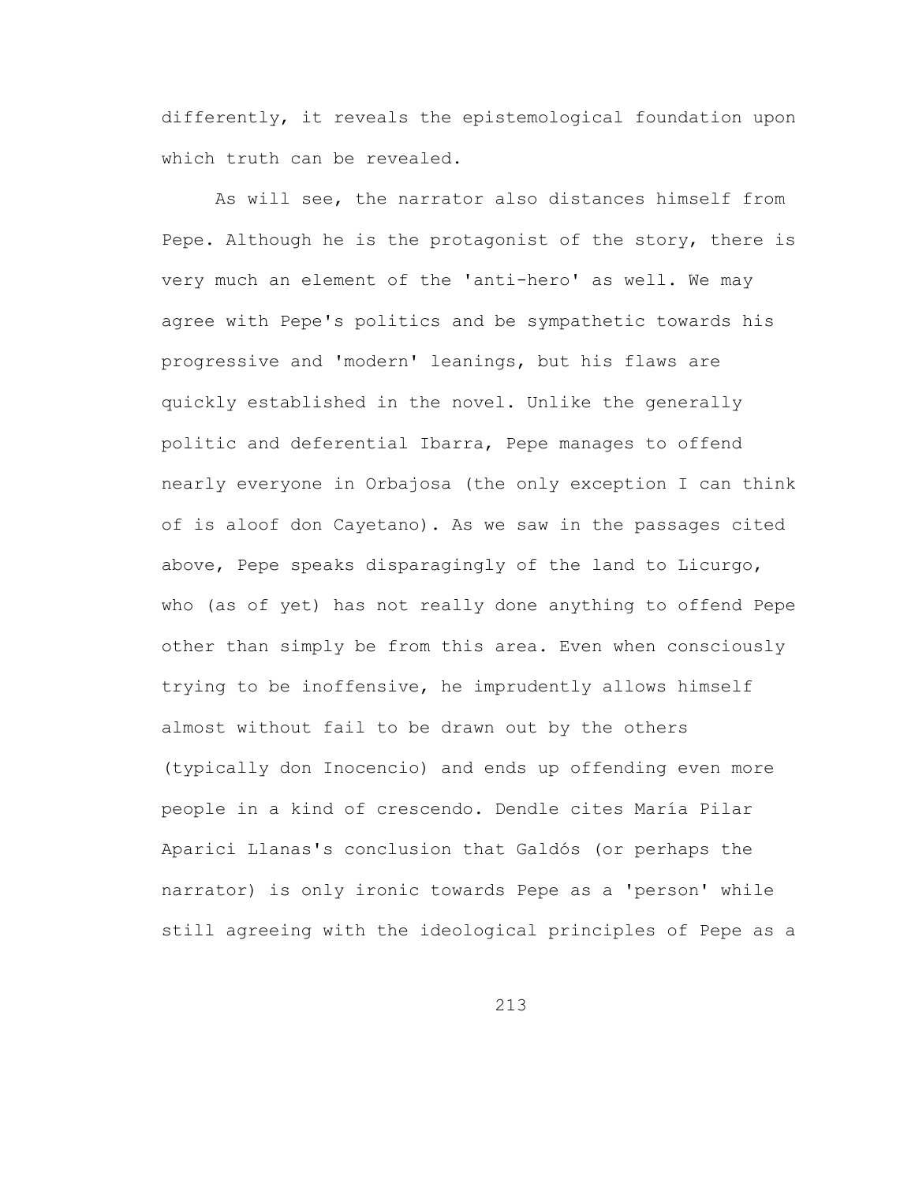differently, it reveals the epistemological foundation upon which truth can be revealed.

As will see, the narrator also distances himself from Pepe. Although he is the protagonist of the story, there is very much an element of the 'anti-hero' as well. We may agree with Pepe's politics and be sympathetic towards his progressive and 'modern' leanings, but his flaws are quickly established in the novel. Unlike the generally politic and deferential Ibarra, Pepe manages to offend nearly everyone in Orbajosa (the only exception I can think of is aloof don Cayetano). As we saw in the passages cited above, Pepe speaks disparagingly of the land to Licurgo, who (as of yet) has not really done anything to offend Pepe other than simply be from this area. Even when consciously trying to be inoffensive, he imprudently allows himself almost without fail to be drawn out by the others (typically don Inocencio) and ends up offending even more people in a kind of crescendo. Dendle cites María Pilar Aparici Llanas's conclusion that Galdós (or perhaps the narrator) is only ironic towards Pepe as a 'person' while still agreeing with the ideological principles of Pepe as a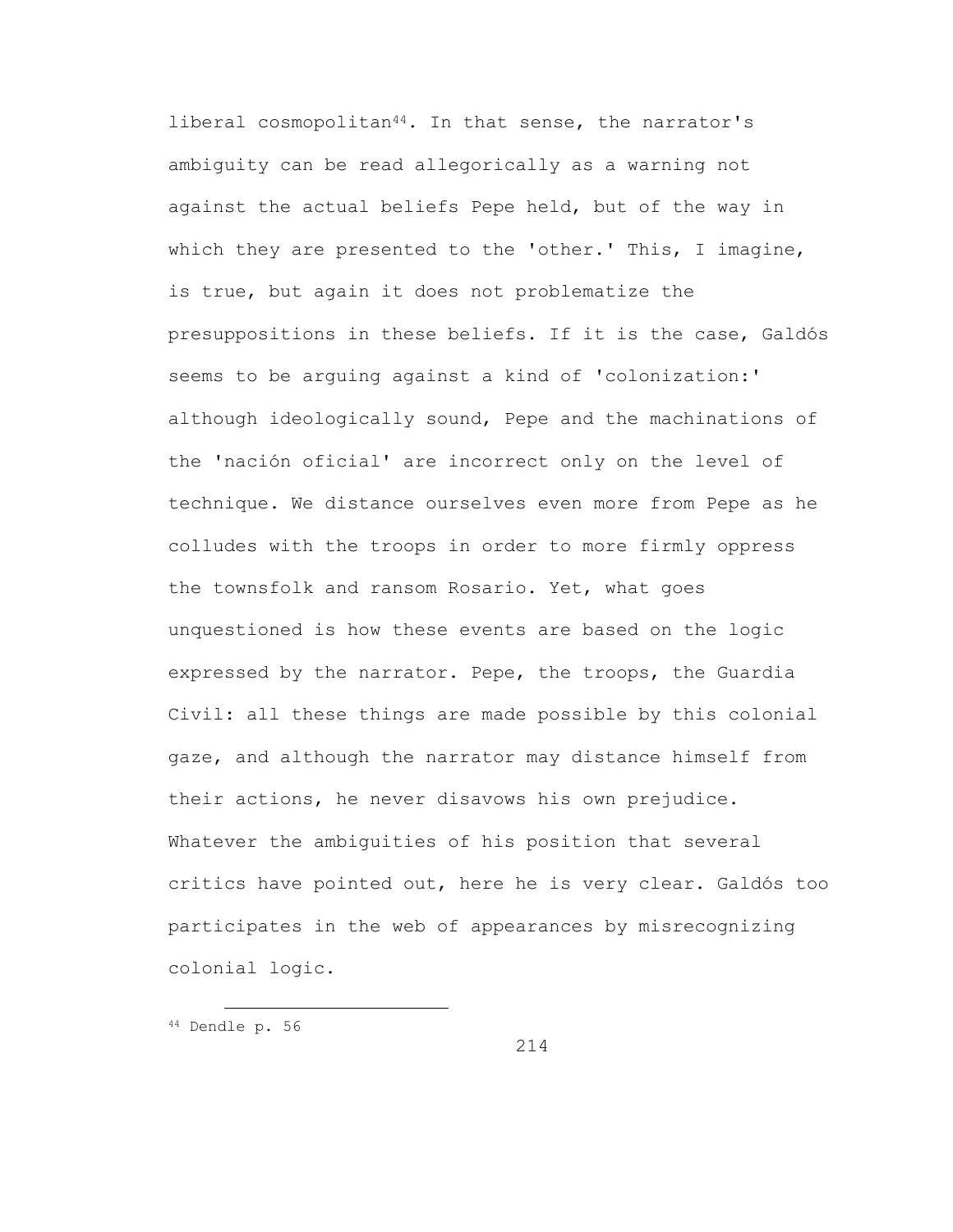liberal cosmopolitan[44]. In that sense, the narrator's ambiguity can be read allegorically as a warning not against the actual beliefs Pepe held, but of the way in which they are presented to the 'other.' This, I imagine, is true, but again it does not problematize the presuppositions in these beliefs. If it is the case, Galdós seems to be arguing against a kind of 'colonization:' although ideologically sound, Pepe and the machinations of the 'nación oficial' are incorrect only on the level of technique. We distance ourselves even more from Pepe as he colludes with the troops in order to more firmly oppress the townsfolk and ransom Rosario. Yet, what goes unquestioned is how these events are based on the logic expressed by the narrator. Pepe, the troops, the Guardia Civil: all these things are made possible by this colonial gaze, and although the narrator may distance himself from their actions, he never disavows his own prejudice. Whatever the ambiguities of his position that several critics have pointed out, here he is very clear. Galdós too participates in the web of appearances by misrecognizing colonial logic.

[44] Dendle p. 56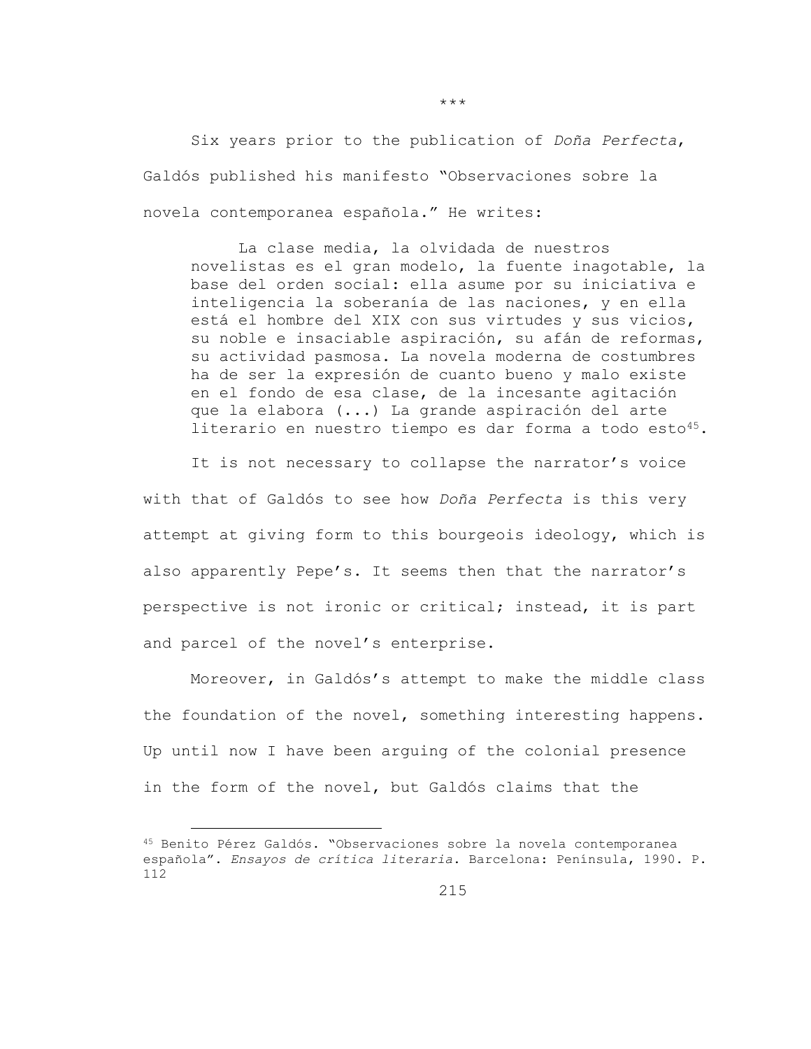\*\*\*

Six years prior to the publication of *Doña Perfecta*, Galdós published his manifesto "Observaciones sobre la novela contemporanea española." He writes:

> La clase media, la olvidada de nuestros novelistas es el gran modelo, la fuente inagotable, la base del orden social: ella asume por su iniciativa e inteligencia la soberanía de las naciones, y en ella está el hombre del XIX con sus virtudes y sus vicios, su noble e insaciable aspiración, su afán de reformas, su actividad pasmosa. La novela moderna de costumbres ha de ser la expresión de cuanto bueno y malo existe en el fondo de esa clase, de la incesante agitación que la elabora (...) La grande aspiración del arte literario en nuestro tiempo es dar forma a todo esto[45].

It is not necessary to collapse the narrator's voice with that of Galdós to see how *Doña Perfecta* is this very attempt at giving form to this bourgeois ideology, which is also apparently Pepe's. It seems then that the narrator's perspective is not ironic or critical; instead, it is part and parcel of the novel's enterprise.

Moreover, in Galdós's attempt to make the middle class the foundation of the novel, something interesting happens. Up until now I have been arguing of the colonial presence in the form of the novel, but Galdós claims that the

---

[45] Benito Pérez Galdós. "Observaciones sobre la novela contemporanea española". *Ensayos de crítica literaria*. Barcelona: Península, 1990. P. 112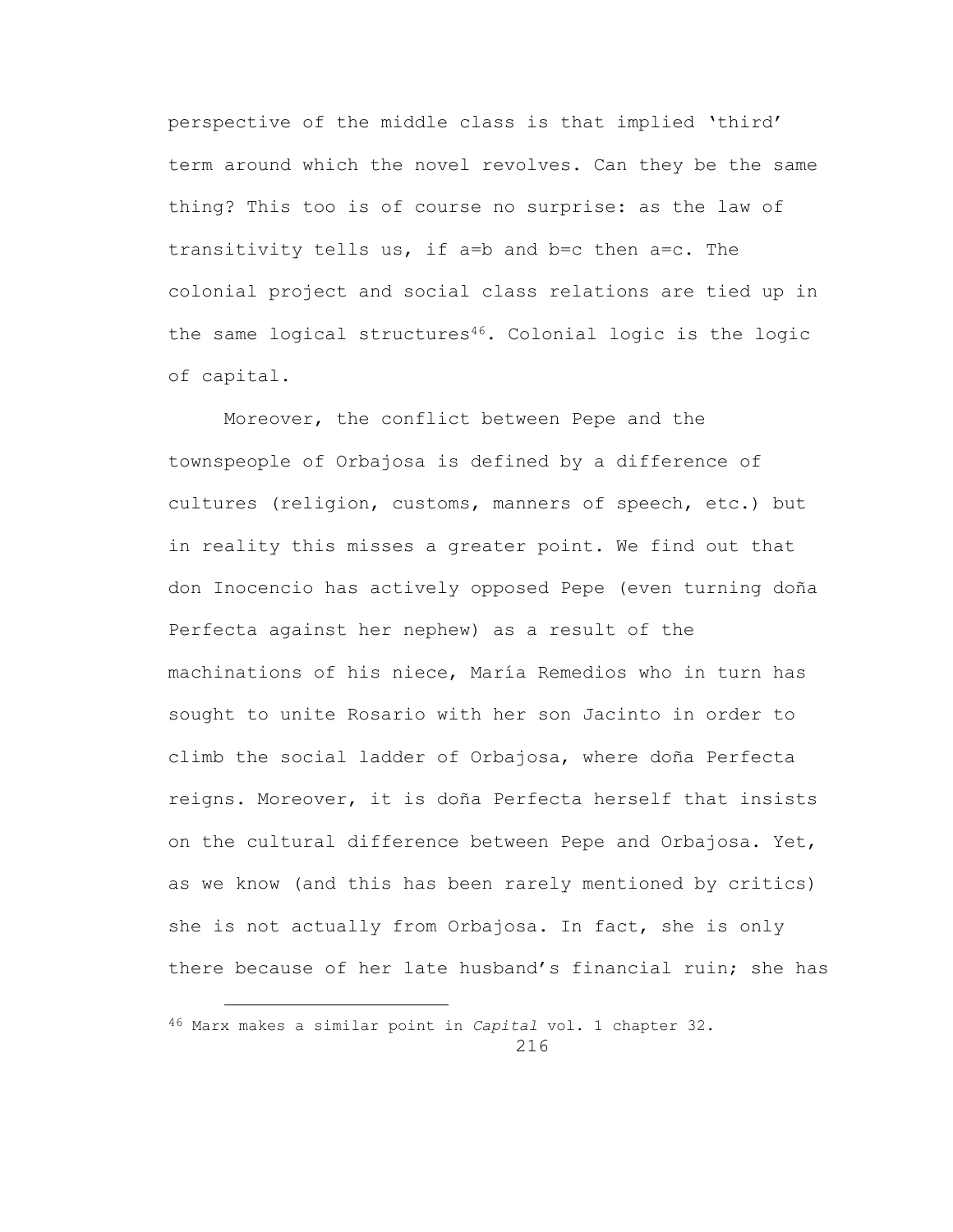perspective of the middle class is that implied 'third' term around which the novel revolves. Can they be the same thing? This too is of course no surprise: as the law of transitivity tells us, if a=b and b=c then a=c. The colonial project and social class relations are tied up in the same logical structures[46]. Colonial logic is the logic of capital.

Moreover, the conflict between Pepe and the townspeople of Orbajosa is defined by a difference of cultures (religion, customs, manners of speech, etc.) but in reality this misses a greater point. We find out that don Inocencio has actively opposed Pepe (even turning doña Perfecta against her nephew) as a result of the machinations of his niece, María Remedios who in turn has sought to unite Rosario with her son Jacinto in order to climb the social ladder of Orbajosa, where doña Perfecta reigns. Moreover, it is doña Perfecta herself that insists on the cultural difference between Pepe and Orbajosa. Yet, as we know (and this has been rarely mentioned by critics) she is not actually from Orbajosa. In fact, she is only there because of her late husband's financial ruin; she has

---

[46] Marx makes a similar point in *Capital* vol. 1 chapter 32.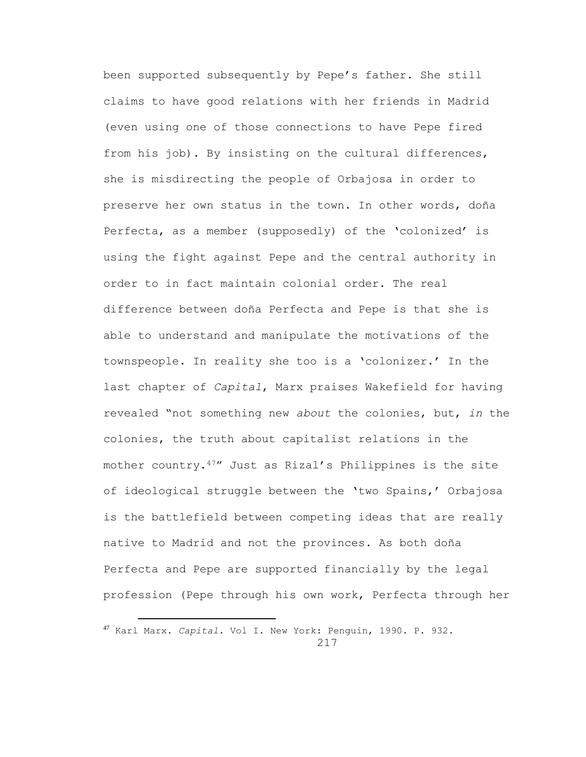been supported subsequently by Pepe's father. She still claims to have good relations with her friends in Madrid (even using one of those connections to have Pepe fired from his job). By insisting on the cultural differences, she is misdirecting the people of Orbajosa in order to preserve her own status in the town. In other words, doña Perfecta, as a member (supposedly) of the 'colonized' is using the fight against Pepe and the central authority in order to in fact maintain colonial order. The real difference between doña Perfecta and Pepe is that she is able to understand and manipulate the motivations of the townspeople. In reality she too is a 'colonizer.' In the last chapter of *Capital*, Marx praises Wakefield for having revealed "not something new *about* the colonies, but, *in* the colonies, the truth about capitalist relations in the mother country.[47]" Just as Rizal's Philippines is the site of ideological struggle between the 'two Spains,' Orbajosa is the battlefield between competing ideas that are really native to Madrid and not the provinces. As both doña Perfecta and Pepe are supported financially by the legal profession (Pepe through his own work, Perfecta through her

---

[47] Karl Marx. *Capital*. Vol I. New York: Penguin, 1990. P. 932.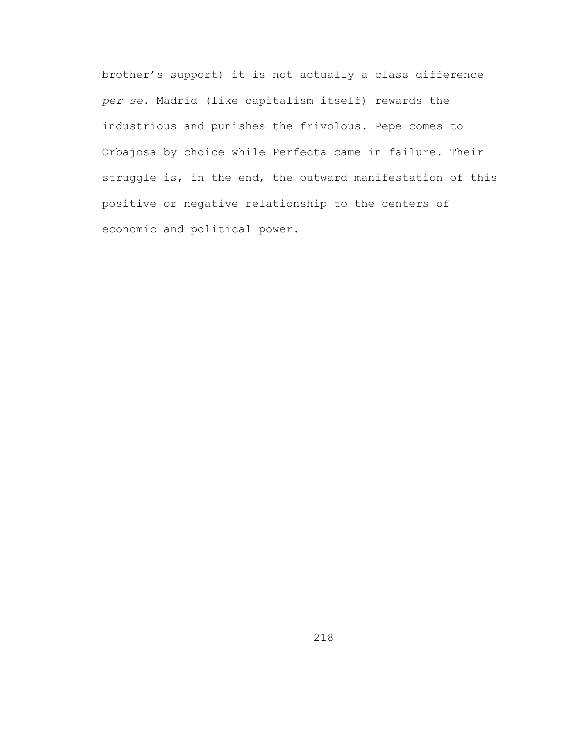brother’s support) it is not actually a class difference *per se*. Madrid (like capitalism itself) rewards the industrious and punishes the frivolous. Pepe comes to Orbajosa by choice while Perfecta came in failure. Their struggle is, in the end, the outward manifestation of this positive or negative relationship to the centers of economic and political power.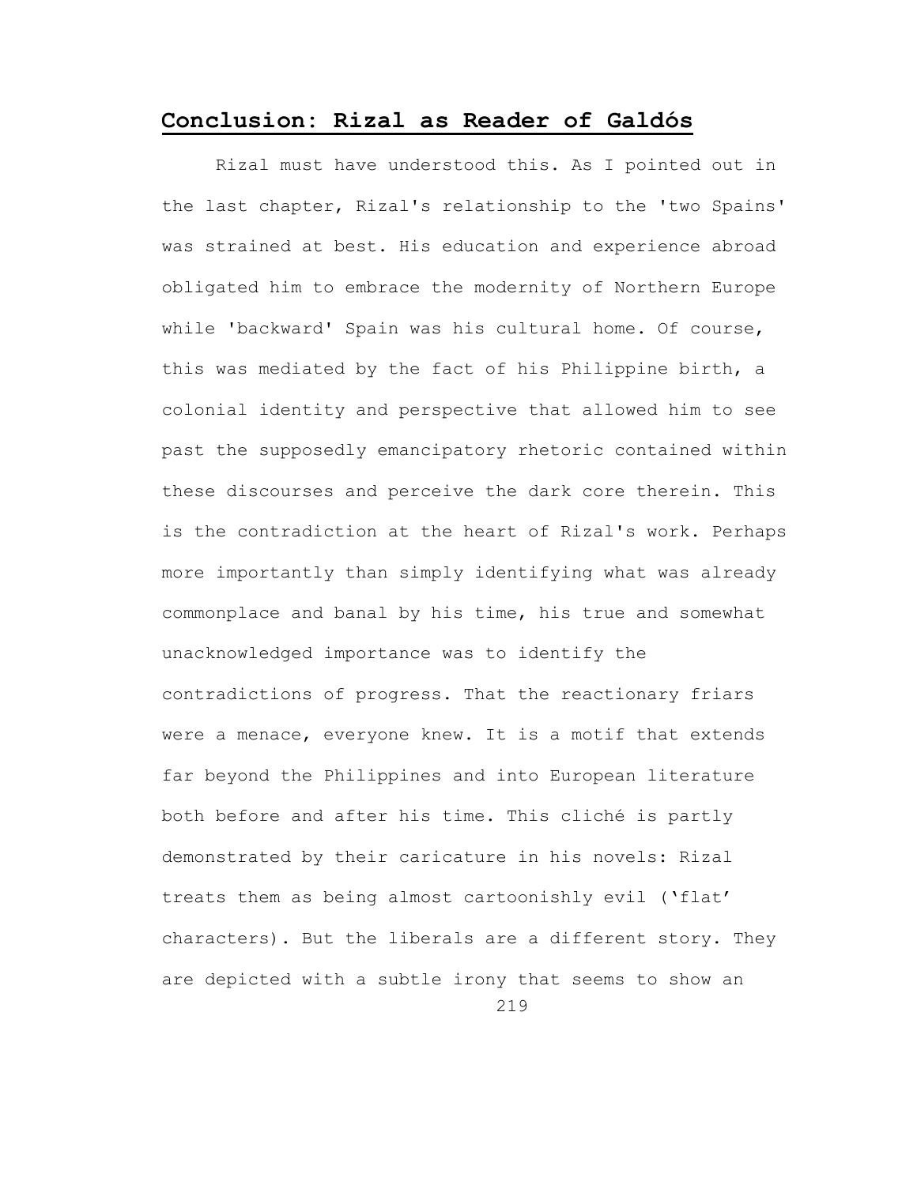## Conclusion: Rizal as Reader of Galdós

Rizal must have understood this. As I pointed out in the last chapter, Rizal's relationship to the 'two Spains' was strained at best. His education and experience abroad obligated him to embrace the modernity of Northern Europe while 'backward' Spain was his cultural home. Of course, this was mediated by the fact of his Philippine birth, a colonial identity and perspective that allowed him to see past the supposedly emancipatory rhetoric contained within these discourses and perceive the dark core therein. This is the contradiction at the heart of Rizal's work. Perhaps more importantly than simply identifying what was already commonplace and banal by his time, his true and somewhat unacknowledged importance was to identify the contradictions of progress. That the reactionary friars were a menace, everyone knew. It is a motif that extends far beyond the Philippines and into European literature both before and after his time. This cliché is partly demonstrated by their caricature in his novels: Rizal treats them as being almost cartoonishly evil ('flat' characters). But the liberals are a different story. They are depicted with a subtle irony that seems to show an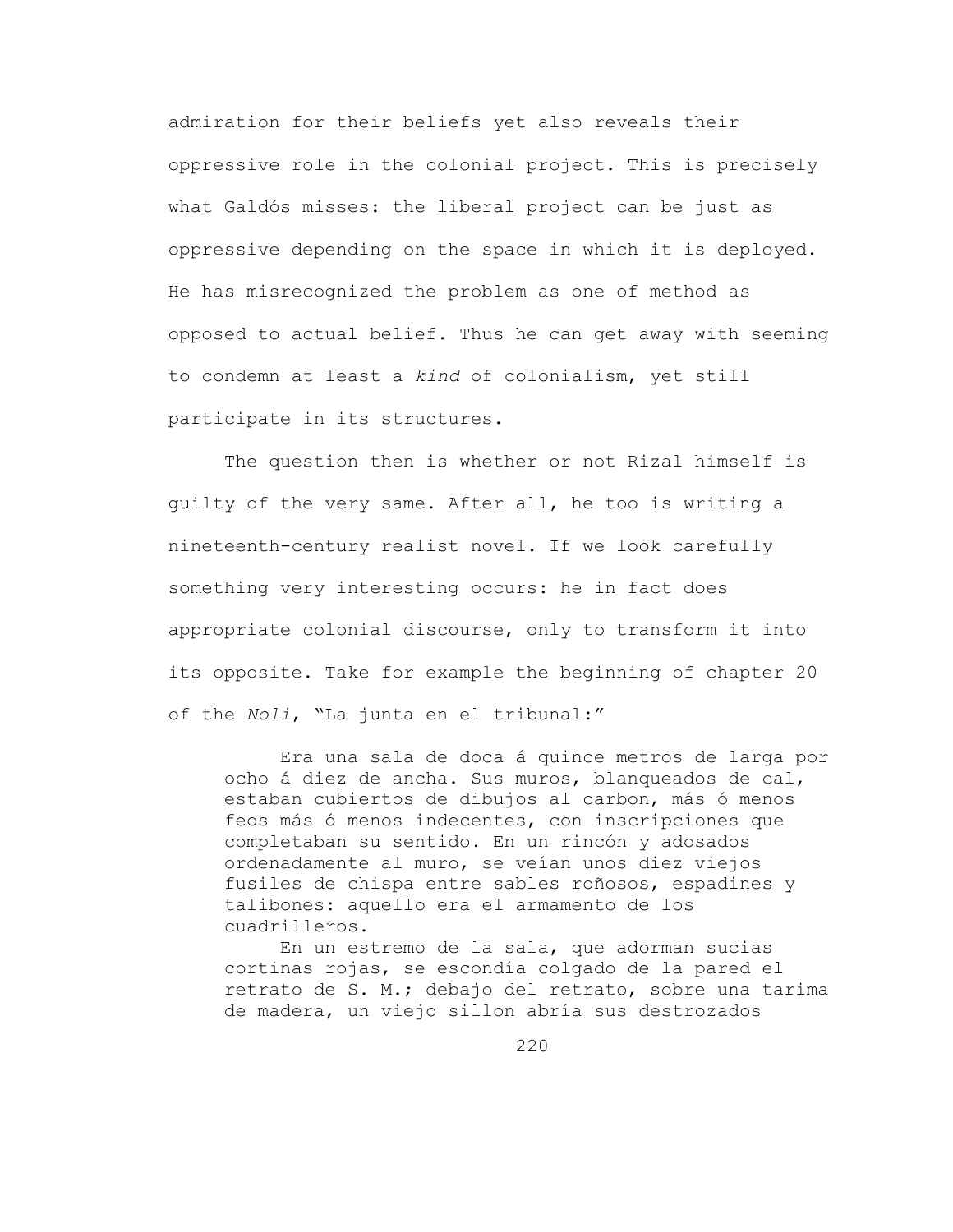admiration for their beliefs yet also reveals their oppressive role in the colonial project. This is precisely what Galdós misses: the liberal project can be just as oppressive depending on the space in which it is deployed. He has misrecognized the problem as one of method as opposed to actual belief. Thus he can get away with seeming to condemn at least a *kind* of colonialism, yet still participate in its structures.

The question then is whether or not Rizal himself is guilty of the very same. After all, he too is writing a nineteenth-century realist novel. If we look carefully something very interesting occurs: he in fact does appropriate colonial discourse, only to transform it into its opposite. Take for example the beginning of chapter 20 of the *Noli*, "La junta en el tribunal:"

> Era una sala de doca á quince metros de larga por ocho á diez de ancha. Sus muros, blanqueados de cal, estaban cubiertos de dibujos al carbon, más ó menos feos más ó menos indecentes, con inscripciones que completaban su sentido. En un rincón y adosados ordenadamente al muro, se veían unos diez viejos fusiles de chispa entre sables roñosos, espadines y talibones: aquello era el armamento de los cuadrilleros.
>
> En un estremo de la sala, que adorman sucias cortinas rojas, se escondía colgado de la pared el retrato de S. M.; debajo del retrato, sobre una tarima de madera, un viejo sillon abría sus destrozados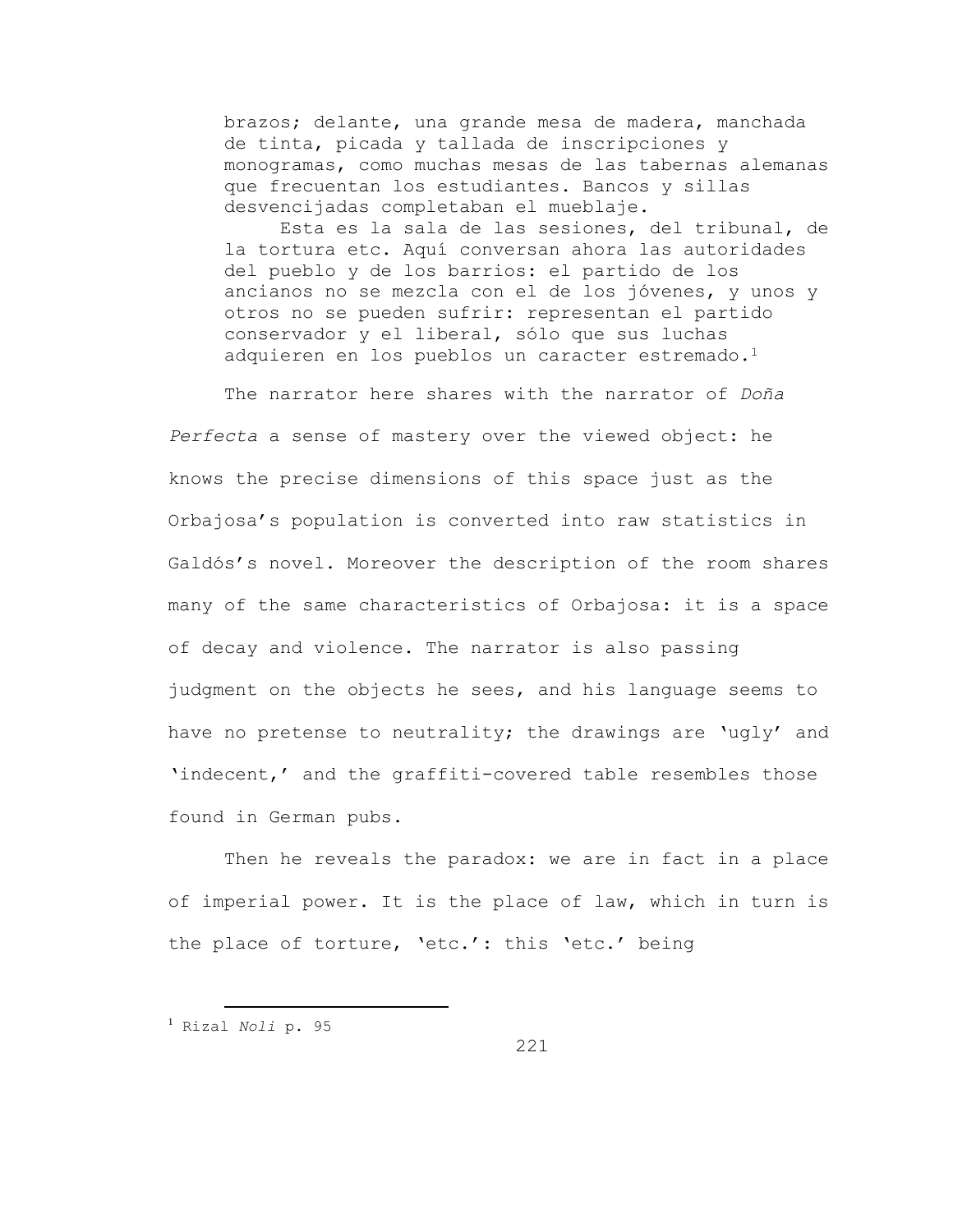> brazos; delante, una grande mesa de madera, manchada de tinta, picada y tallada de inscripciones y monogramas, como muchas mesas de las tabernas alemanas que frecuentan los estudiantes. Bancos y sillas desvencijadas completaban el mueblaje.
>
> Esta es la sala de las sesiones, del tribunal, de la tortura etc. Aquí conversan ahora las autoridades del pueblo y de los barrios: el partido de los ancianos no se mezcla con el de los jóvenes, y unos y otros no se pueden sufrir: representan el partido conservador y el liberal, sólo que sus luchas adquieren en los pueblos un caracter estremado.[1]

The narrator here shares with the narrator of *Doña Perfecta* a sense of mastery over the viewed object: he knows the precise dimensions of this space just as the Orbajosa's population is converted into raw statistics in Galdós's novel. Moreover the description of the room shares many of the same characteristics of Orbajosa: it is a space of decay and violence. The narrator is also passing judgment on the objects he sees, and his language seems to have no pretense to neutrality; the drawings are 'ugly' and 'indecent,' and the graffiti-covered table resembles those found in German pubs.

Then he reveals the paradox: we are in fact in a place of imperial power. It is the place of law, which in turn is the place of torture, 'etc.': this 'etc.' being

---

[1] Rizal *Noli* p. 95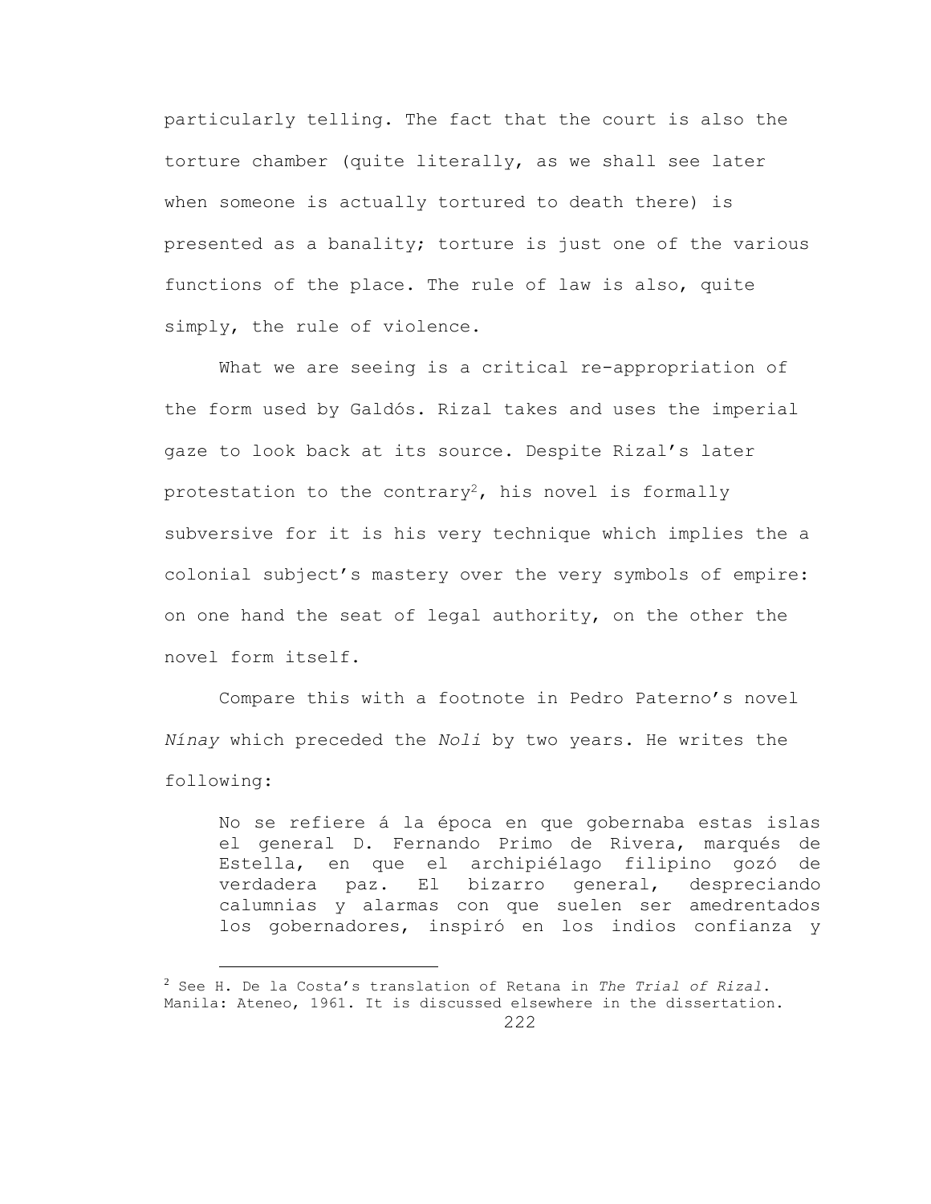particularly telling. The fact that the court is also the torture chamber (quite literally, as we shall see later when someone is actually tortured to death there) is presented as a banality; torture is just one of the various functions of the place. The rule of law is also, quite simply, the rule of violence.

What we are seeing is a critical re-appropriation of the form used by Galdós. Rizal takes and uses the imperial gaze to look back at its source. Despite Rizal's later protestation to the contrary[2], his novel is formally subversive for it is his very technique which implies the a colonial subject's mastery over the very symbols of empire: on one hand the seat of legal authority, on the other the novel form itself.

Compare this with a footnote in Pedro Paterno's novel *Nínay* which preceded the *Noli* by two years. He writes the following:

> No se refiere á la época en que gobernaba estas islas el general D. Fernando Primo de Rivera, marqués de Estella, en que el archipiélago filipino gozó de verdadera paz. El bizarro general, despreciando calumnias y alarmas con que suelen ser amedrentados los gobernadores, inspiró en los indios confianza y

[2] See H. De la Costa's translation of Retana in *The Trial of Rizal*. Manila: Ateneo, 1961. It is discussed elsewhere in the dissertation.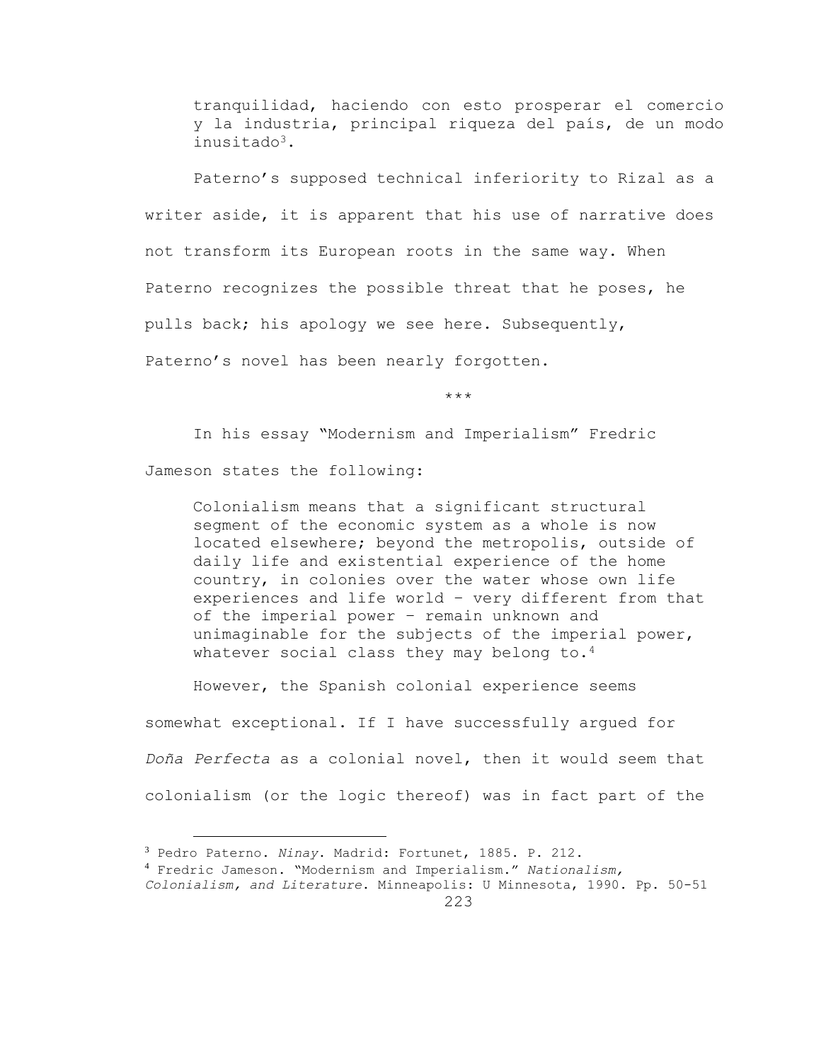> tranquilidad, haciendo con esto prosperar el comercio y la industria, principal riqueza del país, de un modo inusitado[3].

Paterno's supposed technical inferiority to Rizal as a writer aside, it is apparent that his use of narrative does not transform its European roots in the same way. When Paterno recognizes the possible threat that he poses, he pulls back; his apology we see here. Subsequently, Paterno's novel has been nearly forgotten.

\*\*\*

In his essay "Modernism and Imperialism" Fredric Jameson states the following:

> Colonialism means that a significant structural segment of the economic system as a whole is now located elsewhere; beyond the metropolis, outside of daily life and existential experience of the home country, in colonies over the water whose own life experiences and life world – very different from that of the imperial power – remain unknown and unimaginable for the subjects of the imperial power, whatever social class they may belong to.[4]

However, the Spanish colonial experience seems somewhat exceptional. If I have successfully argued for *Doña Perfecta* as a colonial novel, then it would seem that colonialism (or the logic thereof) was in fact part of the

---

[3] Pedro Paterno. *Ninay*. Madrid: Fortunet, 1885. P. 212.

[4] Fredric Jameson. "Modernism and Imperialism." *Nationalism, Colonialism, and Literature*. Minneapolis: U Minnesota, 1990. Pp. 50-51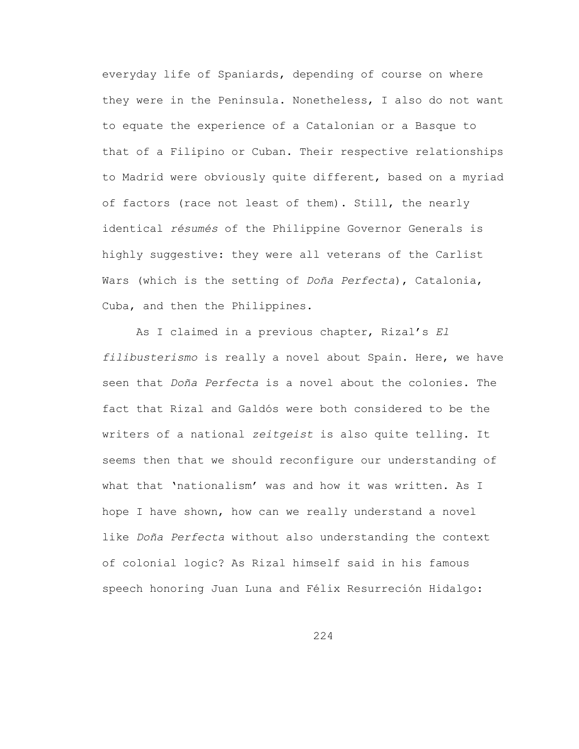everyday life of Spaniards, depending of course on where they were in the Peninsula. Nonetheless, I also do not want to equate the experience of a Catalonian or a Basque to that of a Filipino or Cuban. Their respective relationships to Madrid were obviously quite different, based on a myriad of factors (race not least of them). Still, the nearly identical *résumés* of the Philippine Governor Generals is highly suggestive: they were all veterans of the Carlist Wars (which is the setting of *Doña Perfecta*), Catalonia, Cuba, and then the Philippines.

As I claimed in a previous chapter, Rizal's *El filibusterismo* is really a novel about Spain. Here, we have seen that *Doña Perfecta* is a novel about the colonies. The fact that Rizal and Galdós were both considered to be the writers of a national *zeitgeist* is also quite telling. It seems then that we should reconfigure our understanding of what that 'nationalism' was and how it was written. As I hope I have shown, how can we really understand a novel like *Doña Perfecta* without also understanding the context of colonial logic? As Rizal himself said in his famous speech honoring Juan Luna and Félix Resurreción Hidalgo: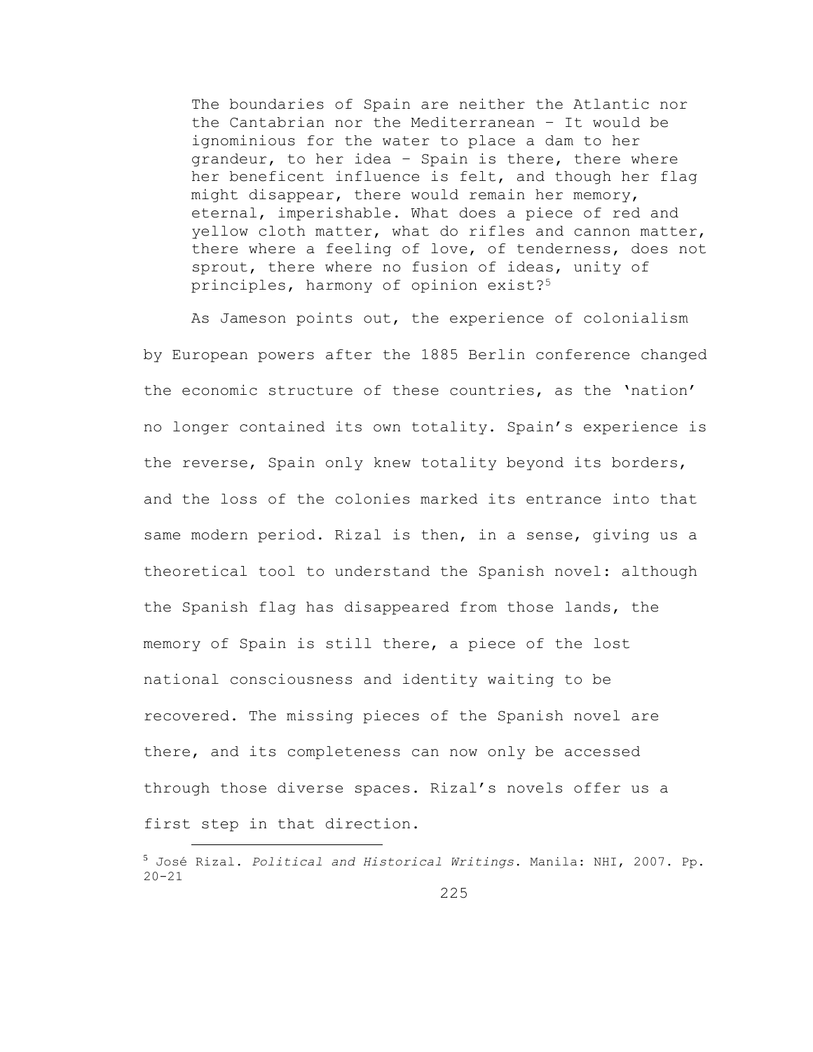> The boundaries of Spain are neither the Atlantic nor the Cantabrian nor the Mediterranean – It would be ignominious for the water to place a dam to her grandeur, to her idea – Spain is there, there where her beneficent influence is felt, and though her flag might disappear, there would remain her memory, eternal, imperishable. What does a piece of red and yellow cloth matter, what do rifles and cannon matter, there where a feeling of love, of tenderness, does not sprout, there where no fusion of ideas, unity of principles, harmony of opinion exist?[5]

As Jameson points out, the experience of colonialism by European powers after the 1885 Berlin conference changed the economic structure of these countries, as the 'nation' no longer contained its own totality. Spain's experience is the reverse, Spain only knew totality beyond its borders, and the loss of the colonies marked its entrance into that same modern period. Rizal is then, in a sense, giving us a theoretical tool to understand the Spanish novel: although the Spanish flag has disappeared from those lands, the memory of Spain is still there, a piece of the lost national consciousness and identity waiting to be recovered. The missing pieces of the Spanish novel are there, and its completeness can now only be accessed through those diverse spaces. Rizal's novels offer us a first step in that direction.

---

[5] José Rizal. *Political and Historical Writings*. Manila: NHI, 2007. Pp. 20-21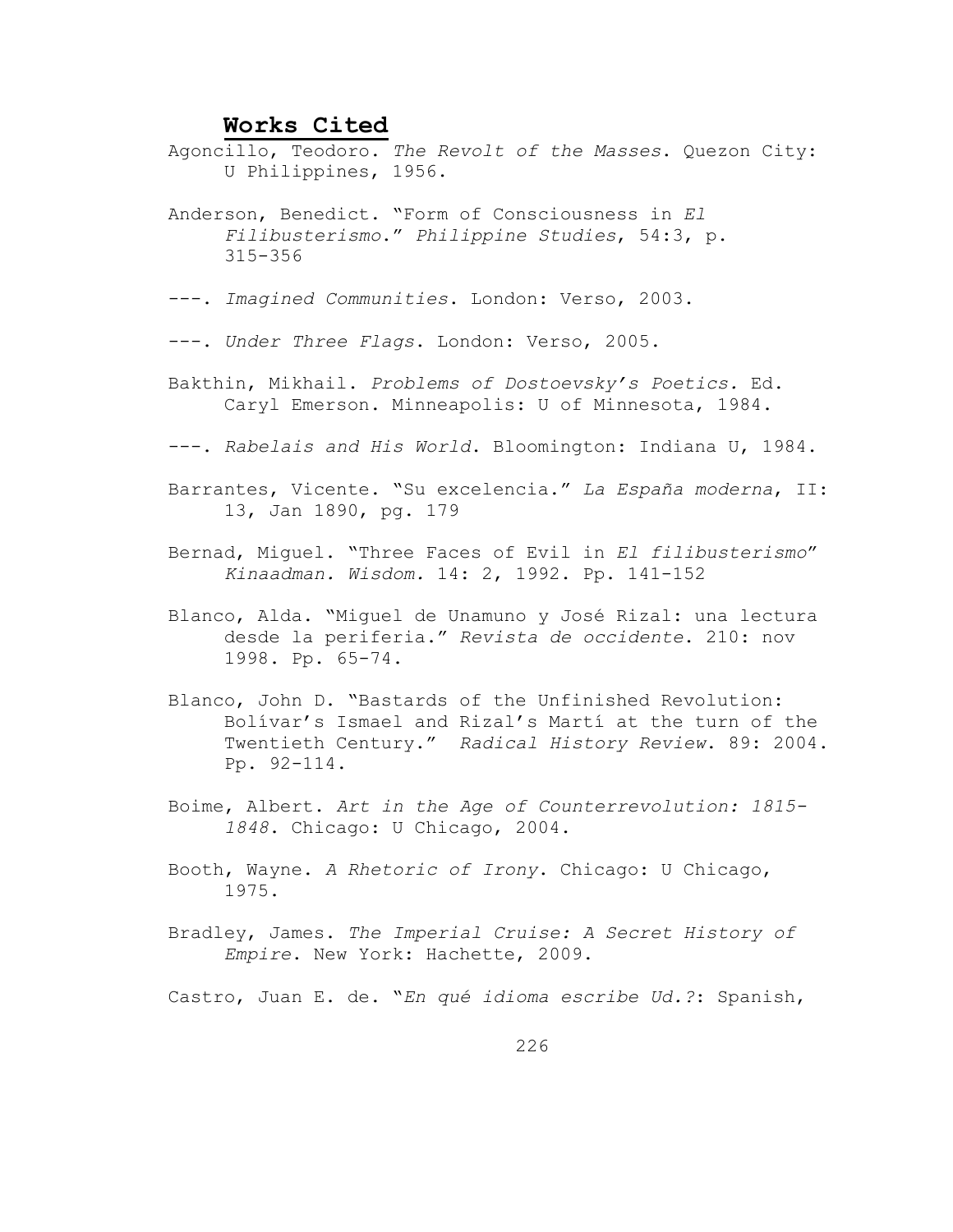# Works Cited

Agoncillo, Teodoro. *The Revolt of the Masses*. Quezon City: U Philippines, 1956.

Anderson, Benedict. "Form of Consciousness in *El Filibusterismo*." *Philippine Studies*, 54:3, p. 315-356

---. *Imagined Communities*. London: Verso, 2003.

---. *Under Three Flags*. London: Verso, 2005.

Bakthin, Mikhail. *Problems of Dostoevsky's Poetics*. Ed. Caryl Emerson. Minneapolis: U of Minnesota, 1984.

---. *Rabelais and His World*. Bloomington: Indiana U, 1984.

Barrantes, Vicente. "Su excelencia." *La España moderna*, II: 13, Jan 1890, pg. 179

Bernad, Miguel. "Three Faces of Evil in *El filibusterismo*" *Kinaadman. Wisdom.* 14: 2, 1992. Pp. 141-152

Blanco, Alda. "Miguel de Unamuno y José Rizal: una lectura desde la periferia." *Revista de occidente*. 210: nov 1998. Pp. 65-74.

Blanco, John D. "Bastards of the Unfinished Revolution: Bolívar's Ismael and Rizal's Martí at the turn of the Twentieth Century." *Radical History Review*. 89: 2004. Pp. 92-114.

Boime, Albert. *Art in the Age of Counterrevolution: 1815-1848*. Chicago: U Chicago, 2004.

Booth, Wayne. *A Rhetoric of Irony*. Chicago: U Chicago, 1975.

Bradley, James. *The Imperial Cruise: A Secret History of Empire*. New York: Hachette, 2009.

Castro, Juan E. de. "*En qué idioma escribe Ud.?*: Spanish,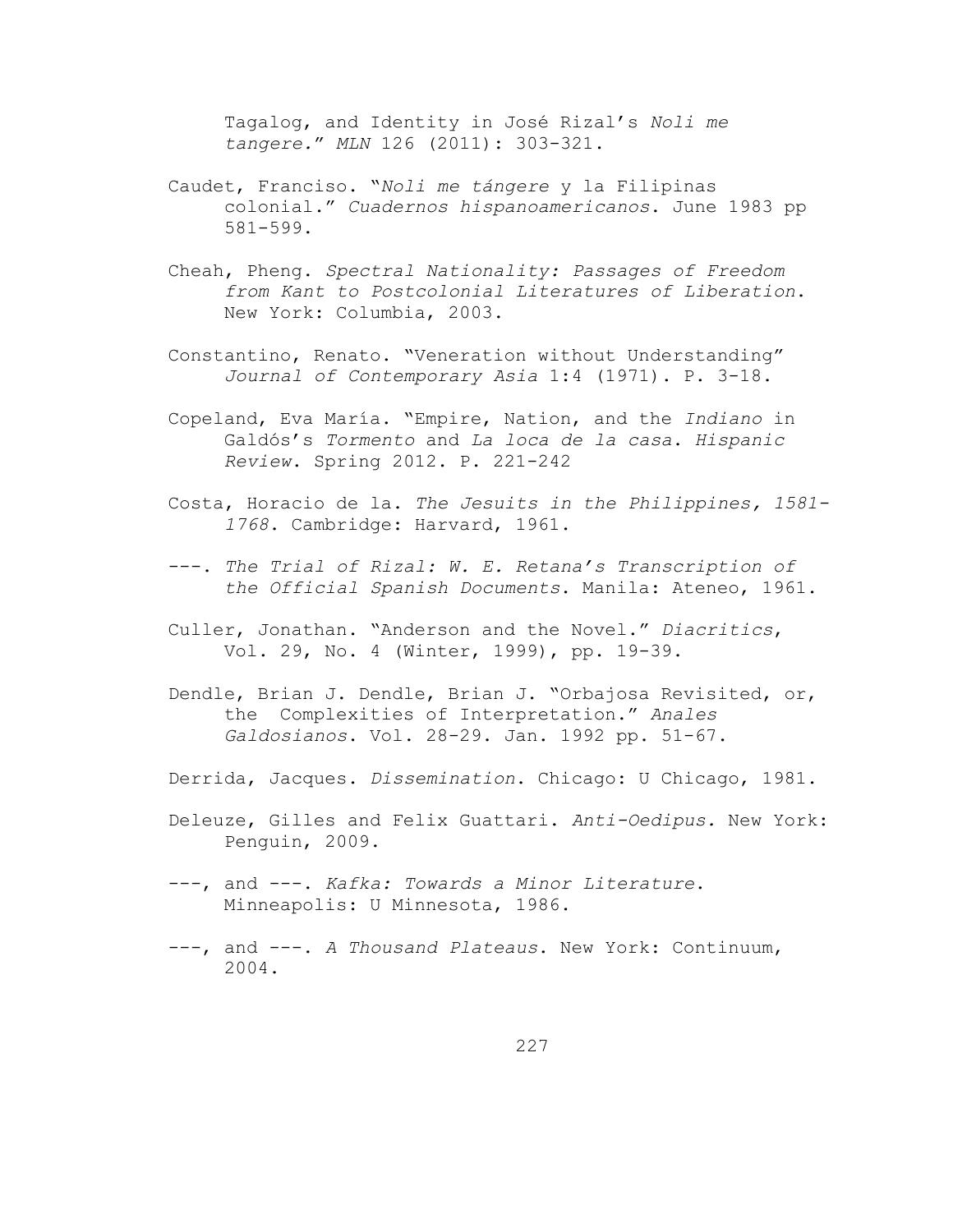Tagalog, and Identity in José Rizal's *Noli me tangere*." *MLN* 126 (2011): 303-321.

Caudet, Franciso. "*Noli me tángere* y la Filipinas colonial." *Cuadernos hispanoamericanos*. June 1983 pp 581-599.

Cheah, Pheng. *Spectral Nationality: Passages of Freedom from Kant to Postcolonial Literatures of Liberation*. New York: Columbia, 2003.

Constantino, Renato. "Veneration without Understanding" *Journal of Contemporary Asia* 1:4 (1971). P. 3-18.

Copeland, Eva María. "Empire, Nation, and the *Indiano* in Galdós's *Tormento* and *La loca de la casa*. *Hispanic Review*. Spring 2012. P. 221-242

Costa, Horacio de la. *The Jesuits in the Philippines, 1581-1768*. Cambridge: Harvard, 1961.

---. *The Trial of Rizal: W. E. Retana's Transcription of the Official Spanish Documents*. Manila: Ateneo, 1961.

Culler, Jonathan. "Anderson and the Novel." *Diacritics*, Vol. 29, No. 4 (Winter, 1999), pp. 19-39.

Dendle, Brian J. Dendle, Brian J. "Orbajosa Revisited, or, the Complexities of Interpretation." *Anales Galdosianos*. Vol. 28-29. Jan. 1992 pp. 51-67.

Derrida, Jacques. *Dissemination*. Chicago: U Chicago, 1981.

Deleuze, Gilles and Felix Guattari. *Anti-Oedipus.* New York: Penguin, 2009.

---, and ---. *Kafka: Towards a Minor Literature*. Minneapolis: U Minnesota, 1986.

---, and ---. *A Thousand Plateaus*. New York: Continuum, 2004.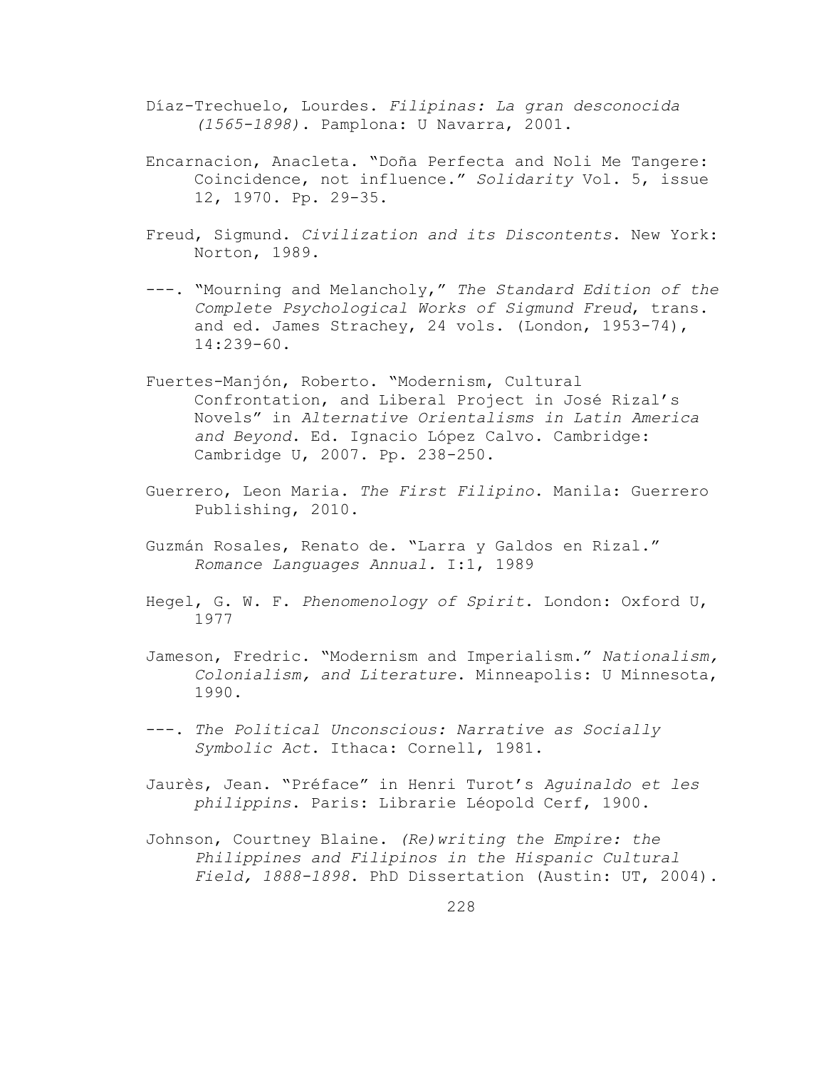Díaz-Trechuelo, Lourdes. *Filipinas: La gran desconocida (1565-1898)*. Pamplona: U Navarra, 2001.

Encarnacion, Anacleta. "Doña Perfecta and Noli Me Tangere: Coincidence, not influence." *Solidarity* Vol. 5, issue 12, 1970. Pp. 29-35.

Freud, Sigmund. *Civilization and its Discontents*. New York: Norton, 1989.

---. "Mourning and Melancholy," *The Standard Edition of the Complete Psychological Works of Sigmund Freud*, trans. and ed. James Strachey, 24 vols. (London, 1953-74), 14:239-60.

Fuertes-Manjón, Roberto. "Modernism, Cultural Confrontation, and Liberal Project in José Rizal's Novels" in *Alternative Orientalisms in Latin America and Beyond*. Ed. Ignacio López Calvo. Cambridge: Cambridge U, 2007. Pp. 238-250.

Guerrero, Leon Maria. *The First Filipino*. Manila: Guerrero Publishing, 2010.

Guzmán Rosales, Renato de. "Larra y Galdos en Rizal." *Romance Languages Annual.* I:1, 1989

Hegel, G. W. F. *Phenomenology of Spirit*. London: Oxford U, 1977

Jameson, Fredric. "Modernism and Imperialism." *Nationalism, Colonialism, and Literature*. Minneapolis: U Minnesota, 1990.

---. *The Political Unconscious: Narrative as Socially Symbolic Act*. Ithaca: Cornell, 1981.

Jaurès, Jean. "Préface" in Henri Turot's *Aguinaldo et les philippins*. Paris: Librarie Léopold Cerf, 1900.

Johnson, Courtney Blaine. *(Re)writing the Empire: the Philippines and Filipinos in the Hispanic Cultural Field, 1888-1898*. PhD Dissertation (Austin: UT, 2004).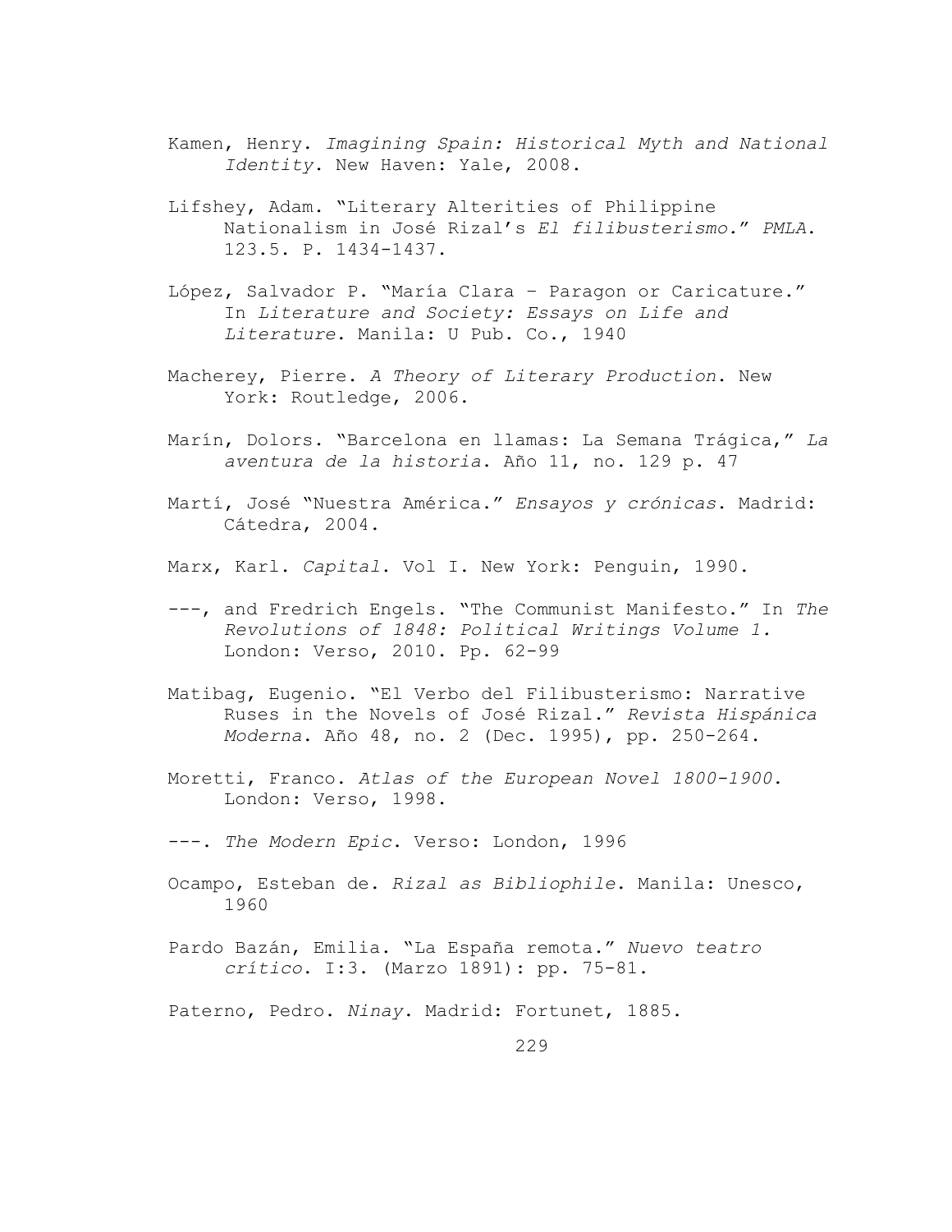Kamen, Henry. *Imagining Spain: Historical Myth and National Identity*. New Haven: Yale, 2008.

Lifshey, Adam. "Literary Alterities of Philippine Nationalism in José Rizal's *El filibusterismo.*" *PMLA*. 123.5. P. 1434-1437.

López, Salvador P. "María Clara – Paragon or Caricature." In *Literature and Society: Essays on Life and Literature*. Manila: U Pub. Co., 1940

Macherey, Pierre. *A Theory of Literary Production*. New York: Routledge, 2006.

Marín, Dolors. "Barcelona en llamas: La Semana Trágica," *La aventura de la historia*. Año 11, no. 129 p. 47

Martí, José "Nuestra América." *Ensayos y crónicas*. Madrid: Cátedra, 2004.

Marx, Karl. *Capital*. Vol I. New York: Penguin, 1990.

---, and Fredrich Engels. "The Communist Manifesto." In *The Revolutions of 1848: Political Writings Volume 1.* London: Verso, 2010. Pp. 62-99

Matibag, Eugenio. "El Verbo del Filibusterismo: Narrative Ruses in the Novels of José Rizal." *Revista Hispánica Moderna*. Año 48, no. 2 (Dec. 1995), pp. 250-264.

Moretti, Franco. *Atlas of the European Novel 1800-1900*. London: Verso, 1998.

---. *The Modern Epic*. Verso: London, 1996

Ocampo, Esteban de. *Rizal as Bibliophile*. Manila: Unesco, 1960

Pardo Bazán, Emilia. "La España remota." *Nuevo teatro crítico*. I:3. (Marzo 1891): pp. 75-81.

Paterno, Pedro. *Ninay*. Madrid: Fortunet, 1885.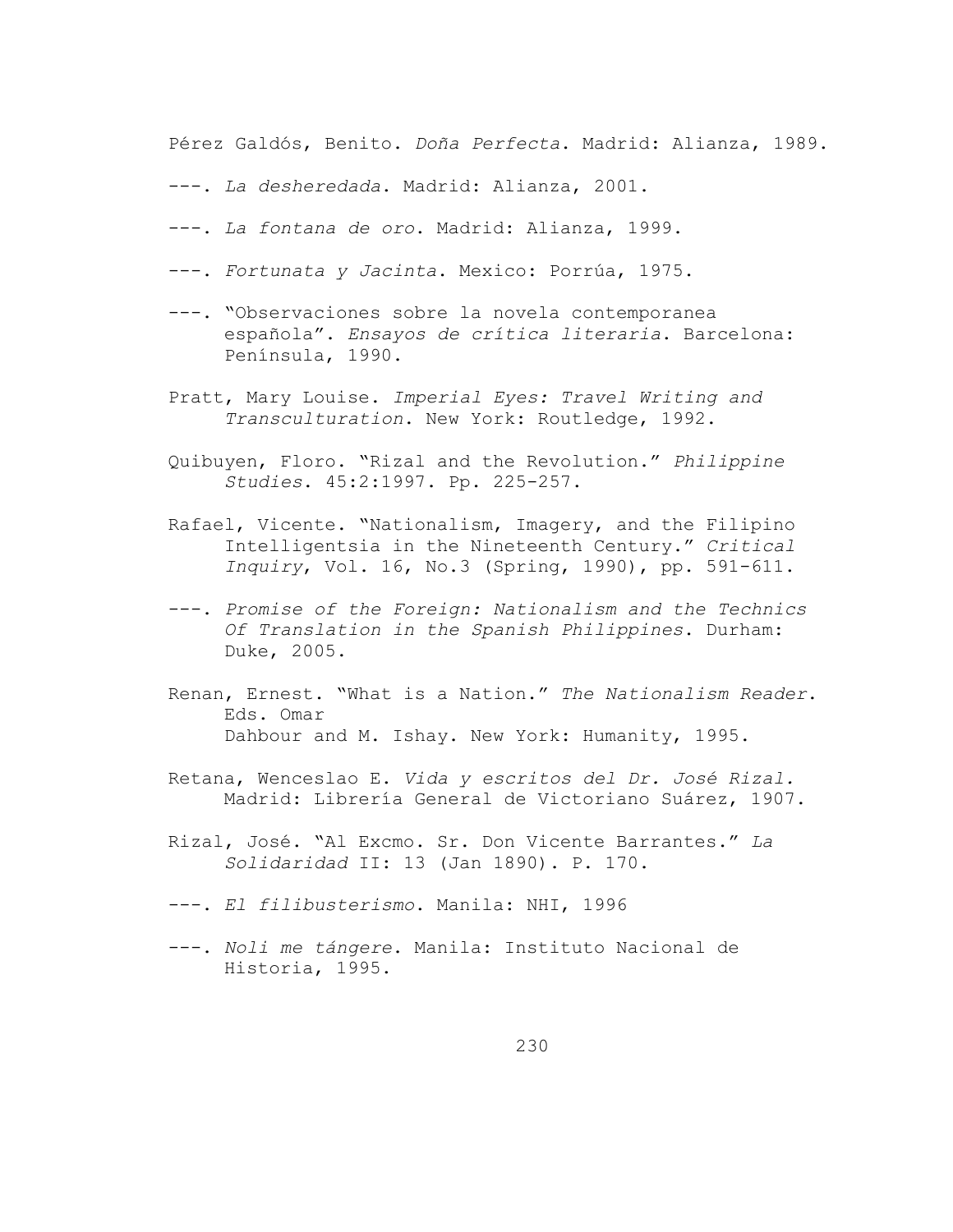Pérez Galdós, Benito. *Doña Perfecta*. Madrid: Alianza, 1989.

---. *La desheredada*. Madrid: Alianza, 2001.

---. *La fontana de oro*. Madrid: Alianza, 1999.

---. *Fortunata y Jacinta*. Mexico: Porrúa, 1975.

---. "Observaciones sobre la novela contemporanea española". *Ensayos de crítica literaria*. Barcelona: Península, 1990.

Pratt, Mary Louise. *Imperial Eyes: Travel Writing and Transculturation*. New York: Routledge, 1992.

Quibuyen, Floro. "Rizal and the Revolution." *Philippine Studies*. 45:2:1997. Pp. 225-257.

Rafael, Vicente. "Nationalism, Imagery, and the Filipino Intelligentsia in the Nineteenth Century." *Critical Inquiry*, Vol. 16, No.3 (Spring, 1990), pp. 591-611.

---. *Promise of the Foreign: Nationalism and the Technics Of Translation in the Spanish Philippines*. Durham: Duke, 2005.

Renan, Ernest. "What is a Nation." *The Nationalism Reader*. Eds. Omar Dahbour and M. Ishay. New York: Humanity, 1995.

Retana, Wenceslao E. *Vida y escritos del Dr. José Rizal.* Madrid: Librería General de Victoriano Suárez, 1907.

Rizal, José. "Al Excmo. Sr. Don Vicente Barrantes." *La Solidaridad* II: 13 (Jan 1890). P. 170.

---. *El filibusterismo*. Manila: NHI, 1996

---. *Noli me tángere*. Manila: Instituto Nacional de Historia, 1995.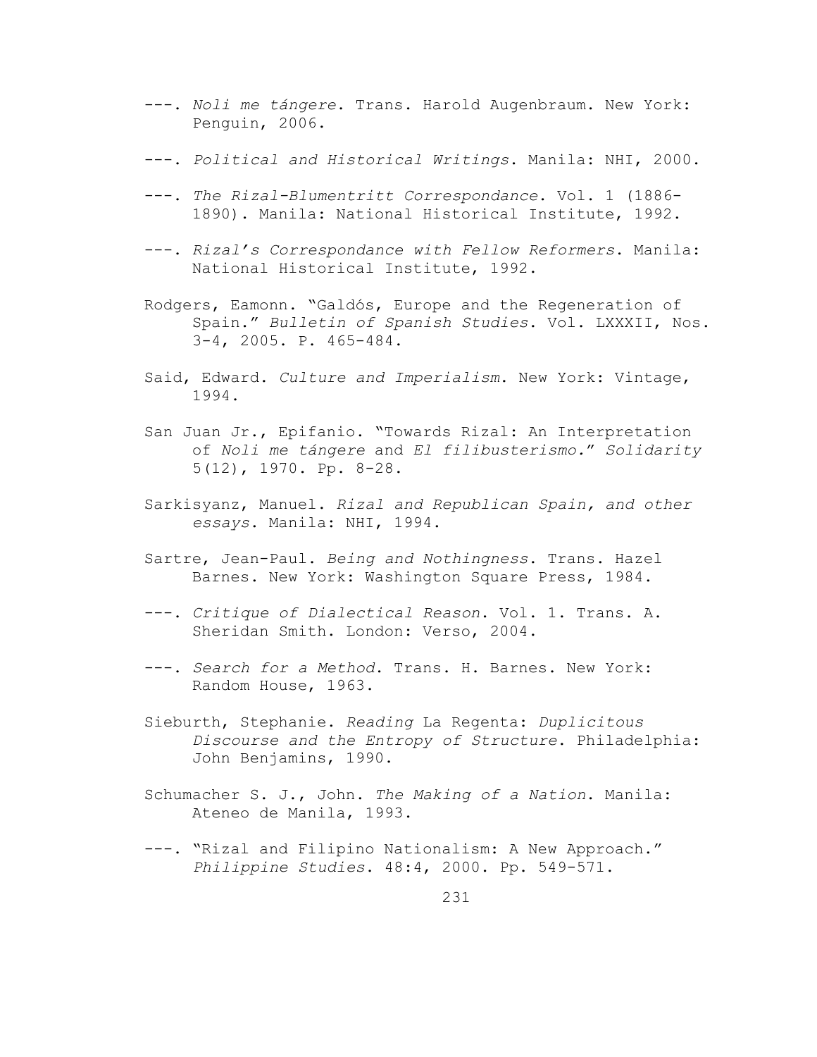---. *Noli me tángere*. Trans. Harold Augenbraum. New York: Penguin, 2006.

---. *Political and Historical Writings*. Manila: NHI, 2000.

---. *The Rizal-Blumentritt Correspondance*. Vol. 1 (1886-1890). Manila: National Historical Institute, 1992.

---. *Rizal's Correspondance with Fellow Reformers*. Manila: National Historical Institute, 1992.

Rodgers, Eamonn. "Galdós, Europe and the Regeneration of Spain." *Bulletin of Spanish Studies*. Vol. LXXXII, Nos. 3-4, 2005. P. 465-484.

Said, Edward. *Culture and Imperialism*. New York: Vintage, 1994.

San Juan Jr., Epifanio. "Towards Rizal: An Interpretation of *Noli me tángere* and *El filibusterismo*." *Solidarity* 5(12), 1970. Pp. 8-28.

Sarkisyanz, Manuel. *Rizal and Republican Spain, and other essays*. Manila: NHI, 1994.

Sartre, Jean-Paul. *Being and Nothingness*. Trans. Hazel Barnes. New York: Washington Square Press, 1984.

---. *Critique of Dialectical Reason*. Vol. 1. Trans. A. Sheridan Smith. London: Verso, 2004.

---. *Search for a Method*. Trans. H. Barnes. New York: Random House, 1963.

Sieburth, Stephanie. *Reading* La Regenta: *Duplicitous Discourse and the Entropy of Structure*. Philadelphia: John Benjamins, 1990.

Schumacher S. J., John. *The Making of a Nation*. Manila: Ateneo de Manila, 1993.

---. "Rizal and Filipino Nationalism: A New Approach." *Philippine Studies*. 48:4, 2000. Pp. 549-571.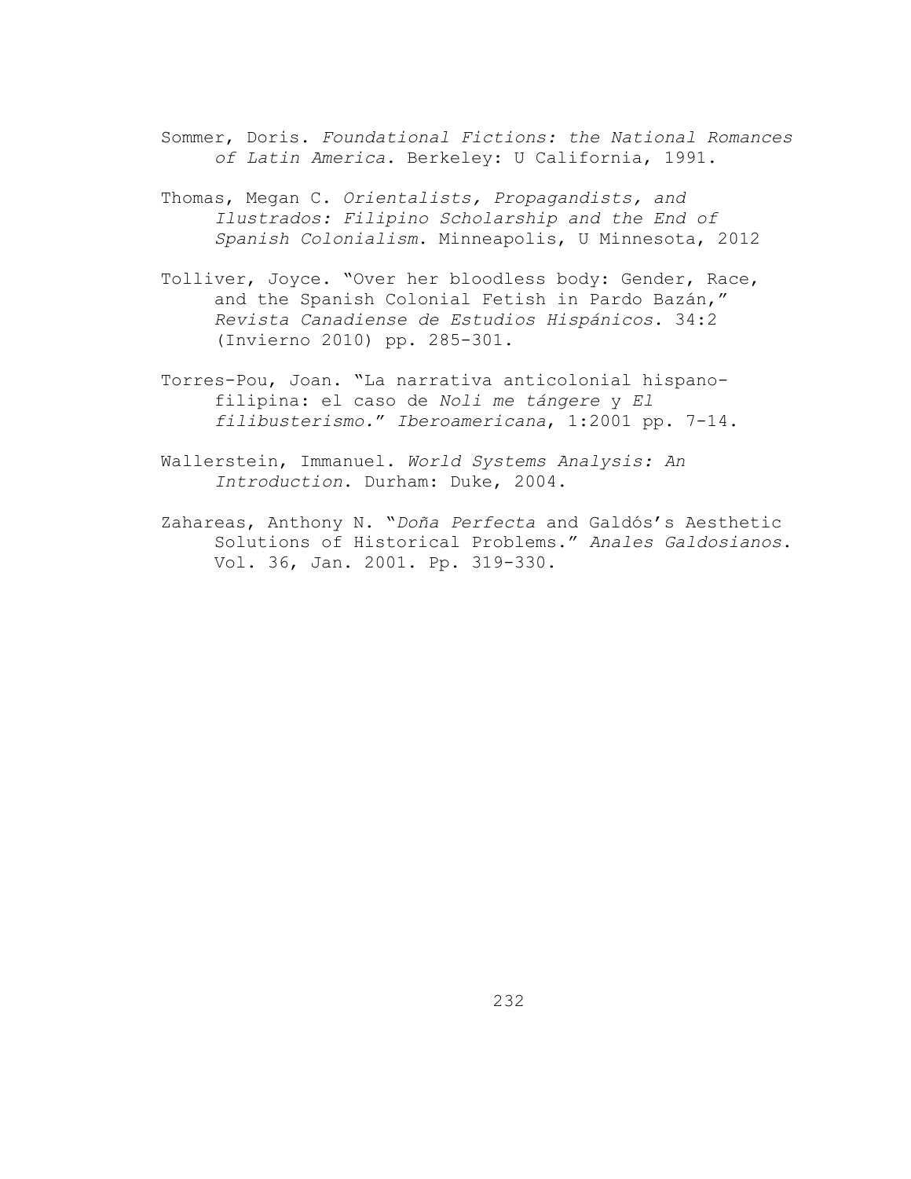Sommer, Doris. *Foundational Fictions: the National Romances of Latin America*. Berkeley: U California, 1991.

Thomas, Megan C. *Orientalists, Propagandists, and Ilustrados: Filipino Scholarship and the End of Spanish Colonialism*. Minneapolis, U Minnesota, 2012

Tolliver, Joyce. "Over her bloodless body: Gender, Race, and the Spanish Colonial Fetish in Pardo Bazán," *Revista Canadiense de Estudios Hispánicos*. 34:2 (Invierno 2010) pp. 285-301.

Torres-Pou, Joan. "La narrativa anticolonial hispano-filipina: el caso de *Noli me tángere* y *El filibusterismo.*" *Iberoamericana*, 1:2001 pp. 7-14.

Wallerstein, Immanuel. *World Systems Analysis: An Introduction*. Durham: Duke, 2004.

Zahareas, Anthony N. "*Doña Perfecta* and Galdós's Aesthetic Solutions of Historical Problems." *Anales Galdosianos*. Vol. 36, Jan. 2001. Pp. 319-330.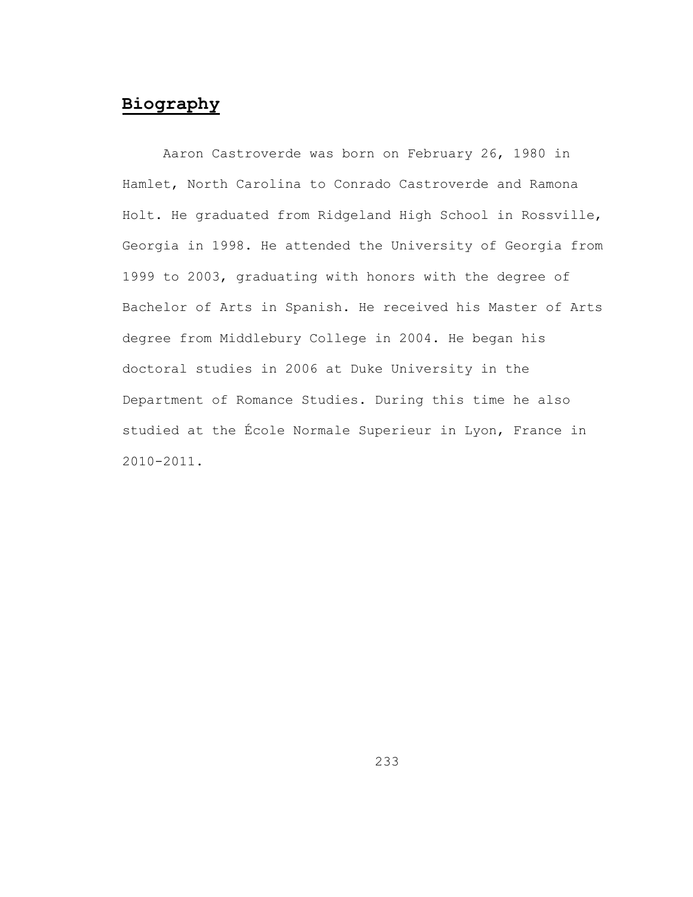# Biography

Aaron Castroverde was born on February 26, 1980 in Hamlet, North Carolina to Conrado Castroverde and Ramona Holt. He graduated from Ridgeland High School in Rossville, Georgia in 1998. He attended the University of Georgia from 1999 to 2003, graduating with honors with the degree of Bachelor of Arts in Spanish. He received his Master of Arts degree from Middlebury College in 2004. He began his doctoral studies in 2006 at Duke University in the Department of Romance Studies. During this time he also studied at the École Normale Superieur in Lyon, France in 2010-2011.